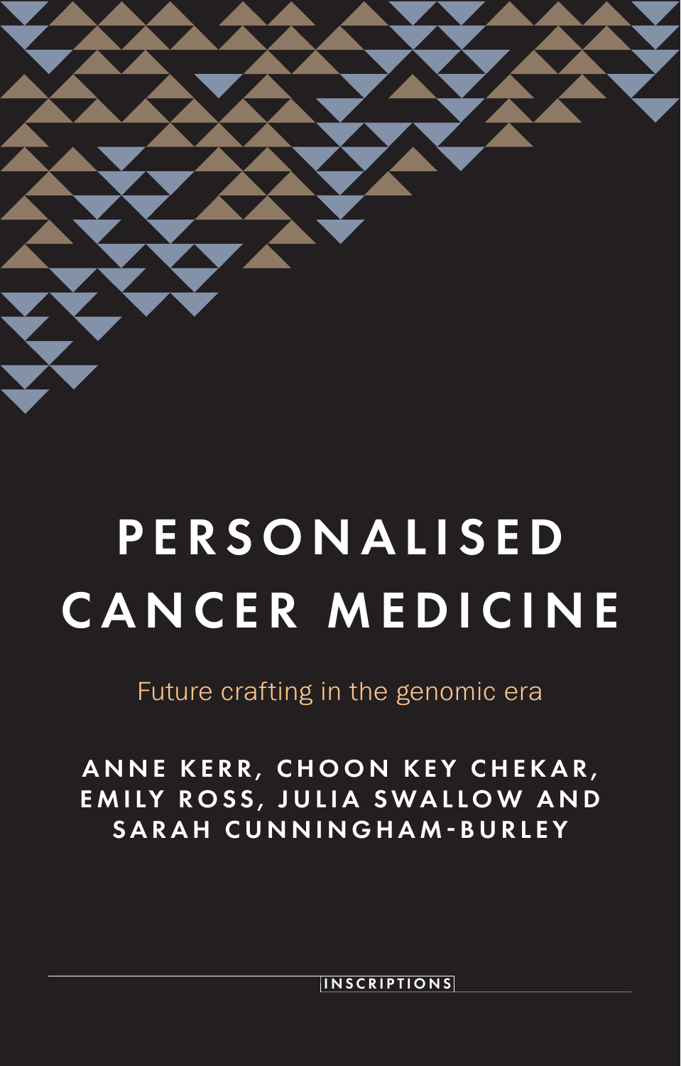# PERSONALISED CANCER MEDICINE

Future crafting in the genomic era

ANNE KERR, CHOON KEY CHEKAR, EMILY ROSS, JULIA SWALLOW AND SARAH CUNNINGHAM-BURLEY

INSCRIPTIONS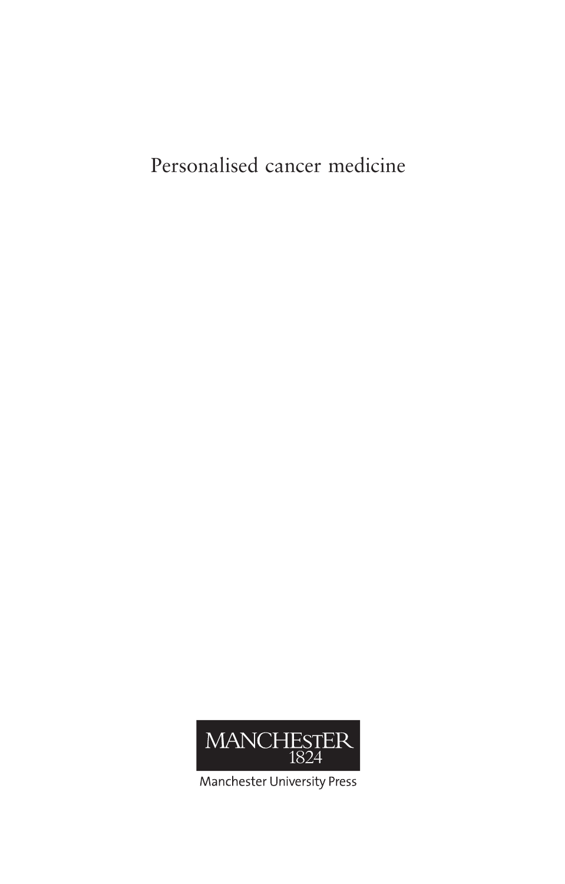Personalised cancer medicine

MANCHESTER
1824

Manchester University Press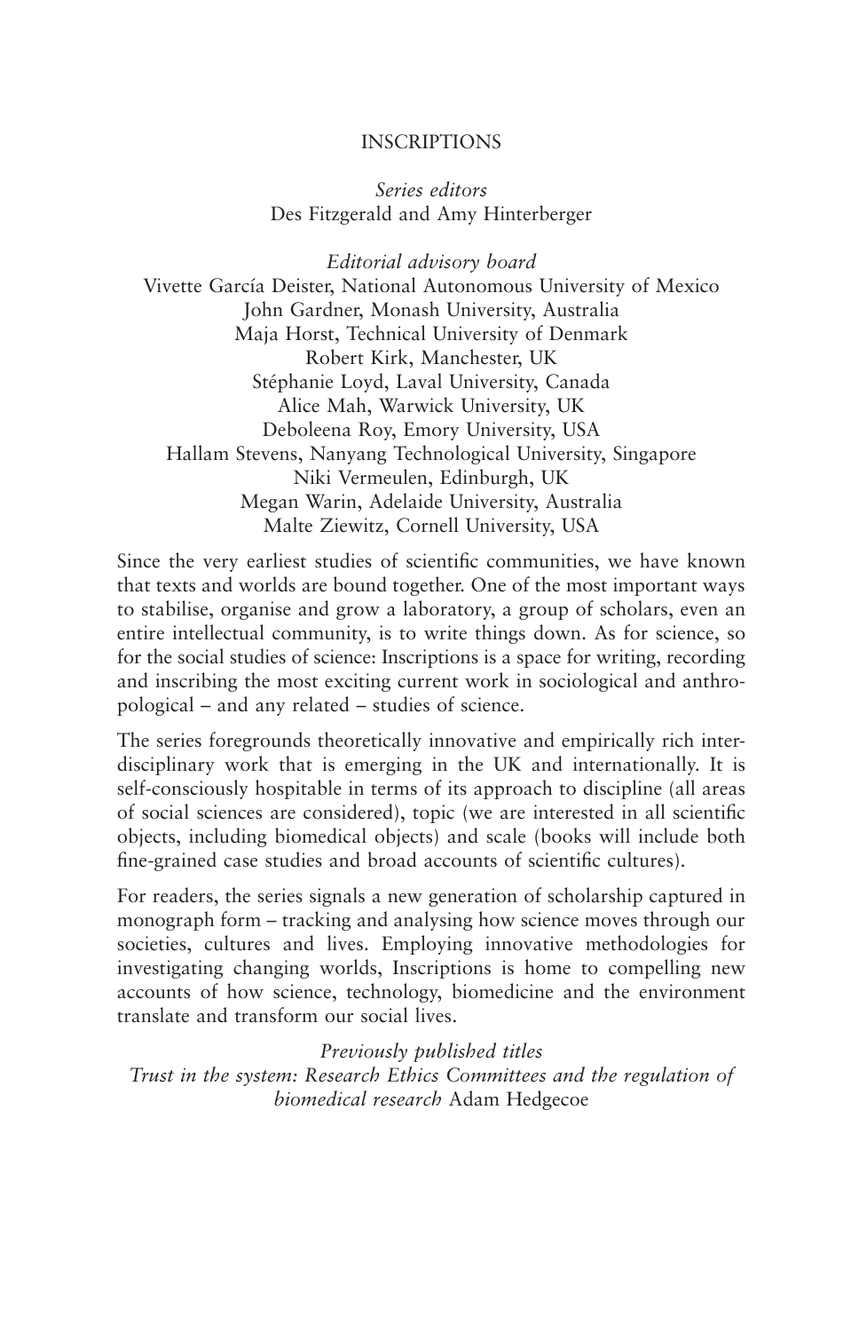# INSCRIPTIONS

*Series editors*
Des Fitzgerald and Amy Hinterberger

*Editorial advisory board*
Vivette García Deister, National Autonomous University of Mexico
John Gardner, Monash University, Australia
Maja Horst, Technical University of Denmark
Robert Kirk, Manchester, UK
Stéphanie Loyd, Laval University, Canada
Alice Mah, Warwick University, UK
Deboleena Roy, Emory University, USA
Hallam Stevens, Nanyang Technological University, Singapore
Niki Vermeulen, Edinburgh, UK
Megan Warin, Adelaide University, Australia
Malte Ziewitz, Cornell University, USA

Since the very earliest studies of scientific communities, we have known that texts and worlds are bound together. One of the most important ways to stabilise, organise and grow a laboratory, a group of scholars, even an entire intellectual community, is to write things down. As for science, so for the social studies of science: Inscriptions is a space for writing, recording and inscribing the most exciting current work in sociological and anthropological – and any related – studies of science.

The series foregrounds theoretically innovative and empirically rich interdisciplinary work that is emerging in the UK and internationally. It is self-consciously hospitable in terms of its approach to discipline (all areas of social sciences are considered), topic (we are interested in all scientific objects, including biomedical objects) and scale (books will include both fine-grained case studies and broad accounts of scientific cultures).

For readers, the series signals a new generation of scholarship captured in monograph form – tracking and analysing how science moves through our societies, cultures and lives. Employing innovative methodologies for investigating changing worlds, Inscriptions is home to compelling new accounts of how science, technology, biomedicine and the environment translate and transform our social lives.

*Previously published titles*
*Trust in the system: Research Ethics Committees and the regulation of biomedical research* Adam Hedgecoe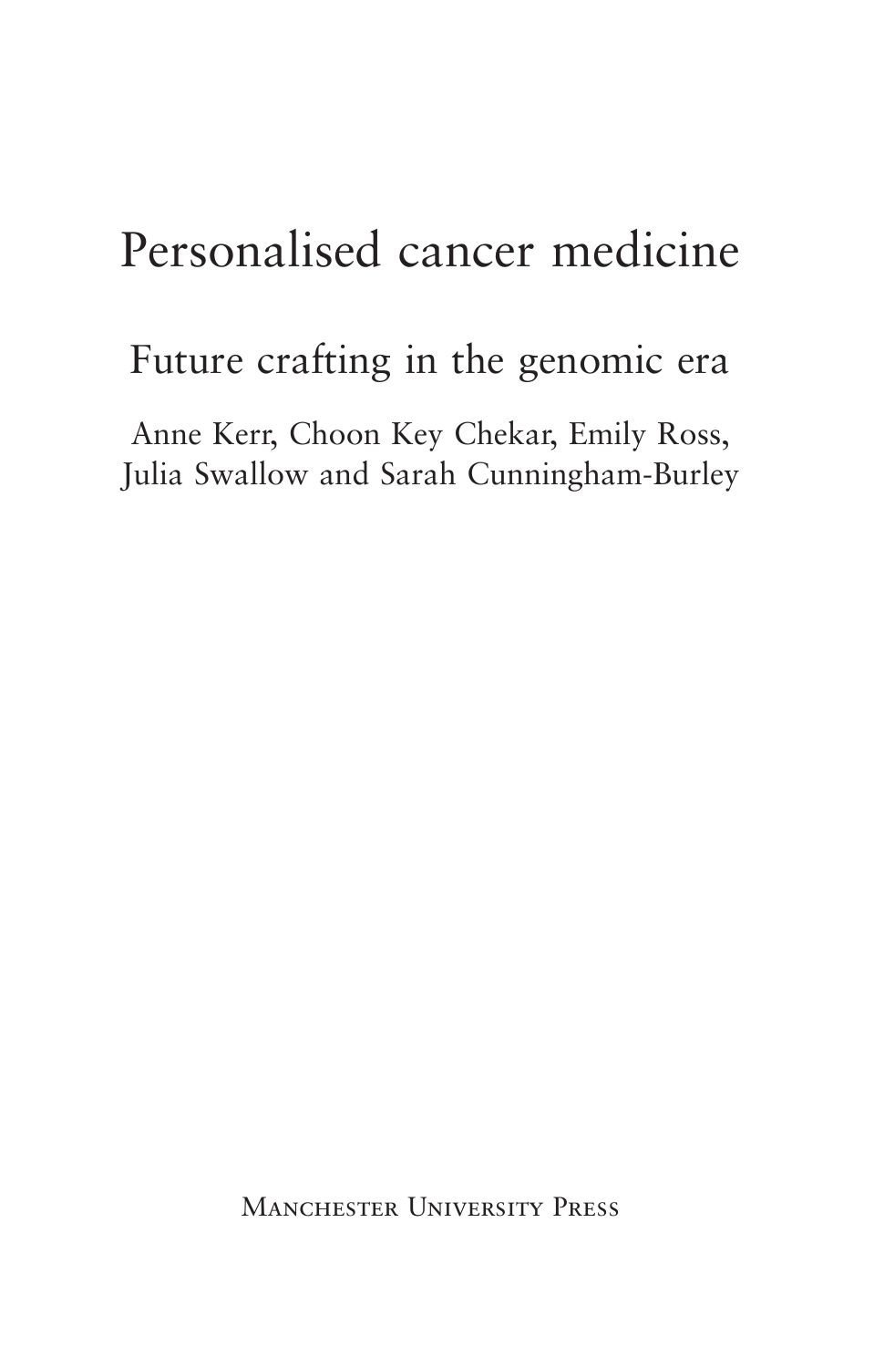# Personalised cancer medicine

## Future crafting in the genomic era

Anne Kerr, Choon Key Chekar, Emily Ross, Julia Swallow and Sarah Cunningham-Burley

Manchester University Press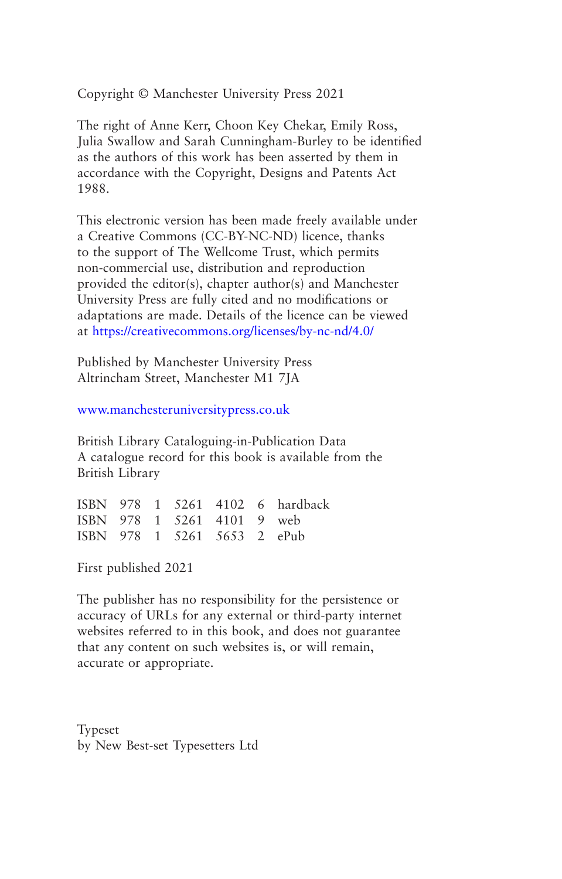Copyright © Manchester University Press 2021

The right of Anne Kerr, Choon Key Chekar, Emily Ross, Julia Swallow and Sarah Cunningham-Burley to be identified as the authors of this work has been asserted by them in accordance with the Copyright, Designs and Patents Act 1988.

This electronic version has been made freely available under a Creative Commons (CC-BY-NC-ND) licence, thanks to the support of The Wellcome Trust, which permits non-commercial use, distribution and reproduction provided the editor(s), chapter author(s) and Manchester University Press are fully cited and no modifications or adaptations are made. Details of the licence can be viewed at https://creativecommons.org/licenses/by-nc-nd/4.0/

Published by Manchester University Press
Altrincham Street, Manchester M1 7JA

www.manchesteruniversitypress.co.uk

British Library Cataloguing-in-Publication Data
A catalogue record for this book is available from the British Library

ISBN 978 1 5261 4102 6 hardback
ISBN 978 1 5261 4101 9 web
ISBN 978 1 5261 5653 2 ePub

First published 2021

The publisher has no responsibility for the persistence or accuracy of URLs for any external or third-party internet websites referred to in this book, and does not guarantee that any content on such websites is, or will remain, accurate or appropriate.

Typeset
by New Best-set Typesetters Ltd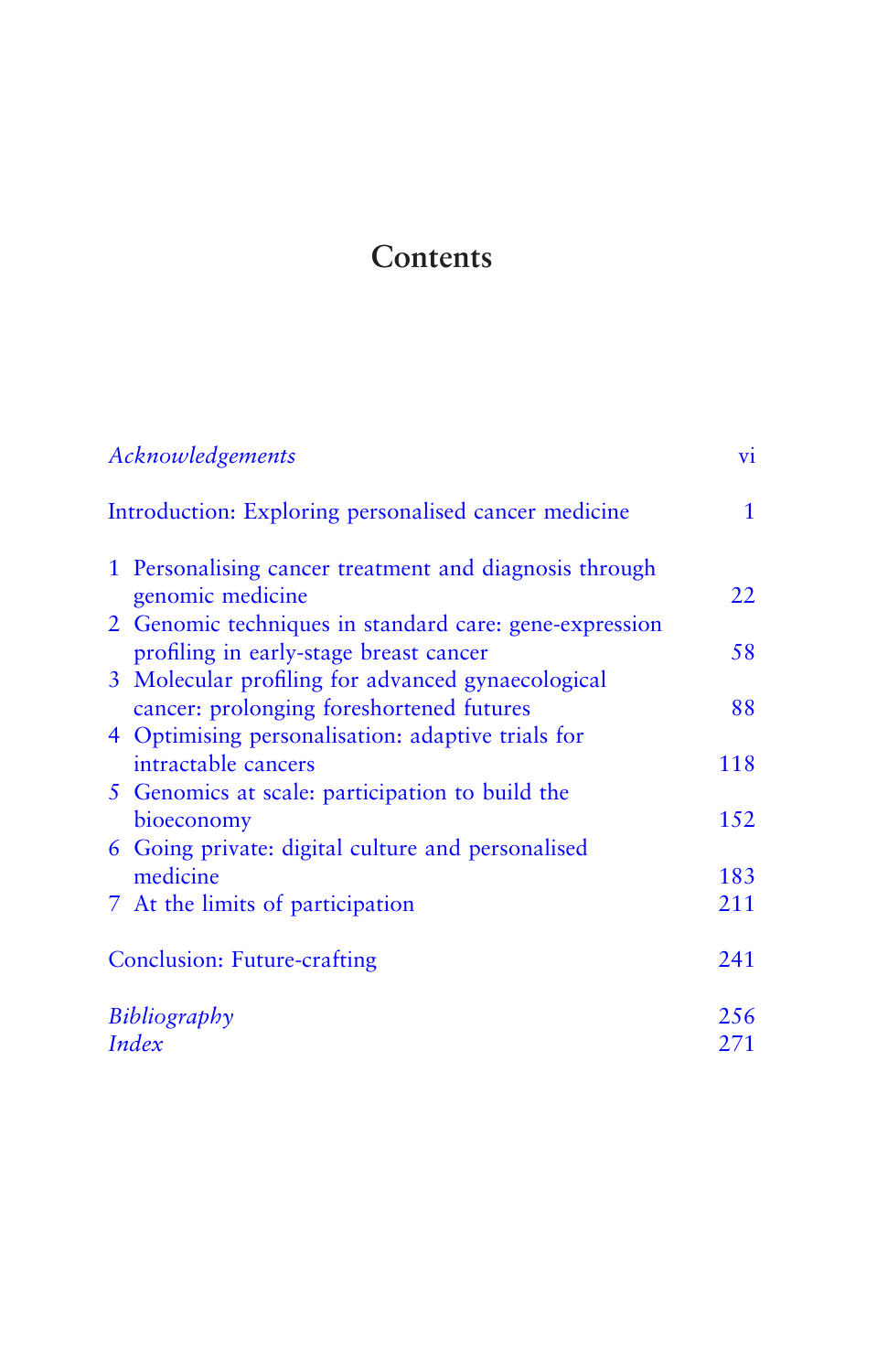# Contents

| | |
|---|---|
| *Acknowledgements* | vi |
| Introduction: Exploring personalised cancer medicine | 1 |
| 1 Personalising cancer treatment and diagnosis through genomic medicine | 22 |
| 2 Genomic techniques in standard care: gene-expression profiling in early-stage breast cancer | 58 |
| 3 Molecular profiling for advanced gynaecological cancer: prolonging foreshortened futures | 88 |
| 4 Optimising personalisation: adaptive trials for intractable cancers | 118 |
| 5 Genomics at scale: participation to build the bioeconomy | 152 |
| 6 Going private: digital culture and personalised medicine | 183 |
| 7 At the limits of participation | 211 |
| Conclusion: Future-crafting | 241 |
| *Bibliography* | 256 |
| *Index* | 271 |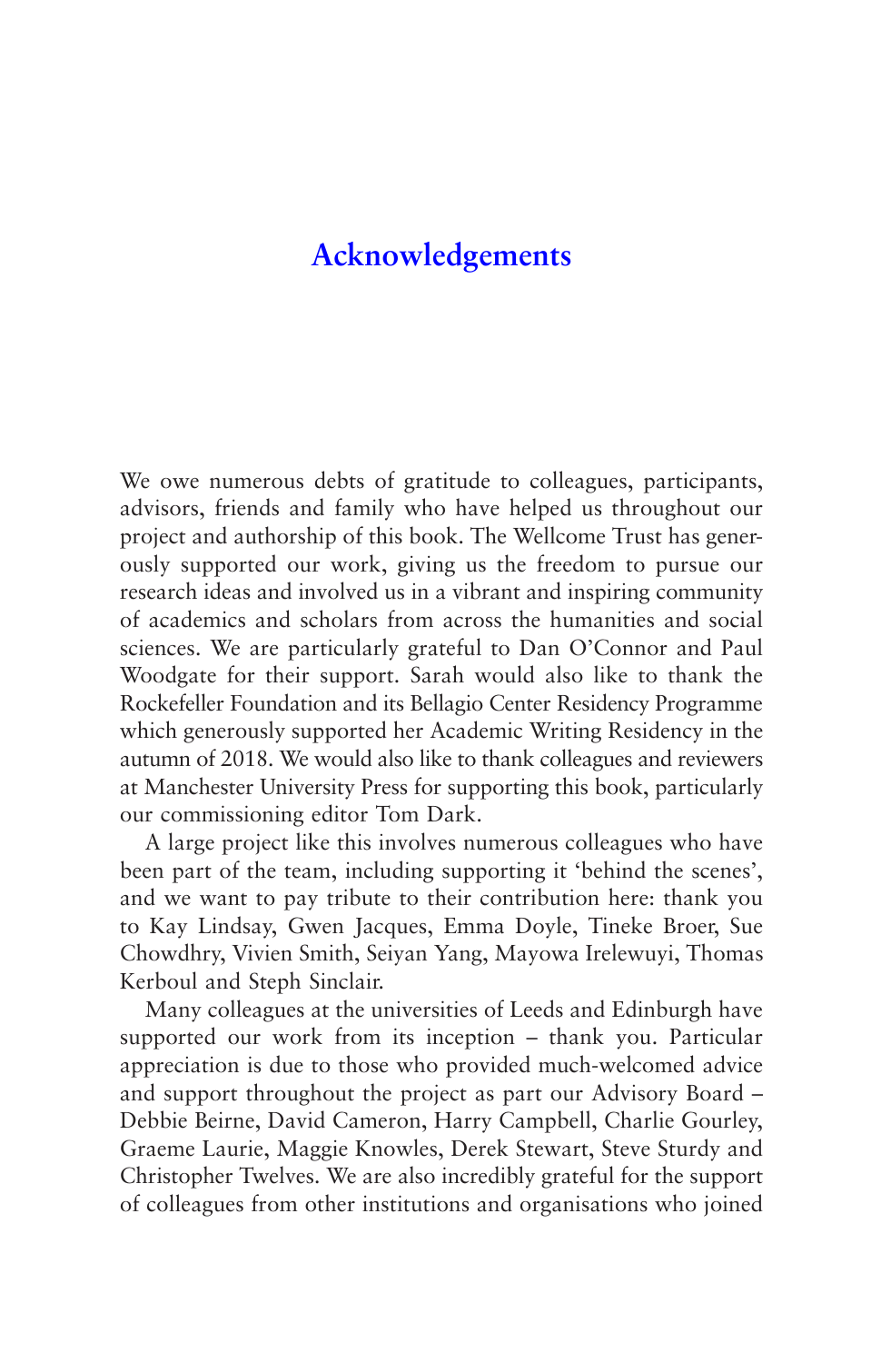# Acknowledgements

We owe numerous debts of gratitude to colleagues, participants, advisors, friends and family who have helped us throughout our project and authorship of this book. The Wellcome Trust has generously supported our work, giving us the freedom to pursue our research ideas and involved us in a vibrant and inspiring community of academics and scholars from across the humanities and social sciences. We are particularly grateful to Dan O'Connor and Paul Woodgate for their support. Sarah would also like to thank the Rockefeller Foundation and its Bellagio Center Residency Programme which generously supported her Academic Writing Residency in the autumn of 2018. We would also like to thank colleagues and reviewers at Manchester University Press for supporting this book, particularly our commissioning editor Tom Dark.

A large project like this involves numerous colleagues who have been part of the team, including supporting it 'behind the scenes', and we want to pay tribute to their contribution here: thank you to Kay Lindsay, Gwen Jacques, Emma Doyle, Tineke Broer, Sue Chowdhry, Vivien Smith, Seiyan Yang, Mayowa Irelewuyi, Thomas Kerboul and Steph Sinclair.

Many colleagues at the universities of Leeds and Edinburgh have supported our work from its inception – thank you. Particular appreciation is due to those who provided much-welcomed advice and support throughout the project as part our Advisory Board – Debbie Beirne, David Cameron, Harry Campbell, Charlie Gourley, Graeme Laurie, Maggie Knowles, Derek Stewart, Steve Sturdy and Christopher Twelves. We are also incredibly grateful for the support of colleagues from other institutions and organisations who joined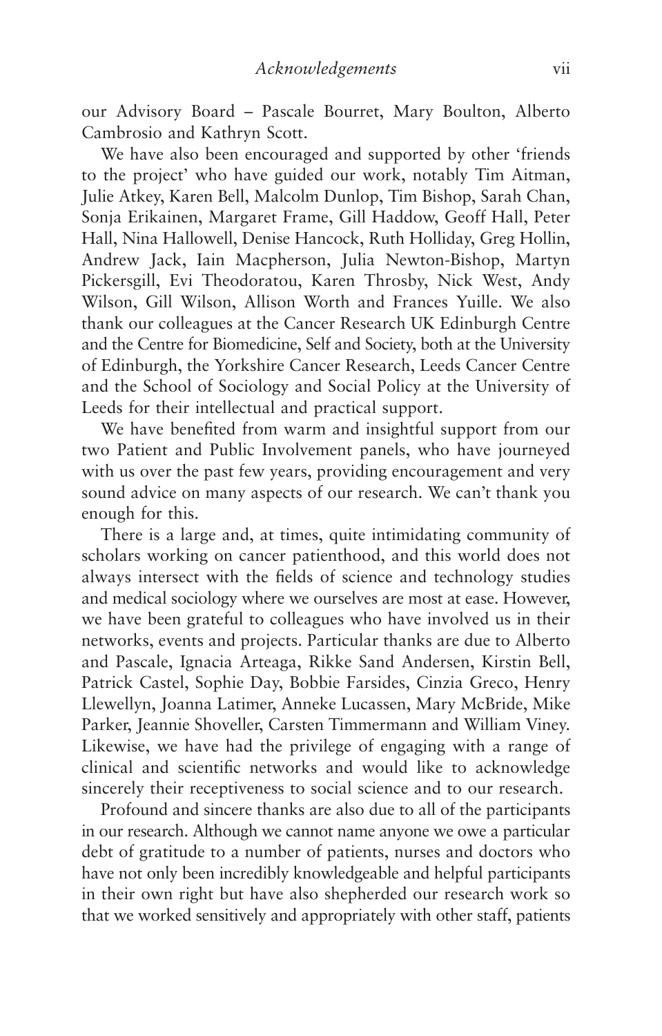our Advisory Board – Pascale Bourret, Mary Boulton, Alberto Cambrosio and Kathryn Scott.

We have also been encouraged and supported by other 'friends to the project' who have guided our work, notably Tim Aitman, Julie Atkey, Karen Bell, Malcolm Dunlop, Tim Bishop, Sarah Chan, Sonja Erikainen, Margaret Frame, Gill Haddow, Geoff Hall, Peter Hall, Nina Hallowell, Denise Hancock, Ruth Holliday, Greg Hollin, Andrew Jack, Iain Macpherson, Julia Newton-Bishop, Martyn Pickersgill, Evi Theodoratou, Karen Throsby, Nick West, Andy Wilson, Gill Wilson, Allison Worth and Frances Yuille. We also thank our colleagues at the Cancer Research UK Edinburgh Centre and the Centre for Biomedicine, Self and Society, both at the University of Edinburgh, the Yorkshire Cancer Research, Leeds Cancer Centre and the School of Sociology and Social Policy at the University of Leeds for their intellectual and practical support.

We have benefited from warm and insightful support from our two Patient and Public Involvement panels, who have journeyed with us over the past few years, providing encouragement and very sound advice on many aspects of our research. We can't thank you enough for this.

There is a large and, at times, quite intimidating community of scholars working on cancer patienthood, and this world does not always intersect with the fields of science and technology studies and medical sociology where we ourselves are most at ease. However, we have been grateful to colleagues who have involved us in their networks, events and projects. Particular thanks are due to Alberto and Pascale, Ignacia Arteaga, Rikke Sand Andersen, Kirstin Bell, Patrick Castel, Sophie Day, Bobbie Farsides, Cinzia Greco, Henry Llewellyn, Joanna Latimer, Anneke Lucassen, Mary McBride, Mike Parker, Jeannie Shoveller, Carsten Timmermann and William Viney. Likewise, we have had the privilege of engaging with a range of clinical and scientific networks and would like to acknowledge sincerely their receptiveness to social science and to our research.

Profound and sincere thanks are also due to all of the participants in our research. Although we cannot name anyone we owe a particular debt of gratitude to a number of patients, nurses and doctors who have not only been incredibly knowledgeable and helpful participants in their own right but have also shepherded our research work so that we worked sensitively and appropriately with other staff, patients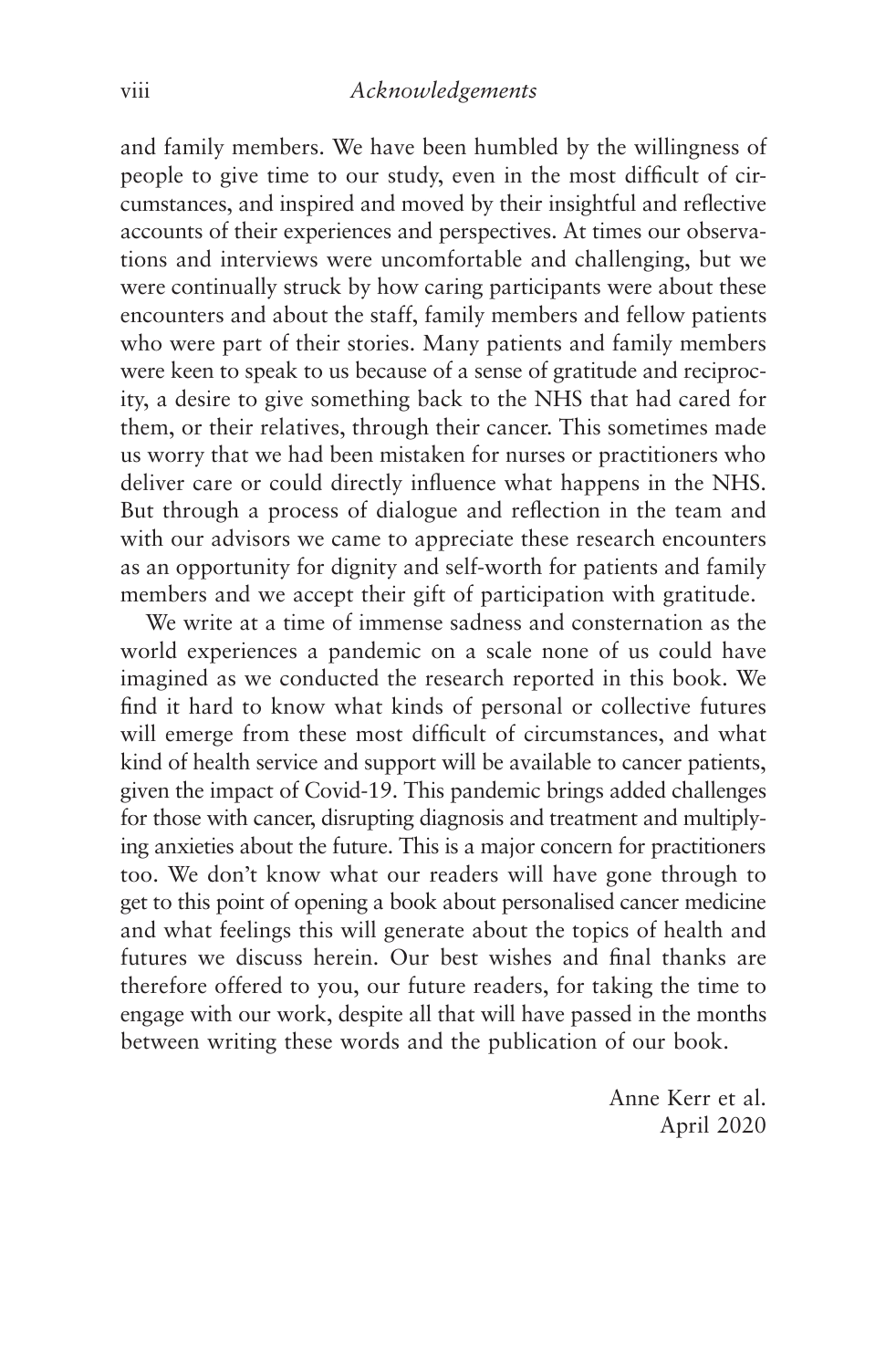and family members. We have been humbled by the willingness of people to give time to our study, even in the most difficult of circumstances, and inspired and moved by their insightful and reflective accounts of their experiences and perspectives. At times our observations and interviews were uncomfortable and challenging, but we were continually struck by how caring participants were about these encounters and about the staff, family members and fellow patients who were part of their stories. Many patients and family members were keen to speak to us because of a sense of gratitude and reciprocity, a desire to give something back to the NHS that had cared for them, or their relatives, through their cancer. This sometimes made us worry that we had been mistaken for nurses or practitioners who deliver care or could directly influence what happens in the NHS. But through a process of dialogue and reflection in the team and with our advisors we came to appreciate these research encounters as an opportunity for dignity and self-worth for patients and family members and we accept their gift of participation with gratitude.

We write at a time of immense sadness and consternation as the world experiences a pandemic on a scale none of us could have imagined as we conducted the research reported in this book. We find it hard to know what kinds of personal or collective futures will emerge from these most difficult of circumstances, and what kind of health service and support will be available to cancer patients, given the impact of Covid-19. This pandemic brings added challenges for those with cancer, disrupting diagnosis and treatment and multiplying anxieties about the future. This is a major concern for practitioners too. We don't know what our readers will have gone through to get to this point of opening a book about personalised cancer medicine and what feelings this will generate about the topics of health and futures we discuss herein. Our best wishes and final thanks are therefore offered to you, our future readers, for taking the time to engage with our work, despite all that will have passed in the months between writing these words and the publication of our book.

Anne Kerr et al.
April 2020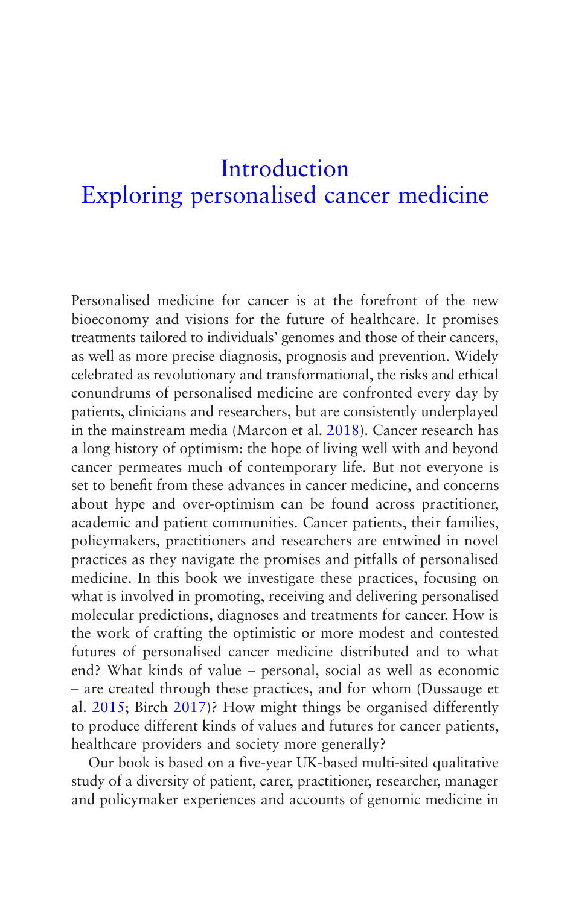# Introduction
# Exploring personalised cancer medicine

Personalised medicine for cancer is at the forefront of the new bioeconomy and visions for the future of healthcare. It promises treatments tailored to individuals' genomes and those of their cancers, as well as more precise diagnosis, prognosis and prevention. Widely celebrated as revolutionary and transformational, the risks and ethical conundrums of personalised medicine are confronted every day by patients, clinicians and researchers, but are consistently underplayed in the mainstream media (Marcon et al. 2018). Cancer research has a long history of optimism: the hope of living well with and beyond cancer permeates much of contemporary life. But not everyone is set to benefit from these advances in cancer medicine, and concerns about hype and over-optimism can be found across practitioner, academic and patient communities. Cancer patients, their families, policymakers, practitioners and researchers are entwined in novel practices as they navigate the promises and pitfalls of personalised medicine. In this book we investigate these practices, focusing on what is involved in promoting, receiving and delivering personalised molecular predictions, diagnoses and treatments for cancer. How is the work of crafting the optimistic or more modest and contested futures of personalised cancer medicine distributed and to what end? What kinds of value – personal, social as well as economic – are created through these practices, and for whom (Dussauge et al. 2015; Birch 2017)? How might things be organised differently to produce different kinds of values and futures for cancer patients, healthcare providers and society more generally?

Our book is based on a five-year UK-based multi-sited qualitative study of a diversity of patient, carer, practitioner, researcher, manager and policymaker experiences and accounts of genomic medicine in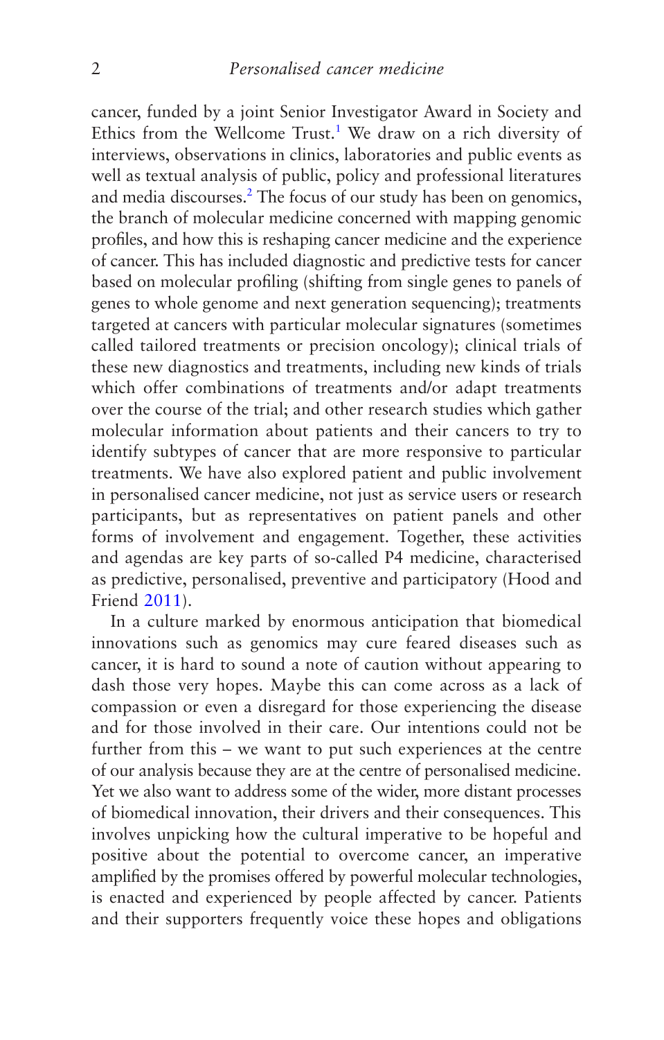cancer, funded by a joint Senior Investigator Award in Society and Ethics from the Wellcome Trust.[1] We draw on a rich diversity of interviews, observations in clinics, laboratories and public events as well as textual analysis of public, policy and professional literatures and media discourses.[2] The focus of our study has been on genomics, the branch of molecular medicine concerned with mapping genomic profiles, and how this is reshaping cancer medicine and the experience of cancer. This has included diagnostic and predictive tests for cancer based on molecular profiling (shifting from single genes to panels of genes to whole genome and next generation sequencing); treatments targeted at cancers with particular molecular signatures (sometimes called tailored treatments or precision oncology); clinical trials of these new diagnostics and treatments, including new kinds of trials which offer combinations of treatments and/or adapt treatments over the course of the trial; and other research studies which gather molecular information about patients and their cancers to try to identify subtypes of cancer that are more responsive to particular treatments. We have also explored patient and public involvement in personalised cancer medicine, not just as service users or research participants, but as representatives on patient panels and other forms of involvement and engagement. Together, these activities and agendas are key parts of so-called P4 medicine, characterised as predictive, personalised, preventive and participatory (Hood and Friend 2011).

In a culture marked by enormous anticipation that biomedical innovations such as genomics may cure feared diseases such as cancer, it is hard to sound a note of caution without appearing to dash those very hopes. Maybe this can come across as a lack of compassion or even a disregard for those experiencing the disease and for those involved in their care. Our intentions could not be further from this – we want to put such experiences at the centre of our analysis because they are at the centre of personalised medicine. Yet we also want to address some of the wider, more distant processes of biomedical innovation, their drivers and their consequences. This involves unpicking how the cultural imperative to be hopeful and positive about the potential to overcome cancer, an imperative amplified by the promises offered by powerful molecular technologies, is enacted and experienced by people affected by cancer. Patients and their supporters frequently voice these hopes and obligations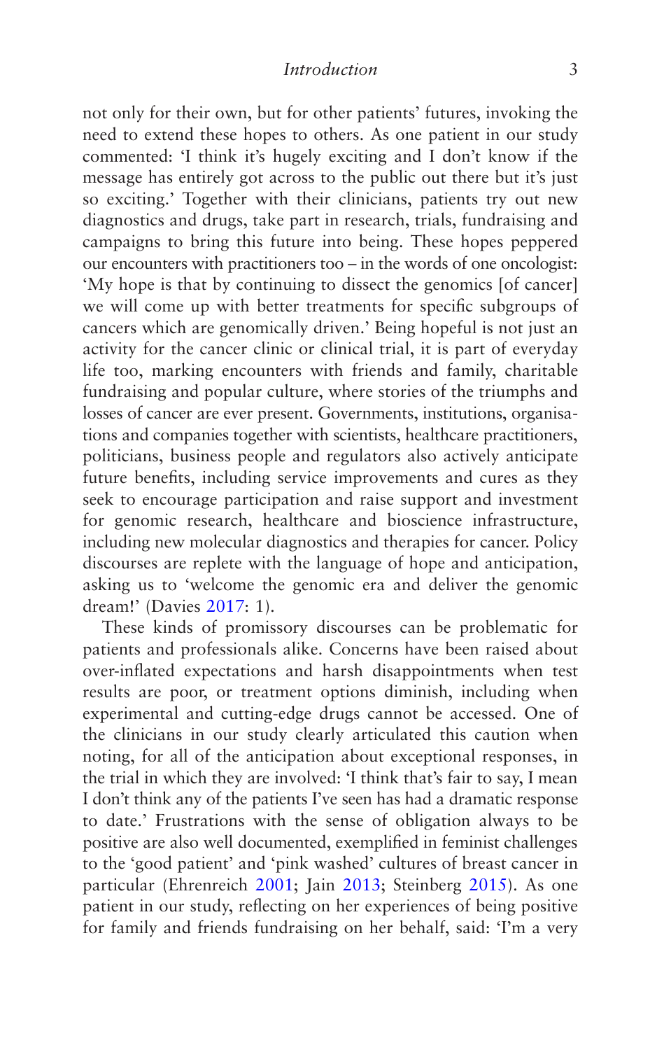not only for their own, but for other patients' futures, invoking the need to extend these hopes to others. As one patient in our study commented: 'I think it's hugely exciting and I don't know if the message has entirely got across to the public out there but it's just so exciting.' Together with their clinicians, patients try out new diagnostics and drugs, take part in research, trials, fundraising and campaigns to bring this future into being. These hopes peppered our encounters with practitioners too – in the words of one oncologist: 'My hope is that by continuing to dissect the genomics [of cancer] we will come up with better treatments for specific subgroups of cancers which are genomically driven.' Being hopeful is not just an activity for the cancer clinic or clinical trial, it is part of everyday life too, marking encounters with friends and family, charitable fundraising and popular culture, where stories of the triumphs and losses of cancer are ever present. Governments, institutions, organisations and companies together with scientists, healthcare practitioners, politicians, business people and regulators also actively anticipate future benefits, including service improvements and cures as they seek to encourage participation and raise support and investment for genomic research, healthcare and bioscience infrastructure, including new molecular diagnostics and therapies for cancer. Policy discourses are replete with the language of hope and anticipation, asking us to 'welcome the genomic era and deliver the genomic dream!' (Davies 2017: 1).

These kinds of promissory discourses can be problematic for patients and professionals alike. Concerns have been raised about over-inflated expectations and harsh disappointments when test results are poor, or treatment options diminish, including when experimental and cutting-edge drugs cannot be accessed. One of the clinicians in our study clearly articulated this caution when noting, for all of the anticipation about exceptional responses, in the trial in which they are involved: 'I think that's fair to say, I mean I don't think any of the patients I've seen has had a dramatic response to date.' Frustrations with the sense of obligation always to be positive are also well documented, exemplified in feminist challenges to the 'good patient' and 'pink washed' cultures of breast cancer in particular (Ehrenreich 2001; Jain 2013; Steinberg 2015). As one patient in our study, reflecting on her experiences of being positive for family and friends fundraising on her behalf, said: 'I'm a very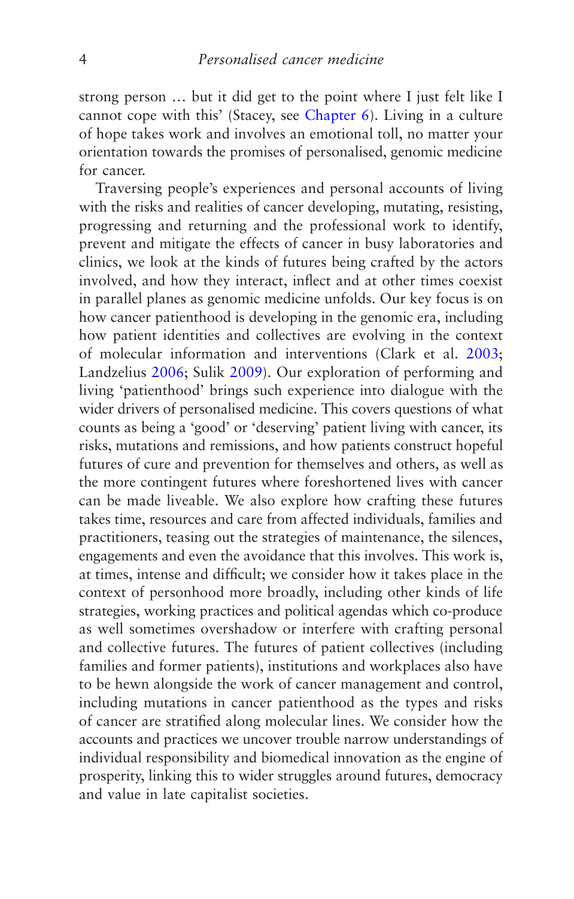strong person … but it did get to the point where I just felt like I cannot cope with this' (Stacey, see Chapter 6). Living in a culture of hope takes work and involves an emotional toll, no matter your orientation towards the promises of personalised, genomic medicine for cancer.

Traversing people's experiences and personal accounts of living with the risks and realities of cancer developing, mutating, resisting, progressing and returning and the professional work to identify, prevent and mitigate the effects of cancer in busy laboratories and clinics, we look at the kinds of futures being crafted by the actors involved, and how they interact, inflect and at other times coexist in parallel planes as genomic medicine unfolds. Our key focus is on how cancer patienthood is developing in the genomic era, including how patient identities and collectives are evolving in the context of molecular information and interventions (Clark et al. 2003; Landzelius 2006; Sulik 2009). Our exploration of performing and living 'patienthood' brings such experience into dialogue with the wider drivers of personalised medicine. This covers questions of what counts as being a 'good' or 'deserving' patient living with cancer, its risks, mutations and remissions, and how patients construct hopeful futures of cure and prevention for themselves and others, as well as the more contingent futures where foreshortened lives with cancer can be made liveable. We also explore how crafting these futures takes time, resources and care from affected individuals, families and practitioners, teasing out the strategies of maintenance, the silences, engagements and even the avoidance that this involves. This work is, at times, intense and difficult; we consider how it takes place in the context of personhood more broadly, including other kinds of life strategies, working practices and political agendas which co-produce as well sometimes overshadow or interfere with crafting personal and collective futures. The futures of patient collectives (including families and former patients), institutions and workplaces also have to be hewn alongside the work of cancer management and control, including mutations in cancer patienthood as the types and risks of cancer are stratified along molecular lines. We consider how the accounts and practices we uncover trouble narrow understandings of individual responsibility and biomedical innovation as the engine of prosperity, linking this to wider struggles around futures, democracy and value in late capitalist societies.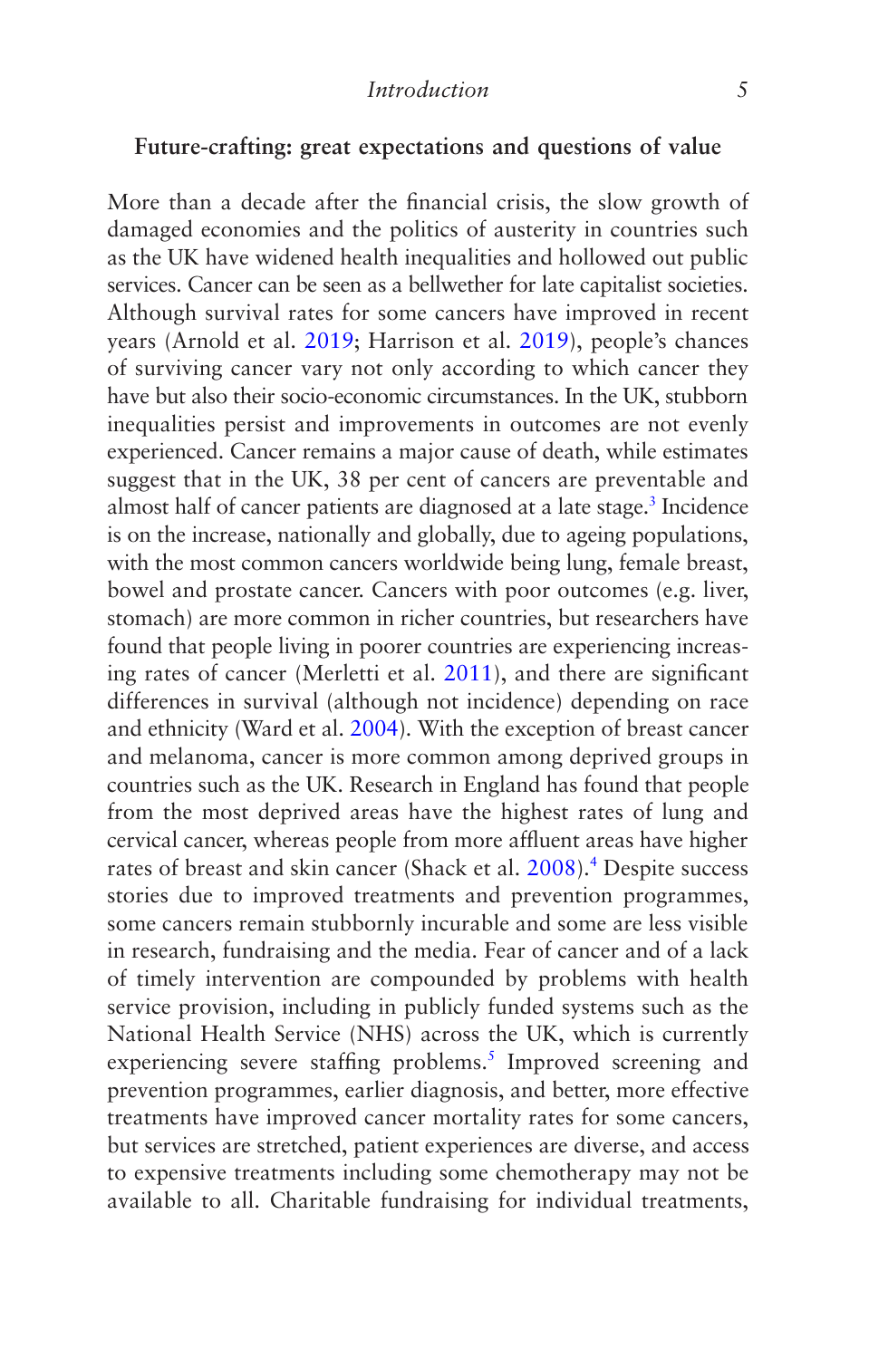## Future-crafting: great expectations and questions of value

More than a decade after the financial crisis, the slow growth of damaged economies and the politics of austerity in countries such as the UK have widened health inequalities and hollowed out public services. Cancer can be seen as a bellwether for late capitalist societies. Although survival rates for some cancers have improved in recent years (Arnold et al. 2019; Harrison et al. 2019), people's chances of surviving cancer vary not only according to which cancer they have but also their socio-economic circumstances. In the UK, stubborn inequalities persist and improvements in outcomes are not evenly experienced. Cancer remains a major cause of death, while estimates suggest that in the UK, 38 per cent of cancers are preventable and almost half of cancer patients are diagnosed at a late stage.[3] Incidence is on the increase, nationally and globally, due to ageing populations, with the most common cancers worldwide being lung, female breast, bowel and prostate cancer. Cancers with poor outcomes (e.g. liver, stomach) are more common in richer countries, but researchers have found that people living in poorer countries are experiencing increasing rates of cancer (Merletti et al. 2011), and there are significant differences in survival (although not incidence) depending on race and ethnicity (Ward et al. 2004). With the exception of breast cancer and melanoma, cancer is more common among deprived groups in countries such as the UK. Research in England has found that people from the most deprived areas have the highest rates of lung and cervical cancer, whereas people from more affluent areas have higher rates of breast and skin cancer (Shack et al. 2008).[4] Despite success stories due to improved treatments and prevention programmes, some cancers remain stubbornly incurable and some are less visible in research, fundraising and the media. Fear of cancer and of a lack of timely intervention are compounded by problems with health service provision, including in publicly funded systems such as the National Health Service (NHS) across the UK, which is currently experiencing severe staffing problems.[5] Improved screening and prevention programmes, earlier diagnosis, and better, more effective treatments have improved cancer mortality rates for some cancers, but services are stretched, patient experiences are diverse, and access to expensive treatments including some chemotherapy may not be available to all. Charitable fundraising for individual treatments,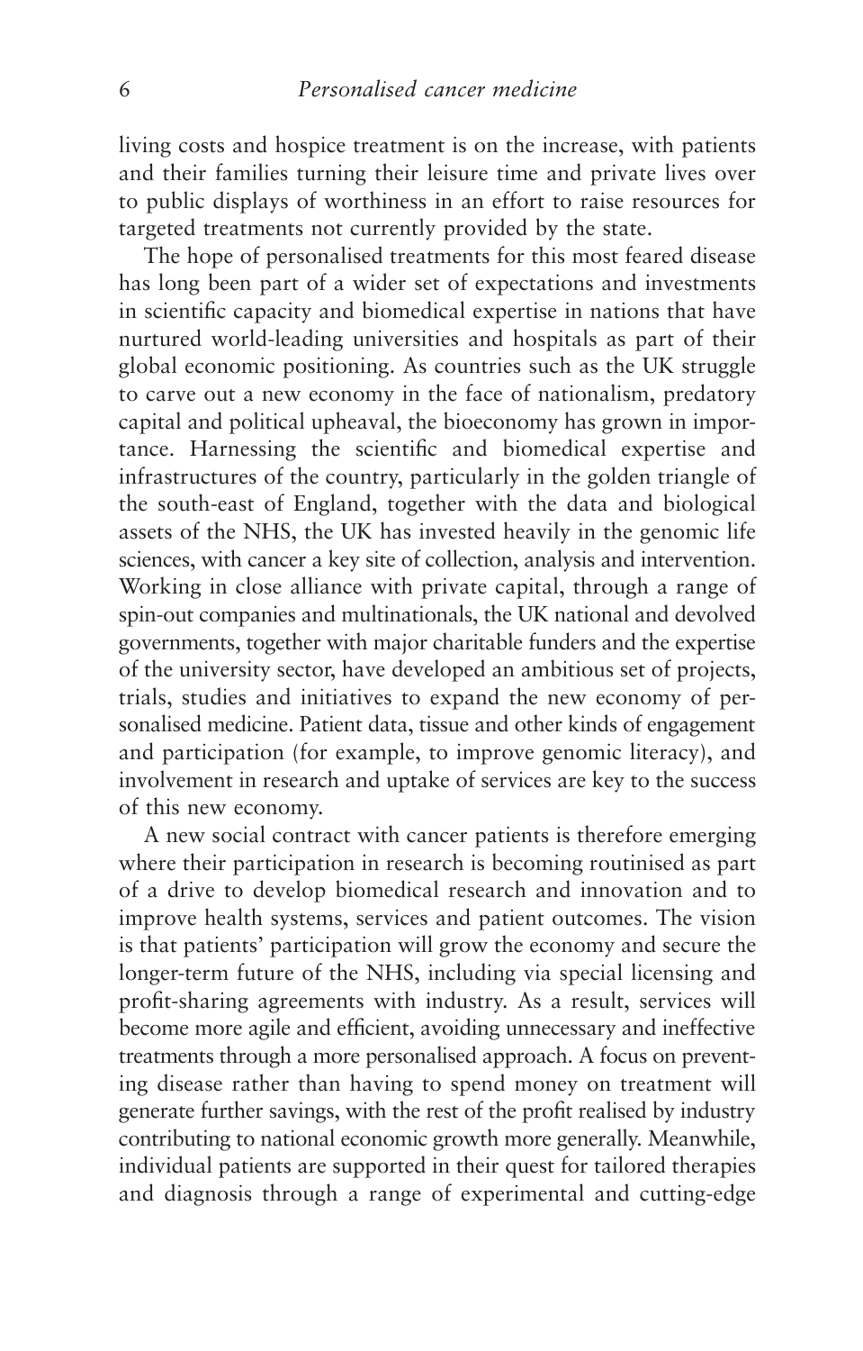living costs and hospice treatment is on the increase, with patients and their families turning their leisure time and private lives over to public displays of worthiness in an effort to raise resources for targeted treatments not currently provided by the state.

The hope of personalised treatments for this most feared disease has long been part of a wider set of expectations and investments in scientific capacity and biomedical expertise in nations that have nurtured world-leading universities and hospitals as part of their global economic positioning. As countries such as the UK struggle to carve out a new economy in the face of nationalism, predatory capital and political upheaval, the bioeconomy has grown in importance. Harnessing the scientific and biomedical expertise and infrastructures of the country, particularly in the golden triangle of the south-east of England, together with the data and biological assets of the NHS, the UK has invested heavily in the genomic life sciences, with cancer a key site of collection, analysis and intervention. Working in close alliance with private capital, through a range of spin-out companies and multinationals, the UK national and devolved governments, together with major charitable funders and the expertise of the university sector, have developed an ambitious set of projects, trials, studies and initiatives to expand the new economy of personalised medicine. Patient data, tissue and other kinds of engagement and participation (for example, to improve genomic literacy), and involvement in research and uptake of services are key to the success of this new economy.

A new social contract with cancer patients is therefore emerging where their participation in research is becoming routinised as part of a drive to develop biomedical research and innovation and to improve health systems, services and patient outcomes. The vision is that patients' participation will grow the economy and secure the longer-term future of the NHS, including via special licensing and profit-sharing agreements with industry. As a result, services will become more agile and efficient, avoiding unnecessary and ineffective treatments through a more personalised approach. A focus on preventing disease rather than having to spend money on treatment will generate further savings, with the rest of the profit realised by industry contributing to national economic growth more generally. Meanwhile, individual patients are supported in their quest for tailored therapies and diagnosis through a range of experimental and cutting-edge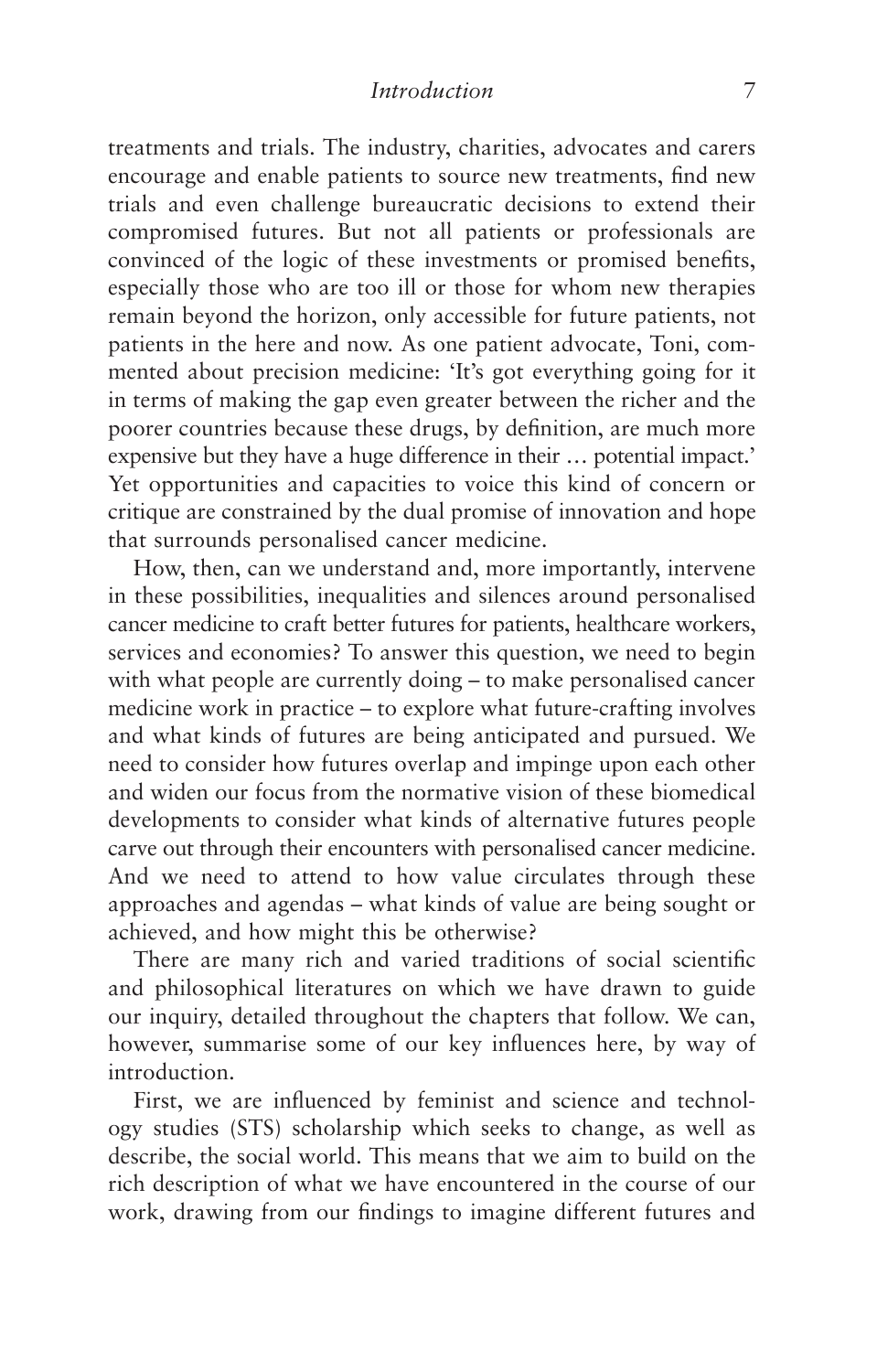treatments and trials. The industry, charities, advocates and carers encourage and enable patients to source new treatments, find new trials and even challenge bureaucratic decisions to extend their compromised futures. But not all patients or professionals are convinced of the logic of these investments or promised benefits, especially those who are too ill or those for whom new therapies remain beyond the horizon, only accessible for future patients, not patients in the here and now. As one patient advocate, Toni, commented about precision medicine: 'It's got everything going for it in terms of making the gap even greater between the richer and the poorer countries because these drugs, by definition, are much more expensive but they have a huge difference in their … potential impact.' Yet opportunities and capacities to voice this kind of concern or critique are constrained by the dual promise of innovation and hope that surrounds personalised cancer medicine.

How, then, can we understand and, more importantly, intervene in these possibilities, inequalities and silences around personalised cancer medicine to craft better futures for patients, healthcare workers, services and economies? To answer this question, we need to begin with what people are currently doing – to make personalised cancer medicine work in practice – to explore what future-crafting involves and what kinds of futures are being anticipated and pursued. We need to consider how futures overlap and impinge upon each other and widen our focus from the normative vision of these biomedical developments to consider what kinds of alternative futures people carve out through their encounters with personalised cancer medicine. And we need to attend to how value circulates through these approaches and agendas – what kinds of value are being sought or achieved, and how might this be otherwise?

There are many rich and varied traditions of social scientific and philosophical literatures on which we have drawn to guide our inquiry, detailed throughout the chapters that follow. We can, however, summarise some of our key influences here, by way of introduction.

First, we are influenced by feminist and science and technology studies (STS) scholarship which seeks to change, as well as describe, the social world. This means that we aim to build on the rich description of what we have encountered in the course of our work, drawing from our findings to imagine different futures and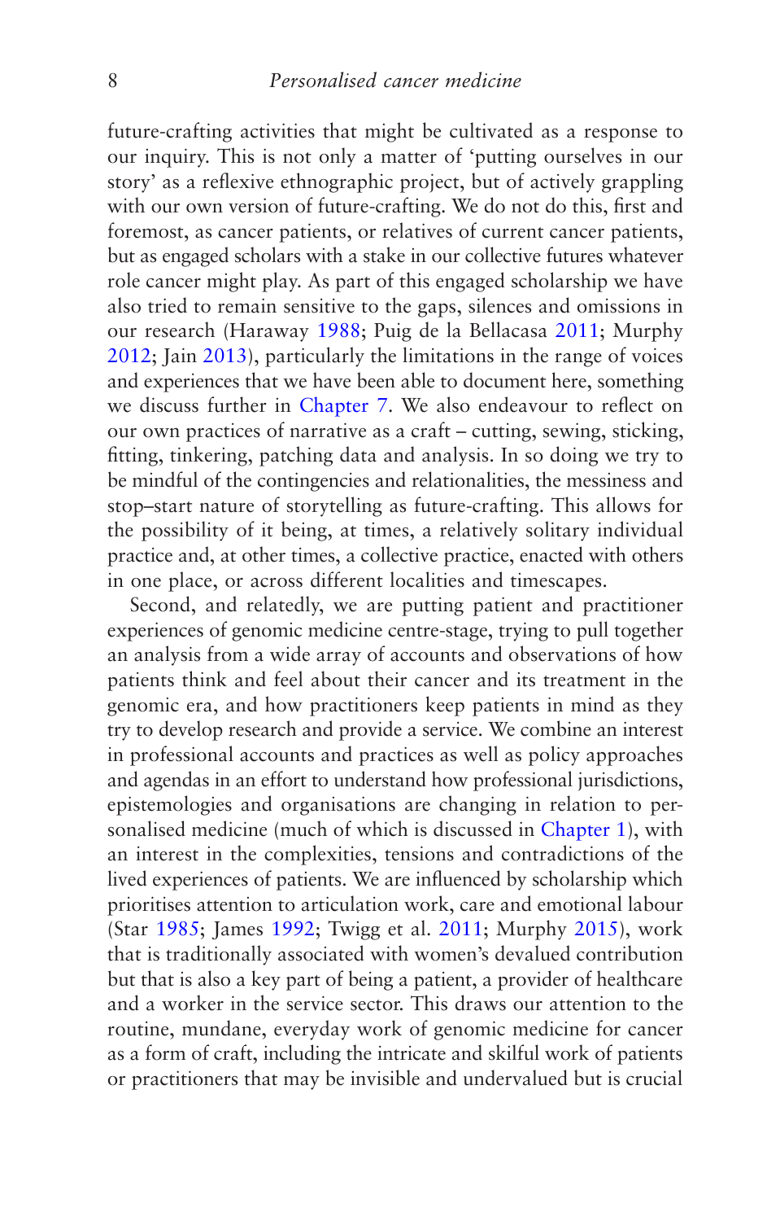future-crafting activities that might be cultivated as a response to our inquiry. This is not only a matter of 'putting ourselves in our story' as a reflexive ethnographic project, but of actively grappling with our own version of future-crafting. We do not do this, first and foremost, as cancer patients, or relatives of current cancer patients, but as engaged scholars with a stake in our collective futures whatever role cancer might play. As part of this engaged scholarship we have also tried to remain sensitive to the gaps, silences and omissions in our research (Haraway 1988; Puig de la Bellacasa 2011; Murphy 2012; Jain 2013), particularly the limitations in the range of voices and experiences that we have been able to document here, something we discuss further in Chapter 7. We also endeavour to reflect on our own practices of narrative as a craft – cutting, sewing, sticking, fitting, tinkering, patching data and analysis. In so doing we try to be mindful of the contingencies and relationalities, the messiness and stop–start nature of storytelling as future-crafting. This allows for the possibility of it being, at times, a relatively solitary individual practice and, at other times, a collective practice, enacted with others in one place, or across different localities and timescapes.

Second, and relatedly, we are putting patient and practitioner experiences of genomic medicine centre-stage, trying to pull together an analysis from a wide array of accounts and observations of how patients think and feel about their cancer and its treatment in the genomic era, and how practitioners keep patients in mind as they try to develop research and provide a service. We combine an interest in professional accounts and practices as well as policy approaches and agendas in an effort to understand how professional jurisdictions, epistemologies and organisations are changing in relation to personalised medicine (much of which is discussed in Chapter 1), with an interest in the complexities, tensions and contradictions of the lived experiences of patients. We are influenced by scholarship which prioritises attention to articulation work, care and emotional labour (Star 1985; James 1992; Twigg et al. 2011; Murphy 2015), work that is traditionally associated with women's devalued contribution but that is also a key part of being a patient, a provider of healthcare and a worker in the service sector. This draws our attention to the routine, mundane, everyday work of genomic medicine for cancer as a form of craft, including the intricate and skilful work of patients or practitioners that may be invisible and undervalued but is crucial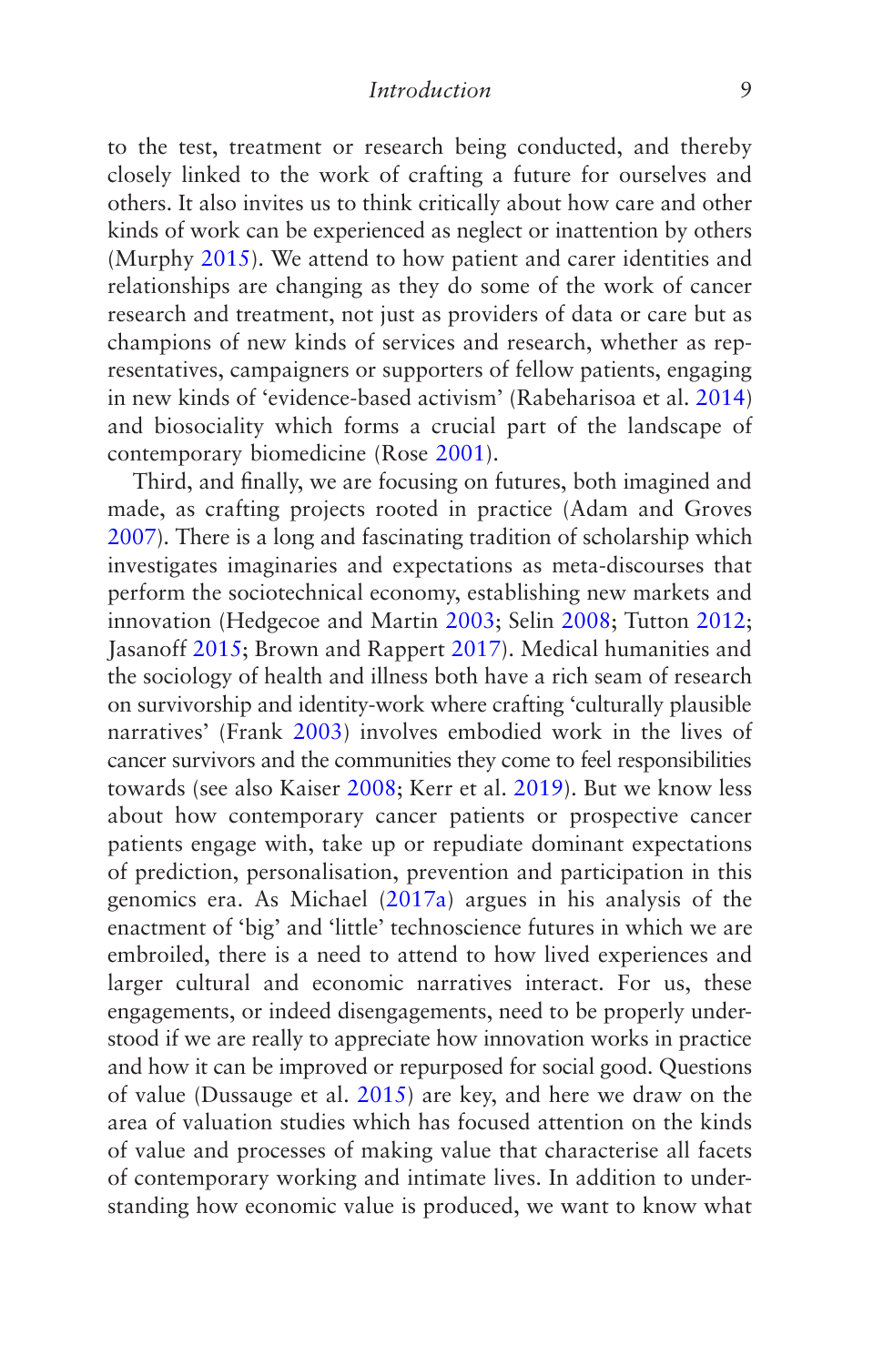to the test, treatment or research being conducted, and thereby closely linked to the work of crafting a future for ourselves and others. It also invites us to think critically about how care and other kinds of work can be experienced as neglect or inattention by others (Murphy 2015). We attend to how patient and carer identities and relationships are changing as they do some of the work of cancer research and treatment, not just as providers of data or care but as champions of new kinds of services and research, whether as representatives, campaigners or supporters of fellow patients, engaging in new kinds of 'evidence-based activism' (Rabeharisoa et al. 2014) and biosociality which forms a crucial part of the landscape of contemporary biomedicine (Rose 2001).

Third, and finally, we are focusing on futures, both imagined and made, as crafting projects rooted in practice (Adam and Groves 2007). There is a long and fascinating tradition of scholarship which investigates imaginaries and expectations as meta-discourses that perform the sociotechnical economy, establishing new markets and innovation (Hedgecoe and Martin 2003; Selin 2008; Tutton 2012; Jasanoff 2015; Brown and Rappert 2017). Medical humanities and the sociology of health and illness both have a rich seam of research on survivorship and identity-work where crafting 'culturally plausible narratives' (Frank 2003) involves embodied work in the lives of cancer survivors and the communities they come to feel responsibilities towards (see also Kaiser 2008; Kerr et al. 2019). But we know less about how contemporary cancer patients or prospective cancer patients engage with, take up or repudiate dominant expectations of prediction, personalisation, prevention and participation in this genomics era. As Michael (2017a) argues in his analysis of the enactment of 'big' and 'little' technoscience futures in which we are embroiled, there is a need to attend to how lived experiences and larger cultural and economic narratives interact. For us, these engagements, or indeed disengagements, need to be properly understood if we are really to appreciate how innovation works in practice and how it can be improved or repurposed for social good. Questions of value (Dussauge et al. 2015) are key, and here we draw on the area of valuation studies which has focused attention on the kinds of value and processes of making value that characterise all facets of contemporary working and intimate lives. In addition to understanding how economic value is produced, we want to know what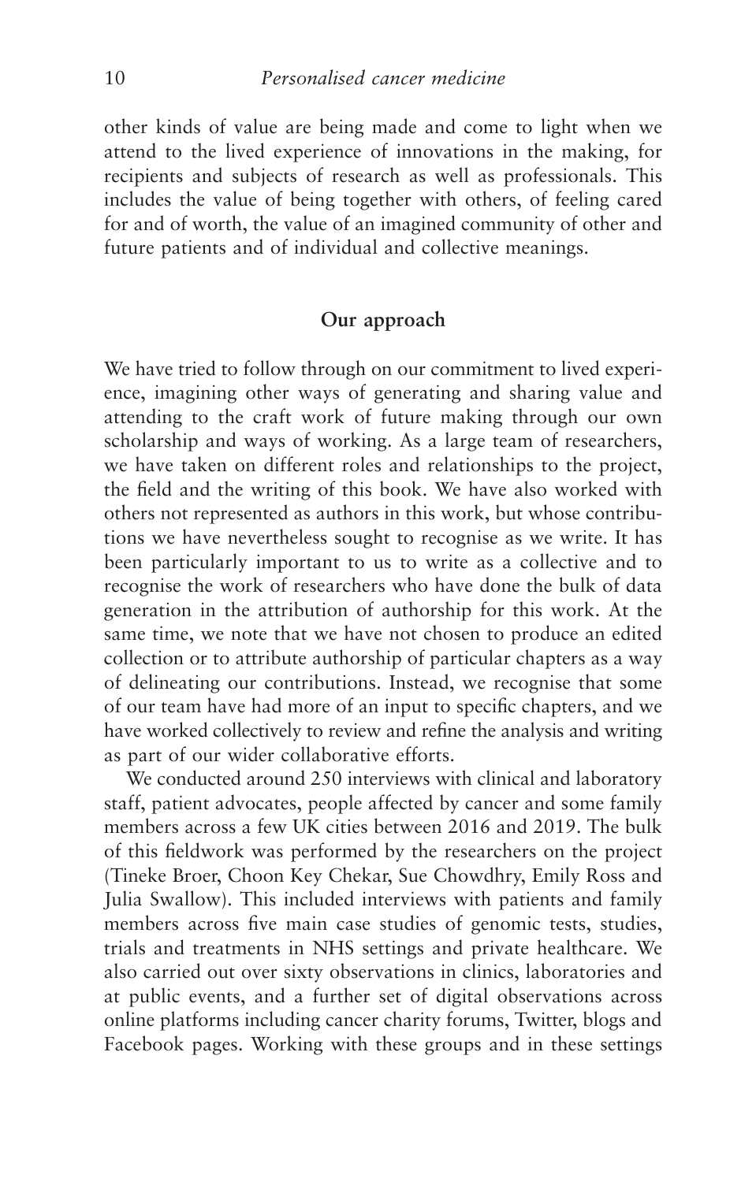other kinds of value are being made and come to light when we attend to the lived experience of innovations in the making, for recipients and subjects of research as well as professionals. This includes the value of being together with others, of feeling cared for and of worth, the value of an imagined community of other and future patients and of individual and collective meanings.

## Our approach

We have tried to follow through on our commitment to lived experience, imagining other ways of generating and sharing value and attending to the craft work of future making through our own scholarship and ways of working. As a large team of researchers, we have taken on different roles and relationships to the project, the field and the writing of this book. We have also worked with others not represented as authors in this work, but whose contributions we have nevertheless sought to recognise as we write. It has been particularly important to us to write as a collective and to recognise the work of researchers who have done the bulk of data generation in the attribution of authorship for this work. At the same time, we note that we have not chosen to produce an edited collection or to attribute authorship of particular chapters as a way of delineating our contributions. Instead, we recognise that some of our team have had more of an input to specific chapters, and we have worked collectively to review and refine the analysis and writing as part of our wider collaborative efforts.

We conducted around 250 interviews with clinical and laboratory staff, patient advocates, people affected by cancer and some family members across a few UK cities between 2016 and 2019. The bulk of this fieldwork was performed by the researchers on the project (Tineke Broer, Choon Key Chekar, Sue Chowdhry, Emily Ross and Julia Swallow). This included interviews with patients and family members across five main case studies of genomic tests, studies, trials and treatments in NHS settings and private healthcare. We also carried out over sixty observations in clinics, laboratories and at public events, and a further set of digital observations across online platforms including cancer charity forums, Twitter, blogs and Facebook pages. Working with these groups and in these settings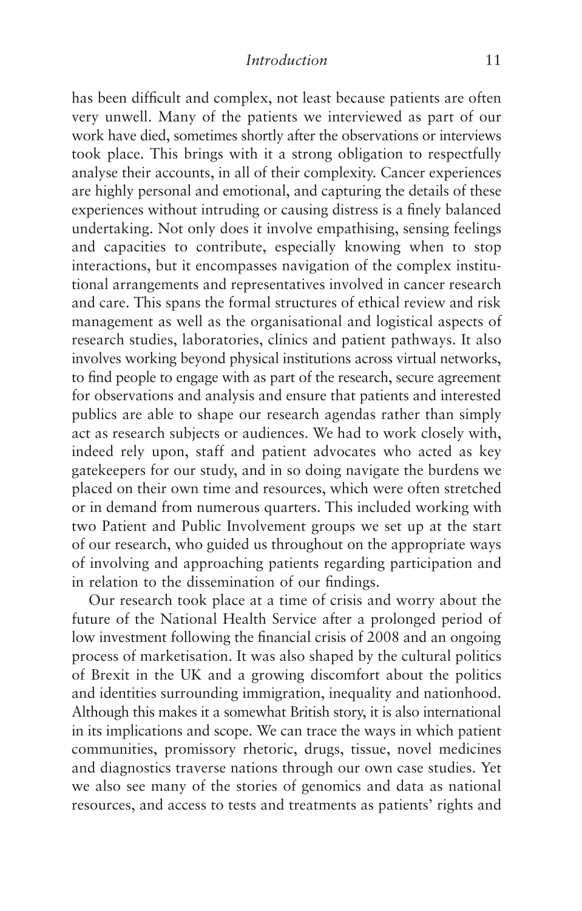has been difficult and complex, not least because patients are often very unwell. Many of the patients we interviewed as part of our work have died, sometimes shortly after the observations or interviews took place. This brings with it a strong obligation to respectfully analyse their accounts, in all of their complexity. Cancer experiences are highly personal and emotional, and capturing the details of these experiences without intruding or causing distress is a finely balanced undertaking. Not only does it involve empathising, sensing feelings and capacities to contribute, especially knowing when to stop interactions, but it encompasses navigation of the complex institutional arrangements and representatives involved in cancer research and care. This spans the formal structures of ethical review and risk management as well as the organisational and logistical aspects of research studies, laboratories, clinics and patient pathways. It also involves working beyond physical institutions across virtual networks, to find people to engage with as part of the research, secure agreement for observations and analysis and ensure that patients and interested publics are able to shape our research agendas rather than simply act as research subjects or audiences. We had to work closely with, indeed rely upon, staff and patient advocates who acted as key gatekeepers for our study, and in so doing navigate the burdens we placed on their own time and resources, which were often stretched or in demand from numerous quarters. This included working with two Patient and Public Involvement groups we set up at the start of our research, who guided us throughout on the appropriate ways of involving and approaching patients regarding participation and in relation to the dissemination of our findings.

Our research took place at a time of crisis and worry about the future of the National Health Service after a prolonged period of low investment following the financial crisis of 2008 and an ongoing process of marketisation. It was also shaped by the cultural politics of Brexit in the UK and a growing discomfort about the politics and identities surrounding immigration, inequality and nationhood. Although this makes it a somewhat British story, it is also international in its implications and scope. We can trace the ways in which patient communities, promissory rhetoric, drugs, tissue, novel medicines and diagnostics traverse nations through our own case studies. Yet we also see many of the stories of genomics and data as national resources, and access to tests and treatments as patients' rights and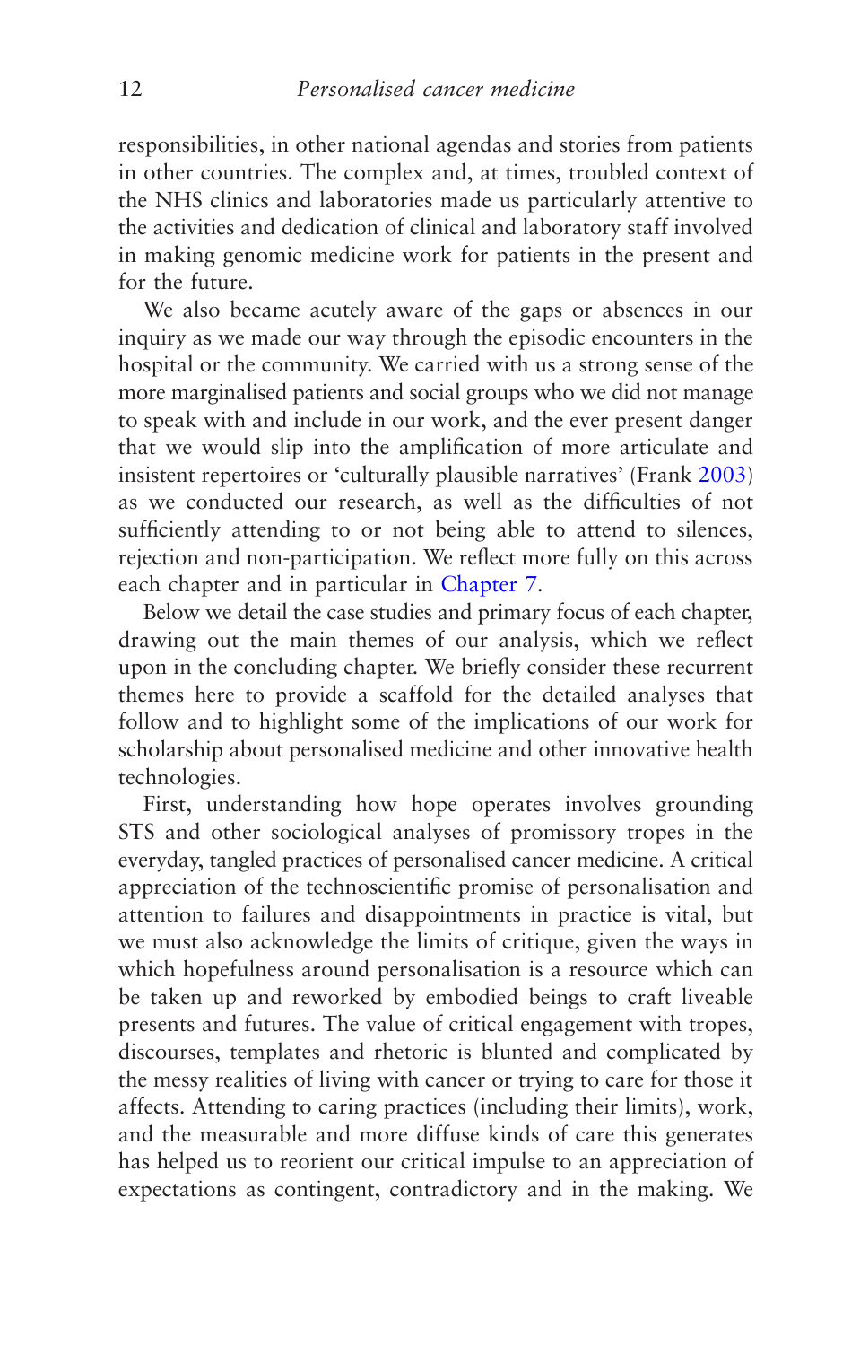responsibilities, in other national agendas and stories from patients in other countries. The complex and, at times, troubled context of the NHS clinics and laboratories made us particularly attentive to the activities and dedication of clinical and laboratory staff involved in making genomic medicine work for patients in the present and for the future.

We also became acutely aware of the gaps or absences in our inquiry as we made our way through the episodic encounters in the hospital or the community. We carried with us a strong sense of the more marginalised patients and social groups who we did not manage to speak with and include in our work, and the ever present danger that we would slip into the amplification of more articulate and insistent repertoires or 'culturally plausible narratives' (Frank 2003) as we conducted our research, as well as the difficulties of not sufficiently attending to or not being able to attend to silences, rejection and non-participation. We reflect more fully on this across each chapter and in particular in Chapter 7.

Below we detail the case studies and primary focus of each chapter, drawing out the main themes of our analysis, which we reflect upon in the concluding chapter. We briefly consider these recurrent themes here to provide a scaffold for the detailed analyses that follow and to highlight some of the implications of our work for scholarship about personalised medicine and other innovative health technologies.

First, understanding how hope operates involves grounding STS and other sociological analyses of promissory tropes in the everyday, tangled practices of personalised cancer medicine. A critical appreciation of the technoscientific promise of personalisation and attention to failures and disappointments in practice is vital, but we must also acknowledge the limits of critique, given the ways in which hopefulness around personalisation is a resource which can be taken up and reworked by embodied beings to craft liveable presents and futures. The value of critical engagement with tropes, discourses, templates and rhetoric is blunted and complicated by the messy realities of living with cancer or trying to care for those it affects. Attending to caring practices (including their limits), work, and the measurable and more diffuse kinds of care this generates has helped us to reorient our critical impulse to an appreciation of expectations as contingent, contradictory and in the making. We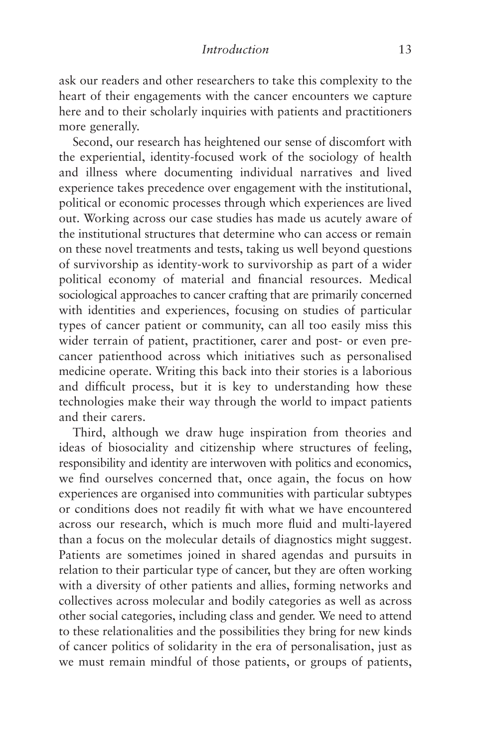ask our readers and other researchers to take this complexity to the heart of their engagements with the cancer encounters we capture here and to their scholarly inquiries with patients and practitioners more generally.

Second, our research has heightened our sense of discomfort with the experiential, identity-focused work of the sociology of health and illness where documenting individual narratives and lived experience takes precedence over engagement with the institutional, political or economic processes through which experiences are lived out. Working across our case studies has made us acutely aware of the institutional structures that determine who can access or remain on these novel treatments and tests, taking us well beyond questions of survivorship as identity-work to survivorship as part of a wider political economy of material and financial resources. Medical sociological approaches to cancer crafting that are primarily concerned with identities and experiences, focusing on studies of particular types of cancer patient or community, can all too easily miss this wider terrain of patient, practitioner, carer and post- or even pre-cancer patienthood across which initiatives such as personalised medicine operate. Writing this back into their stories is a laborious and difficult process, but it is key to understanding how these technologies make their way through the world to impact patients and their carers.

Third, although we draw huge inspiration from theories and ideas of biosociality and citizenship where structures of feeling, responsibility and identity are interwoven with politics and economics, we find ourselves concerned that, once again, the focus on how experiences are organised into communities with particular subtypes or conditions does not readily fit with what we have encountered across our research, which is much more fluid and multi-layered than a focus on the molecular details of diagnostics might suggest. Patients are sometimes joined in shared agendas and pursuits in relation to their particular type of cancer, but they are often working with a diversity of other patients and allies, forming networks and collectives across molecular and bodily categories as well as across other social categories, including class and gender. We need to attend to these relationalities and the possibilities they bring for new kinds of cancer politics of solidarity in the era of personalisation, just as we must remain mindful of those patients, or groups of patients,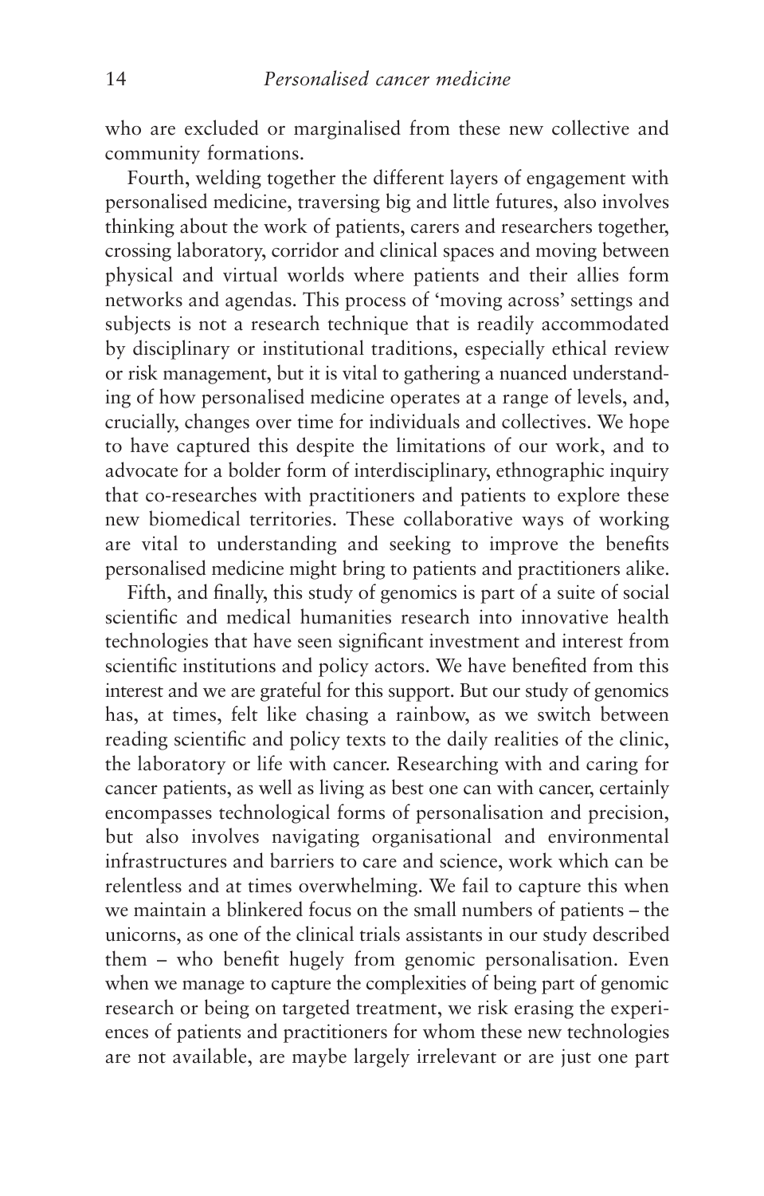who are excluded or marginalised from these new collective and community formations.

Fourth, welding together the different layers of engagement with personalised medicine, traversing big and little futures, also involves thinking about the work of patients, carers and researchers together, crossing laboratory, corridor and clinical spaces and moving between physical and virtual worlds where patients and their allies form networks and agendas. This process of 'moving across' settings and subjects is not a research technique that is readily accommodated by disciplinary or institutional traditions, especially ethical review or risk management, but it is vital to gathering a nuanced understanding of how personalised medicine operates at a range of levels, and, crucially, changes over time for individuals and collectives. We hope to have captured this despite the limitations of our work, and to advocate for a bolder form of interdisciplinary, ethnographic inquiry that co-researches with practitioners and patients to explore these new biomedical territories. These collaborative ways of working are vital to understanding and seeking to improve the benefits personalised medicine might bring to patients and practitioners alike.

Fifth, and finally, this study of genomics is part of a suite of social scientific and medical humanities research into innovative health technologies that have seen significant investment and interest from scientific institutions and policy actors. We have benefited from this interest and we are grateful for this support. But our study of genomics has, at times, felt like chasing a rainbow, as we switch between reading scientific and policy texts to the daily realities of the clinic, the laboratory or life with cancer. Researching with and caring for cancer patients, as well as living as best one can with cancer, certainly encompasses technological forms of personalisation and precision, but also involves navigating organisational and environmental infrastructures and barriers to care and science, work which can be relentless and at times overwhelming. We fail to capture this when we maintain a blinkered focus on the small numbers of patients – the unicorns, as one of the clinical trials assistants in our study described them – who benefit hugely from genomic personalisation. Even when we manage to capture the complexities of being part of genomic research or being on targeted treatment, we risk erasing the experiences of patients and practitioners for whom these new technologies are not available, are maybe largely irrelevant or are just one part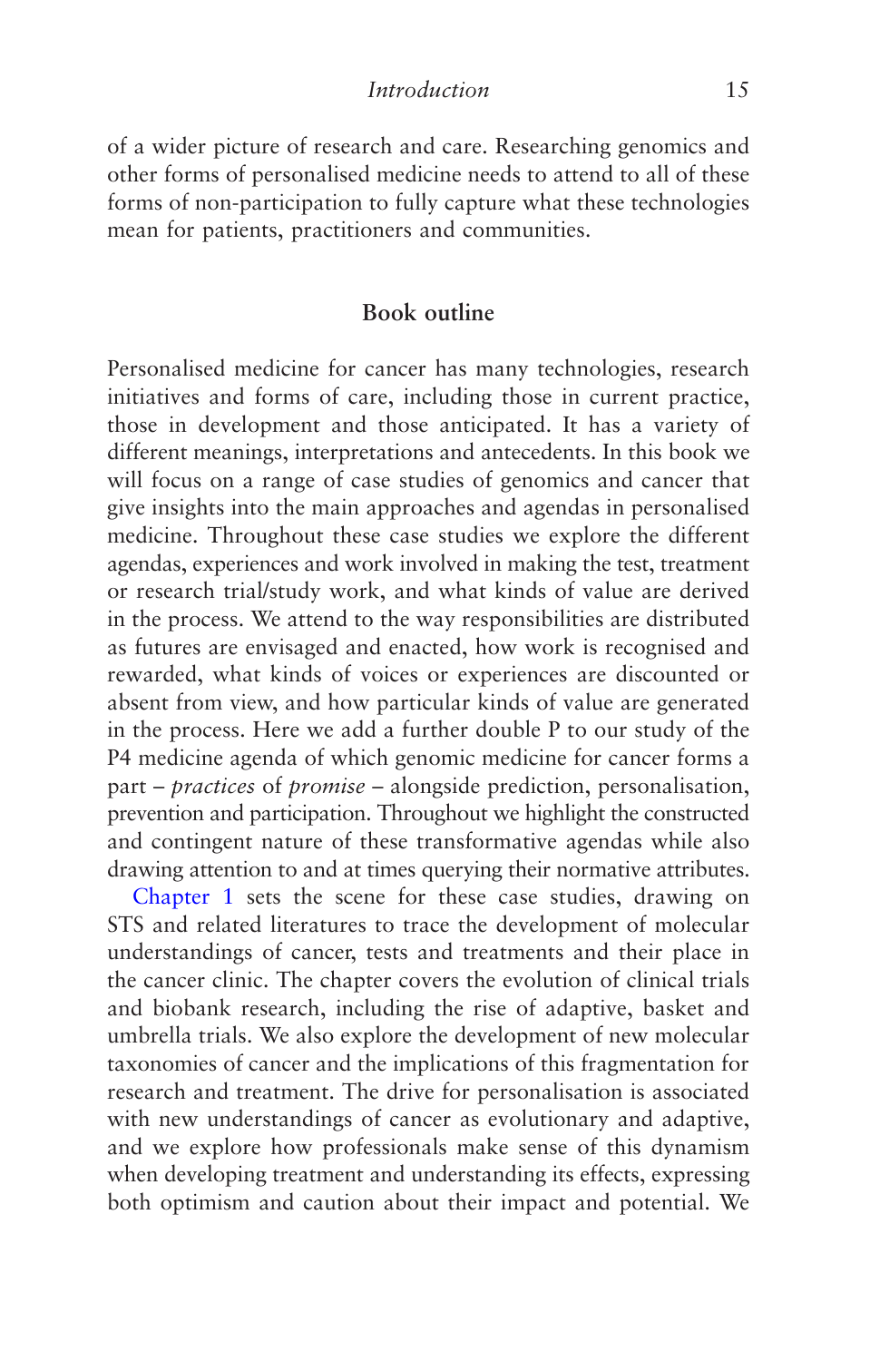of a wider picture of research and care. Researching genomics and other forms of personalised medicine needs to attend to all of these forms of non-participation to fully capture what these technologies mean for patients, practitioners and communities.

## Book outline

Personalised medicine for cancer has many technologies, research initiatives and forms of care, including those in current practice, those in development and those anticipated. It has a variety of different meanings, interpretations and antecedents. In this book we will focus on a range of case studies of genomics and cancer that give insights into the main approaches and agendas in personalised medicine. Throughout these case studies we explore the different agendas, experiences and work involved in making the test, treatment or research trial/study work, and what kinds of value are derived in the process. We attend to the way responsibilities are distributed as futures are envisaged and enacted, how work is recognised and rewarded, what kinds of voices or experiences are discounted or absent from view, and how particular kinds of value are generated in the process. Here we add a further double P to our study of the P4 medicine agenda of which genomic medicine for cancer forms a part – *practices* of *promise* – alongside prediction, personalisation, prevention and participation. Throughout we highlight the constructed and contingent nature of these transformative agendas while also drawing attention to and at times querying their normative attributes.

Chapter 1 sets the scene for these case studies, drawing on STS and related literatures to trace the development of molecular understandings of cancer, tests and treatments and their place in the cancer clinic. The chapter covers the evolution of clinical trials and biobank research, including the rise of adaptive, basket and umbrella trials. We also explore the development of new molecular taxonomies of cancer and the implications of this fragmentation for research and treatment. The drive for personalisation is associated with new understandings of cancer as evolutionary and adaptive, and we explore how professionals make sense of this dynamism when developing treatment and understanding its effects, expressing both optimism and caution about their impact and potential. We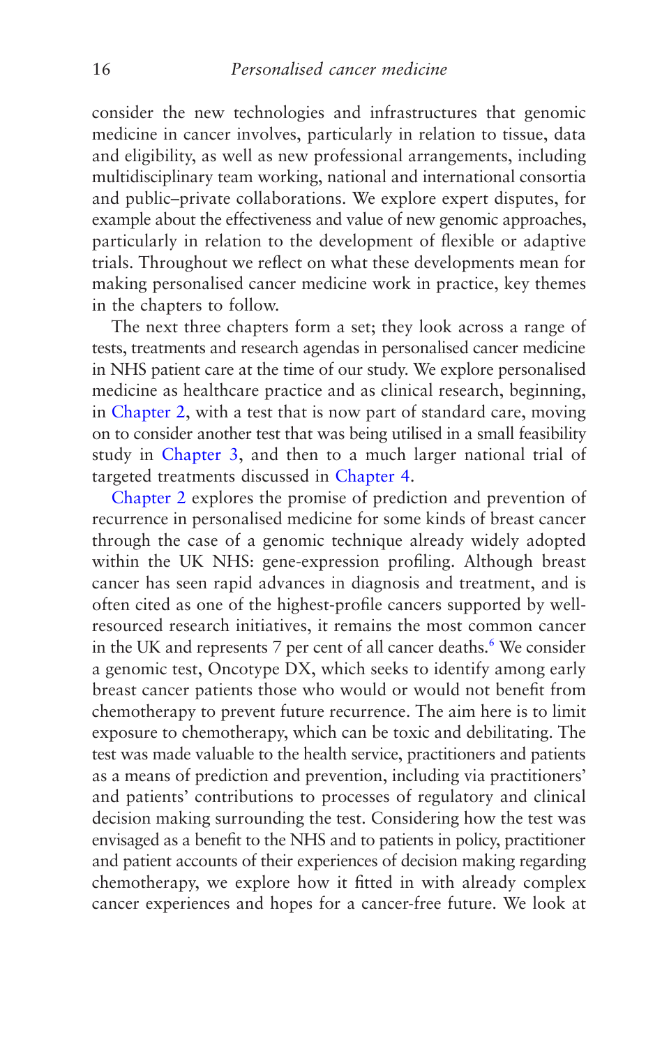consider the new technologies and infrastructures that genomic medicine in cancer involves, particularly in relation to tissue, data and eligibility, as well as new professional arrangements, including multidisciplinary team working, national and international consortia and public–private collaborations. We explore expert disputes, for example about the effectiveness and value of new genomic approaches, particularly in relation to the development of flexible or adaptive trials. Throughout we reflect on what these developments mean for making personalised cancer medicine work in practice, key themes in the chapters to follow.

The next three chapters form a set; they look across a range of tests, treatments and research agendas in personalised cancer medicine in NHS patient care at the time of our study. We explore personalised medicine as healthcare practice and as clinical research, beginning, in Chapter 2, with a test that is now part of standard care, moving on to consider another test that was being utilised in a small feasibility study in Chapter 3, and then to a much larger national trial of targeted treatments discussed in Chapter 4.

Chapter 2 explores the promise of prediction and prevention of recurrence in personalised medicine for some kinds of breast cancer through the case of a genomic technique already widely adopted within the UK NHS: gene-expression profiling. Although breast cancer has seen rapid advances in diagnosis and treatment, and is often cited as one of the highest-profile cancers supported by well-resourced research initiatives, it remains the most common cancer in the UK and represents 7 per cent of all cancer deaths.[6] We consider a genomic test, Oncotype DX, which seeks to identify among early breast cancer patients those who would or would not benefit from chemotherapy to prevent future recurrence. The aim here is to limit exposure to chemotherapy, which can be toxic and debilitating. The test was made valuable to the health service, practitioners and patients as a means of prediction and prevention, including via practitioners' and patients' contributions to processes of regulatory and clinical decision making surrounding the test. Considering how the test was envisaged as a benefit to the NHS and to patients in policy, practitioner and patient accounts of their experiences of decision making regarding chemotherapy, we explore how it fitted in with already complex cancer experiences and hopes for a cancer-free future. We look at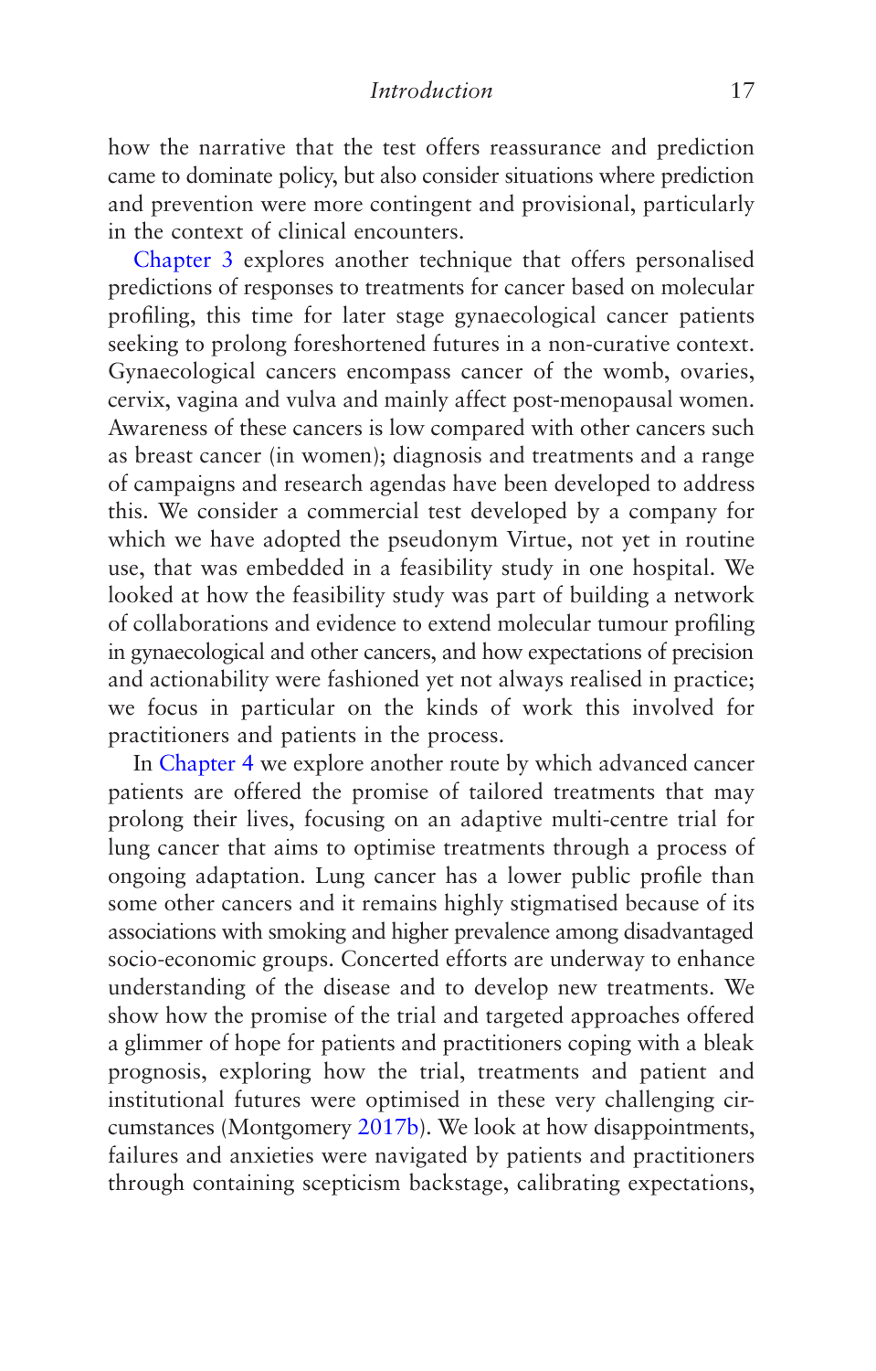how the narrative that the test offers reassurance and prediction came to dominate policy, but also consider situations where prediction and prevention were more contingent and provisional, particularly in the context of clinical encounters.

Chapter 3 explores another technique that offers personalised predictions of responses to treatments for cancer based on molecular profiling, this time for later stage gynaecological cancer patients seeking to prolong foreshortened futures in a non-curative context. Gynaecological cancers encompass cancer of the womb, ovaries, cervix, vagina and vulva and mainly affect post-menopausal women. Awareness of these cancers is low compared with other cancers such as breast cancer (in women); diagnosis and treatments and a range of campaigns and research agendas have been developed to address this. We consider a commercial test developed by a company for which we have adopted the pseudonym Virtue, not yet in routine use, that was embedded in a feasibility study in one hospital. We looked at how the feasibility study was part of building a network of collaborations and evidence to extend molecular tumour profiling in gynaecological and other cancers, and how expectations of precision and actionability were fashioned yet not always realised in practice; we focus in particular on the kinds of work this involved for practitioners and patients in the process.

In Chapter 4 we explore another route by which advanced cancer patients are offered the promise of tailored treatments that may prolong their lives, focusing on an adaptive multi-centre trial for lung cancer that aims to optimise treatments through a process of ongoing adaptation. Lung cancer has a lower public profile than some other cancers and it remains highly stigmatised because of its associations with smoking and higher prevalence among disadvantaged socio-economic groups. Concerted efforts are underway to enhance understanding of the disease and to develop new treatments. We show how the promise of the trial and targeted approaches offered a glimmer of hope for patients and practitioners coping with a bleak prognosis, exploring how the trial, treatments and patient and institutional futures were optimised in these very challenging circumstances (Montgomery 2017b). We look at how disappointments, failures and anxieties were navigated by patients and practitioners through containing scepticism backstage, calibrating expectations,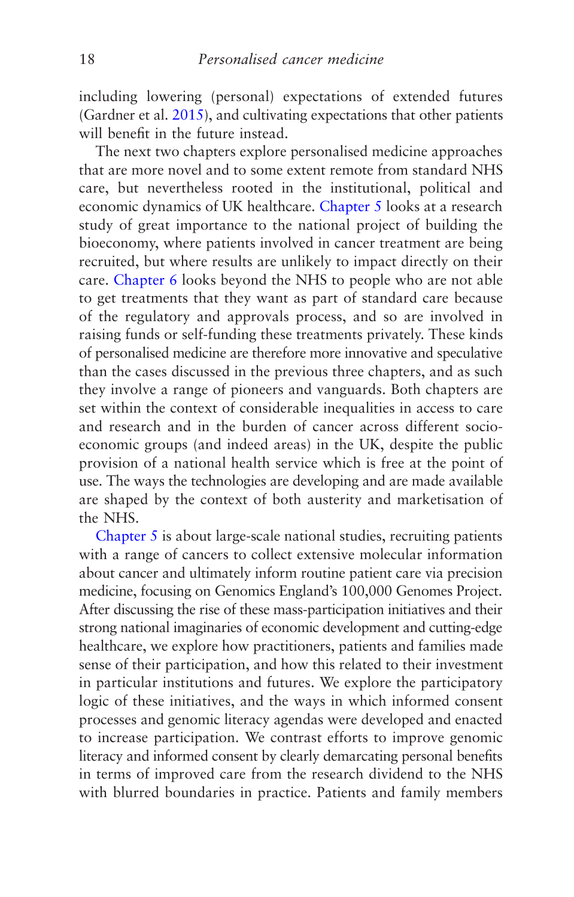including lowering (personal) expectations of extended futures (Gardner et al. 2015), and cultivating expectations that other patients will benefit in the future instead.

The next two chapters explore personalised medicine approaches that are more novel and to some extent remote from standard NHS care, but nevertheless rooted in the institutional, political and economic dynamics of UK healthcare. Chapter 5 looks at a research study of great importance to the national project of building the bioeconomy, where patients involved in cancer treatment are being recruited, but where results are unlikely to impact directly on their care. Chapter 6 looks beyond the NHS to people who are not able to get treatments that they want as part of standard care because of the regulatory and approvals process, and so are involved in raising funds or self-funding these treatments privately. These kinds of personalised medicine are therefore more innovative and speculative than the cases discussed in the previous three chapters, and as such they involve a range of pioneers and vanguards. Both chapters are set within the context of considerable inequalities in access to care and research and in the burden of cancer across different socio-economic groups (and indeed areas) in the UK, despite the public provision of a national health service which is free at the point of use. The ways the technologies are developing and are made available are shaped by the context of both austerity and marketisation of the NHS.

Chapter 5 is about large-scale national studies, recruiting patients with a range of cancers to collect extensive molecular information about cancer and ultimately inform routine patient care via precision medicine, focusing on Genomics England's 100,000 Genomes Project. After discussing the rise of these mass-participation initiatives and their strong national imaginaries of economic development and cutting-edge healthcare, we explore how practitioners, patients and families made sense of their participation, and how this related to their investment in particular institutions and futures. We explore the participatory logic of these initiatives, and the ways in which informed consent processes and genomic literacy agendas were developed and enacted to increase participation. We contrast efforts to improve genomic literacy and informed consent by clearly demarcating personal benefits in terms of improved care from the research dividend to the NHS with blurred boundaries in practice. Patients and family members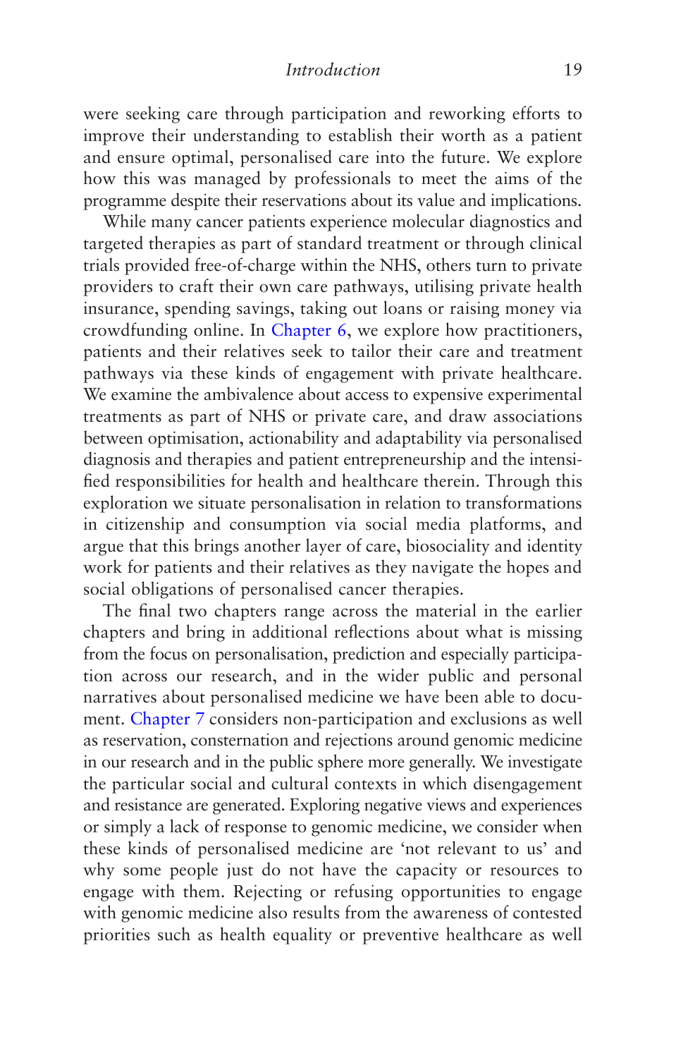were seeking care through participation and reworking efforts to improve their understanding to establish their worth as a patient and ensure optimal, personalised care into the future. We explore how this was managed by professionals to meet the aims of the programme despite their reservations about its value and implications.

While many cancer patients experience molecular diagnostics and targeted therapies as part of standard treatment or through clinical trials provided free-of-charge within the NHS, others turn to private providers to craft their own care pathways, utilising private health insurance, spending savings, taking out loans or raising money via crowdfunding online. In Chapter 6, we explore how practitioners, patients and their relatives seek to tailor their care and treatment pathways via these kinds of engagement with private healthcare. We examine the ambivalence about access to expensive experimental treatments as part of NHS or private care, and draw associations between optimisation, actionability and adaptability via personalised diagnosis and therapies and patient entrepreneurship and the intensified responsibilities for health and healthcare therein. Through this exploration we situate personalisation in relation to transformations in citizenship and consumption via social media platforms, and argue that this brings another layer of care, biosociality and identity work for patients and their relatives as they navigate the hopes and social obligations of personalised cancer therapies.

The final two chapters range across the material in the earlier chapters and bring in additional reflections about what is missing from the focus on personalisation, prediction and especially participation across our research, and in the wider public and personal narratives about personalised medicine we have been able to document. Chapter 7 considers non-participation and exclusions as well as reservation, consternation and rejections around genomic medicine in our research and in the public sphere more generally. We investigate the particular social and cultural contexts in which disengagement and resistance are generated. Exploring negative views and experiences or simply a lack of response to genomic medicine, we consider when these kinds of personalised medicine are 'not relevant to us' and why some people just do not have the capacity or resources to engage with them. Rejecting or refusing opportunities to engage with genomic medicine also results from the awareness of contested priorities such as health equality or preventive healthcare as well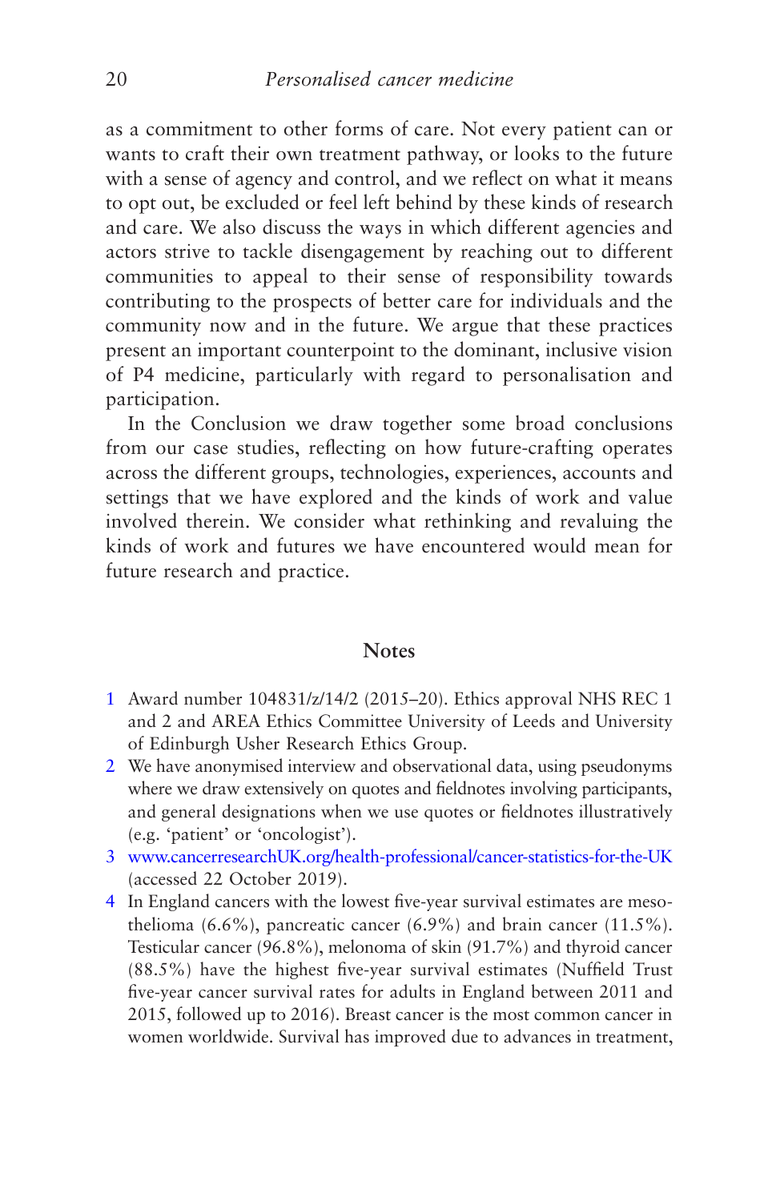as a commitment to other forms of care. Not every patient can or wants to craft their own treatment pathway, or looks to the future with a sense of agency and control, and we reflect on what it means to opt out, be excluded or feel left behind by these kinds of research and care. We also discuss the ways in which different agencies and actors strive to tackle disengagement by reaching out to different communities to appeal to their sense of responsibility towards contributing to the prospects of better care for individuals and the community now and in the future. We argue that these practices present an important counterpoint to the dominant, inclusive vision of P4 medicine, particularly with regard to personalisation and participation.

In the Conclusion we draw together some broad conclusions from our case studies, reflecting on how future-crafting operates across the different groups, technologies, experiences, accounts and settings that we have explored and the kinds of work and value involved therein. We consider what rethinking and revaluing the kinds of work and futures we have encountered would mean for future research and practice.

## Notes

1 Award number 104831/z/14/2 (2015–20). Ethics approval NHS REC 1 and 2 and AREA Ethics Committee University of Leeds and University of Edinburgh Usher Research Ethics Group.

2 We have anonymised interview and observational data, using pseudonyms where we draw extensively on quotes and fieldnotes involving participants, and general designations when we use quotes or fieldnotes illustratively (e.g. 'patient' or 'oncologist').

3 www.cancerresearchUK.org/health-professional/cancer-statistics-for-the-UK (accessed 22 October 2019).

4 In England cancers with the lowest five-year survival estimates are mesothelioma (6.6%), pancreatic cancer (6.9%) and brain cancer (11.5%). Testicular cancer (96.8%), melonoma of skin (91.7%) and thyroid cancer (88.5%) have the highest five-year survival estimates (Nuffield Trust five-year cancer survival rates for adults in England between 2011 and 2015, followed up to 2016). Breast cancer is the most common cancer in women worldwide. Survival has improved due to advances in treatment,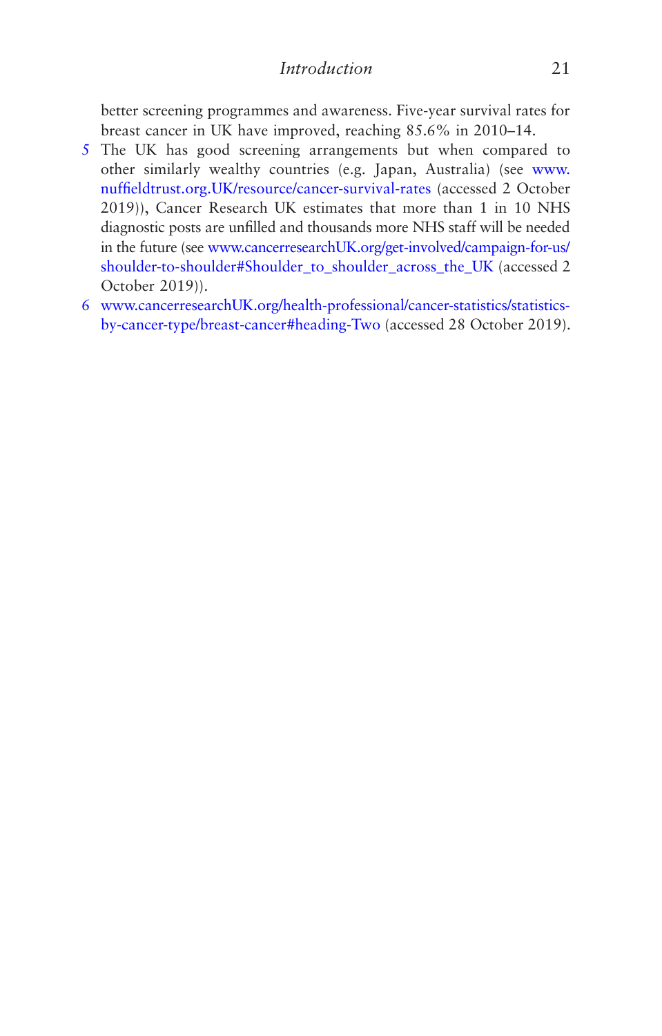better screening programmes and awareness. Five-year survival rates for breast cancer in UK have improved, reaching 85.6% in 2010–14.

5 The UK has good screening arrangements but when compared to other similarly wealthy countries (e.g. Japan, Australia) (see www.nuffieldtrust.org.UK/resource/cancer-survival-rates (accessed 2 October 2019)), Cancer Research UK estimates that more than 1 in 10 NHS diagnostic posts are unfilled and thousands more NHS staff will be needed in the future (see www.cancerresearchUK.org/get-involved/campaign-for-us/shoulder-to-shoulder#Shoulder_to_shoulder_across_the_UK (accessed 2 October 2019)).

6 www.cancerresearchUK.org/health-professional/cancer-statistics/statistics-by-cancer-type/breast-cancer#heading-Two (accessed 28 October 2019).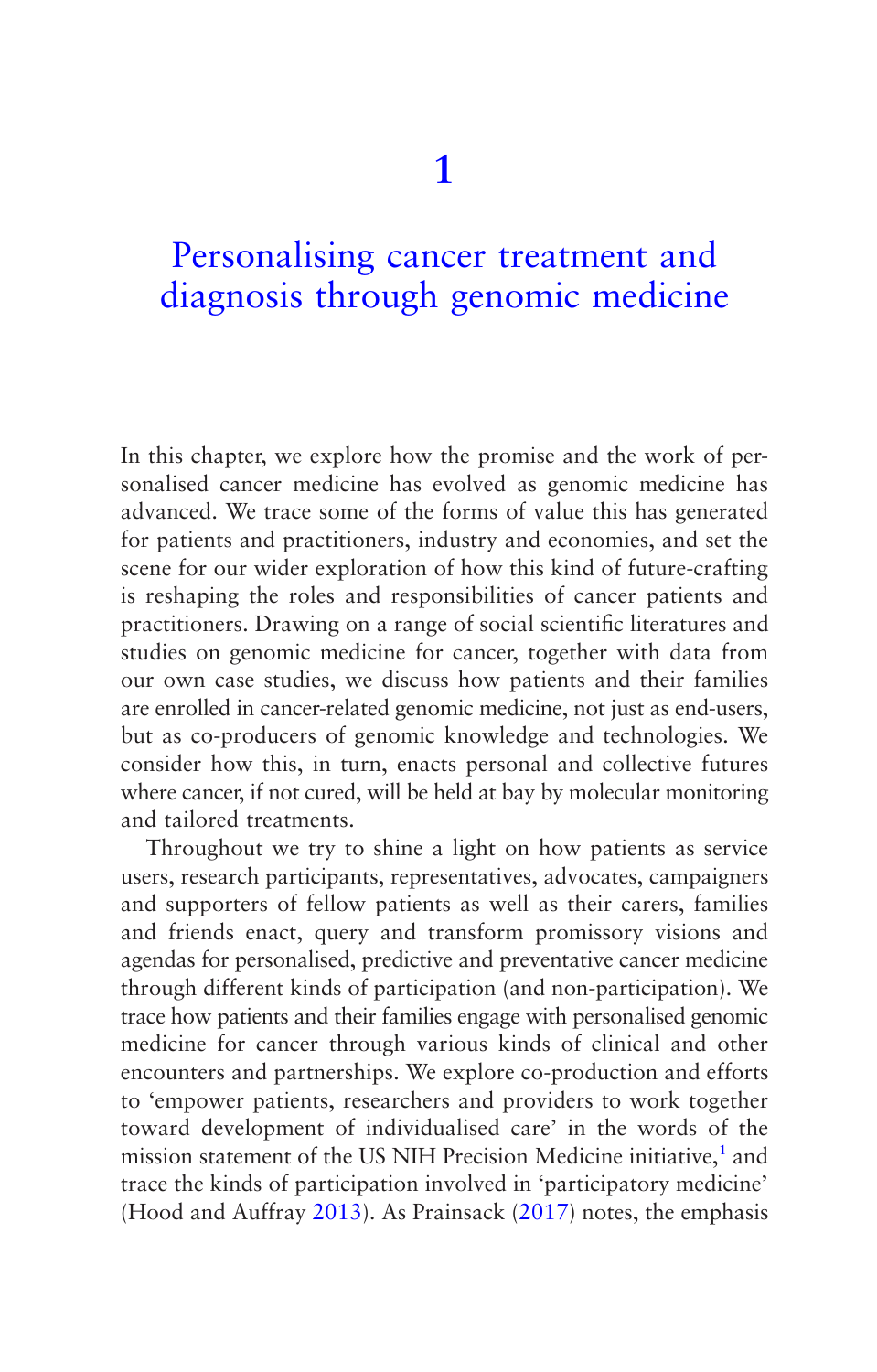# 1

# Personalising cancer treatment and diagnosis through genomic medicine

In this chapter, we explore how the promise and the work of personalised cancer medicine has evolved as genomic medicine has advanced. We trace some of the forms of value this has generated for patients and practitioners, industry and economies, and set the scene for our wider exploration of how this kind of future-crafting is reshaping the roles and responsibilities of cancer patients and practitioners. Drawing on a range of social scientific literatures and studies on genomic medicine for cancer, together with data from our own case studies, we discuss how patients and their families are enrolled in cancer-related genomic medicine, not just as end-users, but as co-producers of genomic knowledge and technologies. We consider how this, in turn, enacts personal and collective futures where cancer, if not cured, will be held at bay by molecular monitoring and tailored treatments.

Throughout we try to shine a light on how patients as service users, research participants, representatives, advocates, campaigners and supporters of fellow patients as well as their carers, families and friends enact, query and transform promissory visions and agendas for personalised, predictive and preventative cancer medicine through different kinds of participation (and non-participation). We trace how patients and their families engage with personalised genomic medicine for cancer through various kinds of clinical and other encounters and partnerships. We explore co-production and efforts to 'empower patients, researchers and providers to work together toward development of individualised care' in the words of the mission statement of the US NIH Precision Medicine initiative,[1] and trace the kinds of participation involved in 'participatory medicine' (Hood and Auffray 2013). As Prainsack (2017) notes, the emphasis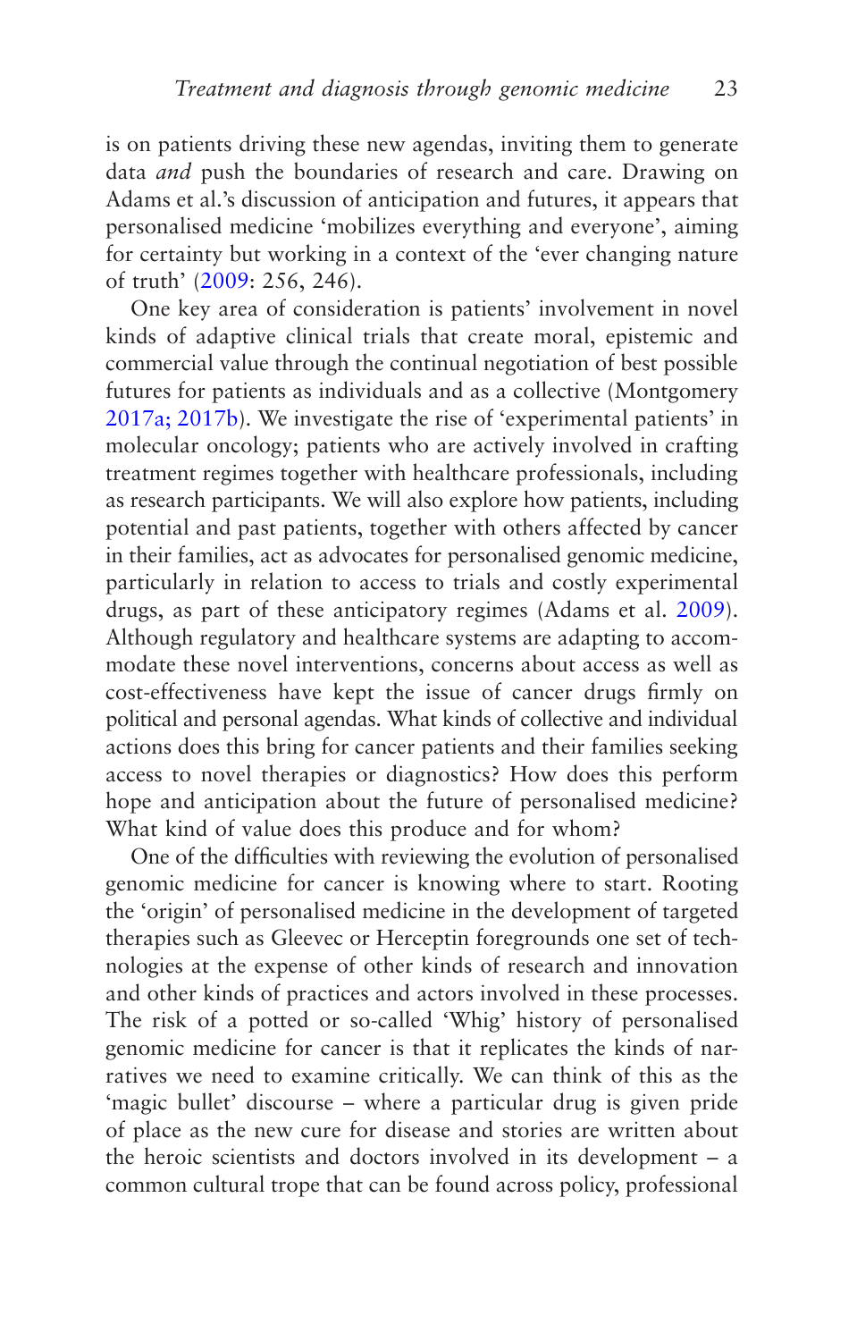is on patients driving these new agendas, inviting them to generate data *and* push the boundaries of research and care. Drawing on Adams et al.'s discussion of anticipation and futures, it appears that personalised medicine 'mobilizes everything and everyone', aiming for certainty but working in a context of the 'ever changing nature of truth' (2009: 256, 246).

One key area of consideration is patients' involvement in novel kinds of adaptive clinical trials that create moral, epistemic and commercial value through the continual negotiation of best possible futures for patients as individuals and as a collective (Montgomery 2017a; 2017b). We investigate the rise of 'experimental patients' in molecular oncology; patients who are actively involved in crafting treatment regimes together with healthcare professionals, including as research participants. We will also explore how patients, including potential and past patients, together with others affected by cancer in their families, act as advocates for personalised genomic medicine, particularly in relation to access to trials and costly experimental drugs, as part of these anticipatory regimes (Adams et al. 2009). Although regulatory and healthcare systems are adapting to accommodate these novel interventions, concerns about access as well as cost-effectiveness have kept the issue of cancer drugs firmly on political and personal agendas. What kinds of collective and individual actions does this bring for cancer patients and their families seeking access to novel therapies or diagnostics? How does this perform hope and anticipation about the future of personalised medicine? What kind of value does this produce and for whom?

One of the difficulties with reviewing the evolution of personalised genomic medicine for cancer is knowing where to start. Rooting the 'origin' of personalised medicine in the development of targeted therapies such as Gleevec or Herceptin foregrounds one set of technologies at the expense of other kinds of research and innovation and other kinds of practices and actors involved in these processes. The risk of a potted or so-called 'Whig' history of personalised genomic medicine for cancer is that it replicates the kinds of narratives we need to examine critically. We can think of this as the 'magic bullet' discourse – where a particular drug is given pride of place as the new cure for disease and stories are written about the heroic scientists and doctors involved in its development – a common cultural trope that can be found across policy, professional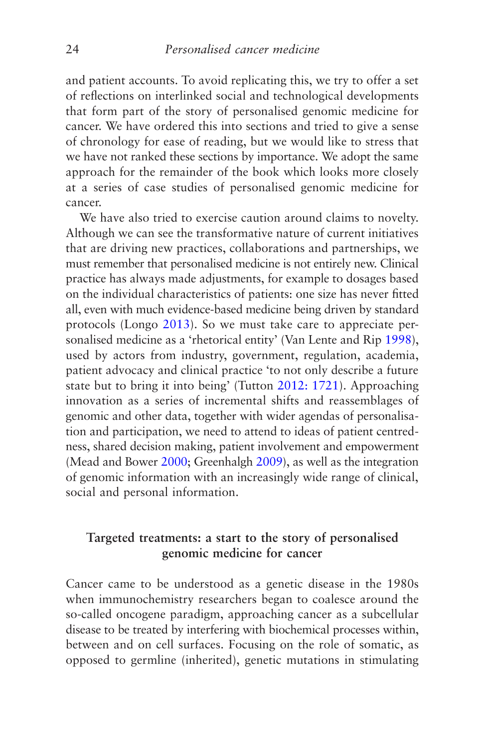and patient accounts. To avoid replicating this, we try to offer a set of reflections on interlinked social and technological developments that form part of the story of personalised genomic medicine for cancer. We have ordered this into sections and tried to give a sense of chronology for ease of reading, but we would like to stress that we have not ranked these sections by importance. We adopt the same approach for the remainder of the book which looks more closely at a series of case studies of personalised genomic medicine for cancer.

We have also tried to exercise caution around claims to novelty. Although we can see the transformative nature of current initiatives that are driving new practices, collaborations and partnerships, we must remember that personalised medicine is not entirely new. Clinical practice has always made adjustments, for example to dosages based on the individual characteristics of patients: one size has never fitted all, even with much evidence-based medicine being driven by standard protocols (Longo 2013). So we must take care to appreciate personalised medicine as a 'rhetorical entity' (Van Lente and Rip 1998), used by actors from industry, government, regulation, academia, patient advocacy and clinical practice 'to not only describe a future state but to bring it into being' (Tutton 2012: 1721). Approaching innovation as a series of incremental shifts and reassemblages of genomic and other data, together with wider agendas of personalisation and participation, we need to attend to ideas of patient centredness, shared decision making, patient involvement and empowerment (Mead and Bower 2000; Greenhalgh 2009), as well as the integration of genomic information with an increasingly wide range of clinical, social and personal information.

## Targeted treatments: a start to the story of personalised genomic medicine for cancer

Cancer came to be understood as a genetic disease in the 1980s when immunochemistry researchers began to coalesce around the so-called oncogene paradigm, approaching cancer as a subcellular disease to be treated by interfering with biochemical processes within, between and on cell surfaces. Focusing on the role of somatic, as opposed to germline (inherited), genetic mutations in stimulating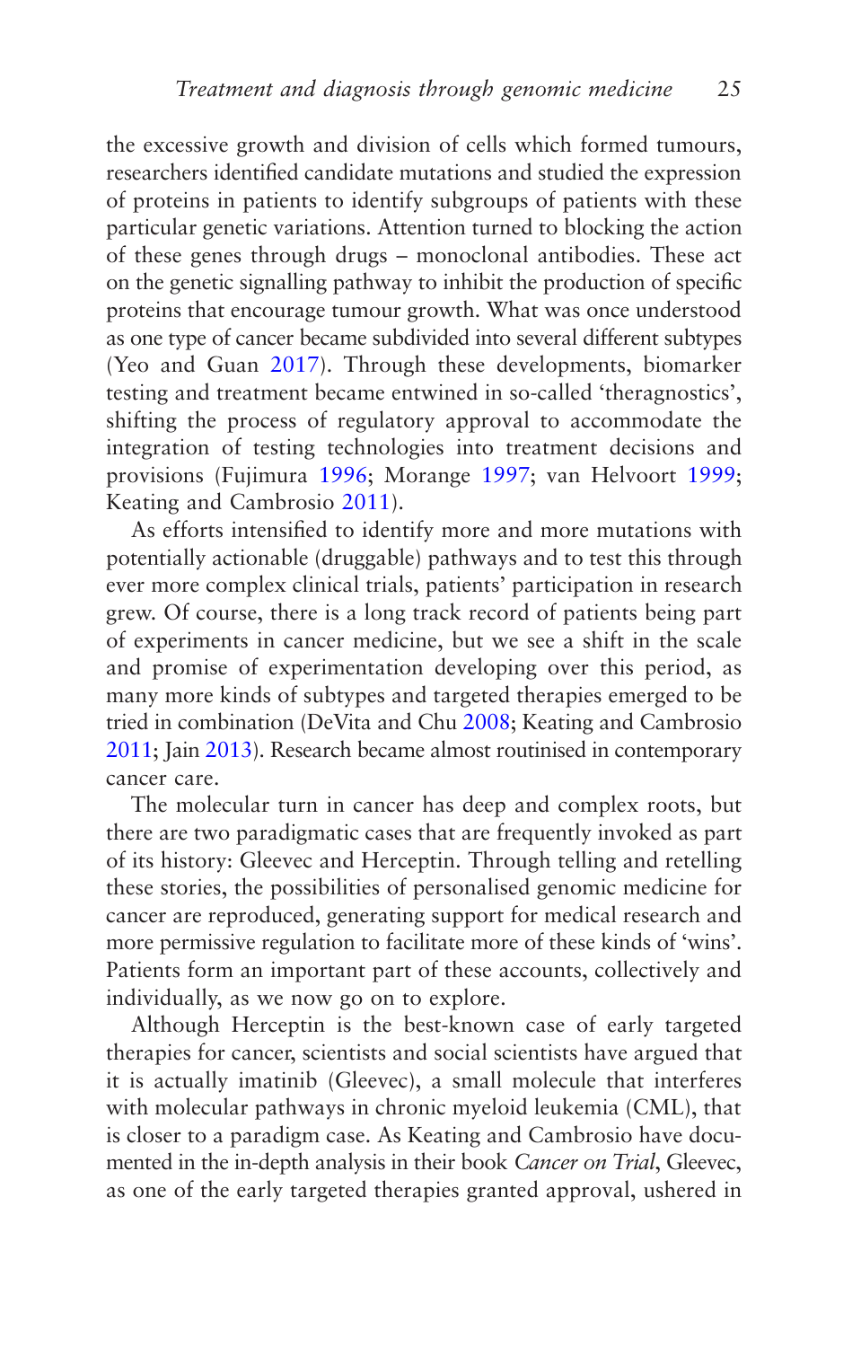the excessive growth and division of cells which formed tumours, researchers identified candidate mutations and studied the expression of proteins in patients to identify subgroups of patients with these particular genetic variations. Attention turned to blocking the action of these genes through drugs – monoclonal antibodies. These act on the genetic signalling pathway to inhibit the production of specific proteins that encourage tumour growth. What was once understood as one type of cancer became subdivided into several different subtypes (Yeo and Guan 2017). Through these developments, biomarker testing and treatment became entwined in so-called 'theragnostics', shifting the process of regulatory approval to accommodate the integration of testing technologies into treatment decisions and provisions (Fujimura 1996; Morange 1997; van Helvoort 1999; Keating and Cambrosio 2011).

As efforts intensified to identify more and more mutations with potentially actionable (druggable) pathways and to test this through ever more complex clinical trials, patients' participation in research grew. Of course, there is a long track record of patients being part of experiments in cancer medicine, but we see a shift in the scale and promise of experimentation developing over this period, as many more kinds of subtypes and targeted therapies emerged to be tried in combination (DeVita and Chu 2008; Keating and Cambrosio 2011; Jain 2013). Research became almost routinised in contemporary cancer care.

The molecular turn in cancer has deep and complex roots, but there are two paradigmatic cases that are frequently invoked as part of its history: Gleevec and Herceptin. Through telling and retelling these stories, the possibilities of personalised genomic medicine for cancer are reproduced, generating support for medical research and more permissive regulation to facilitate more of these kinds of 'wins'. Patients form an important part of these accounts, collectively and individually, as we now go on to explore.

Although Herceptin is the best-known case of early targeted therapies for cancer, scientists and social scientists have argued that it is actually imatinib (Gleevec), a small molecule that interferes with molecular pathways in chronic myeloid leukemia (CML), that is closer to a paradigm case. As Keating and Cambrosio have documented in the in-depth analysis in their book *Cancer on Trial*, Gleevec, as one of the early targeted therapies granted approval, ushered in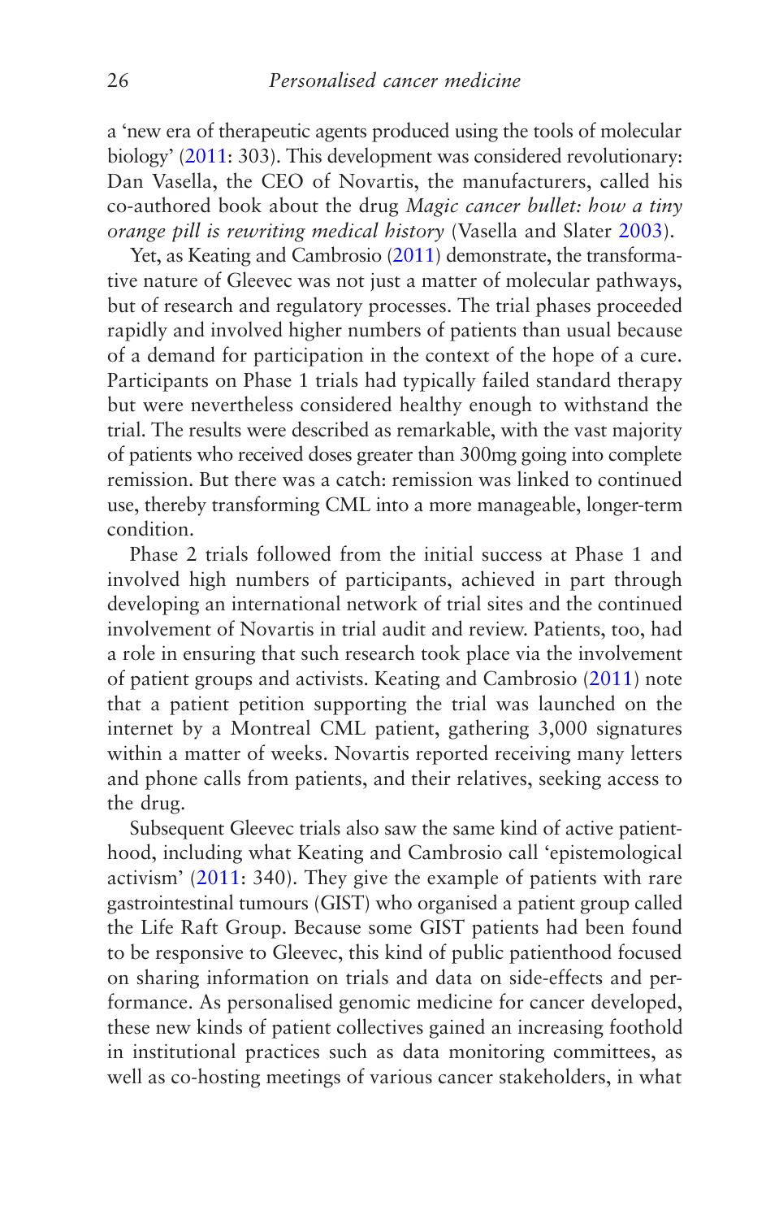a 'new era of therapeutic agents produced using the tools of molecular biology' (2011: 303). This development was considered revolutionary: Dan Vasella, the CEO of Novartis, the manufacturers, called his co-authored book about the drug *Magic cancer bullet: how a tiny orange pill is rewriting medical history* (Vasella and Slater 2003).

Yet, as Keating and Cambrosio (2011) demonstrate, the transformative nature of Gleevec was not just a matter of molecular pathways, but of research and regulatory processes. The trial phases proceeded rapidly and involved higher numbers of patients than usual because of a demand for participation in the context of the hope of a cure. Participants on Phase 1 trials had typically failed standard therapy but were nevertheless considered healthy enough to withstand the trial. The results were described as remarkable, with the vast majority of patients who received doses greater than 300mg going into complete remission. But there was a catch: remission was linked to continued use, thereby transforming CML into a more manageable, longer-term condition.

Phase 2 trials followed from the initial success at Phase 1 and involved high numbers of participants, achieved in part through developing an international network of trial sites and the continued involvement of Novartis in trial audit and review. Patients, too, had a role in ensuring that such research took place via the involvement of patient groups and activists. Keating and Cambrosio (2011) note that a patient petition supporting the trial was launched on the internet by a Montreal CML patient, gathering 3,000 signatures within a matter of weeks. Novartis reported receiving many letters and phone calls from patients, and their relatives, seeking access to the drug.

Subsequent Gleevec trials also saw the same kind of active patienthood, including what Keating and Cambrosio call 'epistemological activism' (2011: 340). They give the example of patients with rare gastrointestinal tumours (GIST) who organised a patient group called the Life Raft Group. Because some GIST patients had been found to be responsive to Gleevec, this kind of public patienthood focused on sharing information on trials and data on side-effects and performance. As personalised genomic medicine for cancer developed, these new kinds of patient collectives gained an increasing foothold in institutional practices such as data monitoring committees, as well as co-hosting meetings of various cancer stakeholders, in what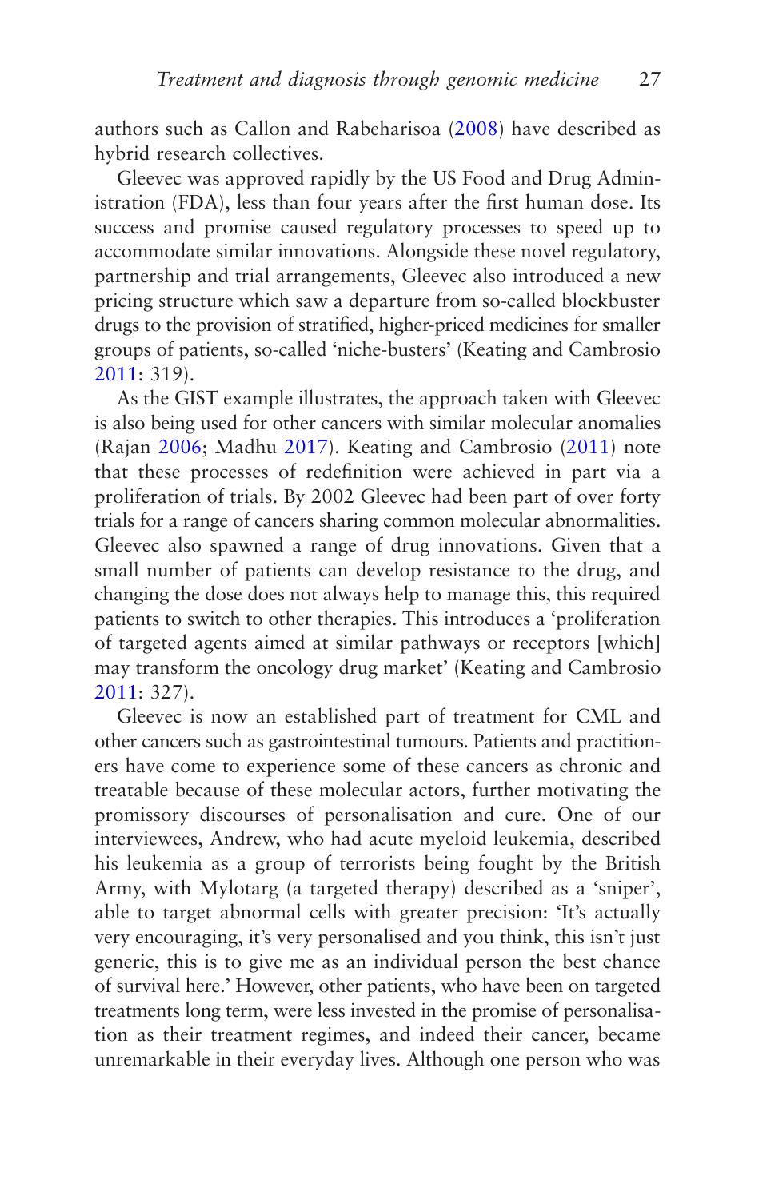authors such as Callon and Rabeharisoa (2008) have described as hybrid research collectives.

Gleevec was approved rapidly by the US Food and Drug Administration (FDA), less than four years after the first human dose. Its success and promise caused regulatory processes to speed up to accommodate similar innovations. Alongside these novel regulatory, partnership and trial arrangements, Gleevec also introduced a new pricing structure which saw a departure from so-called blockbuster drugs to the provision of stratified, higher-priced medicines for smaller groups of patients, so-called 'niche-busters' (Keating and Cambrosio 2011: 319).

As the GIST example illustrates, the approach taken with Gleevec is also being used for other cancers with similar molecular anomalies (Rajan 2006; Madhu 2017). Keating and Cambrosio (2011) note that these processes of redefinition were achieved in part via a proliferation of trials. By 2002 Gleevec had been part of over forty trials for a range of cancers sharing common molecular abnormalities. Gleevec also spawned a range of drug innovations. Given that a small number of patients can develop resistance to the drug, and changing the dose does not always help to manage this, this required patients to switch to other therapies. This introduces a 'proliferation of targeted agents aimed at similar pathways or receptors [which] may transform the oncology drug market' (Keating and Cambrosio 2011: 327).

Gleevec is now an established part of treatment for CML and other cancers such as gastrointestinal tumours. Patients and practitioners have come to experience some of these cancers as chronic and treatable because of these molecular actors, further motivating the promissory discourses of personalisation and cure. One of our interviewees, Andrew, who had acute myeloid leukemia, described his leukemia as a group of terrorists being fought by the British Army, with Mylotarg (a targeted therapy) described as a 'sniper', able to target abnormal cells with greater precision: 'It's actually very encouraging, it's very personalised and you think, this isn't just generic, this is to give me as an individual person the best chance of survival here.' However, other patients, who have been on targeted treatments long term, were less invested in the promise of personalisation as their treatment regimes, and indeed their cancer, became unremarkable in their everyday lives. Although one person who was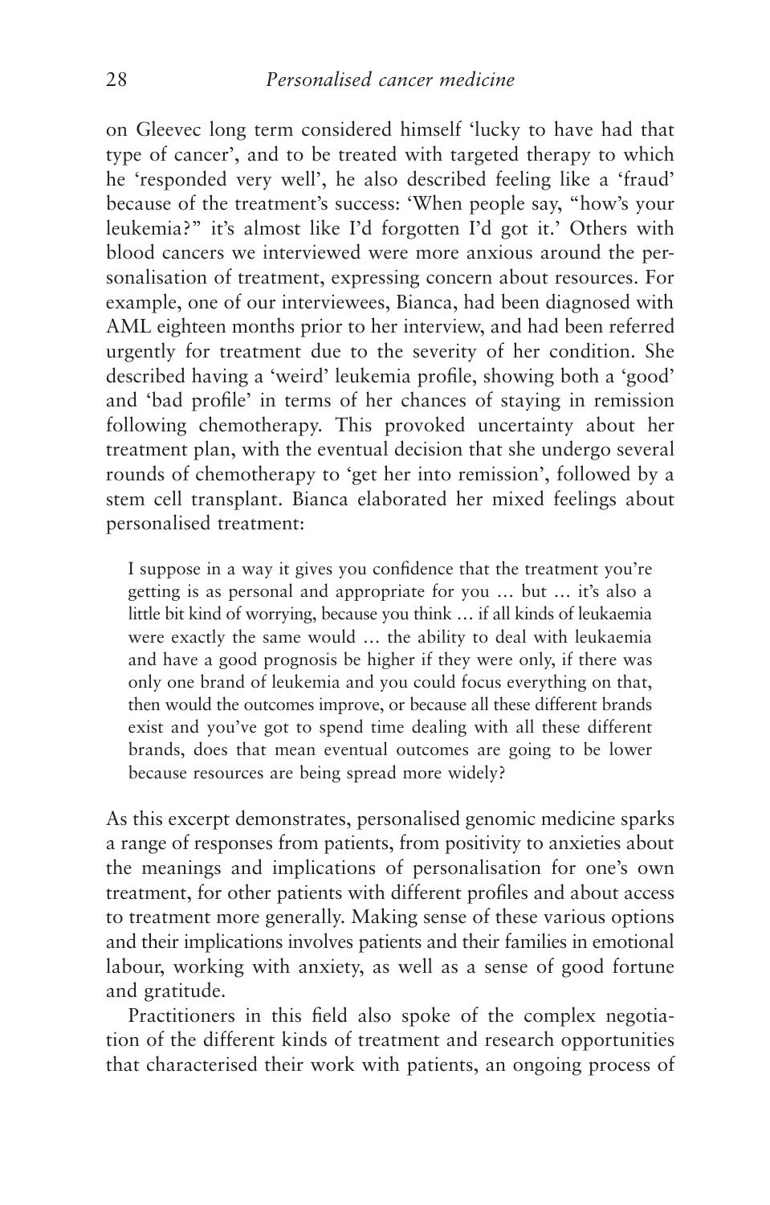on Gleevec long term considered himself 'lucky to have had that type of cancer', and to be treated with targeted therapy to which he 'responded very well', he also described feeling like a 'fraud' because of the treatment's success: 'When people say, "how's your leukemia?" it's almost like I'd forgotten I'd got it.' Others with blood cancers we interviewed were more anxious around the personalisation of treatment, expressing concern about resources. For example, one of our interviewees, Bianca, had been diagnosed with AML eighteen months prior to her interview, and had been referred urgently for treatment due to the severity of her condition. She described having a 'weird' leukemia profile, showing both a 'good' and 'bad profile' in terms of her chances of staying in remission following chemotherapy. This provoked uncertainty about her treatment plan, with the eventual decision that she undergo several rounds of chemotherapy to 'get her into remission', followed by a stem cell transplant. Bianca elaborated her mixed feelings about personalised treatment:

> I suppose in a way it gives you confidence that the treatment you're getting is as personal and appropriate for you … but … it's also a little bit kind of worrying, because you think … if all kinds of leukaemia were exactly the same would … the ability to deal with leukaemia and have a good prognosis be higher if they were only, if there was only one brand of leukemia and you could focus everything on that, then would the outcomes improve, or because all these different brands exist and you've got to spend time dealing with all these different brands, does that mean eventual outcomes are going to be lower because resources are being spread more widely?

As this excerpt demonstrates, personalised genomic medicine sparks a range of responses from patients, from positivity to anxieties about the meanings and implications of personalisation for one's own treatment, for other patients with different profiles and about access to treatment more generally. Making sense of these various options and their implications involves patients and their families in emotional labour, working with anxiety, as well as a sense of good fortune and gratitude.

Practitioners in this field also spoke of the complex negotiation of the different kinds of treatment and research opportunities that characterised their work with patients, an ongoing process of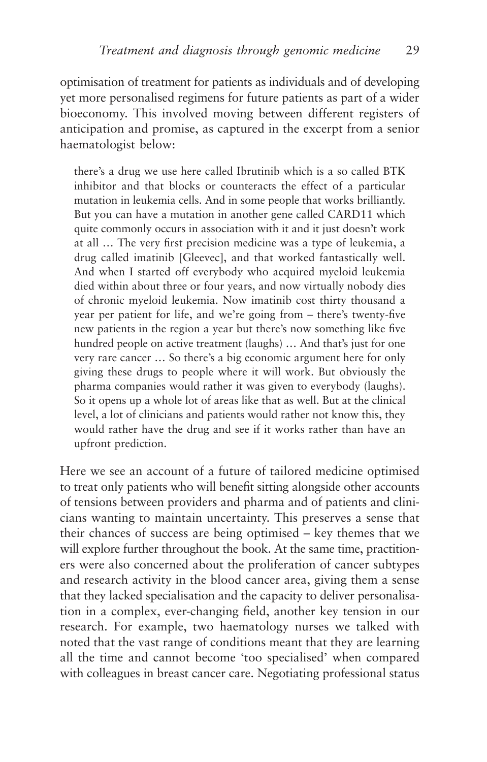optimisation of treatment for patients as individuals and of developing yet more personalised regimens for future patients as part of a wider bioeconomy. This involved moving between different registers of anticipation and promise, as captured in the excerpt from a senior haematologist below:

> there's a drug we use here called Ibrutinib which is a so called BTK inhibitor and that blocks or counteracts the effect of a particular mutation in leukemia cells. And in some people that works brilliantly. But you can have a mutation in another gene called CARD11 which quite commonly occurs in association with it and it just doesn't work at all … The very first precision medicine was a type of leukemia, a drug called imatinib [Gleevec], and that worked fantastically well. And when I started off everybody who acquired myeloid leukemia died within about three or four years, and now virtually nobody dies of chronic myeloid leukemia. Now imatinib cost thirty thousand a year per patient for life, and we're going from – there's twenty-five new patients in the region a year but there's now something like five hundred people on active treatment (laughs) … And that's just for one very rare cancer … So there's a big economic argument here for only giving these drugs to people where it will work. But obviously the pharma companies would rather it was given to everybody (laughs). So it opens up a whole lot of areas like that as well. But at the clinical level, a lot of clinicians and patients would rather not know this, they would rather have the drug and see if it works rather than have an upfront prediction.

Here we see an account of a future of tailored medicine optimised to treat only patients who will benefit sitting alongside other accounts of tensions between providers and pharma and of patients and clinicians wanting to maintain uncertainty. This preserves a sense that their chances of success are being optimised – key themes that we will explore further throughout the book. At the same time, practitioners were also concerned about the proliferation of cancer subtypes and research activity in the blood cancer area, giving them a sense that they lacked specialisation and the capacity to deliver personalisation in a complex, ever-changing field, another key tension in our research. For example, two haematology nurses we talked with noted that the vast range of conditions meant that they are learning all the time and cannot become 'too specialised' when compared with colleagues in breast cancer care. Negotiating professional status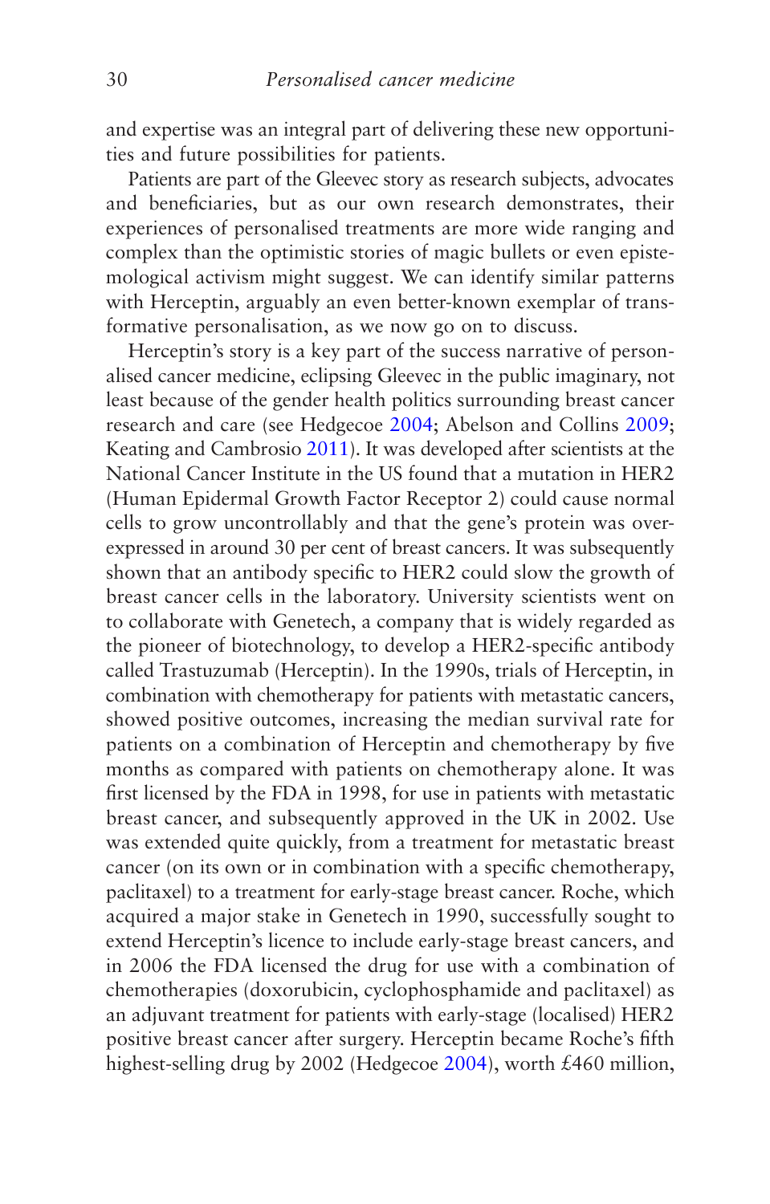and expertise was an integral part of delivering these new opportunities and future possibilities for patients.

Patients are part of the Gleevec story as research subjects, advocates and beneficiaries, but as our own research demonstrates, their experiences of personalised treatments are more wide ranging and complex than the optimistic stories of magic bullets or even epistemological activism might suggest. We can identify similar patterns with Herceptin, arguably an even better-known exemplar of transformative personalisation, as we now go on to discuss.

Herceptin's story is a key part of the success narrative of personalised cancer medicine, eclipsing Gleevec in the public imaginary, not least because of the gender health politics surrounding breast cancer research and care (see Hedgecoe 2004; Abelson and Collins 2009; Keating and Cambrosio 2011). It was developed after scientists at the National Cancer Institute in the US found that a mutation in HER2 (Human Epidermal Growth Factor Receptor 2) could cause normal cells to grow uncontrollably and that the gene's protein was overexpressed in around 30 per cent of breast cancers. It was subsequently shown that an antibody specific to HER2 could slow the growth of breast cancer cells in the laboratory. University scientists went on to collaborate with Genetech, a company that is widely regarded as the pioneer of biotechnology, to develop a HER2-specific antibody called Trastuzumab (Herceptin). In the 1990s, trials of Herceptin, in combination with chemotherapy for patients with metastatic cancers, showed positive outcomes, increasing the median survival rate for patients on a combination of Herceptin and chemotherapy by five months as compared with patients on chemotherapy alone. It was first licensed by the FDA in 1998, for use in patients with metastatic breast cancer, and subsequently approved in the UK in 2002. Use was extended quite quickly, from a treatment for metastatic breast cancer (on its own or in combination with a specific chemotherapy, paclitaxel) to a treatment for early-stage breast cancer. Roche, which acquired a major stake in Genetech in 1990, successfully sought to extend Herceptin's licence to include early-stage breast cancers, and in 2006 the FDA licensed the drug for use with a combination of chemotherapies (doxorubicin, cyclophosphamide and paclitaxel) as an adjuvant treatment for patients with early-stage (localised) HER2 positive breast cancer after surgery. Herceptin became Roche's fifth highest-selling drug by 2002 (Hedgecoe 2004), worth £460 million,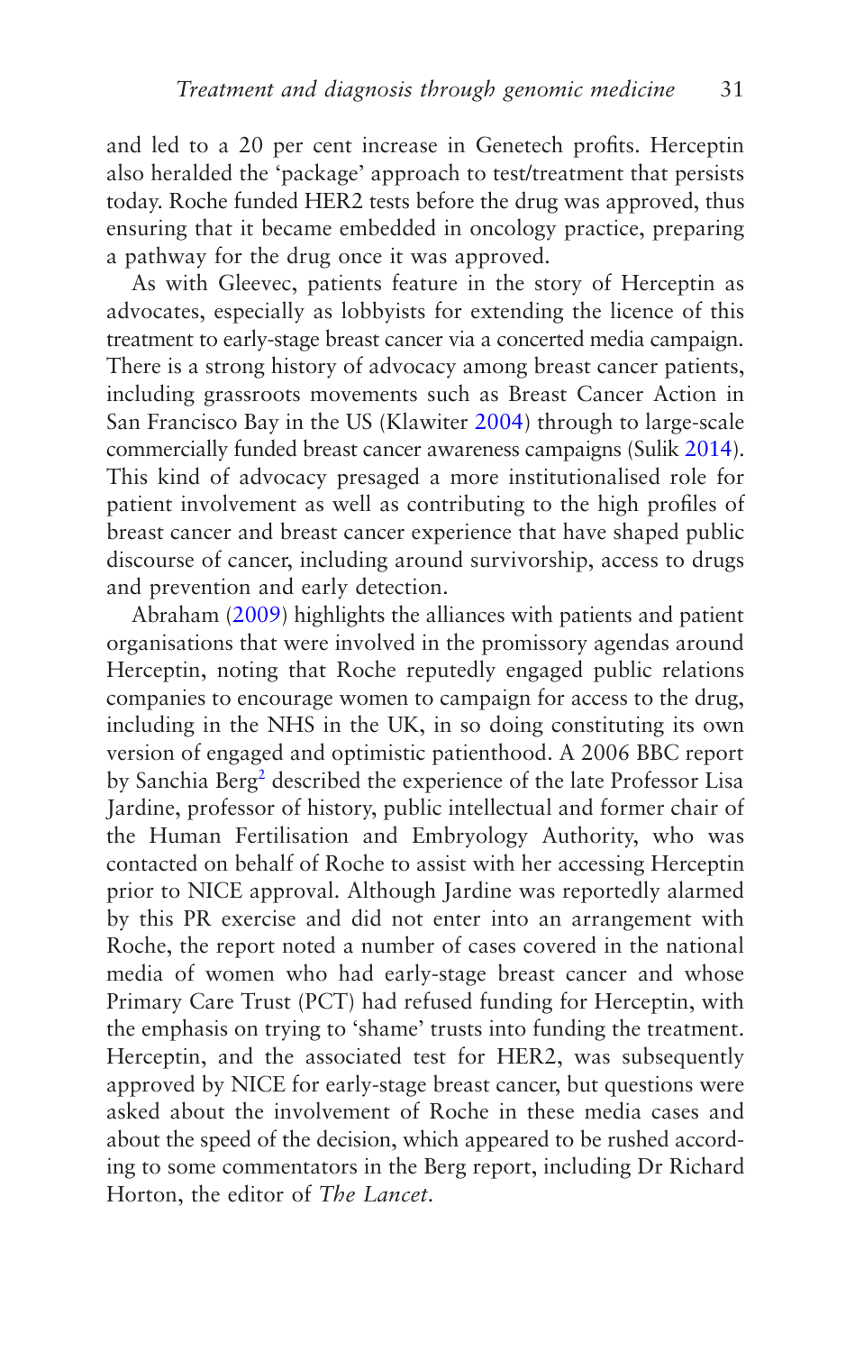and led to a 20 per cent increase in Genetech profits. Herceptin also heralded the 'package' approach to test/treatment that persists today. Roche funded HER2 tests before the drug was approved, thus ensuring that it became embedded in oncology practice, preparing a pathway for the drug once it was approved.

As with Gleevec, patients feature in the story of Herceptin as advocates, especially as lobbyists for extending the licence of this treatment to early-stage breast cancer via a concerted media campaign. There is a strong history of advocacy among breast cancer patients, including grassroots movements such as Breast Cancer Action in San Francisco Bay in the US (Klawiter 2004) through to large-scale commercially funded breast cancer awareness campaigns (Sulik 2014). This kind of advocacy presaged a more institutionalised role for patient involvement as well as contributing to the high profiles of breast cancer and breast cancer experience that have shaped public discourse of cancer, including around survivorship, access to drugs and prevention and early detection.

Abraham (2009) highlights the alliances with patients and patient organisations that were involved in the promissory agendas around Herceptin, noting that Roche reputedly engaged public relations companies to encourage women to campaign for access to the drug, including in the NHS in the UK, in so doing constituting its own version of engaged and optimistic patienthood. A 2006 BBC report by Sanchia Berg[2] described the experience of the late Professor Lisa Jardine, professor of history, public intellectual and former chair of the Human Fertilisation and Embryology Authority, who was contacted on behalf of Roche to assist with her accessing Herceptin prior to NICE approval. Although Jardine was reportedly alarmed by this PR exercise and did not enter into an arrangement with Roche, the report noted a number of cases covered in the national media of women who had early-stage breast cancer and whose Primary Care Trust (PCT) had refused funding for Herceptin, with the emphasis on trying to 'shame' trusts into funding the treatment. Herceptin, and the associated test for HER2, was subsequently approved by NICE for early-stage breast cancer, but questions were asked about the involvement of Roche in these media cases and about the speed of the decision, which appeared to be rushed according to some commentators in the Berg report, including Dr Richard Horton, the editor of *The Lancet*.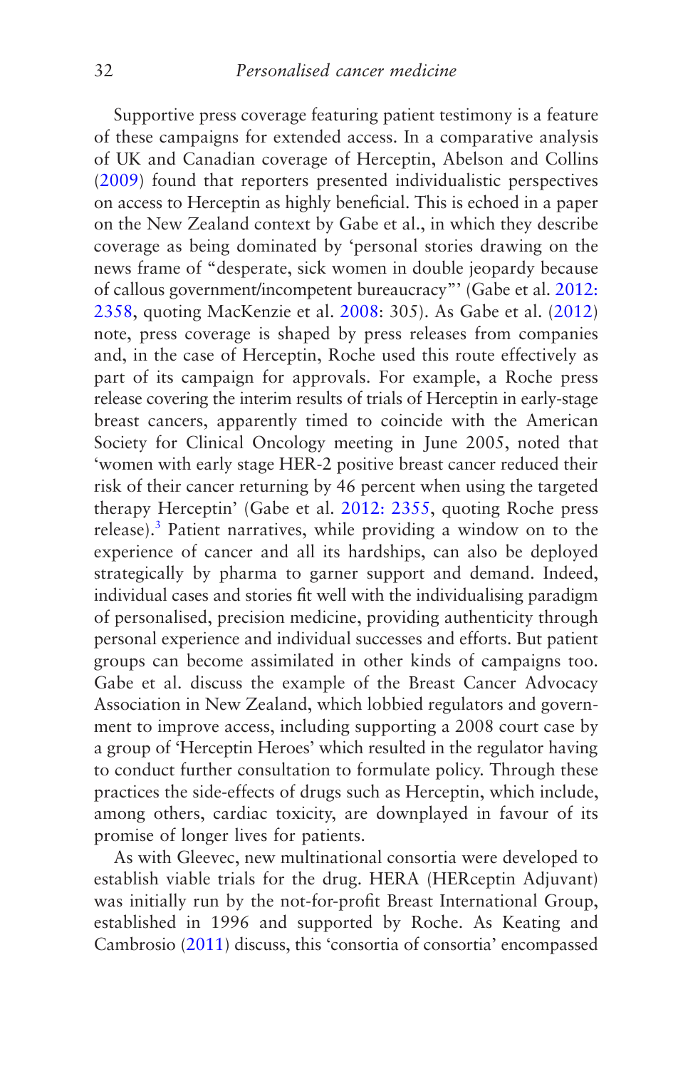Supportive press coverage featuring patient testimony is a feature of these campaigns for extended access. In a comparative analysis of UK and Canadian coverage of Herceptin, Abelson and Collins (2009) found that reporters presented individualistic perspectives on access to Herceptin as highly beneficial. This is echoed in a paper on the New Zealand context by Gabe et al., in which they describe coverage as being dominated by 'personal stories drawing on the news frame of "desperate, sick women in double jeopardy because of callous government/incompetent bureaucracy"' (Gabe et al. 2012: 2358, quoting MacKenzie et al. 2008: 305). As Gabe et al. (2012) note, press coverage is shaped by press releases from companies and, in the case of Herceptin, Roche used this route effectively as part of its campaign for approvals. For example, a Roche press release covering the interim results of trials of Herceptin in early-stage breast cancers, apparently timed to coincide with the American Society for Clinical Oncology meeting in June 2005, noted that 'women with early stage HER-2 positive breast cancer reduced their risk of their cancer returning by 46 percent when using the targeted therapy Herceptin' (Gabe et al. 2012: 2355, quoting Roche press release).[3] Patient narratives, while providing a window on to the experience of cancer and all its hardships, can also be deployed strategically by pharma to garner support and demand. Indeed, individual cases and stories fit well with the individualising paradigm of personalised, precision medicine, providing authenticity through personal experience and individual successes and efforts. But patient groups can become assimilated in other kinds of campaigns too. Gabe et al. discuss the example of the Breast Cancer Advocacy Association in New Zealand, which lobbied regulators and government to improve access, including supporting a 2008 court case by a group of 'Herceptin Heroes' which resulted in the regulator having to conduct further consultation to formulate policy. Through these practices the side-effects of drugs such as Herceptin, which include, among others, cardiac toxicity, are downplayed in favour of its promise of longer lives for patients.

As with Gleevec, new multinational consortia were developed to establish viable trials for the drug. HERA (HERceptin Adjuvant) was initially run by the not-for-profit Breast International Group, established in 1996 and supported by Roche. As Keating and Cambrosio (2011) discuss, this 'consortia of consortia' encompassed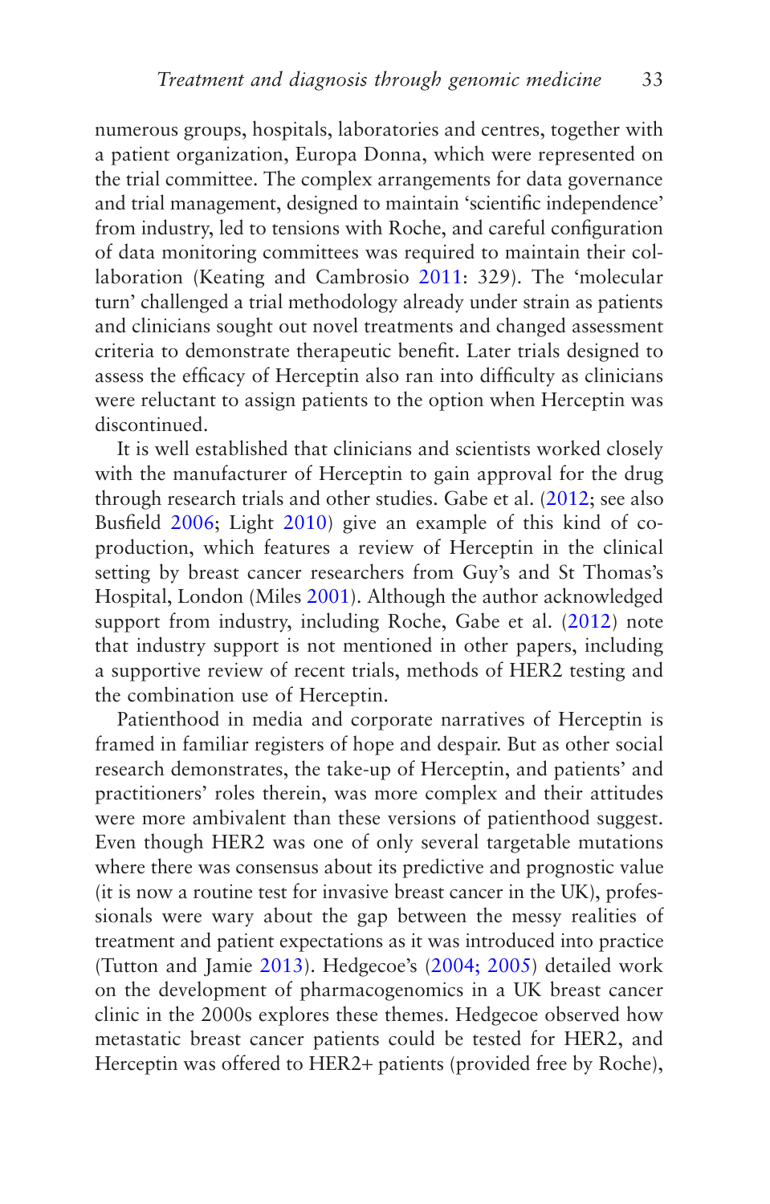numerous groups, hospitals, laboratories and centres, together with a patient organization, Europa Donna, which were represented on the trial committee. The complex arrangements for data governance and trial management, designed to maintain 'scientific independence' from industry, led to tensions with Roche, and careful configuration of data monitoring committees was required to maintain their collaboration (Keating and Cambrosio 2011: 329). The 'molecular turn' challenged a trial methodology already under strain as patients and clinicians sought out novel treatments and changed assessment criteria to demonstrate therapeutic benefit. Later trials designed to assess the efficacy of Herceptin also ran into difficulty as clinicians were reluctant to assign patients to the option when Herceptin was discontinued.

It is well established that clinicians and scientists worked closely with the manufacturer of Herceptin to gain approval for the drug through research trials and other studies. Gabe et al. (2012; see also Busfield 2006; Light 2010) give an example of this kind of co-production, which features a review of Herceptin in the clinical setting by breast cancer researchers from Guy's and St Thomas's Hospital, London (Miles 2001). Although the author acknowledged support from industry, including Roche, Gabe et al. (2012) note that industry support is not mentioned in other papers, including a supportive review of recent trials, methods of HER2 testing and the combination use of Herceptin.

Patienthood in media and corporate narratives of Herceptin is framed in familiar registers of hope and despair. But as other social research demonstrates, the take-up of Herceptin, and patients' and practitioners' roles therein, was more complex and their attitudes were more ambivalent than these versions of patienthood suggest. Even though HER2 was one of only several targetable mutations where there was consensus about its predictive and prognostic value (it is now a routine test for invasive breast cancer in the UK), professionals were wary about the gap between the messy realities of treatment and patient expectations as it was introduced into practice (Tutton and Jamie 2013). Hedgecoe's (2004; 2005) detailed work on the development of pharmacogenomics in a UK breast cancer clinic in the 2000s explores these themes. Hedgecoe observed how metastatic breast cancer patients could be tested for HER2, and Herceptin was offered to HER2+ patients (provided free by Roche),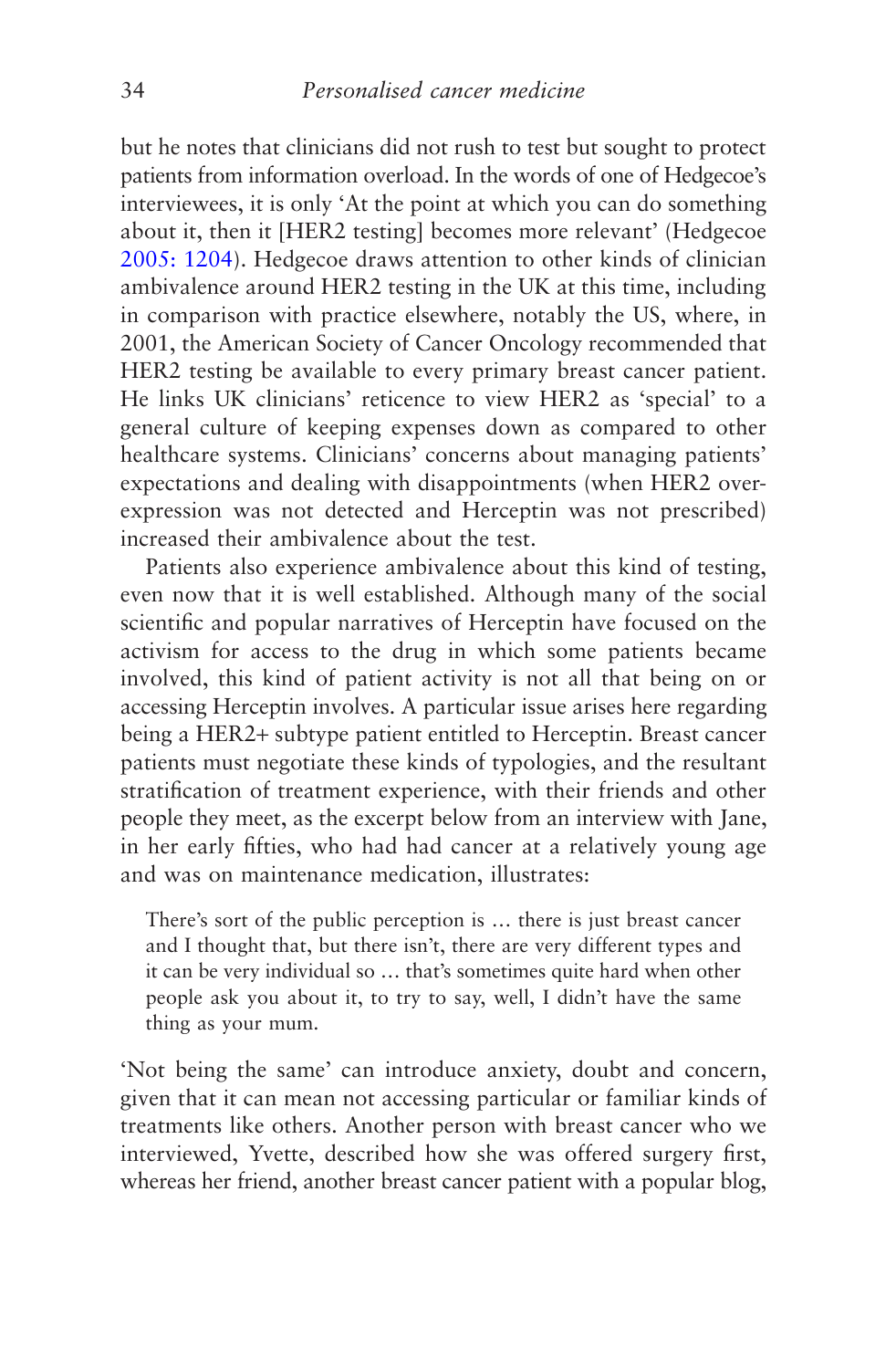but he notes that clinicians did not rush to test but sought to protect patients from information overload. In the words of one of Hedgecoe's interviewees, it is only 'At the point at which you can do something about it, then it [HER2 testing] becomes more relevant' (Hedgecoe 2005: 1204). Hedgecoe draws attention to other kinds of clinician ambivalence around HER2 testing in the UK at this time, including in comparison with practice elsewhere, notably the US, where, in 2001, the American Society of Cancer Oncology recommended that HER2 testing be available to every primary breast cancer patient. He links UK clinicians' reticence to view HER2 as 'special' to a general culture of keeping expenses down as compared to other healthcare systems. Clinicians' concerns about managing patients' expectations and dealing with disappointments (when HER2 over-expression was not detected and Herceptin was not prescribed) increased their ambivalence about the test.

Patients also experience ambivalence about this kind of testing, even now that it is well established. Although many of the social scientific and popular narratives of Herceptin have focused on the activism for access to the drug in which some patients became involved, this kind of patient activity is not all that being on or accessing Herceptin involves. A particular issue arises here regarding being a HER2+ subtype patient entitled to Herceptin. Breast cancer patients must negotiate these kinds of typologies, and the resultant stratification of treatment experience, with their friends and other people they meet, as the excerpt below from an interview with Jane, in her early fifties, who had had cancer at a relatively young age and was on maintenance medication, illustrates:

> There's sort of the public perception is … there is just breast cancer and I thought that, but there isn't, there are very different types and it can be very individual so … that's sometimes quite hard when other people ask you about it, to try to say, well, I didn't have the same thing as your mum.

'Not being the same' can introduce anxiety, doubt and concern, given that it can mean not accessing particular or familiar kinds of treatments like others. Another person with breast cancer who we interviewed, Yvette, described how she was offered surgery first, whereas her friend, another breast cancer patient with a popular blog,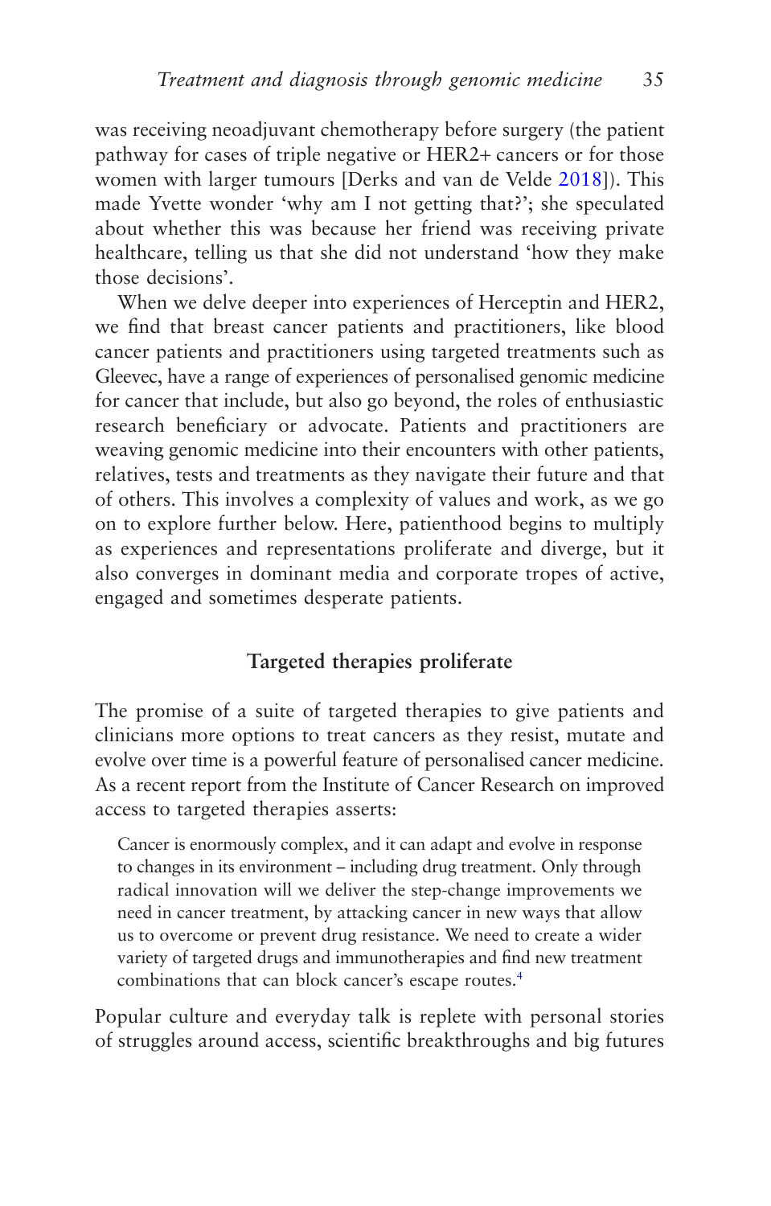was receiving neoadjuvant chemotherapy before surgery (the patient pathway for cases of triple negative or HER2+ cancers or for those women with larger tumours [Derks and van de Velde 2018]). This made Yvette wonder 'why am I not getting that?'; she speculated about whether this was because her friend was receiving private healthcare, telling us that she did not understand 'how they make those decisions'.

When we delve deeper into experiences of Herceptin and HER2, we find that breast cancer patients and practitioners, like blood cancer patients and practitioners using targeted treatments such as Gleevec, have a range of experiences of personalised genomic medicine for cancer that include, but also go beyond, the roles of enthusiastic research beneficiary or advocate. Patients and practitioners are weaving genomic medicine into their encounters with other patients, relatives, tests and treatments as they navigate their future and that of others. This involves a complexity of values and work, as we go on to explore further below. Here, patienthood begins to multiply as experiences and representations proliferate and diverge, but it also converges in dominant media and corporate tropes of active, engaged and sometimes desperate patients.

## Targeted therapies proliferate

The promise of a suite of targeted therapies to give patients and clinicians more options to treat cancers as they resist, mutate and evolve over time is a powerful feature of personalised cancer medicine. As a recent report from the Institute of Cancer Research on improved access to targeted therapies asserts:

> Cancer is enormously complex, and it can adapt and evolve in response to changes in its environment – including drug treatment. Only through radical innovation will we deliver the step-change improvements we need in cancer treatment, by attacking cancer in new ways that allow us to overcome or prevent drug resistance. We need to create a wider variety of targeted drugs and immunotherapies and find new treatment combinations that can block cancer's escape routes.[4]

Popular culture and everyday talk is replete with personal stories of struggles around access, scientific breakthroughs and big futures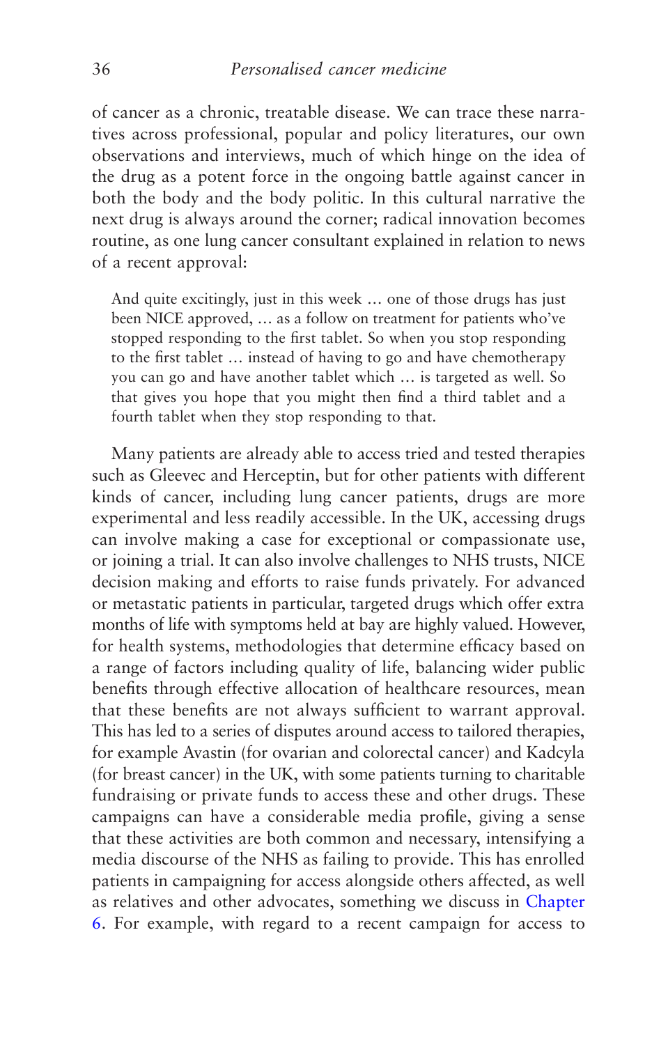of cancer as a chronic, treatable disease. We can trace these narratives across professional, popular and policy literatures, our own observations and interviews, much of which hinge on the idea of the drug as a potent force in the ongoing battle against cancer in both the body and the body politic. In this cultural narrative the next drug is always around the corner; radical innovation becomes routine, as one lung cancer consultant explained in relation to news of a recent approval:

> And quite excitingly, just in this week … one of those drugs has just been NICE approved, … as a follow on treatment for patients who've stopped responding to the first tablet. So when you stop responding to the first tablet … instead of having to go and have chemotherapy you can go and have another tablet which … is targeted as well. So that gives you hope that you might then find a third tablet and a fourth tablet when they stop responding to that.

Many patients are already able to access tried and tested therapies such as Gleevec and Herceptin, but for other patients with different kinds of cancer, including lung cancer patients, drugs are more experimental and less readily accessible. In the UK, accessing drugs can involve making a case for exceptional or compassionate use, or joining a trial. It can also involve challenges to NHS trusts, NICE decision making and efforts to raise funds privately. For advanced or metastatic patients in particular, targeted drugs which offer extra months of life with symptoms held at bay are highly valued. However, for health systems, methodologies that determine efficacy based on a range of factors including quality of life, balancing wider public benefits through effective allocation of healthcare resources, mean that these benefits are not always sufficient to warrant approval. This has led to a series of disputes around access to tailored therapies, for example Avastin (for ovarian and colorectal cancer) and Kadcyla (for breast cancer) in the UK, with some patients turning to charitable fundraising or private funds to access these and other drugs. These campaigns can have a considerable media profile, giving a sense that these activities are both common and necessary, intensifying a media discourse of the NHS as failing to provide. This has enrolled patients in campaigning for access alongside others affected, as well as relatives and other advocates, something we discuss in Chapter 6. For example, with regard to a recent campaign for access to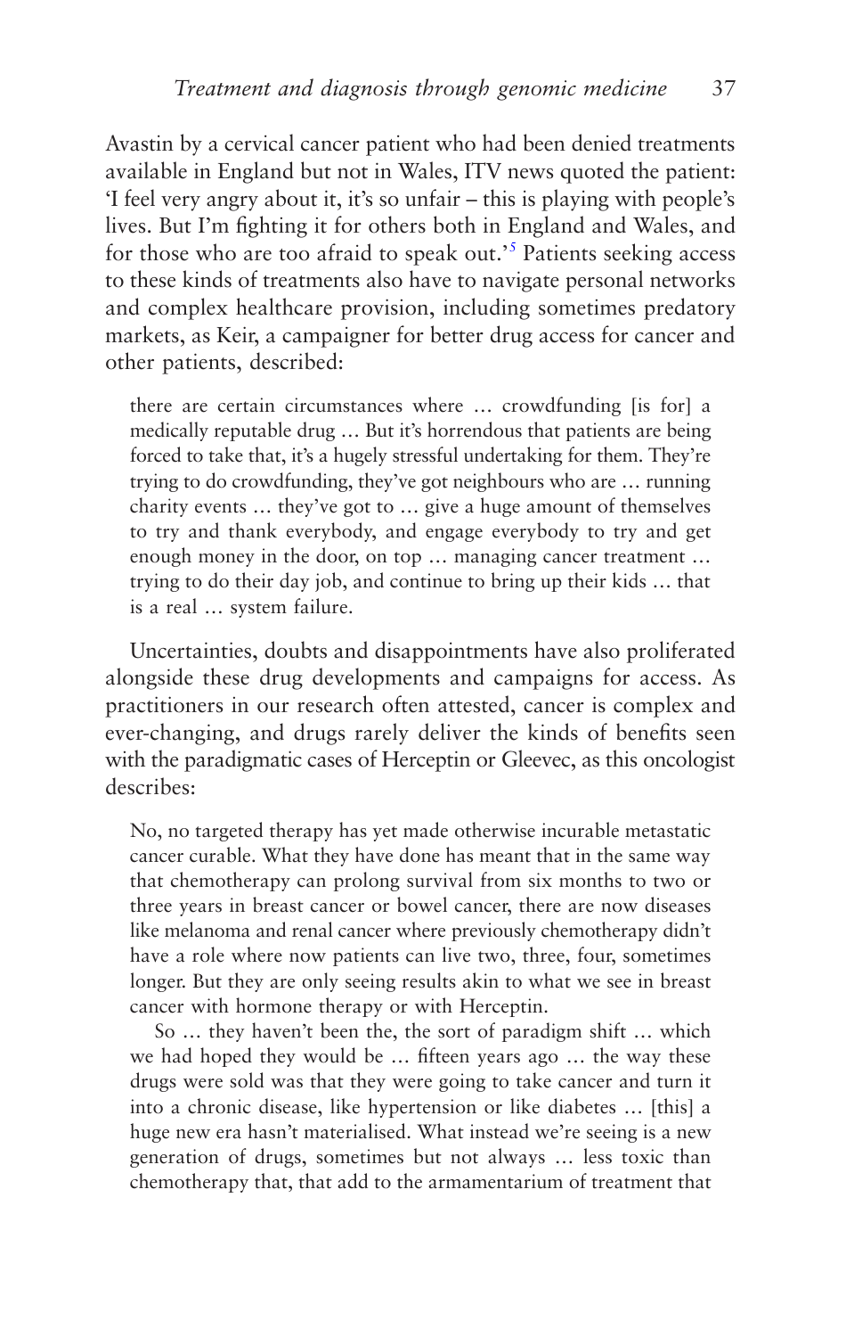Avastin by a cervical cancer patient who had been denied treatments available in England but not in Wales, ITV news quoted the patient: 'I feel very angry about it, it's so unfair – this is playing with people's lives. But I'm fighting it for others both in England and Wales, and for those who are too afraid to speak out.'[5] Patients seeking access to these kinds of treatments also have to navigate personal networks and complex healthcare provision, including sometimes predatory markets, as Keir, a campaigner for better drug access for cancer and other patients, described:

> there are certain circumstances where … crowdfunding [is for] a medically reputable drug … But it's horrendous that patients are being forced to take that, it's a hugely stressful undertaking for them. They're trying to do crowdfunding, they've got neighbours who are … running charity events … they've got to … give a huge amount of themselves to try and thank everybody, and engage everybody to try and get enough money in the door, on top … managing cancer treatment … trying to do their day job, and continue to bring up their kids … that is a real … system failure.

Uncertainties, doubts and disappointments have also proliferated alongside these drug developments and campaigns for access. As practitioners in our research often attested, cancer is complex and ever-changing, and drugs rarely deliver the kinds of benefits seen with the paradigmatic cases of Herceptin or Gleevec, as this oncologist describes:

> No, no targeted therapy has yet made otherwise incurable metastatic cancer curable. What they have done has meant that in the same way that chemotherapy can prolong survival from six months to two or three years in breast cancer or bowel cancer, there are now diseases like melanoma and renal cancer where previously chemotherapy didn't have a role where now patients can live two, three, four, sometimes longer. But they are only seeing results akin to what we see in breast cancer with hormone therapy or with Herceptin.
>
> So … they haven't been the, the sort of paradigm shift … which we had hoped they would be … fifteen years ago … the way these drugs were sold was that they were going to take cancer and turn it into a chronic disease, like hypertension or like diabetes … [this] a huge new era hasn't materialised. What instead we're seeing is a new generation of drugs, sometimes but not always … less toxic than chemotherapy that, that add to the armamentarium of treatment that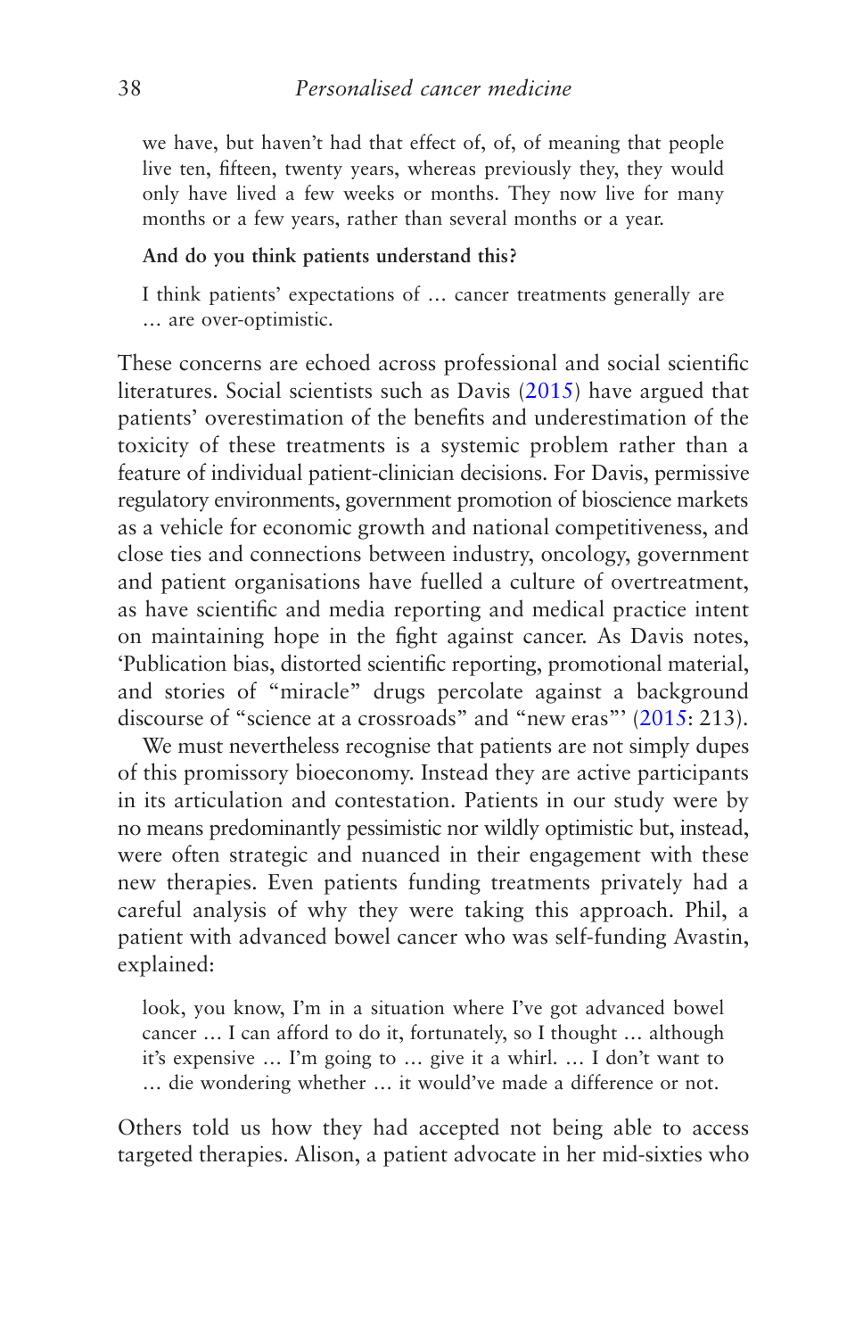> we have, but haven't had that effect of, of, of meaning that people live ten, fifteen, twenty years, whereas previously they, they would only have lived a few weeks or months. They now live for many months or a few years, rather than several months or a year.
>
> **And do you think patients understand this?**
>
> I think patients' expectations of … cancer treatments generally are … are over-optimistic.

These concerns are echoed across professional and social scientific literatures. Social scientists such as Davis (2015) have argued that patients' overestimation of the benefits and underestimation of the toxicity of these treatments is a systemic problem rather than a feature of individual patient-clinician decisions. For Davis, permissive regulatory environments, government promotion of bioscience markets as a vehicle for economic growth and national competitiveness, and close ties and connections between industry, oncology, government and patient organisations have fuelled a culture of overtreatment, as have scientific and media reporting and medical practice intent on maintaining hope in the fight against cancer. As Davis notes, 'Publication bias, distorted scientific reporting, promotional material, and stories of "miracle" drugs percolate against a background discourse of "science at a crossroads" and "new eras"' (2015: 213).

We must nevertheless recognise that patients are not simply dupes of this promissory bioeconomy. Instead they are active participants in its articulation and contestation. Patients in our study were by no means predominantly pessimistic nor wildly optimistic but, instead, were often strategic and nuanced in their engagement with these new therapies. Even patients funding treatments privately had a careful analysis of why they were taking this approach. Phil, a patient with advanced bowel cancer who was self-funding Avastin, explained:

> look, you know, I'm in a situation where I've got advanced bowel cancer … I can afford to do it, fortunately, so I thought … although it's expensive … I'm going to … give it a whirl. … I don't want to … die wondering whether … it would've made a difference or not.

Others told us how they had accepted not being able to access targeted therapies. Alison, a patient advocate in her mid-sixties who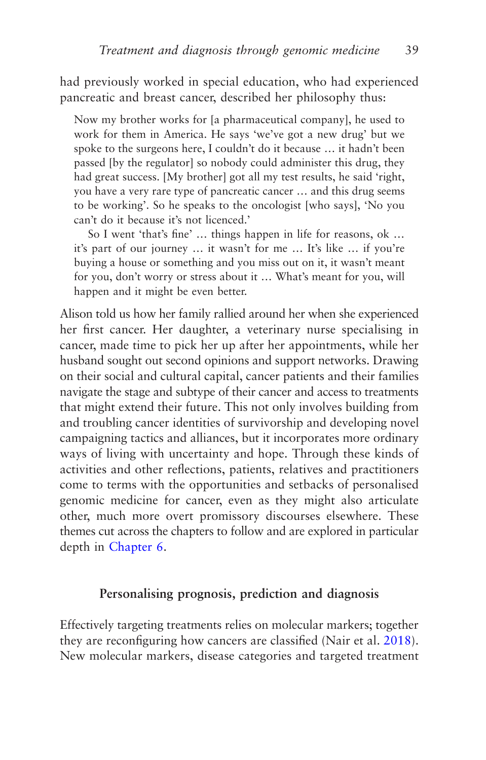had previously worked in special education, who had experienced pancreatic and breast cancer, described her philosophy thus:

> Now my brother works for [a pharmaceutical company], he used to work for them in America. He says 'we've got a new drug' but we spoke to the surgeons here, I couldn't do it because … it hadn't been passed [by the regulator] so nobody could administer this drug, they had great success. [My brother] got all my test results, he said 'right, you have a very rare type of pancreatic cancer … and this drug seems to be working'. So he speaks to the oncologist [who says], 'No you can't do it because it's not licenced.'
>
> So I went 'that's fine' … things happen in life for reasons, ok … it's part of our journey … it wasn't for me … It's like … if you're buying a house or something and you miss out on it, it wasn't meant for you, don't worry or stress about it … What's meant for you, will happen and it might be even better.

Alison told us how her family rallied around her when she experienced her first cancer. Her daughter, a veterinary nurse specialising in cancer, made time to pick her up after her appointments, while her husband sought out second opinions and support networks. Drawing on their social and cultural capital, cancer patients and their families navigate the stage and subtype of their cancer and access to treatments that might extend their future. This not only involves building from and troubling cancer identities of survivorship and developing novel campaigning tactics and alliances, but it incorporates more ordinary ways of living with uncertainty and hope. Through these kinds of activities and other reflections, patients, relatives and practitioners come to terms with the opportunities and setbacks of personalised genomic medicine for cancer, even as they might also articulate other, much more overt promissory discourses elsewhere. These themes cut across the chapters to follow and are explored in particular depth in Chapter 6.

## Personalising prognosis, prediction and diagnosis

Effectively targeting treatments relies on molecular markers; together they are reconfiguring how cancers are classified (Nair et al. 2018). New molecular markers, disease categories and targeted treatment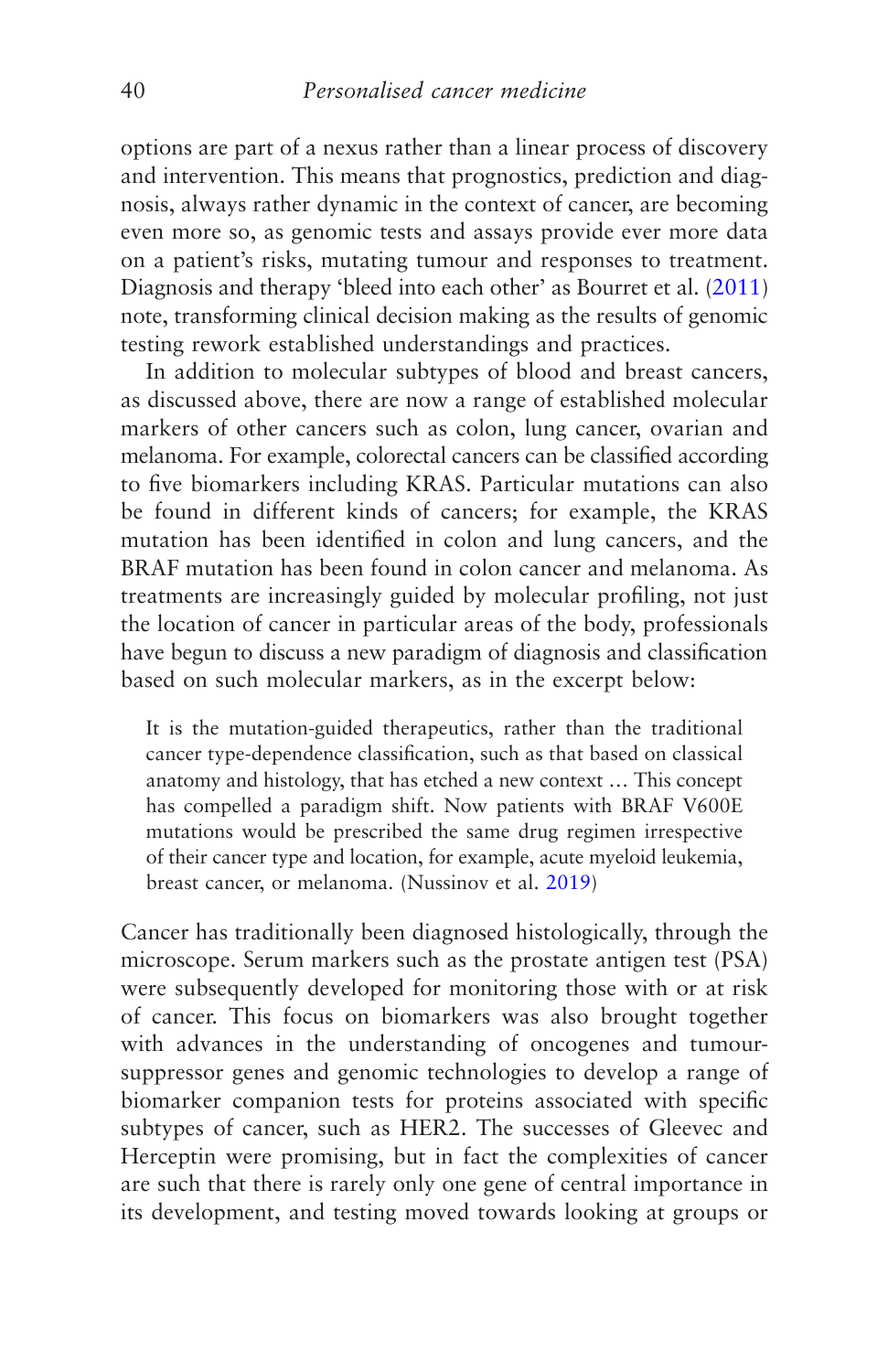options are part of a nexus rather than a linear process of discovery and intervention. This means that prognostics, prediction and diagnosis, always rather dynamic in the context of cancer, are becoming even more so, as genomic tests and assays provide ever more data on a patient's risks, mutating tumour and responses to treatment. Diagnosis and therapy 'bleed into each other' as Bourret et al. (2011) note, transforming clinical decision making as the results of genomic testing rework established understandings and practices.

In addition to molecular subtypes of blood and breast cancers, as discussed above, there are now a range of established molecular markers of other cancers such as colon, lung cancer, ovarian and melanoma. For example, colorectal cancers can be classified according to five biomarkers including KRAS. Particular mutations can also be found in different kinds of cancers; for example, the KRAS mutation has been identified in colon and lung cancers, and the BRAF mutation has been found in colon cancer and melanoma. As treatments are increasingly guided by molecular profiling, not just the location of cancer in particular areas of the body, professionals have begun to discuss a new paradigm of diagnosis and classification based on such molecular markers, as in the excerpt below:

> It is the mutation-guided therapeutics, rather than the traditional cancer type-dependence classification, such as that based on classical anatomy and histology, that has etched a new context … This concept has compelled a paradigm shift. Now patients with BRAF V600E mutations would be prescribed the same drug regimen irrespective of their cancer type and location, for example, acute myeloid leukemia, breast cancer, or melanoma. (Nussinov et al. 2019)

Cancer has traditionally been diagnosed histologically, through the microscope. Serum markers such as the prostate antigen test (PSA) were subsequently developed for monitoring those with or at risk of cancer. This focus on biomarkers was also brought together with advances in the understanding of oncogenes and tumour-suppressor genes and genomic technologies to develop a range of biomarker companion tests for proteins associated with specific subtypes of cancer, such as HER2. The successes of Gleevec and Herceptin were promising, but in fact the complexities of cancer are such that there is rarely only one gene of central importance in its development, and testing moved towards looking at groups or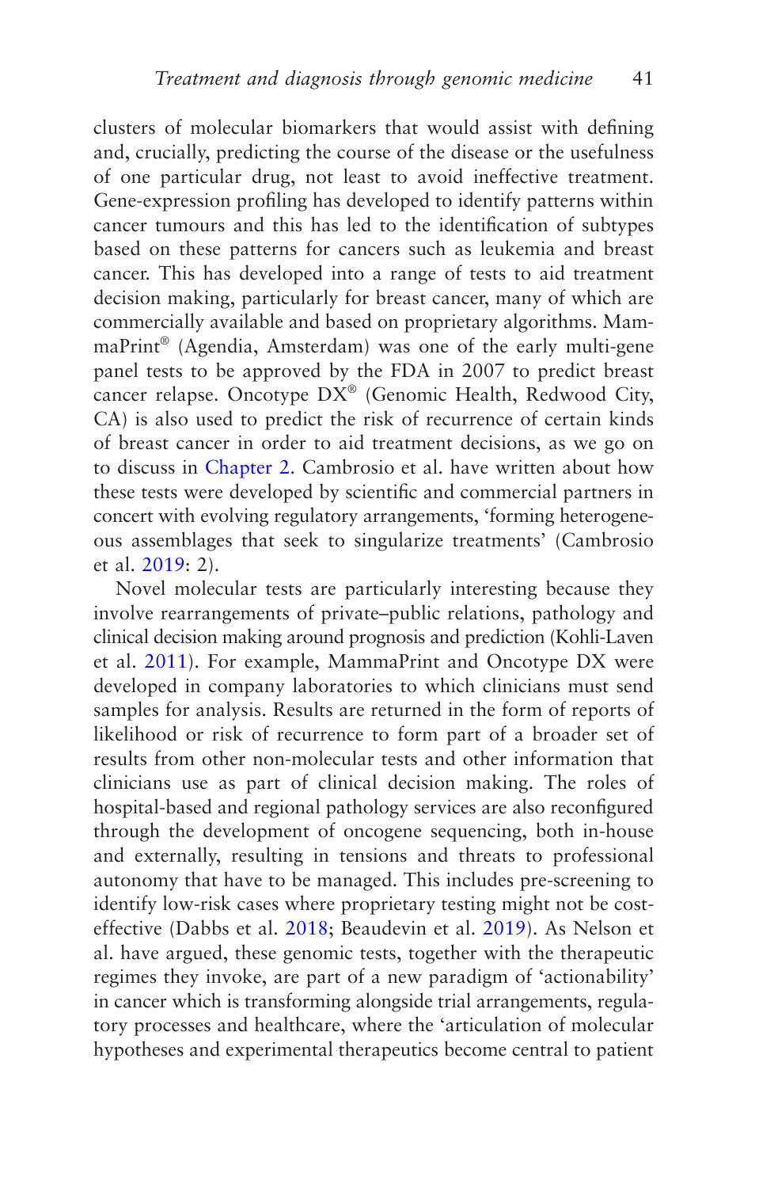clusters of molecular biomarkers that would assist with defining and, crucially, predicting the course of the disease or the usefulness of one particular drug, not least to avoid ineffective treatment. Gene-expression profiling has developed to identify patterns within cancer tumours and this has led to the identification of subtypes based on these patterns for cancers such as leukemia and breast cancer. This has developed into a range of tests to aid treatment decision making, particularly for breast cancer, many of which are commercially available and based on proprietary algorithms. MammaPrint® (Agendia, Amsterdam) was one of the early multi-gene panel tests to be approved by the FDA in 2007 to predict breast cancer relapse. Oncotype DX® (Genomic Health, Redwood City, CA) is also used to predict the risk of recurrence of certain kinds of breast cancer in order to aid treatment decisions, as we go on to discuss in Chapter 2. Cambrosio et al. have written about how these tests were developed by scientific and commercial partners in concert with evolving regulatory arrangements, 'forming heterogeneous assemblages that seek to singularize treatments' (Cambrosio et al. 2019: 2).

Novel molecular tests are particularly interesting because they involve rearrangements of private–public relations, pathology and clinical decision making around prognosis and prediction (Kohli-Laven et al. 2011). For example, MammaPrint and Oncotype DX were developed in company laboratories to which clinicians must send samples for analysis. Results are returned in the form of reports of likelihood or risk of recurrence to form part of a broader set of results from other non-molecular tests and other information that clinicians use as part of clinical decision making. The roles of hospital-based and regional pathology services are also reconfigured through the development of oncogene sequencing, both in-house and externally, resulting in tensions and threats to professional autonomy that have to be managed. This includes pre-screening to identify low-risk cases where proprietary testing might not be cost-effective (Dabbs et al. 2018; Beaudevin et al. 2019). As Nelson et al. have argued, these genomic tests, together with the therapeutic regimes they invoke, are part of a new paradigm of 'actionability' in cancer which is transforming alongside trial arrangements, regulatory processes and healthcare, where the 'articulation of molecular hypotheses and experimental therapeutics become central to patient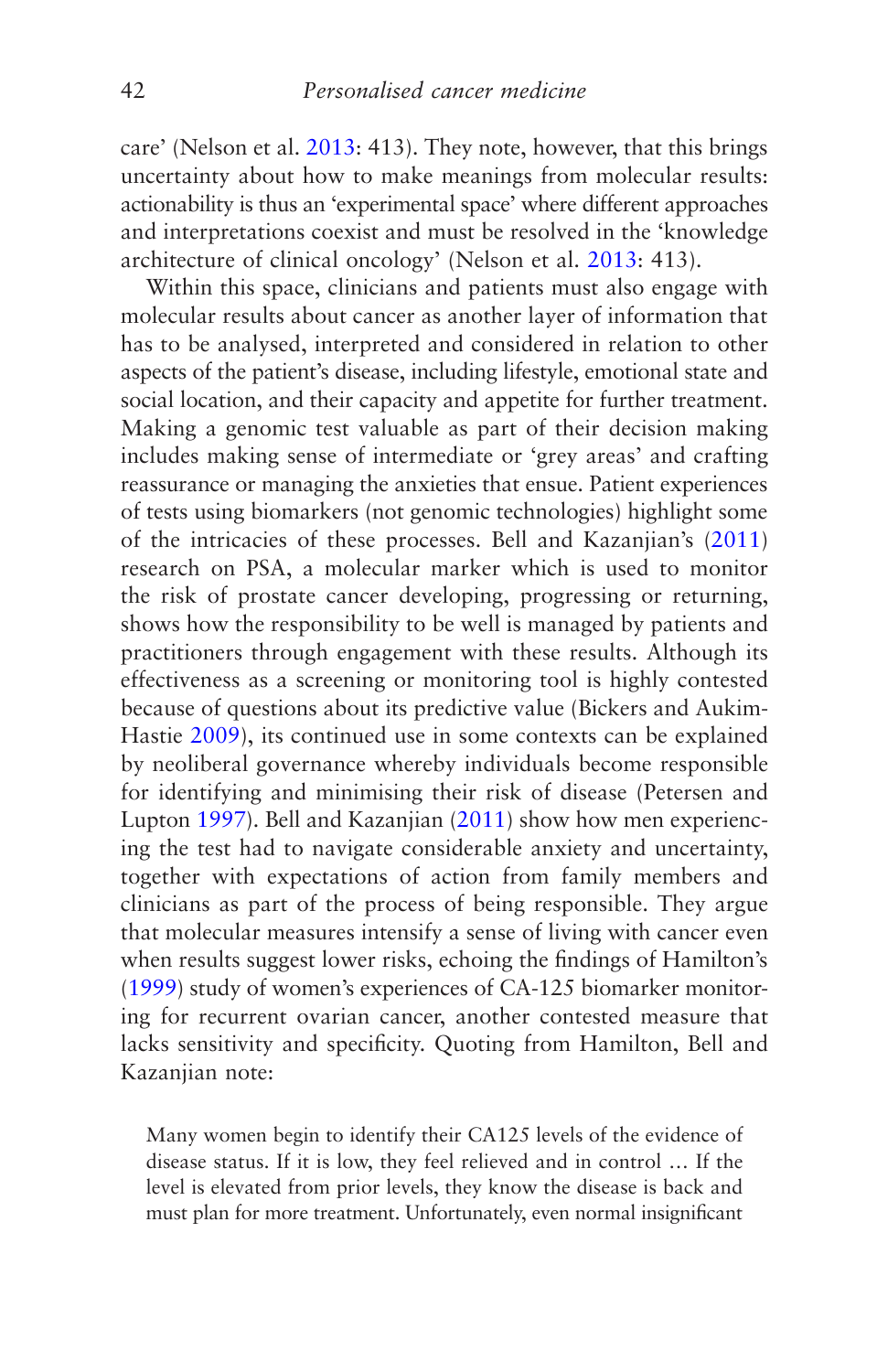care' (Nelson et al. 2013: 413). They note, however, that this brings uncertainty about how to make meanings from molecular results: actionability is thus an 'experimental space' where different approaches and interpretations coexist and must be resolved in the 'knowledge architecture of clinical oncology' (Nelson et al. 2013: 413).

Within this space, clinicians and patients must also engage with molecular results about cancer as another layer of information that has to be analysed, interpreted and considered in relation to other aspects of the patient's disease, including lifestyle, emotional state and social location, and their capacity and appetite for further treatment. Making a genomic test valuable as part of their decision making includes making sense of intermediate or 'grey areas' and crafting reassurance or managing the anxieties that ensue. Patient experiences of tests using biomarkers (not genomic technologies) highlight some of the intricacies of these processes. Bell and Kazanjian's (2011) research on PSA, a molecular marker which is used to monitor the risk of prostate cancer developing, progressing or returning, shows how the responsibility to be well is managed by patients and practitioners through engagement with these results. Although its effectiveness as a screening or monitoring tool is highly contested because of questions about its predictive value (Bickers and Aukim-Hastie 2009), its continued use in some contexts can be explained by neoliberal governance whereby individuals become responsible for identifying and minimising their risk of disease (Petersen and Lupton 1997). Bell and Kazanjian (2011) show how men experiencing the test had to navigate considerable anxiety and uncertainty, together with expectations of action from family members and clinicians as part of the process of being responsible. They argue that molecular measures intensify a sense of living with cancer even when results suggest lower risks, echoing the findings of Hamilton's (1999) study of women's experiences of CA-125 biomarker monitoring for recurrent ovarian cancer, another contested measure that lacks sensitivity and specificity. Quoting from Hamilton, Bell and Kazanjian note:

> Many women begin to identify their CA125 levels of the evidence of disease status. If it is low, they feel relieved and in control … If the level is elevated from prior levels, they know the disease is back and must plan for more treatment. Unfortunately, even normal insignificant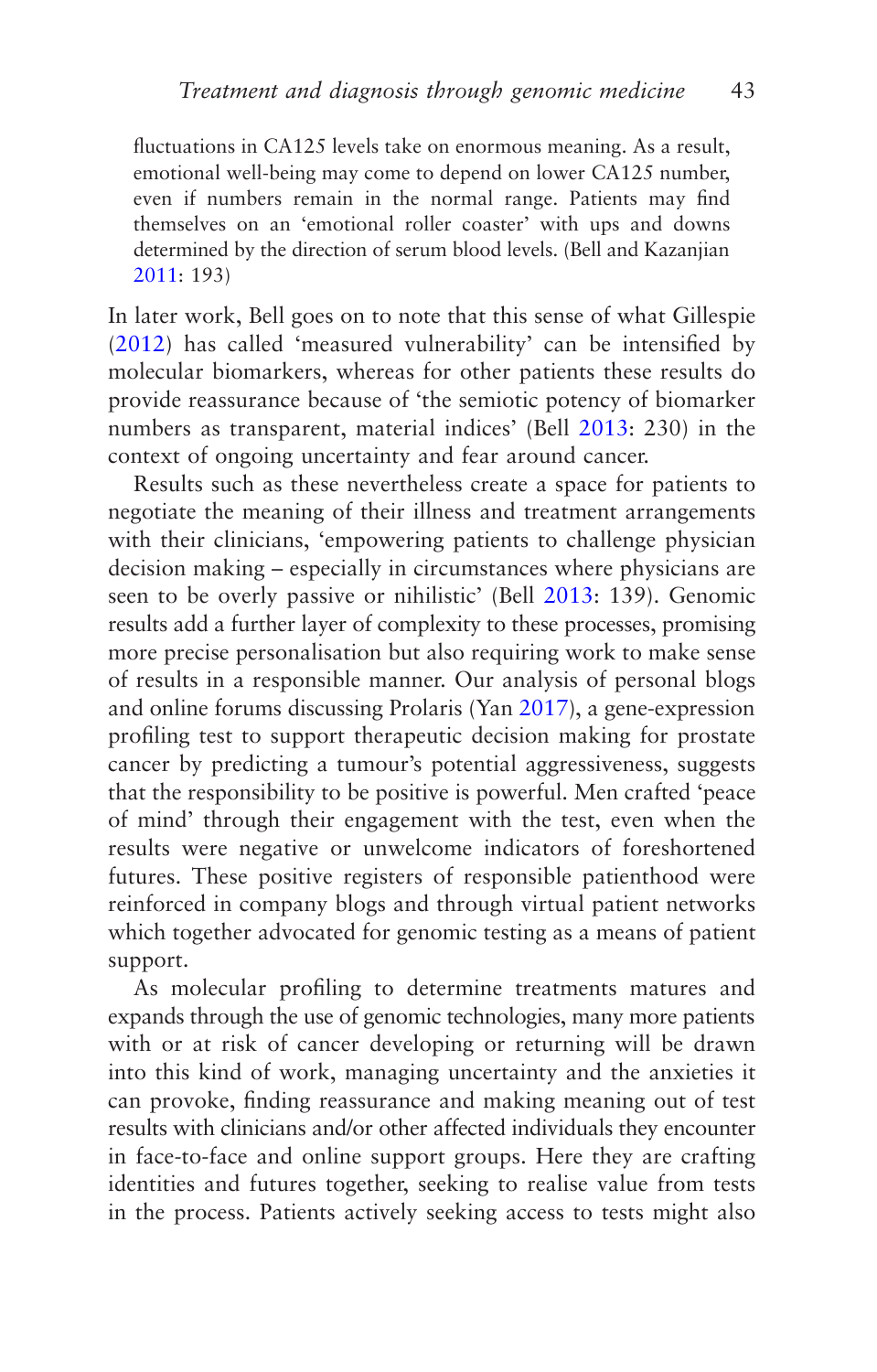> fluctuations in CA125 levels take on enormous meaning. As a result, emotional well-being may come to depend on lower CA125 number, even if numbers remain in the normal range. Patients may find themselves on an 'emotional roller coaster' with ups and downs determined by the direction of serum blood levels. (Bell and Kazanjian 2011: 193)

In later work, Bell goes on to note that this sense of what Gillespie (2012) has called 'measured vulnerability' can be intensified by molecular biomarkers, whereas for other patients these results do provide reassurance because of 'the semiotic potency of biomarker numbers as transparent, material indices' (Bell 2013: 230) in the context of ongoing uncertainty and fear around cancer.

Results such as these nevertheless create a space for patients to negotiate the meaning of their illness and treatment arrangements with their clinicians, 'empowering patients to challenge physician decision making – especially in circumstances where physicians are seen to be overly passive or nihilistic' (Bell 2013: 139). Genomic results add a further layer of complexity to these processes, promising more precise personalisation but also requiring work to make sense of results in a responsible manner. Our analysis of personal blogs and online forums discussing Prolaris (Yan 2017), a gene-expression profiling test to support therapeutic decision making for prostate cancer by predicting a tumour's potential aggressiveness, suggests that the responsibility to be positive is powerful. Men crafted 'peace of mind' through their engagement with the test, even when the results were negative or unwelcome indicators of foreshortened futures. These positive registers of responsible patienthood were reinforced in company blogs and through virtual patient networks which together advocated for genomic testing as a means of patient support.

As molecular profiling to determine treatments matures and expands through the use of genomic technologies, many more patients with or at risk of cancer developing or returning will be drawn into this kind of work, managing uncertainty and the anxieties it can provoke, finding reassurance and making meaning out of test results with clinicians and/or other affected individuals they encounter in face-to-face and online support groups. Here they are crafting identities and futures together, seeking to realise value from tests in the process. Patients actively seeking access to tests might also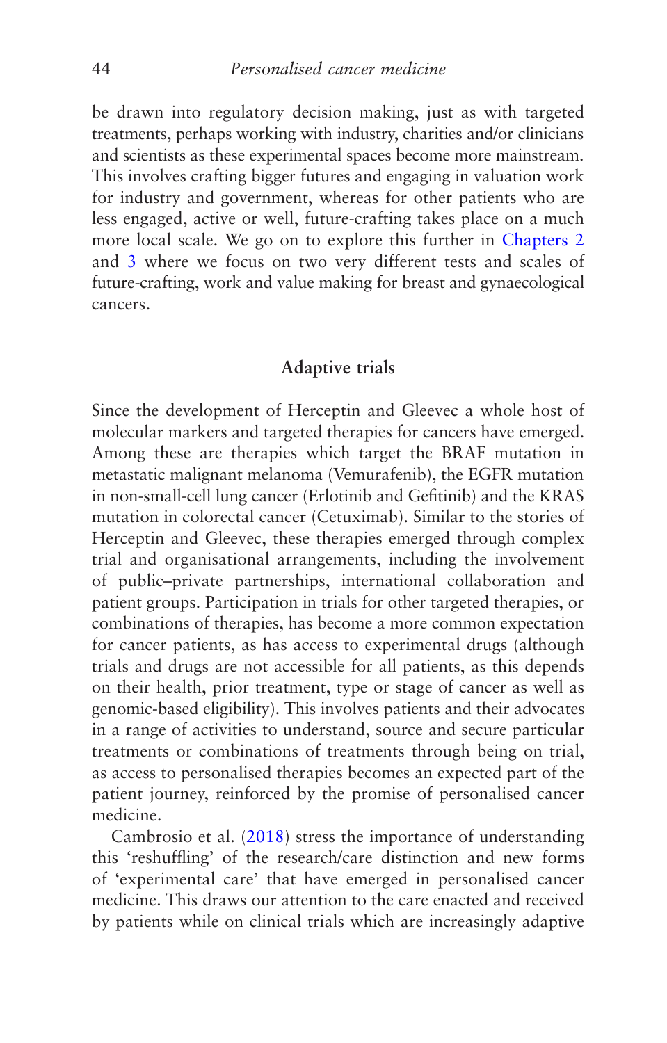be drawn into regulatory decision making, just as with targeted treatments, perhaps working with industry, charities and/or clinicians and scientists as these experimental spaces become more mainstream. This involves crafting bigger futures and engaging in valuation work for industry and government, whereas for other patients who are less engaged, active or well, future-crafting takes place on a much more local scale. We go on to explore this further in Chapters 2 and 3 where we focus on two very different tests and scales of future-crafting, work and value making for breast and gynaecological cancers.

## Adaptive trials

Since the development of Herceptin and Gleevec a whole host of molecular markers and targeted therapies for cancers have emerged. Among these are therapies which target the BRAF mutation in metastatic malignant melanoma (Vemurafenib), the EGFR mutation in non-small-cell lung cancer (Erlotinib and Gefitinib) and the KRAS mutation in colorectal cancer (Cetuximab). Similar to the stories of Herceptin and Gleevec, these therapies emerged through complex trial and organisational arrangements, including the involvement of public–private partnerships, international collaboration and patient groups. Participation in trials for other targeted therapies, or combinations of therapies, has become a more common expectation for cancer patients, as has access to experimental drugs (although trials and drugs are not accessible for all patients, as this depends on their health, prior treatment, type or stage of cancer as well as genomic-based eligibility). This involves patients and their advocates in a range of activities to understand, source and secure particular treatments or combinations of treatments through being on trial, as access to personalised therapies becomes an expected part of the patient journey, reinforced by the promise of personalised cancer medicine.

Cambrosio et al. (2018) stress the importance of understanding this 'reshuffling' of the research/care distinction and new forms of 'experimental care' that have emerged in personalised cancer medicine. This draws our attention to the care enacted and received by patients while on clinical trials which are increasingly adaptive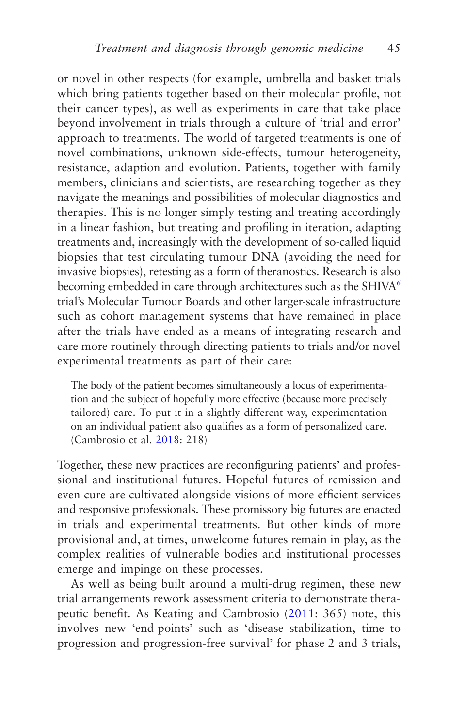or novel in other respects (for example, umbrella and basket trials which bring patients together based on their molecular profile, not their cancer types), as well as experiments in care that take place beyond involvement in trials through a culture of 'trial and error' approach to treatments. The world of targeted treatments is one of novel combinations, unknown side-effects, tumour heterogeneity, resistance, adaption and evolution. Patients, together with family members, clinicians and scientists, are researching together as they navigate the meanings and possibilities of molecular diagnostics and therapies. This is no longer simply testing and treating accordingly in a linear fashion, but treating and profiling in iteration, adapting treatments and, increasingly with the development of so-called liquid biopsies that test circulating tumour DNA (avoiding the need for invasive biopsies), retesting as a form of theranostics. Research is also becoming embedded in care through architectures such as the SHIVA[6] trial's Molecular Tumour Boards and other larger-scale infrastructure such as cohort management systems that have remained in place after the trials have ended as a means of integrating research and care more routinely through directing patients to trials and/or novel experimental treatments as part of their care:

> The body of the patient becomes simultaneously a locus of experimentation and the subject of hopefully more effective (because more precisely tailored) care. To put it in a slightly different way, experimentation on an individual patient also qualifies as a form of personalized care. (Cambrosio et al. 2018: 218)

Together, these new practices are reconfiguring patients' and professional and institutional futures. Hopeful futures of remission and even cure are cultivated alongside visions of more efficient services and responsive professionals. These promissory big futures are enacted in trials and experimental treatments. But other kinds of more provisional and, at times, unwelcome futures remain in play, as the complex realities of vulnerable bodies and institutional processes emerge and impinge on these processes.

As well as being built around a multi-drug regimen, these new trial arrangements rework assessment criteria to demonstrate therapeutic benefit. As Keating and Cambrosio (2011: 365) note, this involves new 'end-points' such as 'disease stabilization, time to progression and progression-free survival' for phase 2 and 3 trials,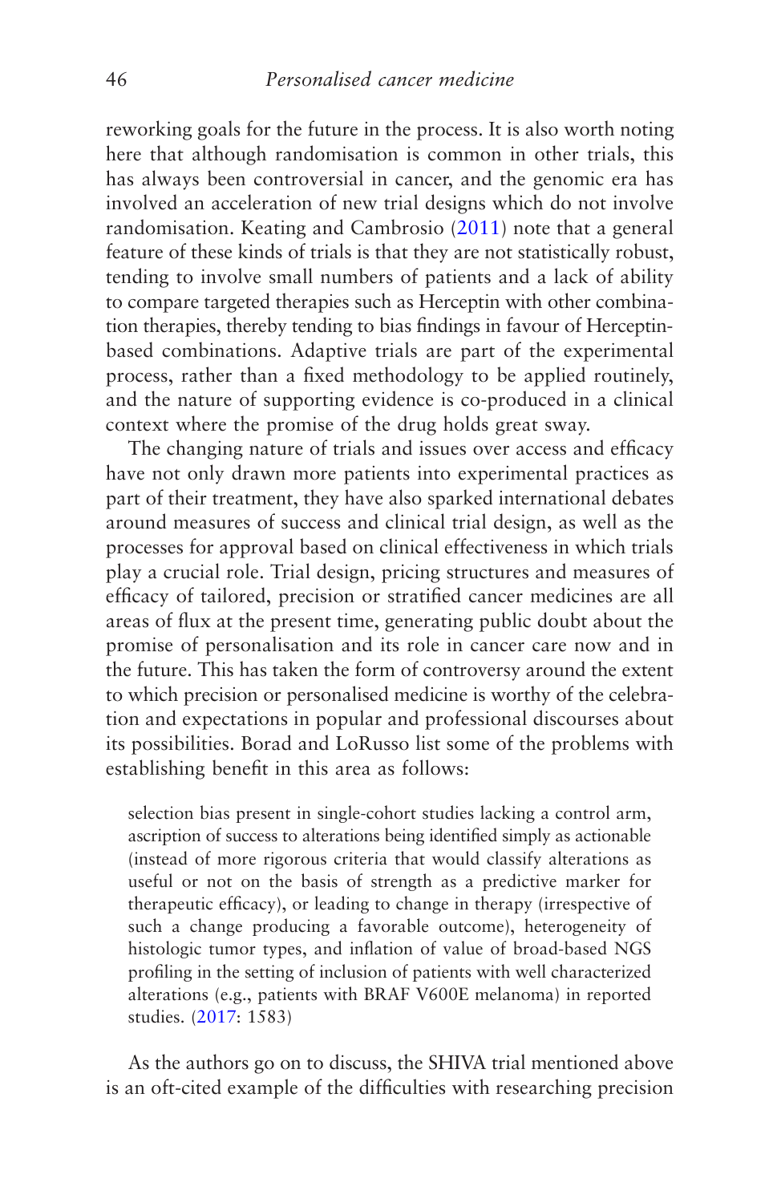reworking goals for the future in the process. It is also worth noting here that although randomisation is common in other trials, this has always been controversial in cancer, and the genomic era has involved an acceleration of new trial designs which do not involve randomisation. Keating and Cambrosio (2011) note that a general feature of these kinds of trials is that they are not statistically robust, tending to involve small numbers of patients and a lack of ability to compare targeted therapies such as Herceptin with other combination therapies, thereby tending to bias findings in favour of Herceptin-based combinations. Adaptive trials are part of the experimental process, rather than a fixed methodology to be applied routinely, and the nature of supporting evidence is co-produced in a clinical context where the promise of the drug holds great sway.

The changing nature of trials and issues over access and efficacy have not only drawn more patients into experimental practices as part of their treatment, they have also sparked international debates around measures of success and clinical trial design, as well as the processes for approval based on clinical effectiveness in which trials play a crucial role. Trial design, pricing structures and measures of efficacy of tailored, precision or stratified cancer medicines are all areas of flux at the present time, generating public doubt about the promise of personalisation and its role in cancer care now and in the future. This has taken the form of controversy around the extent to which precision or personalised medicine is worthy of the celebration and expectations in popular and professional discourses about its possibilities. Borad and LoRusso list some of the problems with establishing benefit in this area as follows:

> selection bias present in single-cohort studies lacking a control arm, ascription of success to alterations being identified simply as actionable (instead of more rigorous criteria that would classify alterations as useful or not on the basis of strength as a predictive marker for therapeutic efficacy), or leading to change in therapy (irrespective of such a change producing a favorable outcome), heterogeneity of histologic tumor types, and inflation of value of broad-based NGS profiling in the setting of inclusion of patients with well characterized alterations (e.g., patients with BRAF V600E melanoma) in reported studies. (2017: 1583)

As the authors go on to discuss, the SHIVA trial mentioned above is an oft-cited example of the difficulties with researching precision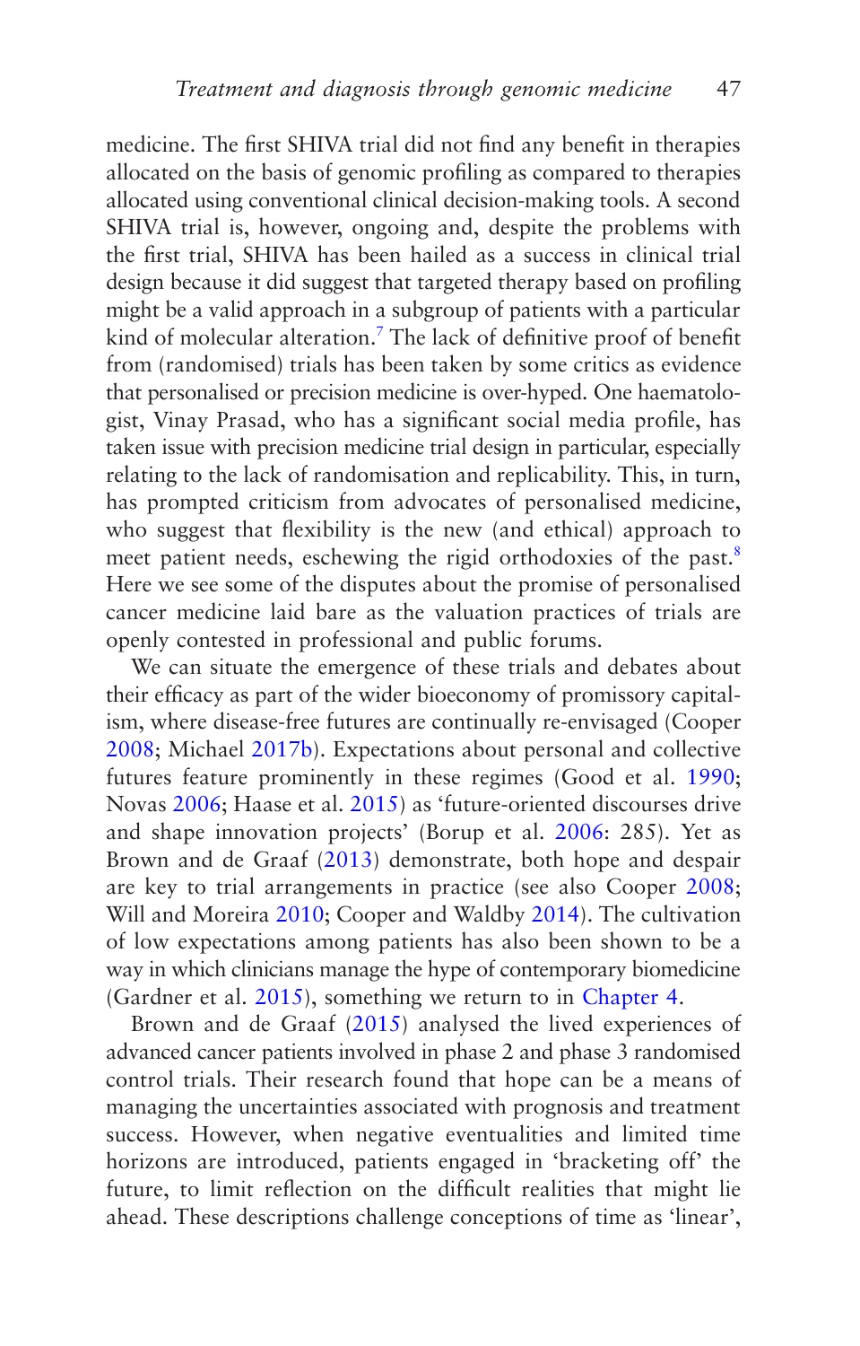medicine. The first SHIVA trial did not find any benefit in therapies allocated on the basis of genomic profiling as compared to therapies allocated using conventional clinical decision-making tools. A second SHIVA trial is, however, ongoing and, despite the problems with the first trial, SHIVA has been hailed as a success in clinical trial design because it did suggest that targeted therapy based on profiling might be a valid approach in a subgroup of patients with a particular kind of molecular alteration.[7] The lack of definitive proof of benefit from (randomised) trials has been taken by some critics as evidence that personalised or precision medicine is over-hyped. One haematologist, Vinay Prasad, who has a significant social media profile, has taken issue with precision medicine trial design in particular, especially relating to the lack of randomisation and replicability. This, in turn, has prompted criticism from advocates of personalised medicine, who suggest that flexibility is the new (and ethical) approach to meet patient needs, eschewing the rigid orthodoxies of the past.[8] Here we see some of the disputes about the promise of personalised cancer medicine laid bare as the valuation practices of trials are openly contested in professional and public forums.

We can situate the emergence of these trials and debates about their efficacy as part of the wider bioeconomy of promissory capitalism, where disease-free futures are continually re-envisaged (Cooper 2008; Michael 2017b). Expectations about personal and collective futures feature prominently in these regimes (Good et al. 1990; Novas 2006; Haase et al. 2015) as 'future-oriented discourses drive and shape innovation projects' (Borup et al. 2006: 285). Yet as Brown and de Graaf (2013) demonstrate, both hope and despair are key to trial arrangements in practice (see also Cooper 2008; Will and Moreira 2010; Cooper and Waldby 2014). The cultivation of low expectations among patients has also been shown to be a way in which clinicians manage the hype of contemporary biomedicine (Gardner et al. 2015), something we return to in Chapter 4.

Brown and de Graaf (2015) analysed the lived experiences of advanced cancer patients involved in phase 2 and phase 3 randomised control trials. Their research found that hope can be a means of managing the uncertainties associated with prognosis and treatment success. However, when negative eventualities and limited time horizons are introduced, patients engaged in 'bracketing off' the future, to limit reflection on the difficult realities that might lie ahead. These descriptions challenge conceptions of time as 'linear',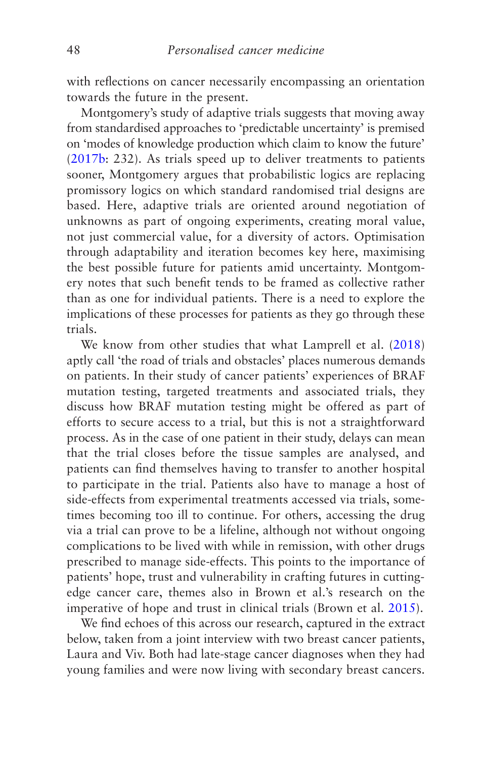with reflections on cancer necessarily encompassing an orientation towards the future in the present.

Montgomery's study of adaptive trials suggests that moving away from standardised approaches to 'predictable uncertainty' is premised on 'modes of knowledge production which claim to know the future' (2017b: 232). As trials speed up to deliver treatments to patients sooner, Montgomery argues that probabilistic logics are replacing promissory logics on which standard randomised trial designs are based. Here, adaptive trials are oriented around negotiation of unknowns as part of ongoing experiments, creating moral value, not just commercial value, for a diversity of actors. Optimisation through adaptability and iteration becomes key here, maximising the best possible future for patients amid uncertainty. Montgomery notes that such benefit tends to be framed as collective rather than as one for individual patients. There is a need to explore the implications of these processes for patients as they go through these trials.

We know from other studies that what Lamprell et al. (2018) aptly call 'the road of trials and obstacles' places numerous demands on patients. In their study of cancer patients' experiences of BRAF mutation testing, targeted treatments and associated trials, they discuss how BRAF mutation testing might be offered as part of efforts to secure access to a trial, but this is not a straightforward process. As in the case of one patient in their study, delays can mean that the trial closes before the tissue samples are analysed, and patients can find themselves having to transfer to another hospital to participate in the trial. Patients also have to manage a host of side-effects from experimental treatments accessed via trials, sometimes becoming too ill to continue. For others, accessing the drug via a trial can prove to be a lifeline, although not without ongoing complications to be lived with while in remission, with other drugs prescribed to manage side-effects. This points to the importance of patients' hope, trust and vulnerability in crafting futures in cutting-edge cancer care, themes also in Brown et al.'s research on the imperative of hope and trust in clinical trials (Brown et al. 2015).

We find echoes of this across our research, captured in the extract below, taken from a joint interview with two breast cancer patients, Laura and Viv. Both had late-stage cancer diagnoses when they had young families and were now living with secondary breast cancers.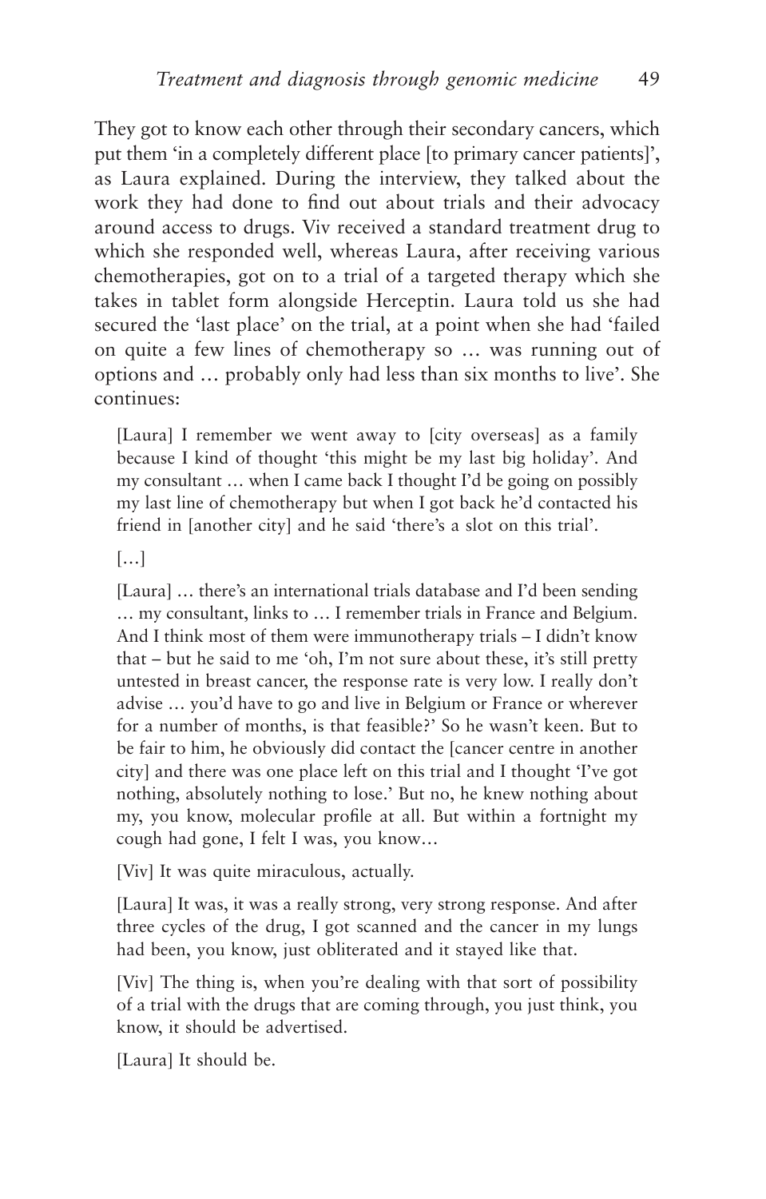They got to know each other through their secondary cancers, which put them 'in a completely different place [to primary cancer patients]', as Laura explained. During the interview, they talked about the work they had done to find out about trials and their advocacy around access to drugs. Viv received a standard treatment drug to which she responded well, whereas Laura, after receiving various chemotherapies, got on to a trial of a targeted therapy which she takes in tablet form alongside Herceptin. Laura told us she had secured the 'last place' on the trial, at a point when she had 'failed on quite a few lines of chemotherapy so … was running out of options and … probably only had less than six months to live'. She continues:

> [Laura] I remember we went away to [city overseas] as a family because I kind of thought 'this might be my last big holiday'. And my consultant … when I came back I thought I'd be going on possibly my last line of chemotherapy but when I got back he'd contacted his friend in [another city] and he said 'there's a slot on this trial'.
>
> […]
>
> [Laura] … there's an international trials database and I'd been sending … my consultant, links to … I remember trials in France and Belgium. And I think most of them were immunotherapy trials – I didn't know that – but he said to me 'oh, I'm not sure about these, it's still pretty untested in breast cancer, the response rate is very low. I really don't advise … you'd have to go and live in Belgium or France or wherever for a number of months, is that feasible?' So he wasn't keen. But to be fair to him, he obviously did contact the [cancer centre in another city] and there was one place left on this trial and I thought 'I've got nothing, absolutely nothing to lose.' But no, he knew nothing about my, you know, molecular profile at all. But within a fortnight my cough had gone, I felt I was, you know…
>
> [Viv] It was quite miraculous, actually.
>
> [Laura] It was, it was a really strong, very strong response. And after three cycles of the drug, I got scanned and the cancer in my lungs had been, you know, just obliterated and it stayed like that.
>
> [Viv] The thing is, when you're dealing with that sort of possibility of a trial with the drugs that are coming through, you just think, you know, it should be advertised.
>
> [Laura] It should be.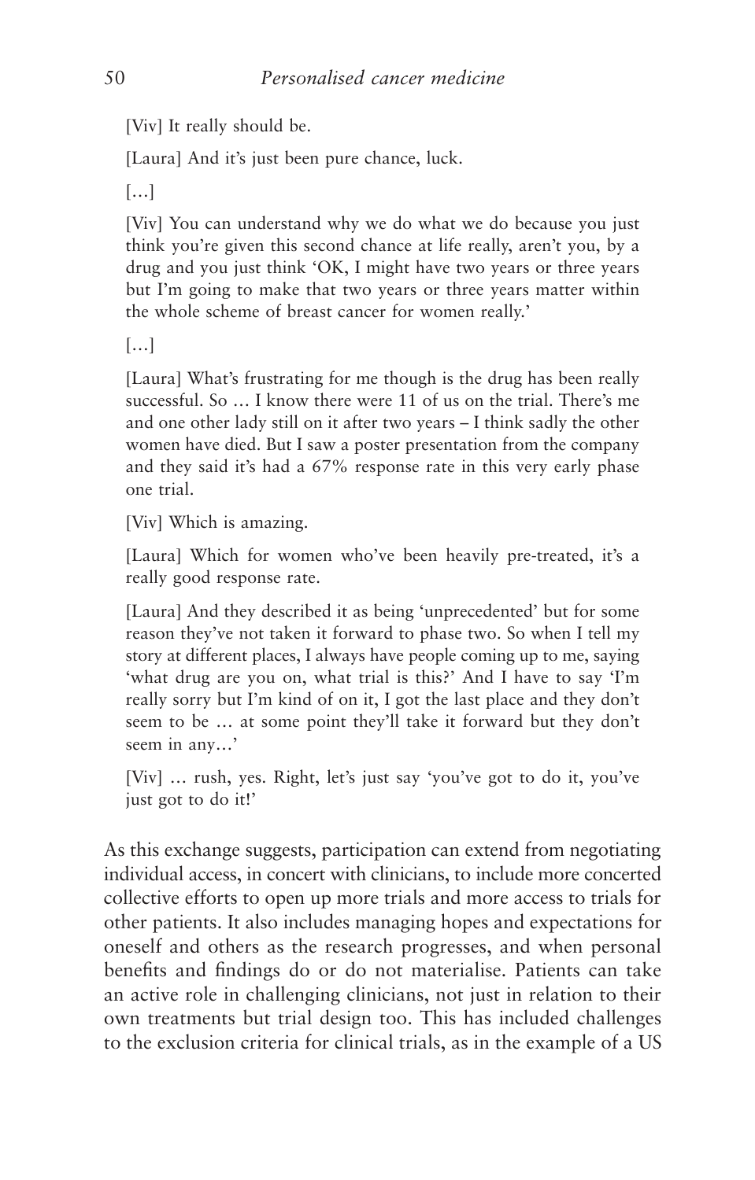[Viv] It really should be.

[Laura] And it's just been pure chance, luck.

[…]

[Viv] You can understand why we do what we do because you just think you're given this second chance at life really, aren't you, by a drug and you just think 'OK, I might have two years or three years but I'm going to make that two years or three years matter within the whole scheme of breast cancer for women really.'

[…]

[Laura] What's frustrating for me though is the drug has been really successful. So … I know there were 11 of us on the trial. There's me and one other lady still on it after two years – I think sadly the other women have died. But I saw a poster presentation from the company and they said it's had a 67% response rate in this very early phase one trial.

[Viv] Which is amazing.

[Laura] Which for women who've been heavily pre-treated, it's a really good response rate.

[Laura] And they described it as being 'unprecedented' but for some reason they've not taken it forward to phase two. So when I tell my story at different places, I always have people coming up to me, saying 'what drug are you on, what trial is this?' And I have to say 'I'm really sorry but I'm kind of on it, I got the last place and they don't seem to be … at some point they'll take it forward but they don't seem in any…'

[Viv] … rush, yes. Right, let's just say 'you've got to do it, you've just got to do it!'

As this exchange suggests, participation can extend from negotiating individual access, in concert with clinicians, to include more concerted collective efforts to open up more trials and more access to trials for other patients. It also includes managing hopes and expectations for oneself and others as the research progresses, and when personal benefits and findings do or do not materialise. Patients can take an active role in challenging clinicians, not just in relation to their own treatments but trial design too. This has included challenges to the exclusion criteria for clinical trials, as in the example of a US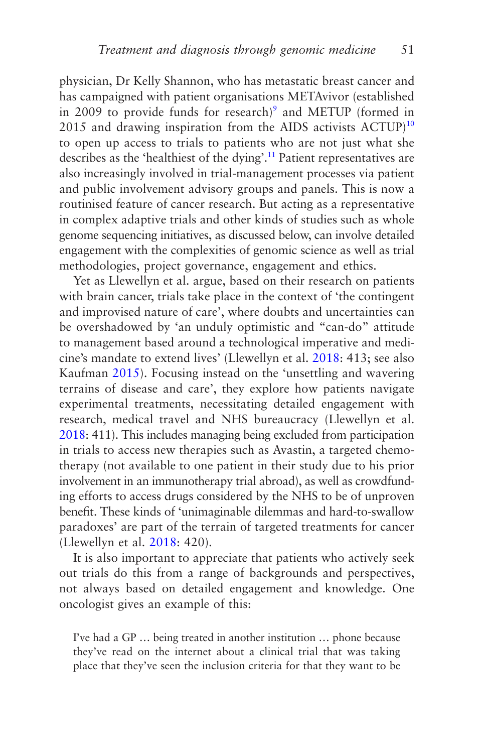physician, Dr Kelly Shannon, who has metastatic breast cancer and has campaigned with patient organisations METAvivor (established in 2009 to provide funds for research)[9] and METUP (formed in 2015 and drawing inspiration from the AIDS activists ACTUP)[10] to open up access to trials to patients who are not just what she describes as the 'healthiest of the dying'.[11] Patient representatives are also increasingly involved in trial-management processes via patient and public involvement advisory groups and panels. This is now a routinised feature of cancer research. But acting as a representative in complex adaptive trials and other kinds of studies such as whole genome sequencing initiatives, as discussed below, can involve detailed engagement with the complexities of genomic science as well as trial methodologies, project governance, engagement and ethics.

Yet as Llewellyn et al. argue, based on their research on patients with brain cancer, trials take place in the context of 'the contingent and improvised nature of care', where doubts and uncertainties can be overshadowed by 'an unduly optimistic and "can-do" attitude to management based around a technological imperative and medicine's mandate to extend lives' (Llewellyn et al. 2018: 413; see also Kaufman 2015). Focusing instead on the 'unsettling and wavering terrains of disease and care', they explore how patients navigate experimental treatments, necessitating detailed engagement with research, medical travel and NHS bureaucracy (Llewellyn et al. 2018: 411). This includes managing being excluded from participation in trials to access new therapies such as Avastin, a targeted chemotherapy (not available to one patient in their study due to his prior involvement in an immunotherapy trial abroad), as well as crowdfunding efforts to access drugs considered by the NHS to be of unproven benefit. These kinds of 'unimaginable dilemmas and hard-to-swallow paradoxes' are part of the terrain of targeted treatments for cancer (Llewellyn et al. 2018: 420).

It is also important to appreciate that patients who actively seek out trials do this from a range of backgrounds and perspectives, not always based on detailed engagement and knowledge. One oncologist gives an example of this:

> I've had a GP … being treated in another institution … phone because they've read on the internet about a clinical trial that was taking place that they've seen the inclusion criteria for that they want to be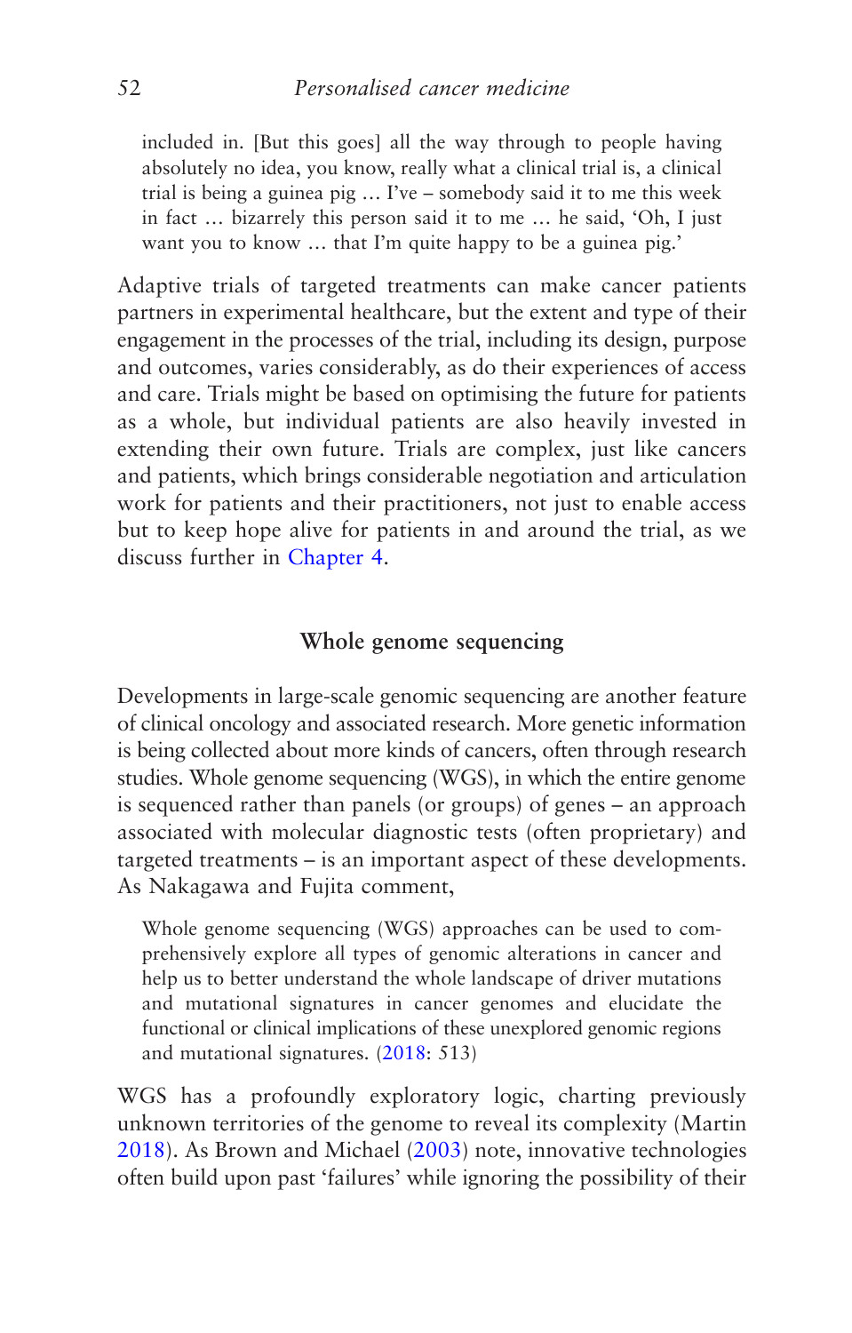> included in. [But this goes] all the way through to people having absolutely no idea, you know, really what a clinical trial is, a clinical trial is being a guinea pig … I've – somebody said it to me this week in fact … bizarrely this person said it to me … he said, 'Oh, I just want you to know … that I'm quite happy to be a guinea pig.'

Adaptive trials of targeted treatments can make cancer patients partners in experimental healthcare, but the extent and type of their engagement in the processes of the trial, including its design, purpose and outcomes, varies considerably, as do their experiences of access and care. Trials might be based on optimising the future for patients as a whole, but individual patients are also heavily invested in extending their own future. Trials are complex, just like cancers and patients, which brings considerable negotiation and articulation work for patients and their practitioners, not just to enable access but to keep hope alive for patients in and around the trial, as we discuss further in Chapter 4.

## Whole genome sequencing

Developments in large-scale genomic sequencing are another feature of clinical oncology and associated research. More genetic information is being collected about more kinds of cancers, often through research studies. Whole genome sequencing (WGS), in which the entire genome is sequenced rather than panels (or groups) of genes – an approach associated with molecular diagnostic tests (often proprietary) and targeted treatments – is an important aspect of these developments. As Nakagawa and Fujita comment,

> Whole genome sequencing (WGS) approaches can be used to comprehensively explore all types of genomic alterations in cancer and help us to better understand the whole landscape of driver mutations and mutational signatures in cancer genomes and elucidate the functional or clinical implications of these unexplored genomic regions and mutational signatures. (2018: 513)

WGS has a profoundly exploratory logic, charting previously unknown territories of the genome to reveal its complexity (Martin 2018). As Brown and Michael (2003) note, innovative technologies often build upon past 'failures' while ignoring the possibility of their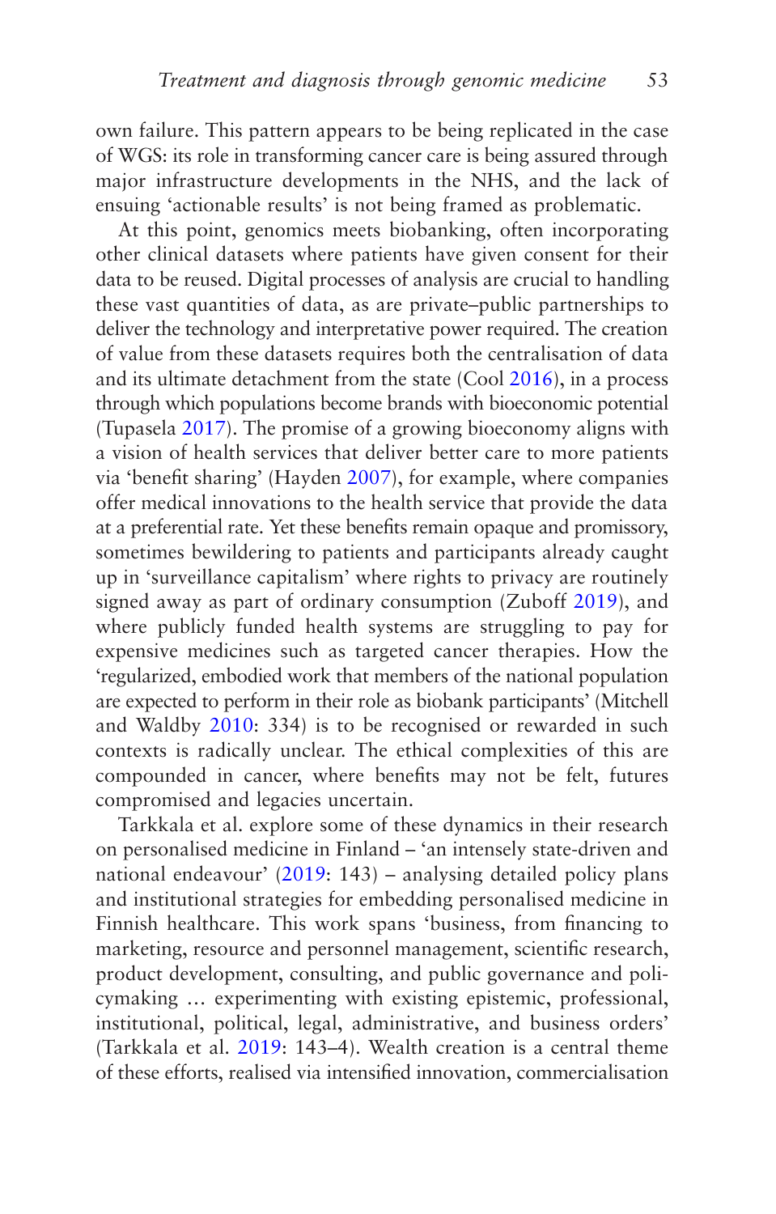own failure. This pattern appears to be being replicated in the case of WGS: its role in transforming cancer care is being assured through major infrastructure developments in the NHS, and the lack of ensuing 'actionable results' is not being framed as problematic.

At this point, genomics meets biobanking, often incorporating other clinical datasets where patients have given consent for their data to be reused. Digital processes of analysis are crucial to handling these vast quantities of data, as are private–public partnerships to deliver the technology and interpretative power required. The creation of value from these datasets requires both the centralisation of data and its ultimate detachment from the state (Cool 2016), in a process through which populations become brands with bioeconomic potential (Tupasela 2017). The promise of a growing bioeconomy aligns with a vision of health services that deliver better care to more patients via 'benefit sharing' (Hayden 2007), for example, where companies offer medical innovations to the health service that provide the data at a preferential rate. Yet these benefits remain opaque and promissory, sometimes bewildering to patients and participants already caught up in 'surveillance capitalism' where rights to privacy are routinely signed away as part of ordinary consumption (Zuboff 2019), and where publicly funded health systems are struggling to pay for expensive medicines such as targeted cancer therapies. How the 'regularized, embodied work that members of the national population are expected to perform in their role as biobank participants' (Mitchell and Waldby 2010: 334) is to be recognised or rewarded in such contexts is radically unclear. The ethical complexities of this are compounded in cancer, where benefits may not be felt, futures compromised and legacies uncertain.

Tarkkala et al. explore some of these dynamics in their research on personalised medicine in Finland – 'an intensely state-driven and national endeavour' (2019: 143) – analysing detailed policy plans and institutional strategies for embedding personalised medicine in Finnish healthcare. This work spans 'business, from financing to marketing, resource and personnel management, scientific research, product development, consulting, and public governance and policymaking … experimenting with existing epistemic, professional, institutional, political, legal, administrative, and business orders' (Tarkkala et al. 2019: 143–4). Wealth creation is a central theme of these efforts, realised via intensified innovation, commercialisation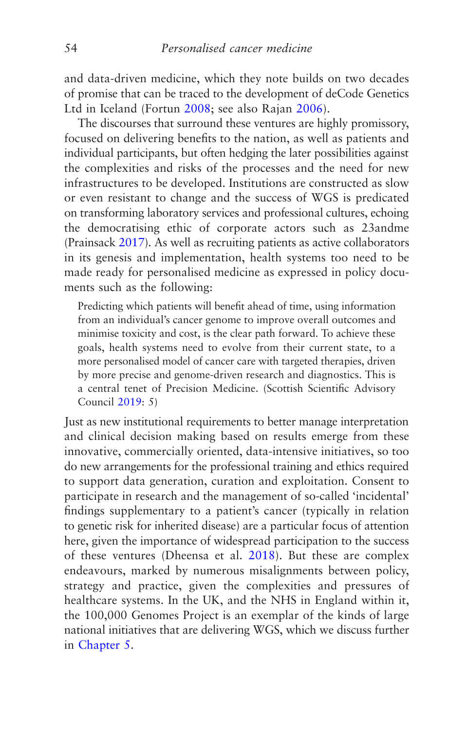and data-driven medicine, which they note builds on two decades of promise that can be traced to the development of deCode Genetics Ltd in Iceland (Fortun 2008; see also Rajan 2006).

The discourses that surround these ventures are highly promissory, focused on delivering benefits to the nation, as well as patients and individual participants, but often hedging the later possibilities against the complexities and risks of the processes and the need for new infrastructures to be developed. Institutions are constructed as slow or even resistant to change and the success of WGS is predicated on transforming laboratory services and professional cultures, echoing the democratising ethic of corporate actors such as 23andme (Prainsack 2017). As well as recruiting patients as active collaborators in its genesis and implementation, health systems too need to be made ready for personalised medicine as expressed in policy documents such as the following:

> Predicting which patients will benefit ahead of time, using information from an individual's cancer genome to improve overall outcomes and minimise toxicity and cost, is the clear path forward. To achieve these goals, health systems need to evolve from their current state, to a more personalised model of cancer care with targeted therapies, driven by more precise and genome-driven research and diagnostics. This is a central tenet of Precision Medicine. (Scottish Scientific Advisory Council 2019: 5)

Just as new institutional requirements to better manage interpretation and clinical decision making based on results emerge from these innovative, commercially oriented, data-intensive initiatives, so too do new arrangements for the professional training and ethics required to support data generation, curation and exploitation. Consent to participate in research and the management of so-called 'incidental' findings supplementary to a patient's cancer (typically in relation to genetic risk for inherited disease) are a particular focus of attention here, given the importance of widespread participation to the success of these ventures (Dheensa et al. 2018). But these are complex endeavours, marked by numerous misalignments between policy, strategy and practice, given the complexities and pressures of healthcare systems. In the UK, and the NHS in England within it, the 100,000 Genomes Project is an exemplar of the kinds of large national initiatives that are delivering WGS, which we discuss further in Chapter 5.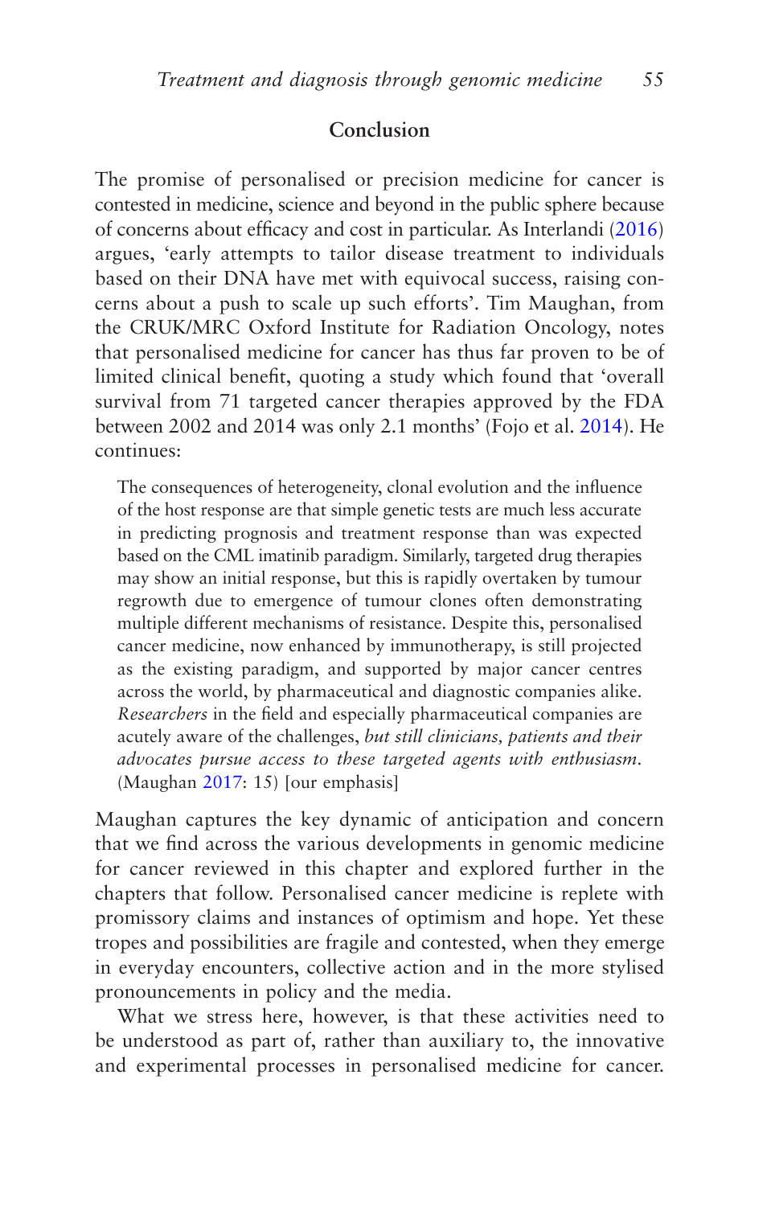## Conclusion

The promise of personalised or precision medicine for cancer is contested in medicine, science and beyond in the public sphere because of concerns about efficacy and cost in particular. As Interlandi (2016) argues, 'early attempts to tailor disease treatment to individuals based on their DNA have met with equivocal success, raising concerns about a push to scale up such efforts'. Tim Maughan, from the CRUK/MRC Oxford Institute for Radiation Oncology, notes that personalised medicine for cancer has thus far proven to be of limited clinical benefit, quoting a study which found that 'overall survival from 71 targeted cancer therapies approved by the FDA between 2002 and 2014 was only 2.1 months' (Fojo et al. 2014). He continues:

> The consequences of heterogeneity, clonal evolution and the influence of the host response are that simple genetic tests are much less accurate in predicting prognosis and treatment response than was expected based on the CML imatinib paradigm. Similarly, targeted drug therapies may show an initial response, but this is rapidly overtaken by tumour regrowth due to emergence of tumour clones often demonstrating multiple different mechanisms of resistance. Despite this, personalised cancer medicine, now enhanced by immunotherapy, is still projected as the existing paradigm, and supported by major cancer centres across the world, by pharmaceutical and diagnostic companies alike. *Researchers* in the field and especially pharmaceutical companies are acutely aware of the challenges, *but still clinicians, patients and their advocates pursue access to these targeted agents with enthusiasm*. (Maughan 2017: 15) [our emphasis]

Maughan captures the key dynamic of anticipation and concern that we find across the various developments in genomic medicine for cancer reviewed in this chapter and explored further in the chapters that follow. Personalised cancer medicine is replete with promissory claims and instances of optimism and hope. Yet these tropes and possibilities are fragile and contested, when they emerge in everyday encounters, collective action and in the more stylised pronouncements in policy and the media.

What we stress here, however, is that these activities need to be understood as part of, rather than auxiliary to, the innovative and experimental processes in personalised medicine for cancer.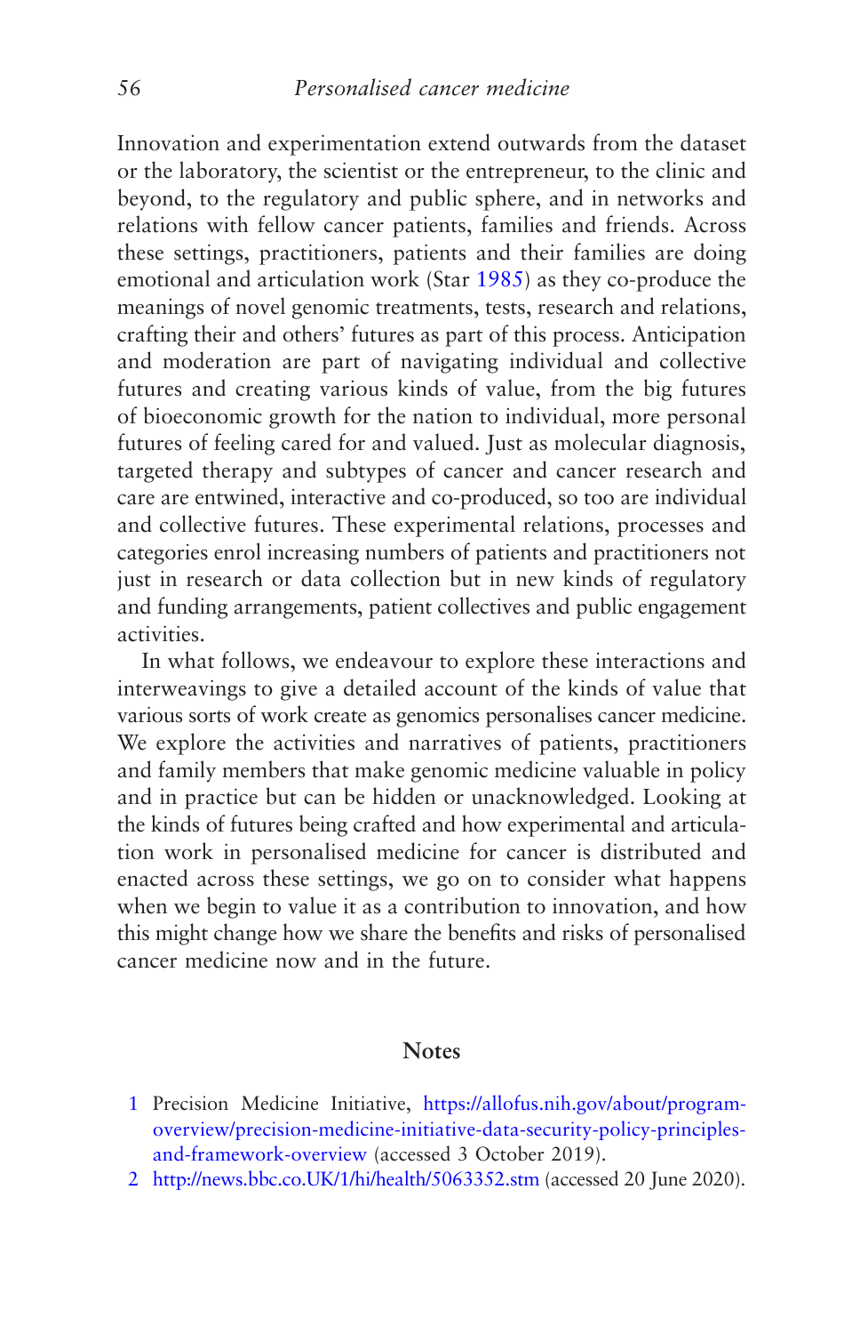Innovation and experimentation extend outwards from the dataset or the laboratory, the scientist or the entrepreneur, to the clinic and beyond, to the regulatory and public sphere, and in networks and relations with fellow cancer patients, families and friends. Across these settings, practitioners, patients and their families are doing emotional and articulation work (Star 1985) as they co-produce the meanings of novel genomic treatments, tests, research and relations, crafting their and others' futures as part of this process. Anticipation and moderation are part of navigating individual and collective futures and creating various kinds of value, from the big futures of bioeconomic growth for the nation to individual, more personal futures of feeling cared for and valued. Just as molecular diagnosis, targeted therapy and subtypes of cancer and cancer research and care are entwined, interactive and co-produced, so too are individual and collective futures. These experimental relations, processes and categories enrol increasing numbers of patients and practitioners not just in research or data collection but in new kinds of regulatory and funding arrangements, patient collectives and public engagement activities.

In what follows, we endeavour to explore these interactions and interweavings to give a detailed account of the kinds of value that various sorts of work create as genomics personalises cancer medicine. We explore the activities and narratives of patients, practitioners and family members that make genomic medicine valuable in policy and in practice but can be hidden or unacknowledged. Looking at the kinds of futures being crafted and how experimental and articulation work in personalised medicine for cancer is distributed and enacted across these settings, we go on to consider what happens when we begin to value it as a contribution to innovation, and how this might change how we share the benefits and risks of personalised cancer medicine now and in the future.

## Notes

1. Precision Medicine Initiative, https://allofus.nih.gov/about/program-overview/precision-medicine-initiative-data-security-policy-principles-and-framework-overview (accessed 3 October 2019).
2. http://news.bbc.co.UK/1/hi/health/5063352.stm (accessed 20 June 2020).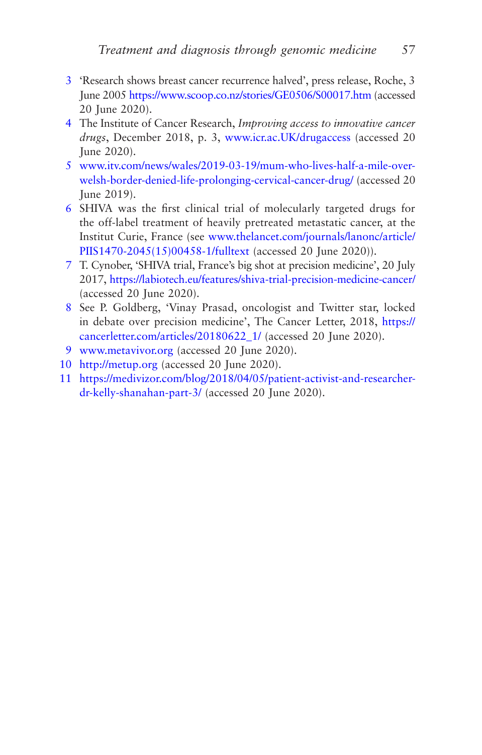3 ‘Research shows breast cancer recurrence halved’, press release, Roche, 3 June 2005 https://www.scoop.co.nz/stories/GE0506/S00017.htm (accessed 20 June 2020).

4 The Institute of Cancer Research, *Improving access to innovative cancer drugs*, December 2018, p. 3, www.icr.ac.UK/drugaccess (accessed 20 June 2020).

5 www.itv.com/news/wales/2019-03-19/mum-who-lives-half-a-mile-over-welsh-border-denied-life-prolonging-cervical-cancer-drug/ (accessed 20 June 2019).

6 SHIVA was the first clinical trial of molecularly targeted drugs for the off-label treatment of heavily pretreated metastatic cancer, at the Institut Curie, France (see www.thelancet.com/journals/lanonc/article/PIIS1470-2045(15)00458-1/fulltext (accessed 20 June 2020)).

7 T. Cynober, ‘SHIVA trial, France’s big shot at precision medicine’, 20 July 2017, https://labiotech.eu/features/shiva-trial-precision-medicine-cancer/ (accessed 20 June 2020).

8 See P. Goldberg, ‘Vinay Prasad, oncologist and Twitter star, locked in debate over precision medicine’, The Cancer Letter, 2018, https://cancerletter.com/articles/20180622_1/ (accessed 20 June 2020).

9 www.metavivor.org (accessed 20 June 2020).

10 http://metup.org (accessed 20 June 2020).

11 https://medivizor.com/blog/2018/04/05/patient-activist-and-researcher-dr-kelly-shanahan-part-3/ (accessed 20 June 2020).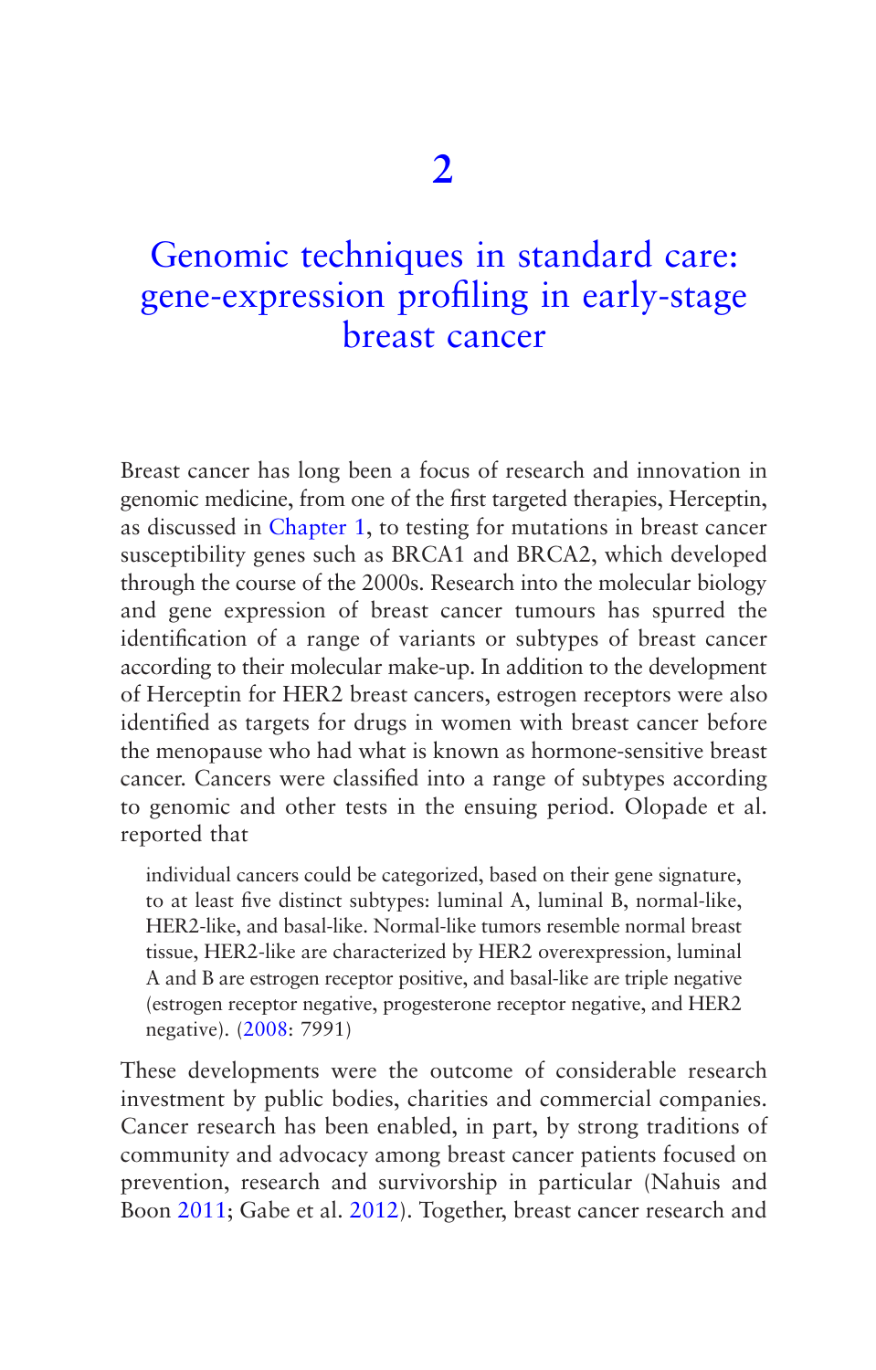# 2

# Genomic techniques in standard care: gene-expression profiling in early-stage breast cancer

Breast cancer has long been a focus of research and innovation in genomic medicine, from one of the first targeted therapies, Herceptin, as discussed in Chapter 1, to testing for mutations in breast cancer susceptibility genes such as BRCA1 and BRCA2, which developed through the course of the 2000s. Research into the molecular biology and gene expression of breast cancer tumours has spurred the identification of a range of variants or subtypes of breast cancer according to their molecular make-up. In addition to the development of Herceptin for HER2 breast cancers, estrogen receptors were also identified as targets for drugs in women with breast cancer before the menopause who had what is known as hormone-sensitive breast cancer. Cancers were classified into a range of subtypes according to genomic and other tests in the ensuing period. Olopade et al. reported that

> individual cancers could be categorized, based on their gene signature, to at least five distinct subtypes: luminal A, luminal B, normal-like, HER2-like, and basal-like. Normal-like tumors resemble normal breast tissue, HER2-like are characterized by HER2 overexpression, luminal A and B are estrogen receptor positive, and basal-like are triple negative (estrogen receptor negative, progesterone receptor negative, and HER2 negative). (2008: 7991)

These developments were the outcome of considerable research investment by public bodies, charities and commercial companies. Cancer research has been enabled, in part, by strong traditions of community and advocacy among breast cancer patients focused on prevention, research and survivorship in particular (Nahuis and Boon 2011; Gabe et al. 2012). Together, breast cancer research and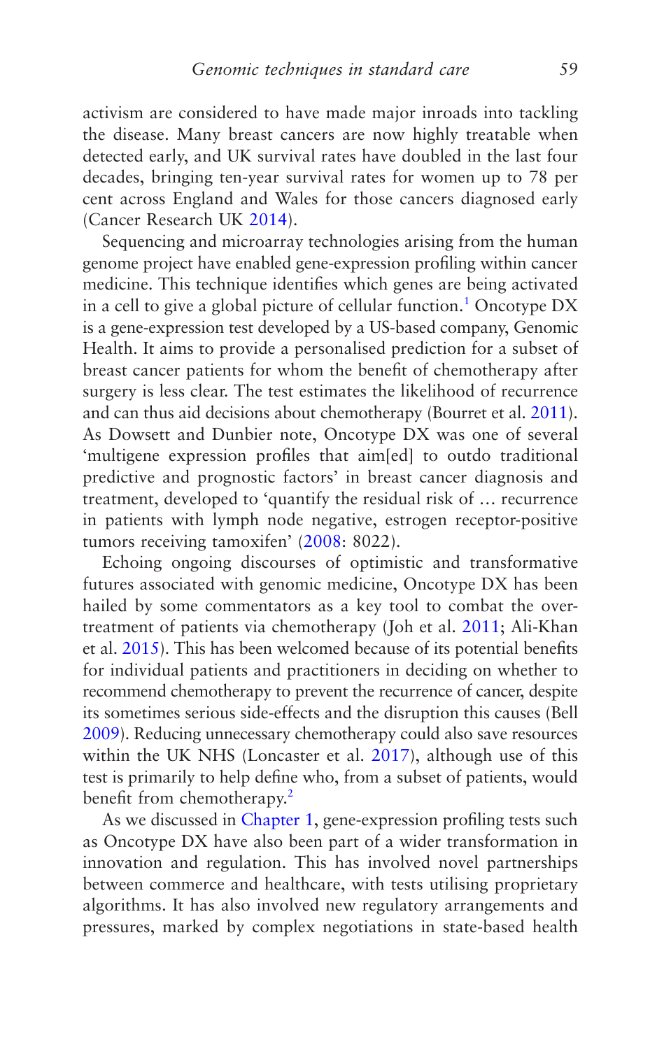activism are considered to have made major inroads into tackling the disease. Many breast cancers are now highly treatable when detected early, and UK survival rates have doubled in the last four decades, bringing ten-year survival rates for women up to 78 per cent across England and Wales for those cancers diagnosed early (Cancer Research UK 2014).

Sequencing and microarray technologies arising from the human genome project have enabled gene-expression profiling within cancer medicine. This technique identifies which genes are being activated in a cell to give a global picture of cellular function.[1] Oncotype DX is a gene-expression test developed by a US-based company, Genomic Health. It aims to provide a personalised prediction for a subset of breast cancer patients for whom the benefit of chemotherapy after surgery is less clear. The test estimates the likelihood of recurrence and can thus aid decisions about chemotherapy (Bourret et al. 2011). As Dowsett and Dunbier note, Oncotype DX was one of several 'multigene expression profiles that aim[ed] to outdo traditional predictive and prognostic factors' in breast cancer diagnosis and treatment, developed to 'quantify the residual risk of … recurrence in patients with lymph node negative, estrogen receptor-positive tumors receiving tamoxifen' (2008: 8022).

Echoing ongoing discourses of optimistic and transformative futures associated with genomic medicine, Oncotype DX has been hailed by some commentators as a key tool to combat the over-treatment of patients via chemotherapy (Joh et al. 2011; Ali-Khan et al. 2015). This has been welcomed because of its potential benefits for individual patients and practitioners in deciding on whether to recommend chemotherapy to prevent the recurrence of cancer, despite its sometimes serious side-effects and the disruption this causes (Bell 2009). Reducing unnecessary chemotherapy could also save resources within the UK NHS (Loncaster et al. 2017), although use of this test is primarily to help define who, from a subset of patients, would benefit from chemotherapy.[2]

As we discussed in Chapter 1, gene-expression profiling tests such as Oncotype DX have also been part of a wider transformation in innovation and regulation. This has involved novel partnerships between commerce and healthcare, with tests utilising proprietary algorithms. It has also involved new regulatory arrangements and pressures, marked by complex negotiations in state-based health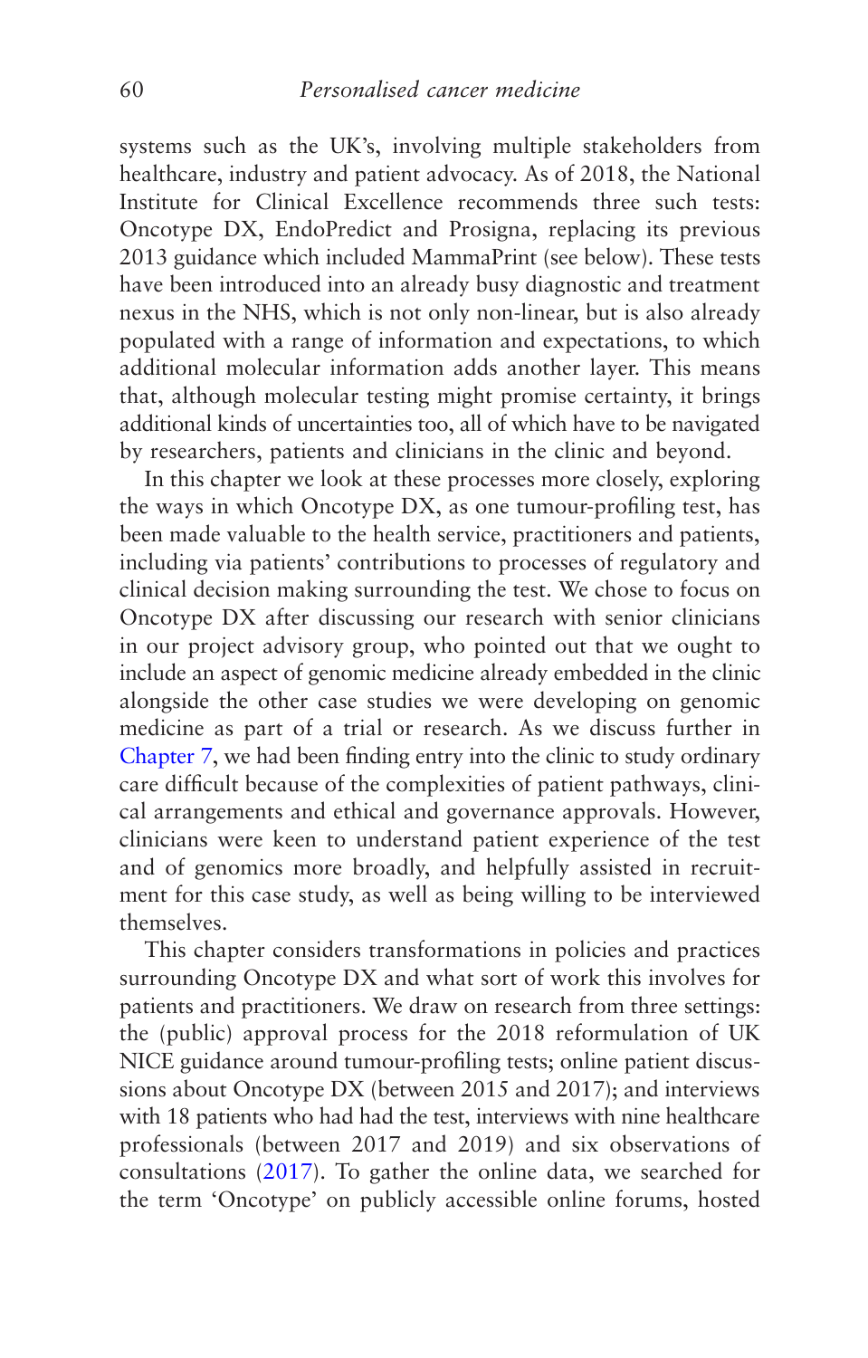systems such as the UK's, involving multiple stakeholders from healthcare, industry and patient advocacy. As of 2018, the National Institute for Clinical Excellence recommends three such tests: Oncotype DX, EndoPredict and Prosigna, replacing its previous 2013 guidance which included MammaPrint (see below). These tests have been introduced into an already busy diagnostic and treatment nexus in the NHS, which is not only non-linear, but is also already populated with a range of information and expectations, to which additional molecular information adds another layer. This means that, although molecular testing might promise certainty, it brings additional kinds of uncertainties too, all of which have to be navigated by researchers, patients and clinicians in the clinic and beyond.

In this chapter we look at these processes more closely, exploring the ways in which Oncotype DX, as one tumour-profiling test, has been made valuable to the health service, practitioners and patients, including via patients' contributions to processes of regulatory and clinical decision making surrounding the test. We chose to focus on Oncotype DX after discussing our research with senior clinicians in our project advisory group, who pointed out that we ought to include an aspect of genomic medicine already embedded in the clinic alongside the other case studies we were developing on genomic medicine as part of a trial or research. As we discuss further in Chapter 7, we had been finding entry into the clinic to study ordinary care difficult because of the complexities of patient pathways, clinical arrangements and ethical and governance approvals. However, clinicians were keen to understand patient experience of the test and of genomics more broadly, and helpfully assisted in recruitment for this case study, as well as being willing to be interviewed themselves.

This chapter considers transformations in policies and practices surrounding Oncotype DX and what sort of work this involves for patients and practitioners. We draw on research from three settings: the (public) approval process for the 2018 reformulation of UK NICE guidance around tumour-profiling tests; online patient discussions about Oncotype DX (between 2015 and 2017); and interviews with 18 patients who had had the test, interviews with nine healthcare professionals (between 2017 and 2019) and six observations of consultations (2017). To gather the online data, we searched for the term 'Oncotype' on publicly accessible online forums, hosted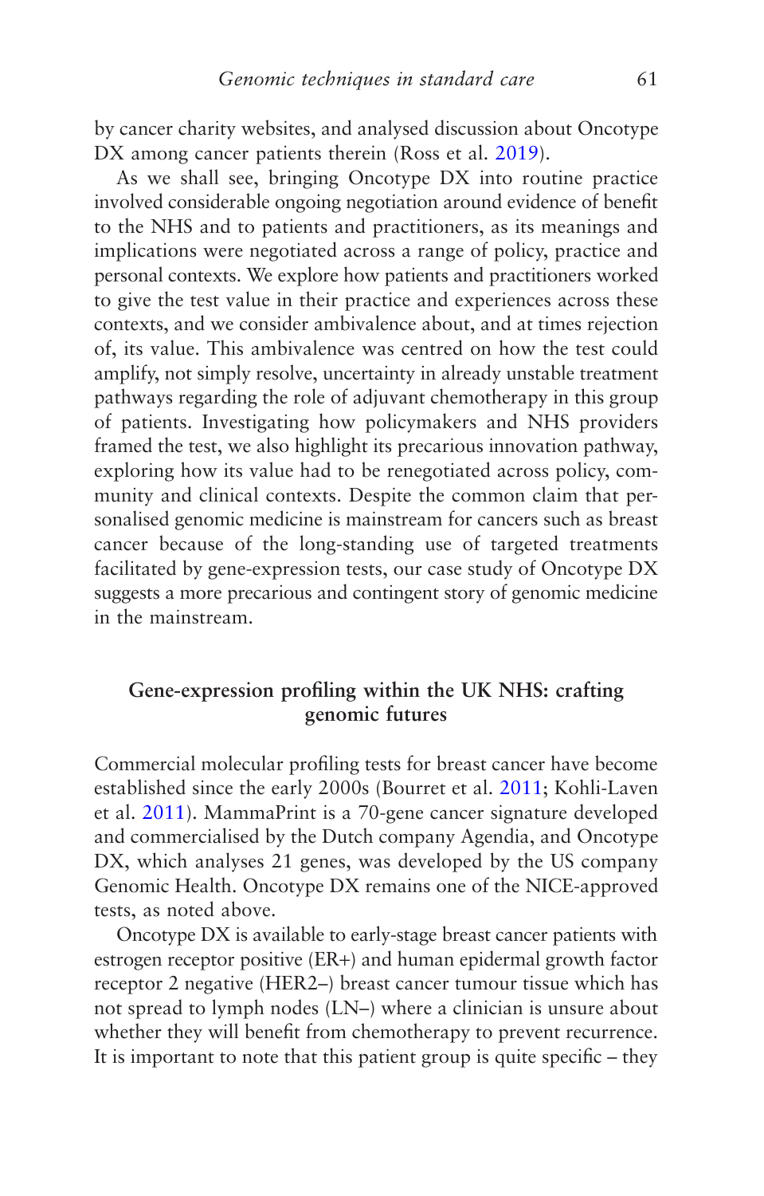by cancer charity websites, and analysed discussion about Oncotype DX among cancer patients therein (Ross et al. 2019).

As we shall see, bringing Oncotype DX into routine practice involved considerable ongoing negotiation around evidence of benefit to the NHS and to patients and practitioners, as its meanings and implications were negotiated across a range of policy, practice and personal contexts. We explore how patients and practitioners worked to give the test value in their practice and experiences across these contexts, and we consider ambivalence about, and at times rejection of, its value. This ambivalence was centred on how the test could amplify, not simply resolve, uncertainty in already unstable treatment pathways regarding the role of adjuvant chemotherapy in this group of patients. Investigating how policymakers and NHS providers framed the test, we also highlight its precarious innovation pathway, exploring how its value had to be renegotiated across policy, community and clinical contexts. Despite the common claim that personalised genomic medicine is mainstream for cancers such as breast cancer because of the long-standing use of targeted treatments facilitated by gene-expression tests, our case study of Oncotype DX suggests a more precarious and contingent story of genomic medicine in the mainstream.

## Gene-expression profiling within the UK NHS: crafting genomic futures

Commercial molecular profiling tests for breast cancer have become established since the early 2000s (Bourret et al. 2011; Kohli-Laven et al. 2011). MammaPrint is a 70-gene cancer signature developed and commercialised by the Dutch company Agendia, and Oncotype DX, which analyses 21 genes, was developed by the US company Genomic Health. Oncotype DX remains one of the NICE-approved tests, as noted above.

Oncotype DX is available to early-stage breast cancer patients with estrogen receptor positive (ER+) and human epidermal growth factor receptor 2 negative (HER2–) breast cancer tumour tissue which has not spread to lymph nodes (LN–) where a clinician is unsure about whether they will benefit from chemotherapy to prevent recurrence. It is important to note that this patient group is quite specific – they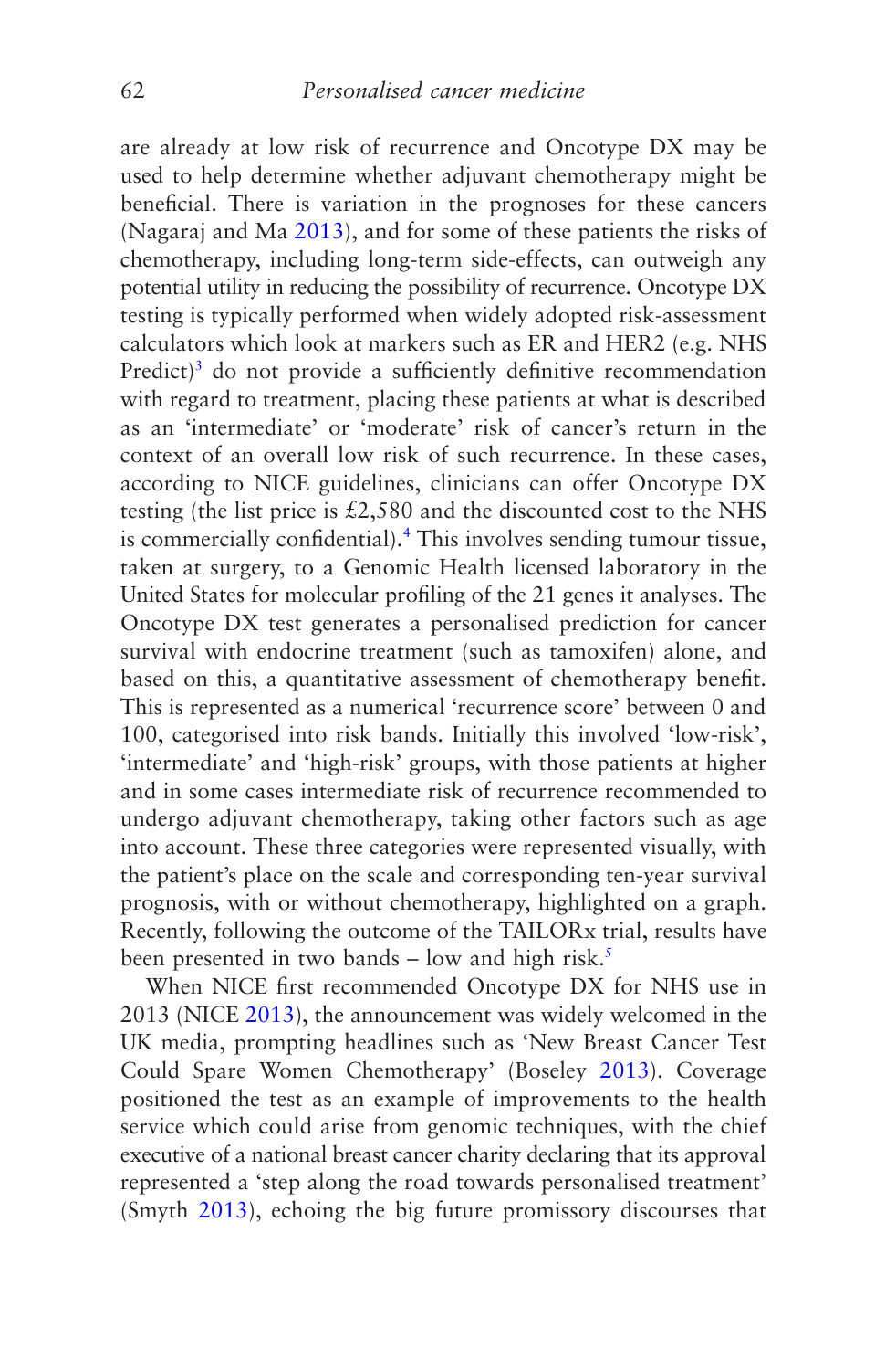are already at low risk of recurrence and Oncotype DX may be used to help determine whether adjuvant chemotherapy might be beneficial. There is variation in the prognoses for these cancers (Nagaraj and Ma 2013), and for some of these patients the risks of chemotherapy, including long-term side-effects, can outweigh any potential utility in reducing the possibility of recurrence. Oncotype DX testing is typically performed when widely adopted risk-assessment calculators which look at markers such as ER and HER2 (e.g. NHS Predict)[3] do not provide a sufficiently definitive recommendation with regard to treatment, placing these patients at what is described as an 'intermediate' or 'moderate' risk of cancer's return in the context of an overall low risk of such recurrence. In these cases, according to NICE guidelines, clinicians can offer Oncotype DX testing (the list price is £2,580 and the discounted cost to the NHS is commercially confidential).[4] This involves sending tumour tissue, taken at surgery, to a Genomic Health licensed laboratory in the United States for molecular profiling of the 21 genes it analyses. The Oncotype DX test generates a personalised prediction for cancer survival with endocrine treatment (such as tamoxifen) alone, and based on this, a quantitative assessment of chemotherapy benefit. This is represented as a numerical 'recurrence score' between 0 and 100, categorised into risk bands. Initially this involved 'low-risk', 'intermediate' and 'high-risk' groups, with those patients at higher and in some cases intermediate risk of recurrence recommended to undergo adjuvant chemotherapy, taking other factors such as age into account. These three categories were represented visually, with the patient's place on the scale and corresponding ten-year survival prognosis, with or without chemotherapy, highlighted on a graph. Recently, following the outcome of the TAILORx trial, results have been presented in two bands – low and high risk.[5]

When NICE first recommended Oncotype DX for NHS use in 2013 (NICE 2013), the announcement was widely welcomed in the UK media, prompting headlines such as 'New Breast Cancer Test Could Spare Women Chemotherapy' (Boseley 2013). Coverage positioned the test as an example of improvements to the health service which could arise from genomic techniques, with the chief executive of a national breast cancer charity declaring that its approval represented a 'step along the road towards personalised treatment' (Smyth 2013), echoing the big future promissory discourses that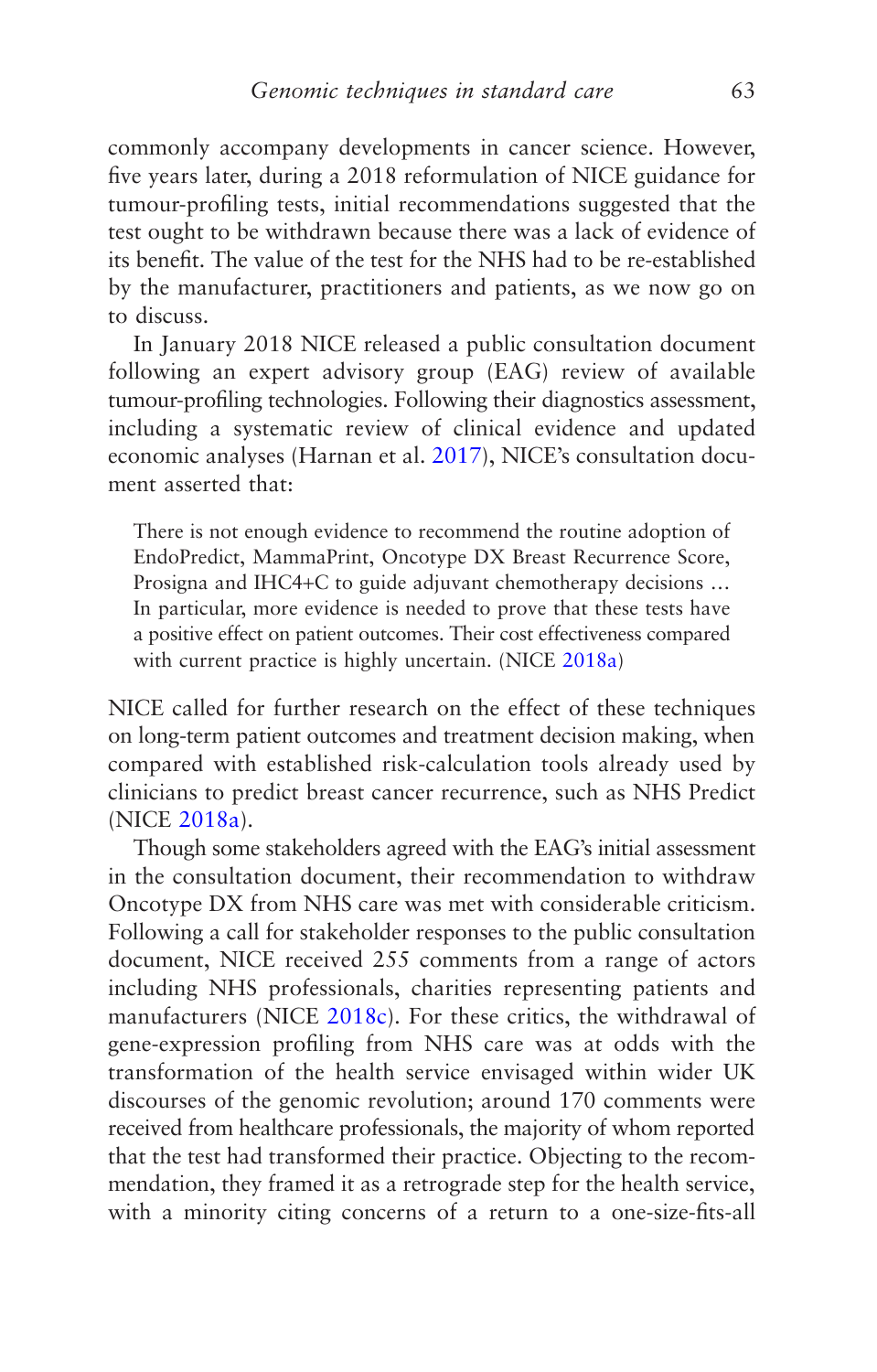commonly accompany developments in cancer science. However, five years later, during a 2018 reformulation of NICE guidance for tumour-profiling tests, initial recommendations suggested that the test ought to be withdrawn because there was a lack of evidence of its benefit. The value of the test for the NHS had to be re-established by the manufacturer, practitioners and patients, as we now go on to discuss.

In January 2018 NICE released a public consultation document following an expert advisory group (EAG) review of available tumour-profiling technologies. Following their diagnostics assessment, including a systematic review of clinical evidence and updated economic analyses (Harnan et al. 2017), NICE's consultation document asserted that:

> There is not enough evidence to recommend the routine adoption of EndoPredict, MammaPrint, Oncotype DX Breast Recurrence Score, Prosigna and IHC4+C to guide adjuvant chemotherapy decisions … In particular, more evidence is needed to prove that these tests have a positive effect on patient outcomes. Their cost effectiveness compared with current practice is highly uncertain. (NICE 2018a)

NICE called for further research on the effect of these techniques on long-term patient outcomes and treatment decision making, when compared with established risk-calculation tools already used by clinicians to predict breast cancer recurrence, such as NHS Predict (NICE 2018a).

Though some stakeholders agreed with the EAG's initial assessment in the consultation document, their recommendation to withdraw Oncotype DX from NHS care was met with considerable criticism. Following a call for stakeholder responses to the public consultation document, NICE received 255 comments from a range of actors including NHS professionals, charities representing patients and manufacturers (NICE 2018c). For these critics, the withdrawal of gene-expression profiling from NHS care was at odds with the transformation of the health service envisaged within wider UK discourses of the genomic revolution; around 170 comments were received from healthcare professionals, the majority of whom reported that the test had transformed their practice. Objecting to the recommendation, they framed it as a retrograde step for the health service, with a minority citing concerns of a return to a one-size-fits-all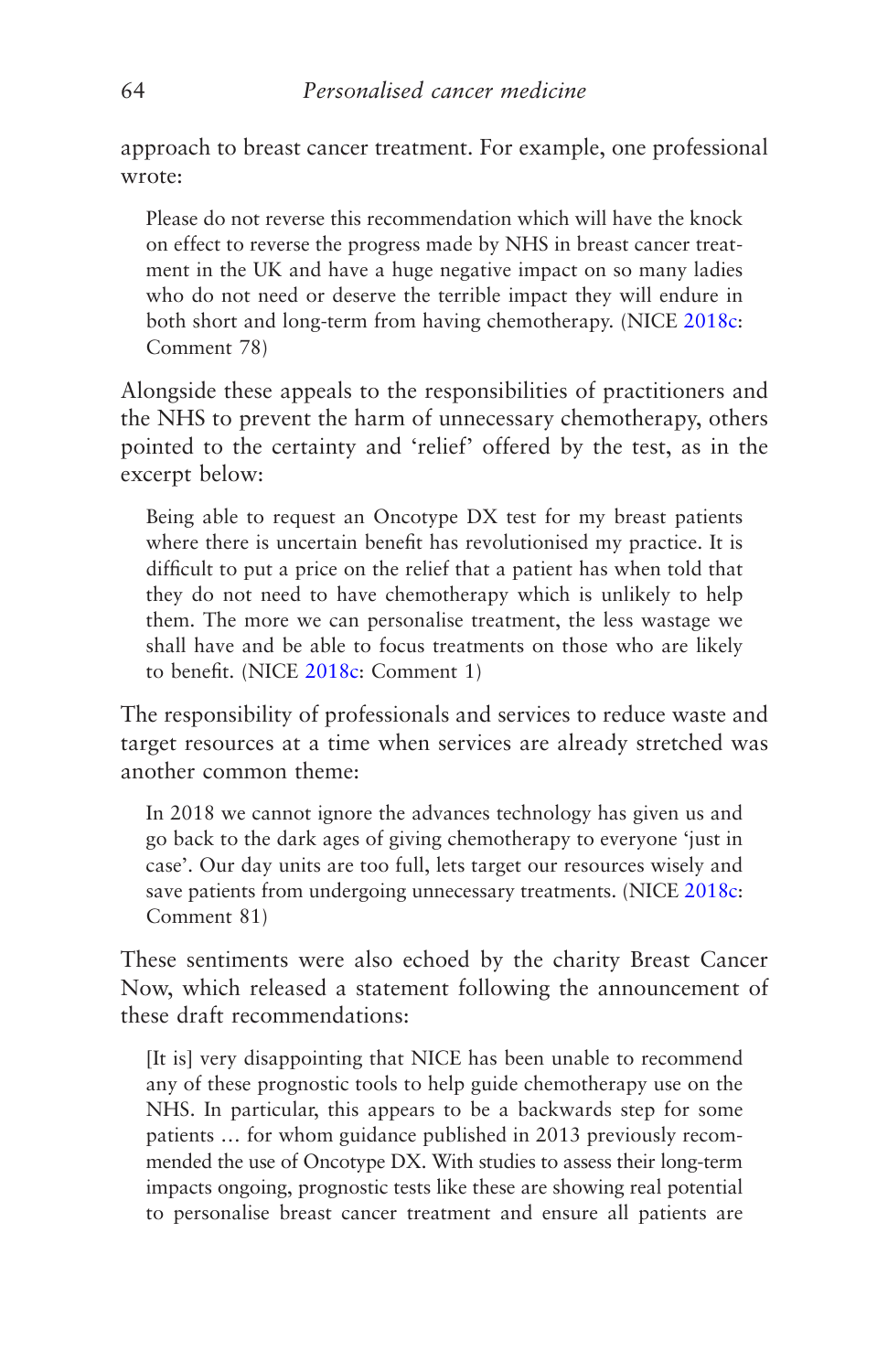approach to breast cancer treatment. For example, one professional wrote:

> Please do not reverse this recommendation which will have the knock on effect to reverse the progress made by NHS in breast cancer treatment in the UK and have a huge negative impact on so many ladies who do not need or deserve the terrible impact they will endure in both short and long-term from having chemotherapy. (NICE 2018c: Comment 78)

Alongside these appeals to the responsibilities of practitioners and the NHS to prevent the harm of unnecessary chemotherapy, others pointed to the certainty and 'relief' offered by the test, as in the excerpt below:

> Being able to request an Oncotype DX test for my breast patients where there is uncertain benefit has revolutionised my practice. It is difficult to put a price on the relief that a patient has when told that they do not need to have chemotherapy which is unlikely to help them. The more we can personalise treatment, the less wastage we shall have and be able to focus treatments on those who are likely to benefit. (NICE 2018c: Comment 1)

The responsibility of professionals and services to reduce waste and target resources at a time when services are already stretched was another common theme:

> In 2018 we cannot ignore the advances technology has given us and go back to the dark ages of giving chemotherapy to everyone 'just in case'. Our day units are too full, lets target our resources wisely and save patients from undergoing unnecessary treatments. (NICE 2018c: Comment 81)

These sentiments were also echoed by the charity Breast Cancer Now, which released a statement following the announcement of these draft recommendations:

> [It is] very disappointing that NICE has been unable to recommend any of these prognostic tools to help guide chemotherapy use on the NHS. In particular, this appears to be a backwards step for some patients … for whom guidance published in 2013 previously recommended the use of Oncotype DX. With studies to assess their long-term impacts ongoing, prognostic tests like these are showing real potential to personalise breast cancer treatment and ensure all patients are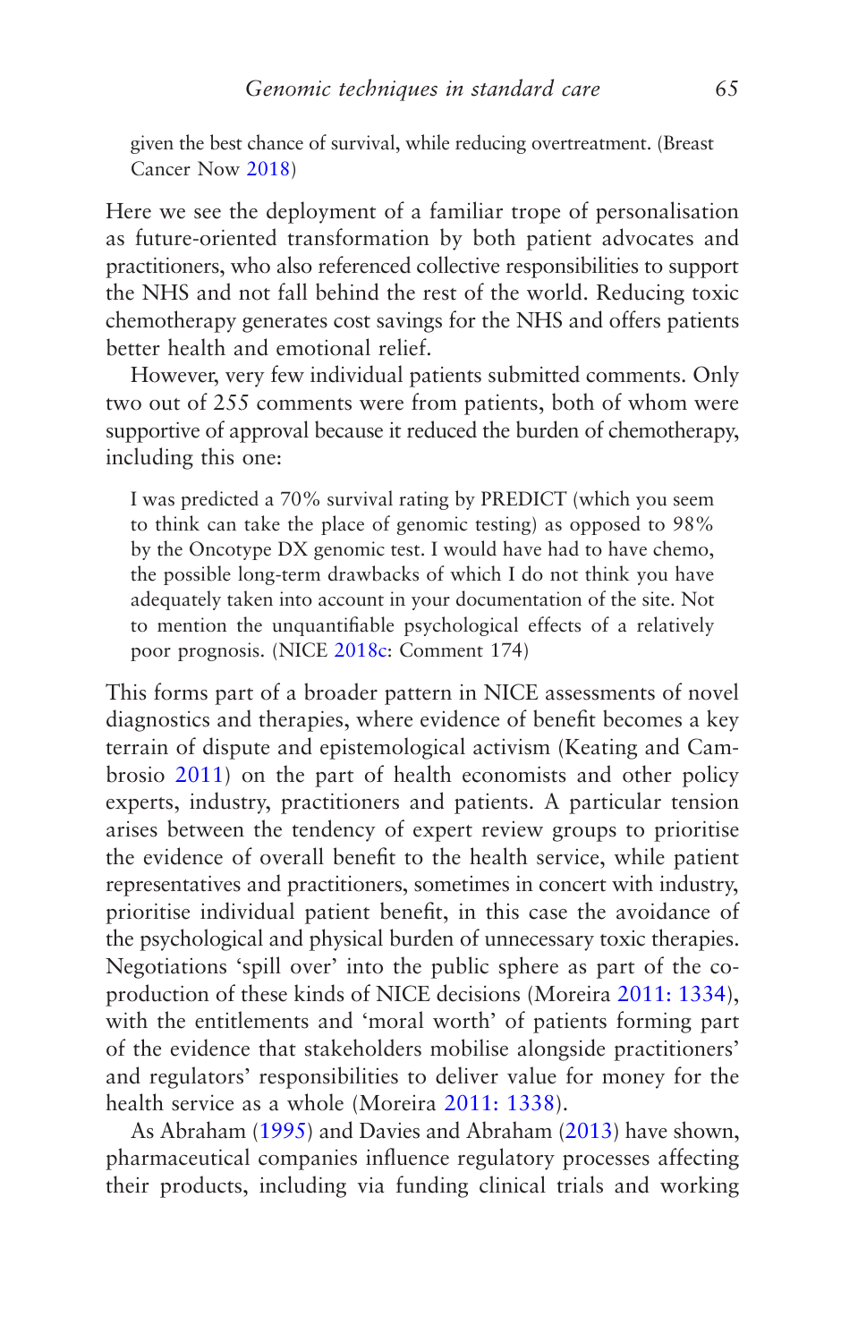> given the best chance of survival, while reducing overtreatment. (Breast Cancer Now 2018)

Here we see the deployment of a familiar trope of personalisation as future-oriented transformation by both patient advocates and practitioners, who also referenced collective responsibilities to support the NHS and not fall behind the rest of the world. Reducing toxic chemotherapy generates cost savings for the NHS and offers patients better health and emotional relief.

However, very few individual patients submitted comments. Only two out of 255 comments were from patients, both of whom were supportive of approval because it reduced the burden of chemotherapy, including this one:

> I was predicted a 70% survival rating by PREDICT (which you seem to think can take the place of genomic testing) as opposed to 98% by the Oncotype DX genomic test. I would have had to have chemo, the possible long-term drawbacks of which I do not think you have adequately taken into account in your documentation of the site. Not to mention the unquantifiable psychological effects of a relatively poor prognosis. (NICE 2018c: Comment 174)

This forms part of a broader pattern in NICE assessments of novel diagnostics and therapies, where evidence of benefit becomes a key terrain of dispute and epistemological activism (Keating and Cambrosio 2011) on the part of health economists and other policy experts, industry, practitioners and patients. A particular tension arises between the tendency of expert review groups to prioritise the evidence of overall benefit to the health service, while patient representatives and practitioners, sometimes in concert with industry, prioritise individual patient benefit, in this case the avoidance of the psychological and physical burden of unnecessary toxic therapies. Negotiations 'spill over' into the public sphere as part of the co-production of these kinds of NICE decisions (Moreira 2011: 1334), with the entitlements and 'moral worth' of patients forming part of the evidence that stakeholders mobilise alongside practitioners' and regulators' responsibilities to deliver value for money for the health service as a whole (Moreira 2011: 1338).

As Abraham (1995) and Davies and Abraham (2013) have shown, pharmaceutical companies influence regulatory processes affecting their products, including via funding clinical trials and working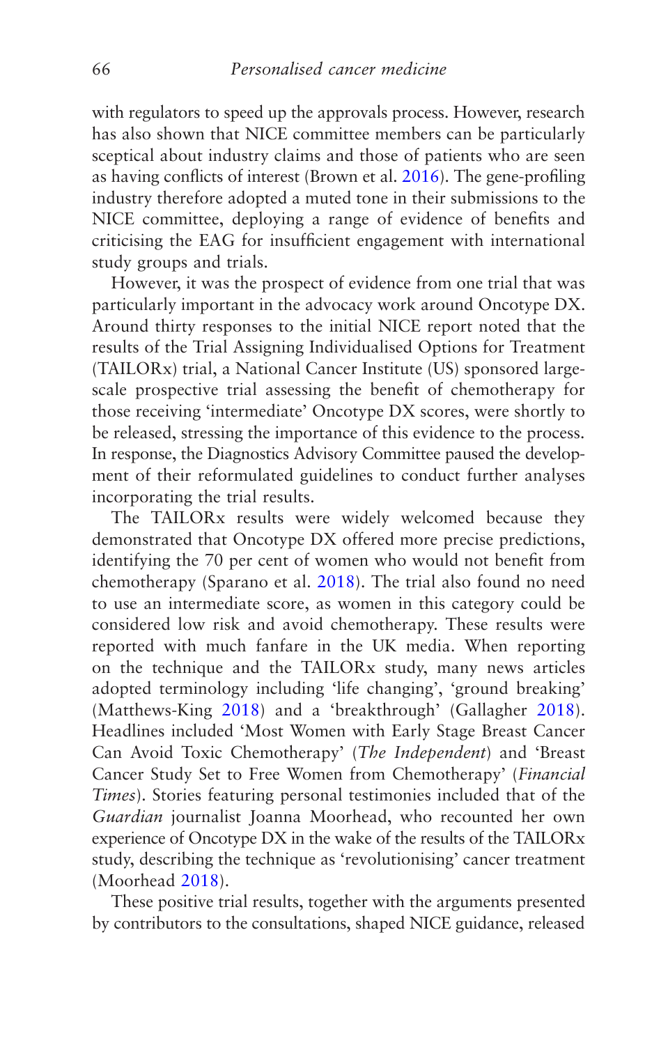with regulators to speed up the approvals process. However, research has also shown that NICE committee members can be particularly sceptical about industry claims and those of patients who are seen as having conflicts of interest (Brown et al. 2016). The gene-profiling industry therefore adopted a muted tone in their submissions to the NICE committee, deploying a range of evidence of benefits and criticising the EAG for insufficient engagement with international study groups and trials.

However, it was the prospect of evidence from one trial that was particularly important in the advocacy work around Oncotype DX. Around thirty responses to the initial NICE report noted that the results of the Trial Assigning Individualised Options for Treatment (TAILORx) trial, a National Cancer Institute (US) sponsored large-scale prospective trial assessing the benefit of chemotherapy for those receiving 'intermediate' Oncotype DX scores, were shortly to be released, stressing the importance of this evidence to the process. In response, the Diagnostics Advisory Committee paused the development of their reformulated guidelines to conduct further analyses incorporating the trial results.

The TAILORx results were widely welcomed because they demonstrated that Oncotype DX offered more precise predictions, identifying the 70 per cent of women who would not benefit from chemotherapy (Sparano et al. 2018). The trial also found no need to use an intermediate score, as women in this category could be considered low risk and avoid chemotherapy. These results were reported with much fanfare in the UK media. When reporting on the technique and the TAILORx study, many news articles adopted terminology including 'life changing', 'ground breaking' (Matthews-King 2018) and a 'breakthrough' (Gallagher 2018). Headlines included 'Most Women with Early Stage Breast Cancer Can Avoid Toxic Chemotherapy' (*The Independent*) and 'Breast Cancer Study Set to Free Women from Chemotherapy' (*Financial Times*). Stories featuring personal testimonies included that of the *Guardian* journalist Joanna Moorhead, who recounted her own experience of Oncotype DX in the wake of the results of the TAILORx study, describing the technique as 'revolutionising' cancer treatment (Moorhead 2018).

These positive trial results, together with the arguments presented by contributors to the consultations, shaped NICE guidance, released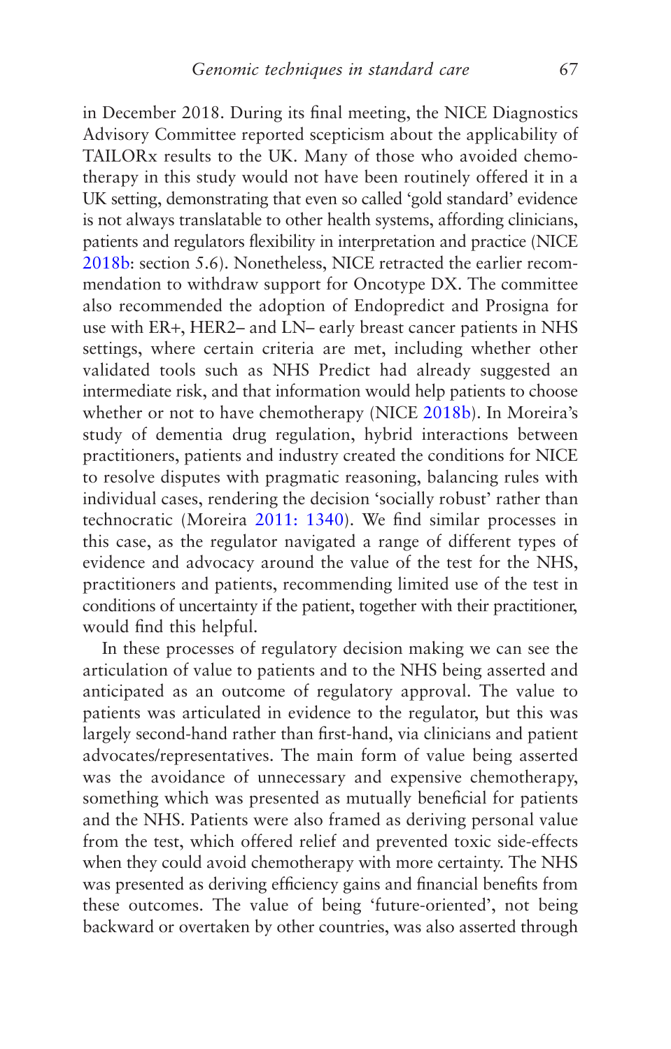in December 2018. During its final meeting, the NICE Diagnostics Advisory Committee reported scepticism about the applicability of TAILORx results to the UK. Many of those who avoided chemotherapy in this study would not have been routinely offered it in a UK setting, demonstrating that even so called 'gold standard' evidence is not always translatable to other health systems, affording clinicians, patients and regulators flexibility in interpretation and practice (NICE 2018b: section 5.6). Nonetheless, NICE retracted the earlier recommendation to withdraw support for Oncotype DX. The committee also recommended the adoption of Endopredict and Prosigna for use with ER+, HER2– and LN– early breast cancer patients in NHS settings, where certain criteria are met, including whether other validated tools such as NHS Predict had already suggested an intermediate risk, and that information would help patients to choose whether or not to have chemotherapy (NICE 2018b). In Moreira's study of dementia drug regulation, hybrid interactions between practitioners, patients and industry created the conditions for NICE to resolve disputes with pragmatic reasoning, balancing rules with individual cases, rendering the decision 'socially robust' rather than technocratic (Moreira 2011: 1340). We find similar processes in this case, as the regulator navigated a range of different types of evidence and advocacy around the value of the test for the NHS, practitioners and patients, recommending limited use of the test in conditions of uncertainty if the patient, together with their practitioner, would find this helpful.

In these processes of regulatory decision making we can see the articulation of value to patients and to the NHS being asserted and anticipated as an outcome of regulatory approval. The value to patients was articulated in evidence to the regulator, but this was largely second-hand rather than first-hand, via clinicians and patient advocates/representatives. The main form of value being asserted was the avoidance of unnecessary and expensive chemotherapy, something which was presented as mutually beneficial for patients and the NHS. Patients were also framed as deriving personal value from the test, which offered relief and prevented toxic side-effects when they could avoid chemotherapy with more certainty. The NHS was presented as deriving efficiency gains and financial benefits from these outcomes. The value of being 'future-oriented', not being backward or overtaken by other countries, was also asserted through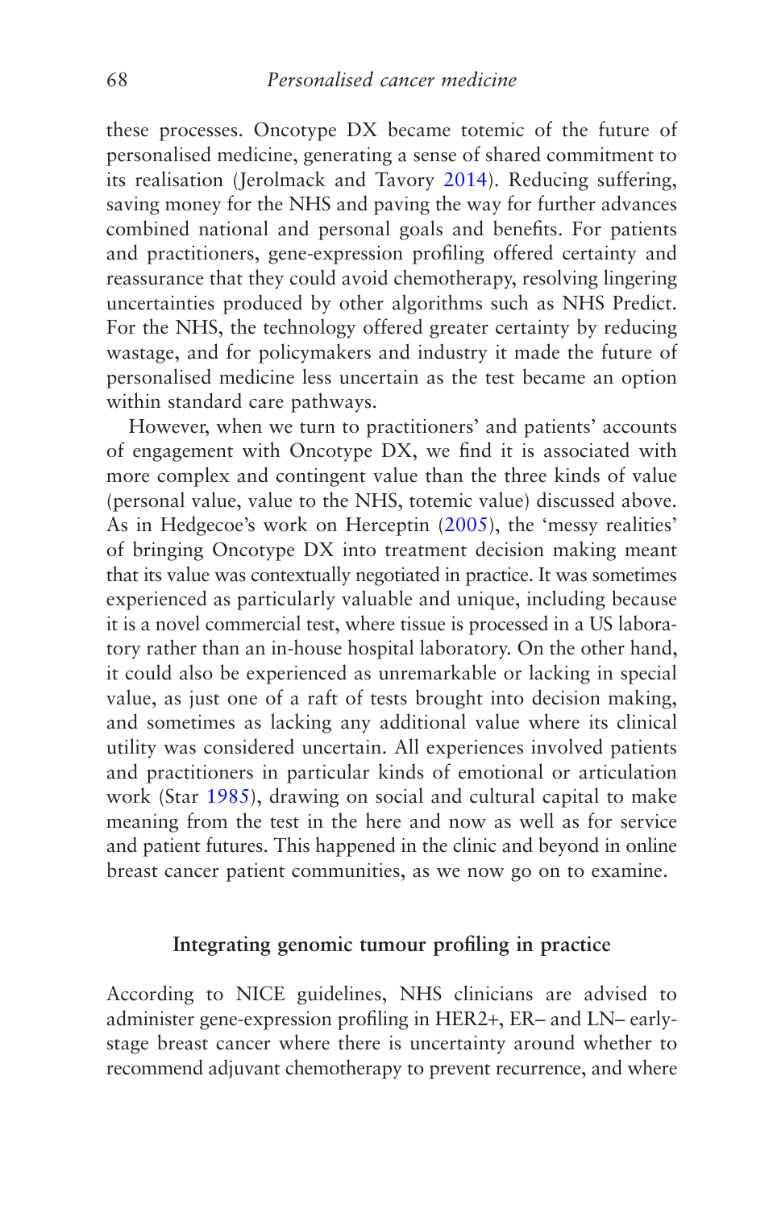these processes. Oncotype DX became totemic of the future of personalised medicine, generating a sense of shared commitment to its realisation (Jerolmack and Tavory 2014). Reducing suffering, saving money for the NHS and paving the way for further advances combined national and personal goals and benefits. For patients and practitioners, gene-expression profiling offered certainty and reassurance that they could avoid chemotherapy, resolving lingering uncertainties produced by other algorithms such as NHS Predict. For the NHS, the technology offered greater certainty by reducing wastage, and for policymakers and industry it made the future of personalised medicine less uncertain as the test became an option within standard care pathways.

However, when we turn to practitioners' and patients' accounts of engagement with Oncotype DX, we find it is associated with more complex and contingent value than the three kinds of value (personal value, value to the NHS, totemic value) discussed above. As in Hedgecoe's work on Herceptin (2005), the 'messy realities' of bringing Oncotype DX into treatment decision making meant that its value was contextually negotiated in practice. It was sometimes experienced as particularly valuable and unique, including because it is a novel commercial test, where tissue is processed in a US laboratory rather than an in-house hospital laboratory. On the other hand, it could also be experienced as unremarkable or lacking in special value, as just one of a raft of tests brought into decision making, and sometimes as lacking any additional value where its clinical utility was considered uncertain. All experiences involved patients and practitioners in particular kinds of emotional or articulation work (Star 1985), drawing on social and cultural capital to make meaning from the test in the here and now as well as for service and patient futures. This happened in the clinic and beyond in online breast cancer patient communities, as we now go on to examine.

## Integrating genomic tumour profiling in practice

According to NICE guidelines, NHS clinicians are advised to administer gene-expression profiling in HER2+, ER– and LN– early-stage breast cancer where there is uncertainty around whether to recommend adjuvant chemotherapy to prevent recurrence, and where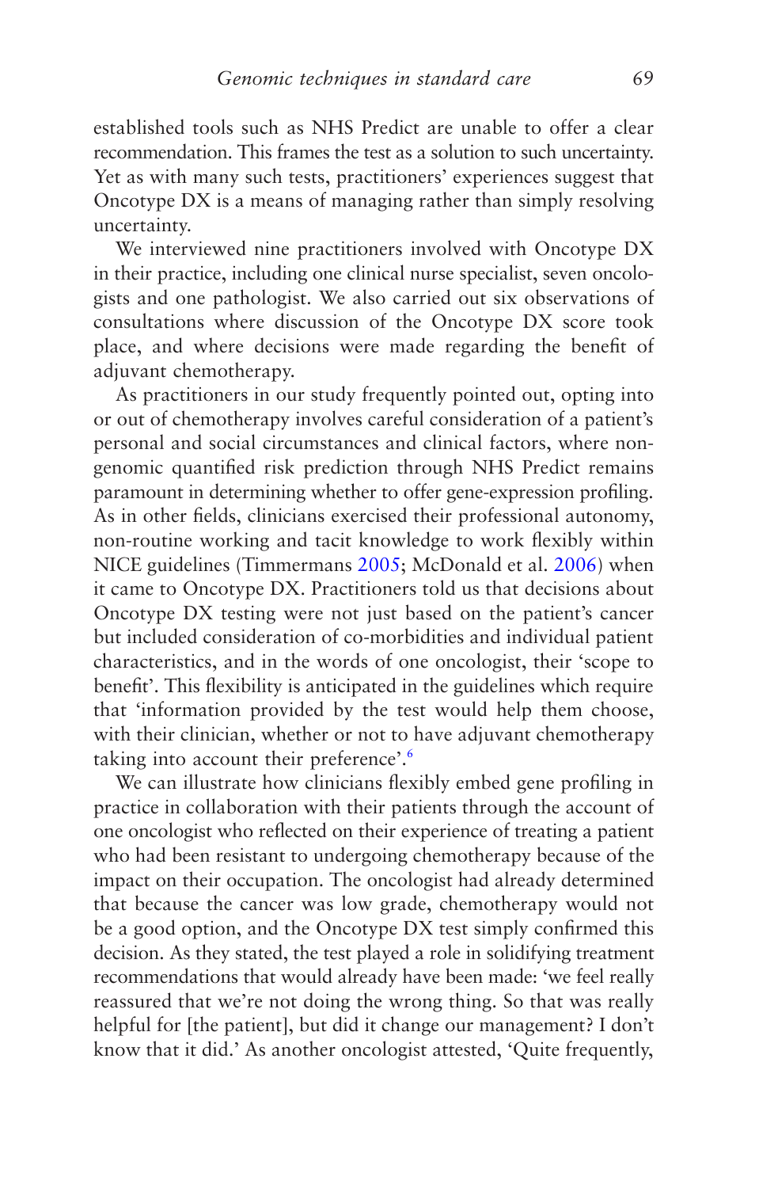established tools such as NHS Predict are unable to offer a clear recommendation. This frames the test as a solution to such uncertainty. Yet as with many such tests, practitioners' experiences suggest that Oncotype DX is a means of managing rather than simply resolving uncertainty.

We interviewed nine practitioners involved with Oncotype DX in their practice, including one clinical nurse specialist, seven oncologists and one pathologist. We also carried out six observations of consultations where discussion of the Oncotype DX score took place, and where decisions were made regarding the benefit of adjuvant chemotherapy.

As practitioners in our study frequently pointed out, opting into or out of chemotherapy involves careful consideration of a patient's personal and social circumstances and clinical factors, where non-genomic quantified risk prediction through NHS Predict remains paramount in determining whether to offer gene-expression profiling. As in other fields, clinicians exercised their professional autonomy, non-routine working and tacit knowledge to work flexibly within NICE guidelines (Timmermans 2005; McDonald et al. 2006) when it came to Oncotype DX. Practitioners told us that decisions about Oncotype DX testing were not just based on the patient's cancer but included consideration of co-morbidities and individual patient characteristics, and in the words of one oncologist, their 'scope to benefit'. This flexibility is anticipated in the guidelines which require that 'information provided by the test would help them choose, with their clinician, whether or not to have adjuvant chemotherapy taking into account their preference'.[6]

We can illustrate how clinicians flexibly embed gene profiling in practice in collaboration with their patients through the account of one oncologist who reflected on their experience of treating a patient who had been resistant to undergoing chemotherapy because of the impact on their occupation. The oncologist had already determined that because the cancer was low grade, chemotherapy would not be a good option, and the Oncotype DX test simply confirmed this decision. As they stated, the test played a role in solidifying treatment recommendations that would already have been made: 'we feel really reassured that we're not doing the wrong thing. So that was really helpful for [the patient], but did it change our management? I don't know that it did.' As another oncologist attested, 'Quite frequently,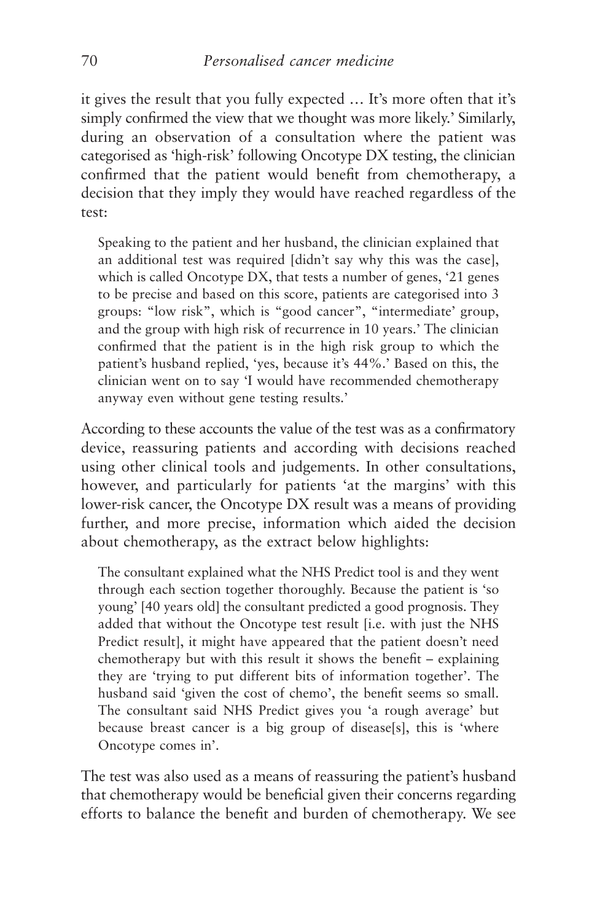it gives the result that you fully expected … It's more often that it's simply confirmed the view that we thought was more likely.' Similarly, during an observation of a consultation where the patient was categorised as 'high-risk' following Oncotype DX testing, the clinician confirmed that the patient would benefit from chemotherapy, a decision that they imply they would have reached regardless of the test:

> Speaking to the patient and her husband, the clinician explained that an additional test was required [didn't say why this was the case], which is called Oncotype DX, that tests a number of genes, '21 genes to be precise and based on this score, patients are categorised into 3 groups: "low risk", which is "good cancer", "intermediate' group, and the group with high risk of recurrence in 10 years.' The clinician confirmed that the patient is in the high risk group to which the patient's husband replied, 'yes, because it's 44%.' Based on this, the clinician went on to say 'I would have recommended chemotherapy anyway even without gene testing results.'

According to these accounts the value of the test was as a confirmatory device, reassuring patients and according with decisions reached using other clinical tools and judgements. In other consultations, however, and particularly for patients 'at the margins' with this lower-risk cancer, the Oncotype DX result was a means of providing further, and more precise, information which aided the decision about chemotherapy, as the extract below highlights:

> The consultant explained what the NHS Predict tool is and they went through each section together thoroughly. Because the patient is 'so young' [40 years old] the consultant predicted a good prognosis. They added that without the Oncotype test result [i.e. with just the NHS Predict result], it might have appeared that the patient doesn't need chemotherapy but with this result it shows the benefit – explaining they are 'trying to put different bits of information together'. The husband said 'given the cost of chemo', the benefit seems so small. The consultant said NHS Predict gives you 'a rough average' but because breast cancer is a big group of disease[s], this is 'where Oncotype comes in'.

The test was also used as a means of reassuring the patient's husband that chemotherapy would be beneficial given their concerns regarding efforts to balance the benefit and burden of chemotherapy. We see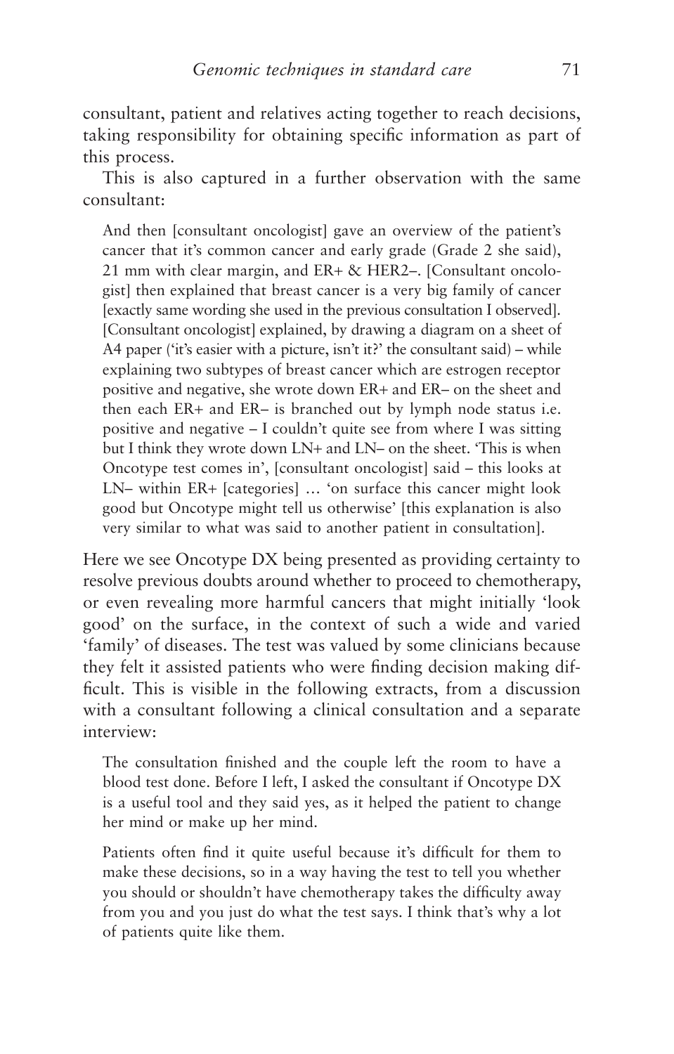consultant, patient and relatives acting together to reach decisions, taking responsibility for obtaining specific information as part of this process.

This is also captured in a further observation with the same consultant:

> And then [consultant oncologist] gave an overview of the patient's cancer that it's common cancer and early grade (Grade 2 she said), 21 mm with clear margin, and ER+ & HER2–. [Consultant oncologist] then explained that breast cancer is a very big family of cancer [exactly same wording she used in the previous consultation I observed]. [Consultant oncologist] explained, by drawing a diagram on a sheet of A4 paper ('it's easier with a picture, isn't it?' the consultant said) – while explaining two subtypes of breast cancer which are estrogen receptor positive and negative, she wrote down ER+ and ER– on the sheet and then each ER+ and ER– is branched out by lymph node status i.e. positive and negative – I couldn't quite see from where I was sitting but I think they wrote down LN+ and LN– on the sheet. 'This is when Oncotype test comes in', [consultant oncologist] said – this looks at LN– within ER+ [categories] … 'on surface this cancer might look good but Oncotype might tell us otherwise' [this explanation is also very similar to what was said to another patient in consultation].

Here we see Oncotype DX being presented as providing certainty to resolve previous doubts around whether to proceed to chemotherapy, or even revealing more harmful cancers that might initially 'look good' on the surface, in the context of such a wide and varied 'family' of diseases. The test was valued by some clinicians because they felt it assisted patients who were finding decision making difficult. This is visible in the following extracts, from a discussion with a consultant following a clinical consultation and a separate interview:

> The consultation finished and the couple left the room to have a blood test done. Before I left, I asked the consultant if Oncotype DX is a useful tool and they said yes, as it helped the patient to change her mind or make up her mind.

> Patients often find it quite useful because it's difficult for them to make these decisions, so in a way having the test to tell you whether you should or shouldn't have chemotherapy takes the difficulty away from you and you just do what the test says. I think that's why a lot of patients quite like them.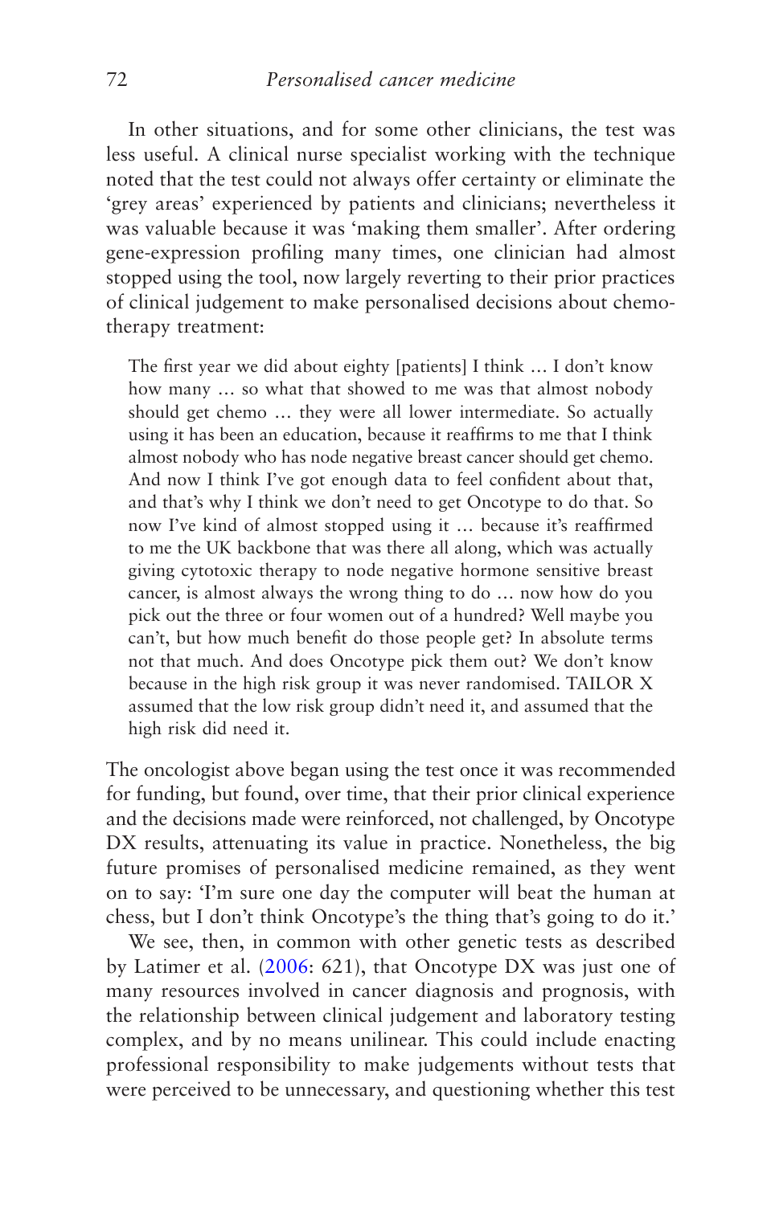In other situations, and for some other clinicians, the test was less useful. A clinical nurse specialist working with the technique noted that the test could not always offer certainty or eliminate the 'grey areas' experienced by patients and clinicians; nevertheless it was valuable because it was 'making them smaller'. After ordering gene-expression profiling many times, one clinician had almost stopped using the tool, now largely reverting to their prior practices of clinical judgement to make personalised decisions about chemotherapy treatment:

> The first year we did about eighty [patients] I think … I don't know how many … so what that showed to me was that almost nobody should get chemo … they were all lower intermediate. So actually using it has been an education, because it reaffirms to me that I think almost nobody who has node negative breast cancer should get chemo. And now I think I've got enough data to feel confident about that, and that's why I think we don't need to get Oncotype to do that. So now I've kind of almost stopped using it … because it's reaffirmed to me the UK backbone that was there all along, which was actually giving cytotoxic therapy to node negative hormone sensitive breast cancer, is almost always the wrong thing to do … now how do you pick out the three or four women out of a hundred? Well maybe you can't, but how much benefit do those people get? In absolute terms not that much. And does Oncotype pick them out? We don't know because in the high risk group it was never randomised. TAILOR X assumed that the low risk group didn't need it, and assumed that the high risk did need it.

The oncologist above began using the test once it was recommended for funding, but found, over time, that their prior clinical experience and the decisions made were reinforced, not challenged, by Oncotype DX results, attenuating its value in practice. Nonetheless, the big future promises of personalised medicine remained, as they went on to say: 'I'm sure one day the computer will beat the human at chess, but I don't think Oncotype's the thing that's going to do it.'

We see, then, in common with other genetic tests as described by Latimer et al. (2006: 621), that Oncotype DX was just one of many resources involved in cancer diagnosis and prognosis, with the relationship between clinical judgement and laboratory testing complex, and by no means unilinear. This could include enacting professional responsibility to make judgements without tests that were perceived to be unnecessary, and questioning whether this test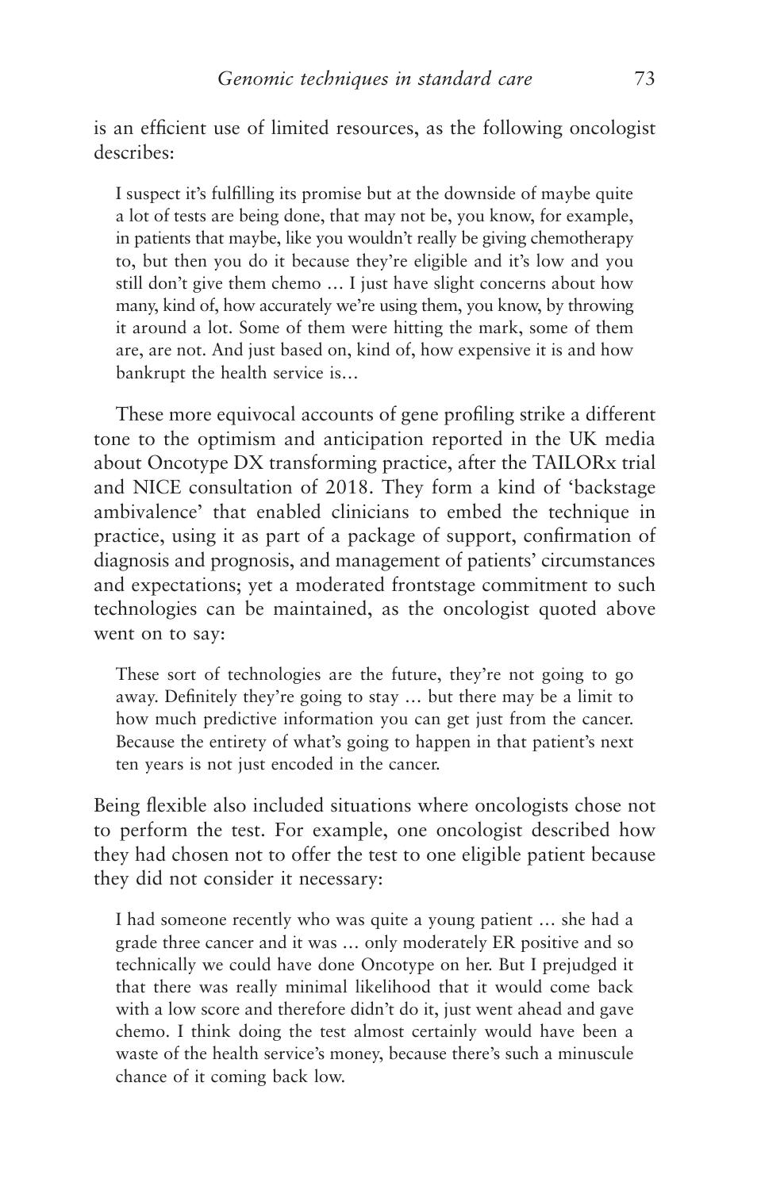is an efficient use of limited resources, as the following oncologist describes:

> I suspect it's fulfilling its promise but at the downside of maybe quite a lot of tests are being done, that may not be, you know, for example, in patients that maybe, like you wouldn't really be giving chemotherapy to, but then you do it because they're eligible and it's low and you still don't give them chemo … I just have slight concerns about how many, kind of, how accurately we're using them, you know, by throwing it around a lot. Some of them were hitting the mark, some of them are, are not. And just based on, kind of, how expensive it is and how bankrupt the health service is…

These more equivocal accounts of gene profiling strike a different tone to the optimism and anticipation reported in the UK media about Oncotype DX transforming practice, after the TAILORx trial and NICE consultation of 2018. They form a kind of 'backstage ambivalence' that enabled clinicians to embed the technique in practice, using it as part of a package of support, confirmation of diagnosis and prognosis, and management of patients' circumstances and expectations; yet a moderated frontstage commitment to such technologies can be maintained, as the oncologist quoted above went on to say:

> These sort of technologies are the future, they're not going to go away. Definitely they're going to stay … but there may be a limit to how much predictive information you can get just from the cancer. Because the entirety of what's going to happen in that patient's next ten years is not just encoded in the cancer.

Being flexible also included situations where oncologists chose not to perform the test. For example, one oncologist described how they had chosen not to offer the test to one eligible patient because they did not consider it necessary:

> I had someone recently who was quite a young patient … she had a grade three cancer and it was … only moderately ER positive and so technically we could have done Oncotype on her. But I prejudged it that there was really minimal likelihood that it would come back with a low score and therefore didn't do it, just went ahead and gave chemo. I think doing the test almost certainly would have been a waste of the health service's money, because there's such a minuscule chance of it coming back low.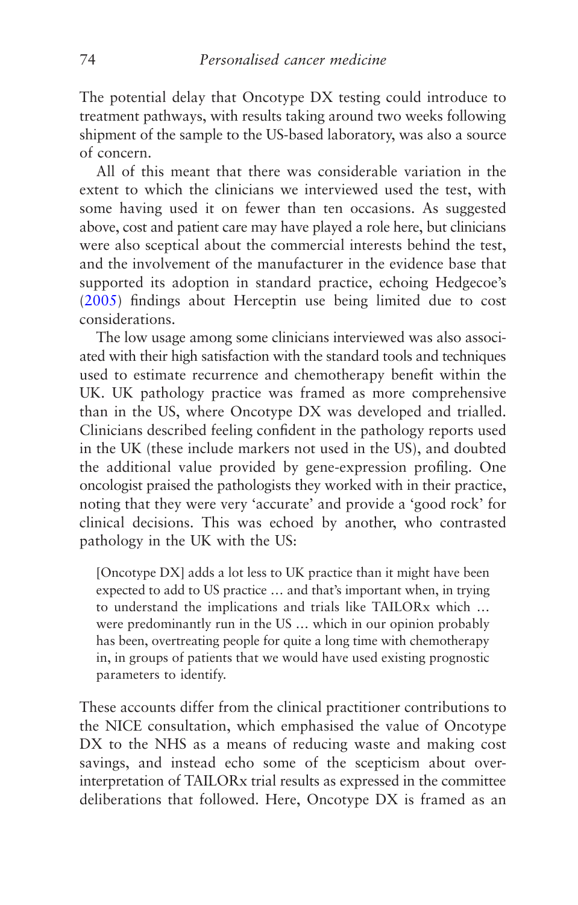The potential delay that Oncotype DX testing could introduce to treatment pathways, with results taking around two weeks following shipment of the sample to the US-based laboratory, was also a source of concern.

All of this meant that there was considerable variation in the extent to which the clinicians we interviewed used the test, with some having used it on fewer than ten occasions. As suggested above, cost and patient care may have played a role here, but clinicians were also sceptical about the commercial interests behind the test, and the involvement of the manufacturer in the evidence base that supported its adoption in standard practice, echoing Hedgecoe's (2005) findings about Herceptin use being limited due to cost considerations.

The low usage among some clinicians interviewed was also associated with their high satisfaction with the standard tools and techniques used to estimate recurrence and chemotherapy benefit within the UK. UK pathology practice was framed as more comprehensive than in the US, where Oncotype DX was developed and trialled. Clinicians described feeling confident in the pathology reports used in the UK (these include markers not used in the US), and doubted the additional value provided by gene-expression profiling. One oncologist praised the pathologists they worked with in their practice, noting that they were very 'accurate' and provide a 'good rock' for clinical decisions. This was echoed by another, who contrasted pathology in the UK with the US:

> [Oncotype DX] adds a lot less to UK practice than it might have been expected to add to US practice … and that's important when, in trying to understand the implications and trials like TAILORx which … were predominantly run in the US … which in our opinion probably has been, overtreating people for quite a long time with chemotherapy in, in groups of patients that we would have used existing prognostic parameters to identify.

These accounts differ from the clinical practitioner contributions to the NICE consultation, which emphasised the value of Oncotype DX to the NHS as a means of reducing waste and making cost savings, and instead echo some of the scepticism about over-interpretation of TAILORx trial results as expressed in the committee deliberations that followed. Here, Oncotype DX is framed as an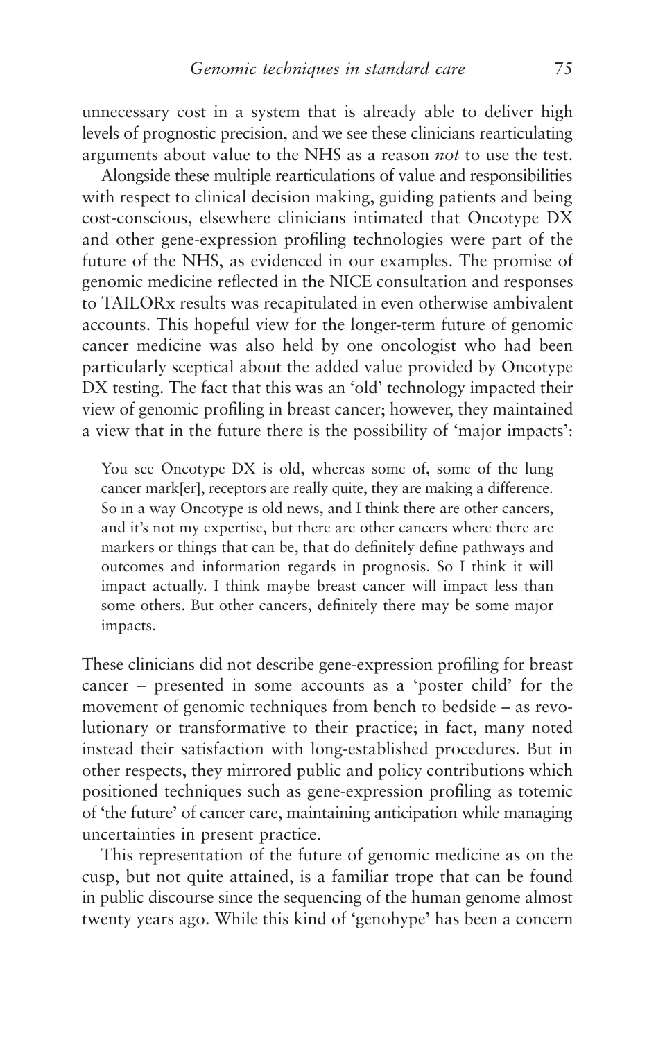unnecessary cost in a system that is already able to deliver high levels of prognostic precision, and we see these clinicians rearticulating arguments about value to the NHS as a reason *not* to use the test.

Alongside these multiple rearticulations of value and responsibilities with respect to clinical decision making, guiding patients and being cost-conscious, elsewhere clinicians intimated that Oncotype DX and other gene-expression profiling technologies were part of the future of the NHS, as evidenced in our examples. The promise of genomic medicine reflected in the NICE consultation and responses to TAILORx results was recapitulated in even otherwise ambivalent accounts. This hopeful view for the longer-term future of genomic cancer medicine was also held by one oncologist who had been particularly sceptical about the added value provided by Oncotype DX testing. The fact that this was an 'old' technology impacted their view of genomic profiling in breast cancer; however, they maintained a view that in the future there is the possibility of 'major impacts':

> You see Oncotype DX is old, whereas some of, some of the lung cancer mark[er], receptors are really quite, they are making a difference. So in a way Oncotype is old news, and I think there are other cancers, and it's not my expertise, but there are other cancers where there are markers or things that can be, that do definitely define pathways and outcomes and information regards in prognosis. So I think it will impact actually. I think maybe breast cancer will impact less than some others. But other cancers, definitely there may be some major impacts.

These clinicians did not describe gene-expression profiling for breast cancer – presented in some accounts as a 'poster child' for the movement of genomic techniques from bench to bedside – as revolutionary or transformative to their practice; in fact, many noted instead their satisfaction with long-established procedures. But in other respects, they mirrored public and policy contributions which positioned techniques such as gene-expression profiling as totemic of 'the future' of cancer care, maintaining anticipation while managing uncertainties in present practice.

This representation of the future of genomic medicine as on the cusp, but not quite attained, is a familiar trope that can be found in public discourse since the sequencing of the human genome almost twenty years ago. While this kind of 'genohype' has been a concern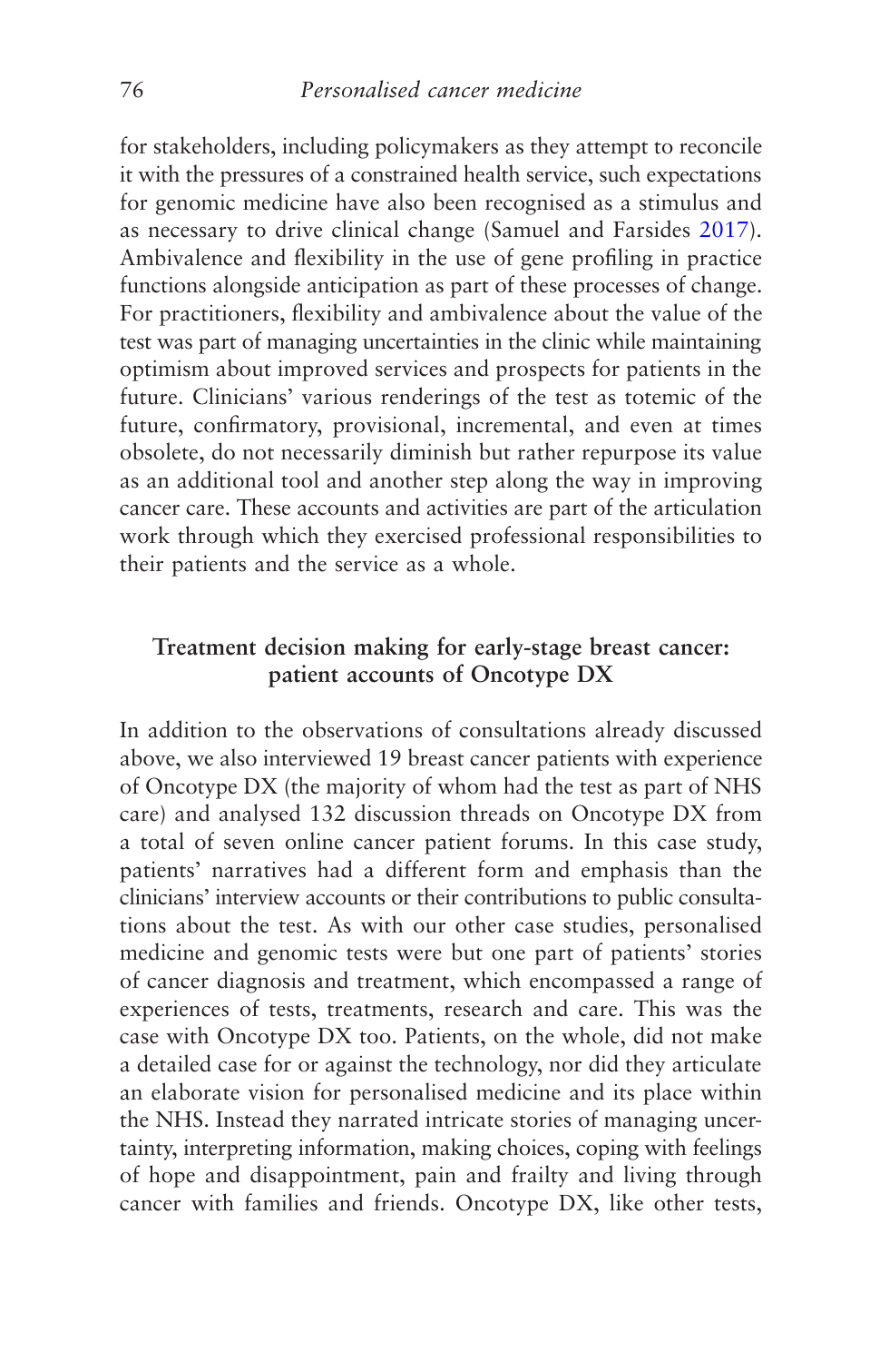for stakeholders, including policymakers as they attempt to reconcile it with the pressures of a constrained health service, such expectations for genomic medicine have also been recognised as a stimulus and as necessary to drive clinical change (Samuel and Farsides 2017). Ambivalence and flexibility in the use of gene profiling in practice functions alongside anticipation as part of these processes of change. For practitioners, flexibility and ambivalence about the value of the test was part of managing uncertainties in the clinic while maintaining optimism about improved services and prospects for patients in the future. Clinicians' various renderings of the test as totemic of the future, confirmatory, provisional, incremental, and even at times obsolete, do not necessarily diminish but rather repurpose its value as an additional tool and another step along the way in improving cancer care. These accounts and activities are part of the articulation work through which they exercised professional responsibilities to their patients and the service as a whole.

## Treatment decision making for early-stage breast cancer: patient accounts of Oncotype DX

In addition to the observations of consultations already discussed above, we also interviewed 19 breast cancer patients with experience of Oncotype DX (the majority of whom had the test as part of NHS care) and analysed 132 discussion threads on Oncotype DX from a total of seven online cancer patient forums. In this case study, patients' narratives had a different form and emphasis than the clinicians' interview accounts or their contributions to public consultations about the test. As with our other case studies, personalised medicine and genomic tests were but one part of patients' stories of cancer diagnosis and treatment, which encompassed a range of experiences of tests, treatments, research and care. This was the case with Oncotype DX too. Patients, on the whole, did not make a detailed case for or against the technology, nor did they articulate an elaborate vision for personalised medicine and its place within the NHS. Instead they narrated intricate stories of managing uncertainty, interpreting information, making choices, coping with feelings of hope and disappointment, pain and frailty and living through cancer with families and friends. Oncotype DX, like other tests,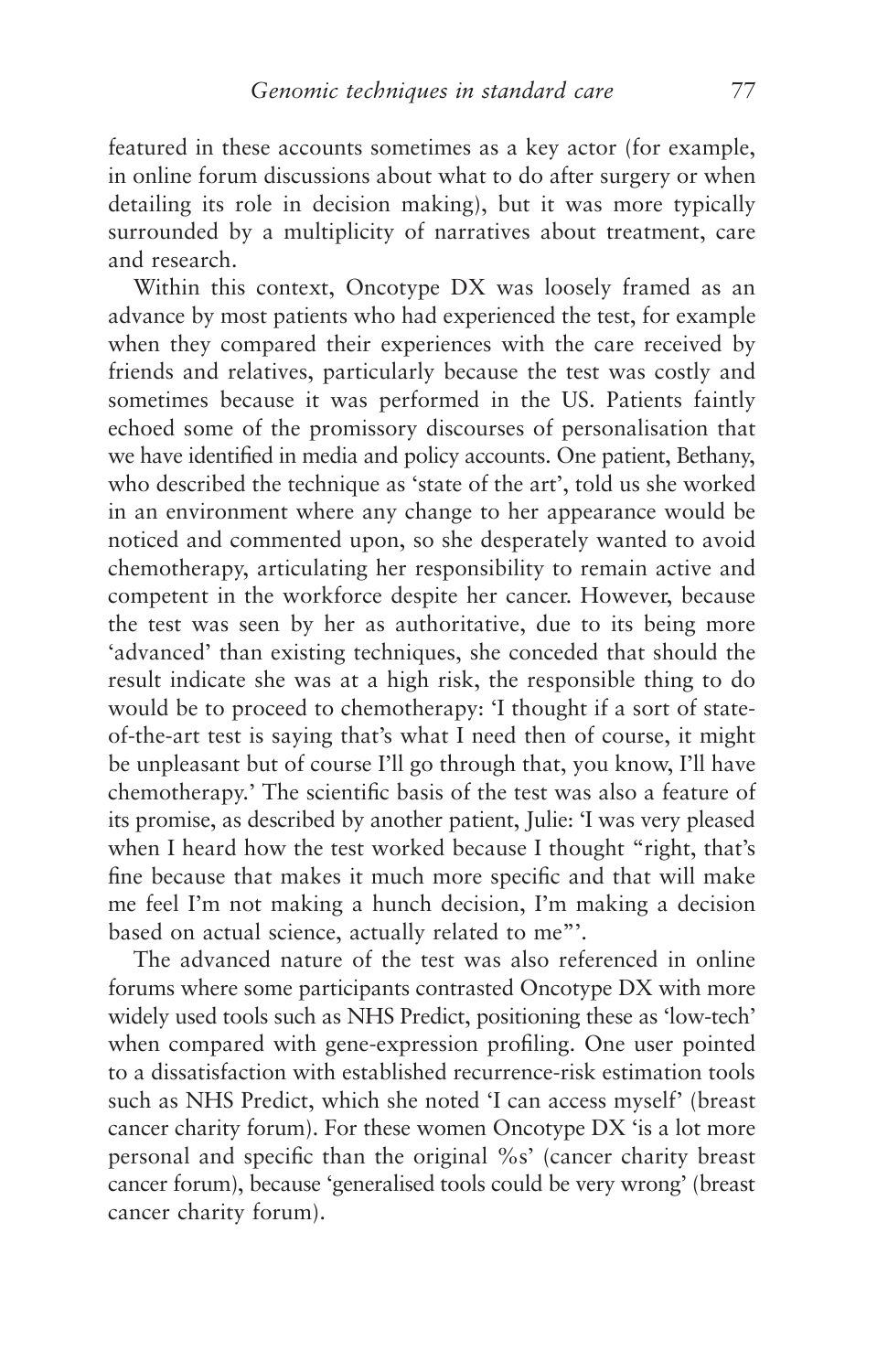featured in these accounts sometimes as a key actor (for example, in online forum discussions about what to do after surgery or when detailing its role in decision making), but it was more typically surrounded by a multiplicity of narratives about treatment, care and research.

Within this context, Oncotype DX was loosely framed as an advance by most patients who had experienced the test, for example when they compared their experiences with the care received by friends and relatives, particularly because the test was costly and sometimes because it was performed in the US. Patients faintly echoed some of the promissory discourses of personalisation that we have identified in media and policy accounts. One patient, Bethany, who described the technique as 'state of the art', told us she worked in an environment where any change to her appearance would be noticed and commented upon, so she desperately wanted to avoid chemotherapy, articulating her responsibility to remain active and competent in the workforce despite her cancer. However, because the test was seen by her as authoritative, due to its being more 'advanced' than existing techniques, she conceded that should the result indicate she was at a high risk, the responsible thing to do would be to proceed to chemotherapy: 'I thought if a sort of state-of-the-art test is saying that's what I need then of course, it might be unpleasant but of course I'll go through that, you know, I'll have chemotherapy.' The scientific basis of the test was also a feature of its promise, as described by another patient, Julie: 'I was very pleased when I heard how the test worked because I thought "right, that's fine because that makes it much more specific and that will make me feel I'm not making a hunch decision, I'm making a decision based on actual science, actually related to me"'.

The advanced nature of the test was also referenced in online forums where some participants contrasted Oncotype DX with more widely used tools such as NHS Predict, positioning these as 'low-tech' when compared with gene-expression profiling. One user pointed to a dissatisfaction with established recurrence-risk estimation tools such as NHS Predict, which she noted 'I can access myself' (breast cancer charity forum). For these women Oncotype DX 'is a lot more personal and specific than the original %s' (cancer charity breast cancer forum), because 'generalised tools could be very wrong' (breast cancer charity forum).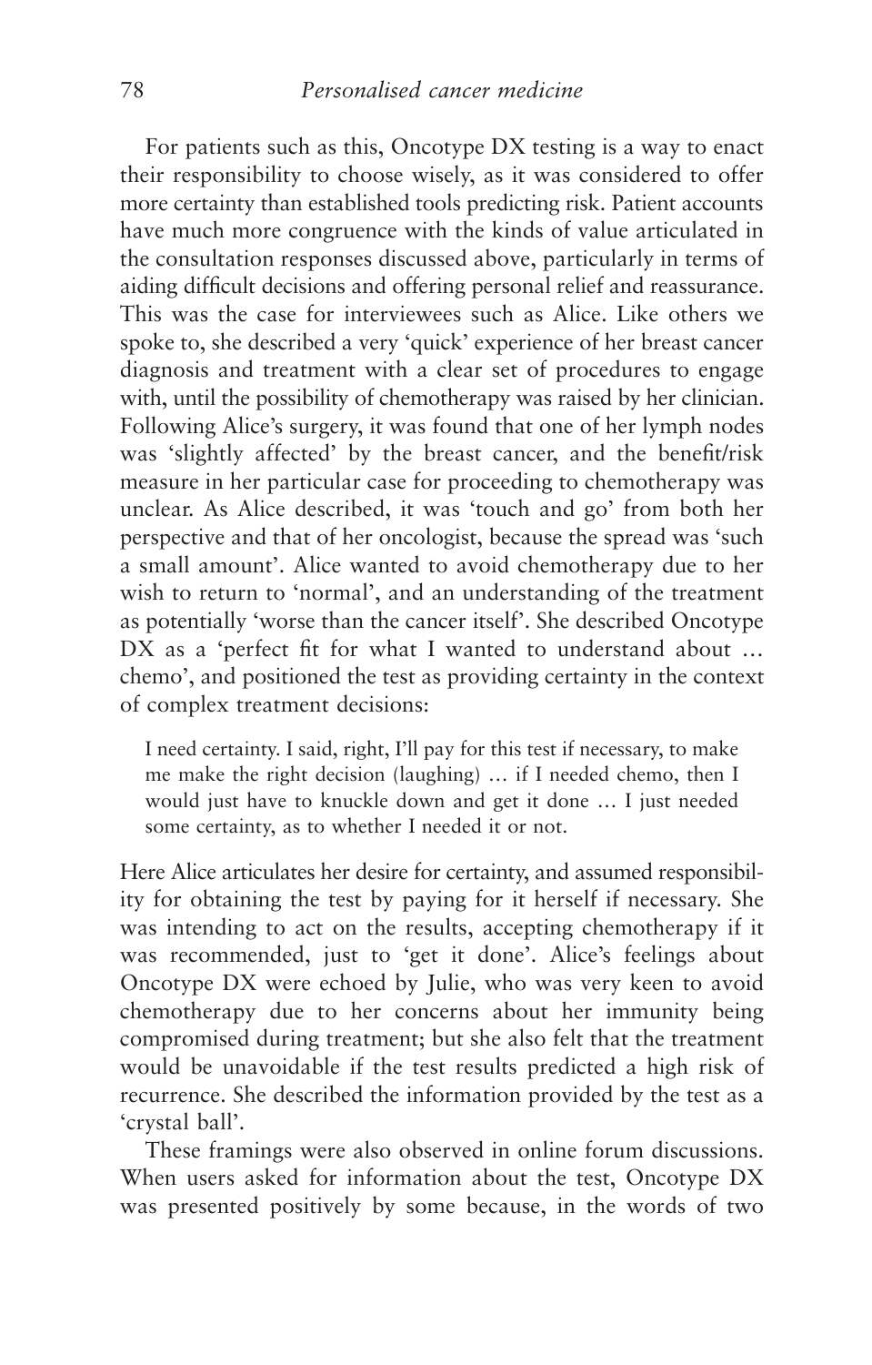For patients such as this, Oncotype DX testing is a way to enact their responsibility to choose wisely, as it was considered to offer more certainty than established tools predicting risk. Patient accounts have much more congruence with the kinds of value articulated in the consultation responses discussed above, particularly in terms of aiding difficult decisions and offering personal relief and reassurance. This was the case for interviewees such as Alice. Like others we spoke to, she described a very 'quick' experience of her breast cancer diagnosis and treatment with a clear set of procedures to engage with, until the possibility of chemotherapy was raised by her clinician. Following Alice's surgery, it was found that one of her lymph nodes was 'slightly affected' by the breast cancer, and the benefit/risk measure in her particular case for proceeding to chemotherapy was unclear. As Alice described, it was 'touch and go' from both her perspective and that of her oncologist, because the spread was 'such a small amount'. Alice wanted to avoid chemotherapy due to her wish to return to 'normal', and an understanding of the treatment as potentially 'worse than the cancer itself'. She described Oncotype DX as a 'perfect fit for what I wanted to understand about … chemo', and positioned the test as providing certainty in the context of complex treatment decisions:

> I need certainty. I said, right, I'll pay for this test if necessary, to make me make the right decision (laughing) … if I needed chemo, then I would just have to knuckle down and get it done … I just needed some certainty, as to whether I needed it or not.

Here Alice articulates her desire for certainty, and assumed responsibility for obtaining the test by paying for it herself if necessary. She was intending to act on the results, accepting chemotherapy if it was recommended, just to 'get it done'. Alice's feelings about Oncotype DX were echoed by Julie, who was very keen to avoid chemotherapy due to her concerns about her immunity being compromised during treatment; but she also felt that the treatment would be unavoidable if the test results predicted a high risk of recurrence. She described the information provided by the test as a 'crystal ball'.

These framings were also observed in online forum discussions. When users asked for information about the test, Oncotype DX was presented positively by some because, in the words of two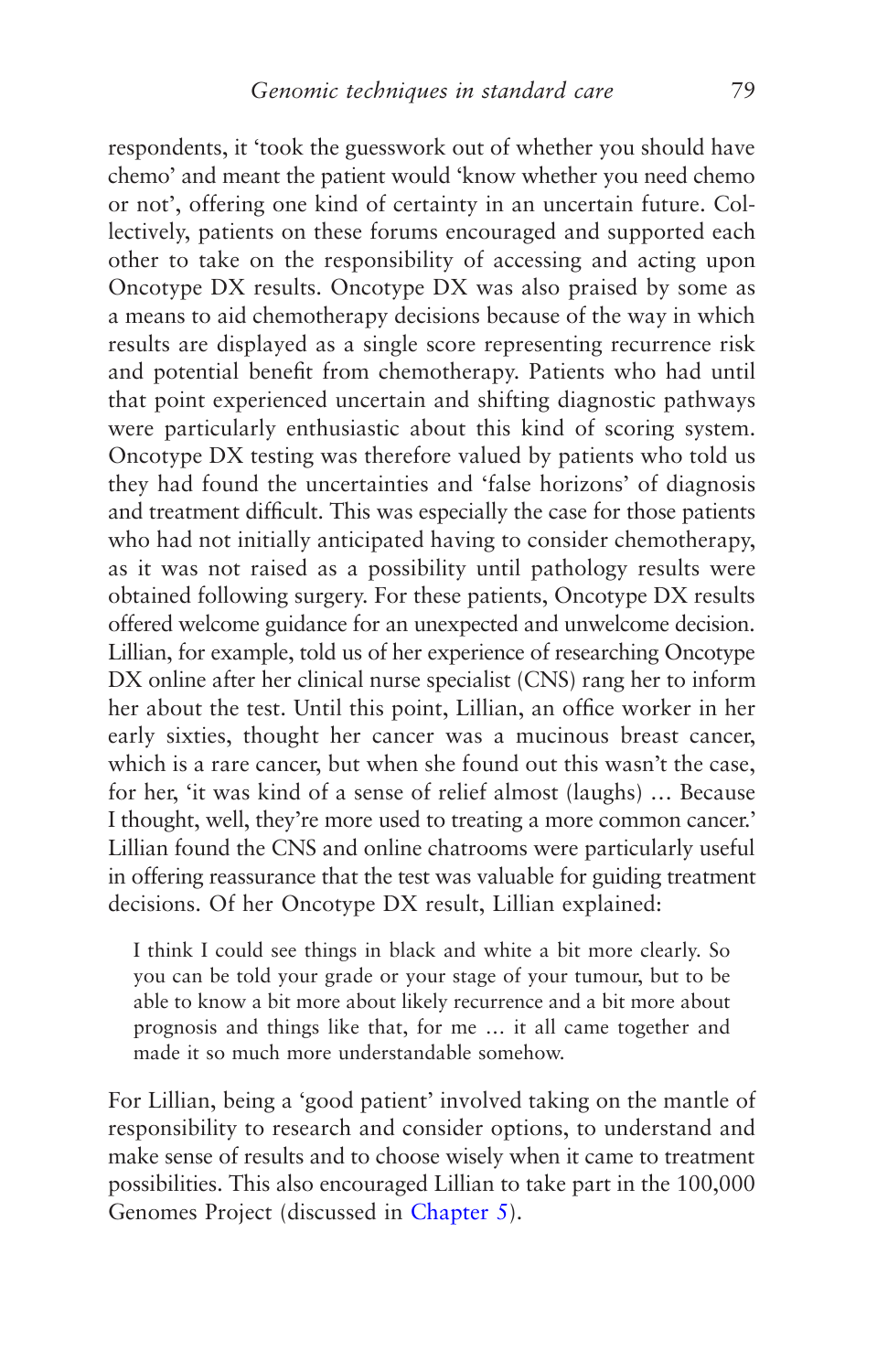respondents, it 'took the guesswork out of whether you should have chemo' and meant the patient would 'know whether you need chemo or not', offering one kind of certainty in an uncertain future. Collectively, patients on these forums encouraged and supported each other to take on the responsibility of accessing and acting upon Oncotype DX results. Oncotype DX was also praised by some as a means to aid chemotherapy decisions because of the way in which results are displayed as a single score representing recurrence risk and potential benefit from chemotherapy. Patients who had until that point experienced uncertain and shifting diagnostic pathways were particularly enthusiastic about this kind of scoring system. Oncotype DX testing was therefore valued by patients who told us they had found the uncertainties and 'false horizons' of diagnosis and treatment difficult. This was especially the case for those patients who had not initially anticipated having to consider chemotherapy, as it was not raised as a possibility until pathology results were obtained following surgery. For these patients, Oncotype DX results offered welcome guidance for an unexpected and unwelcome decision. Lillian, for example, told us of her experience of researching Oncotype DX online after her clinical nurse specialist (CNS) rang her to inform her about the test. Until this point, Lillian, an office worker in her early sixties, thought her cancer was a mucinous breast cancer, which is a rare cancer, but when she found out this wasn't the case, for her, 'it was kind of a sense of relief almost (laughs) … Because I thought, well, they're more used to treating a more common cancer.' Lillian found the CNS and online chatrooms were particularly useful in offering reassurance that the test was valuable for guiding treatment decisions. Of her Oncotype DX result, Lillian explained:

> I think I could see things in black and white a bit more clearly. So you can be told your grade or your stage of your tumour, but to be able to know a bit more about likely recurrence and a bit more about prognosis and things like that, for me … it all came together and made it so much more understandable somehow.

For Lillian, being a 'good patient' involved taking on the mantle of responsibility to research and consider options, to understand and make sense of results and to choose wisely when it came to treatment possibilities. This also encouraged Lillian to take part in the 100,000 Genomes Project (discussed in Chapter 5).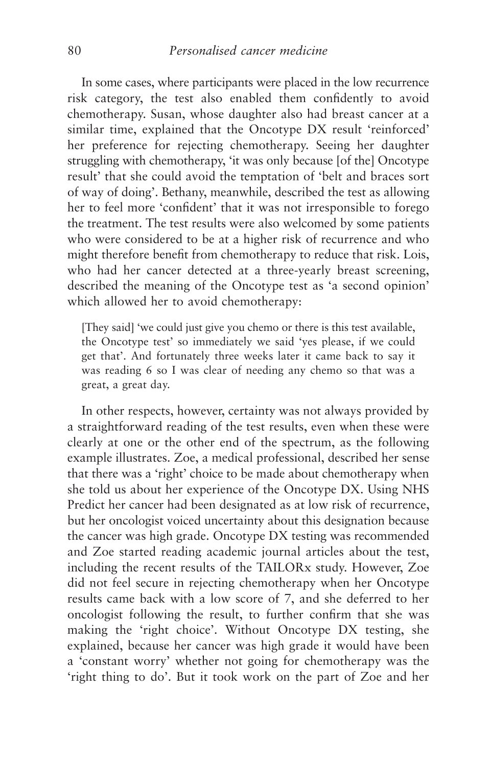In some cases, where participants were placed in the low recurrence risk category, the test also enabled them confidently to avoid chemotherapy. Susan, whose daughter also had breast cancer at a similar time, explained that the Oncotype DX result 'reinforced' her preference for rejecting chemotherapy. Seeing her daughter struggling with chemotherapy, 'it was only because [of the] Oncotype result' that she could avoid the temptation of 'belt and braces sort of way of doing'. Bethany, meanwhile, described the test as allowing her to feel more 'confident' that it was not irresponsible to forego the treatment. The test results were also welcomed by some patients who were considered to be at a higher risk of recurrence and who might therefore benefit from chemotherapy to reduce that risk. Lois, who had her cancer detected at a three-yearly breast screening, described the meaning of the Oncotype test as 'a second opinion' which allowed her to avoid chemotherapy:

> [They said] 'we could just give you chemo or there is this test available, the Oncotype test' so immediately we said 'yes please, if we could get that'. And fortunately three weeks later it came back to say it was reading 6 so I was clear of needing any chemo so that was a great, a great day.

In other respects, however, certainty was not always provided by a straightforward reading of the test results, even when these were clearly at one or the other end of the spectrum, as the following example illustrates. Zoe, a medical professional, described her sense that there was a 'right' choice to be made about chemotherapy when she told us about her experience of the Oncotype DX. Using NHS Predict her cancer had been designated as at low risk of recurrence, but her oncologist voiced uncertainty about this designation because the cancer was high grade. Oncotype DX testing was recommended and Zoe started reading academic journal articles about the test, including the recent results of the TAILORx study. However, Zoe did not feel secure in rejecting chemotherapy when her Oncotype results came back with a low score of 7, and she deferred to her oncologist following the result, to further confirm that she was making the 'right choice'. Without Oncotype DX testing, she explained, because her cancer was high grade it would have been a 'constant worry' whether not going for chemotherapy was the 'right thing to do'. But it took work on the part of Zoe and her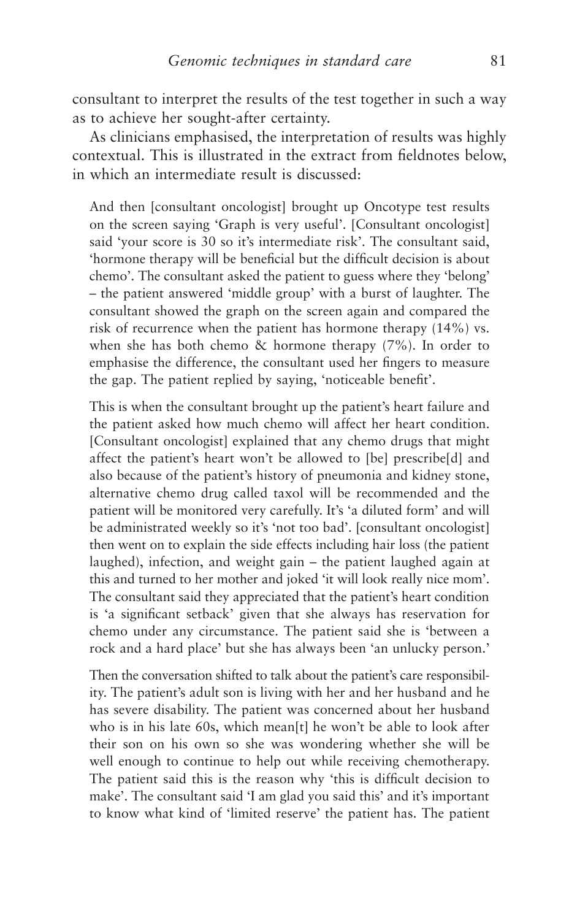consultant to interpret the results of the test together in such a way as to achieve her sought-after certainty.

As clinicians emphasised, the interpretation of results was highly contextual. This is illustrated in the extract from fieldnotes below, in which an intermediate result is discussed:

> And then [consultant oncologist] brought up Oncotype test results on the screen saying 'Graph is very useful'. [Consultant oncologist] said 'your score is 30 so it's intermediate risk'. The consultant said, 'hormone therapy will be beneficial but the difficult decision is about chemo'. The consultant asked the patient to guess where they 'belong' – the patient answered 'middle group' with a burst of laughter. The consultant showed the graph on the screen again and compared the risk of recurrence when the patient has hormone therapy (14%) vs. when she has both chemo & hormone therapy (7%). In order to emphasise the difference, the consultant used her fingers to measure the gap. The patient replied by saying, 'noticeable benefit'.
>
> This is when the consultant brought up the patient's heart failure and the patient asked how much chemo will affect her heart condition. [Consultant oncologist] explained that any chemo drugs that might affect the patient's heart won't be allowed to [be] prescribe[d] and also because of the patient's history of pneumonia and kidney stone, alternative chemo drug called taxol will be recommended and the patient will be monitored very carefully. It's 'a diluted form' and will be administrated weekly so it's 'not too bad'. [consultant oncologist] then went on to explain the side effects including hair loss (the patient laughed), infection, and weight gain – the patient laughed again at this and turned to her mother and joked 'it will look really nice mom'. The consultant said they appreciated that the patient's heart condition is 'a significant setback' given that she always has reservation for chemo under any circumstance. The patient said she is 'between a rock and a hard place' but she has always been 'an unlucky person.'
>
> Then the conversation shifted to talk about the patient's care responsibility. The patient's adult son is living with her and her husband and he has severe disability. The patient was concerned about her husband who is in his late 60s, which mean[t] he won't be able to look after their son on his own so she was wondering whether she will be well enough to continue to help out while receiving chemotherapy. The patient said this is the reason why 'this is difficult decision to make'. The consultant said 'I am glad you said this' and it's important to know what kind of 'limited reserve' the patient has. The patient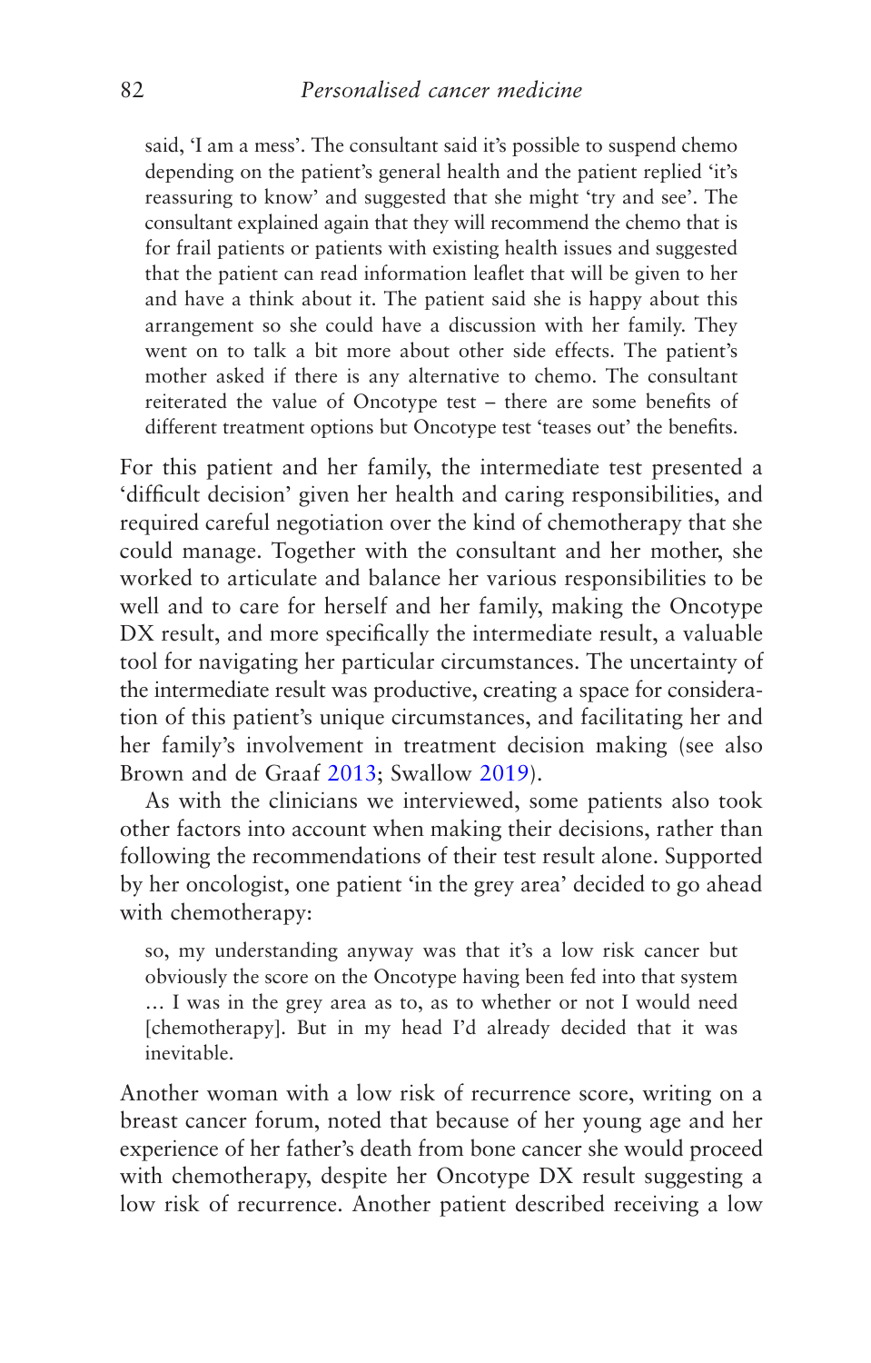> said, 'I am a mess'. The consultant said it's possible to suspend chemo depending on the patient's general health and the patient replied 'it's reassuring to know' and suggested that she might 'try and see'. The consultant explained again that they will recommend the chemo that is for frail patients or patients with existing health issues and suggested that the patient can read information leaflet that will be given to her and have a think about it. The patient said she is happy about this arrangement so she could have a discussion with her family. They went on to talk a bit more about other side effects. The patient's mother asked if there is any alternative to chemo. The consultant reiterated the value of Oncotype test – there are some benefits of different treatment options but Oncotype test 'teases out' the benefits.

For this patient and her family, the intermediate test presented a 'difficult decision' given her health and caring responsibilities, and required careful negotiation over the kind of chemotherapy that she could manage. Together with the consultant and her mother, she worked to articulate and balance her various responsibilities to be well and to care for herself and her family, making the Oncotype DX result, and more specifically the intermediate result, a valuable tool for navigating her particular circumstances. The uncertainty of the intermediate result was productive, creating a space for consideration of this patient's unique circumstances, and facilitating her and her family's involvement in treatment decision making (see also Brown and de Graaf 2013; Swallow 2019).

As with the clinicians we interviewed, some patients also took other factors into account when making their decisions, rather than following the recommendations of their test result alone. Supported by her oncologist, one patient 'in the grey area' decided to go ahead with chemotherapy:

> so, my understanding anyway was that it's a low risk cancer but obviously the score on the Oncotype having been fed into that system … I was in the grey area as to, as to whether or not I would need [chemotherapy]. But in my head I'd already decided that it was inevitable.

Another woman with a low risk of recurrence score, writing on a breast cancer forum, noted that because of her young age and her experience of her father's death from bone cancer she would proceed with chemotherapy, despite her Oncotype DX result suggesting a low risk of recurrence. Another patient described receiving a low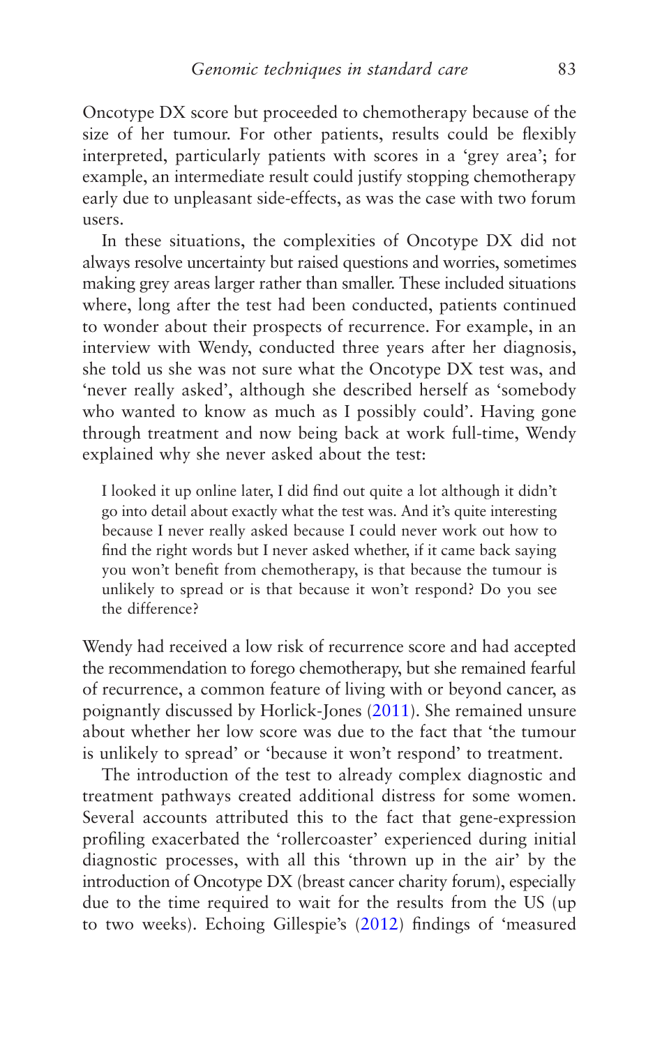Oncotype DX score but proceeded to chemotherapy because of the size of her tumour. For other patients, results could be flexibly interpreted, particularly patients with scores in a 'grey area'; for example, an intermediate result could justify stopping chemotherapy early due to unpleasant side-effects, as was the case with two forum users.

In these situations, the complexities of Oncotype DX did not always resolve uncertainty but raised questions and worries, sometimes making grey areas larger rather than smaller. These included situations where, long after the test had been conducted, patients continued to wonder about their prospects of recurrence. For example, in an interview with Wendy, conducted three years after her diagnosis, she told us she was not sure what the Oncotype DX test was, and 'never really asked', although she described herself as 'somebody who wanted to know as much as I possibly could'. Having gone through treatment and now being back at work full-time, Wendy explained why she never asked about the test:

> I looked it up online later, I did find out quite a lot although it didn't go into detail about exactly what the test was. And it's quite interesting because I never really asked because I could never work out how to find the right words but I never asked whether, if it came back saying you won't benefit from chemotherapy, is that because the tumour is unlikely to spread or is that because it won't respond? Do you see the difference?

Wendy had received a low risk of recurrence score and had accepted the recommendation to forego chemotherapy, but she remained fearful of recurrence, a common feature of living with or beyond cancer, as poignantly discussed by Horlick-Jones (2011). She remained unsure about whether her low score was due to the fact that 'the tumour is unlikely to spread' or 'because it won't respond' to treatment.

The introduction of the test to already complex diagnostic and treatment pathways created additional distress for some women. Several accounts attributed this to the fact that gene-expression profiling exacerbated the 'rollercoaster' experienced during initial diagnostic processes, with all this 'thrown up in the air' by the introduction of Oncotype DX (breast cancer charity forum), especially due to the time required to wait for the results from the US (up to two weeks). Echoing Gillespie's (2012) findings of 'measured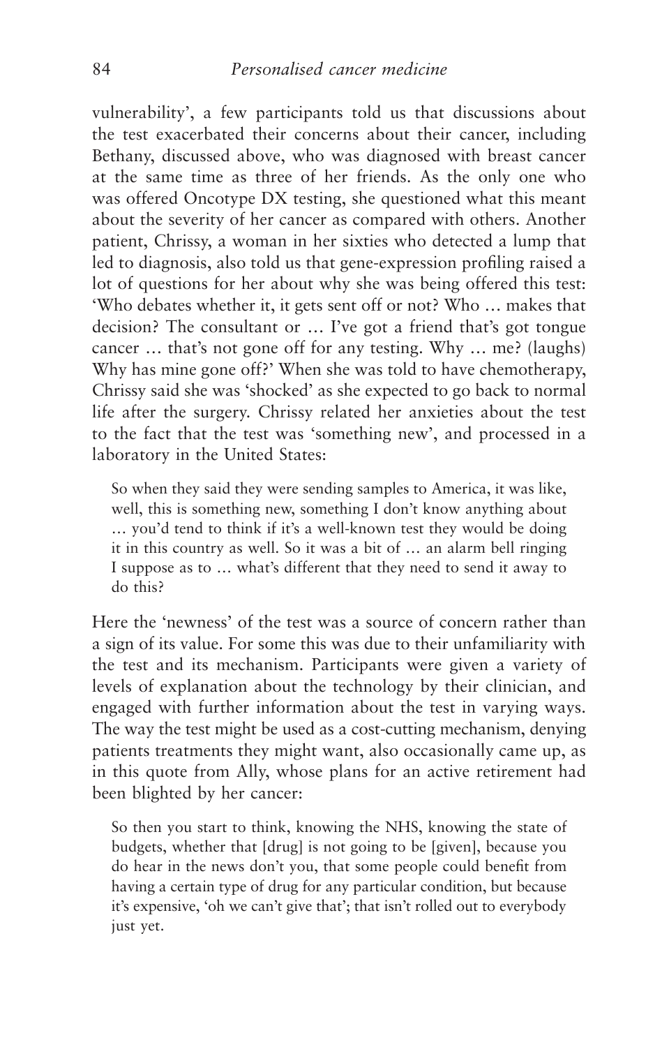vulnerability', a few participants told us that discussions about the test exacerbated their concerns about their cancer, including Bethany, discussed above, who was diagnosed with breast cancer at the same time as three of her friends. As the only one who was offered Oncotype DX testing, she questioned what this meant about the severity of her cancer as compared with others. Another patient, Chrissy, a woman in her sixties who detected a lump that led to diagnosis, also told us that gene-expression profiling raised a lot of questions for her about why she was being offered this test: 'Who debates whether it, it gets sent off or not? Who … makes that decision? The consultant or … I've got a friend that's got tongue cancer … that's not gone off for any testing. Why … me? (laughs) Why has mine gone off?' When she was told to have chemotherapy, Chrissy said she was 'shocked' as she expected to go back to normal life after the surgery. Chrissy related her anxieties about the test to the fact that the test was 'something new', and processed in a laboratory in the United States:

> So when they said they were sending samples to America, it was like, well, this is something new, something I don't know anything about … you'd tend to think if it's a well-known test they would be doing it in this country as well. So it was a bit of … an alarm bell ringing I suppose as to … what's different that they need to send it away to do this?

Here the 'newness' of the test was a source of concern rather than a sign of its value. For some this was due to their unfamiliarity with the test and its mechanism. Participants were given a variety of levels of explanation about the technology by their clinician, and engaged with further information about the test in varying ways. The way the test might be used as a cost-cutting mechanism, denying patients treatments they might want, also occasionally came up, as in this quote from Ally, whose plans for an active retirement had been blighted by her cancer:

> So then you start to think, knowing the NHS, knowing the state of budgets, whether that [drug] is not going to be [given], because you do hear in the news don't you, that some people could benefit from having a certain type of drug for any particular condition, but because it's expensive, 'oh we can't give that'; that isn't rolled out to everybody just yet.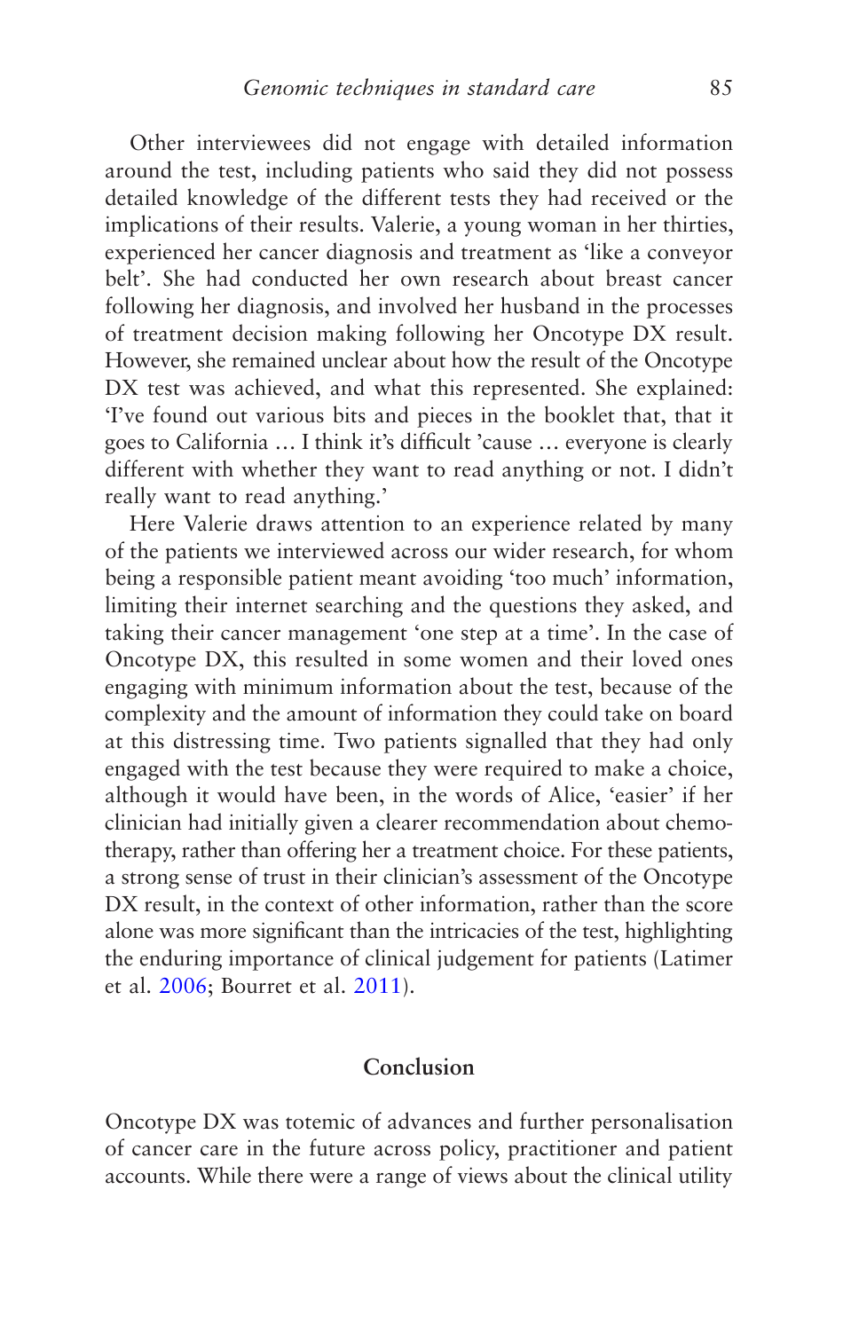Other interviewees did not engage with detailed information around the test, including patients who said they did not possess detailed knowledge of the different tests they had received or the implications of their results. Valerie, a young woman in her thirties, experienced her cancer diagnosis and treatment as 'like a conveyor belt'. She had conducted her own research about breast cancer following her diagnosis, and involved her husband in the processes of treatment decision making following her Oncotype DX result. However, she remained unclear about how the result of the Oncotype DX test was achieved, and what this represented. She explained: 'I've found out various bits and pieces in the booklet that, that it goes to California … I think it's difficult 'cause … everyone is clearly different with whether they want to read anything or not. I didn't really want to read anything.'

Here Valerie draws attention to an experience related by many of the patients we interviewed across our wider research, for whom being a responsible patient meant avoiding 'too much' information, limiting their internet searching and the questions they asked, and taking their cancer management 'one step at a time'. In the case of Oncotype DX, this resulted in some women and their loved ones engaging with minimum information about the test, because of the complexity and the amount of information they could take on board at this distressing time. Two patients signalled that they had only engaged with the test because they were required to make a choice, although it would have been, in the words of Alice, 'easier' if her clinician had initially given a clearer recommendation about chemotherapy, rather than offering her a treatment choice. For these patients, a strong sense of trust in their clinician's assessment of the Oncotype DX result, in the context of other information, rather than the score alone was more significant than the intricacies of the test, highlighting the enduring importance of clinical judgement for patients (Latimer et al. 2006; Bourret et al. 2011).

## Conclusion

Oncotype DX was totemic of advances and further personalisation of cancer care in the future across policy, practitioner and patient accounts. While there were a range of views about the clinical utility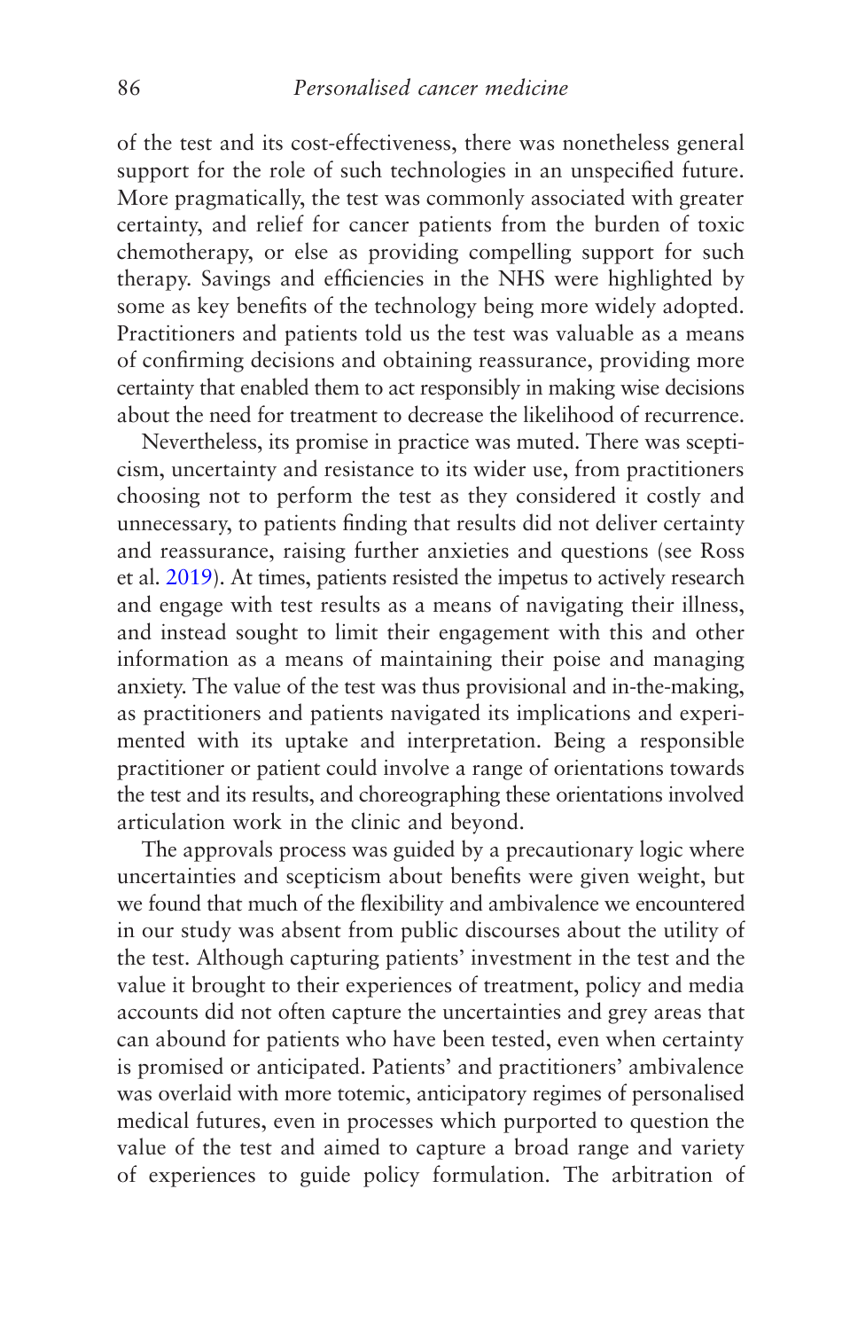of the test and its cost-effectiveness, there was nonetheless general support for the role of such technologies in an unspecified future. More pragmatically, the test was commonly associated with greater certainty, and relief for cancer patients from the burden of toxic chemotherapy, or else as providing compelling support for such therapy. Savings and efficiencies in the NHS were highlighted by some as key benefits of the technology being more widely adopted. Practitioners and patients told us the test was valuable as a means of confirming decisions and obtaining reassurance, providing more certainty that enabled them to act responsibly in making wise decisions about the need for treatment to decrease the likelihood of recurrence.

Nevertheless, its promise in practice was muted. There was scepticism, uncertainty and resistance to its wider use, from practitioners choosing not to perform the test as they considered it costly and unnecessary, to patients finding that results did not deliver certainty and reassurance, raising further anxieties and questions (see Ross et al. 2019). At times, patients resisted the impetus to actively research and engage with test results as a means of navigating their illness, and instead sought to limit their engagement with this and other information as a means of maintaining their poise and managing anxiety. The value of the test was thus provisional and in-the-making, as practitioners and patients navigated its implications and experimented with its uptake and interpretation. Being a responsible practitioner or patient could involve a range of orientations towards the test and its results, and choreographing these orientations involved articulation work in the clinic and beyond.

The approvals process was guided by a precautionary logic where uncertainties and scepticism about benefits were given weight, but we found that much of the flexibility and ambivalence we encountered in our study was absent from public discourses about the utility of the test. Although capturing patients' investment in the test and the value it brought to their experiences of treatment, policy and media accounts did not often capture the uncertainties and grey areas that can abound for patients who have been tested, even when certainty is promised or anticipated. Patients' and practitioners' ambivalence was overlaid with more totemic, anticipatory regimes of personalised medical futures, even in processes which purported to question the value of the test and aimed to capture a broad range and variety of experiences to guide policy formulation. The arbitration of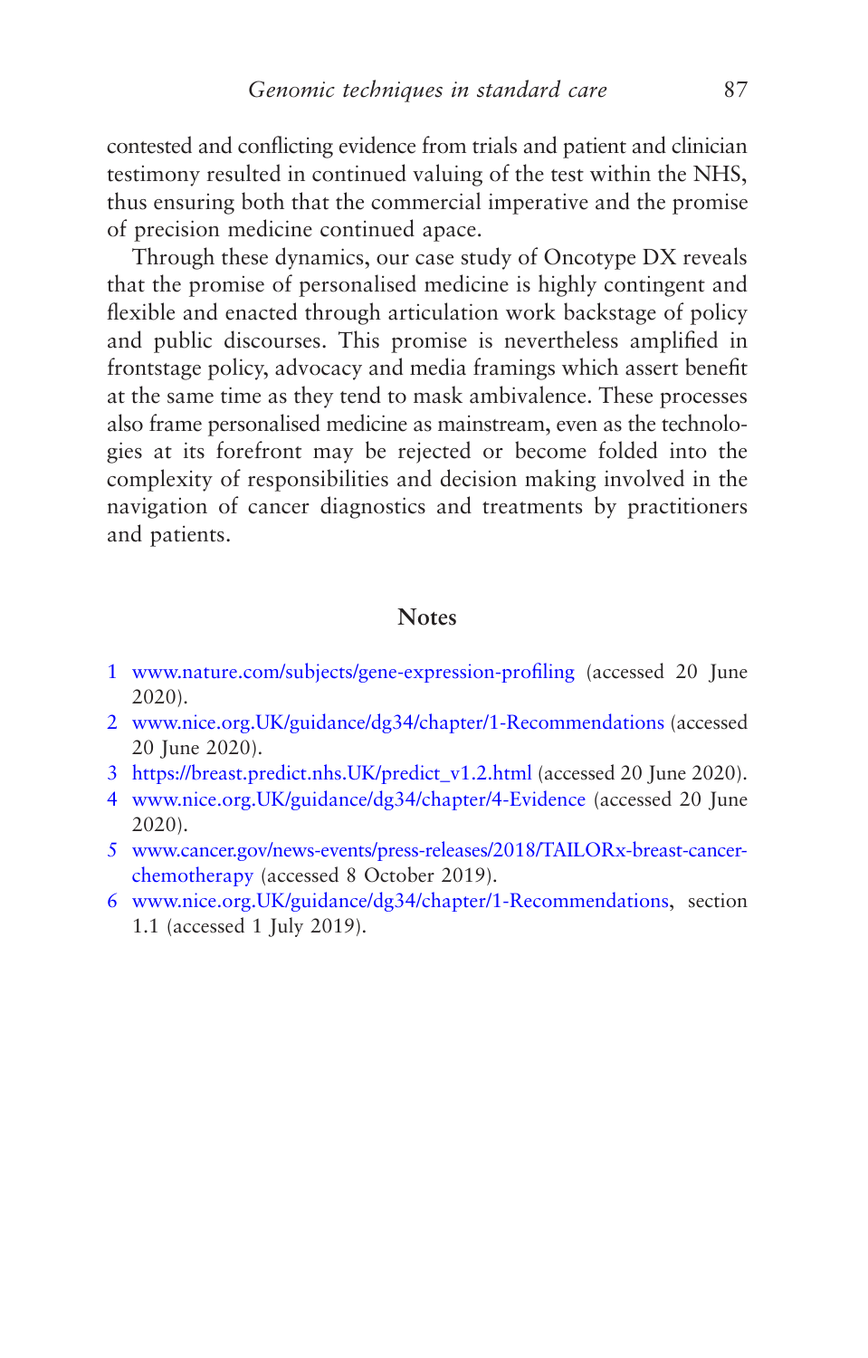contested and conflicting evidence from trials and patient and clinician testimony resulted in continued valuing of the test within the NHS, thus ensuring both that the commercial imperative and the promise of precision medicine continued apace.

Through these dynamics, our case study of Oncotype DX reveals that the promise of personalised medicine is highly contingent and flexible and enacted through articulation work backstage of policy and public discourses. This promise is nevertheless amplified in frontstage policy, advocacy and media framings which assert benefit at the same time as they tend to mask ambivalence. These processes also frame personalised medicine as mainstream, even as the technologies at its forefront may be rejected or become folded into the complexity of responsibilities and decision making involved in the navigation of cancer diagnostics and treatments by practitioners and patients.

## Notes

1. www.nature.com/subjects/gene-expression-profiling (accessed 20 June 2020).
2. www.nice.org.UK/guidance/dg34/chapter/1-Recommendations (accessed 20 June 2020).
3. https://breast.predict.nhs.UK/predict_v1.2.html (accessed 20 June 2020).
4. www.nice.org.UK/guidance/dg34/chapter/4-Evidence (accessed 20 June 2020).
5. www.cancer.gov/news-events/press-releases/2018/TAILORx-breast-cancer-chemotherapy (accessed 8 October 2019).
6. www.nice.org.UK/guidance/dg34/chapter/1-Recommendations, section 1.1 (accessed 1 July 2019).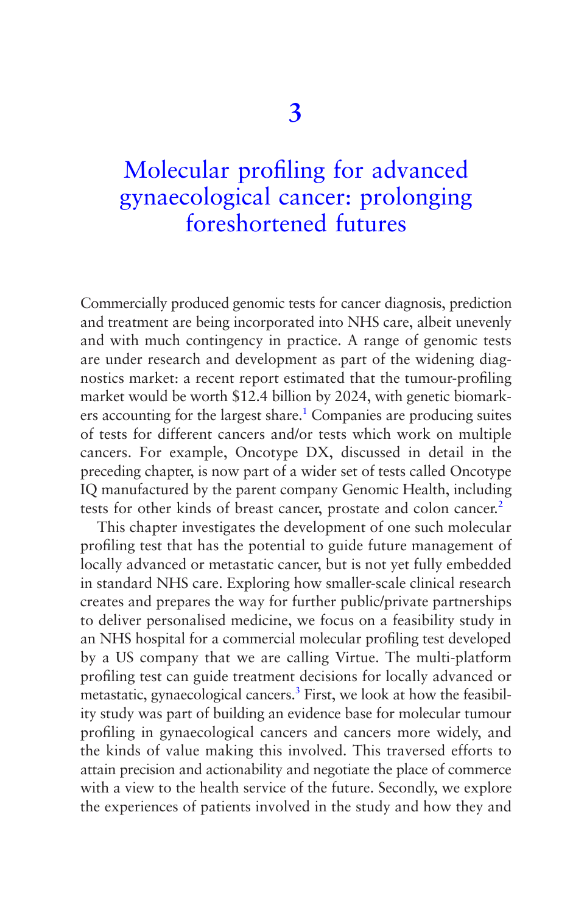# 3

# Molecular profiling for advanced gynaecological cancer: prolonging foreshortened futures

Commercially produced genomic tests for cancer diagnosis, prediction and treatment are being incorporated into NHS care, albeit unevenly and with much contingency in practice. A range of genomic tests are under research and development as part of the widening diagnostics market: a recent report estimated that the tumour-profiling market would be worth $12.4 billion by 2024, with genetic biomarkers accounting for the largest share.[1] Companies are producing suites of tests for different cancers and/or tests which work on multiple cancers. For example, Oncotype DX, discussed in detail in the preceding chapter, is now part of a wider set of tests called Oncotype IQ manufactured by the parent company Genomic Health, including tests for other kinds of breast cancer, prostate and colon cancer.[2]

This chapter investigates the development of one such molecular profiling test that has the potential to guide future management of locally advanced or metastatic cancer, but is not yet fully embedded in standard NHS care. Exploring how smaller-scale clinical research creates and prepares the way for further public/private partnerships to deliver personalised medicine, we focus on a feasibility study in an NHS hospital for a commercial molecular profiling test developed by a US company that we are calling Virtue. The multi-platform profiling test can guide treatment decisions for locally advanced or metastatic, gynaecological cancers.[3] First, we look at how the feasibility study was part of building an evidence base for molecular tumour profiling in gynaecological cancers and cancers more widely, and the kinds of value making this involved. This traversed efforts to attain precision and actionability and negotiate the place of commerce with a view to the health service of the future. Secondly, we explore the experiences of patients involved in the study and how they and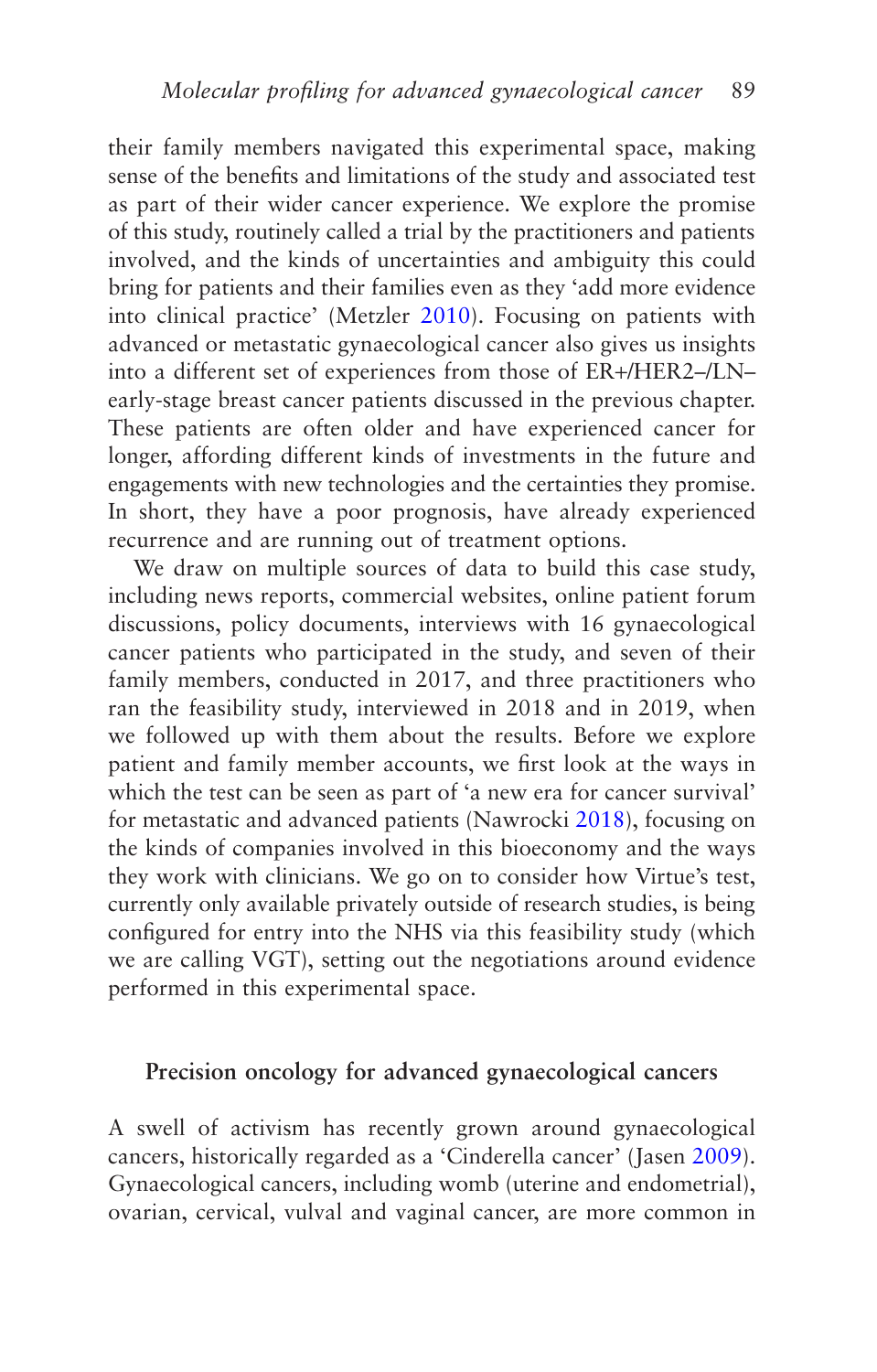their family members navigated this experimental space, making sense of the benefits and limitations of the study and associated test as part of their wider cancer experience. We explore the promise of this study, routinely called a trial by the practitioners and patients involved, and the kinds of uncertainties and ambiguity this could bring for patients and their families even as they 'add more evidence into clinical practice' (Metzler 2010). Focusing on patients with advanced or metastatic gynaecological cancer also gives us insights into a different set of experiences from those of ER+/HER2–/LN– early-stage breast cancer patients discussed in the previous chapter. These patients are often older and have experienced cancer for longer, affording different kinds of investments in the future and engagements with new technologies and the certainties they promise. In short, they have a poor prognosis, have already experienced recurrence and are running out of treatment options.

We draw on multiple sources of data to build this case study, including news reports, commercial websites, online patient forum discussions, policy documents, interviews with 16 gynaecological cancer patients who participated in the study, and seven of their family members, conducted in 2017, and three practitioners who ran the feasibility study, interviewed in 2018 and in 2019, when we followed up with them about the results. Before we explore patient and family member accounts, we first look at the ways in which the test can be seen as part of 'a new era for cancer survival' for metastatic and advanced patients (Nawrocki 2018), focusing on the kinds of companies involved in this bioeconomy and the ways they work with clinicians. We go on to consider how Virtue's test, currently only available privately outside of research studies, is being configured for entry into the NHS via this feasibility study (which we are calling VGT), setting out the negotiations around evidence performed in this experimental space.

## Precision oncology for advanced gynaecological cancers

A swell of activism has recently grown around gynaecological cancers, historically regarded as a 'Cinderella cancer' (Jasen 2009). Gynaecological cancers, including womb (uterine and endometrial), ovarian, cervical, vulval and vaginal cancer, are more common in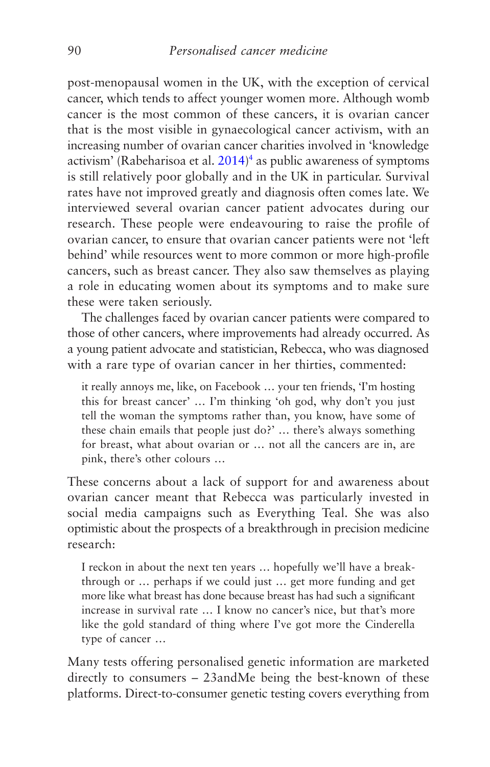post-menopausal women in the UK, with the exception of cervical cancer, which tends to affect younger women more. Although womb cancer is the most common of these cancers, it is ovarian cancer that is the most visible in gynaecological cancer activism, with an increasing number of ovarian cancer charities involved in 'knowledge activism' (Rabeharisoa et al. 2014)[4] as public awareness of symptoms is still relatively poor globally and in the UK in particular. Survival rates have not improved greatly and diagnosis often comes late. We interviewed several ovarian cancer patient advocates during our research. These people were endeavouring to raise the profile of ovarian cancer, to ensure that ovarian cancer patients were not 'left behind' while resources went to more common or more high-profile cancers, such as breast cancer. They also saw themselves as playing a role in educating women about its symptoms and to make sure these were taken seriously.

The challenges faced by ovarian cancer patients were compared to those of other cancers, where improvements had already occurred. As a young patient advocate and statistician, Rebecca, who was diagnosed with a rare type of ovarian cancer in her thirties, commented:

> it really annoys me, like, on Facebook … your ten friends, 'I'm hosting this for breast cancer' … I'm thinking 'oh god, why don't you just tell the woman the symptoms rather than, you know, have some of these chain emails that people just do?' … there's always something for breast, what about ovarian or … not all the cancers are in, are pink, there's other colours …

These concerns about a lack of support for and awareness about ovarian cancer meant that Rebecca was particularly invested in social media campaigns such as Everything Teal. She was also optimistic about the prospects of a breakthrough in precision medicine research:

> I reckon in about the next ten years … hopefully we'll have a breakthrough or … perhaps if we could just … get more funding and get more like what breast has done because breast has had such a significant increase in survival rate … I know no cancer's nice, but that's more like the gold standard of thing where I've got more the Cinderella type of cancer …

Many tests offering personalised genetic information are marketed directly to consumers – 23andMe being the best-known of these platforms. Direct-to-consumer genetic testing covers everything from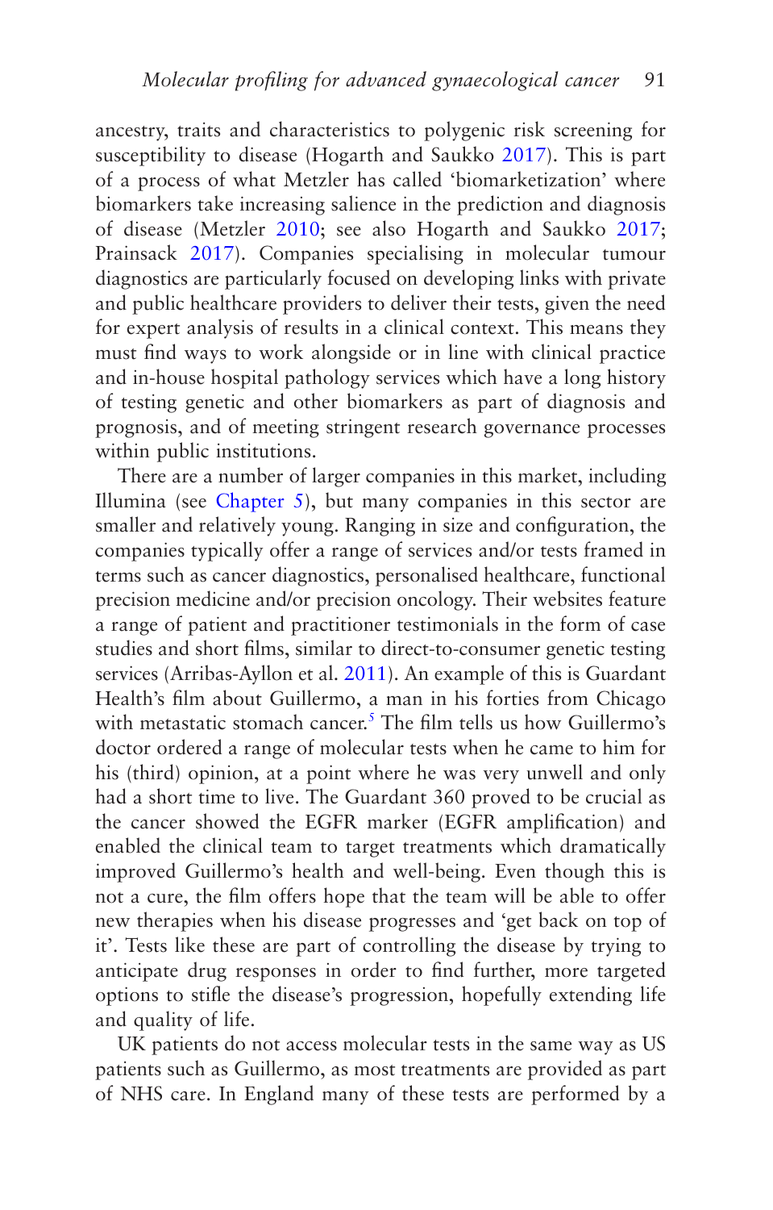ancestry, traits and characteristics to polygenic risk screening for susceptibility to disease (Hogarth and Saukko 2017). This is part of a process of what Metzler has called 'biomarketization' where biomarkers take increasing salience in the prediction and diagnosis of disease (Metzler 2010; see also Hogarth and Saukko 2017; Prainsack 2017). Companies specialising in molecular tumour diagnostics are particularly focused on developing links with private and public healthcare providers to deliver their tests, given the need for expert analysis of results in a clinical context. This means they must find ways to work alongside or in line with clinical practice and in-house hospital pathology services which have a long history of testing genetic and other biomarkers as part of diagnosis and prognosis, and of meeting stringent research governance processes within public institutions.

There are a number of larger companies in this market, including Illumina (see Chapter 5), but many companies in this sector are smaller and relatively young. Ranging in size and configuration, the companies typically offer a range of services and/or tests framed in terms such as cancer diagnostics, personalised healthcare, functional precision medicine and/or precision oncology. Their websites feature a range of patient and practitioner testimonials in the form of case studies and short films, similar to direct-to-consumer genetic testing services (Arribas-Ayllon et al. 2011). An example of this is Guardant Health's film about Guillermo, a man in his forties from Chicago with metastatic stomach cancer.[5] The film tells us how Guillermo's doctor ordered a range of molecular tests when he came to him for his (third) opinion, at a point where he was very unwell and only had a short time to live. The Guardant 360 proved to be crucial as the cancer showed the EGFR marker (EGFR amplification) and enabled the clinical team to target treatments which dramatically improved Guillermo's health and well-being. Even though this is not a cure, the film offers hope that the team will be able to offer new therapies when his disease progresses and 'get back on top of it'. Tests like these are part of controlling the disease by trying to anticipate drug responses in order to find further, more targeted options to stifle the disease's progression, hopefully extending life and quality of life.

UK patients do not access molecular tests in the same way as US patients such as Guillermo, as most treatments are provided as part of NHS care. In England many of these tests are performed by a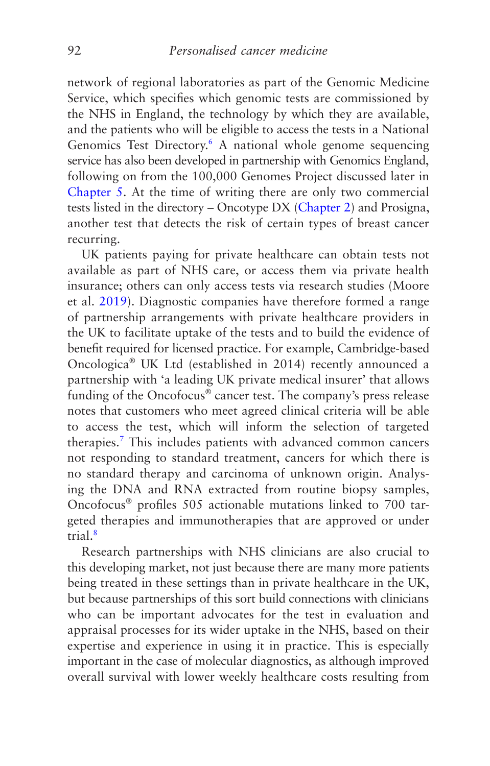network of regional laboratories as part of the Genomic Medicine Service, which specifies which genomic tests are commissioned by the NHS in England, the technology by which they are available, and the patients who will be eligible to access the tests in a National Genomics Test Directory.[6] A national whole genome sequencing service has also been developed in partnership with Genomics England, following on from the 100,000 Genomes Project discussed later in Chapter 5. At the time of writing there are only two commercial tests listed in the directory – Oncotype DX (Chapter 2) and Prosigna, another test that detects the risk of certain types of breast cancer recurring.

UK patients paying for private healthcare can obtain tests not available as part of NHS care, or access them via private health insurance; others can only access tests via research studies (Moore et al. 2019). Diagnostic companies have therefore formed a range of partnership arrangements with private healthcare providers in the UK to facilitate uptake of the tests and to build the evidence of benefit required for licensed practice. For example, Cambridge-based Oncologica® UK Ltd (established in 2014) recently announced a partnership with 'a leading UK private medical insurer' that allows funding of the Oncofocus® cancer test. The company's press release notes that customers who meet agreed clinical criteria will be able to access the test, which will inform the selection of targeted therapies.[7] This includes patients with advanced common cancers not responding to standard treatment, cancers for which there is no standard therapy and carcinoma of unknown origin. Analysing the DNA and RNA extracted from routine biopsy samples, Oncofocus® profiles 505 actionable mutations linked to 700 targeted therapies and immunotherapies that are approved or under trial.[8]

Research partnerships with NHS clinicians are also crucial to this developing market, not just because there are many more patients being treated in these settings than in private healthcare in the UK, but because partnerships of this sort build connections with clinicians who can be important advocates for the test in evaluation and appraisal processes for its wider uptake in the NHS, based on their expertise and experience in using it in practice. This is especially important in the case of molecular diagnostics, as although improved overall survival with lower weekly healthcare costs resulting from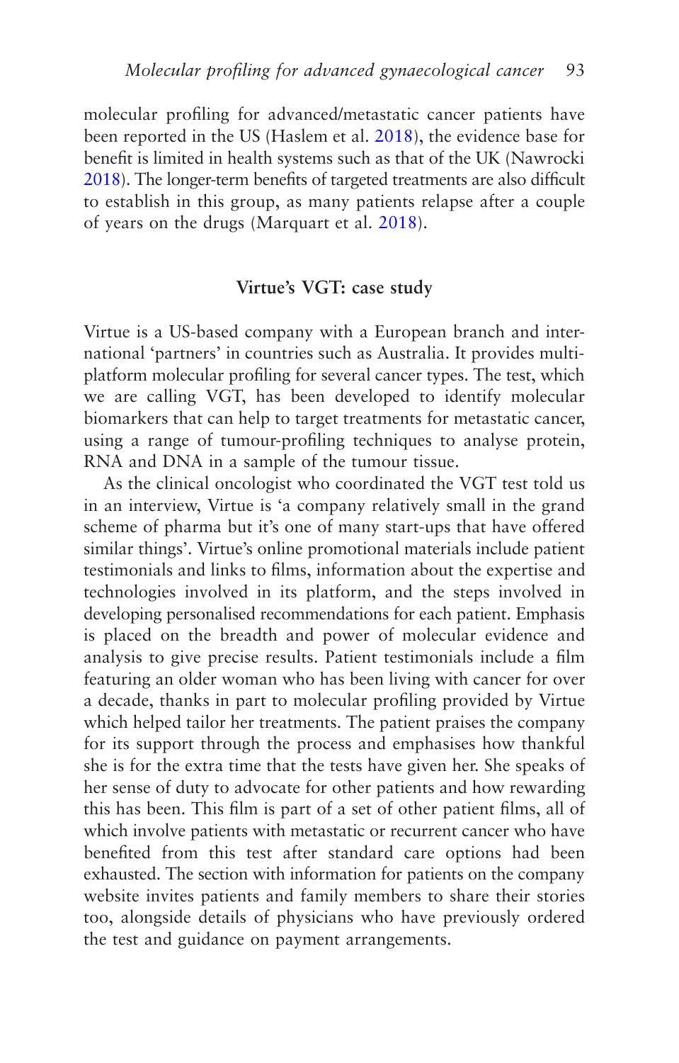molecular profiling for advanced/metastatic cancer patients have been reported in the US (Haslem et al. 2018), the evidence base for benefit is limited in health systems such as that of the UK (Nawrocki 2018). The longer-term benefits of targeted treatments are also difficult to establish in this group, as many patients relapse after a couple of years on the drugs (Marquart et al. 2018).

### Virtue's VGT: case study

Virtue is a US-based company with a European branch and international 'partners' in countries such as Australia. It provides multiplatform molecular profiling for several cancer types. The test, which we are calling VGT, has been developed to identify molecular biomarkers that can help to target treatments for metastatic cancer, using a range of tumour-profiling techniques to analyse protein, RNA and DNA in a sample of the tumour tissue.

As the clinical oncologist who coordinated the VGT test told us in an interview, Virtue is 'a company relatively small in the grand scheme of pharma but it's one of many start-ups that have offered similar things'. Virtue's online promotional materials include patient testimonials and links to films, information about the expertise and technologies involved in its platform, and the steps involved in developing personalised recommendations for each patient. Emphasis is placed on the breadth and power of molecular evidence and analysis to give precise results. Patient testimonials include a film featuring an older woman who has been living with cancer for over a decade, thanks in part to molecular profiling provided by Virtue which helped tailor her treatments. The patient praises the company for its support through the process and emphasises how thankful she is for the extra time that the tests have given her. She speaks of her sense of duty to advocate for other patients and how rewarding this has been. This film is part of a set of other patient films, all of which involve patients with metastatic or recurrent cancer who have benefited from this test after standard care options had been exhausted. The section with information for patients on the company website invites patients and family members to share their stories too, alongside details of physicians who have previously ordered the test and guidance on payment arrangements.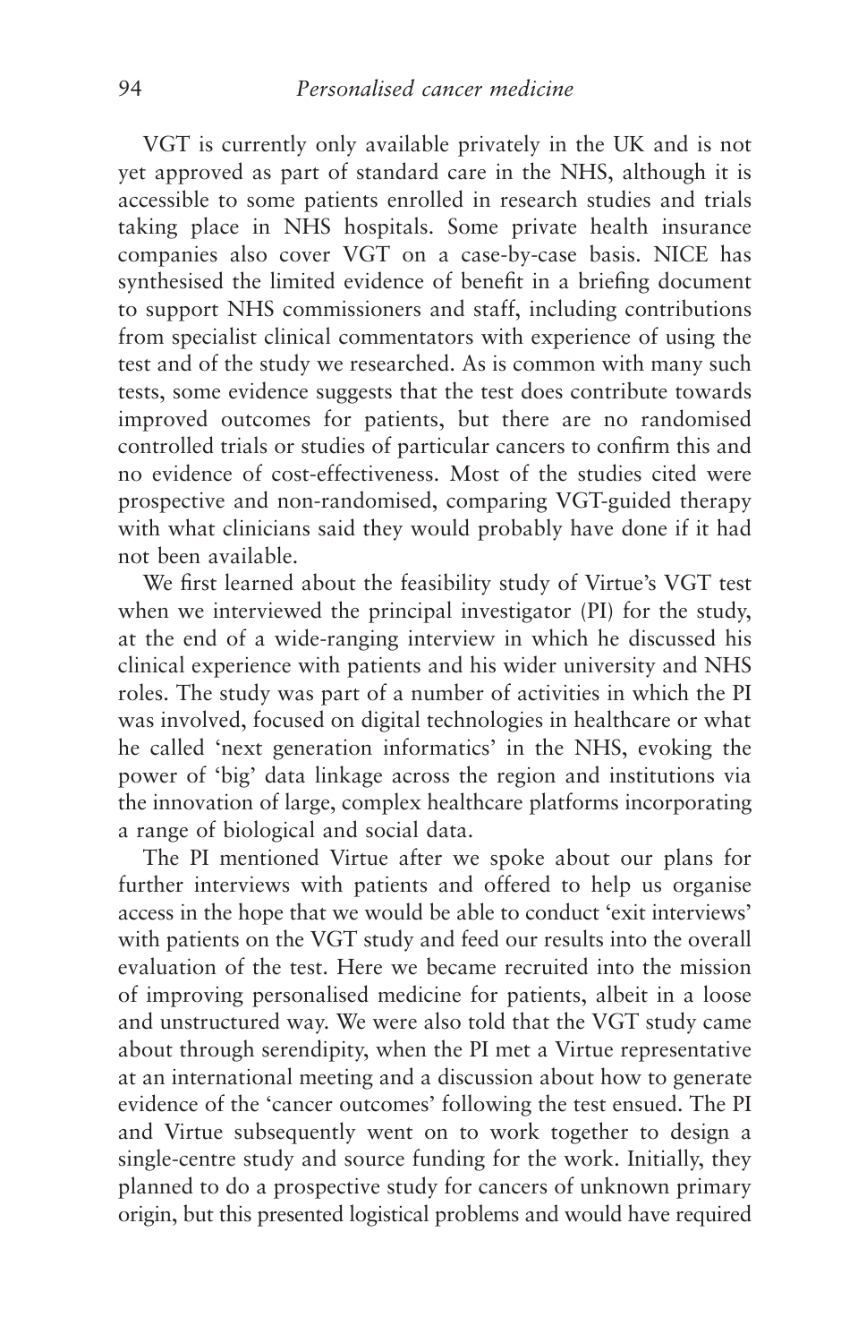VGT is currently only available privately in the UK and is not yet approved as part of standard care in the NHS, although it is accessible to some patients enrolled in research studies and trials taking place in NHS hospitals. Some private health insurance companies also cover VGT on a case-by-case basis. NICE has synthesised the limited evidence of benefit in a briefing document to support NHS commissioners and staff, including contributions from specialist clinical commentators with experience of using the test and of the study we researched. As is common with many such tests, some evidence suggests that the test does contribute towards improved outcomes for patients, but there are no randomised controlled trials or studies of particular cancers to confirm this and no evidence of cost-effectiveness. Most of the studies cited were prospective and non-randomised, comparing VGT-guided therapy with what clinicians said they would probably have done if it had not been available.

We first learned about the feasibility study of Virtue's VGT test when we interviewed the principal investigator (PI) for the study, at the end of a wide-ranging interview in which he discussed his clinical experience with patients and his wider university and NHS roles. The study was part of a number of activities in which the PI was involved, focused on digital technologies in healthcare or what he called 'next generation informatics' in the NHS, evoking the power of 'big' data linkage across the region and institutions via the innovation of large, complex healthcare platforms incorporating a range of biological and social data.

The PI mentioned Virtue after we spoke about our plans for further interviews with patients and offered to help us organise access in the hope that we would be able to conduct 'exit interviews' with patients on the VGT study and feed our results into the overall evaluation of the test. Here we became recruited into the mission of improving personalised medicine for patients, albeit in a loose and unstructured way. We were also told that the VGT study came about through serendipity, when the PI met a Virtue representative at an international meeting and a discussion about how to generate evidence of the 'cancer outcomes' following the test ensued. The PI and Virtue subsequently went on to work together to design a single-centre study and source funding for the work. Initially, they planned to do a prospective study for cancers of unknown primary origin, but this presented logistical problems and would have required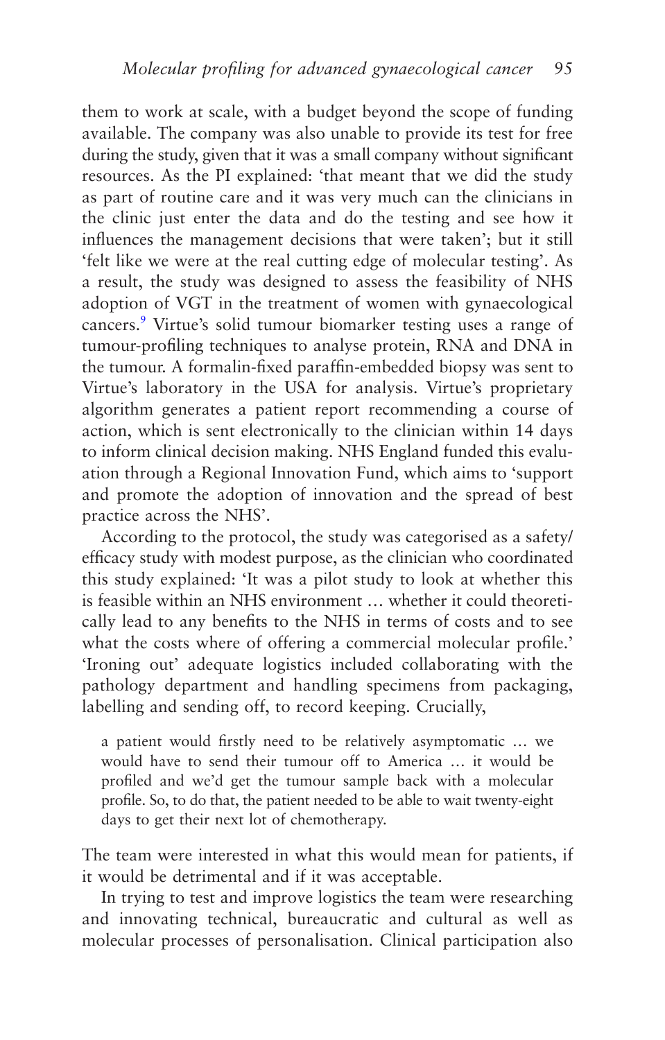them to work at scale, with a budget beyond the scope of funding available. The company was also unable to provide its test for free during the study, given that it was a small company without significant resources. As the PI explained: 'that meant that we did the study as part of routine care and it was very much can the clinicians in the clinic just enter the data and do the testing and see how it influences the management decisions that were taken'; but it still 'felt like we were at the real cutting edge of molecular testing'. As a result, the study was designed to assess the feasibility of NHS adoption of VGT in the treatment of women with gynaecological cancers.[9] Virtue's solid tumour biomarker testing uses a range of tumour-profiling techniques to analyse protein, RNA and DNA in the tumour. A formalin-fixed paraffin-embedded biopsy was sent to Virtue's laboratory in the USA for analysis. Virtue's proprietary algorithm generates a patient report recommending a course of action, which is sent electronically to the clinician within 14 days to inform clinical decision making. NHS England funded this evaluation through a Regional Innovation Fund, which aims to 'support and promote the adoption of innovation and the spread of best practice across the NHS'.

According to the protocol, the study was categorised as a safety/efficacy study with modest purpose, as the clinician who coordinated this study explained: 'It was a pilot study to look at whether this is feasible within an NHS environment … whether it could theoretically lead to any benefits to the NHS in terms of costs and to see what the costs where of offering a commercial molecular profile.' 'Ironing out' adequate logistics included collaborating with the pathology department and handling specimens from packaging, labelling and sending off, to record keeping. Crucially,

> a patient would firstly need to be relatively asymptomatic … we would have to send their tumour off to America … it would be profiled and we'd get the tumour sample back with a molecular profile. So, to do that, the patient needed to be able to wait twenty-eight days to get their next lot of chemotherapy.

The team were interested in what this would mean for patients, if it would be detrimental and if it was acceptable.

In trying to test and improve logistics the team were researching and innovating technical, bureaucratic and cultural as well as molecular processes of personalisation. Clinical participation also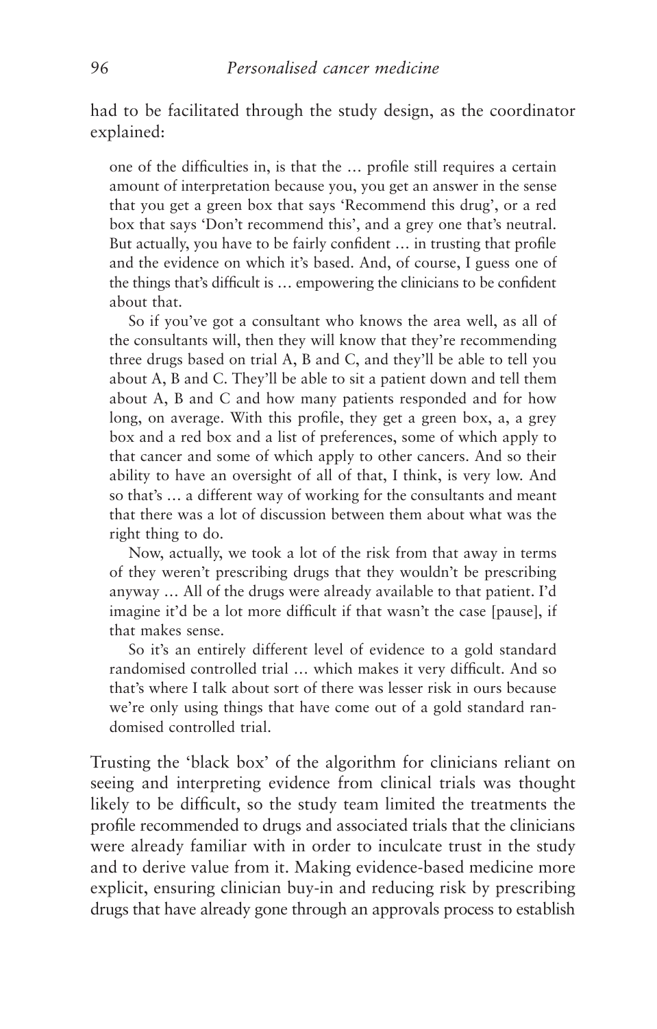had to be facilitated through the study design, as the coordinator explained:

> one of the difficulties in, is that the … profile still requires a certain amount of interpretation because you, you get an answer in the sense that you get a green box that says 'Recommend this drug', or a red box that says 'Don't recommend this', and a grey one that's neutral. But actually, you have to be fairly confident … in trusting that profile and the evidence on which it's based. And, of course, I guess one of the things that's difficult is … empowering the clinicians to be confident about that.
>
> So if you've got a consultant who knows the area well, as all of the consultants will, then they will know that they're recommending three drugs based on trial A, B and C, and they'll be able to tell you about A, B and C. They'll be able to sit a patient down and tell them about A, B and C and how many patients responded and for how long, on average. With this profile, they get a green box, a, a grey box and a red box and a list of preferences, some of which apply to that cancer and some of which apply to other cancers. And so their ability to have an oversight of all of that, I think, is very low. And so that's … a different way of working for the consultants and meant that there was a lot of discussion between them about what was the right thing to do.
>
> Now, actually, we took a lot of the risk from that away in terms of they weren't prescribing drugs that they wouldn't be prescribing anyway … All of the drugs were already available to that patient. I'd imagine it'd be a lot more difficult if that wasn't the case [pause], if that makes sense.
>
> So it's an entirely different level of evidence to a gold standard randomised controlled trial … which makes it very difficult. And so that's where I talk about sort of there was lesser risk in ours because we're only using things that have come out of a gold standard randomised controlled trial.

Trusting the 'black box' of the algorithm for clinicians reliant on seeing and interpreting evidence from clinical trials was thought likely to be difficult, so the study team limited the treatments the profile recommended to drugs and associated trials that the clinicians were already familiar with in order to inculcate trust in the study and to derive value from it. Making evidence-based medicine more explicit, ensuring clinician buy-in and reducing risk by prescribing drugs that have already gone through an approvals process to establish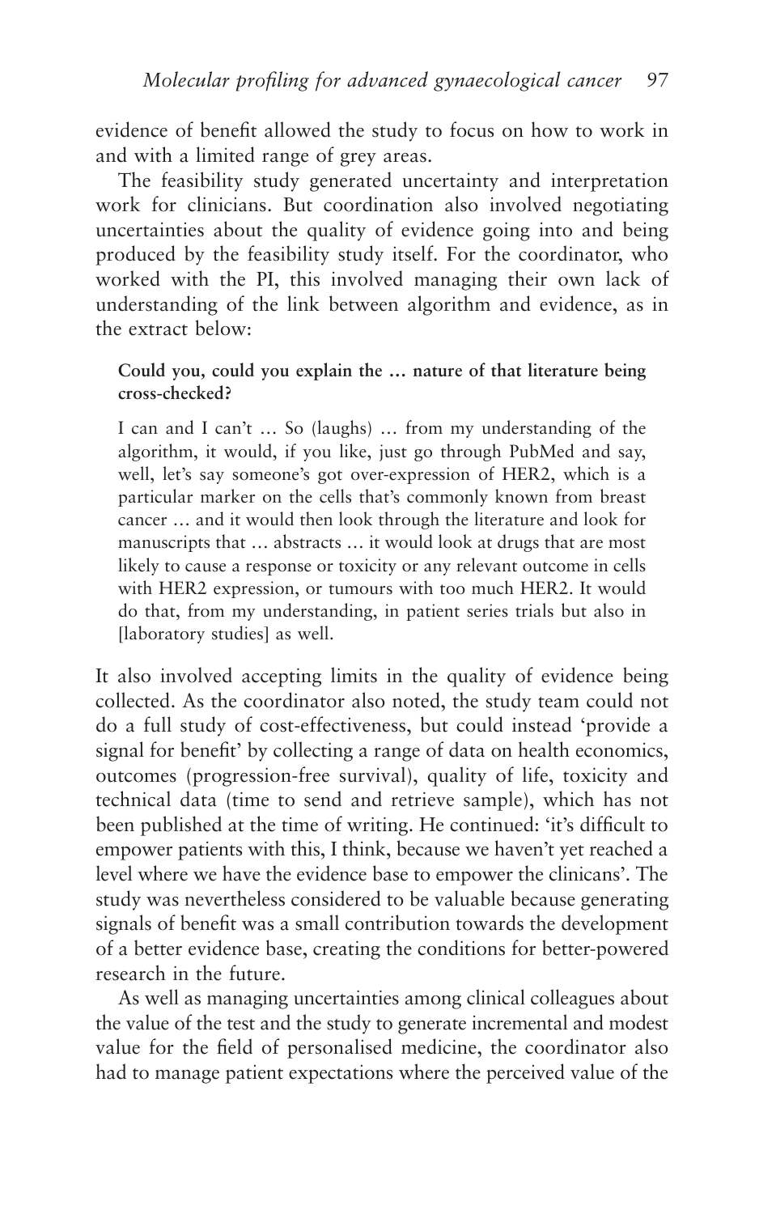evidence of benefit allowed the study to focus on how to work in and with a limited range of grey areas.

The feasibility study generated uncertainty and interpretation work for clinicians. But coordination also involved negotiating uncertainties about the quality of evidence going into and being produced by the feasibility study itself. For the coordinator, who worked with the PI, this involved managing their own lack of understanding of the link between algorithm and evidence, as in the extract below:

> **Could you, could you explain the … nature of that literature being cross-checked?**
>
> I can and I can't … So (laughs) … from my understanding of the algorithm, it would, if you like, just go through PubMed and say, well, let's say someone's got over-expression of HER2, which is a particular marker on the cells that's commonly known from breast cancer … and it would then look through the literature and look for manuscripts that … abstracts … it would look at drugs that are most likely to cause a response or toxicity or any relevant outcome in cells with HER2 expression, or tumours with too much HER2. It would do that, from my understanding, in patient series trials but also in [laboratory studies] as well.

It also involved accepting limits in the quality of evidence being collected. As the coordinator also noted, the study team could not do a full study of cost-effectiveness, but could instead 'provide a signal for benefit' by collecting a range of data on health economics, outcomes (progression-free survival), quality of life, toxicity and technical data (time to send and retrieve sample), which has not been published at the time of writing. He continued: 'it's difficult to empower patients with this, I think, because we haven't yet reached a level where we have the evidence base to empower the clinicans'. The study was nevertheless considered to be valuable because generating signals of benefit was a small contribution towards the development of a better evidence base, creating the conditions for better-powered research in the future.

As well as managing uncertainties among clinical colleagues about the value of the test and the study to generate incremental and modest value for the field of personalised medicine, the coordinator also had to manage patient expectations where the perceived value of the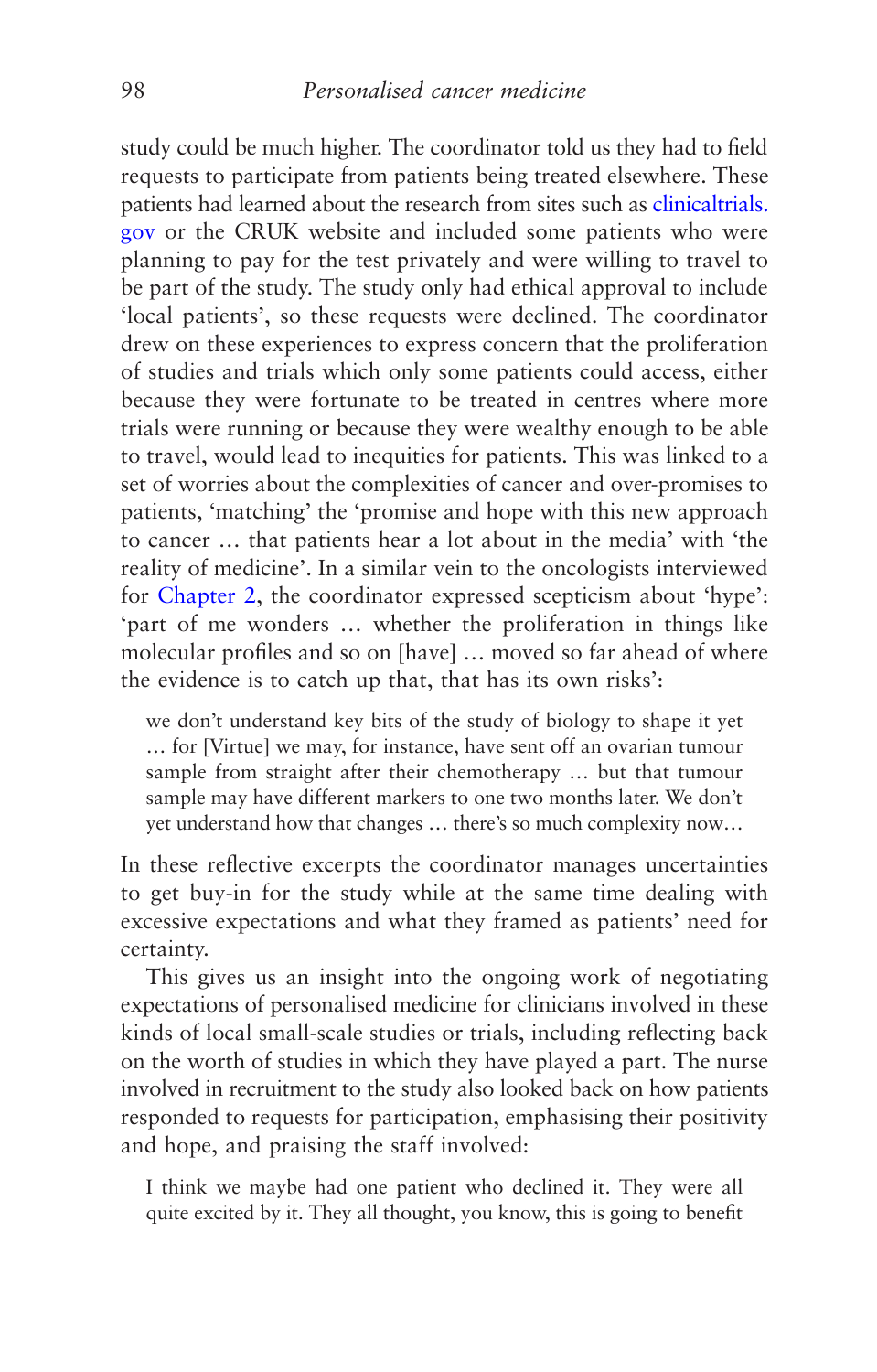study could be much higher. The coordinator told us they had to field requests to participate from patients being treated elsewhere. These patients had learned about the research from sites such as clinicaltrials.gov or the CRUK website and included some patients who were planning to pay for the test privately and were willing to travel to be part of the study. The study only had ethical approval to include 'local patients', so these requests were declined. The coordinator drew on these experiences to express concern that the proliferation of studies and trials which only some patients could access, either because they were fortunate to be treated in centres where more trials were running or because they were wealthy enough to be able to travel, would lead to inequities for patients. This was linked to a set of worries about the complexities of cancer and over-promises to patients, 'matching' the 'promise and hope with this new approach to cancer … that patients hear a lot about in the media' with 'the reality of medicine'. In a similar vein to the oncologists interviewed for Chapter 2, the coordinator expressed scepticism about 'hype': 'part of me wonders … whether the proliferation in things like molecular profiles and so on [have] … moved so far ahead of where the evidence is to catch up that, that has its own risks':

> we don't understand key bits of the study of biology to shape it yet … for [Virtue] we may, for instance, have sent off an ovarian tumour sample from straight after their chemotherapy … but that tumour sample may have different markers to one two months later. We don't yet understand how that changes … there's so much complexity now…

In these reflective excerpts the coordinator manages uncertainties to get buy-in for the study while at the same time dealing with excessive expectations and what they framed as patients' need for certainty.

This gives us an insight into the ongoing work of negotiating expectations of personalised medicine for clinicians involved in these kinds of local small-scale studies or trials, including reflecting back on the worth of studies in which they have played a part. The nurse involved in recruitment to the study also looked back on how patients responded to requests for participation, emphasising their positivity and hope, and praising the staff involved:

> I think we maybe had one patient who declined it. They were all quite excited by it. They all thought, you know, this is going to benefit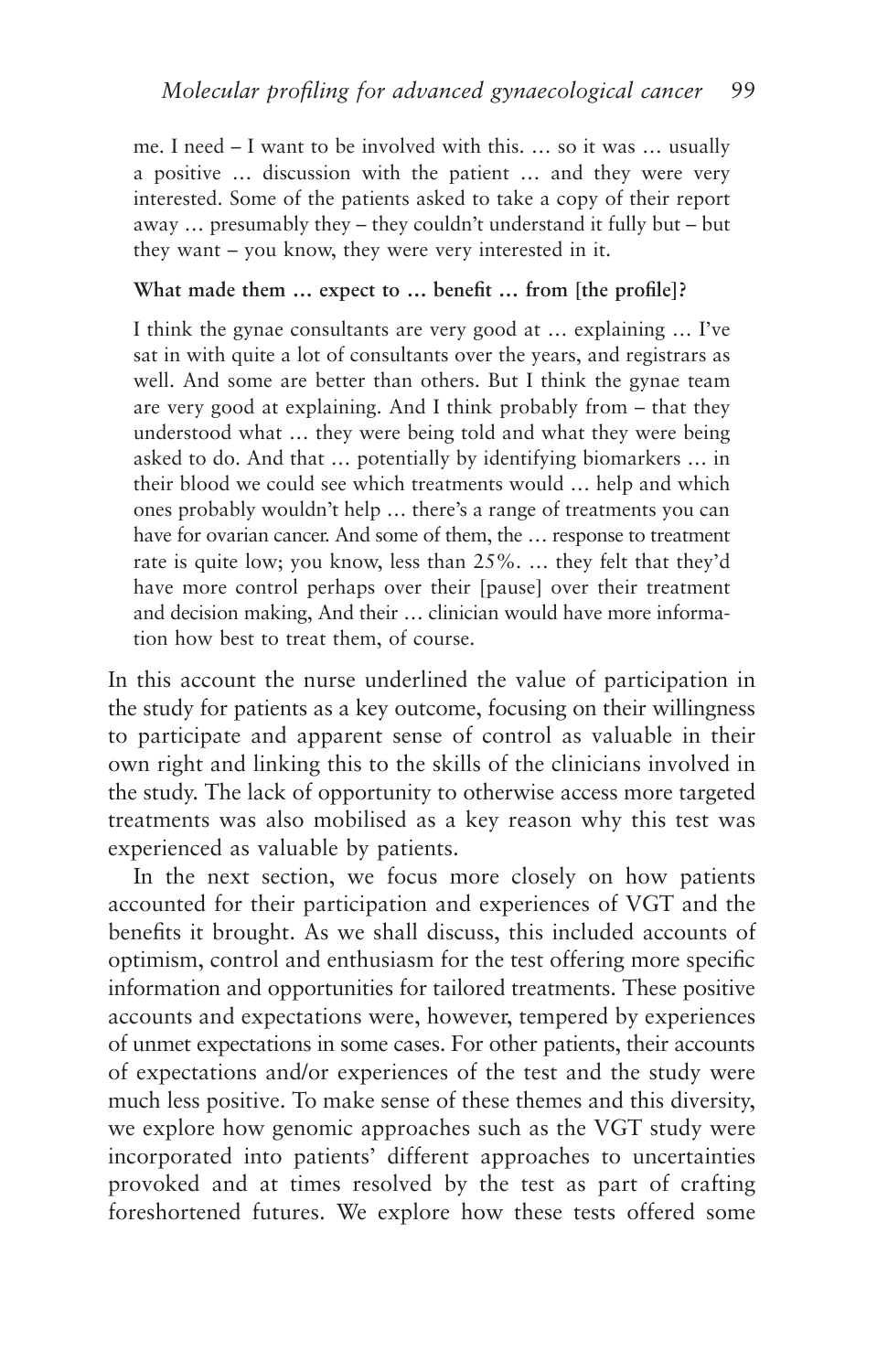> me. I need – I want to be involved with this. … so it was … usually a positive … discussion with the patient … and they were very interested. Some of the patients asked to take a copy of their report away … presumably they – they couldn't understand it fully but – but they want – you know, they were very interested in it.
>
> **What made them … expect to … benefit … from [the profile]?**
>
> I think the gynae consultants are very good at … explaining … I've sat in with quite a lot of consultants over the years, and registrars as well. And some are better than others. But I think the gynae team are very good at explaining. And I think probably from – that they understood what … they were being told and what they were being asked to do. And that … potentially by identifying biomarkers … in their blood we could see which treatments would … help and which ones probably wouldn't help … there's a range of treatments you can have for ovarian cancer. And some of them, the … response to treatment rate is quite low; you know, less than 25%. … they felt that they'd have more control perhaps over their [pause] over their treatment and decision making, And their … clinician would have more information how best to treat them, of course.

In this account the nurse underlined the value of participation in the study for patients as a key outcome, focusing on their willingness to participate and apparent sense of control as valuable in their own right and linking this to the skills of the clinicians involved in the study. The lack of opportunity to otherwise access more targeted treatments was also mobilised as a key reason why this test was experienced as valuable by patients.

In the next section, we focus more closely on how patients accounted for their participation and experiences of VGT and the benefits it brought. As we shall discuss, this included accounts of optimism, control and enthusiasm for the test offering more specific information and opportunities for tailored treatments. These positive accounts and expectations were, however, tempered by experiences of unmet expectations in some cases. For other patients, their accounts of expectations and/or experiences of the test and the study were much less positive. To make sense of these themes and this diversity, we explore how genomic approaches such as the VGT study were incorporated into patients' different approaches to uncertainties provoked and at times resolved by the test as part of crafting foreshortened futures. We explore how these tests offered some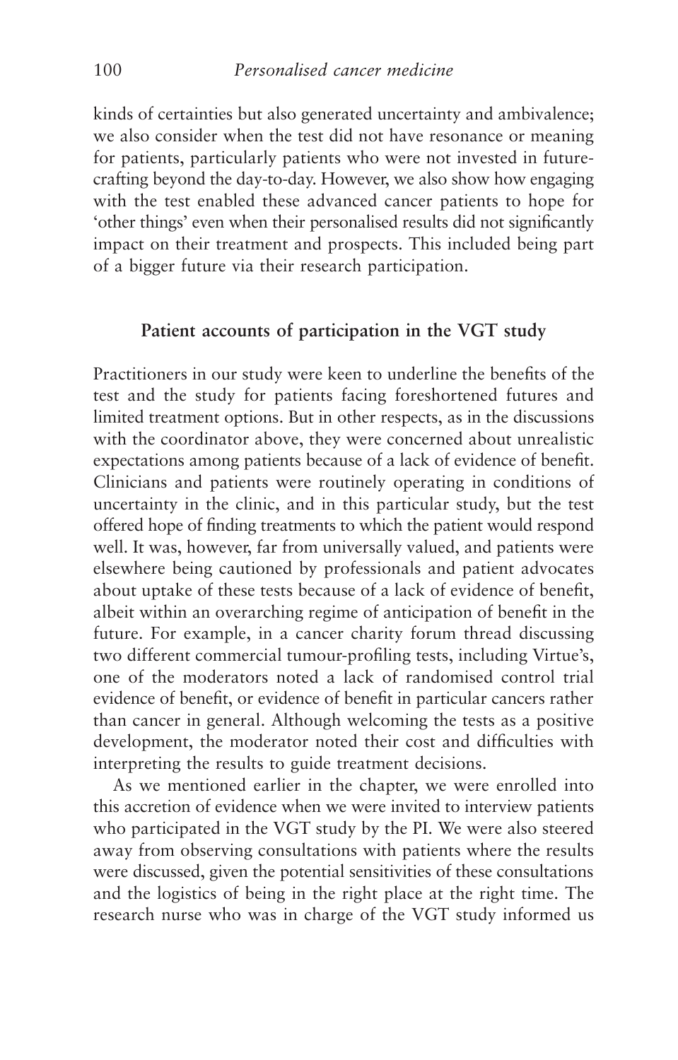kinds of certainties but also generated uncertainty and ambivalence; we also consider when the test did not have resonance or meaning for patients, particularly patients who were not invested in future-crafting beyond the day-to-day. However, we also show how engaging with the test enabled these advanced cancer patients to hope for 'other things' even when their personalised results did not significantly impact on their treatment and prospects. This included being part of a bigger future via their research participation.

## Patient accounts of participation in the VGT study

Practitioners in our study were keen to underline the benefits of the test and the study for patients facing foreshortened futures and limited treatment options. But in other respects, as in the discussions with the coordinator above, they were concerned about unrealistic expectations among patients because of a lack of evidence of benefit. Clinicians and patients were routinely operating in conditions of uncertainty in the clinic, and in this particular study, but the test offered hope of finding treatments to which the patient would respond well. It was, however, far from universally valued, and patients were elsewhere being cautioned by professionals and patient advocates about uptake of these tests because of a lack of evidence of benefit, albeit within an overarching regime of anticipation of benefit in the future. For example, in a cancer charity forum thread discussing two different commercial tumour-profiling tests, including Virtue's, one of the moderators noted a lack of randomised control trial evidence of benefit, or evidence of benefit in particular cancers rather than cancer in general. Although welcoming the tests as a positive development, the moderator noted their cost and difficulties with interpreting the results to guide treatment decisions.

As we mentioned earlier in the chapter, we were enrolled into this accretion of evidence when we were invited to interview patients who participated in the VGT study by the PI. We were also steered away from observing consultations with patients where the results were discussed, given the potential sensitivities of these consultations and the logistics of being in the right place at the right time. The research nurse who was in charge of the VGT study informed us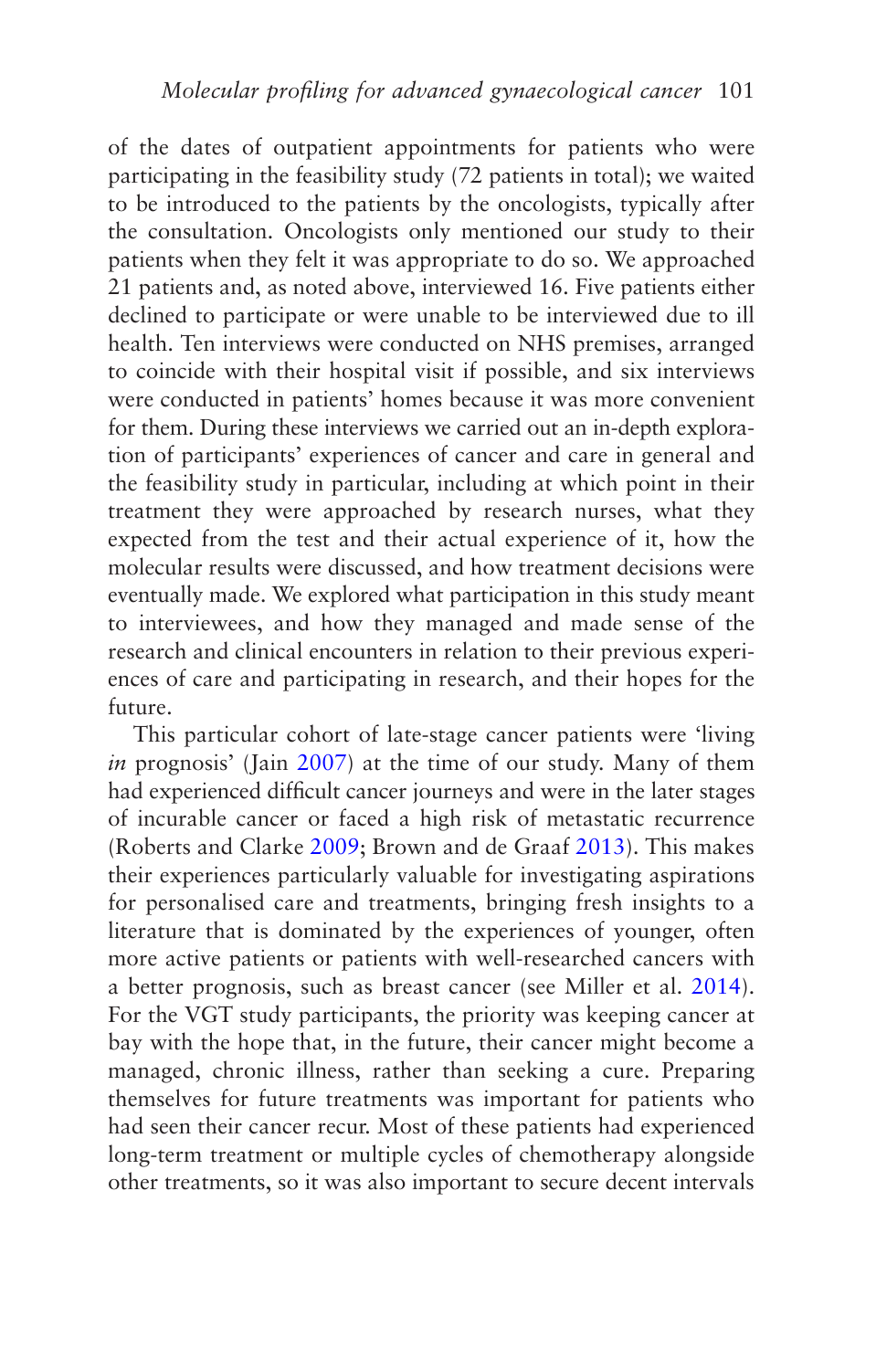of the dates of outpatient appointments for patients who were participating in the feasibility study (72 patients in total); we waited to be introduced to the patients by the oncologists, typically after the consultation. Oncologists only mentioned our study to their patients when they felt it was appropriate to do so. We approached 21 patients and, as noted above, interviewed 16. Five patients either declined to participate or were unable to be interviewed due to ill health. Ten interviews were conducted on NHS premises, arranged to coincide with their hospital visit if possible, and six interviews were conducted in patients' homes because it was more convenient for them. During these interviews we carried out an in-depth exploration of participants' experiences of cancer and care in general and the feasibility study in particular, including at which point in their treatment they were approached by research nurses, what they expected from the test and their actual experience of it, how the molecular results were discussed, and how treatment decisions were eventually made. We explored what participation in this study meant to interviewees, and how they managed and made sense of the research and clinical encounters in relation to their previous experiences of care and participating in research, and their hopes for the future.

This particular cohort of late-stage cancer patients were 'living *in* prognosis' (Jain 2007) at the time of our study. Many of them had experienced difficult cancer journeys and were in the later stages of incurable cancer or faced a high risk of metastatic recurrence (Roberts and Clarke 2009; Brown and de Graaf 2013). This makes their experiences particularly valuable for investigating aspirations for personalised care and treatments, bringing fresh insights to a literature that is dominated by the experiences of younger, often more active patients or patients with well-researched cancers with a better prognosis, such as breast cancer (see Miller et al. 2014). For the VGT study participants, the priority was keeping cancer at bay with the hope that, in the future, their cancer might become a managed, chronic illness, rather than seeking a cure. Preparing themselves for future treatments was important for patients who had seen their cancer recur. Most of these patients had experienced long-term treatment or multiple cycles of chemotherapy alongside other treatments, so it was also important to secure decent intervals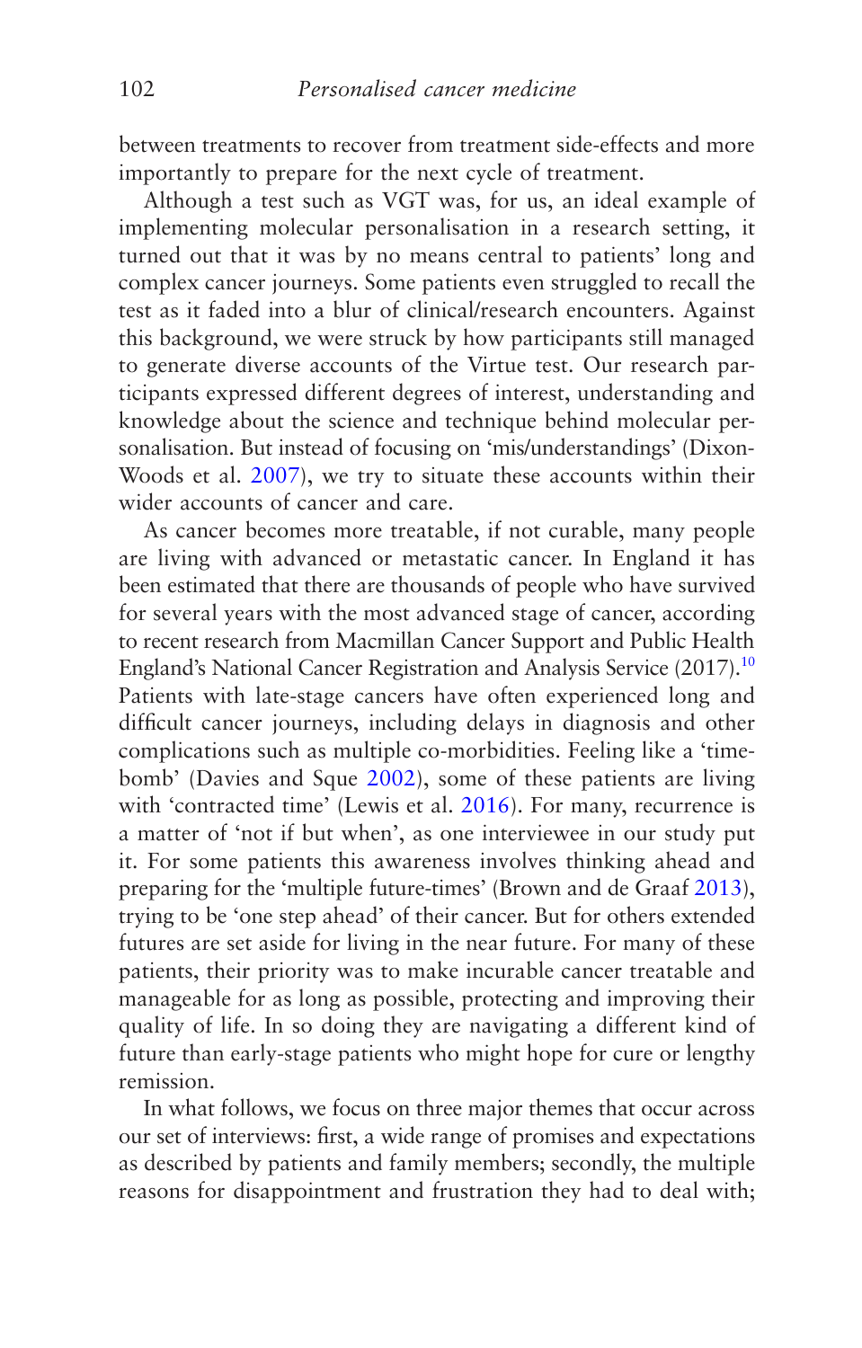between treatments to recover from treatment side-effects and more importantly to prepare for the next cycle of treatment.

Although a test such as VGT was, for us, an ideal example of implementing molecular personalisation in a research setting, it turned out that it was by no means central to patients' long and complex cancer journeys. Some patients even struggled to recall the test as it faded into a blur of clinical/research encounters. Against this background, we were struck by how participants still managed to generate diverse accounts of the Virtue test. Our research participants expressed different degrees of interest, understanding and knowledge about the science and technique behind molecular personalisation. But instead of focusing on 'mis/understandings' (Dixon-Woods et al. 2007), we try to situate these accounts within their wider accounts of cancer and care.

As cancer becomes more treatable, if not curable, many people are living with advanced or metastatic cancer. In England it has been estimated that there are thousands of people who have survived for several years with the most advanced stage of cancer, according to recent research from Macmillan Cancer Support and Public Health England's National Cancer Registration and Analysis Service (2017).[10] Patients with late-stage cancers have often experienced long and difficult cancer journeys, including delays in diagnosis and other complications such as multiple co-morbidities. Feeling like a 'time-bomb' (Davies and Sque 2002), some of these patients are living with 'contracted time' (Lewis et al. 2016). For many, recurrence is a matter of 'not if but when', as one interviewee in our study put it. For some patients this awareness involves thinking ahead and preparing for the 'multiple future-times' (Brown and de Graaf 2013), trying to be 'one step ahead' of their cancer. But for others extended futures are set aside for living in the near future. For many of these patients, their priority was to make incurable cancer treatable and manageable for as long as possible, protecting and improving their quality of life. In so doing they are navigating a different kind of future than early-stage patients who might hope for cure or lengthy remission.

In what follows, we focus on three major themes that occur across our set of interviews: first, a wide range of promises and expectations as described by patients and family members; secondly, the multiple reasons for disappointment and frustration they had to deal with;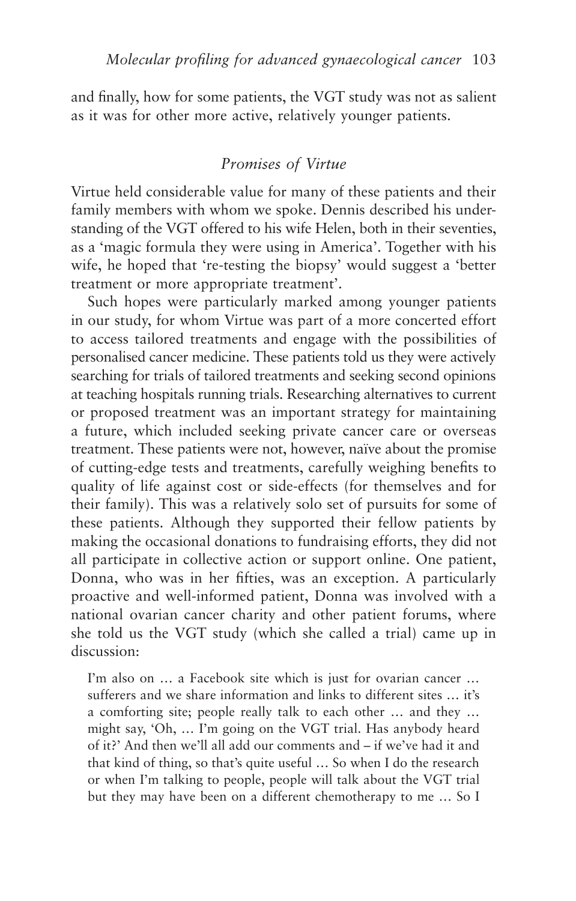and finally, how for some patients, the VGT study was not as salient as it was for other more active, relatively younger patients.

## *Promises of Virtue*

Virtue held considerable value for many of these patients and their family members with whom we spoke. Dennis described his understanding of the VGT offered to his wife Helen, both in their seventies, as a 'magic formula they were using in America'. Together with his wife, he hoped that 're-testing the biopsy' would suggest a 'better treatment or more appropriate treatment'.

Such hopes were particularly marked among younger patients in our study, for whom Virtue was part of a more concerted effort to access tailored treatments and engage with the possibilities of personalised cancer medicine. These patients told us they were actively searching for trials of tailored treatments and seeking second opinions at teaching hospitals running trials. Researching alternatives to current or proposed treatment was an important strategy for maintaining a future, which included seeking private cancer care or overseas treatment. These patients were not, however, naïve about the promise of cutting-edge tests and treatments, carefully weighing benefits to quality of life against cost or side-effects (for themselves and for their family). This was a relatively solo set of pursuits for some of these patients. Although they supported their fellow patients by making the occasional donations to fundraising efforts, they did not all participate in collective action or support online. One patient, Donna, who was in her fifties, was an exception. A particularly proactive and well-informed patient, Donna was involved with a national ovarian cancer charity and other patient forums, where she told us the VGT study (which she called a trial) came up in discussion:

> I'm also on … a Facebook site which is just for ovarian cancer … sufferers and we share information and links to different sites … it's a comforting site; people really talk to each other … and they … might say, 'Oh, … I'm going on the VGT trial. Has anybody heard of it?' And then we'll all add our comments and – if we've had it and that kind of thing, so that's quite useful … So when I do the research or when I'm talking to people, people will talk about the VGT trial but they may have been on a different chemotherapy to me … So I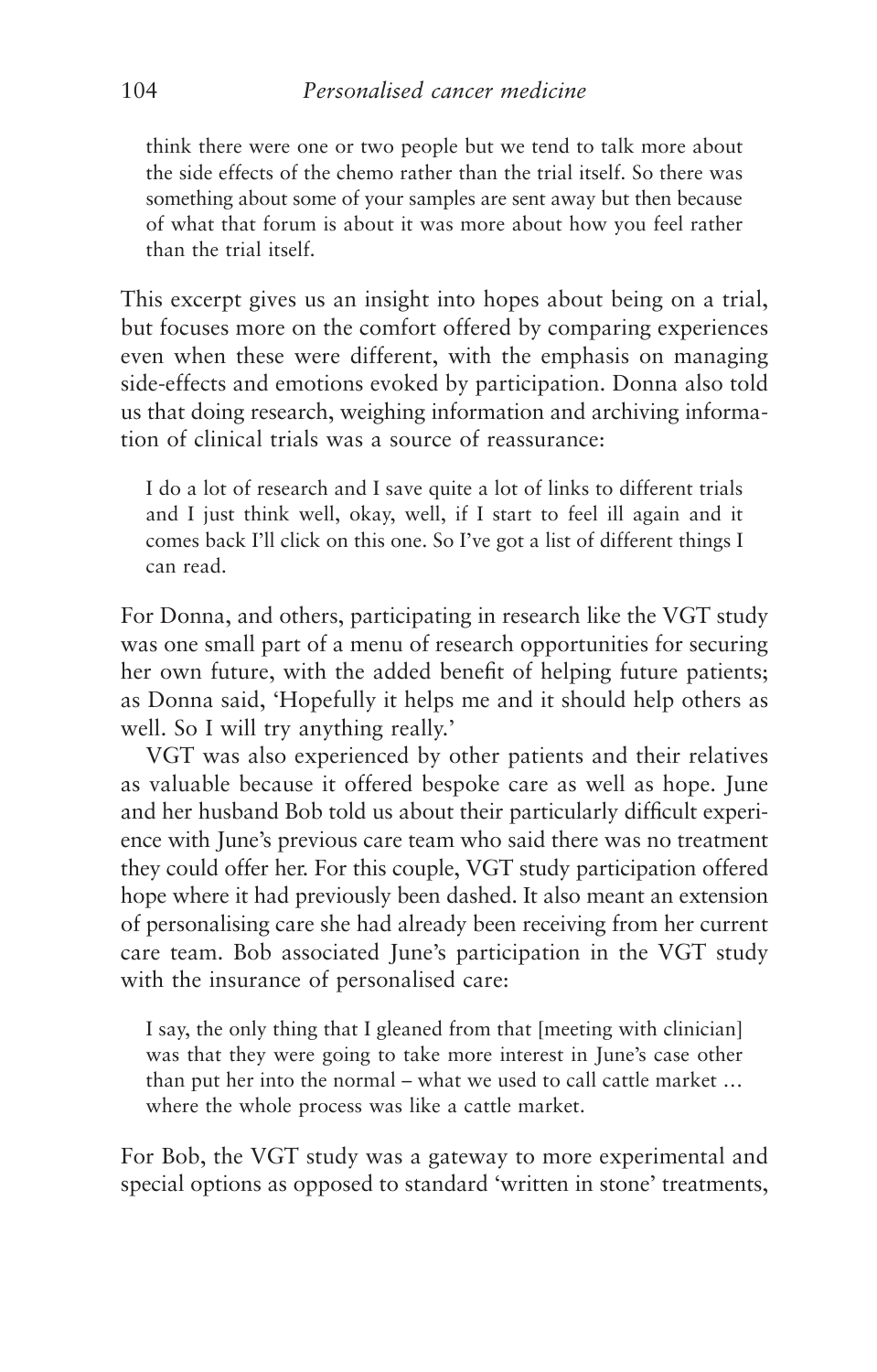> think there were one or two people but we tend to talk more about the side effects of the chemo rather than the trial itself. So there was something about some of your samples are sent away but then because of what that forum is about it was more about how you feel rather than the trial itself.

This excerpt gives us an insight into hopes about being on a trial, but focuses more on the comfort offered by comparing experiences even when these were different, with the emphasis on managing side-effects and emotions evoked by participation. Donna also told us that doing research, weighing information and archiving information of clinical trials was a source of reassurance:

> I do a lot of research and I save quite a lot of links to different trials and I just think well, okay, well, if I start to feel ill again and it comes back I'll click on this one. So I've got a list of different things I can read.

For Donna, and others, participating in research like the VGT study was one small part of a menu of research opportunities for securing her own future, with the added benefit of helping future patients; as Donna said, 'Hopefully it helps me and it should help others as well. So I will try anything really.'

VGT was also experienced by other patients and their relatives as valuable because it offered bespoke care as well as hope. June and her husband Bob told us about their particularly difficult experience with June's previous care team who said there was no treatment they could offer her. For this couple, VGT study participation offered hope where it had previously been dashed. It also meant an extension of personalising care she had already been receiving from her current care team. Bob associated June's participation in the VGT study with the insurance of personalised care:

> I say, the only thing that I gleaned from that [meeting with clinician] was that they were going to take more interest in June's case other than put her into the normal – what we used to call cattle market … where the whole process was like a cattle market.

For Bob, the VGT study was a gateway to more experimental and special options as opposed to standard 'written in stone' treatments,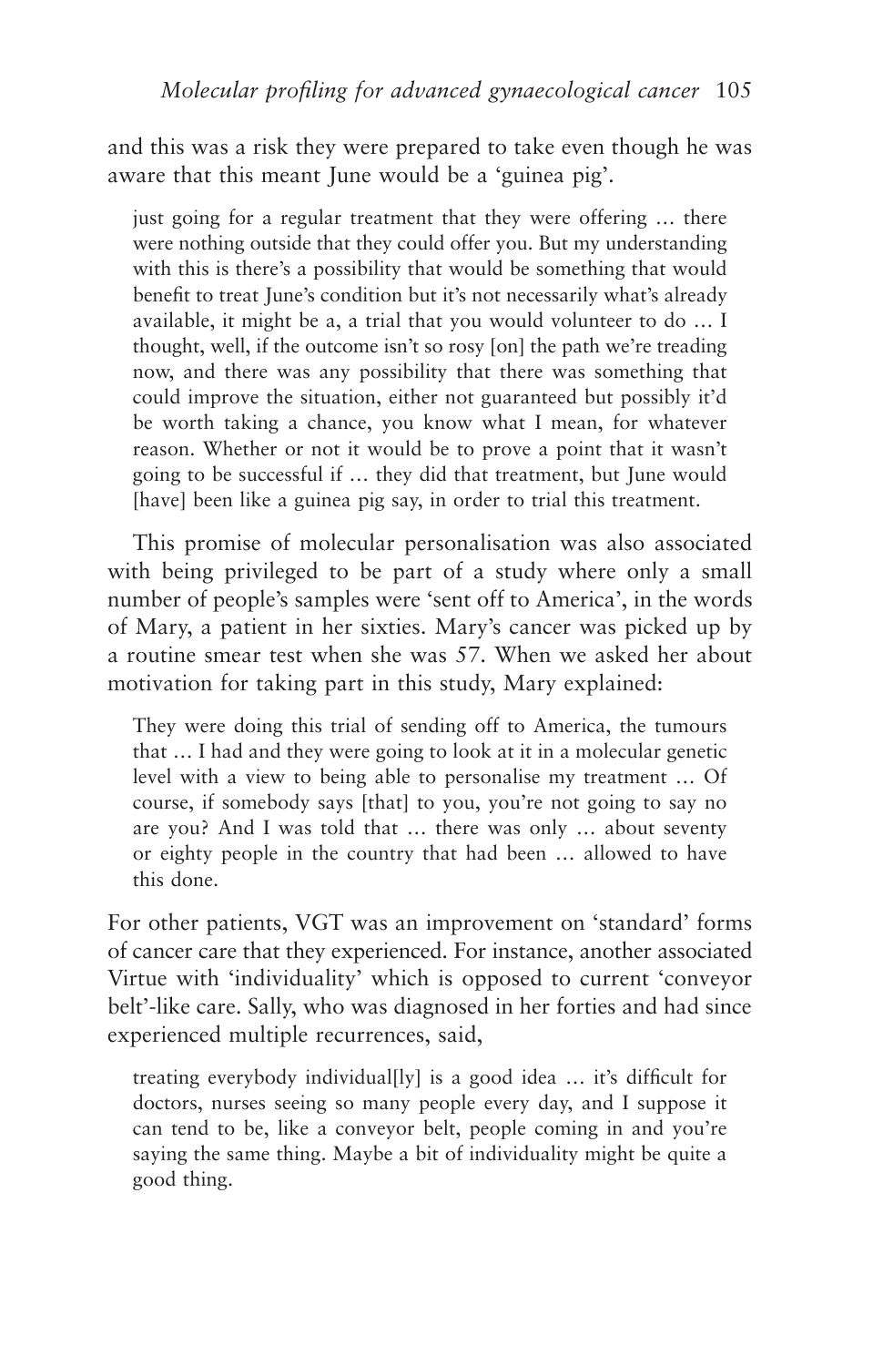and this was a risk they were prepared to take even though he was aware that this meant June would be a 'guinea pig'.

> just going for a regular treatment that they were offering … there were nothing outside that they could offer you. But my understanding with this is there's a possibility that would be something that would benefit to treat June's condition but it's not necessarily what's already available, it might be a, a trial that you would volunteer to do … I thought, well, if the outcome isn't so rosy [on] the path we're treading now, and there was any possibility that there was something that could improve the situation, either not guaranteed but possibly it'd be worth taking a chance, you know what I mean, for whatever reason. Whether or not it would be to prove a point that it wasn't going to be successful if … they did that treatment, but June would [have] been like a guinea pig say, in order to trial this treatment.

This promise of molecular personalisation was also associated with being privileged to be part of a study where only a small number of people's samples were 'sent off to America', in the words of Mary, a patient in her sixties. Mary's cancer was picked up by a routine smear test when she was 57. When we asked her about motivation for taking part in this study, Mary explained:

> They were doing this trial of sending off to America, the tumours that … I had and they were going to look at it in a molecular genetic level with a view to being able to personalise my treatment … Of course, if somebody says [that] to you, you're not going to say no are you? And I was told that … there was only … about seventy or eighty people in the country that had been … allowed to have this done.

For other patients, VGT was an improvement on 'standard' forms of cancer care that they experienced. For instance, another associated Virtue with 'individuality' which is opposed to current 'conveyor belt'-like care. Sally, who was diagnosed in her forties and had since experienced multiple recurrences, said,

> treating everybody individual[ly] is a good idea … it's difficult for doctors, nurses seeing so many people every day, and I suppose it can tend to be, like a conveyor belt, people coming in and you're saying the same thing. Maybe a bit of individuality might be quite a good thing.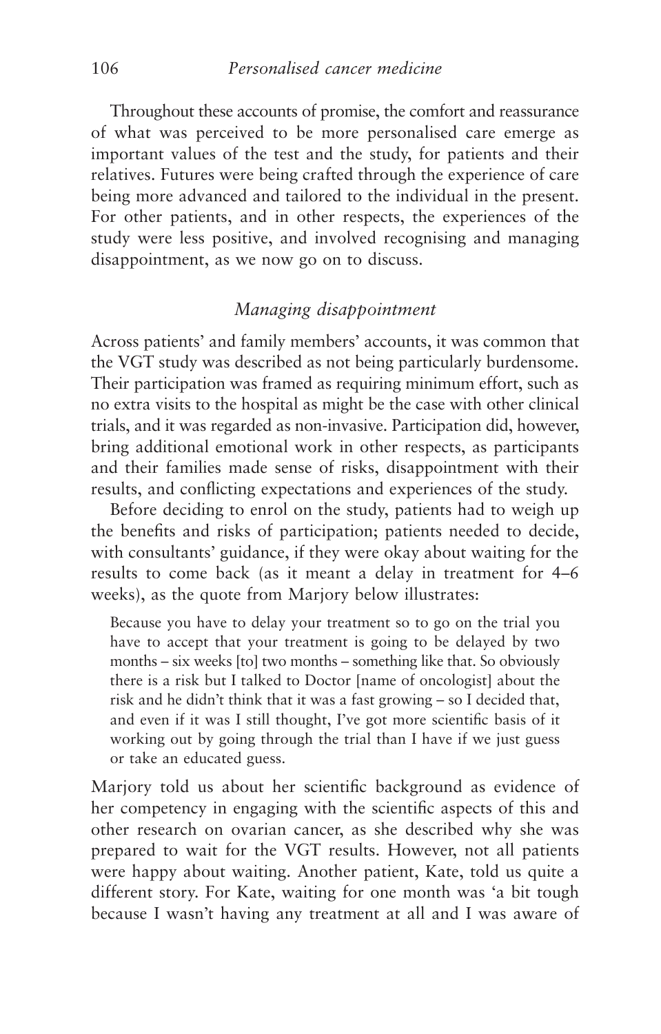Throughout these accounts of promise, the comfort and reassurance of what was perceived to be more personalised care emerge as important values of the test and the study, for patients and their relatives. Futures were being crafted through the experience of care being more advanced and tailored to the individual in the present. For other patients, and in other respects, the experiences of the study were less positive, and involved recognising and managing disappointment, as we now go on to discuss.

### *Managing disappointment*

Across patients' and family members' accounts, it was common that the VGT study was described as not being particularly burdensome. Their participation was framed as requiring minimum effort, such as no extra visits to the hospital as might be the case with other clinical trials, and it was regarded as non-invasive. Participation did, however, bring additional emotional work in other respects, as participants and their families made sense of risks, disappointment with their results, and conflicting expectations and experiences of the study.

Before deciding to enrol on the study, patients had to weigh up the benefits and risks of participation; patients needed to decide, with consultants' guidance, if they were okay about waiting for the results to come back (as it meant a delay in treatment for 4–6 weeks), as the quote from Marjory below illustrates:

> Because you have to delay your treatment so to go on the trial you have to accept that your treatment is going to be delayed by two months – six weeks [to] two months – something like that. So obviously there is a risk but I talked to Doctor [name of oncologist] about the risk and he didn't think that it was a fast growing – so I decided that, and even if it was I still thought, I've got more scientific basis of it working out by going through the trial than I have if we just guess or take an educated guess.

Marjory told us about her scientific background as evidence of her competency in engaging with the scientific aspects of this and other research on ovarian cancer, as she described why she was prepared to wait for the VGT results. However, not all patients were happy about waiting. Another patient, Kate, told us quite a different story. For Kate, waiting for one month was 'a bit tough because I wasn't having any treatment at all and I was aware of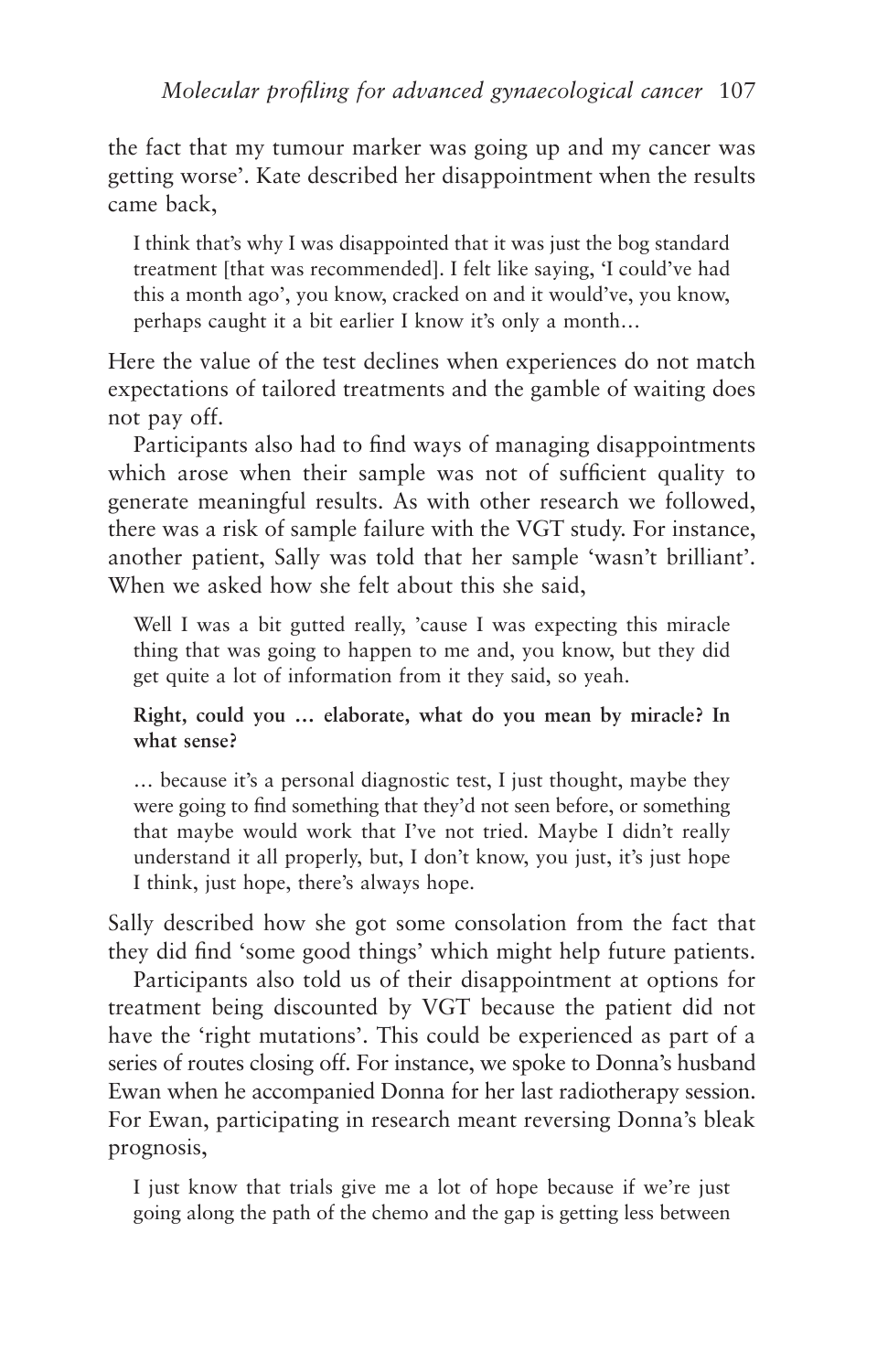the fact that my tumour marker was going up and my cancer was getting worse'. Kate described her disappointment when the results came back,

> I think that's why I was disappointed that it was just the bog standard treatment [that was recommended]. I felt like saying, 'I could've had this a month ago', you know, cracked on and it would've, you know, perhaps caught it a bit earlier I know it's only a month…

Here the value of the test declines when experiences do not match expectations of tailored treatments and the gamble of waiting does not pay off.

Participants also had to find ways of managing disappointments which arose when their sample was not of sufficient quality to generate meaningful results. As with other research we followed, there was a risk of sample failure with the VGT study. For instance, another patient, Sally was told that her sample 'wasn't brilliant'. When we asked how she felt about this she said,

> Well I was a bit gutted really, 'cause I was expecting this miracle thing that was going to happen to me and, you know, but they did get quite a lot of information from it they said, so yeah.
>
> **Right, could you … elaborate, what do you mean by miracle? In what sense?**
>
> … because it's a personal diagnostic test, I just thought, maybe they were going to find something that they'd not seen before, or something that maybe would work that I've not tried. Maybe I didn't really understand it all properly, but, I don't know, you just, it's just hope I think, just hope, there's always hope.

Sally described how she got some consolation from the fact that they did find 'some good things' which might help future patients.

Participants also told us of their disappointment at options for treatment being discounted by VGT because the patient did not have the 'right mutations'. This could be experienced as part of a series of routes closing off. For instance, we spoke to Donna's husband Ewan when he accompanied Donna for her last radiotherapy session. For Ewan, participating in research meant reversing Donna's bleak prognosis,

> I just know that trials give me a lot of hope because if we're just going along the path of the chemo and the gap is getting less between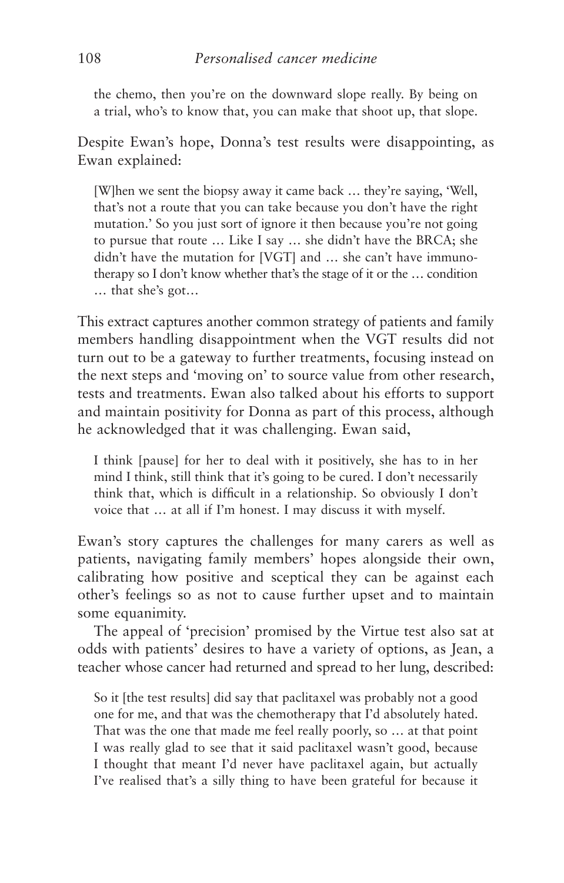> the chemo, then you're on the downward slope really. By being on a trial, who's to know that, you can make that shoot up, that slope.

Despite Ewan's hope, Donna's test results were disappointing, as Ewan explained:

> [W]hen we sent the biopsy away it came back … they're saying, 'Well, that's not a route that you can take because you don't have the right mutation.' So you just sort of ignore it then because you're not going to pursue that route … Like I say … she didn't have the BRCA; she didn't have the mutation for [VGT] and … she can't have immunotherapy so I don't know whether that's the stage of it or the … condition … that she's got…

This extract captures another common strategy of patients and family members handling disappointment when the VGT results did not turn out to be a gateway to further treatments, focusing instead on the next steps and 'moving on' to source value from other research, tests and treatments. Ewan also talked about his efforts to support and maintain positivity for Donna as part of this process, although he acknowledged that it was challenging. Ewan said,

> I think [pause] for her to deal with it positively, she has to in her mind I think, still think that it's going to be cured. I don't necessarily think that, which is difficult in a relationship. So obviously I don't voice that … at all if I'm honest. I may discuss it with myself.

Ewan's story captures the challenges for many carers as well as patients, navigating family members' hopes alongside their own, calibrating how positive and sceptical they can be against each other's feelings so as not to cause further upset and to maintain some equanimity.

The appeal of 'precision' promised by the Virtue test also sat at odds with patients' desires to have a variety of options, as Jean, a teacher whose cancer had returned and spread to her lung, described:

> So it [the test results] did say that paclitaxel was probably not a good one for me, and that was the chemotherapy that I'd absolutely hated. That was the one that made me feel really poorly, so … at that point I was really glad to see that it said paclitaxel wasn't good, because I thought that meant I'd never have paclitaxel again, but actually I've realised that's a silly thing to have been grateful for because it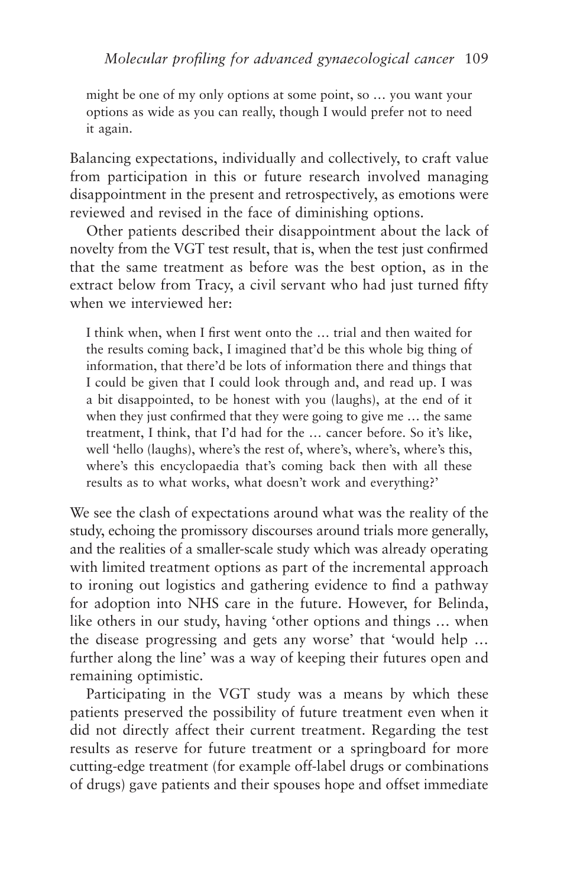> might be one of my only options at some point, so … you want your options as wide as you can really, though I would prefer not to need it again.

Balancing expectations, individually and collectively, to craft value from participation in this or future research involved managing disappointment in the present and retrospectively, as emotions were reviewed and revised in the face of diminishing options.

Other patients described their disappointment about the lack of novelty from the VGT test result, that is, when the test just confirmed that the same treatment as before was the best option, as in the extract below from Tracy, a civil servant who had just turned fifty when we interviewed her:

> I think when, when I first went onto the … trial and then waited for the results coming back, I imagined that'd be this whole big thing of information, that there'd be lots of information there and things that I could be given that I could look through and, and read up. I was a bit disappointed, to be honest with you (laughs), at the end of it when they just confirmed that they were going to give me … the same treatment, I think, that I'd had for the … cancer before. So it's like, well 'hello (laughs), where's the rest of, where's, where's, where's this, where's this encyclopaedia that's coming back then with all these results as to what works, what doesn't work and everything?'

We see the clash of expectations around what was the reality of the study, echoing the promissory discourses around trials more generally, and the realities of a smaller-scale study which was already operating with limited treatment options as part of the incremental approach to ironing out logistics and gathering evidence to find a pathway for adoption into NHS care in the future. However, for Belinda, like others in our study, having 'other options and things … when the disease progressing and gets any worse' that 'would help … further along the line' was a way of keeping their futures open and remaining optimistic.

Participating in the VGT study was a means by which these patients preserved the possibility of future treatment even when it did not directly affect their current treatment. Regarding the test results as reserve for future treatment or a springboard for more cutting-edge treatment (for example off-label drugs or combinations of drugs) gave patients and their spouses hope and offset immediate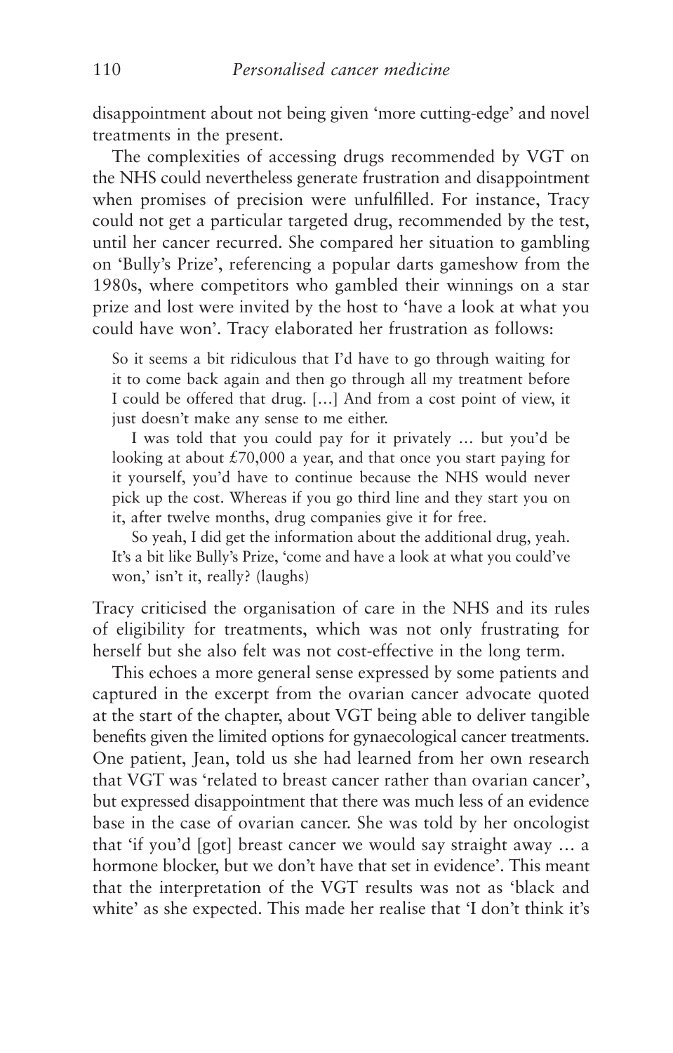disappointment about not being given 'more cutting-edge' and novel treatments in the present.

The complexities of accessing drugs recommended by VGT on the NHS could nevertheless generate frustration and disappointment when promises of precision were unfulfilled. For instance, Tracy could not get a particular targeted drug, recommended by the test, until her cancer recurred. She compared her situation to gambling on 'Bully's Prize', referencing a popular darts gameshow from the 1980s, where competitors who gambled their winnings on a star prize and lost were invited by the host to 'have a look at what you could have won'. Tracy elaborated her frustration as follows:

> So it seems a bit ridiculous that I'd have to go through waiting for it to come back again and then go through all my treatment before I could be offered that drug. […] And from a cost point of view, it just doesn't make any sense to me either.
>
> I was told that you could pay for it privately … but you'd be looking at about £70,000 a year, and that once you start paying for it yourself, you'd have to continue because the NHS would never pick up the cost. Whereas if you go third line and they start you on it, after twelve months, drug companies give it for free.
>
> So yeah, I did get the information about the additional drug, yeah. It's a bit like Bully's Prize, 'come and have a look at what you could've won,' isn't it, really? (laughs)

Tracy criticised the organisation of care in the NHS and its rules of eligibility for treatments, which was not only frustrating for herself but she also felt was not cost-effective in the long term.

This echoes a more general sense expressed by some patients and captured in the excerpt from the ovarian cancer advocate quoted at the start of the chapter, about VGT being able to deliver tangible benefits given the limited options for gynaecological cancer treatments. One patient, Jean, told us she had learned from her own research that VGT was 'related to breast cancer rather than ovarian cancer', but expressed disappointment that there was much less of an evidence base in the case of ovarian cancer. She was told by her oncologist that 'if you'd [got] breast cancer we would say straight away … a hormone blocker, but we don't have that set in evidence'. This meant that the interpretation of the VGT results was not as 'black and white' as she expected. This made her realise that 'I don't think it's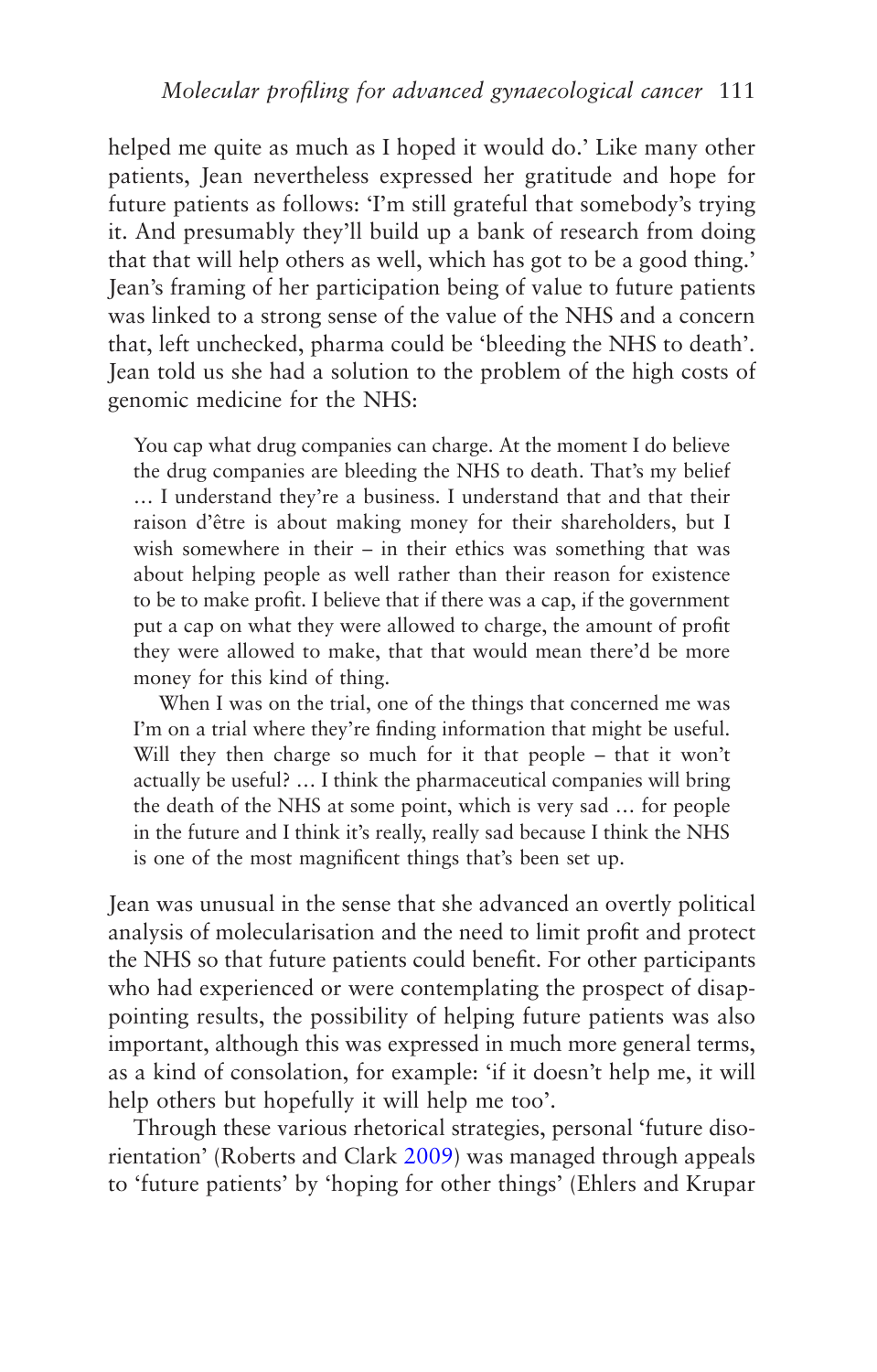helped me quite as much as I hoped it would do.' Like many other patients, Jean nevertheless expressed her gratitude and hope for future patients as follows: 'I'm still grateful that somebody's trying it. And presumably they'll build up a bank of research from doing that that will help others as well, which has got to be a good thing.' Jean's framing of her participation being of value to future patients was linked to a strong sense of the value of the NHS and a concern that, left unchecked, pharma could be 'bleeding the NHS to death'. Jean told us she had a solution to the problem of the high costs of genomic medicine for the NHS:

> You cap what drug companies can charge. At the moment I do believe the drug companies are bleeding the NHS to death. That's my belief … I understand they're a business. I understand that and that their raison d'être is about making money for their shareholders, but I wish somewhere in their – in their ethics was something that was about helping people as well rather than their reason for existence to be to make profit. I believe that if there was a cap, if the government put a cap on what they were allowed to charge, the amount of profit they were allowed to make, that that would mean there'd be more money for this kind of thing.
>
> When I was on the trial, one of the things that concerned me was I'm on a trial where they're finding information that might be useful. Will they then charge so much for it that people – that it won't actually be useful? … I think the pharmaceutical companies will bring the death of the NHS at some point, which is very sad … for people in the future and I think it's really, really sad because I think the NHS is one of the most magnificent things that's been set up.

Jean was unusual in the sense that she advanced an overtly political analysis of molecularisation and the need to limit profit and protect the NHS so that future patients could benefit. For other participants who had experienced or were contemplating the prospect of disappointing results, the possibility of helping future patients was also important, although this was expressed in much more general terms, as a kind of consolation, for example: 'if it doesn't help me, it will help others but hopefully it will help me too'.

Through these various rhetorical strategies, personal 'future disorientation' (Roberts and Clark 2009) was managed through appeals to 'future patients' by 'hoping for other things' (Ehlers and Krupar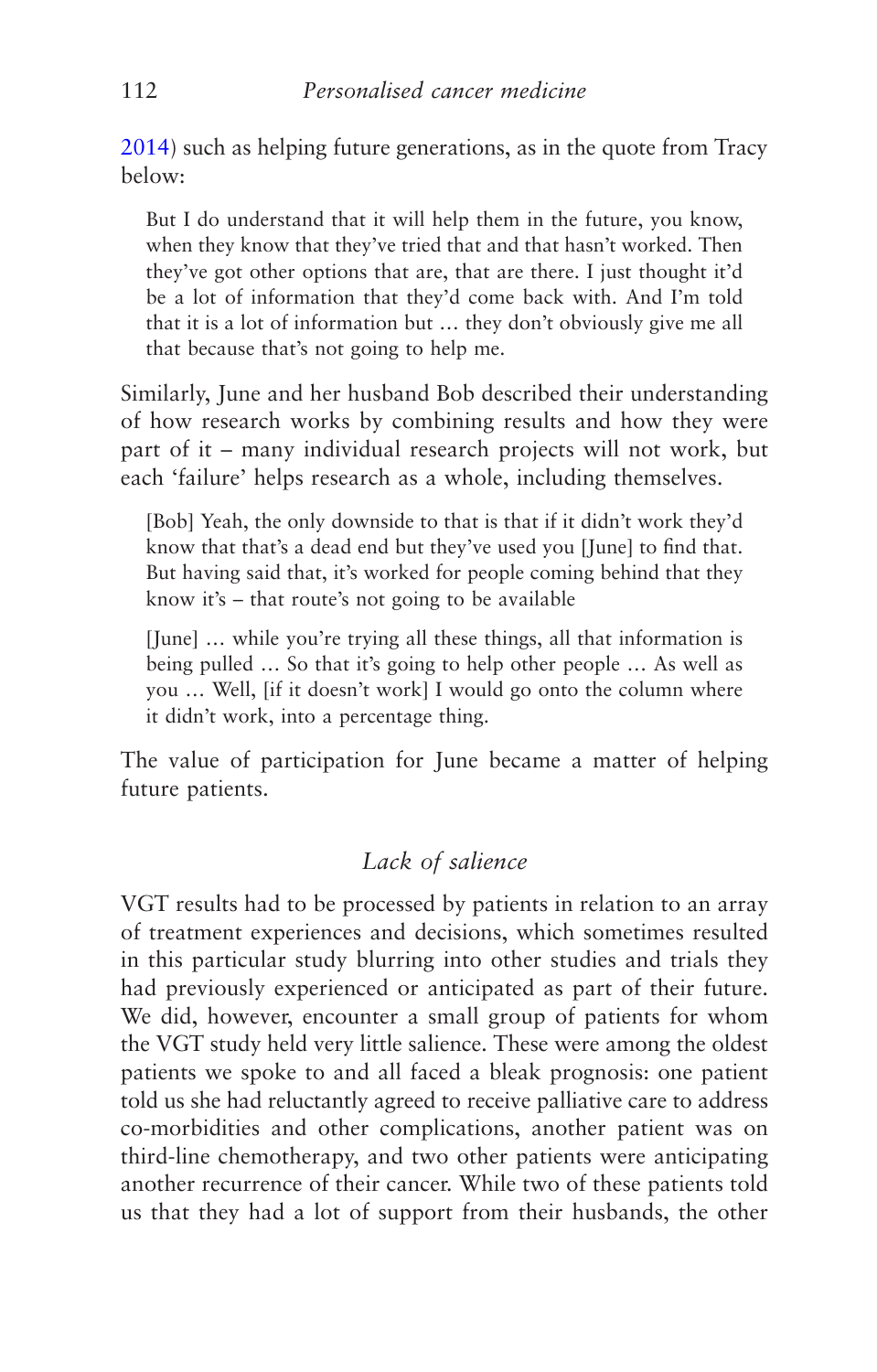2014) such as helping future generations, as in the quote from Tracy below:

> But I do understand that it will help them in the future, you know, when they know that they've tried that and that hasn't worked. Then they've got other options that are, that are there. I just thought it'd be a lot of information that they'd come back with. And I'm told that it is a lot of information but … they don't obviously give me all that because that's not going to help me.

Similarly, June and her husband Bob described their understanding of how research works by combining results and how they were part of it – many individual research projects will not work, but each 'failure' helps research as a whole, including themselves.

> [Bob] Yeah, the only downside to that is that if it didn't work they'd know that that's a dead end but they've used you [June] to find that. But having said that, it's worked for people coming behind that they know it's – that route's not going to be available

> [June] … while you're trying all these things, all that information is being pulled … So that it's going to help other people … As well as you … Well, [if it doesn't work] I would go onto the column where it didn't work, into a percentage thing.

The value of participation for June became a matter of helping future patients.

### *Lack of salience*

VGT results had to be processed by patients in relation to an array of treatment experiences and decisions, which sometimes resulted in this particular study blurring into other studies and trials they had previously experienced or anticipated as part of their future. We did, however, encounter a small group of patients for whom the VGT study held very little salience. These were among the oldest patients we spoke to and all faced a bleak prognosis: one patient told us she had reluctantly agreed to receive palliative care to address co-morbidities and other complications, another patient was on third-line chemotherapy, and two other patients were anticipating another recurrence of their cancer. While two of these patients told us that they had a lot of support from their husbands, the other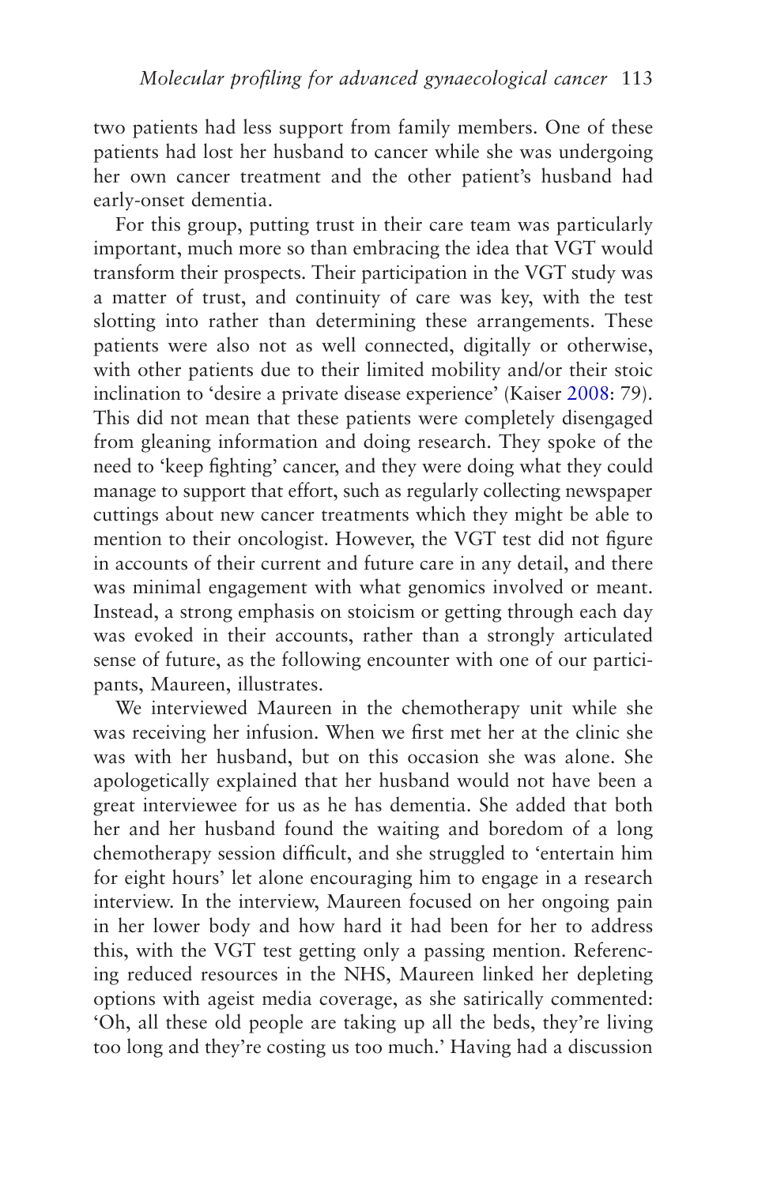two patients had less support from family members. One of these patients had lost her husband to cancer while she was undergoing her own cancer treatment and the other patient's husband had early-onset dementia.

For this group, putting trust in their care team was particularly important, much more so than embracing the idea that VGT would transform their prospects. Their participation in the VGT study was a matter of trust, and continuity of care was key, with the test slotting into rather than determining these arrangements. These patients were also not as well connected, digitally or otherwise, with other patients due to their limited mobility and/or their stoic inclination to 'desire a private disease experience' (Kaiser 2008: 79). This did not mean that these patients were completely disengaged from gleaning information and doing research. They spoke of the need to 'keep fighting' cancer, and they were doing what they could manage to support that effort, such as regularly collecting newspaper cuttings about new cancer treatments which they might be able to mention to their oncologist. However, the VGT test did not figure in accounts of their current and future care in any detail, and there was minimal engagement with what genomics involved or meant. Instead, a strong emphasis on stoicism or getting through each day was evoked in their accounts, rather than a strongly articulated sense of future, as the following encounter with one of our participants, Maureen, illustrates.

We interviewed Maureen in the chemotherapy unit while she was receiving her infusion. When we first met her at the clinic she was with her husband, but on this occasion she was alone. She apologetically explained that her husband would not have been a great interviewee for us as he has dementia. She added that both her and her husband found the waiting and boredom of a long chemotherapy session difficult, and she struggled to 'entertain him for eight hours' let alone encouraging him to engage in a research interview. In the interview, Maureen focused on her ongoing pain in her lower body and how hard it had been for her to address this, with the VGT test getting only a passing mention. Referencing reduced resources in the NHS, Maureen linked her depleting options with ageist media coverage, as she satirically commented: 'Oh, all these old people are taking up all the beds, they're living too long and they're costing us too much.' Having had a discussion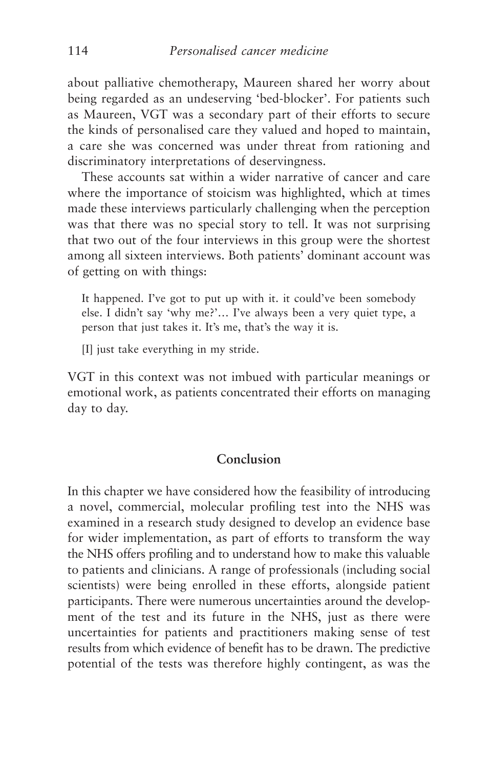about palliative chemotherapy, Maureen shared her worry about being regarded as an undeserving 'bed-blocker'. For patients such as Maureen, VGT was a secondary part of their efforts to secure the kinds of personalised care they valued and hoped to maintain, a care she was concerned was under threat from rationing and discriminatory interpretations of deservingness.

These accounts sat within a wider narrative of cancer and care where the importance of stoicism was highlighted, which at times made these interviews particularly challenging when the perception was that there was no special story to tell. It was not surprising that two out of the four interviews in this group were the shortest among all sixteen interviews. Both patients' dominant account was of getting on with things:

> It happened. I've got to put up with it. it could've been somebody else. I didn't say 'why me?'… I've always been a very quiet type, a person that just takes it. It's me, that's the way it is.

> [I] just take everything in my stride.

VGT in this context was not imbued with particular meanings or emotional work, as patients concentrated their efforts on managing day to day.

## Conclusion

In this chapter we have considered how the feasibility of introducing a novel, commercial, molecular profiling test into the NHS was examined in a research study designed to develop an evidence base for wider implementation, as part of efforts to transform the way the NHS offers profiling and to understand how to make this valuable to patients and clinicians. A range of professionals (including social scientists) were being enrolled in these efforts, alongside patient participants. There were numerous uncertainties around the development of the test and its future in the NHS, just as there were uncertainties for patients and practitioners making sense of test results from which evidence of benefit has to be drawn. The predictive potential of the tests was therefore highly contingent, as was the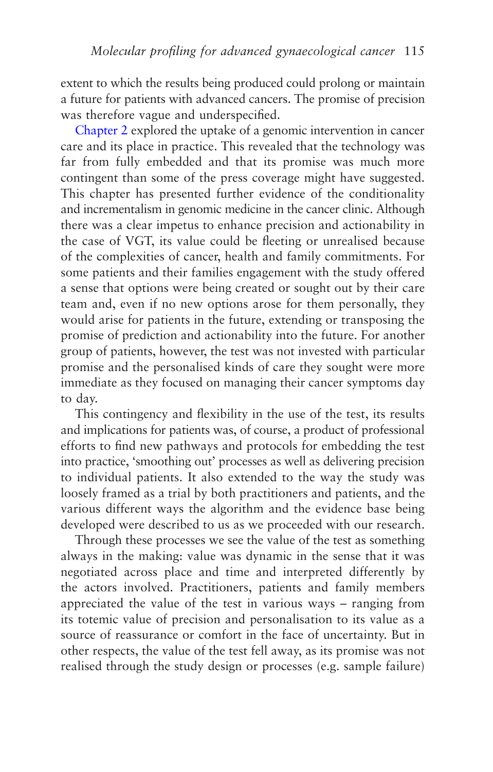extent to which the results being produced could prolong or maintain a future for patients with advanced cancers. The promise of precision was therefore vague and underspecified.

Chapter 2 explored the uptake of a genomic intervention in cancer care and its place in practice. This revealed that the technology was far from fully embedded and that its promise was much more contingent than some of the press coverage might have suggested. This chapter has presented further evidence of the conditionality and incrementalism in genomic medicine in the cancer clinic. Although there was a clear impetus to enhance precision and actionability in the case of VGT, its value could be fleeting or unrealised because of the complexities of cancer, health and family commitments. For some patients and their families engagement with the study offered a sense that options were being created or sought out by their care team and, even if no new options arose for them personally, they would arise for patients in the future, extending or transposing the promise of prediction and actionability into the future. For another group of patients, however, the test was not invested with particular promise and the personalised kinds of care they sought were more immediate as they focused on managing their cancer symptoms day to day.

This contingency and flexibility in the use of the test, its results and implications for patients was, of course, a product of professional efforts to find new pathways and protocols for embedding the test into practice, 'smoothing out' processes as well as delivering precision to individual patients. It also extended to the way the study was loosely framed as a trial by both practitioners and patients, and the various different ways the algorithm and the evidence base being developed were described to us as we proceeded with our research.

Through these processes we see the value of the test as something always in the making: value was dynamic in the sense that it was negotiated across place and time and interpreted differently by the actors involved. Practitioners, patients and family members appreciated the value of the test in various ways – ranging from its totemic value of precision and personalisation to its value as a source of reassurance or comfort in the face of uncertainty. But in other respects, the value of the test fell away, as its promise was not realised through the study design or processes (e.g. sample failure)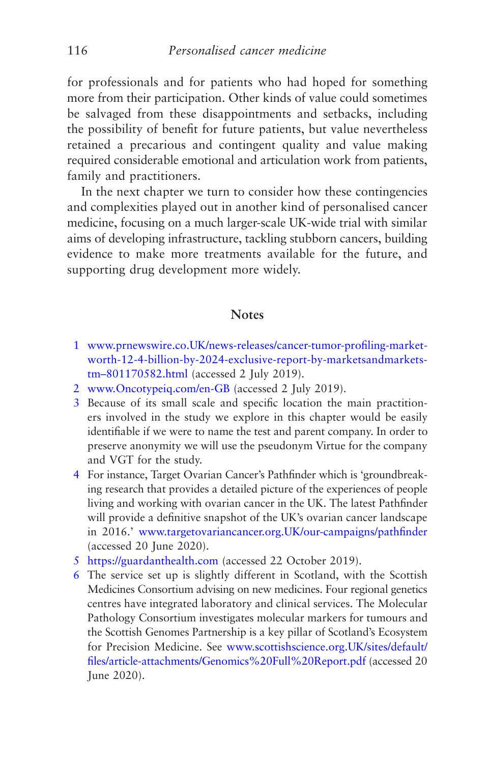for professionals and for patients who had hoped for something more from their participation. Other kinds of value could sometimes be salvaged from these disappointments and setbacks, including the possibility of benefit for future patients, but value nevertheless retained a precarious and contingent quality and value making required considerable emotional and articulation work from patients, family and practitioners.

In the next chapter we turn to consider how these contingencies and complexities played out in another kind of personalised cancer medicine, focusing on a much larger-scale UK-wide trial with similar aims of developing infrastructure, tackling stubborn cancers, building evidence to make more treatments available for the future, and supporting drug development more widely.

## Notes

1. www.prnewswire.co.UK/news-releases/cancer-tumor-profiling-market-worth-12-4-billion-by-2024-exclusive-report-by-marketsandmarkets-tm–801170582.html (accessed 2 July 2019).
2. www.Oncotypeiq.com/en-GB (accessed 2 July 2019).
3. Because of its small scale and specific location the main practitioners involved in the study we explore in this chapter would be easily identifiable if we were to name the test and parent company. In order to preserve anonymity we will use the pseudonym Virtue for the company and VGT for the study.
4. For instance, Target Ovarian Cancer's Pathfinder which is 'groundbreaking research that provides a detailed picture of the experiences of people living and working with ovarian cancer in the UK. The latest Pathfinder will provide a definitive snapshot of the UK's ovarian cancer landscape in 2016.' www.targetovariancancer.org.UK/our-campaigns/pathfinder (accessed 20 June 2020).
5. https://guardanthealth.com (accessed 22 October 2019).
6. The service set up is slightly different in Scotland, with the Scottish Medicines Consortium advising on new medicines. Four regional genetics centres have integrated laboratory and clinical services. The Molecular Pathology Consortium investigates molecular markers for tumours and the Scottish Genomes Partnership is a key pillar of Scotland's Ecosystem for Precision Medicine. See www.scottishscience.org.UK/sites/default/files/article-attachments/Genomics%20Full%20Report.pdf (accessed 20 June 2020).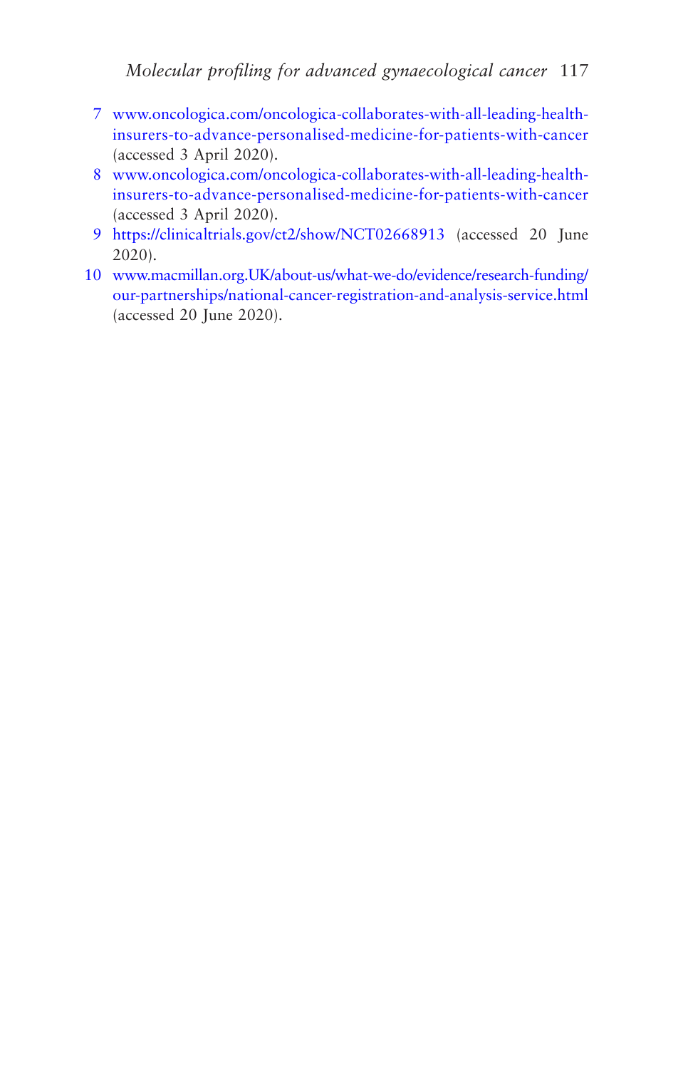7. www.oncologica.com/oncologica-collaborates-with-all-leading-health-insurers-to-advance-personalised-medicine-for-patients-with-cancer (accessed 3 April 2020).
8. www.oncologica.com/oncologica-collaborates-with-all-leading-health-insurers-to-advance-personalised-medicine-for-patients-with-cancer (accessed 3 April 2020).
9. https://clinicaltrials.gov/ct2/show/NCT02668913 (accessed 20 June 2020).
10. www.macmillan.org.UK/about-us/what-we-do/evidence/research-funding/our-partnerships/national-cancer-registration-and-analysis-service.html (accessed 20 June 2020).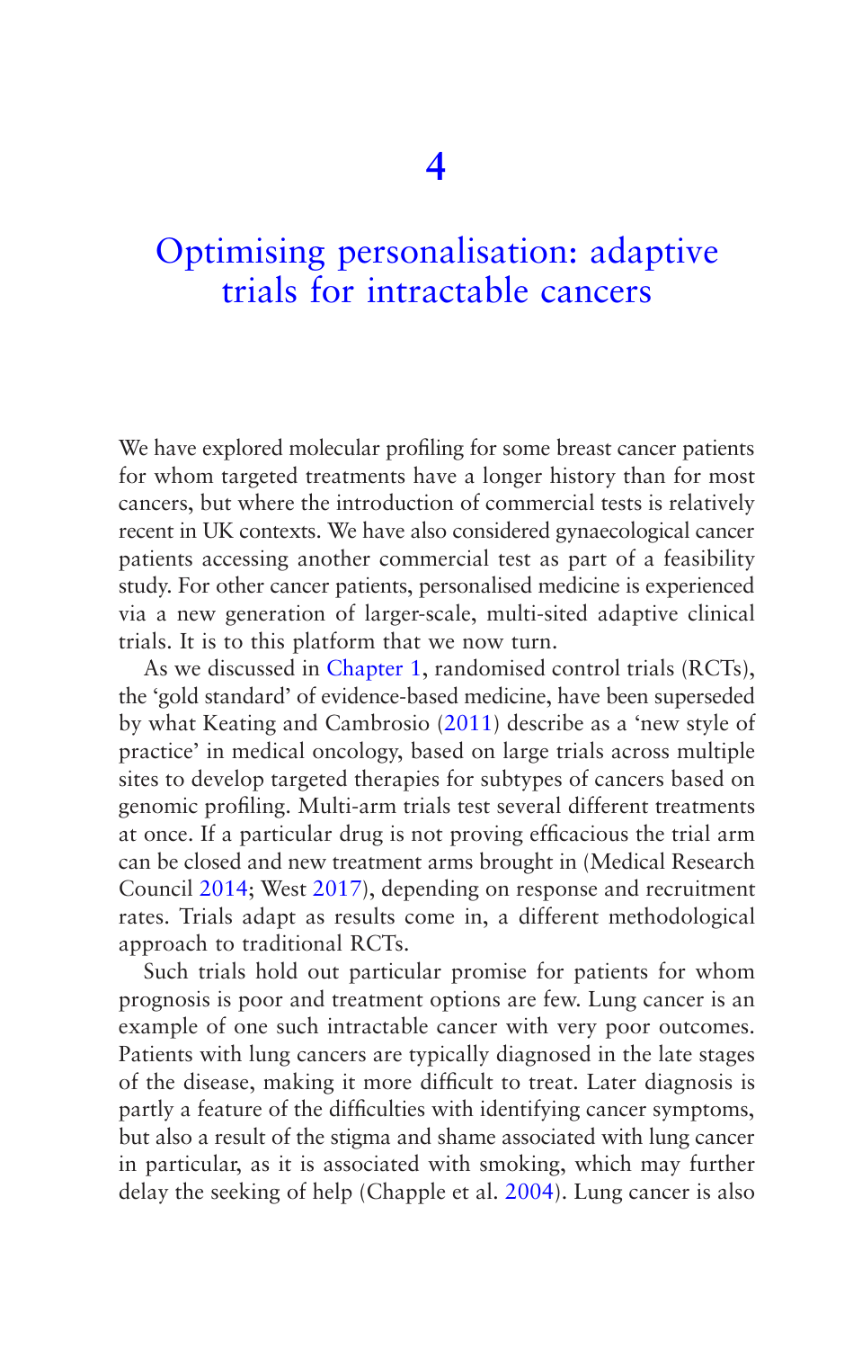# 4

# Optimising personalisation: adaptive trials for intractable cancers

We have explored molecular profiling for some breast cancer patients for whom targeted treatments have a longer history than for most cancers, but where the introduction of commercial tests is relatively recent in UK contexts. We have also considered gynaecological cancer patients accessing another commercial test as part of a feasibility study. For other cancer patients, personalised medicine is experienced via a new generation of larger-scale, multi-sited adaptive clinical trials. It is to this platform that we now turn.

As we discussed in Chapter 1, randomised control trials (RCTs), the 'gold standard' of evidence-based medicine, have been superseded by what Keating and Cambrosio (2011) describe as a 'new style of practice' in medical oncology, based on large trials across multiple sites to develop targeted therapies for subtypes of cancers based on genomic profiling. Multi-arm trials test several different treatments at once. If a particular drug is not proving efficacious the trial arm can be closed and new treatment arms brought in (Medical Research Council 2014; West 2017), depending on response and recruitment rates. Trials adapt as results come in, a different methodological approach to traditional RCTs.

Such trials hold out particular promise for patients for whom prognosis is poor and treatment options are few. Lung cancer is an example of one such intractable cancer with very poor outcomes. Patients with lung cancers are typically diagnosed in the late stages of the disease, making it more difficult to treat. Later diagnosis is partly a feature of the difficulties with identifying cancer symptoms, but also a result of the stigma and shame associated with lung cancer in particular, as it is associated with smoking, which may further delay the seeking of help (Chapple et al. 2004). Lung cancer is also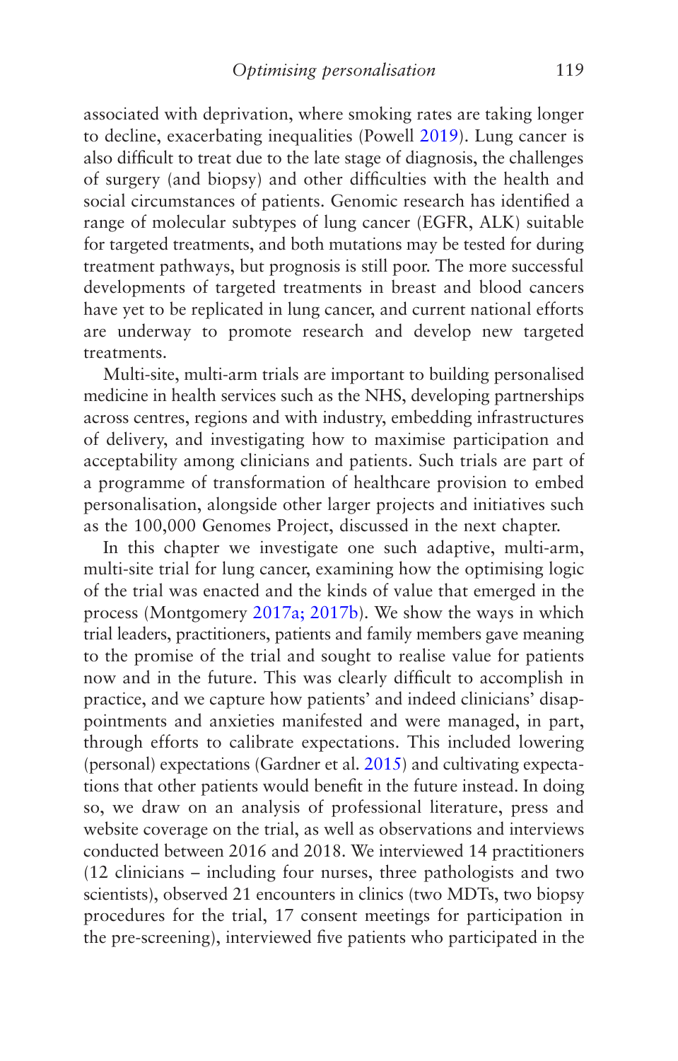associated with deprivation, where smoking rates are taking longer to decline, exacerbating inequalities (Powell 2019). Lung cancer is also difficult to treat due to the late stage of diagnosis, the challenges of surgery (and biopsy) and other difficulties with the health and social circumstances of patients. Genomic research has identified a range of molecular subtypes of lung cancer (EGFR, ALK) suitable for targeted treatments, and both mutations may be tested for during treatment pathways, but prognosis is still poor. The more successful developments of targeted treatments in breast and blood cancers have yet to be replicated in lung cancer, and current national efforts are underway to promote research and develop new targeted treatments.

Multi-site, multi-arm trials are important to building personalised medicine in health services such as the NHS, developing partnerships across centres, regions and with industry, embedding infrastructures of delivery, and investigating how to maximise participation and acceptability among clinicians and patients. Such trials are part of a programme of transformation of healthcare provision to embed personalisation, alongside other larger projects and initiatives such as the 100,000 Genomes Project, discussed in the next chapter.

In this chapter we investigate one such adaptive, multi-arm, multi-site trial for lung cancer, examining how the optimising logic of the trial was enacted and the kinds of value that emerged in the process (Montgomery 2017a; 2017b). We show the ways in which trial leaders, practitioners, patients and family members gave meaning to the promise of the trial and sought to realise value for patients now and in the future. This was clearly difficult to accomplish in practice, and we capture how patients' and indeed clinicians' disappointments and anxieties manifested and were managed, in part, through efforts to calibrate expectations. This included lowering (personal) expectations (Gardner et al. 2015) and cultivating expectations that other patients would benefit in the future instead. In doing so, we draw on an analysis of professional literature, press and website coverage on the trial, as well as observations and interviews conducted between 2016 and 2018. We interviewed 14 practitioners (12 clinicians – including four nurses, three pathologists and two scientists), observed 21 encounters in clinics (two MDTs, two biopsy procedures for the trial, 17 consent meetings for participation in the pre-screening), interviewed five patients who participated in the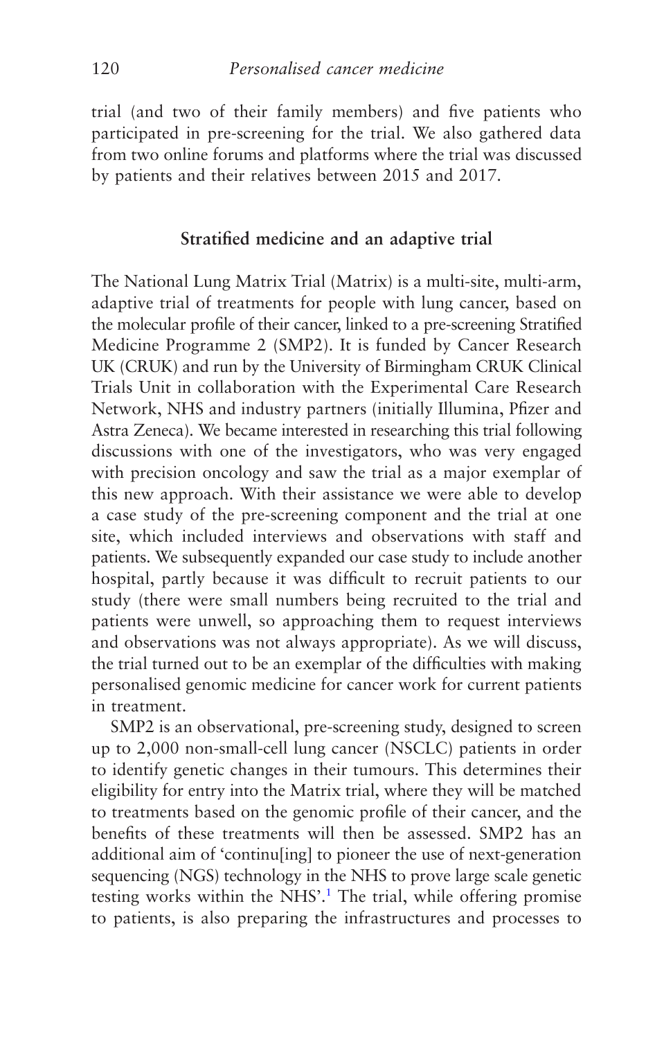trial (and two of their family members) and five patients who participated in pre-screening for the trial. We also gathered data from two online forums and platforms where the trial was discussed by patients and their relatives between 2015 and 2017.

## Stratified medicine and an adaptive trial

The National Lung Matrix Trial (Matrix) is a multi-site, multi-arm, adaptive trial of treatments for people with lung cancer, based on the molecular profile of their cancer, linked to a pre-screening Stratified Medicine Programme 2 (SMP2). It is funded by Cancer Research UK (CRUK) and run by the University of Birmingham CRUK Clinical Trials Unit in collaboration with the Experimental Care Research Network, NHS and industry partners (initially Illumina, Pfizer and Astra Zeneca). We became interested in researching this trial following discussions with one of the investigators, who was very engaged with precision oncology and saw the trial as a major exemplar of this new approach. With their assistance we were able to develop a case study of the pre-screening component and the trial at one site, which included interviews and observations with staff and patients. We subsequently expanded our case study to include another hospital, partly because it was difficult to recruit patients to our study (there were small numbers being recruited to the trial and patients were unwell, so approaching them to request interviews and observations was not always appropriate). As we will discuss, the trial turned out to be an exemplar of the difficulties with making personalised genomic medicine for cancer work for current patients in treatment.

SMP2 is an observational, pre-screening study, designed to screen up to 2,000 non-small-cell lung cancer (NSCLC) patients in order to identify genetic changes in their tumours. This determines their eligibility for entry into the Matrix trial, where they will be matched to treatments based on the genomic profile of their cancer, and the benefits of these treatments will then be assessed. SMP2 has an additional aim of 'continu[ing] to pioneer the use of next-generation sequencing (NGS) technology in the NHS to prove large scale genetic testing works within the NHS'.[1] The trial, while offering promise to patients, is also preparing the infrastructures and processes to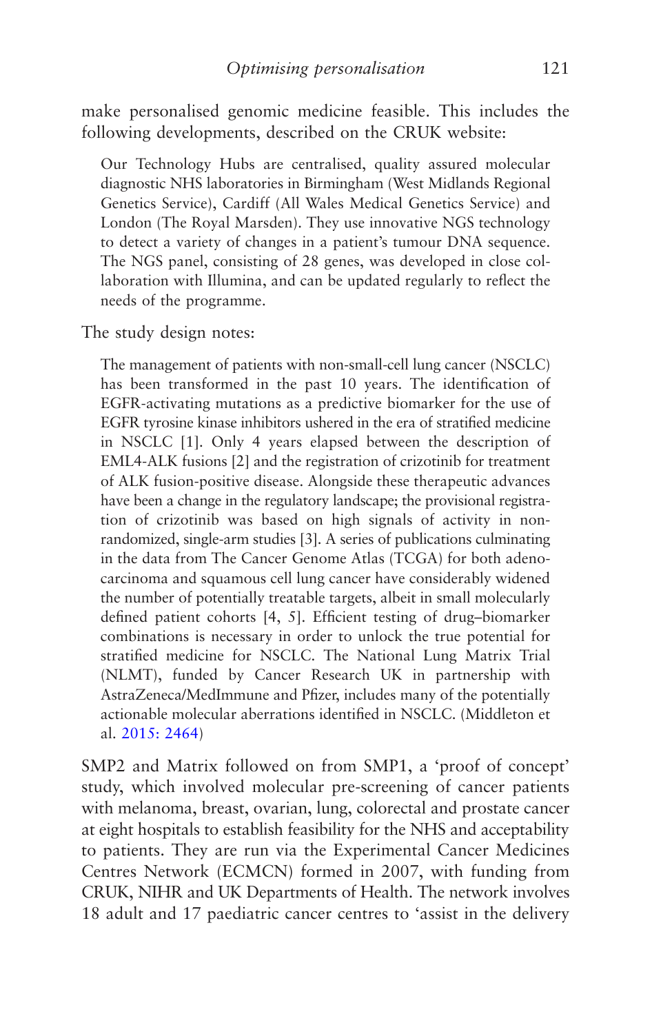make personalised genomic medicine feasible. This includes the following developments, described on the CRUK website:

> Our Technology Hubs are centralised, quality assured molecular diagnostic NHS laboratories in Birmingham (West Midlands Regional Genetics Service), Cardiff (All Wales Medical Genetics Service) and London (The Royal Marsden). They use innovative NGS technology to detect a variety of changes in a patient's tumour DNA sequence. The NGS panel, consisting of 28 genes, was developed in close collaboration with Illumina, and can be updated regularly to reflect the needs of the programme.

The study design notes:

> The management of patients with non-small-cell lung cancer (NSCLC) has been transformed in the past 10 years. The identification of EGFR-activating mutations as a predictive biomarker for the use of EGFR tyrosine kinase inhibitors ushered in the era of stratified medicine in NSCLC [1]. Only 4 years elapsed between the description of EML4-ALK fusions [2] and the registration of crizotinib for treatment of ALK fusion-positive disease. Alongside these therapeutic advances have been a change in the regulatory landscape; the provisional registration of crizotinib was based on high signals of activity in non-randomized, single-arm studies [3]. A series of publications culminating in the data from The Cancer Genome Atlas (TCGA) for both adenocarcinoma and squamous cell lung cancer have considerably widened the number of potentially treatable targets, albeit in small molecularly defined patient cohorts [4, 5]. Efficient testing of drug–biomarker combinations is necessary in order to unlock the true potential for stratified medicine for NSCLC. The National Lung Matrix Trial (NLMT), funded by Cancer Research UK in partnership with AstraZeneca/MedImmune and Pfizer, includes many of the potentially actionable molecular aberrations identified in NSCLC. (Middleton et al. 2015: 2464)

SMP2 and Matrix followed on from SMP1, a 'proof of concept' study, which involved molecular pre-screening of cancer patients with melanoma, breast, ovarian, lung, colorectal and prostate cancer at eight hospitals to establish feasibility for the NHS and acceptability to patients. They are run via the Experimental Cancer Medicines Centres Network (ECMCN) formed in 2007, with funding from CRUK, NIHR and UK Departments of Health. The network involves 18 adult and 17 paediatric cancer centres to 'assist in the delivery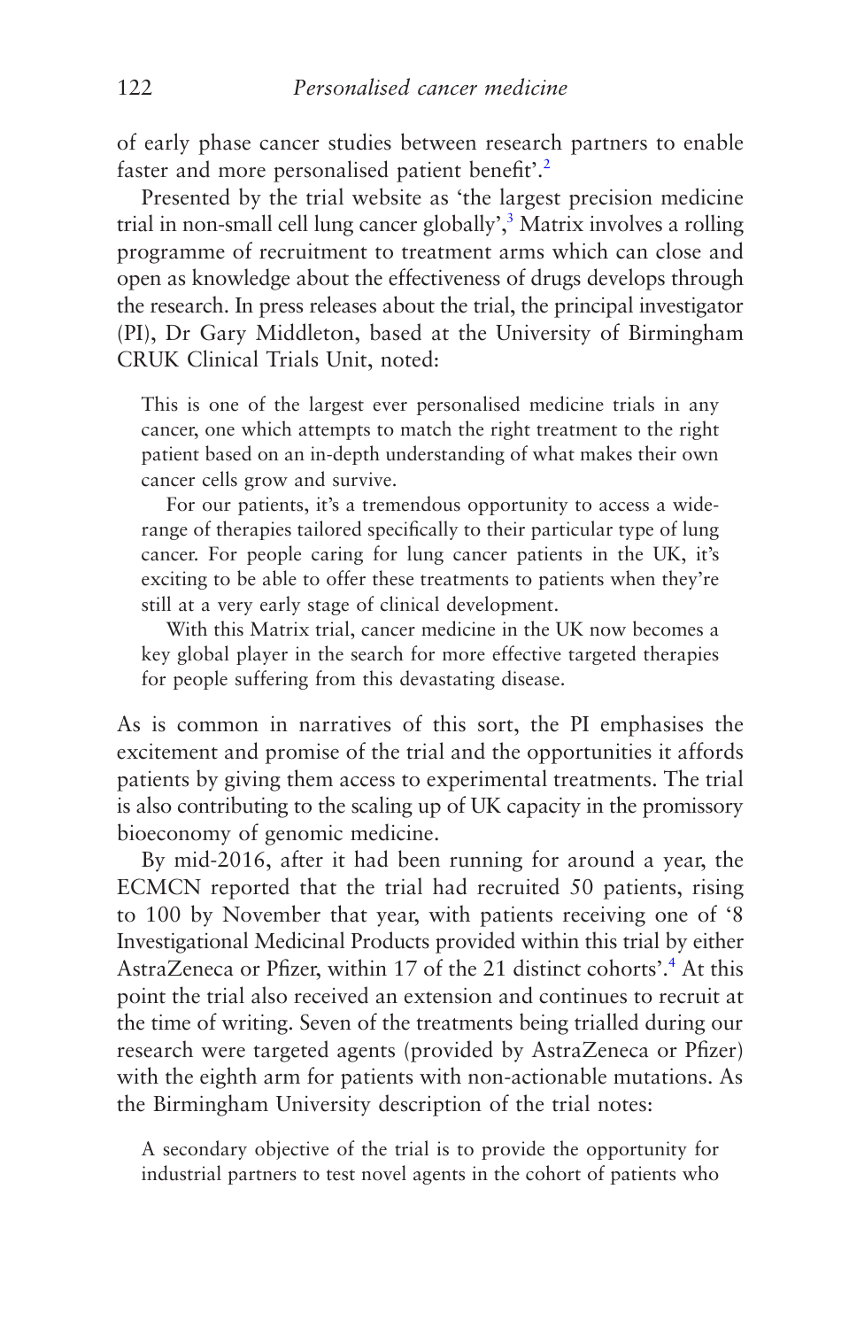of early phase cancer studies between research partners to enable faster and more personalised patient benefit'.[2]

Presented by the trial website as 'the largest precision medicine trial in non-small cell lung cancer globally',[3] Matrix involves a rolling programme of recruitment to treatment arms which can close and open as knowledge about the effectiveness of drugs develops through the research. In press releases about the trial, the principal investigator (PI), Dr Gary Middleton, based at the University of Birmingham CRUK Clinical Trials Unit, noted:

> This is one of the largest ever personalised medicine trials in any cancer, one which attempts to match the right treatment to the right patient based on an in-depth understanding of what makes their own cancer cells grow and survive.
>
> For our patients, it's a tremendous opportunity to access a wide-range of therapies tailored specifically to their particular type of lung cancer. For people caring for lung cancer patients in the UK, it's exciting to be able to offer these treatments to patients when they're still at a very early stage of clinical development.
>
> With this Matrix trial, cancer medicine in the UK now becomes a key global player in the search for more effective targeted therapies for people suffering from this devastating disease.

As is common in narratives of this sort, the PI emphasises the excitement and promise of the trial and the opportunities it affords patients by giving them access to experimental treatments. The trial is also contributing to the scaling up of UK capacity in the promissory bioeconomy of genomic medicine.

By mid-2016, after it had been running for around a year, the ECMCN reported that the trial had recruited 50 patients, rising to 100 by November that year, with patients receiving one of '8 Investigational Medicinal Products provided within this trial by either AstraZeneca or Pfizer, within 17 of the 21 distinct cohorts'.[4] At this point the trial also received an extension and continues to recruit at the time of writing. Seven of the treatments being trialled during our research were targeted agents (provided by AstraZeneca or Pfizer) with the eighth arm for patients with non-actionable mutations. As the Birmingham University description of the trial notes:

> A secondary objective of the trial is to provide the opportunity for industrial partners to test novel agents in the cohort of patients who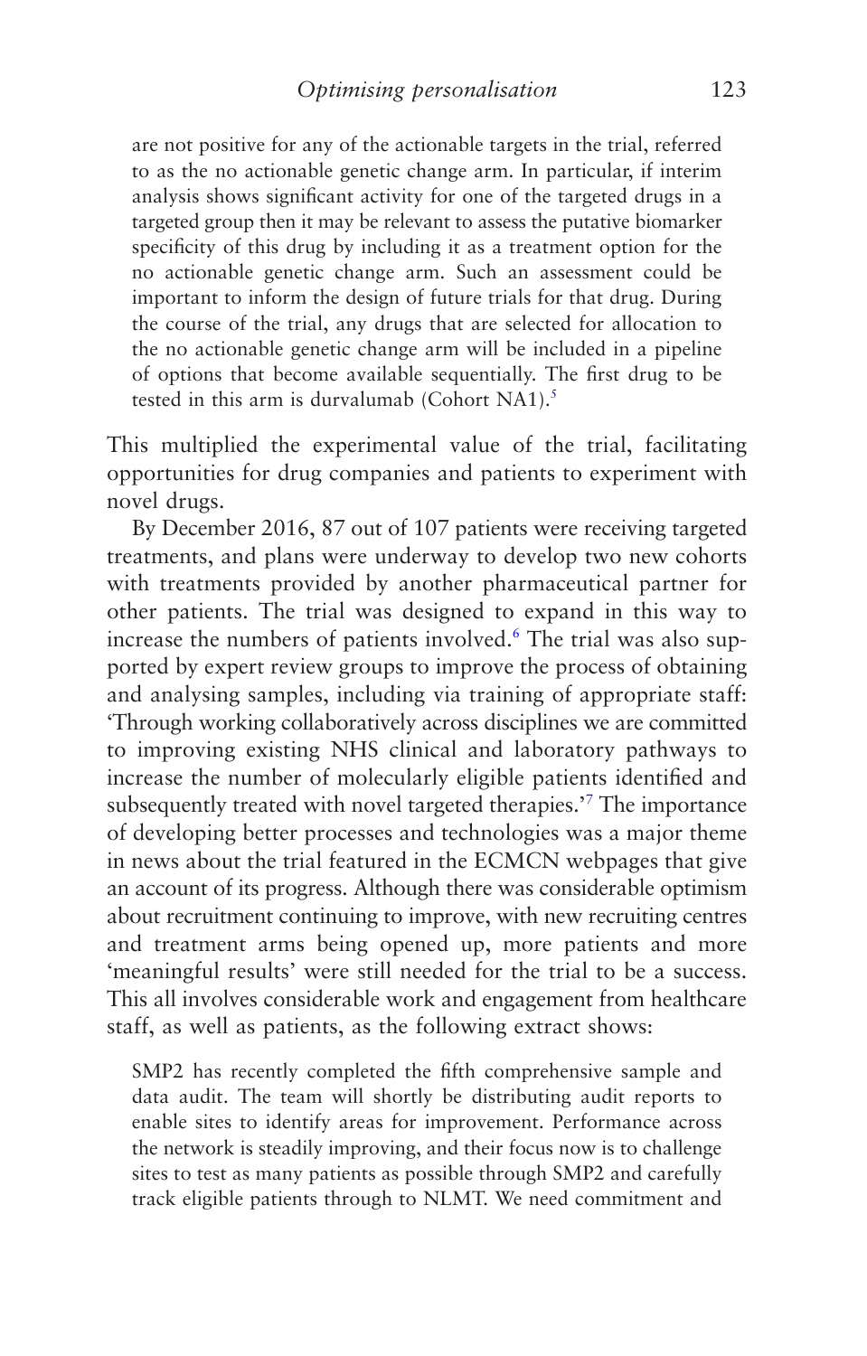> are not positive for any of the actionable targets in the trial, referred to as the no actionable genetic change arm. In particular, if interim analysis shows significant activity for one of the targeted drugs in a targeted group then it may be relevant to assess the putative biomarker specificity of this drug by including it as a treatment option for the no actionable genetic change arm. Such an assessment could be important to inform the design of future trials for that drug. During the course of the trial, any drugs that are selected for allocation to the no actionable genetic change arm will be included in a pipeline of options that become available sequentially. The first drug to be tested in this arm is durvalumab (Cohort NA1).[5]

This multiplied the experimental value of the trial, facilitating opportunities for drug companies and patients to experiment with novel drugs.

By December 2016, 87 out of 107 patients were receiving targeted treatments, and plans were underway to develop two new cohorts with treatments provided by another pharmaceutical partner for other patients. The trial was designed to expand in this way to increase the numbers of patients involved.[6] The trial was also supported by expert review groups to improve the process of obtaining and analysing samples, including via training of appropriate staff: 'Through working collaboratively across disciplines we are committed to improving existing NHS clinical and laboratory pathways to increase the number of molecularly eligible patients identified and subsequently treated with novel targeted therapies.'[7] The importance of developing better processes and technologies was a major theme in news about the trial featured in the ECMCN webpages that give an account of its progress. Although there was considerable optimism about recruitment continuing to improve, with new recruiting centres and treatment arms being opened up, more patients and more 'meaningful results' were still needed for the trial to be a success. This all involves considerable work and engagement from healthcare staff, as well as patients, as the following extract shows:

> SMP2 has recently completed the fifth comprehensive sample and data audit. The team will shortly be distributing audit reports to enable sites to identify areas for improvement. Performance across the network is steadily improving, and their focus now is to challenge sites to test as many patients as possible through SMP2 and carefully track eligible patients through to NLMT. We need commitment and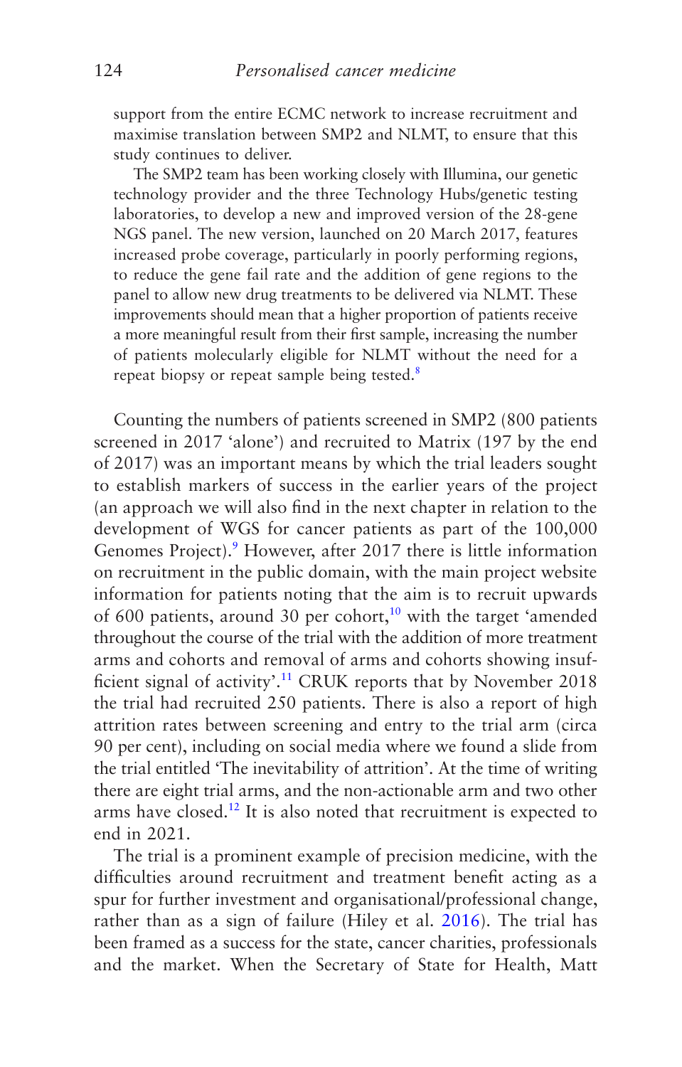support from the entire ECMC network to increase recruitment and maximise translation between SMP2 and NLMT, to ensure that this study continues to deliver.

The SMP2 team has been working closely with Illumina, our genetic technology provider and the three Technology Hubs/genetic testing laboratories, to develop a new and improved version of the 28-gene NGS panel. The new version, launched on 20 March 2017, features increased probe coverage, particularly in poorly performing regions, to reduce the gene fail rate and the addition of gene regions to the panel to allow new drug treatments to be delivered via NLMT. These improvements should mean that a higher proportion of patients receive a more meaningful result from their first sample, increasing the number of patients molecularly eligible for NLMT without the need for a repeat biopsy or repeat sample being tested.[8]

Counting the numbers of patients screened in SMP2 (800 patients screened in 2017 'alone') and recruited to Matrix (197 by the end of 2017) was an important means by which the trial leaders sought to establish markers of success in the earlier years of the project (an approach we will also find in the next chapter in relation to the development of WGS for cancer patients as part of the 100,000 Genomes Project).[9] However, after 2017 there is little information on recruitment in the public domain, with the main project website information for patients noting that the aim is to recruit upwards of 600 patients, around 30 per cohort,[10] with the target 'amended throughout the course of the trial with the addition of more treatment arms and cohorts and removal of arms and cohorts showing insufficient signal of activity'.[11] CRUK reports that by November 2018 the trial had recruited 250 patients. There is also a report of high attrition rates between screening and entry to the trial arm (circa 90 per cent), including on social media where we found a slide from the trial entitled 'The inevitability of attrition'. At the time of writing there are eight trial arms, and the non-actionable arm and two other arms have closed.[12] It is also noted that recruitment is expected to end in 2021.

The trial is a prominent example of precision medicine, with the difficulties around recruitment and treatment benefit acting as a spur for further investment and organisational/professional change, rather than as a sign of failure (Hiley et al. 2016). The trial has been framed as a success for the state, cancer charities, professionals and the market. When the Secretary of State for Health, Matt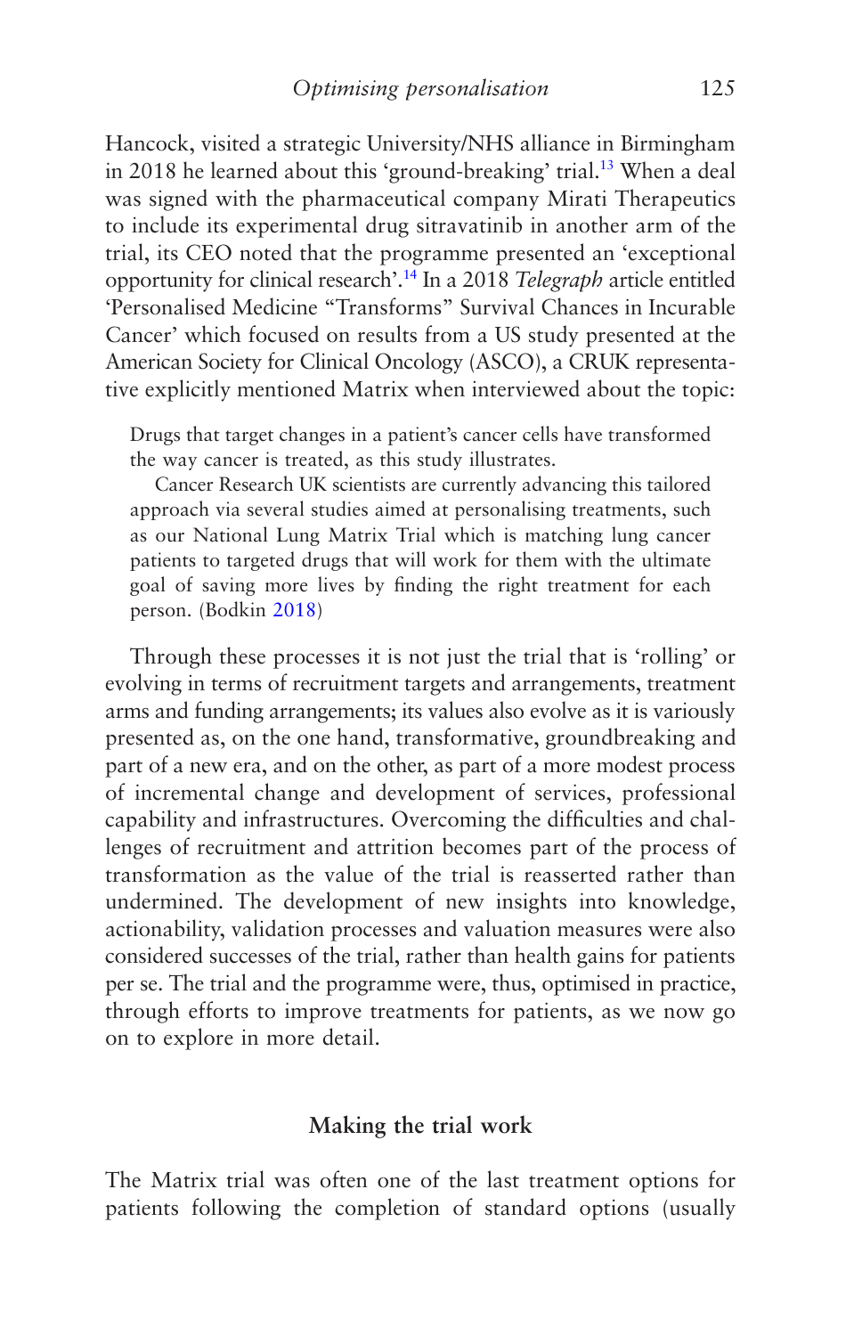Hancock, visited a strategic University/NHS alliance in Birmingham in 2018 he learned about this 'ground-breaking' trial.[13] When a deal was signed with the pharmaceutical company Mirati Therapeutics to include its experimental drug sitravatinib in another arm of the trial, its CEO noted that the programme presented an 'exceptional opportunity for clinical research'.[14] In a 2018 *Telegraph* article entitled 'Personalised Medicine "Transforms" Survival Chances in Incurable Cancer' which focused on results from a US study presented at the American Society for Clinical Oncology (ASCO), a CRUK representative explicitly mentioned Matrix when interviewed about the topic:

> Drugs that target changes in a patient's cancer cells have transformed the way cancer is treated, as this study illustrates.
>
> Cancer Research UK scientists are currently advancing this tailored approach via several studies aimed at personalising treatments, such as our National Lung Matrix Trial which is matching lung cancer patients to targeted drugs that will work for them with the ultimate goal of saving more lives by finding the right treatment for each person. (Bodkin 2018)

Through these processes it is not just the trial that is 'rolling' or evolving in terms of recruitment targets and arrangements, treatment arms and funding arrangements; its values also evolve as it is variously presented as, on the one hand, transformative, groundbreaking and part of a new era, and on the other, as part of a more modest process of incremental change and development of services, professional capability and infrastructures. Overcoming the difficulties and challenges of recruitment and attrition becomes part of the process of transformation as the value of the trial is reasserted rather than undermined. The development of new insights into knowledge, actionability, validation processes and valuation measures were also considered successes of the trial, rather than health gains for patients per se. The trial and the programme were, thus, optimised in practice, through efforts to improve treatments for patients, as we now go on to explore in more detail.

## Making the trial work

The Matrix trial was often one of the last treatment options for patients following the completion of standard options (usually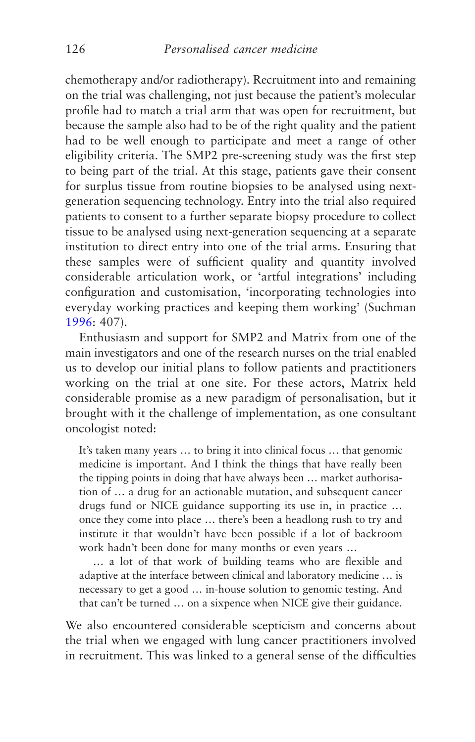chemotherapy and/or radiotherapy). Recruitment into and remaining on the trial was challenging, not just because the patient's molecular profile had to match a trial arm that was open for recruitment, but because the sample also had to be of the right quality and the patient had to be well enough to participate and meet a range of other eligibility criteria. The SMP2 pre-screening study was the first step to being part of the trial. At this stage, patients gave their consent for surplus tissue from routine biopsies to be analysed using next-generation sequencing technology. Entry into the trial also required patients to consent to a further separate biopsy procedure to collect tissue to be analysed using next-generation sequencing at a separate institution to direct entry into one of the trial arms. Ensuring that these samples were of sufficient quality and quantity involved considerable articulation work, or 'artful integrations' including configuration and customisation, 'incorporating technologies into everyday working practices and keeping them working' (Suchman 1996: 407).

Enthusiasm and support for SMP2 and Matrix from one of the main investigators and one of the research nurses on the trial enabled us to develop our initial plans to follow patients and practitioners working on the trial at one site. For these actors, Matrix held considerable promise as a new paradigm of personalisation, but it brought with it the challenge of implementation, as one consultant oncologist noted:

> It's taken many years … to bring it into clinical focus … that genomic medicine is important. And I think the things that have really been the tipping points in doing that have always been … market authorisation of … a drug for an actionable mutation, and subsequent cancer drugs fund or NICE guidance supporting its use in, in practice … once they come into place … there's been a headlong rush to try and institute it that wouldn't have been possible if a lot of backroom work hadn't been done for many months or even years …
>
> … a lot of that work of building teams who are flexible and adaptive at the interface between clinical and laboratory medicine … is necessary to get a good … in-house solution to genomic testing. And that can't be turned … on a sixpence when NICE give their guidance.

We also encountered considerable scepticism and concerns about the trial when we engaged with lung cancer practitioners involved in recruitment. This was linked to a general sense of the difficulties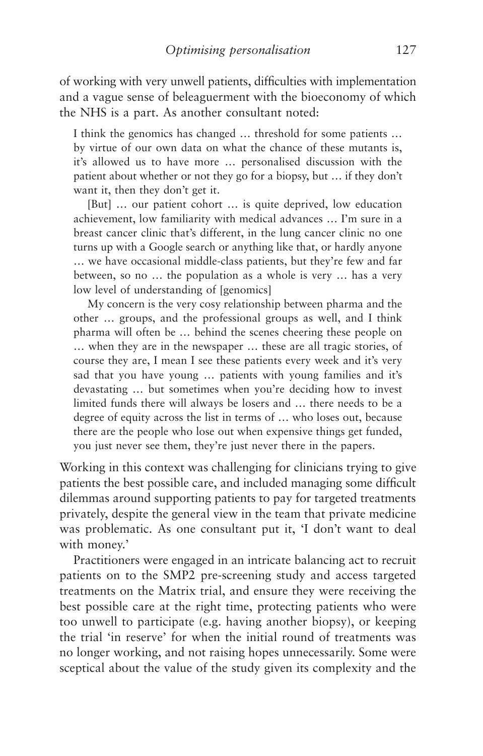of working with very unwell patients, difficulties with implementation and a vague sense of beleaguerment with the bioeconomy of which the NHS is a part. As another consultant noted:

> I think the genomics has changed … threshold for some patients … by virtue of our own data on what the chance of these mutants is, it's allowed us to have more … personalised discussion with the patient about whether or not they go for a biopsy, but … if they don't want it, then they don't get it.
>
> [But] … our patient cohort … is quite deprived, low education achievement, low familiarity with medical advances … I'm sure in a breast cancer clinic that's different, in the lung cancer clinic no one turns up with a Google search or anything like that, or hardly anyone … we have occasional middle-class patients, but they're few and far between, so no … the population as a whole is very … has a very low level of understanding of [genomics]
>
> My concern is the very cosy relationship between pharma and the other … groups, and the professional groups as well, and I think pharma will often be … behind the scenes cheering these people on … when they are in the newspaper … these are all tragic stories, of course they are, I mean I see these patients every week and it's very sad that you have young … patients with young families and it's devastating … but sometimes when you're deciding how to invest limited funds there will always be losers and … there needs to be a degree of equity across the list in terms of … who loses out, because there are the people who lose out when expensive things get funded, you just never see them, they're just never there in the papers.

Working in this context was challenging for clinicians trying to give patients the best possible care, and included managing some difficult dilemmas around supporting patients to pay for targeted treatments privately, despite the general view in the team that private medicine was problematic. As one consultant put it, 'I don't want to deal with money.'

Practitioners were engaged in an intricate balancing act to recruit patients on to the SMP2 pre-screening study and access targeted treatments on the Matrix trial, and ensure they were receiving the best possible care at the right time, protecting patients who were too unwell to participate (e.g. having another biopsy), or keeping the trial 'in reserve' for when the initial round of treatments was no longer working, and not raising hopes unnecessarily. Some were sceptical about the value of the study given its complexity and the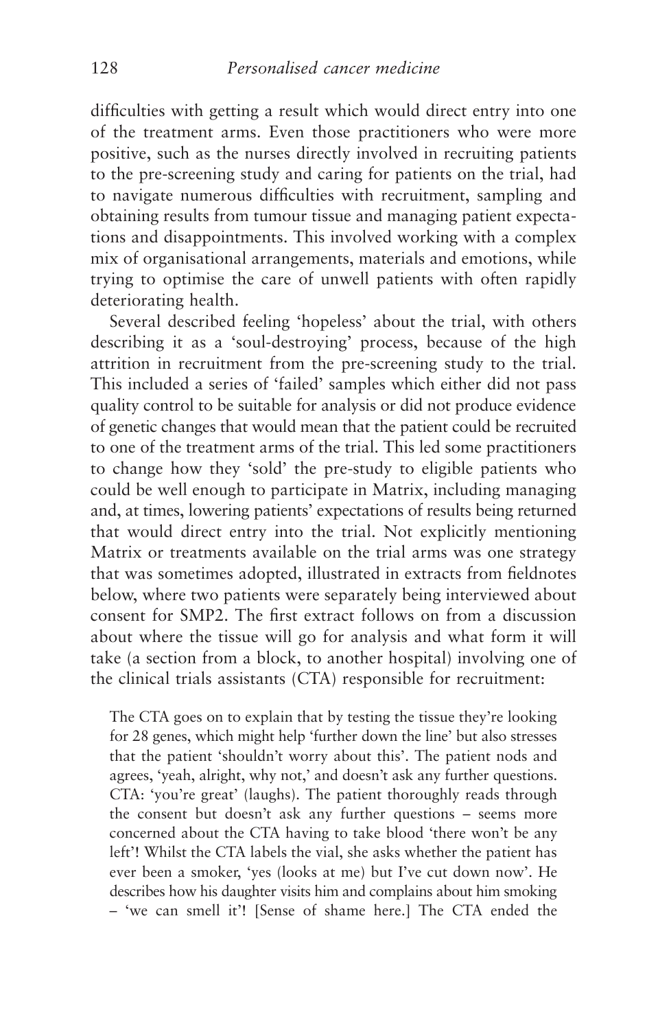difficulties with getting a result which would direct entry into one of the treatment arms. Even those practitioners who were more positive, such as the nurses directly involved in recruiting patients to the pre-screening study and caring for patients on the trial, had to navigate numerous difficulties with recruitment, sampling and obtaining results from tumour tissue and managing patient expectations and disappointments. This involved working with a complex mix of organisational arrangements, materials and emotions, while trying to optimise the care of unwell patients with often rapidly deteriorating health.

Several described feeling 'hopeless' about the trial, with others describing it as a 'soul-destroying' process, because of the high attrition in recruitment from the pre-screening study to the trial. This included a series of 'failed' samples which either did not pass quality control to be suitable for analysis or did not produce evidence of genetic changes that would mean that the patient could be recruited to one of the treatment arms of the trial. This led some practitioners to change how they 'sold' the pre-study to eligible patients who could be well enough to participate in Matrix, including managing and, at times, lowering patients' expectations of results being returned that would direct entry into the trial. Not explicitly mentioning Matrix or treatments available on the trial arms was one strategy that was sometimes adopted, illustrated in extracts from fieldnotes below, where two patients were separately being interviewed about consent for SMP2. The first extract follows on from a discussion about where the tissue will go for analysis and what form it will take (a section from a block, to another hospital) involving one of the clinical trials assistants (CTA) responsible for recruitment:

> The CTA goes on to explain that by testing the tissue they're looking for 28 genes, which might help 'further down the line' but also stresses that the patient 'shouldn't worry about this'. The patient nods and agrees, 'yeah, alright, why not,' and doesn't ask any further questions. CTA: 'you're great' (laughs). The patient thoroughly reads through the consent but doesn't ask any further questions – seems more concerned about the CTA having to take blood 'there won't be any left'! Whilst the CTA labels the vial, she asks whether the patient has ever been a smoker, 'yes (looks at me) but I've cut down now'. He describes how his daughter visits him and complains about him smoking – 'we can smell it'! [Sense of shame here.] The CTA ended the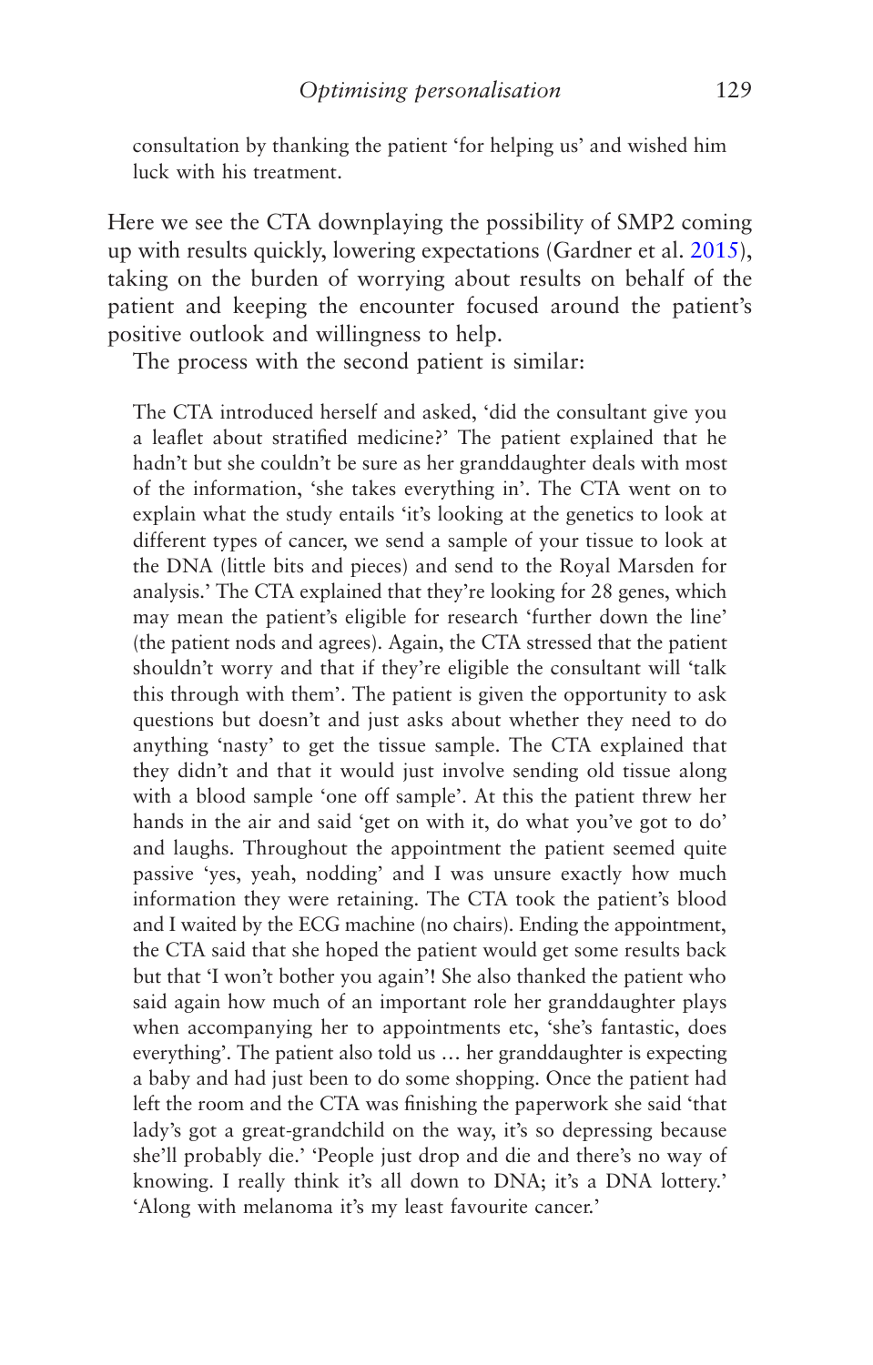consultation by thanking the patient 'for helping us' and wished him luck with his treatment.

Here we see the CTA downplaying the possibility of SMP2 coming up with results quickly, lowering expectations (Gardner et al. 2015), taking on the burden of worrying about results on behalf of the patient and keeping the encounter focused around the patient's positive outlook and willingness to help.

The process with the second patient is similar:

> The CTA introduced herself and asked, 'did the consultant give you a leaflet about stratified medicine?' The patient explained that he hadn't but she couldn't be sure as her granddaughter deals with most of the information, 'she takes everything in'. The CTA went on to explain what the study entails 'it's looking at the genetics to look at different types of cancer, we send a sample of your tissue to look at the DNA (little bits and pieces) and send to the Royal Marsden for analysis.' The CTA explained that they're looking for 28 genes, which may mean the patient's eligible for research 'further down the line' (the patient nods and agrees). Again, the CTA stressed that the patient shouldn't worry and that if they're eligible the consultant will 'talk this through with them'. The patient is given the opportunity to ask questions but doesn't and just asks about whether they need to do anything 'nasty' to get the tissue sample. The CTA explained that they didn't and that it would just involve sending old tissue along with a blood sample 'one off sample'. At this the patient threw her hands in the air and said 'get on with it, do what you've got to do' and laughs. Throughout the appointment the patient seemed quite passive 'yes, yeah, nodding' and I was unsure exactly how much information they were retaining. The CTA took the patient's blood and I waited by the ECG machine (no chairs). Ending the appointment, the CTA said that she hoped the patient would get some results back but that 'I won't bother you again'! She also thanked the patient who said again how much of an important role her granddaughter plays when accompanying her to appointments etc, 'she's fantastic, does everything'. The patient also told us … her granddaughter is expecting a baby and had just been to do some shopping. Once the patient had left the room and the CTA was finishing the paperwork she said 'that lady's got a great-grandchild on the way, it's so depressing because she'll probably die.' 'People just drop and die and there's no way of knowing. I really think it's all down to DNA; it's a DNA lottery.' 'Along with melanoma it's my least favourite cancer.'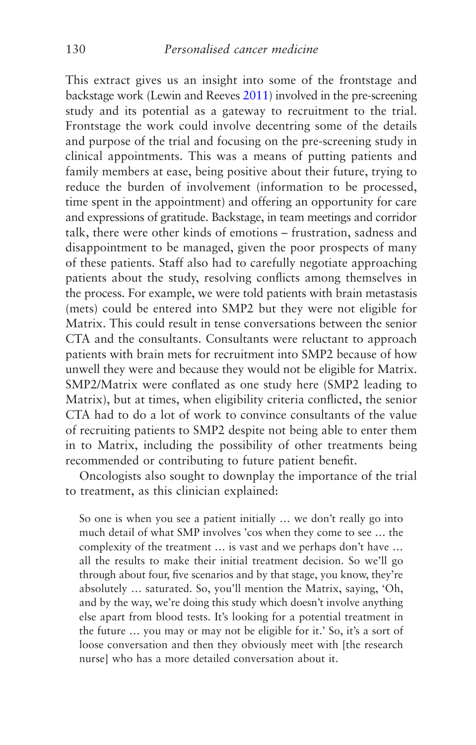This extract gives us an insight into some of the frontstage and backstage work (Lewin and Reeves 2011) involved in the pre-screening study and its potential as a gateway to recruitment to the trial. Frontstage the work could involve decentring some of the details and purpose of the trial and focusing on the pre-screening study in clinical appointments. This was a means of putting patients and family members at ease, being positive about their future, trying to reduce the burden of involvement (information to be processed, time spent in the appointment) and offering an opportunity for care and expressions of gratitude. Backstage, in team meetings and corridor talk, there were other kinds of emotions – frustration, sadness and disappointment to be managed, given the poor prospects of many of these patients. Staff also had to carefully negotiate approaching patients about the study, resolving conflicts among themselves in the process. For example, we were told patients with brain metastasis (mets) could be entered into SMP2 but they were not eligible for Matrix. This could result in tense conversations between the senior CTA and the consultants. Consultants were reluctant to approach patients with brain mets for recruitment into SMP2 because of how unwell they were and because they would not be eligible for Matrix. SMP2/Matrix were conflated as one study here (SMP2 leading to Matrix), but at times, when eligibility criteria conflicted, the senior CTA had to do a lot of work to convince consultants of the value of recruiting patients to SMP2 despite not being able to enter them in to Matrix, including the possibility of other treatments being recommended or contributing to future patient benefit.

Oncologists also sought to downplay the importance of the trial to treatment, as this clinician explained:

> So one is when you see a patient initially … we don't really go into much detail of what SMP involves 'cos when they come to see … the complexity of the treatment … is vast and we perhaps don't have … all the results to make their initial treatment decision. So we'll go through about four, five scenarios and by that stage, you know, they're absolutely … saturated. So, you'll mention the Matrix, saying, 'Oh, and by the way, we're doing this study which doesn't involve anything else apart from blood tests. It's looking for a potential treatment in the future … you may or may not be eligible for it.' So, it's a sort of loose conversation and then they obviously meet with [the research nurse] who has a more detailed conversation about it.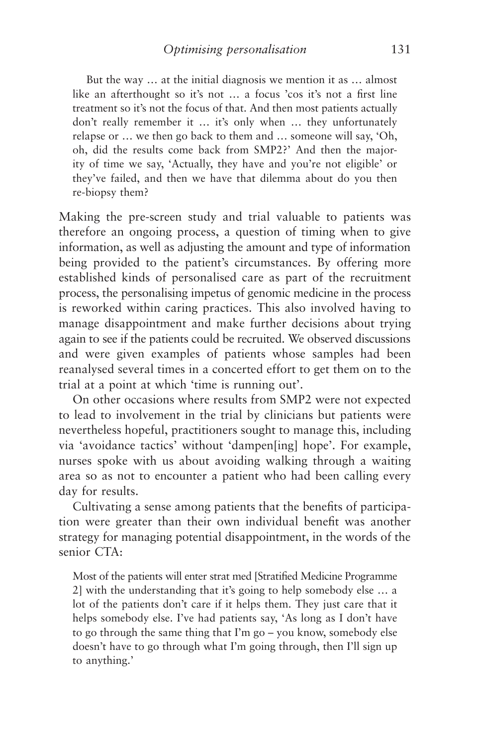> But the way … at the initial diagnosis we mention it as … almost like an afterthought so it's not … a focus 'cos it's not a first line treatment so it's not the focus of that. And then most patients actually don't really remember it … it's only when … they unfortunately relapse or … we then go back to them and … someone will say, 'Oh, oh, did the results come back from SMP2?' And then the majority of time we say, 'Actually, they have and you're not eligible' or they've failed, and then we have that dilemma about do you then re-biopsy them?

Making the pre-screen study and trial valuable to patients was therefore an ongoing process, a question of timing when to give information, as well as adjusting the amount and type of information being provided to the patient's circumstances. By offering more established kinds of personalised care as part of the recruitment process, the personalising impetus of genomic medicine in the process is reworked within caring practices. This also involved having to manage disappointment and make further decisions about trying again to see if the patients could be recruited. We observed discussions and were given examples of patients whose samples had been reanalysed several times in a concerted effort to get them on to the trial at a point at which 'time is running out'.

On other occasions where results from SMP2 were not expected to lead to involvement in the trial by clinicians but patients were nevertheless hopeful, practitioners sought to manage this, including via 'avoidance tactics' without 'dampen[ing] hope'. For example, nurses spoke with us about avoiding walking through a waiting area so as not to encounter a patient who had been calling every day for results.

Cultivating a sense among patients that the benefits of participation were greater than their own individual benefit was another strategy for managing potential disappointment, in the words of the senior CTA:

> Most of the patients will enter strat med [Stratified Medicine Programme 2] with the understanding that it's going to help somebody else … a lot of the patients don't care if it helps them. They just care that it helps somebody else. I've had patients say, 'As long as I don't have to go through the same thing that I'm go – you know, somebody else doesn't have to go through what I'm going through, then I'll sign up to anything.'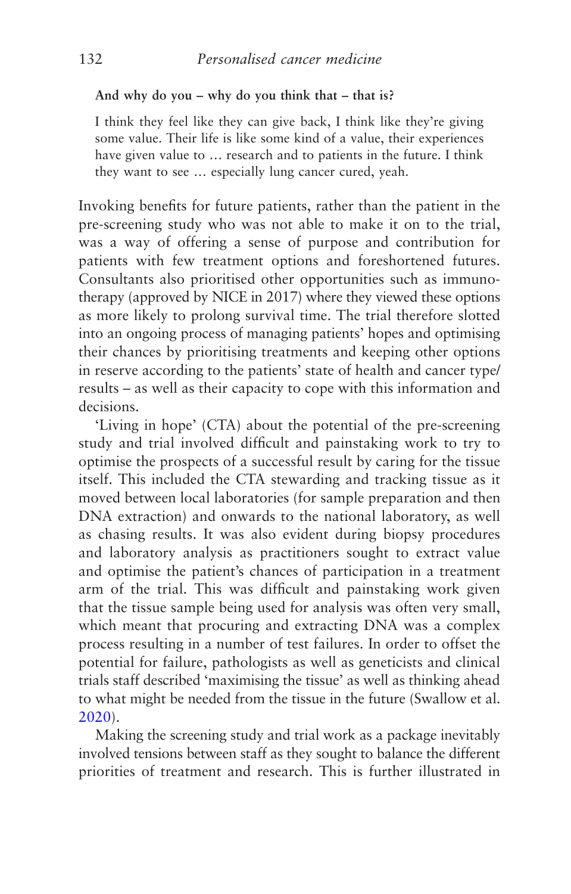**And why do you – why do you think that – that is?**

> I think they feel like they can give back, I think like they're giving some value. Their life is like some kind of a value, their experiences have given value to … research and to patients in the future. I think they want to see … especially lung cancer cured, yeah.

Invoking benefits for future patients, rather than the patient in the pre-screening study who was not able to make it on to the trial, was a way of offering a sense of purpose and contribution for patients with few treatment options and foreshortened futures. Consultants also prioritised other opportunities such as immunotherapy (approved by NICE in 2017) where they viewed these options as more likely to prolong survival time. The trial therefore slotted into an ongoing process of managing patients' hopes and optimising their chances by prioritising treatments and keeping other options in reserve according to the patients' state of health and cancer type/results – as well as their capacity to cope with this information and decisions.

'Living in hope' (CTA) about the potential of the pre-screening study and trial involved difficult and painstaking work to try to optimise the prospects of a successful result by caring for the tissue itself. This included the CTA stewarding and tracking tissue as it moved between local laboratories (for sample preparation and then DNA extraction) and onwards to the national laboratory, as well as chasing results. It was also evident during biopsy procedures and laboratory analysis as practitioners sought to extract value and optimise the patient's chances of participation in a treatment arm of the trial. This was difficult and painstaking work given that the tissue sample being used for analysis was often very small, which meant that procuring and extracting DNA was a complex process resulting in a number of test failures. In order to offset the potential for failure, pathologists as well as geneticists and clinical trials staff described 'maximising the tissue' as well as thinking ahead to what might be needed from the tissue in the future (Swallow et al. 2020).

Making the screening study and trial work as a package inevitably involved tensions between staff as they sought to balance the different priorities of treatment and research. This is further illustrated in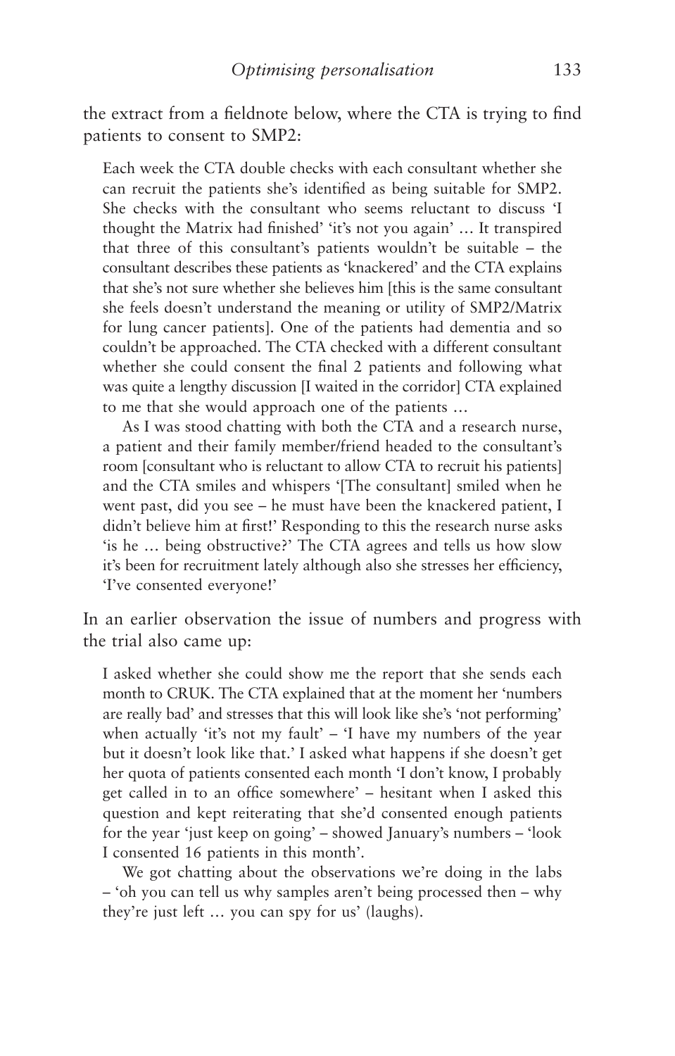the extract from a fieldnote below, where the CTA is trying to find patients to consent to SMP2:

> Each week the CTA double checks with each consultant whether she can recruit the patients she's identified as being suitable for SMP2. She checks with the consultant who seems reluctant to discuss 'I thought the Matrix had finished' 'it's not you again' … It transpired that three of this consultant's patients wouldn't be suitable – the consultant describes these patients as 'knackered' and the CTA explains that she's not sure whether she believes him [this is the same consultant she feels doesn't understand the meaning or utility of SMP2/Matrix for lung cancer patients]. One of the patients had dementia and so couldn't be approached. The CTA checked with a different consultant whether she could consent the final 2 patients and following what was quite a lengthy discussion [I waited in the corridor] CTA explained to me that she would approach one of the patients …
>
> As I was stood chatting with both the CTA and a research nurse, a patient and their family member/friend headed to the consultant's room [consultant who is reluctant to allow CTA to recruit his patients] and the CTA smiles and whispers '[The consultant] smiled when he went past, did you see – he must have been the knackered patient, I didn't believe him at first!' Responding to this the research nurse asks 'is he … being obstructive?' The CTA agrees and tells us how slow it's been for recruitment lately although also she stresses her efficiency, 'I've consented everyone!'

In an earlier observation the issue of numbers and progress with the trial also came up:

> I asked whether she could show me the report that she sends each month to CRUK. The CTA explained that at the moment her 'numbers are really bad' and stresses that this will look like she's 'not performing' when actually 'it's not my fault' – 'I have my numbers of the year but it doesn't look like that.' I asked what happens if she doesn't get her quota of patients consented each month 'I don't know, I probably get called in to an office somewhere' – hesitant when I asked this question and kept reiterating that she'd consented enough patients for the year 'just keep on going' – showed January's numbers – 'look I consented 16 patients in this month'.
>
> We got chatting about the observations we're doing in the labs – 'oh you can tell us why samples aren't being processed then – why they're just left … you can spy for us' (laughs).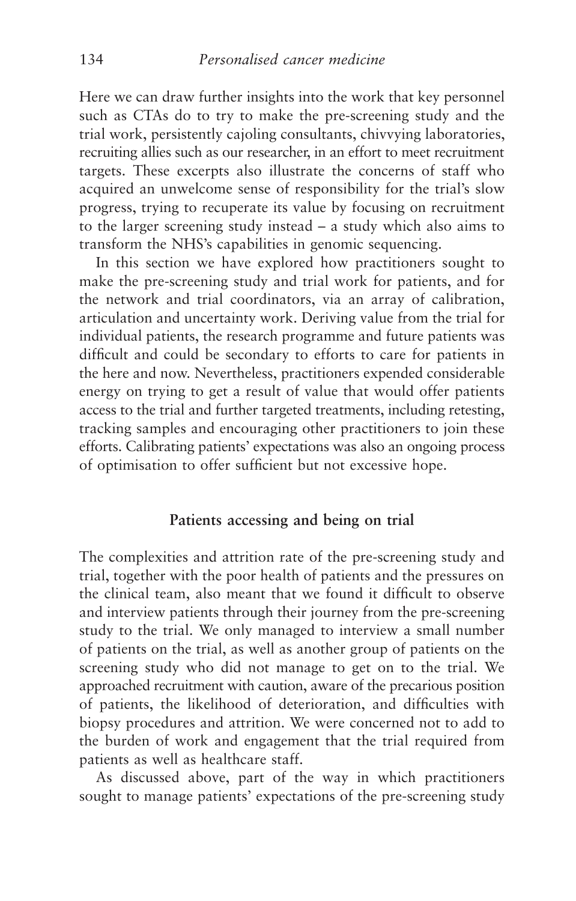Here we can draw further insights into the work that key personnel such as CTAs do to try to make the pre-screening study and the trial work, persistently cajoling consultants, chivvying laboratories, recruiting allies such as our researcher, in an effort to meet recruitment targets. These excerpts also illustrate the concerns of staff who acquired an unwelcome sense of responsibility for the trial's slow progress, trying to recuperate its value by focusing on recruitment to the larger screening study instead – a study which also aims to transform the NHS's capabilities in genomic sequencing.

In this section we have explored how practitioners sought to make the pre-screening study and trial work for patients, and for the network and trial coordinators, via an array of calibration, articulation and uncertainty work. Deriving value from the trial for individual patients, the research programme and future patients was difficult and could be secondary to efforts to care for patients in the here and now. Nevertheless, practitioners expended considerable energy on trying to get a result of value that would offer patients access to the trial and further targeted treatments, including retesting, tracking samples and encouraging other practitioners to join these efforts. Calibrating patients' expectations was also an ongoing process of optimisation to offer sufficient but not excessive hope.

## Patients accessing and being on trial

The complexities and attrition rate of the pre-screening study and trial, together with the poor health of patients and the pressures on the clinical team, also meant that we found it difficult to observe and interview patients through their journey from the pre-screening study to the trial. We only managed to interview a small number of patients on the trial, as well as another group of patients on the screening study who did not manage to get on to the trial. We approached recruitment with caution, aware of the precarious position of patients, the likelihood of deterioration, and difficulties with biopsy procedures and attrition. We were concerned not to add to the burden of work and engagement that the trial required from patients as well as healthcare staff.

As discussed above, part of the way in which practitioners sought to manage patients' expectations of the pre-screening study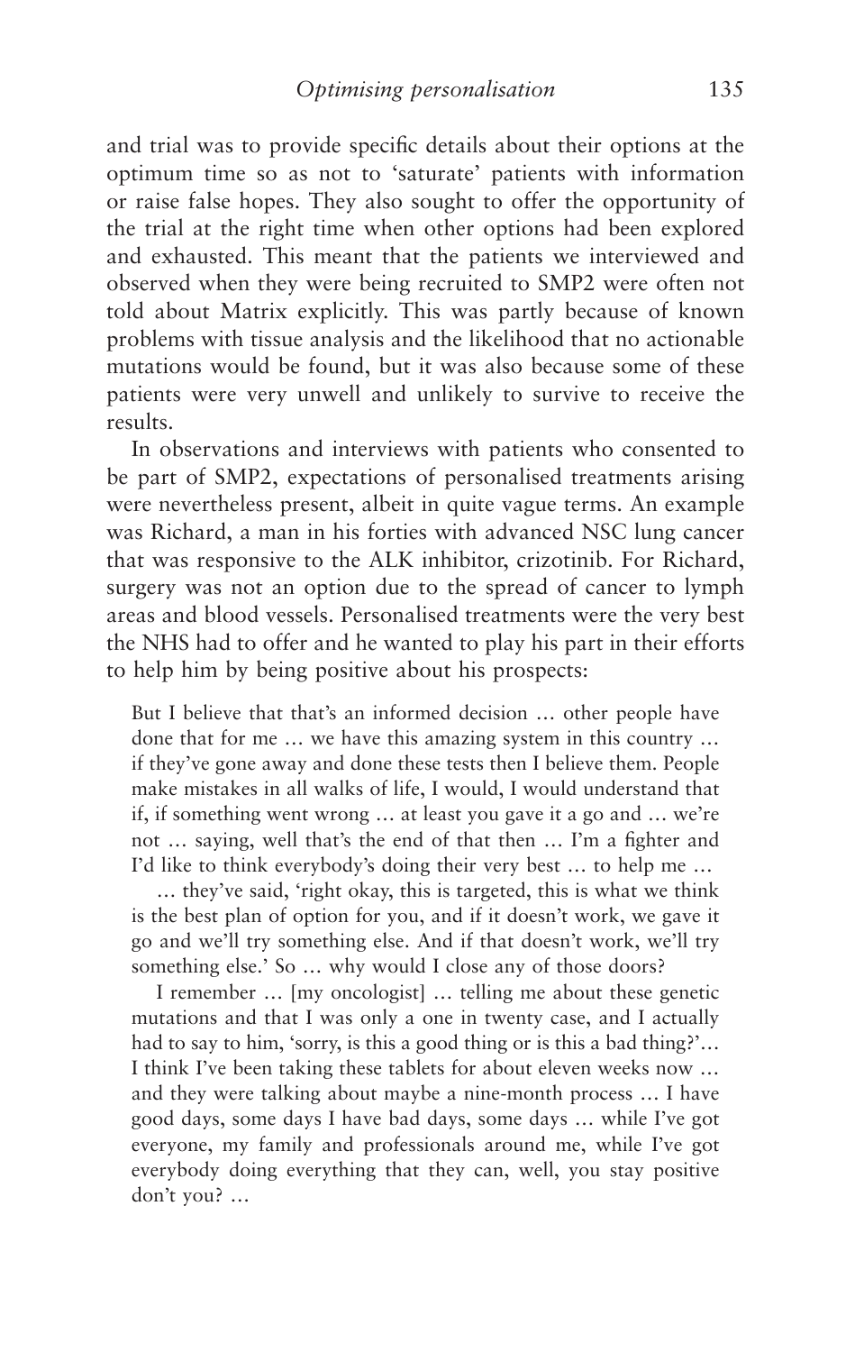and trial was to provide specific details about their options at the optimum time so as not to 'saturate' patients with information or raise false hopes. They also sought to offer the opportunity of the trial at the right time when other options had been explored and exhausted. This meant that the patients we interviewed and observed when they were being recruited to SMP2 were often not told about Matrix explicitly. This was partly because of known problems with tissue analysis and the likelihood that no actionable mutations would be found, but it was also because some of these patients were very unwell and unlikely to survive to receive the results.

In observations and interviews with patients who consented to be part of SMP2, expectations of personalised treatments arising were nevertheless present, albeit in quite vague terms. An example was Richard, a man in his forties with advanced NSC lung cancer that was responsive to the ALK inhibitor, crizotinib. For Richard, surgery was not an option due to the spread of cancer to lymph areas and blood vessels. Personalised treatments were the very best the NHS had to offer and he wanted to play his part in their efforts to help him by being positive about his prospects:

> But I believe that that's an informed decision … other people have done that for me … we have this amazing system in this country … if they've gone away and done these tests then I believe them. People make mistakes in all walks of life, I would, I would understand that if, if something went wrong … at least you gave it a go and … we're not … saying, well that's the end of that then … I'm a fighter and I'd like to think everybody's doing their very best … to help me …
>
> … they've said, 'right okay, this is targeted, this is what we think is the best plan of option for you, and if it doesn't work, we gave it go and we'll try something else. And if that doesn't work, we'll try something else.' So … why would I close any of those doors?
>
> I remember … [my oncologist] … telling me about these genetic mutations and that I was only a one in twenty case, and I actually had to say to him, 'sorry, is this a good thing or is this a bad thing?'… I think I've been taking these tablets for about eleven weeks now … and they were talking about maybe a nine-month process … I have good days, some days I have bad days, some days … while I've got everyone, my family and professionals around me, while I've got everybody doing everything that they can, well, you stay positive don't you? …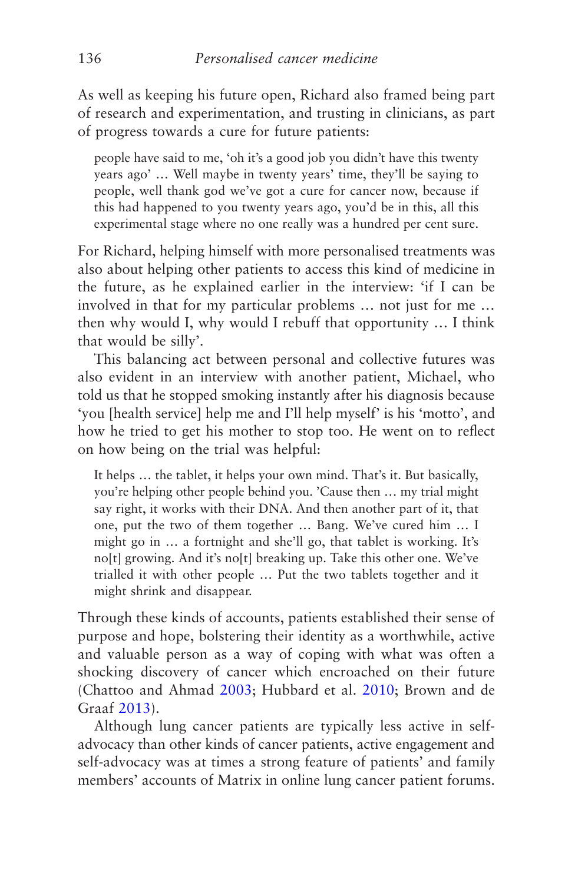As well as keeping his future open, Richard also framed being part of research and experimentation, and trusting in clinicians, as part of progress towards a cure for future patients:

> people have said to me, 'oh it's a good job you didn't have this twenty years ago' … Well maybe in twenty years' time, they'll be saying to people, well thank god we've got a cure for cancer now, because if this had happened to you twenty years ago, you'd be in this, all this experimental stage where no one really was a hundred per cent sure.

For Richard, helping himself with more personalised treatments was also about helping other patients to access this kind of medicine in the future, as he explained earlier in the interview: 'if I can be involved in that for my particular problems … not just for me … then why would I, why would I rebuff that opportunity … I think that would be silly'.

This balancing act between personal and collective futures was also evident in an interview with another patient, Michael, who told us that he stopped smoking instantly after his diagnosis because 'you [health service] help me and I'll help myself' is his 'motto', and how he tried to get his mother to stop too. He went on to reflect on how being on the trial was helpful:

> It helps … the tablet, it helps your own mind. That's it. But basically, you're helping other people behind you. 'Cause then … my trial might say right, it works with their DNA. And then another part of it, that one, put the two of them together … Bang. We've cured him … I might go in … a fortnight and she'll go, that tablet is working. It's no[t] growing. And it's no[t] breaking up. Take this other one. We've trialled it with other people … Put the two tablets together and it might shrink and disappear.

Through these kinds of accounts, patients established their sense of purpose and hope, bolstering their identity as a worthwhile, active and valuable person as a way of coping with what was often a shocking discovery of cancer which encroached on their future (Chattoo and Ahmad 2003; Hubbard et al. 2010; Brown and de Graaf 2013).

Although lung cancer patients are typically less active in self-advocacy than other kinds of cancer patients, active engagement and self-advocacy was at times a strong feature of patients' and family members' accounts of Matrix in online lung cancer patient forums.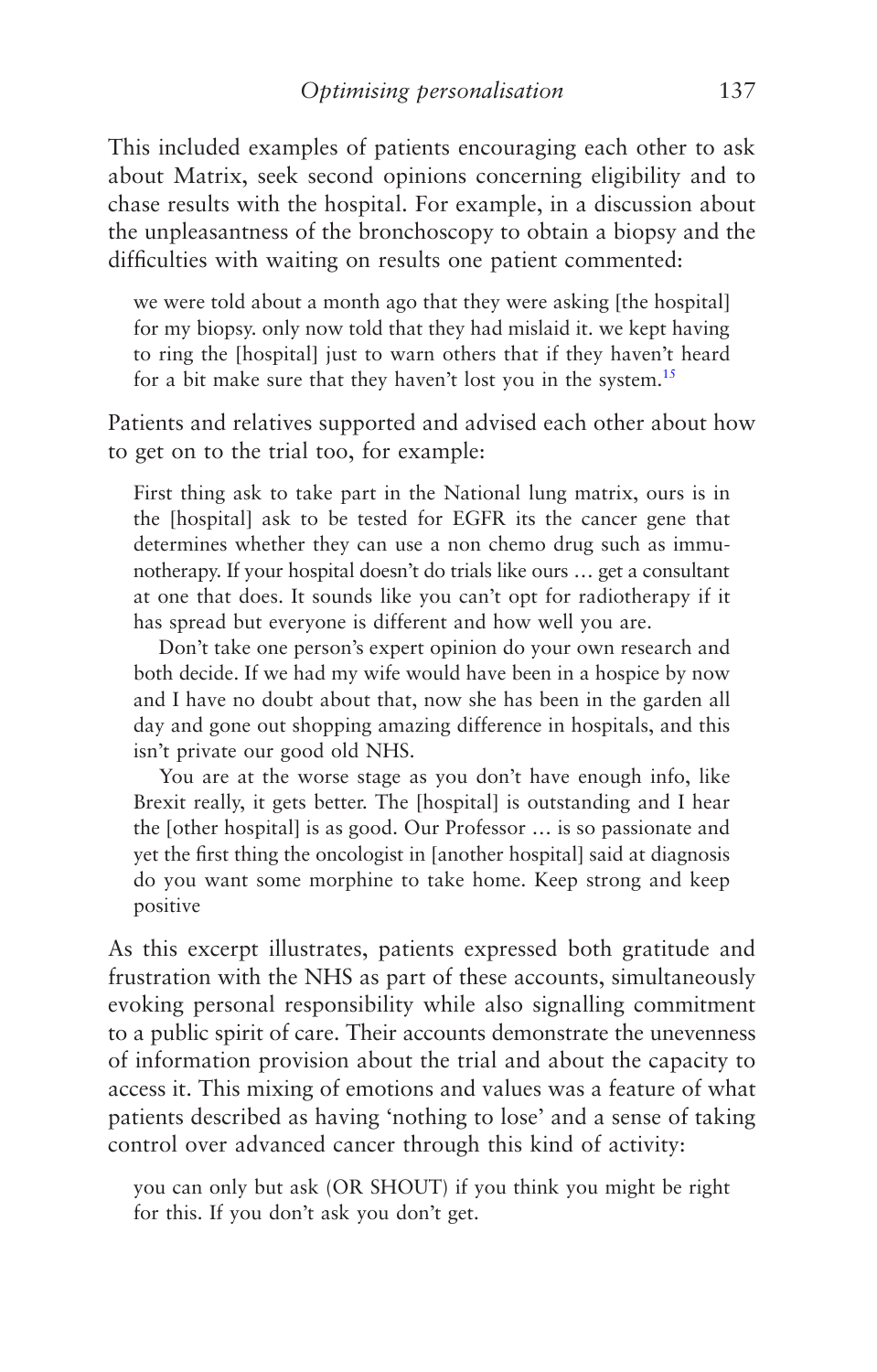This included examples of patients encouraging each other to ask about Matrix, seek second opinions concerning eligibility and to chase results with the hospital. For example, in a discussion about the unpleasantness of the bronchoscopy to obtain a biopsy and the difficulties with waiting on results one patient commented:

> we were told about a month ago that they were asking [the hospital] for my biopsy. only now told that they had mislaid it. we kept having to ring the [hospital] just to warn others that if they haven't heard for a bit make sure that they haven't lost you in the system.[15]

Patients and relatives supported and advised each other about how to get on to the trial too, for example:

> First thing ask to take part in the National lung matrix, ours is in the [hospital] ask to be tested for EGFR its the cancer gene that determines whether they can use a non chemo drug such as immunotherapy. If your hospital doesn't do trials like ours … get a consultant at one that does. It sounds like you can't opt for radiotherapy if it has spread but everyone is different and how well you are.
>
> Don't take one person's expert opinion do your own research and both decide. If we had my wife would have been in a hospice by now and I have no doubt about that, now she has been in the garden all day and gone out shopping amazing difference in hospitals, and this isn't private our good old NHS.
>
> You are at the worse stage as you don't have enough info, like Brexit really, it gets better. The [hospital] is outstanding and I hear the [other hospital] is as good. Our Professor … is so passionate and yet the first thing the oncologist in [another hospital] said at diagnosis do you want some morphine to take home. Keep strong and keep positive

As this excerpt illustrates, patients expressed both gratitude and frustration with the NHS as part of these accounts, simultaneously evoking personal responsibility while also signalling commitment to a public spirit of care. Their accounts demonstrate the unevenness of information provision about the trial and about the capacity to access it. This mixing of emotions and values was a feature of what patients described as having 'nothing to lose' and a sense of taking control over advanced cancer through this kind of activity:

> you can only but ask (OR SHOUT) if you think you might be right for this. If you don't ask you don't get.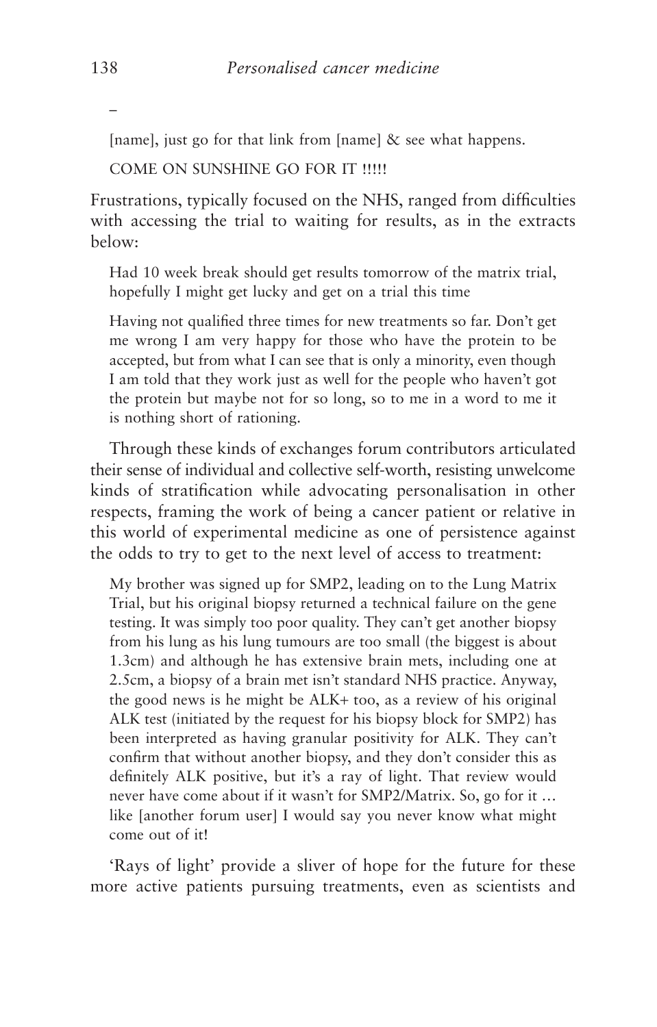–

> [name], just go for that link from [name] & see what happens.
>
> COME ON SUNSHINE GO FOR IT !!!!!

Frustrations, typically focused on the NHS, ranged from difficulties with accessing the trial to waiting for results, as in the extracts below:

> Had 10 week break should get results tomorrow of the matrix trial, hopefully I might get lucky and get on a trial this time
>
> Having not qualified three times for new treatments so far. Don't get me wrong I am very happy for those who have the protein to be accepted, but from what I can see that is only a minority, even though I am told that they work just as well for the people who haven't got the protein but maybe not for so long, so to me in a word to me it is nothing short of rationing.

Through these kinds of exchanges forum contributors articulated their sense of individual and collective self-worth, resisting unwelcome kinds of stratification while advocating personalisation in other respects, framing the work of being a cancer patient or relative in this world of experimental medicine as one of persistence against the odds to try to get to the next level of access to treatment:

> My brother was signed up for SMP2, leading on to the Lung Matrix Trial, but his original biopsy returned a technical failure on the gene testing. It was simply too poor quality. They can't get another biopsy from his lung as his lung tumours are too small (the biggest is about 1.3cm) and although he has extensive brain mets, including one at 2.5cm, a biopsy of a brain met isn't standard NHS practice. Anyway, the good news is he might be ALK+ too, as a review of his original ALK test (initiated by the request for his biopsy block for SMP2) has been interpreted as having granular positivity for ALK. They can't confirm that without another biopsy, and they don't consider this as definitely ALK positive, but it's a ray of light. That review would never have come about if it wasn't for SMP2/Matrix. So, go for it … like [another forum user] I would say you never know what might come out of it!

'Rays of light' provide a sliver of hope for the future for these more active patients pursuing treatments, even as scientists and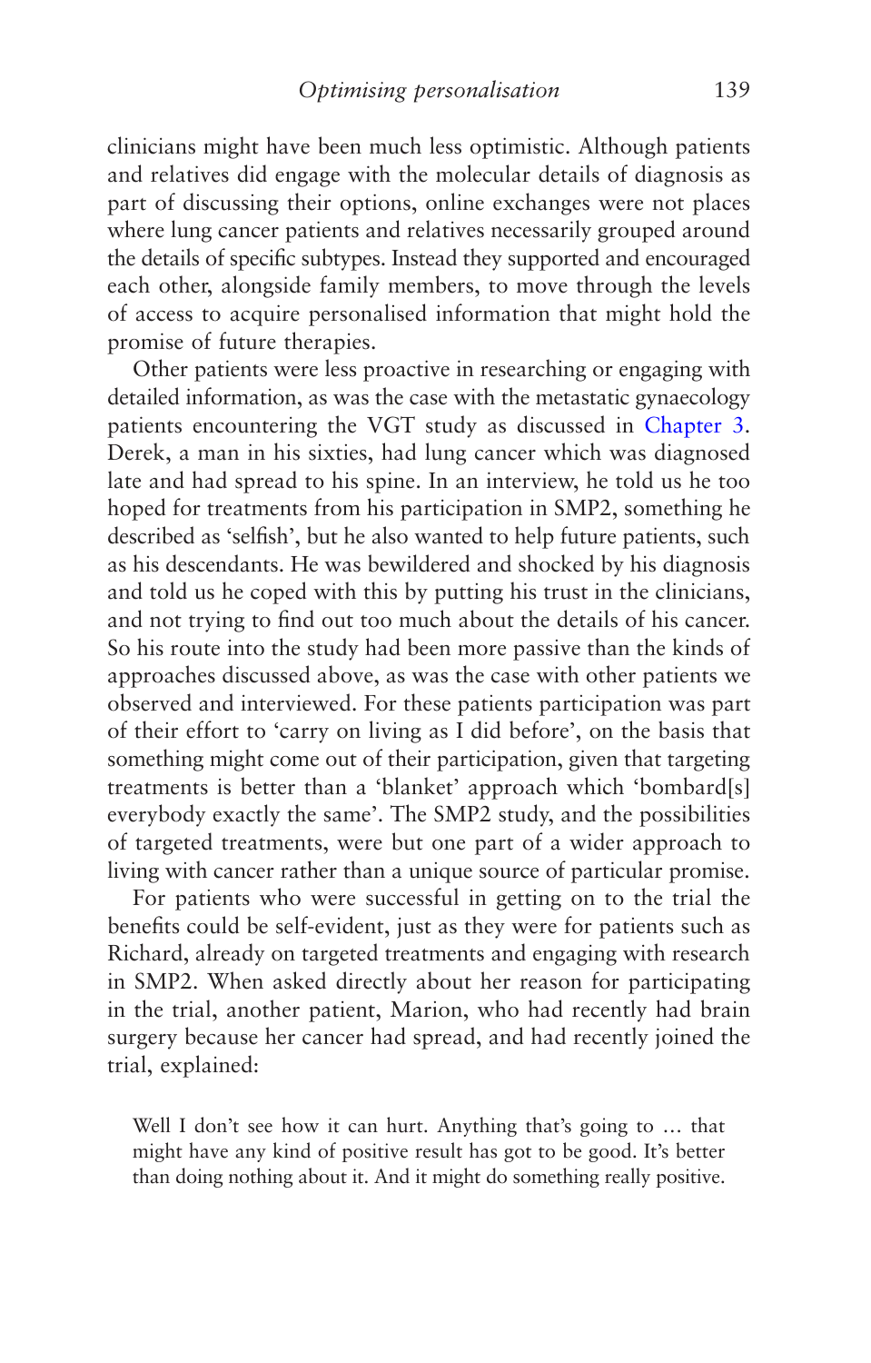clinicians might have been much less optimistic. Although patients and relatives did engage with the molecular details of diagnosis as part of discussing their options, online exchanges were not places where lung cancer patients and relatives necessarily grouped around the details of specific subtypes. Instead they supported and encouraged each other, alongside family members, to move through the levels of access to acquire personalised information that might hold the promise of future therapies.

Other patients were less proactive in researching or engaging with detailed information, as was the case with the metastatic gynaecology patients encountering the VGT study as discussed in Chapter 3. Derek, a man in his sixties, had lung cancer which was diagnosed late and had spread to his spine. In an interview, he told us he too hoped for treatments from his participation in SMP2, something he described as 'selfish', but he also wanted to help future patients, such as his descendants. He was bewildered and shocked by his diagnosis and told us he coped with this by putting his trust in the clinicians, and not trying to find out too much about the details of his cancer. So his route into the study had been more passive than the kinds of approaches discussed above, as was the case with other patients we observed and interviewed. For these patients participation was part of their effort to 'carry on living as I did before', on the basis that something might come out of their participation, given that targeting treatments is better than a 'blanket' approach which 'bombard[s] everybody exactly the same'. The SMP2 study, and the possibilities of targeted treatments, were but one part of a wider approach to living with cancer rather than a unique source of particular promise.

For patients who were successful in getting on to the trial the benefits could be self-evident, just as they were for patients such as Richard, already on targeted treatments and engaging with research in SMP2. When asked directly about her reason for participating in the trial, another patient, Marion, who had recently had brain surgery because her cancer had spread, and had recently joined the trial, explained:

> Well I don't see how it can hurt. Anything that's going to … that might have any kind of positive result has got to be good. It's better than doing nothing about it. And it might do something really positive.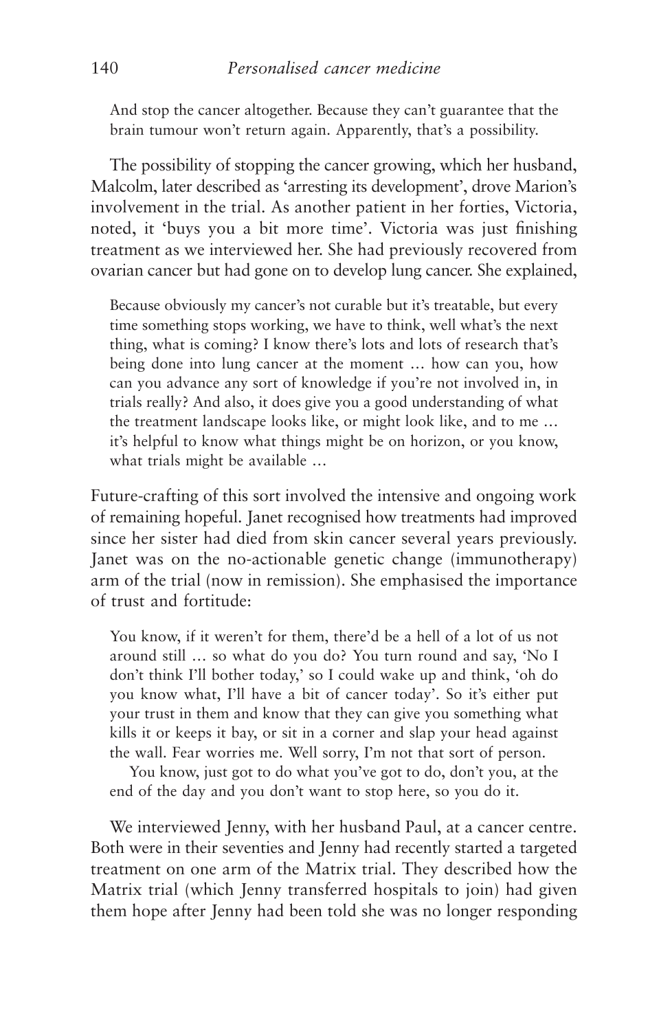> And stop the cancer altogether. Because they can't guarantee that the brain tumour won't return again. Apparently, that's a possibility.

The possibility of stopping the cancer growing, which her husband, Malcolm, later described as 'arresting its development', drove Marion's involvement in the trial. As another patient in her forties, Victoria, noted, it 'buys you a bit more time'. Victoria was just finishing treatment as we interviewed her. She had previously recovered from ovarian cancer but had gone on to develop lung cancer. She explained,

> Because obviously my cancer's not curable but it's treatable, but every time something stops working, we have to think, well what's the next thing, what is coming? I know there's lots and lots of research that's being done into lung cancer at the moment … how can you, how can you advance any sort of knowledge if you're not involved in, in trials really? And also, it does give you a good understanding of what the treatment landscape looks like, or might look like, and to me … it's helpful to know what things might be on horizon, or you know, what trials might be available …

Future-crafting of this sort involved the intensive and ongoing work of remaining hopeful. Janet recognised how treatments had improved since her sister had died from skin cancer several years previously. Janet was on the no-actionable genetic change (immunotherapy) arm of the trial (now in remission). She emphasised the importance of trust and fortitude:

> You know, if it weren't for them, there'd be a hell of a lot of us not around still … so what do you do? You turn round and say, 'No I don't think I'll bother today,' so I could wake up and think, 'oh do you know what, I'll have a bit of cancer today'. So it's either put your trust in them and know that they can give you something what kills it or keeps it bay, or sit in a corner and slap your head against the wall. Fear worries me. Well sorry, I'm not that sort of person.
>
> You know, just got to do what you've got to do, don't you, at the end of the day and you don't want to stop here, so you do it.

We interviewed Jenny, with her husband Paul, at a cancer centre. Both were in their seventies and Jenny had recently started a targeted treatment on one arm of the Matrix trial. They described how the Matrix trial (which Jenny transferred hospitals to join) had given them hope after Jenny had been told she was no longer responding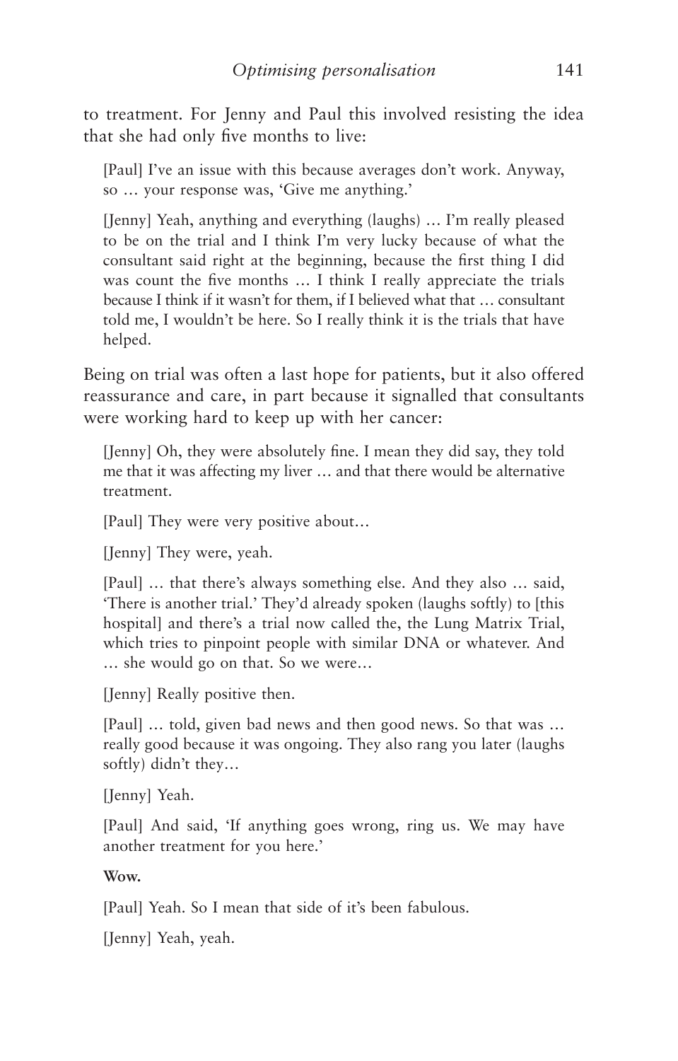to treatment. For Jenny and Paul this involved resisting the idea that she had only five months to live:

> [Paul] I've an issue with this because averages don't work. Anyway, so … your response was, 'Give me anything.'
>
> [Jenny] Yeah, anything and everything (laughs) … I'm really pleased to be on the trial and I think I'm very lucky because of what the consultant said right at the beginning, because the first thing I did was count the five months … I think I really appreciate the trials because I think if it wasn't for them, if I believed what that … consultant told me, I wouldn't be here. So I really think it is the trials that have helped.

Being on trial was often a last hope for patients, but it also offered reassurance and care, in part because it signalled that consultants were working hard to keep up with her cancer:

> [Jenny] Oh, they were absolutely fine. I mean they did say, they told me that it was affecting my liver … and that there would be alternative treatment.
>
> [Paul] They were very positive about…
>
> [Jenny] They were, yeah.
>
> [Paul] … that there's always something else. And they also … said, 'There is another trial.' They'd already spoken (laughs softly) to [this hospital] and there's a trial now called the, the Lung Matrix Trial, which tries to pinpoint people with similar DNA or whatever. And … she would go on that. So we were…
>
> [Jenny] Really positive then.
>
> [Paul] … told, given bad news and then good news. So that was … really good because it was ongoing. They also rang you later (laughs softly) didn't they…
>
> [Jenny] Yeah.
>
> [Paul] And said, 'If anything goes wrong, ring us. We may have another treatment for you here.'
>
> **Wow.**
>
> [Paul] Yeah. So I mean that side of it's been fabulous.
>
> [Jenny] Yeah, yeah.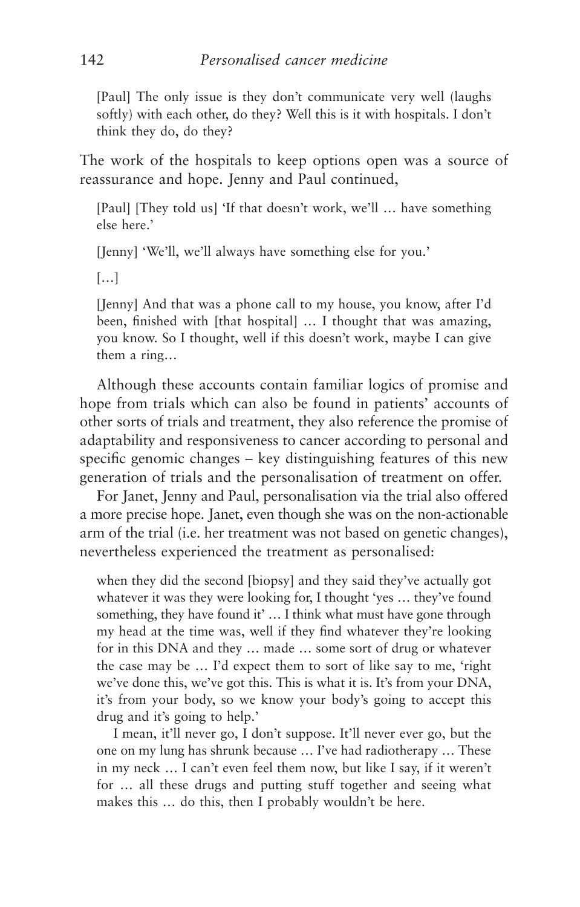> [Paul] The only issue is they don't communicate very well (laughs softly) with each other, do they? Well this is it with hospitals. I don't think they do, do they?

The work of the hospitals to keep options open was a source of reassurance and hope. Jenny and Paul continued,

> [Paul] [They told us] 'If that doesn't work, we'll … have something else here.'
>
> [Jenny] 'We'll, we'll always have something else for you.'
>
> […]
>
> [Jenny] And that was a phone call to my house, you know, after I'd been, finished with [that hospital] … I thought that was amazing, you know. So I thought, well if this doesn't work, maybe I can give them a ring…

Although these accounts contain familiar logics of promise and hope from trials which can also be found in patients' accounts of other sorts of trials and treatment, they also reference the promise of adaptability and responsiveness to cancer according to personal and specific genomic changes – key distinguishing features of this new generation of trials and the personalisation of treatment on offer.

For Janet, Jenny and Paul, personalisation via the trial also offered a more precise hope. Janet, even though she was on the non-actionable arm of the trial (i.e. her treatment was not based on genetic changes), nevertheless experienced the treatment as personalised:

> when they did the second [biopsy] and they said they've actually got whatever it was they were looking for, I thought 'yes … they've found something, they have found it' … I think what must have gone through my head at the time was, well if they find whatever they're looking for in this DNA and they … made … some sort of drug or whatever the case may be … I'd expect them to sort of like say to me, 'right we've done this, we've got this. This is what it is. It's from your DNA, it's from your body, so we know your body's going to accept this drug and it's going to help.'
>
> I mean, it'll never go, I don't suppose. It'll never ever go, but the one on my lung has shrunk because … I've had radiotherapy … These in my neck … I can't even feel them now, but like I say, if it weren't for … all these drugs and putting stuff together and seeing what makes this … do this, then I probably wouldn't be here.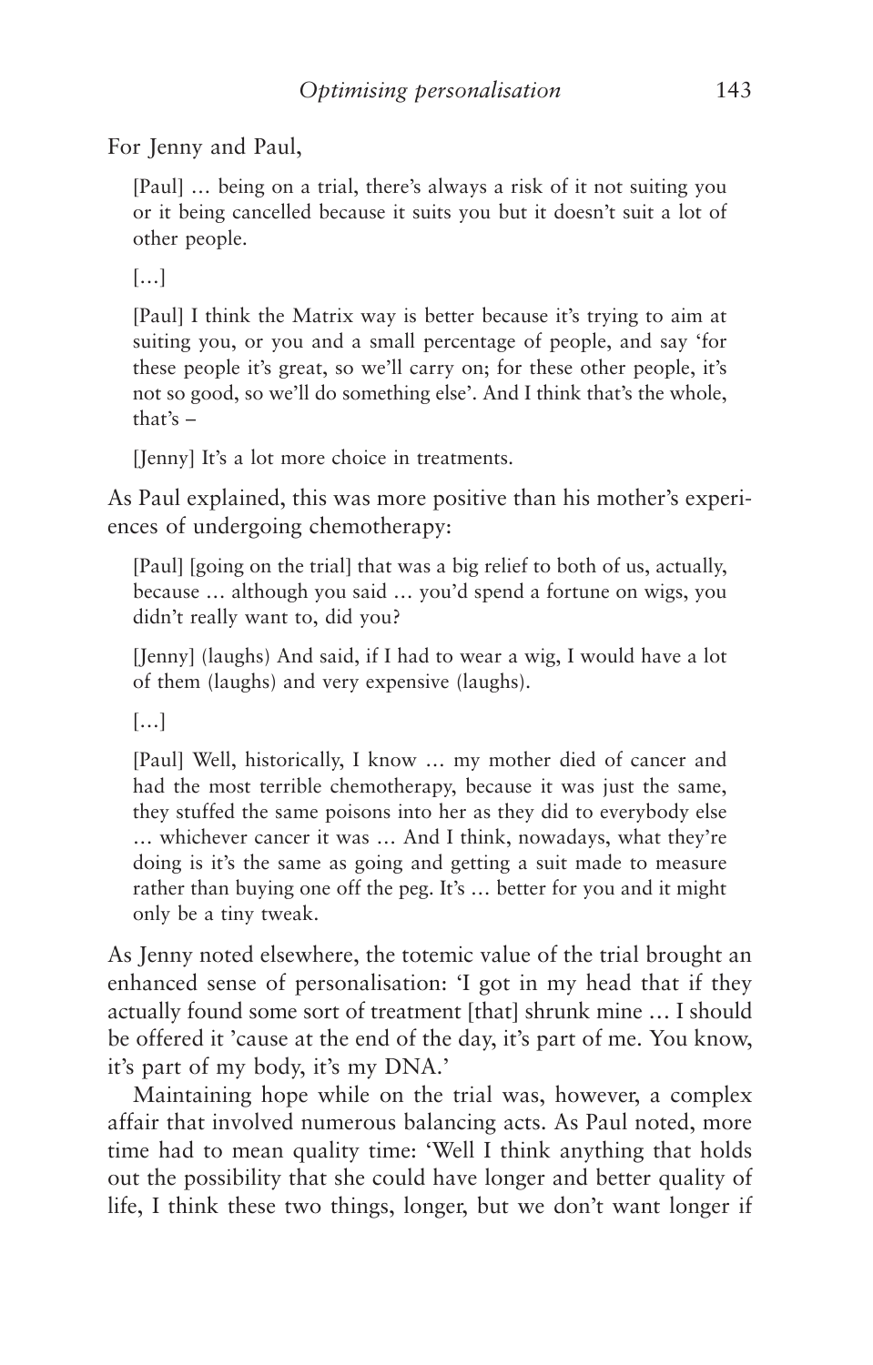For Jenny and Paul,

> [Paul] … being on a trial, there's always a risk of it not suiting you or it being cancelled because it suits you but it doesn't suit a lot of other people.
>
> […]
>
> [Paul] I think the Matrix way is better because it's trying to aim at suiting you, or you and a small percentage of people, and say 'for these people it's great, so we'll carry on; for these other people, it's not so good, so we'll do something else'. And I think that's the whole, that's –
>
> [Jenny] It's a lot more choice in treatments.

As Paul explained, this was more positive than his mother's experiences of undergoing chemotherapy:

> [Paul] [going on the trial] that was a big relief to both of us, actually, because … although you said … you'd spend a fortune on wigs, you didn't really want to, did you?
>
> [Jenny] (laughs) And said, if I had to wear a wig, I would have a lot of them (laughs) and very expensive (laughs).
>
> […]
>
> [Paul] Well, historically, I know … my mother died of cancer and had the most terrible chemotherapy, because it was just the same, they stuffed the same poisons into her as they did to everybody else … whichever cancer it was … And I think, nowadays, what they're doing is it's the same as going and getting a suit made to measure rather than buying one off the peg. It's … better for you and it might only be a tiny tweak.

As Jenny noted elsewhere, the totemic value of the trial brought an enhanced sense of personalisation: 'I got in my head that if they actually found some sort of treatment [that] shrunk mine … I should be offered it 'cause at the end of the day, it's part of me. You know, it's part of my body, it's my DNA.'

Maintaining hope while on the trial was, however, a complex affair that involved numerous balancing acts. As Paul noted, more time had to mean quality time: 'Well I think anything that holds out the possibility that she could have longer and better quality of life, I think these two things, longer, but we don't want longer if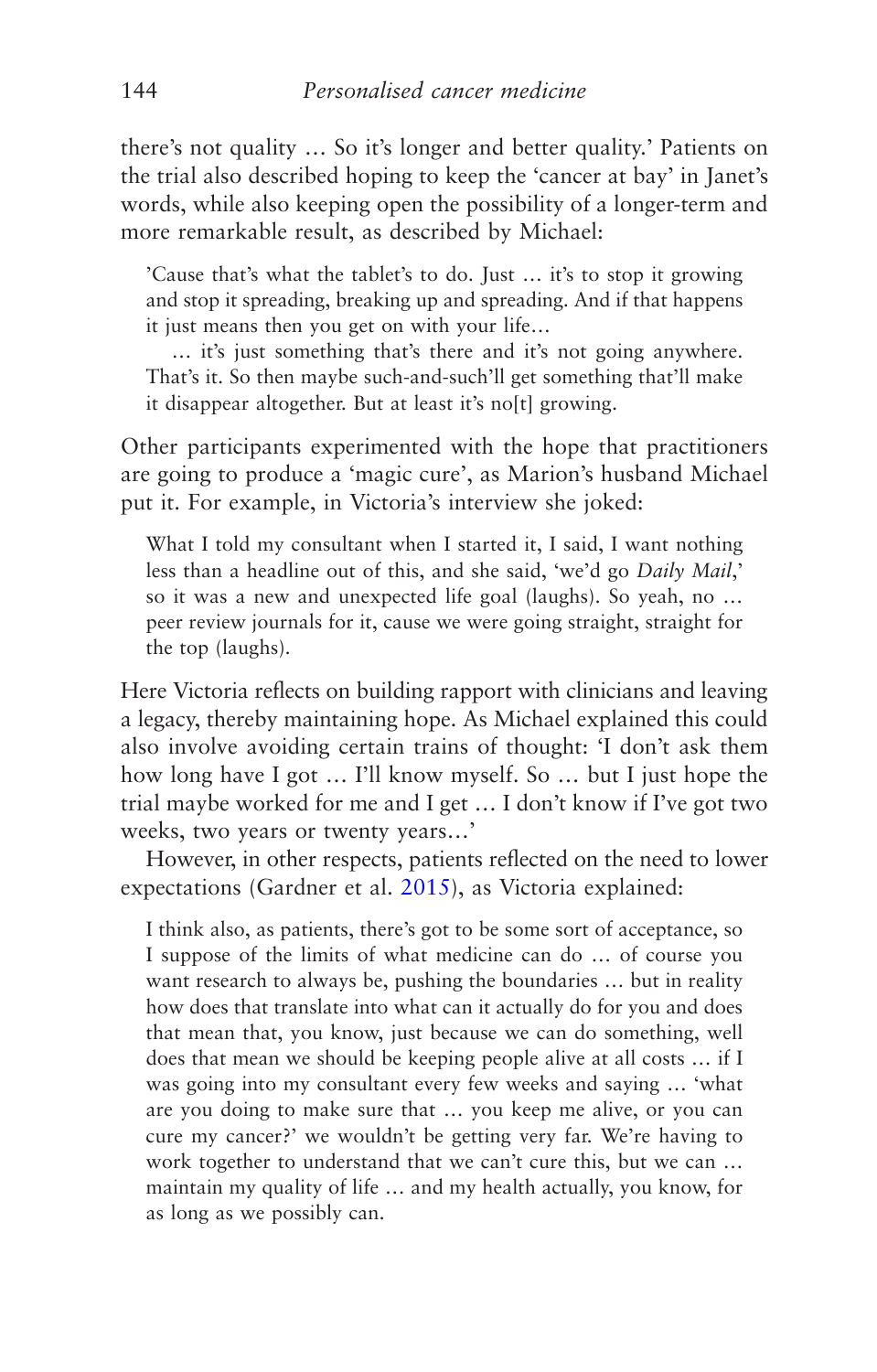there's not quality … So it's longer and better quality.' Patients on the trial also described hoping to keep the 'cancer at bay' in Janet's words, while also keeping open the possibility of a longer-term and more remarkable result, as described by Michael:

> 'Cause that's what the tablet's to do. Just … it's to stop it growing and stop it spreading, breaking up and spreading. And if that happens it just means then you get on with your life…
>
> … it's just something that's there and it's not going anywhere. That's it. So then maybe such-and-such'll get something that'll make it disappear altogether. But at least it's no[t] growing.

Other participants experimented with the hope that practitioners are going to produce a 'magic cure', as Marion's husband Michael put it. For example, in Victoria's interview she joked:

> What I told my consultant when I started it, I said, I want nothing less than a headline out of this, and she said, 'we'd go *Daily Mail*,' so it was a new and unexpected life goal (laughs). So yeah, no … peer review journals for it, cause we were going straight, straight for the top (laughs).

Here Victoria reflects on building rapport with clinicians and leaving a legacy, thereby maintaining hope. As Michael explained this could also involve avoiding certain trains of thought: 'I don't ask them how long have I got … I'll know myself. So … but I just hope the trial maybe worked for me and I get … I don't know if I've got two weeks, two years or twenty years…'

However, in other respects, patients reflected on the need to lower expectations (Gardner et al. 2015), as Victoria explained:

> I think also, as patients, there's got to be some sort of acceptance, so I suppose of the limits of what medicine can do … of course you want research to always be, pushing the boundaries … but in reality how does that translate into what can it actually do for you and does that mean that, you know, just because we can do something, well does that mean we should be keeping people alive at all costs … if I was going into my consultant every few weeks and saying … 'what are you doing to make sure that … you keep me alive, or you can cure my cancer?' we wouldn't be getting very far. We're having to work together to understand that we can't cure this, but we can … maintain my quality of life … and my health actually, you know, for as long as we possibly can.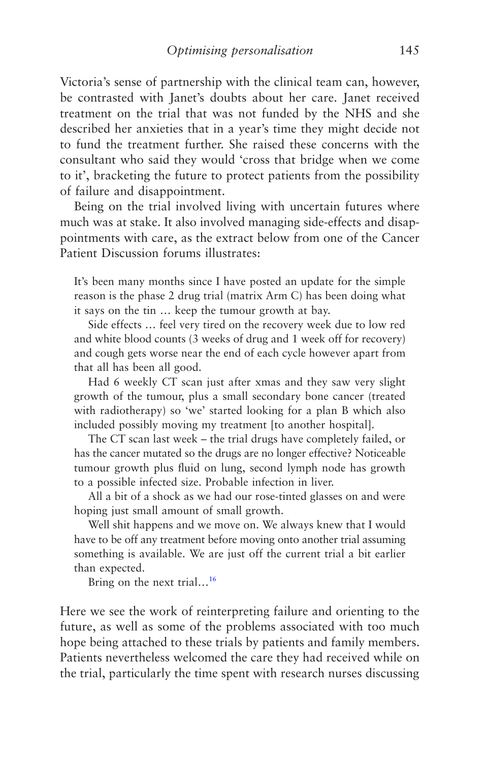Victoria's sense of partnership with the clinical team can, however, be contrasted with Janet's doubts about her care. Janet received treatment on the trial that was not funded by the NHS and she described her anxieties that in a year's time they might decide not to fund the treatment further. She raised these concerns with the consultant who said they would 'cross that bridge when we come to it', bracketing the future to protect patients from the possibility of failure and disappointment.

Being on the trial involved living with uncertain futures where much was at stake. It also involved managing side-effects and disappointments with care, as the extract below from one of the Cancer Patient Discussion forums illustrates:

> It's been many months since I have posted an update for the simple reason is the phase 2 drug trial (matrix Arm C) has been doing what it says on the tin … keep the tumour growth at bay.
>
> Side effects … feel very tired on the recovery week due to low red and white blood counts (3 weeks of drug and 1 week off for recovery) and cough gets worse near the end of each cycle however apart from that all has been all good.
>
> Had 6 weekly CT scan just after xmas and they saw very slight growth of the tumour, plus a small secondary bone cancer (treated with radiotherapy) so 'we' started looking for a plan B which also included possibly moving my treatment [to another hospital].
>
> The CT scan last week – the trial drugs have completely failed, or has the cancer mutated so the drugs are no longer effective? Noticeable tumour growth plus fluid on lung, second lymph node has growth to a possible infected size. Probable infection in liver.
>
> All a bit of a shock as we had our rose-tinted glasses on and were hoping just small amount of small growth.
>
> Well shit happens and we move on. We always knew that I would have to be off any treatment before moving onto another trial assuming something is available. We are just off the current trial a bit earlier than expected.
>
> Bring on the next trial…[16]

Here we see the work of reinterpreting failure and orienting to the future, as well as some of the problems associated with too much hope being attached to these trials by patients and family members. Patients nevertheless welcomed the care they had received while on the trial, particularly the time spent with research nurses discussing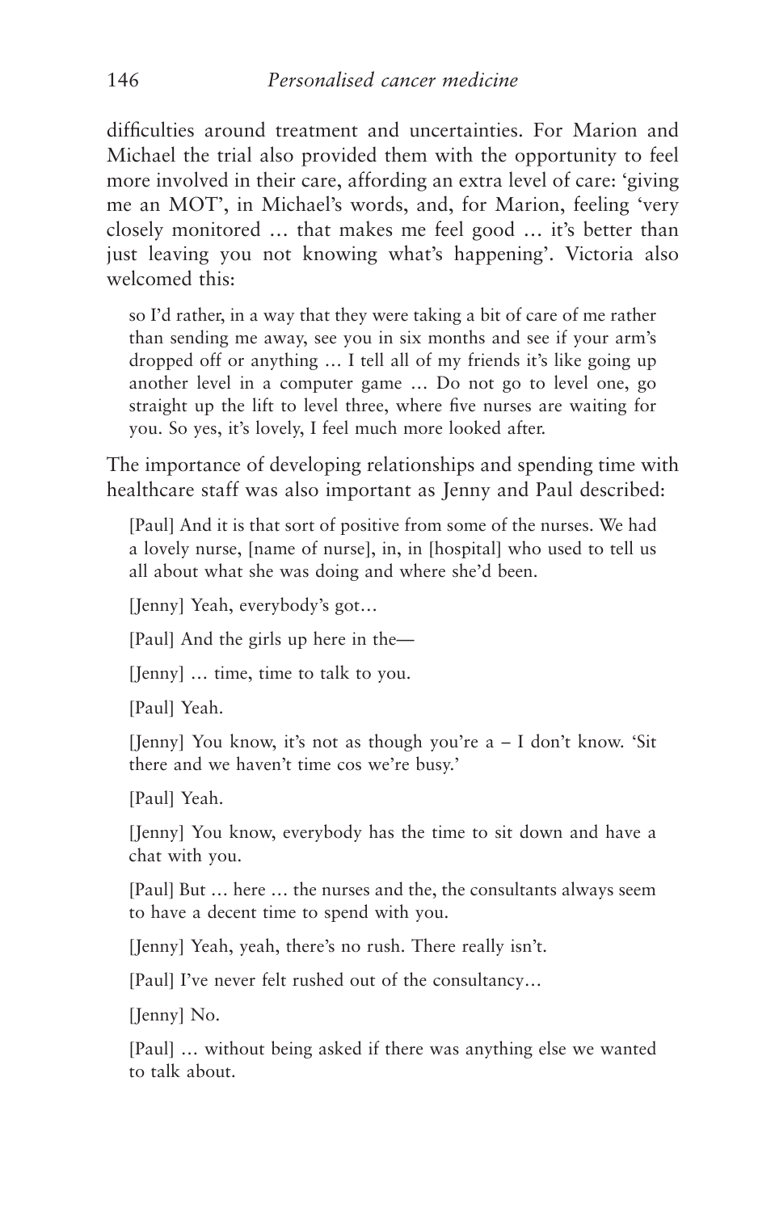difficulties around treatment and uncertainties. For Marion and Michael the trial also provided them with the opportunity to feel more involved in their care, affording an extra level of care: 'giving me an MOT', in Michael's words, and, for Marion, feeling 'very closely monitored … that makes me feel good … it's better than just leaving you not knowing what's happening'. Victoria also welcomed this:

> so I'd rather, in a way that they were taking a bit of care of me rather than sending me away, see you in six months and see if your arm's dropped off or anything … I tell all of my friends it's like going up another level in a computer game … Do not go to level one, go straight up the lift to level three, where five nurses are waiting for you. So yes, it's lovely, I feel much more looked after.

The importance of developing relationships and spending time with healthcare staff was also important as Jenny and Paul described:

> [Paul] And it is that sort of positive from some of the nurses. We had a lovely nurse, [name of nurse], in, in [hospital] who used to tell us all about what she was doing and where she'd been.
>
> [Jenny] Yeah, everybody's got…
>
> [Paul] And the girls up here in the—
>
> [Jenny] … time, time to talk to you.
>
> [Paul] Yeah.
>
> [Jenny] You know, it's not as though you're a – I don't know. 'Sit there and we haven't time cos we're busy.'
>
> [Paul] Yeah.
>
> [Jenny] You know, everybody has the time to sit down and have a chat with you.
>
> [Paul] But … here … the nurses and the, the consultants always seem to have a decent time to spend with you.
>
> [Jenny] Yeah, yeah, there's no rush. There really isn't.
>
> [Paul] I've never felt rushed out of the consultancy…
>
> [Jenny] No.
>
> [Paul] … without being asked if there was anything else we wanted to talk about.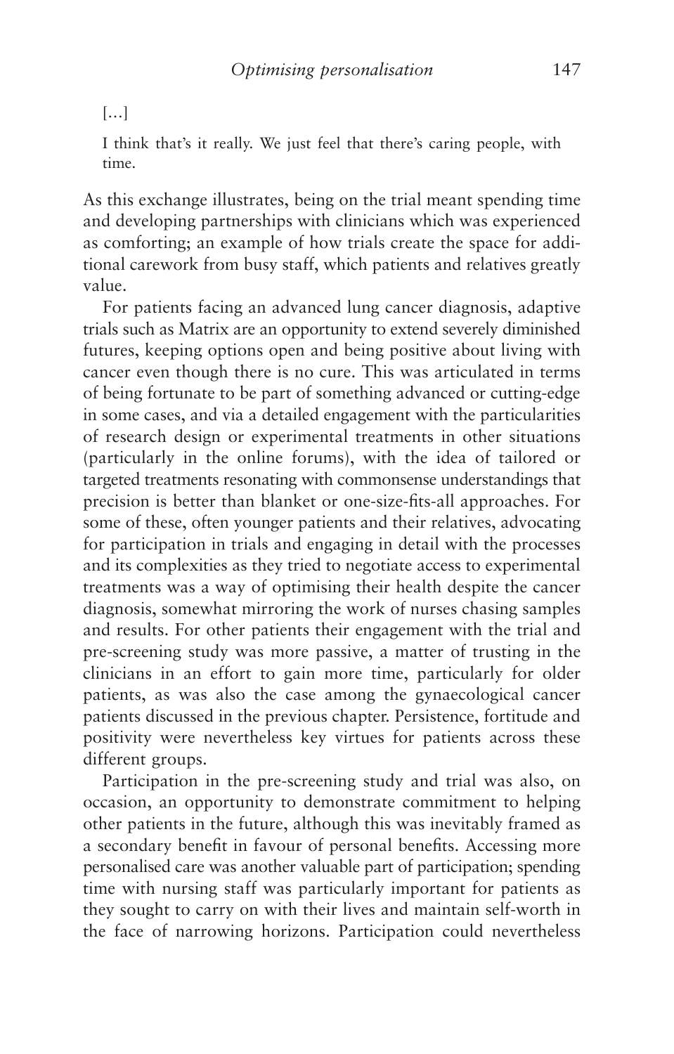[...]

> I think that's it really. We just feel that there's caring people, with time.

As this exchange illustrates, being on the trial meant spending time and developing partnerships with clinicians which was experienced as comforting; an example of how trials create the space for additional carework from busy staff, which patients and relatives greatly value.

For patients facing an advanced lung cancer diagnosis, adaptive trials such as Matrix are an opportunity to extend severely diminished futures, keeping options open and being positive about living with cancer even though there is no cure. This was articulated in terms of being fortunate to be part of something advanced or cutting-edge in some cases, and via a detailed engagement with the particularities of research design or experimental treatments in other situations (particularly in the online forums), with the idea of tailored or targeted treatments resonating with commonsense understandings that precision is better than blanket or one-size-fits-all approaches. For some of these, often younger patients and their relatives, advocating for participation in trials and engaging in detail with the processes and its complexities as they tried to negotiate access to experimental treatments was a way of optimising their health despite the cancer diagnosis, somewhat mirroring the work of nurses chasing samples and results. For other patients their engagement with the trial and pre-screening study was more passive, a matter of trusting in the clinicians in an effort to gain more time, particularly for older patients, as was also the case among the gynaecological cancer patients discussed in the previous chapter. Persistence, fortitude and positivity were nevertheless key virtues for patients across these different groups.

Participation in the pre-screening study and trial was also, on occasion, an opportunity to demonstrate commitment to helping other patients in the future, although this was inevitably framed as a secondary benefit in favour of personal benefits. Accessing more personalised care was another valuable part of participation; spending time with nursing staff was particularly important for patients as they sought to carry on with their lives and maintain self-worth in the face of narrowing horizons. Participation could nevertheless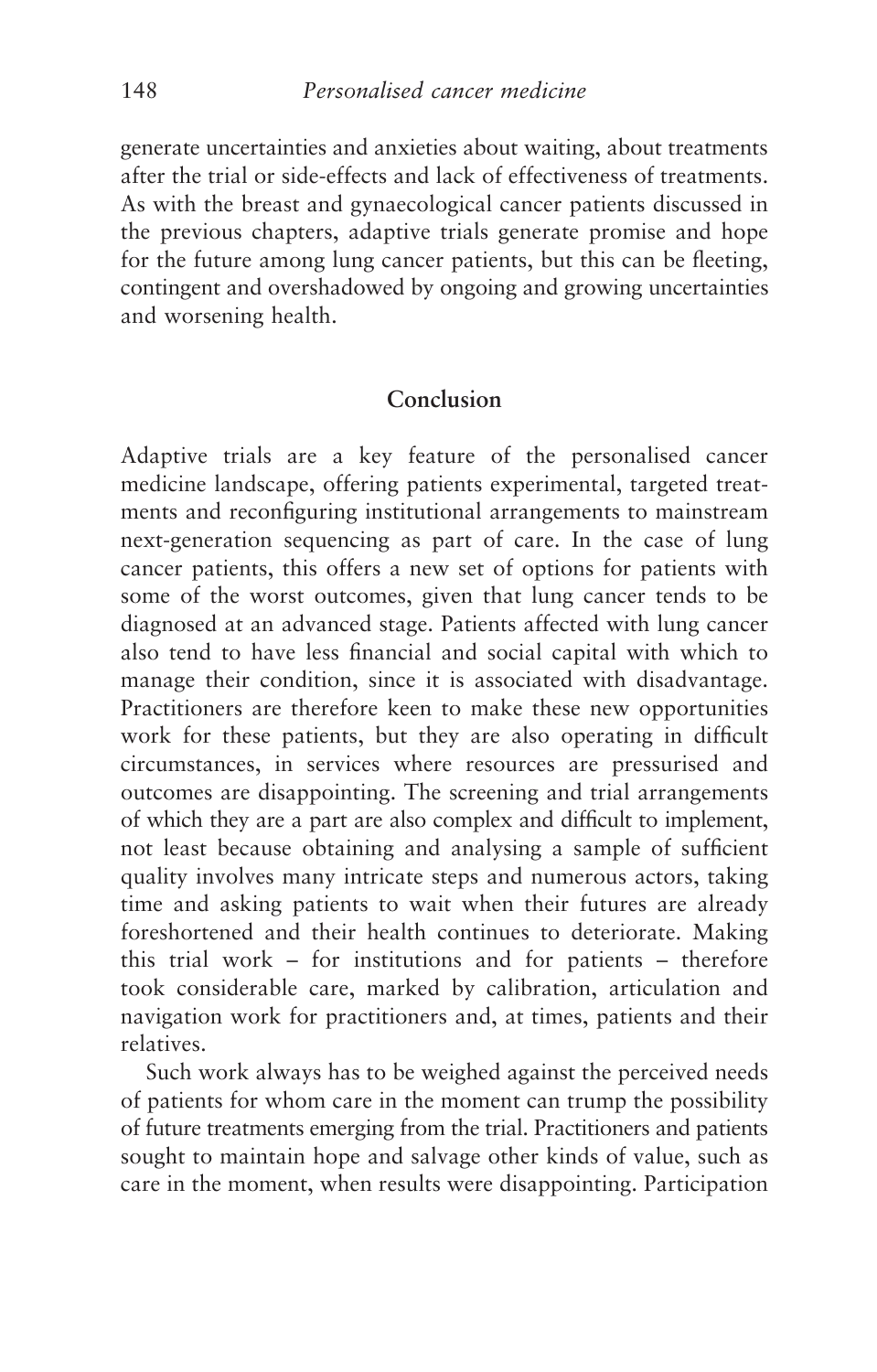generate uncertainties and anxieties about waiting, about treatments after the trial or side-effects and lack of effectiveness of treatments. As with the breast and gynaecological cancer patients discussed in the previous chapters, adaptive trials generate promise and hope for the future among lung cancer patients, but this can be fleeting, contingent and overshadowed by ongoing and growing uncertainties and worsening health.

## Conclusion

Adaptive trials are a key feature of the personalised cancer medicine landscape, offering patients experimental, targeted treatments and reconfiguring institutional arrangements to mainstream next-generation sequencing as part of care. In the case of lung cancer patients, this offers a new set of options for patients with some of the worst outcomes, given that lung cancer tends to be diagnosed at an advanced stage. Patients affected with lung cancer also tend to have less financial and social capital with which to manage their condition, since it is associated with disadvantage. Practitioners are therefore keen to make these new opportunities work for these patients, but they are also operating in difficult circumstances, in services where resources are pressurised and outcomes are disappointing. The screening and trial arrangements of which they are a part are also complex and difficult to implement, not least because obtaining and analysing a sample of sufficient quality involves many intricate steps and numerous actors, taking time and asking patients to wait when their futures are already foreshortened and their health continues to deteriorate. Making this trial work – for institutions and for patients – therefore took considerable care, marked by calibration, articulation and navigation work for practitioners and, at times, patients and their relatives.

Such work always has to be weighed against the perceived needs of patients for whom care in the moment can trump the possibility of future treatments emerging from the trial. Practitioners and patients sought to maintain hope and salvage other kinds of value, such as care in the moment, when results were disappointing. Participation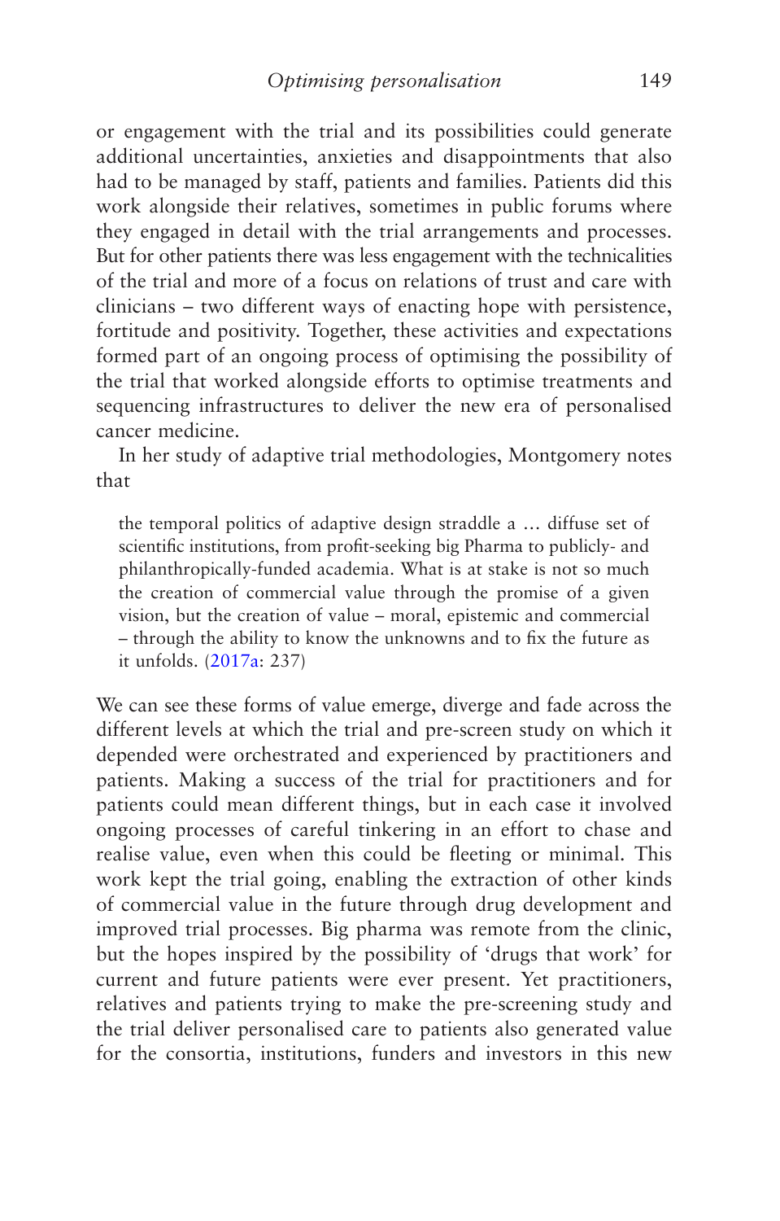or engagement with the trial and its possibilities could generate additional uncertainties, anxieties and disappointments that also had to be managed by staff, patients and families. Patients did this work alongside their relatives, sometimes in public forums where they engaged in detail with the trial arrangements and processes. But for other patients there was less engagement with the technicalities of the trial and more of a focus on relations of trust and care with clinicians – two different ways of enacting hope with persistence, fortitude and positivity. Together, these activities and expectations formed part of an ongoing process of optimising the possibility of the trial that worked alongside efforts to optimise treatments and sequencing infrastructures to deliver the new era of personalised cancer medicine.

In her study of adaptive trial methodologies, Montgomery notes that

> the temporal politics of adaptive design straddle a … diffuse set of scientific institutions, from profit-seeking big Pharma to publicly- and philanthropically-funded academia. What is at stake is not so much the creation of commercial value through the promise of a given vision, but the creation of value – moral, epistemic and commercial – through the ability to know the unknowns and to fix the future as it unfolds. (2017a: 237)

We can see these forms of value emerge, diverge and fade across the different levels at which the trial and pre-screen study on which it depended were orchestrated and experienced by practitioners and patients. Making a success of the trial for practitioners and for patients could mean different things, but in each case it involved ongoing processes of careful tinkering in an effort to chase and realise value, even when this could be fleeting or minimal. This work kept the trial going, enabling the extraction of other kinds of commercial value in the future through drug development and improved trial processes. Big pharma was remote from the clinic, but the hopes inspired by the possibility of 'drugs that work' for current and future patients were ever present. Yet practitioners, relatives and patients trying to make the pre-screening study and the trial deliver personalised care to patients also generated value for the consortia, institutions, funders and investors in this new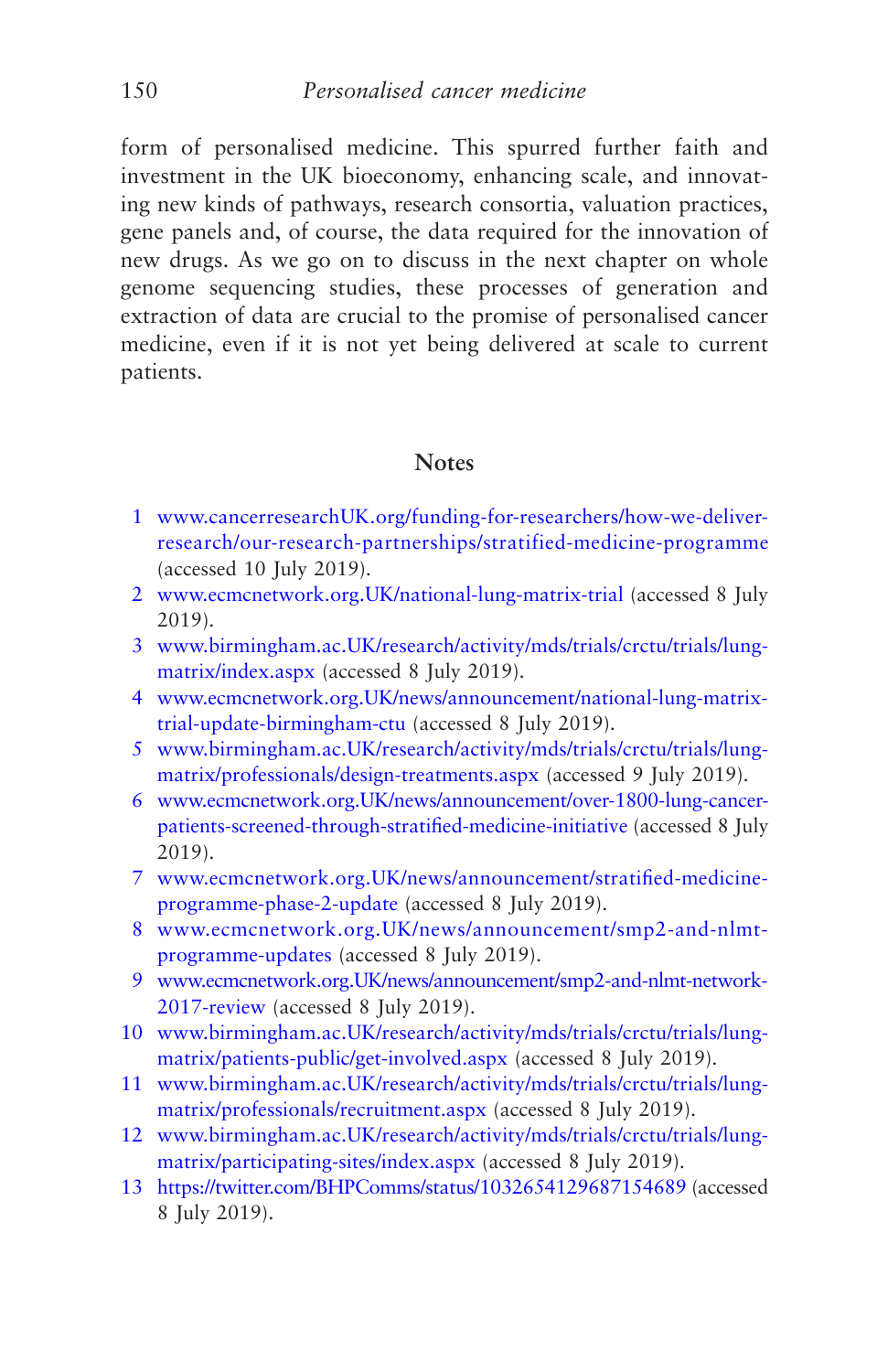form of personalised medicine. This spurred further faith and investment in the UK bioeconomy, enhancing scale, and innovating new kinds of pathways, research consortia, valuation practices, gene panels and, of course, the data required for the innovation of new drugs. As we go on to discuss in the next chapter on whole genome sequencing studies, these processes of generation and extraction of data are crucial to the promise of personalised cancer medicine, even if it is not yet being delivered at scale to current patients.

## Notes

1. www.cancerresearchUK.org/funding-for-researchers/how-we-deliver-research/our-research-partnerships/stratified-medicine-programme (accessed 10 July 2019).
2. www.ecmcnetwork.org.UK/national-lung-matrix-trial (accessed 8 July 2019).
3. www.birmingham.ac.UK/research/activity/mds/trials/crctu/trials/lung-matrix/index.aspx (accessed 8 July 2019).
4. www.ecmcnetwork.org.UK/news/announcement/national-lung-matrix-trial-update-birmingham-ctu (accessed 8 July 2019).
5. www.birmingham.ac.UK/research/activity/mds/trials/crctu/trials/lung-matrix/professionals/design-treatments.aspx (accessed 9 July 2019).
6. www.ecmcnetwork.org.UK/news/announcement/over-1800-lung-cancer-patients-screened-through-stratified-medicine-initiative (accessed 8 July 2019).
7. www.ecmcnetwork.org.UK/news/announcement/stratified-medicine-programme-phase-2-update (accessed 8 July 2019).
8. www.ecmcnetwork.org.UK/news/announcement/smp2-and-nlmt-programme-updates (accessed 8 July 2019).
9. www.ecmcnetwork.org.UK/news/announcement/smp2-and-nlmt-network-2017-review (accessed 8 July 2019).
10. www.birmingham.ac.UK/research/activity/mds/trials/crctu/trials/lung-matrix/patients-public/get-involved.aspx (accessed 8 July 2019).
11. www.birmingham.ac.UK/research/activity/mds/trials/crctu/trials/lung-matrix/professionals/recruitment.aspx (accessed 8 July 2019).
12. www.birmingham.ac.UK/research/activity/mds/trials/crctu/trials/lung-matrix/participating-sites/index.aspx (accessed 8 July 2019).
13. https://twitter.com/BHPComms/status/1032654129687154689 (accessed 8 July 2019).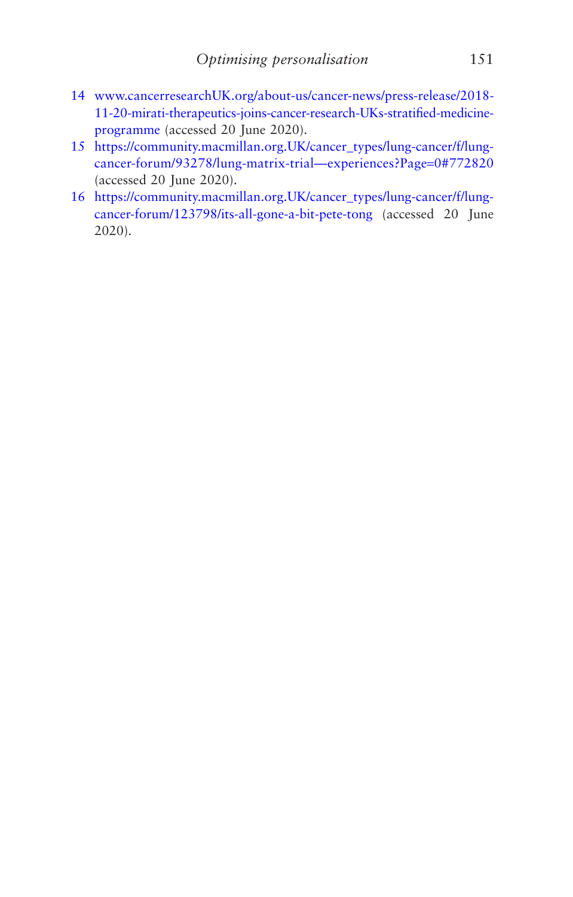14 www.cancerresearchUK.org/about-us/cancer-news/press-release/2018-11-20-mirati-therapeutics-joins-cancer-research-UKs-stratified-medicine-programme (accessed 20 June 2020).
15 https://community.macmillan.org.UK/cancer_types/lung-cancer/f/lung-cancer-forum/93278/lung-matrix-trial—experiences?Page=0#772820 (accessed 20 June 2020).
16 https://community.macmillan.org.UK/cancer_types/lung-cancer/f/lung-cancer-forum/123798/its-all-gone-a-bit-pete-tong (accessed 20 June 2020).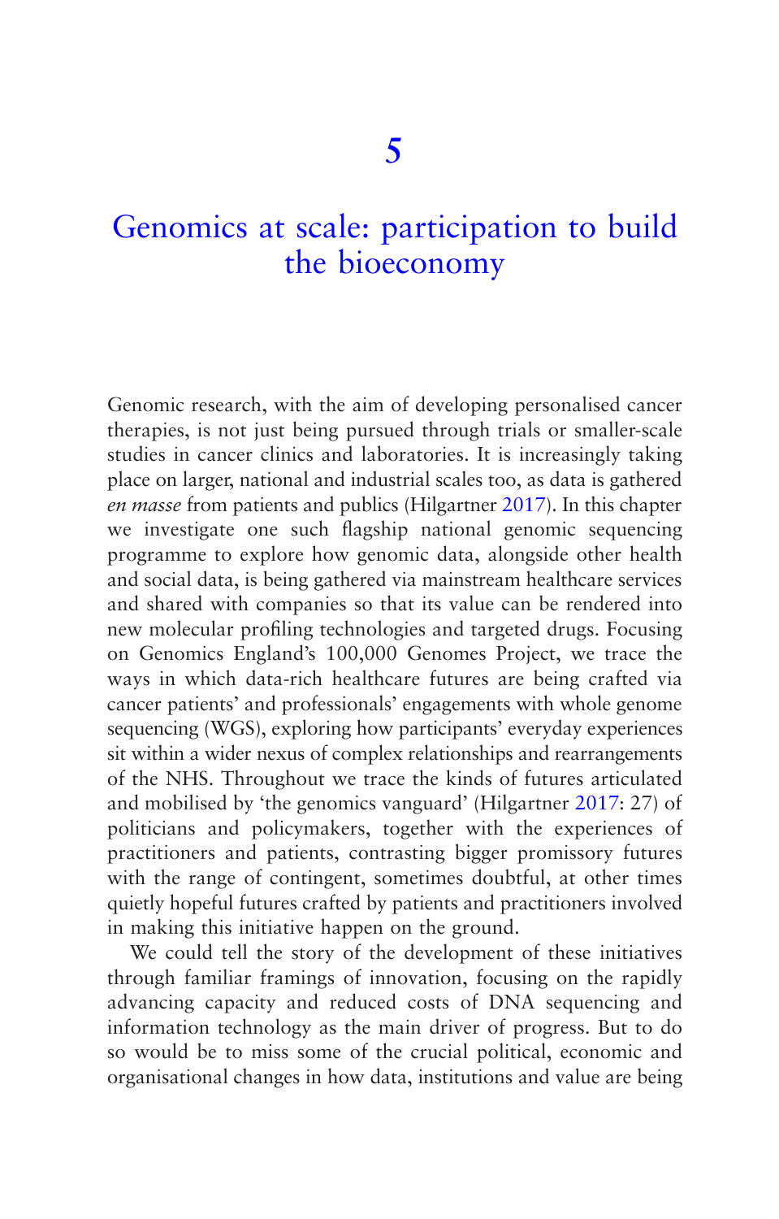# 5

# Genomics at scale: participation to build the bioeconomy

Genomic research, with the aim of developing personalised cancer therapies, is not just being pursued through trials or smaller-scale studies in cancer clinics and laboratories. It is increasingly taking place on larger, national and industrial scales too, as data is gathered *en masse* from patients and publics (Hilgartner 2017). In this chapter we investigate one such flagship national genomic sequencing programme to explore how genomic data, alongside other health and social data, is being gathered via mainstream healthcare services and shared with companies so that its value can be rendered into new molecular profiling technologies and targeted drugs. Focusing on Genomics England's 100,000 Genomes Project, we trace the ways in which data-rich healthcare futures are being crafted via cancer patients' and professionals' engagements with whole genome sequencing (WGS), exploring how participants' everyday experiences sit within a wider nexus of complex relationships and rearrangements of the NHS. Throughout we trace the kinds of futures articulated and mobilised by 'the genomics vanguard' (Hilgartner 2017: 27) of politicians and policymakers, together with the experiences of practitioners and patients, contrasting bigger promissory futures with the range of contingent, sometimes doubtful, at other times quietly hopeful futures crafted by patients and practitioners involved in making this initiative happen on the ground.

We could tell the story of the development of these initiatives through familiar framings of innovation, focusing on the rapidly advancing capacity and reduced costs of DNA sequencing and information technology as the main driver of progress. But to do so would be to miss some of the crucial political, economic and organisational changes in how data, institutions and value are being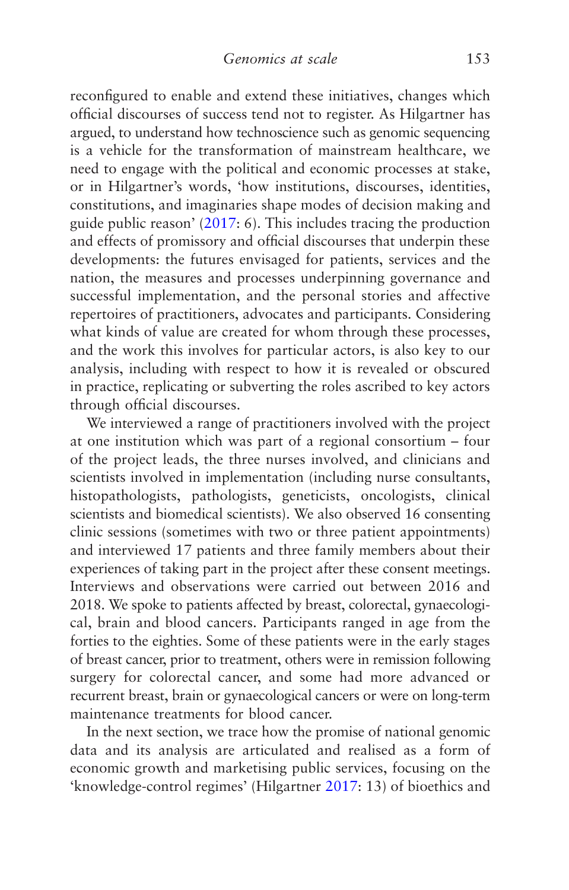reconfigured to enable and extend these initiatives, changes which official discourses of success tend not to register. As Hilgartner has argued, to understand how technoscience such as genomic sequencing is a vehicle for the transformation of mainstream healthcare, we need to engage with the political and economic processes at stake, or in Hilgartner's words, 'how institutions, discourses, identities, constitutions, and imaginaries shape modes of decision making and guide public reason' (2017: 6). This includes tracing the production and effects of promissory and official discourses that underpin these developments: the futures envisaged for patients, services and the nation, the measures and processes underpinning governance and successful implementation, and the personal stories and affective repertoires of practitioners, advocates and participants. Considering what kinds of value are created for whom through these processes, and the work this involves for particular actors, is also key to our analysis, including with respect to how it is revealed or obscured in practice, replicating or subverting the roles ascribed to key actors through official discourses.

We interviewed a range of practitioners involved with the project at one institution which was part of a regional consortium – four of the project leads, the three nurses involved, and clinicians and scientists involved in implementation (including nurse consultants, histopathologists, pathologists, geneticists, oncologists, clinical scientists and biomedical scientists). We also observed 16 consenting clinic sessions (sometimes with two or three patient appointments) and interviewed 17 patients and three family members about their experiences of taking part in the project after these consent meetings. Interviews and observations were carried out between 2016 and 2018. We spoke to patients affected by breast, colorectal, gynaecological, brain and blood cancers. Participants ranged in age from the forties to the eighties. Some of these patients were in the early stages of breast cancer, prior to treatment, others were in remission following surgery for colorectal cancer, and some had more advanced or recurrent breast, brain or gynaecological cancers or were on long-term maintenance treatments for blood cancer.

In the next section, we trace how the promise of national genomic data and its analysis are articulated and realised as a form of economic growth and marketising public services, focusing on the 'knowledge-control regimes' (Hilgartner 2017: 13) of bioethics and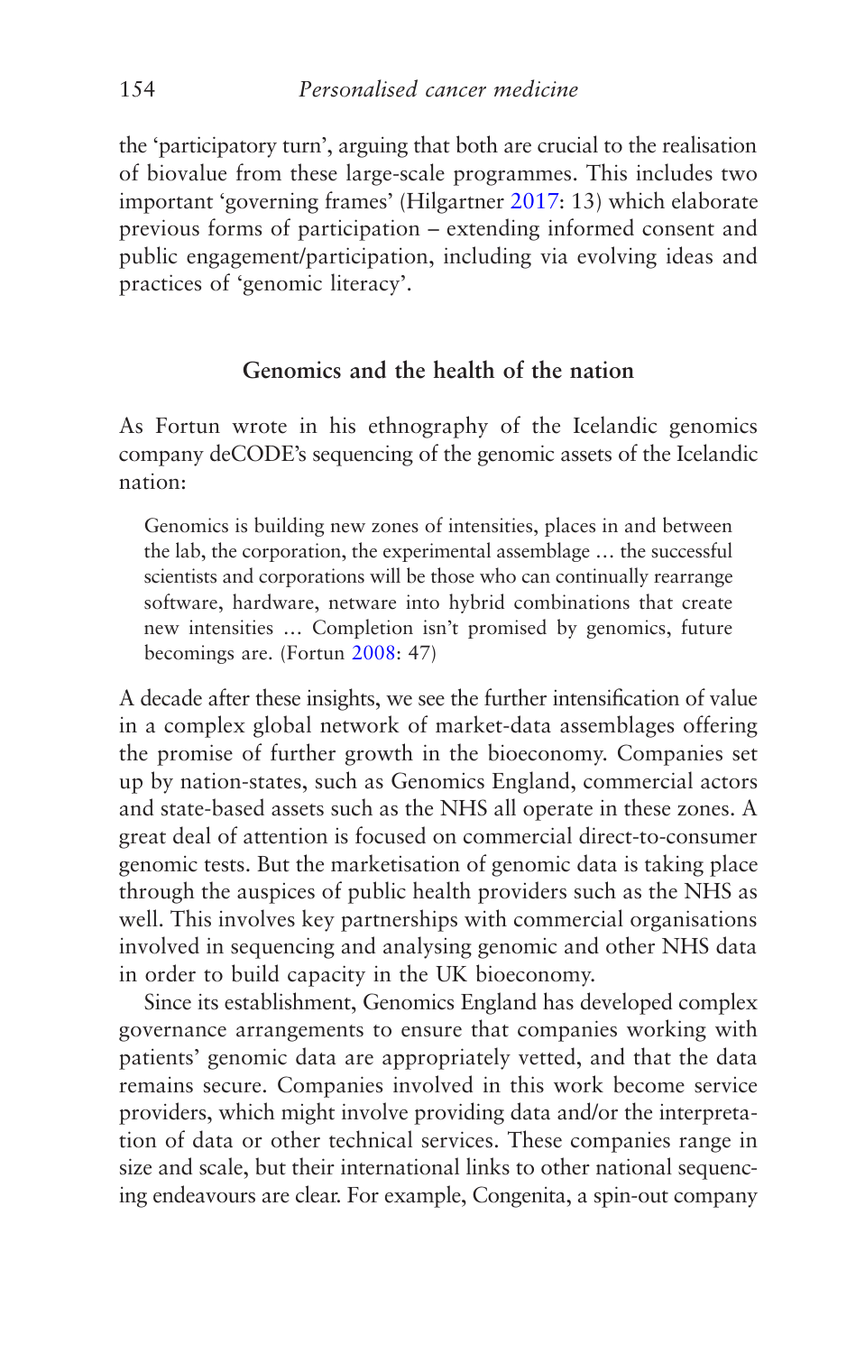the 'participatory turn', arguing that both are crucial to the realisation of biovalue from these large-scale programmes. This includes two important 'governing frames' (Hilgartner 2017: 13) which elaborate previous forms of participation – extending informed consent and public engagement/participation, including via evolving ideas and practices of 'genomic literacy'.

## Genomics and the health of the nation

As Fortun wrote in his ethnography of the Icelandic genomics company deCODE's sequencing of the genomic assets of the Icelandic nation:

> Genomics is building new zones of intensities, places in and between the lab, the corporation, the experimental assemblage … the successful scientists and corporations will be those who can continually rearrange software, hardware, netware into hybrid combinations that create new intensities … Completion isn't promised by genomics, future becomings are. (Fortun 2008: 47)

A decade after these insights, we see the further intensification of value in a complex global network of market-data assemblages offering the promise of further growth in the bioeconomy. Companies set up by nation-states, such as Genomics England, commercial actors and state-based assets such as the NHS all operate in these zones. A great deal of attention is focused on commercial direct-to-consumer genomic tests. But the marketisation of genomic data is taking place through the auspices of public health providers such as the NHS as well. This involves key partnerships with commercial organisations involved in sequencing and analysing genomic and other NHS data in order to build capacity in the UK bioeconomy.

Since its establishment, Genomics England has developed complex governance arrangements to ensure that companies working with patients' genomic data are appropriately vetted, and that the data remains secure. Companies involved in this work become service providers, which might involve providing data and/or the interpretation of data or other technical services. These companies range in size and scale, but their international links to other national sequencing endeavours are clear. For example, Congenita, a spin-out company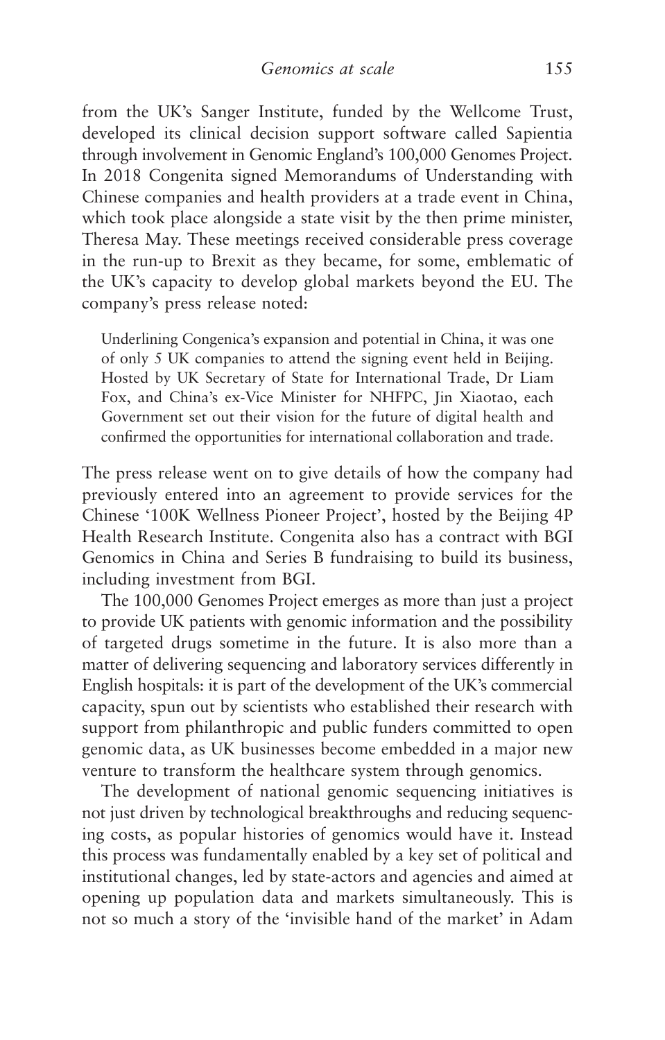from the UK's Sanger Institute, funded by the Wellcome Trust, developed its clinical decision support software called Sapientia through involvement in Genomic England's 100,000 Genomes Project. In 2018 Congenita signed Memorandums of Understanding with Chinese companies and health providers at a trade event in China, which took place alongside a state visit by the then prime minister, Theresa May. These meetings received considerable press coverage in the run-up to Brexit as they became, for some, emblematic of the UK's capacity to develop global markets beyond the EU. The company's press release noted:

> Underlining Congenica's expansion and potential in China, it was one of only 5 UK companies to attend the signing event held in Beijing. Hosted by UK Secretary of State for International Trade, Dr Liam Fox, and China's ex-Vice Minister for NHFPC, Jin Xiaotao, each Government set out their vision for the future of digital health and confirmed the opportunities for international collaboration and trade.

The press release went on to give details of how the company had previously entered into an agreement to provide services for the Chinese '100K Wellness Pioneer Project', hosted by the Beijing 4P Health Research Institute. Congenita also has a contract with BGI Genomics in China and Series B fundraising to build its business, including investment from BGI.

The 100,000 Genomes Project emerges as more than just a project to provide UK patients with genomic information and the possibility of targeted drugs sometime in the future. It is also more than a matter of delivering sequencing and laboratory services differently in English hospitals: it is part of the development of the UK's commercial capacity, spun out by scientists who established their research with support from philanthropic and public funders committed to open genomic data, as UK businesses become embedded in a major new venture to transform the healthcare system through genomics.

The development of national genomic sequencing initiatives is not just driven by technological breakthroughs and reducing sequencing costs, as popular histories of genomics would have it. Instead this process was fundamentally enabled by a key set of political and institutional changes, led by state-actors and agencies and aimed at opening up population data and markets simultaneously. This is not so much a story of the 'invisible hand of the market' in Adam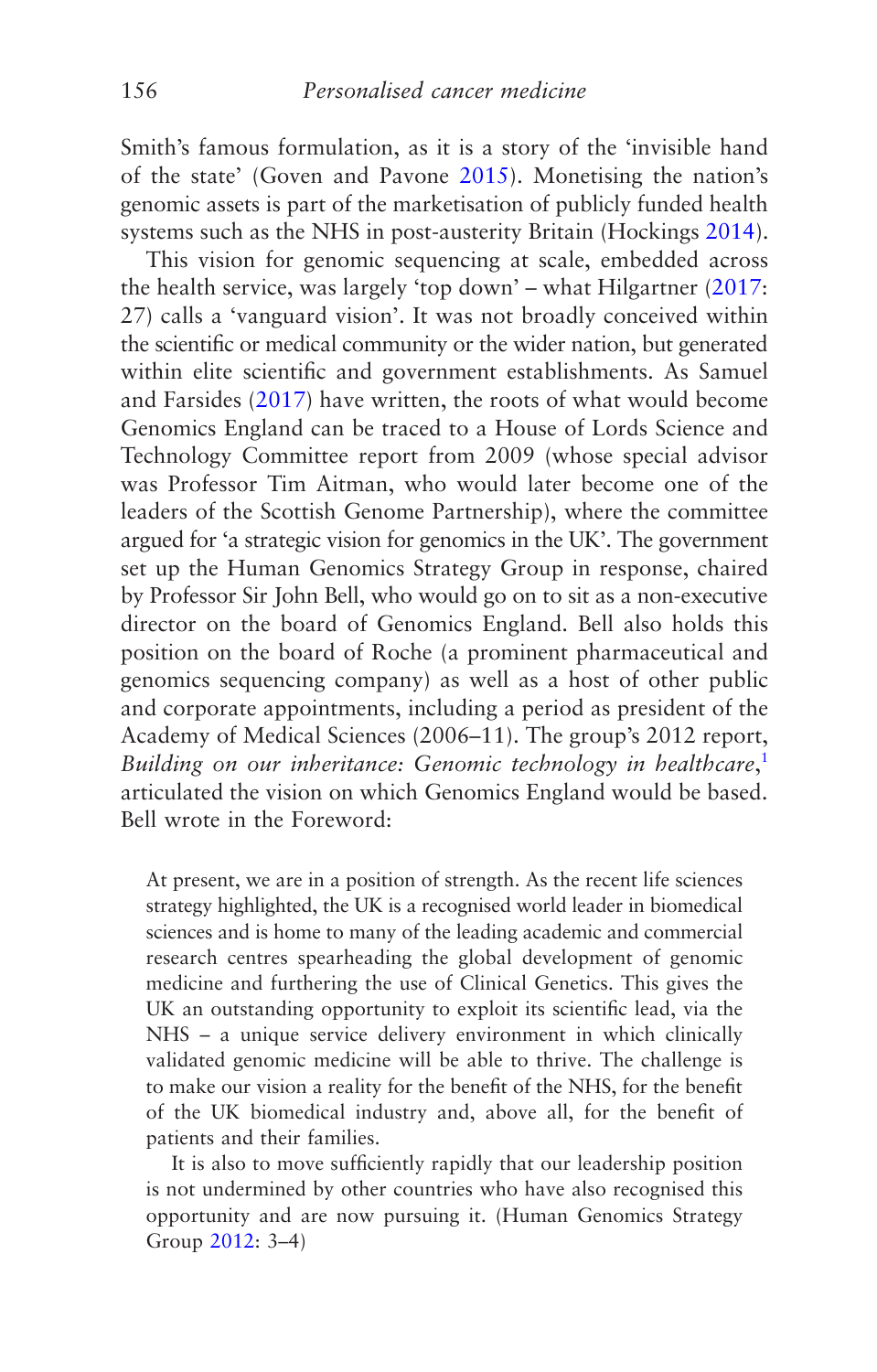Smith's famous formulation, as it is a story of the 'invisible hand of the state' (Goven and Pavone 2015). Monetising the nation's genomic assets is part of the marketisation of publicly funded health systems such as the NHS in post-austerity Britain (Hockings 2014).

This vision for genomic sequencing at scale, embedded across the health service, was largely 'top down' – what Hilgartner (2017: 27) calls a 'vanguard vision'. It was not broadly conceived within the scientific or medical community or the wider nation, but generated within elite scientific and government establishments. As Samuel and Farsides (2017) have written, the roots of what would become Genomics England can be traced to a House of Lords Science and Technology Committee report from 2009 (whose special advisor was Professor Tim Aitman, who would later become one of the leaders of the Scottish Genome Partnership), where the committee argued for 'a strategic vision for genomics in the UK'. The government set up the Human Genomics Strategy Group in response, chaired by Professor Sir John Bell, who would go on to sit as a non-executive director on the board of Genomics England. Bell also holds this position on the board of Roche (a prominent pharmaceutical and genomics sequencing company) as well as a host of other public and corporate appointments, including a period as president of the Academy of Medical Sciences (2006–11). The group's 2012 report, *Building on our inheritance: Genomic technology in healthcare*,[1] articulated the vision on which Genomics England would be based. Bell wrote in the Foreword:

> At present, we are in a position of strength. As the recent life sciences strategy highlighted, the UK is a recognised world leader in biomedical sciences and is home to many of the leading academic and commercial research centres spearheading the global development of genomic medicine and furthering the use of Clinical Genetics. This gives the UK an outstanding opportunity to exploit its scientific lead, via the NHS – a unique service delivery environment in which clinically validated genomic medicine will be able to thrive. The challenge is to make our vision a reality for the benefit of the NHS, for the benefit of the UK biomedical industry and, above all, for the benefit of patients and their families.
>
> It is also to move sufficiently rapidly that our leadership position is not undermined by other countries who have also recognised this opportunity and are now pursuing it. (Human Genomics Strategy Group 2012: 3–4)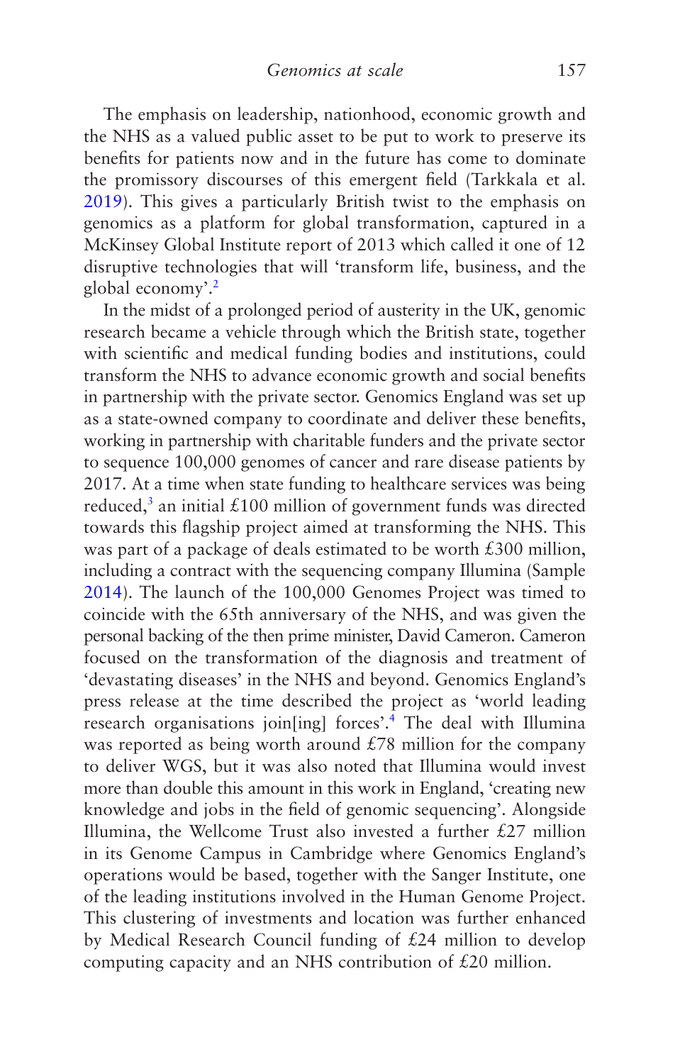The emphasis on leadership, nationhood, economic growth and the NHS as a valued public asset to be put to work to preserve its benefits for patients now and in the future has come to dominate the promissory discourses of this emergent field (Tarkkala et al. 2019). This gives a particularly British twist to the emphasis on genomics as a platform for global transformation, captured in a McKinsey Global Institute report of 2013 which called it one of 12 disruptive technologies that will 'transform life, business, and the global economy'.[2]

In the midst of a prolonged period of austerity in the UK, genomic research became a vehicle through which the British state, together with scientific and medical funding bodies and institutions, could transform the NHS to advance economic growth and social benefits in partnership with the private sector. Genomics England was set up as a state-owned company to coordinate and deliver these benefits, working in partnership with charitable funders and the private sector to sequence 100,000 genomes of cancer and rare disease patients by 2017. At a time when state funding to healthcare services was being reduced,[3] an initial £100 million of government funds was directed towards this flagship project aimed at transforming the NHS. This was part of a package of deals estimated to be worth £300 million, including a contract with the sequencing company Illumina (Sample 2014). The launch of the 100,000 Genomes Project was timed to coincide with the 65th anniversary of the NHS, and was given the personal backing of the then prime minister, David Cameron. Cameron focused on the transformation of the diagnosis and treatment of 'devastating diseases' in the NHS and beyond. Genomics England's press release at the time described the project as 'world leading research organisations join[ing] forces'.[4] The deal with Illumina was reported as being worth around £78 million for the company to deliver WGS, but it was also noted that Illumina would invest more than double this amount in this work in England, 'creating new knowledge and jobs in the field of genomic sequencing'. Alongside Illumina, the Wellcome Trust also invested a further £27 million in its Genome Campus in Cambridge where Genomics England's operations would be based, together with the Sanger Institute, one of the leading institutions involved in the Human Genome Project. This clustering of investments and location was further enhanced by Medical Research Council funding of £24 million to develop computing capacity and an NHS contribution of £20 million.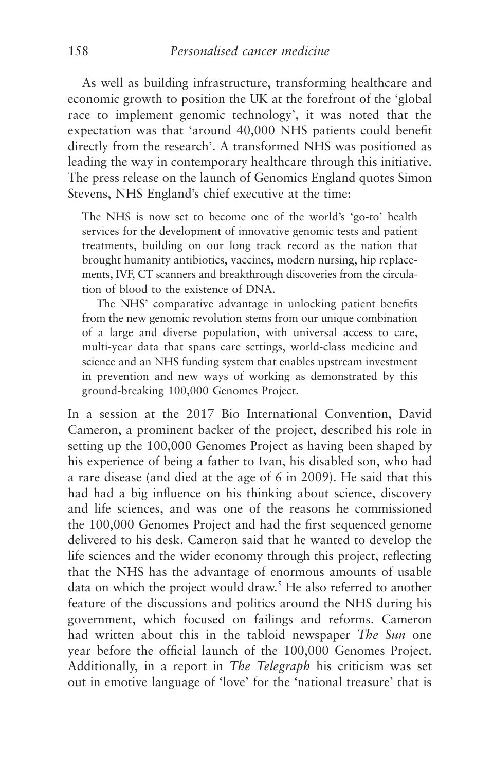As well as building infrastructure, transforming healthcare and economic growth to position the UK at the forefront of the 'global race to implement genomic technology', it was noted that the expectation was that 'around 40,000 NHS patients could benefit directly from the research'. A transformed NHS was positioned as leading the way in contemporary healthcare through this initiative. The press release on the launch of Genomics England quotes Simon Stevens, NHS England's chief executive at the time:

> The NHS is now set to become one of the world's 'go-to' health services for the development of innovative genomic tests and patient treatments, building on our long track record as the nation that brought humanity antibiotics, vaccines, modern nursing, hip replacements, IVF, CT scanners and breakthrough discoveries from the circulation of blood to the existence of DNA.
>
> The NHS' comparative advantage in unlocking patient benefits from the new genomic revolution stems from our unique combination of a large and diverse population, with universal access to care, multi-year data that spans care settings, world-class medicine and science and an NHS funding system that enables upstream investment in prevention and new ways of working as demonstrated by this ground-breaking 100,000 Genomes Project.

In a session at the 2017 Bio International Convention, David Cameron, a prominent backer of the project, described his role in setting up the 100,000 Genomes Project as having been shaped by his experience of being a father to Ivan, his disabled son, who had a rare disease (and died at the age of 6 in 2009). He said that this had had a big influence on his thinking about science, discovery and life sciences, and was one of the reasons he commissioned the 100,000 Genomes Project and had the first sequenced genome delivered to his desk. Cameron said that he wanted to develop the life sciences and the wider economy through this project, reflecting that the NHS has the advantage of enormous amounts of usable data on which the project would draw.[5] He also referred to another feature of the discussions and politics around the NHS during his government, which focused on failings and reforms. Cameron had written about this in the tabloid newspaper *The Sun* one year before the official launch of the 100,000 Genomes Project. Additionally, in a report in *The Telegraph* his criticism was set out in emotive language of 'love' for the 'national treasure' that is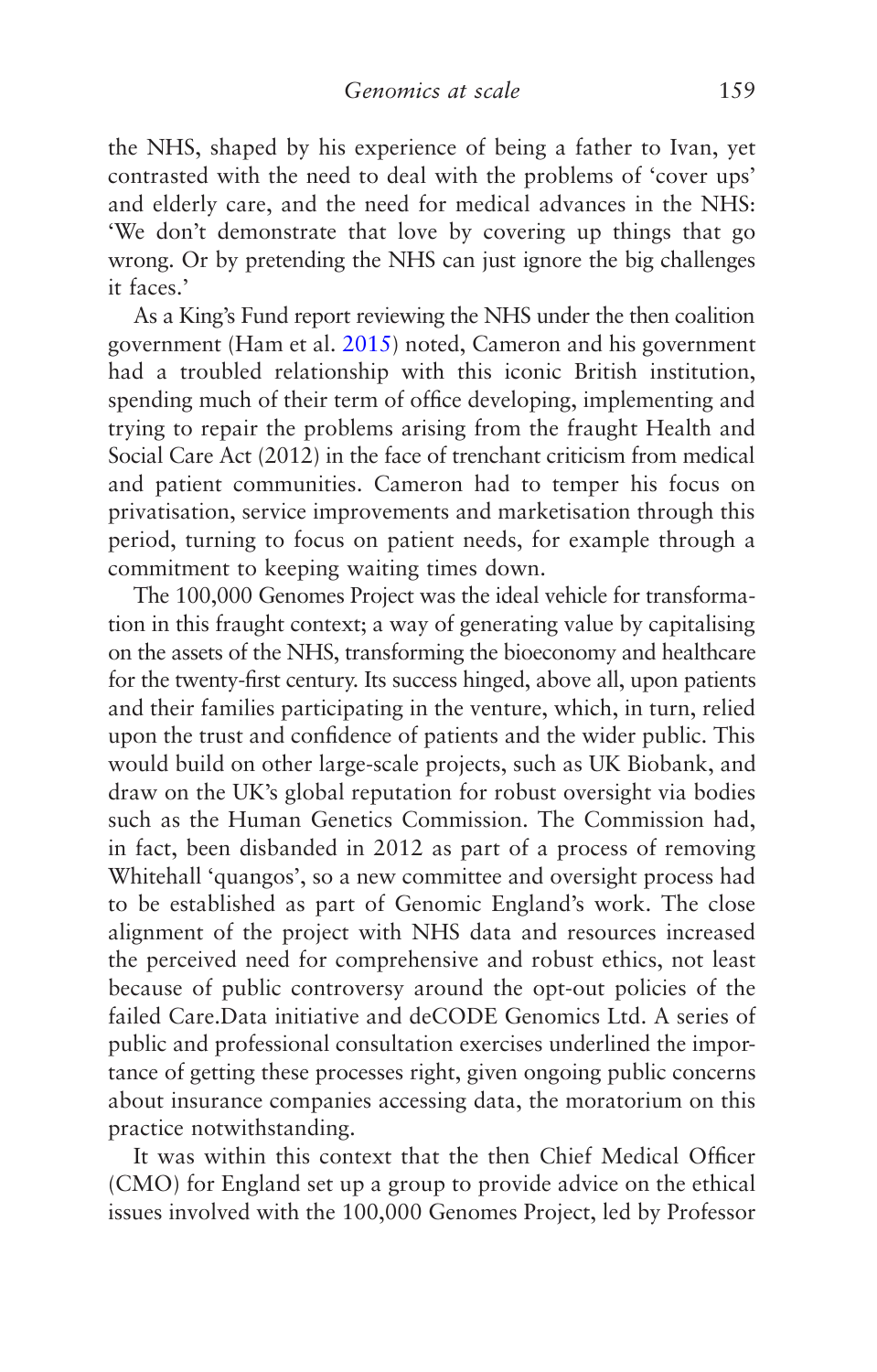the NHS, shaped by his experience of being a father to Ivan, yet contrasted with the need to deal with the problems of 'cover ups' and elderly care, and the need for medical advances in the NHS: 'We don't demonstrate that love by covering up things that go wrong. Or by pretending the NHS can just ignore the big challenges it faces.'

As a King's Fund report reviewing the NHS under the then coalition government (Ham et al. 2015) noted, Cameron and his government had a troubled relationship with this iconic British institution, spending much of their term of office developing, implementing and trying to repair the problems arising from the fraught Health and Social Care Act (2012) in the face of trenchant criticism from medical and patient communities. Cameron had to temper his focus on privatisation, service improvements and marketisation through this period, turning to focus on patient needs, for example through a commitment to keeping waiting times down.

The 100,000 Genomes Project was the ideal vehicle for transformation in this fraught context; a way of generating value by capitalising on the assets of the NHS, transforming the bioeconomy and healthcare for the twenty-first century. Its success hinged, above all, upon patients and their families participating in the venture, which, in turn, relied upon the trust and confidence of patients and the wider public. This would build on other large-scale projects, such as UK Biobank, and draw on the UK's global reputation for robust oversight via bodies such as the Human Genetics Commission. The Commission had, in fact, been disbanded in 2012 as part of a process of removing Whitehall 'quangos', so a new committee and oversight process had to be established as part of Genomic England's work. The close alignment of the project with NHS data and resources increased the perceived need for comprehensive and robust ethics, not least because of public controversy around the opt-out policies of the failed Care.Data initiative and deCODE Genomics Ltd. A series of public and professional consultation exercises underlined the importance of getting these processes right, given ongoing public concerns about insurance companies accessing data, the moratorium on this practice notwithstanding.

It was within this context that the then Chief Medical Officer (CMO) for England set up a group to provide advice on the ethical issues involved with the 100,000 Genomes Project, led by Professor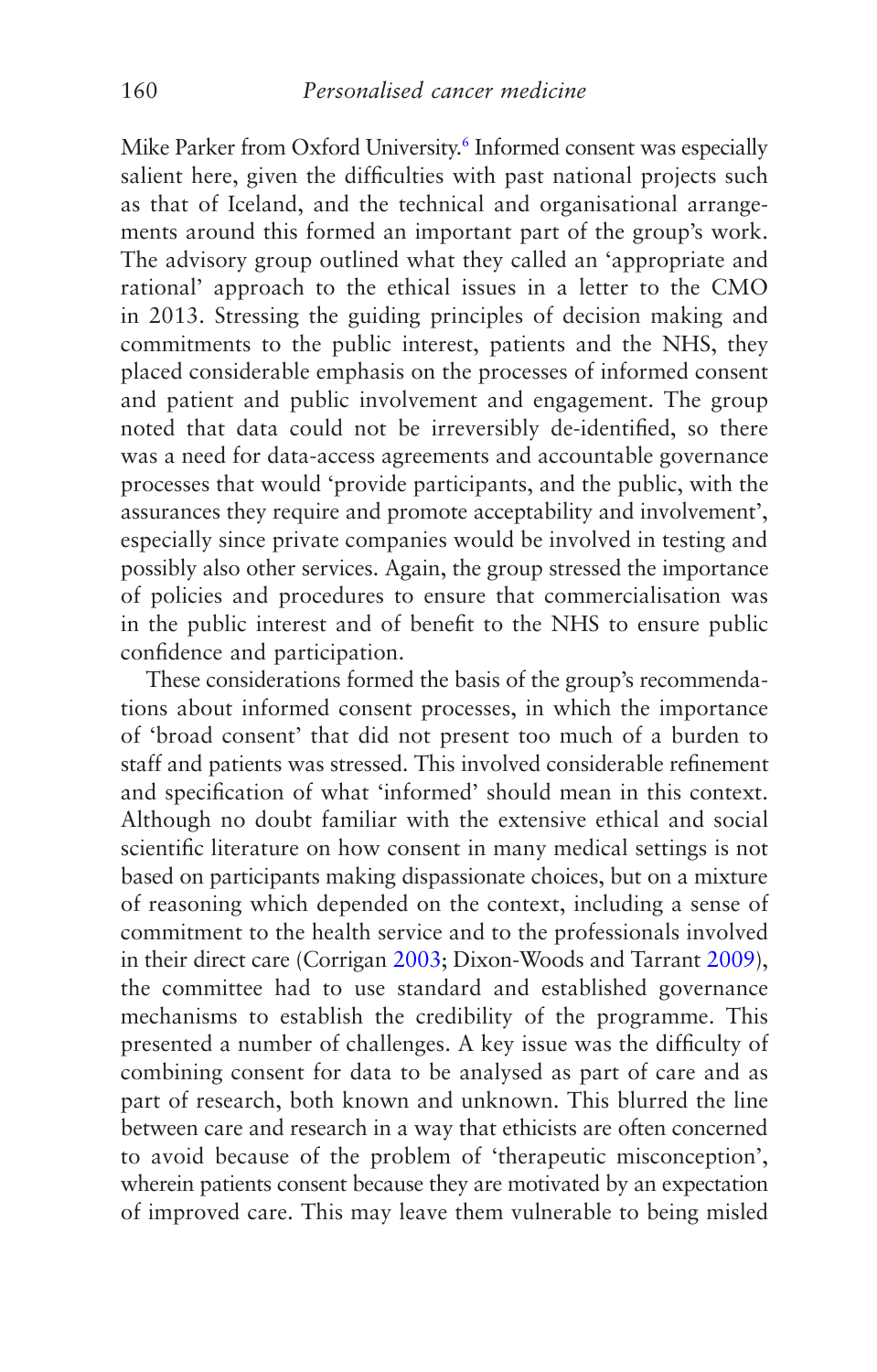Mike Parker from Oxford University.[6] Informed consent was especially salient here, given the difficulties with past national projects such as that of Iceland, and the technical and organisational arrangements around this formed an important part of the group's work. The advisory group outlined what they called an 'appropriate and rational' approach to the ethical issues in a letter to the CMO in 2013. Stressing the guiding principles of decision making and commitments to the public interest, patients and the NHS, they placed considerable emphasis on the processes of informed consent and patient and public involvement and engagement. The group noted that data could not be irreversibly de-identified, so there was a need for data-access agreements and accountable governance processes that would 'provide participants, and the public, with the assurances they require and promote acceptability and involvement', especially since private companies would be involved in testing and possibly also other services. Again, the group stressed the importance of policies and procedures to ensure that commercialisation was in the public interest and of benefit to the NHS to ensure public confidence and participation.

These considerations formed the basis of the group's recommendations about informed consent processes, in which the importance of 'broad consent' that did not present too much of a burden to staff and patients was stressed. This involved considerable refinement and specification of what 'informed' should mean in this context. Although no doubt familiar with the extensive ethical and social scientific literature on how consent in many medical settings is not based on participants making dispassionate choices, but on a mixture of reasoning which depended on the context, including a sense of commitment to the health service and to the professionals involved in their direct care (Corrigan 2003; Dixon-Woods and Tarrant 2009), the committee had to use standard and established governance mechanisms to establish the credibility of the programme. This presented a number of challenges. A key issue was the difficulty of combining consent for data to be analysed as part of care and as part of research, both known and unknown. This blurred the line between care and research in a way that ethicists are often concerned to avoid because of the problem of 'therapeutic misconception', wherein patients consent because they are motivated by an expectation of improved care. This may leave them vulnerable to being misled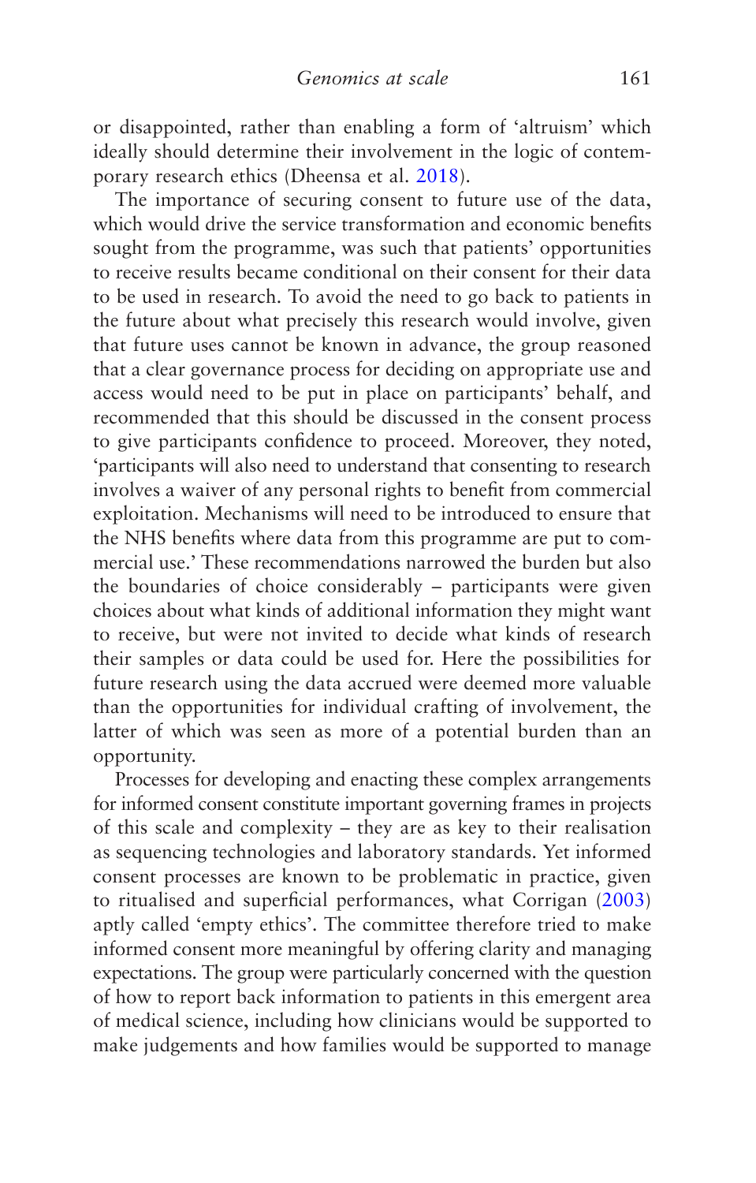or disappointed, rather than enabling a form of 'altruism' which ideally should determine their involvement in the logic of contemporary research ethics (Dheensa et al. 2018).

The importance of securing consent to future use of the data, which would drive the service transformation and economic benefits sought from the programme, was such that patients' opportunities to receive results became conditional on their consent for their data to be used in research. To avoid the need to go back to patients in the future about what precisely this research would involve, given that future uses cannot be known in advance, the group reasoned that a clear governance process for deciding on appropriate use and access would need to be put in place on participants' behalf, and recommended that this should be discussed in the consent process to give participants confidence to proceed. Moreover, they noted, 'participants will also need to understand that consenting to research involves a waiver of any personal rights to benefit from commercial exploitation. Mechanisms will need to be introduced to ensure that the NHS benefits where data from this programme are put to commercial use.' These recommendations narrowed the burden but also the boundaries of choice considerably – participants were given choices about what kinds of additional information they might want to receive, but were not invited to decide what kinds of research their samples or data could be used for. Here the possibilities for future research using the data accrued were deemed more valuable than the opportunities for individual crafting of involvement, the latter of which was seen as more of a potential burden than an opportunity.

Processes for developing and enacting these complex arrangements for informed consent constitute important governing frames in projects of this scale and complexity – they are as key to their realisation as sequencing technologies and laboratory standards. Yet informed consent processes are known to be problematic in practice, given to ritualised and superficial performances, what Corrigan (2003) aptly called 'empty ethics'. The committee therefore tried to make informed consent more meaningful by offering clarity and managing expectations. The group were particularly concerned with the question of how to report back information to patients in this emergent area of medical science, including how clinicians would be supported to make judgements and how families would be supported to manage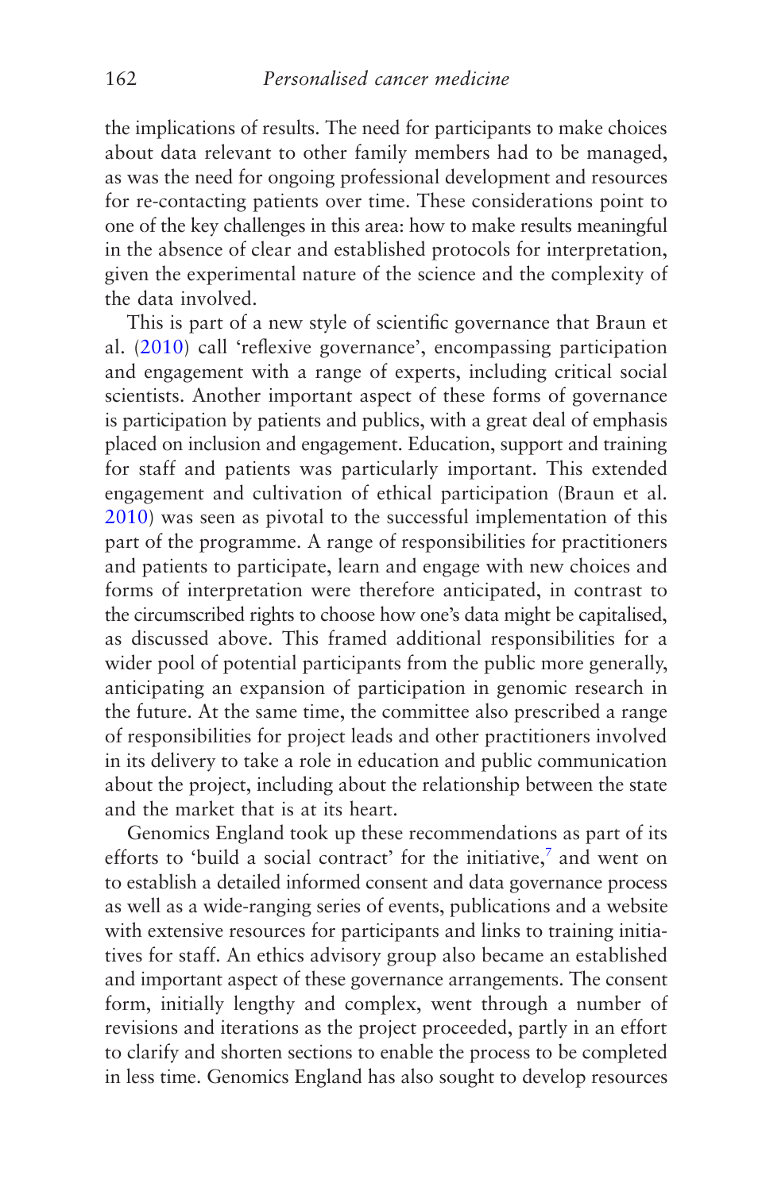the implications of results. The need for participants to make choices about data relevant to other family members had to be managed, as was the need for ongoing professional development and resources for re-contacting patients over time. These considerations point to one of the key challenges in this area: how to make results meaningful in the absence of clear and established protocols for interpretation, given the experimental nature of the science and the complexity of the data involved.

This is part of a new style of scientific governance that Braun et al. (2010) call 'reflexive governance', encompassing participation and engagement with a range of experts, including critical social scientists. Another important aspect of these forms of governance is participation by patients and publics, with a great deal of emphasis placed on inclusion and engagement. Education, support and training for staff and patients was particularly important. This extended engagement and cultivation of ethical participation (Braun et al. 2010) was seen as pivotal to the successful implementation of this part of the programme. A range of responsibilities for practitioners and patients to participate, learn and engage with new choices and forms of interpretation were therefore anticipated, in contrast to the circumscribed rights to choose how one's data might be capitalised, as discussed above. This framed additional responsibilities for a wider pool of potential participants from the public more generally, anticipating an expansion of participation in genomic research in the future. At the same time, the committee also prescribed a range of responsibilities for project leads and other practitioners involved in its delivery to take a role in education and public communication about the project, including about the relationship between the state and the market that is at its heart.

Genomics England took up these recommendations as part of its efforts to 'build a social contract' for the initiative,[7] and went on to establish a detailed informed consent and data governance process as well as a wide-ranging series of events, publications and a website with extensive resources for participants and links to training initiatives for staff. An ethics advisory group also became an established and important aspect of these governance arrangements. The consent form, initially lengthy and complex, went through a number of revisions and iterations as the project proceeded, partly in an effort to clarify and shorten sections to enable the process to be completed in less time. Genomics England has also sought to develop resources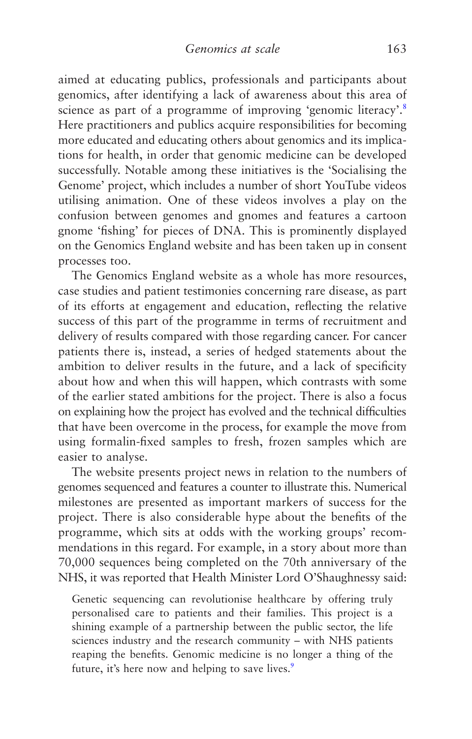aimed at educating publics, professionals and participants about genomics, after identifying a lack of awareness about this area of science as part of a programme of improving 'genomic literacy'.[8] Here practitioners and publics acquire responsibilities for becoming more educated and educating others about genomics and its implications for health, in order that genomic medicine can be developed successfully. Notable among these initiatives is the 'Socialising the Genome' project, which includes a number of short YouTube videos utilising animation. One of these videos involves a play on the confusion between genomes and gnomes and features a cartoon gnome 'fishing' for pieces of DNA. This is prominently displayed on the Genomics England website and has been taken up in consent processes too.

The Genomics England website as a whole has more resources, case studies and patient testimonies concerning rare disease, as part of its efforts at engagement and education, reflecting the relative success of this part of the programme in terms of recruitment and delivery of results compared with those regarding cancer. For cancer patients there is, instead, a series of hedged statements about the ambition to deliver results in the future, and a lack of specificity about how and when this will happen, which contrasts with some of the earlier stated ambitions for the project. There is also a focus on explaining how the project has evolved and the technical difficulties that have been overcome in the process, for example the move from using formalin-fixed samples to fresh, frozen samples which are easier to analyse.

The website presents project news in relation to the numbers of genomes sequenced and features a counter to illustrate this. Numerical milestones are presented as important markers of success for the project. There is also considerable hype about the benefits of the programme, which sits at odds with the working groups' recommendations in this regard. For example, in a story about more than 70,000 sequences being completed on the 70th anniversary of the NHS, it was reported that Health Minister Lord O'Shaughnessy said:

> Genetic sequencing can revolutionise healthcare by offering truly personalised care to patients and their families. This project is a shining example of a partnership between the public sector, the life sciences industry and the research community – with NHS patients reaping the benefits. Genomic medicine is no longer a thing of the future, it's here now and helping to save lives.[9]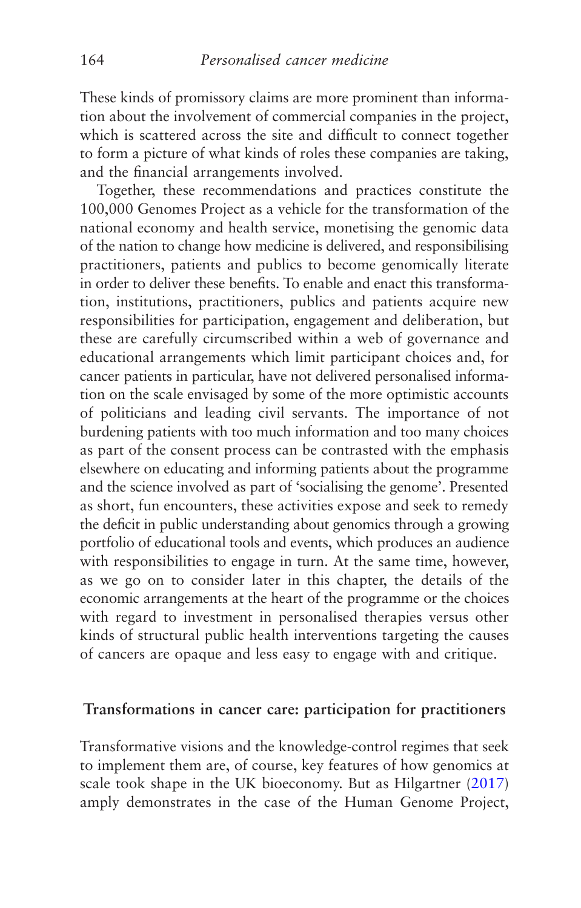These kinds of promissory claims are more prominent than information about the involvement of commercial companies in the project, which is scattered across the site and difficult to connect together to form a picture of what kinds of roles these companies are taking, and the financial arrangements involved.

Together, these recommendations and practices constitute the 100,000 Genomes Project as a vehicle for the transformation of the national economy and health service, monetising the genomic data of the nation to change how medicine is delivered, and responsibilising practitioners, patients and publics to become genomically literate in order to deliver these benefits. To enable and enact this transformation, institutions, practitioners, publics and patients acquire new responsibilities for participation, engagement and deliberation, but these are carefully circumscribed within a web of governance and educational arrangements which limit participant choices and, for cancer patients in particular, have not delivered personalised information on the scale envisaged by some of the more optimistic accounts of politicians and leading civil servants. The importance of not burdening patients with too much information and too many choices as part of the consent process can be contrasted with the emphasis elsewhere on educating and informing patients about the programme and the science involved as part of 'socialising the genome'. Presented as short, fun encounters, these activities expose and seek to remedy the deficit in public understanding about genomics through a growing portfolio of educational tools and events, which produces an audience with responsibilities to engage in turn. At the same time, however, as we go on to consider later in this chapter, the details of the economic arrangements at the heart of the programme or the choices with regard to investment in personalised therapies versus other kinds of structural public health interventions targeting the causes of cancers are opaque and less easy to engage with and critique.

## Transformations in cancer care: participation for practitioners

Transformative visions and the knowledge-control regimes that seek to implement them are, of course, key features of how genomics at scale took shape in the UK bioeconomy. But as Hilgartner (2017) amply demonstrates in the case of the Human Genome Project,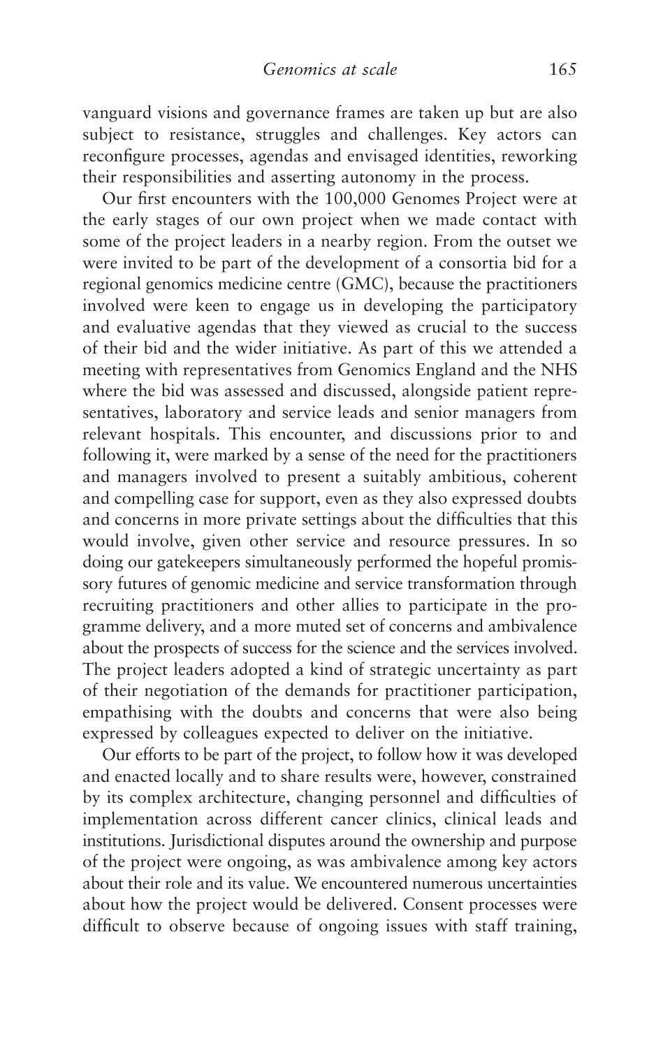vanguard visions and governance frames are taken up but are also subject to resistance, struggles and challenges. Key actors can reconfigure processes, agendas and envisaged identities, reworking their responsibilities and asserting autonomy in the process.

Our first encounters with the 100,000 Genomes Project were at the early stages of our own project when we made contact with some of the project leaders in a nearby region. From the outset we were invited to be part of the development of a consortia bid for a regional genomics medicine centre (GMC), because the practitioners involved were keen to engage us in developing the participatory and evaluative agendas that they viewed as crucial to the success of their bid and the wider initiative. As part of this we attended a meeting with representatives from Genomics England and the NHS where the bid was assessed and discussed, alongside patient representatives, laboratory and service leads and senior managers from relevant hospitals. This encounter, and discussions prior to and following it, were marked by a sense of the need for the practitioners and managers involved to present a suitably ambitious, coherent and compelling case for support, even as they also expressed doubts and concerns in more private settings about the difficulties that this would involve, given other service and resource pressures. In so doing our gatekeepers simultaneously performed the hopeful promissory futures of genomic medicine and service transformation through recruiting practitioners and other allies to participate in the programme delivery, and a more muted set of concerns and ambivalence about the prospects of success for the science and the services involved. The project leaders adopted a kind of strategic uncertainty as part of their negotiation of the demands for practitioner participation, empathising with the doubts and concerns that were also being expressed by colleagues expected to deliver on the initiative.

Our efforts to be part of the project, to follow how it was developed and enacted locally and to share results were, however, constrained by its complex architecture, changing personnel and difficulties of implementation across different cancer clinics, clinical leads and institutions. Jurisdictional disputes around the ownership and purpose of the project were ongoing, as was ambivalence among key actors about their role and its value. We encountered numerous uncertainties about how the project would be delivered. Consent processes were difficult to observe because of ongoing issues with staff training,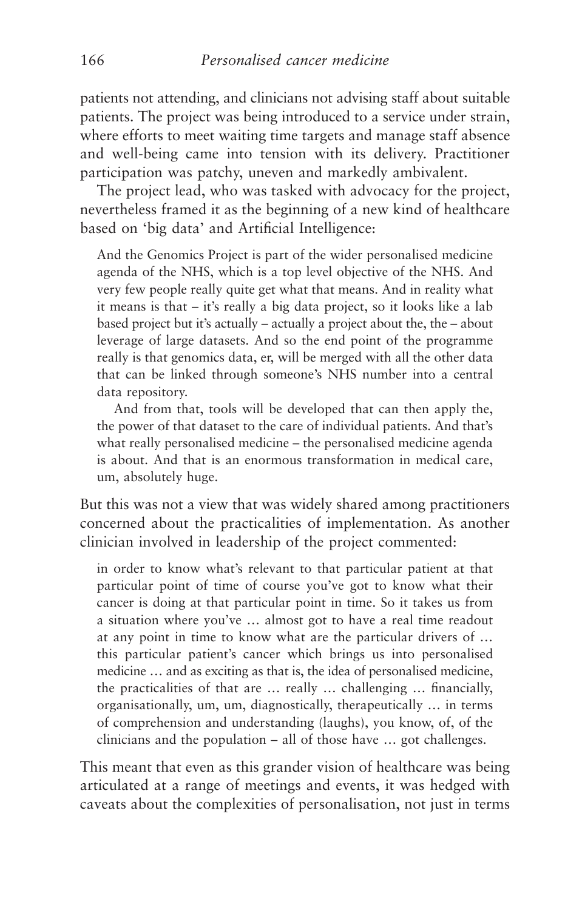patients not attending, and clinicians not advising staff about suitable patients. The project was being introduced to a service under strain, where efforts to meet waiting time targets and manage staff absence and well-being came into tension with its delivery. Practitioner participation was patchy, uneven and markedly ambivalent.

The project lead, who was tasked with advocacy for the project, nevertheless framed it as the beginning of a new kind of healthcare based on 'big data' and Artificial Intelligence:

> And the Genomics Project is part of the wider personalised medicine agenda of the NHS, which is a top level objective of the NHS. And very few people really quite get what that means. And in reality what it means is that – it's really a big data project, so it looks like a lab based project but it's actually – actually a project about the, the – about leverage of large datasets. And so the end point of the programme really is that genomics data, er, will be merged with all the other data that can be linked through someone's NHS number into a central data repository.
>
> And from that, tools will be developed that can then apply the, the power of that dataset to the care of individual patients. And that's what really personalised medicine – the personalised medicine agenda is about. And that is an enormous transformation in medical care, um, absolutely huge.

But this was not a view that was widely shared among practitioners concerned about the practicalities of implementation. As another clinician involved in leadership of the project commented:

> in order to know what's relevant to that particular patient at that particular point of time of course you've got to know what their cancer is doing at that particular point in time. So it takes us from a situation where you've … almost got to have a real time readout at any point in time to know what are the particular drivers of … this particular patient's cancer which brings us into personalised medicine … and as exciting as that is, the idea of personalised medicine, the practicalities of that are … really … challenging … financially, organisationally, um, um, diagnostically, therapeutically … in terms of comprehension and understanding (laughs), you know, of, of the clinicians and the population – all of those have … got challenges.

This meant that even as this grander vision of healthcare was being articulated at a range of meetings and events, it was hedged with caveats about the complexities of personalisation, not just in terms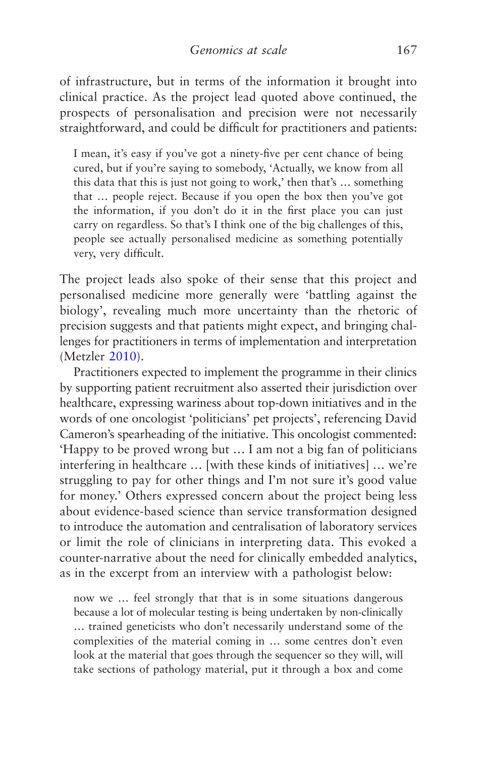of infrastructure, but in terms of the information it brought into clinical practice. As the project lead quoted above continued, the prospects of personalisation and precision were not necessarily straightforward, and could be difficult for practitioners and patients:

> I mean, it's easy if you've got a ninety-five per cent chance of being cured, but if you're saying to somebody, 'Actually, we know from all this data that this is just not going to work,' then that's … something that … people reject. Because if you open the box then you've got the information, if you don't do it in the first place you can just carry on regardless. So that's I think one of the big challenges of this, people see actually personalised medicine as something potentially very, very difficult.

The project leads also spoke of their sense that this project and personalised medicine more generally were 'battling against the biology', revealing much more uncertainty than the rhetoric of precision suggests and that patients might expect, and bringing challenges for practitioners in terms of implementation and interpretation (Metzler 2010).

Practitioners expected to implement the programme in their clinics by supporting patient recruitment also asserted their jurisdiction over healthcare, expressing wariness about top-down initiatives and in the words of one oncologist 'politicians' pet projects', referencing David Cameron's spearheading of the initiative. This oncologist commented: 'Happy to be proved wrong but … I am not a big fan of politicians interfering in healthcare … [with these kinds of initiatives] … we're struggling to pay for other things and I'm not sure it's good value for money.' Others expressed concern about the project being less about evidence-based science than service transformation designed to introduce the automation and centralisation of laboratory services or limit the role of clinicians in interpreting data. This evoked a counter-narrative about the need for clinically embedded analytics, as in the excerpt from an interview with a pathologist below:

> now we … feel strongly that that is in some situations dangerous because a lot of molecular testing is being undertaken by non-clinically … trained geneticists who don't necessarily understand some of the complexities of the material coming in … some centres don't even look at the material that goes through the sequencer so they will, will take sections of pathology material, put it through a box and come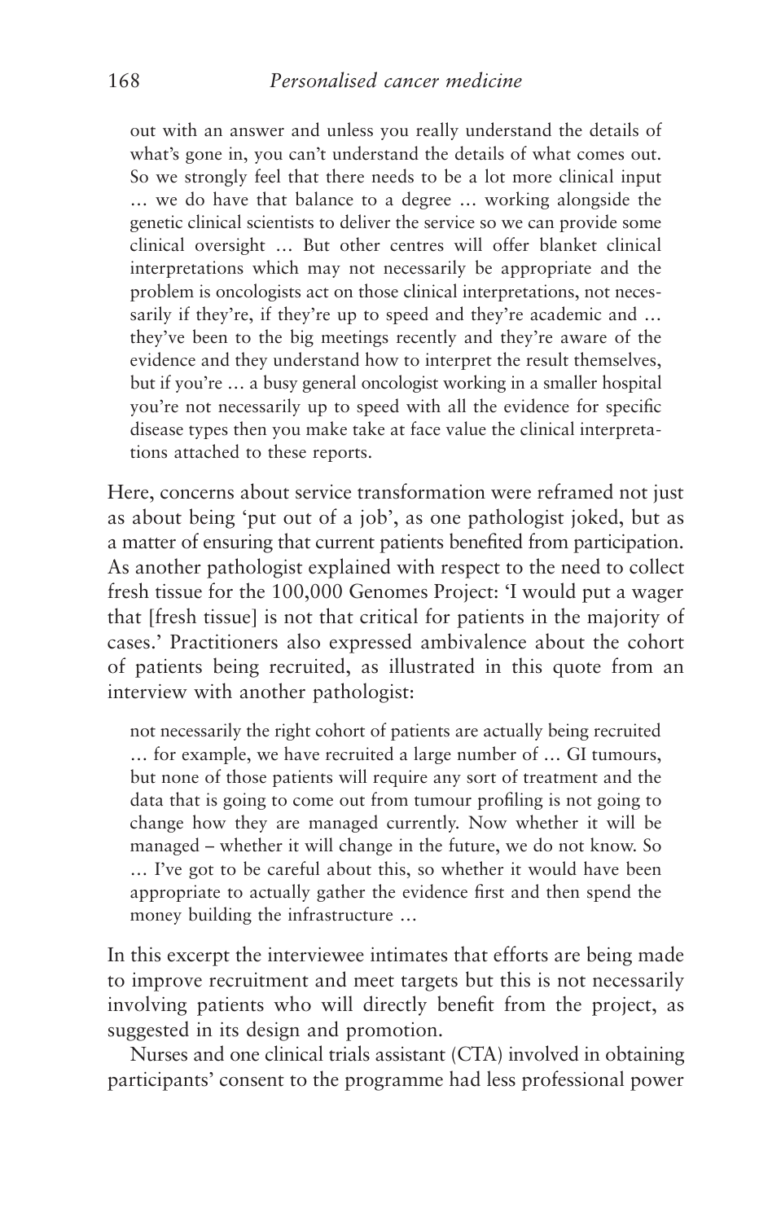> out with an answer and unless you really understand the details of what's gone in, you can't understand the details of what comes out. So we strongly feel that there needs to be a lot more clinical input … we do have that balance to a degree … working alongside the genetic clinical scientists to deliver the service so we can provide some clinical oversight … But other centres will offer blanket clinical interpretations which may not necessarily be appropriate and the problem is oncologists act on those clinical interpretations, not necessarily if they're, if they're up to speed and they're academic and … they've been to the big meetings recently and they're aware of the evidence and they understand how to interpret the result themselves, but if you're … a busy general oncologist working in a smaller hospital you're not necessarily up to speed with all the evidence for specific disease types then you make take at face value the clinical interpretations attached to these reports.

Here, concerns about service transformation were reframed not just as about being 'put out of a job', as one pathologist joked, but as a matter of ensuring that current patients benefited from participation. As another pathologist explained with respect to the need to collect fresh tissue for the 100,000 Genomes Project: 'I would put a wager that [fresh tissue] is not that critical for patients in the majority of cases.' Practitioners also expressed ambivalence about the cohort of patients being recruited, as illustrated in this quote from an interview with another pathologist:

> not necessarily the right cohort of patients are actually being recruited … for example, we have recruited a large number of … GI tumours, but none of those patients will require any sort of treatment and the data that is going to come out from tumour profiling is not going to change how they are managed currently. Now whether it will be managed – whether it will change in the future, we do not know. So … I've got to be careful about this, so whether it would have been appropriate to actually gather the evidence first and then spend the money building the infrastructure …

In this excerpt the interviewee intimates that efforts are being made to improve recruitment and meet targets but this is not necessarily involving patients who will directly benefit from the project, as suggested in its design and promotion.

Nurses and one clinical trials assistant (CTA) involved in obtaining participants' consent to the programme had less professional power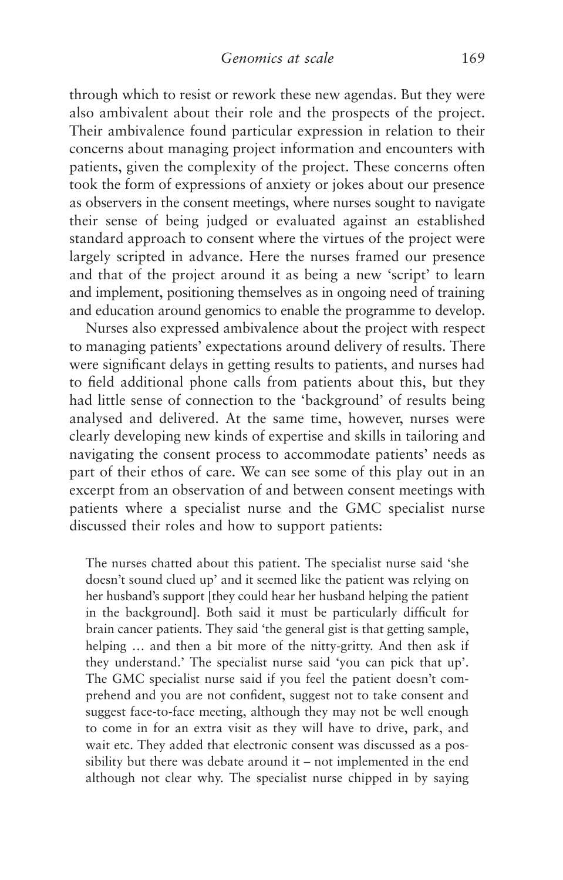through which to resist or rework these new agendas. But they were also ambivalent about their role and the prospects of the project. Their ambivalence found particular expression in relation to their concerns about managing project information and encounters with patients, given the complexity of the project. These concerns often took the form of expressions of anxiety or jokes about our presence as observers in the consent meetings, where nurses sought to navigate their sense of being judged or evaluated against an established standard approach to consent where the virtues of the project were largely scripted in advance. Here the nurses framed our presence and that of the project around it as being a new 'script' to learn and implement, positioning themselves as in ongoing need of training and education around genomics to enable the programme to develop.

Nurses also expressed ambivalence about the project with respect to managing patients' expectations around delivery of results. There were significant delays in getting results to patients, and nurses had to field additional phone calls from patients about this, but they had little sense of connection to the 'background' of results being analysed and delivered. At the same time, however, nurses were clearly developing new kinds of expertise and skills in tailoring and navigating the consent process to accommodate patients' needs as part of their ethos of care. We can see some of this play out in an excerpt from an observation of and between consent meetings with patients where a specialist nurse and the GMC specialist nurse discussed their roles and how to support patients:

> The nurses chatted about this patient. The specialist nurse said 'she doesn't sound clued up' and it seemed like the patient was relying on her husband's support [they could hear her husband helping the patient in the background]. Both said it must be particularly difficult for brain cancer patients. They said 'the general gist is that getting sample, helping … and then a bit more of the nitty-gritty. And then ask if they understand.' The specialist nurse said 'you can pick that up'. The GMC specialist nurse said if you feel the patient doesn't comprehend and you are not confident, suggest not to take consent and suggest face-to-face meeting, although they may not be well enough to come in for an extra visit as they will have to drive, park, and wait etc. They added that electronic consent was discussed as a possibility but there was debate around it – not implemented in the end although not clear why. The specialist nurse chipped in by saying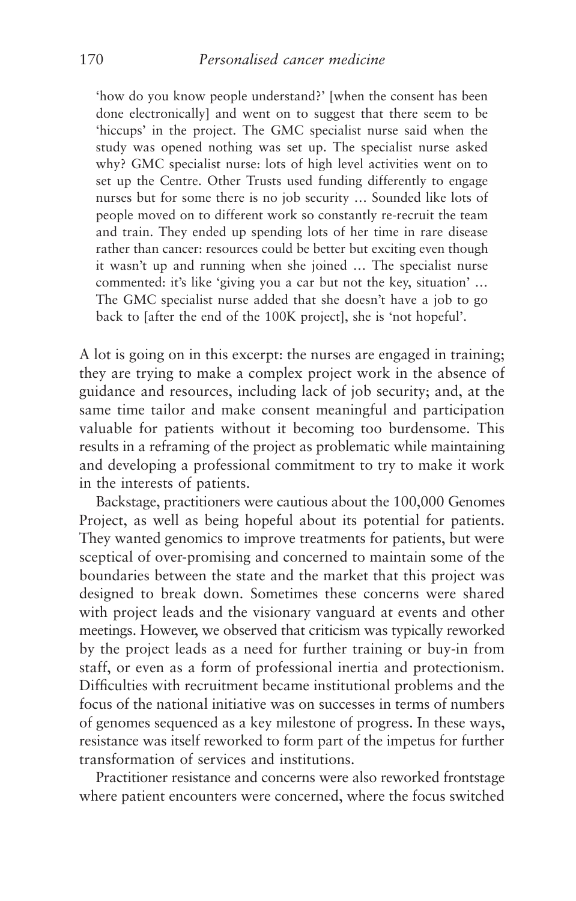> 'how do you know people understand?' [when the consent has been done electronically] and went on to suggest that there seem to be 'hiccups' in the project. The GMC specialist nurse said when the study was opened nothing was set up. The specialist nurse asked why? GMC specialist nurse: lots of high level activities went on to set up the Centre. Other Trusts used funding differently to engage nurses but for some there is no job security … Sounded like lots of people moved on to different work so constantly re-recruit the team and train. They ended up spending lots of her time in rare disease rather than cancer: resources could be better but exciting even though it wasn't up and running when she joined … The specialist nurse commented: it's like 'giving you a car but not the key, situation' … The GMC specialist nurse added that she doesn't have a job to go back to [after the end of the 100K project], she is 'not hopeful'.

A lot is going on in this excerpt: the nurses are engaged in training; they are trying to make a complex project work in the absence of guidance and resources, including lack of job security; and, at the same time tailor and make consent meaningful and participation valuable for patients without it becoming too burdensome. This results in a reframing of the project as problematic while maintaining and developing a professional commitment to try to make it work in the interests of patients.

Backstage, practitioners were cautious about the 100,000 Genomes Project, as well as being hopeful about its potential for patients. They wanted genomics to improve treatments for patients, but were sceptical of over-promising and concerned to maintain some of the boundaries between the state and the market that this project was designed to break down. Sometimes these concerns were shared with project leads and the visionary vanguard at events and other meetings. However, we observed that criticism was typically reworked by the project leads as a need for further training or buy-in from staff, or even as a form of professional inertia and protectionism. Difficulties with recruitment became institutional problems and the focus of the national initiative was on successes in terms of numbers of genomes sequenced as a key milestone of progress. In these ways, resistance was itself reworked to form part of the impetus for further transformation of services and institutions.

Practitioner resistance and concerns were also reworked frontstage where patient encounters were concerned, where the focus switched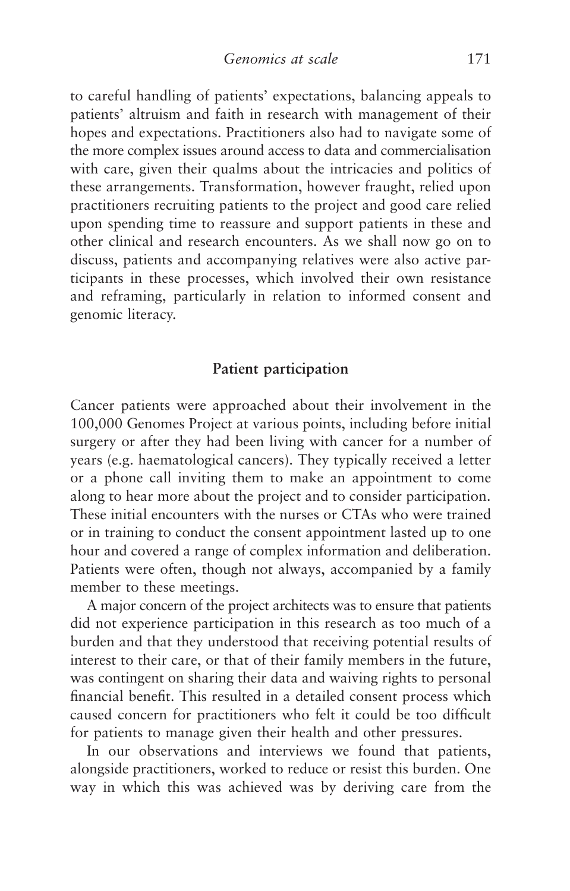to careful handling of patients' expectations, balancing appeals to patients' altruism and faith in research with management of their hopes and expectations. Practitioners also had to navigate some of the more complex issues around access to data and commercialisation with care, given their qualms about the intricacies and politics of these arrangements. Transformation, however fraught, relied upon practitioners recruiting patients to the project and good care relied upon spending time to reassure and support patients in these and other clinical and research encounters. As we shall now go on to discuss, patients and accompanying relatives were also active participants in these processes, which involved their own resistance and reframing, particularly in relation to informed consent and genomic literacy.

## Patient participation

Cancer patients were approached about their involvement in the 100,000 Genomes Project at various points, including before initial surgery or after they had been living with cancer for a number of years (e.g. haematological cancers). They typically received a letter or a phone call inviting them to make an appointment to come along to hear more about the project and to consider participation. These initial encounters with the nurses or CTAs who were trained or in training to conduct the consent appointment lasted up to one hour and covered a range of complex information and deliberation. Patients were often, though not always, accompanied by a family member to these meetings.

A major concern of the project architects was to ensure that patients did not experience participation in this research as too much of a burden and that they understood that receiving potential results of interest to their care, or that of their family members in the future, was contingent on sharing their data and waiving rights to personal financial benefit. This resulted in a detailed consent process which caused concern for practitioners who felt it could be too difficult for patients to manage given their health and other pressures.

In our observations and interviews we found that patients, alongside practitioners, worked to reduce or resist this burden. One way in which this was achieved was by deriving care from the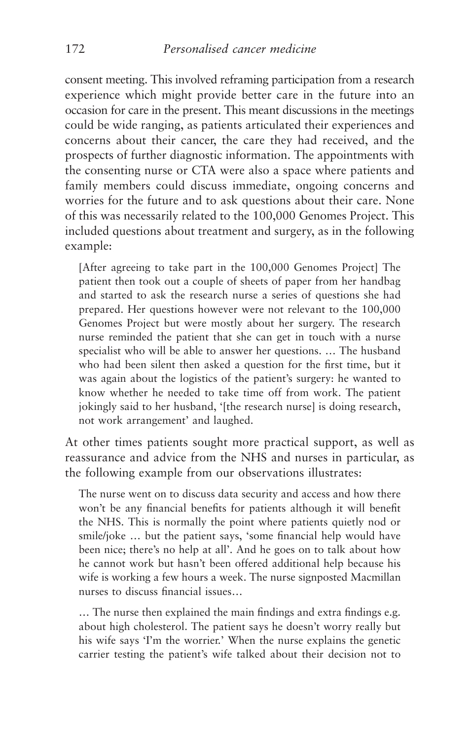consent meeting. This involved reframing participation from a research experience which might provide better care in the future into an occasion for care in the present. This meant discussions in the meetings could be wide ranging, as patients articulated their experiences and concerns about their cancer, the care they had received, and the prospects of further diagnostic information. The appointments with the consenting nurse or CTA were also a space where patients and family members could discuss immediate, ongoing concerns and worries for the future and to ask questions about their care. None of this was necessarily related to the 100,000 Genomes Project. This included questions about treatment and surgery, as in the following example:

> [After agreeing to take part in the 100,000 Genomes Project] The patient then took out a couple of sheets of paper from her handbag and started to ask the research nurse a series of questions she had prepared. Her questions however were not relevant to the 100,000 Genomes Project but were mostly about her surgery. The research nurse reminded the patient that she can get in touch with a nurse specialist who will be able to answer her questions. … The husband who had been silent then asked a question for the first time, but it was again about the logistics of the patient's surgery: he wanted to know whether he needed to take time off from work. The patient jokingly said to her husband, '[the research nurse] is doing research, not work arrangement' and laughed.

At other times patients sought more practical support, as well as reassurance and advice from the NHS and nurses in particular, as the following example from our observations illustrates:

> The nurse went on to discuss data security and access and how there won't be any financial benefits for patients although it will benefit the NHS. This is normally the point where patients quietly nod or smile/joke … but the patient says, 'some financial help would have been nice; there's no help at all'. And he goes on to talk about how he cannot work but hasn't been offered additional help because his wife is working a few hours a week. The nurse signposted Macmillan nurses to discuss financial issues…
>
> … The nurse then explained the main findings and extra findings e.g. about high cholesterol. The patient says he doesn't worry really but his wife says 'I'm the worrier.' When the nurse explains the genetic carrier testing the patient's wife talked about their decision not to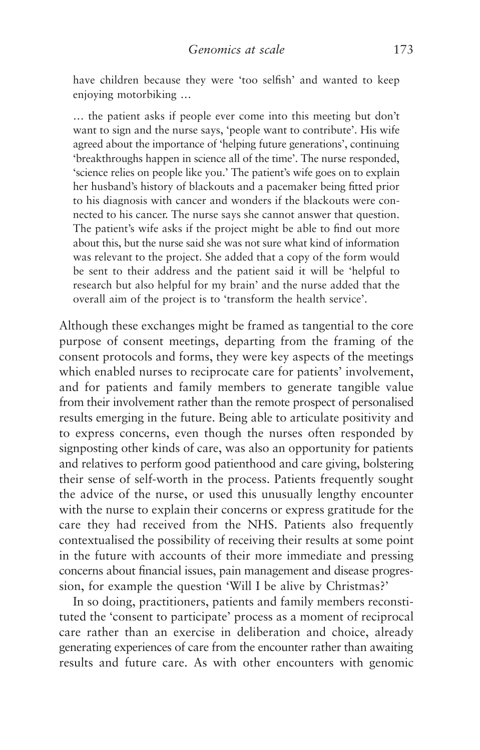> have children because they were 'too selfish' and wanted to keep enjoying motorbiking …
>
> … the patient asks if people ever come into this meeting but don't want to sign and the nurse says, 'people want to contribute'. His wife agreed about the importance of 'helping future generations', continuing 'breakthroughs happen in science all of the time'. The nurse responded, 'science relies on people like you.' The patient's wife goes on to explain her husband's history of blackouts and a pacemaker being fitted prior to his diagnosis with cancer and wonders if the blackouts were connected to his cancer. The nurse says she cannot answer that question. The patient's wife asks if the project might be able to find out more about this, but the nurse said she was not sure what kind of information was relevant to the project. She added that a copy of the form would be sent to their address and the patient said it will be 'helpful to research but also helpful for my brain' and the nurse added that the overall aim of the project is to 'transform the health service'.

Although these exchanges might be framed as tangential to the core purpose of consent meetings, departing from the framing of the consent protocols and forms, they were key aspects of the meetings which enabled nurses to reciprocate care for patients' involvement, and for patients and family members to generate tangible value from their involvement rather than the remote prospect of personalised results emerging in the future. Being able to articulate positivity and to express concerns, even though the nurses often responded by signposting other kinds of care, was also an opportunity for patients and relatives to perform good patienthood and care giving, bolstering their sense of self-worth in the process. Patients frequently sought the advice of the nurse, or used this unusually lengthy encounter with the nurse to explain their concerns or express gratitude for the care they had received from the NHS. Patients also frequently contextualised the possibility of receiving their results at some point in the future with accounts of their more immediate and pressing concerns about financial issues, pain management and disease progression, for example the question 'Will I be alive by Christmas?'

In so doing, practitioners, patients and family members reconstituted the 'consent to participate' process as a moment of reciprocal care rather than an exercise in deliberation and choice, already generating experiences of care from the encounter rather than awaiting results and future care. As with other encounters with genomic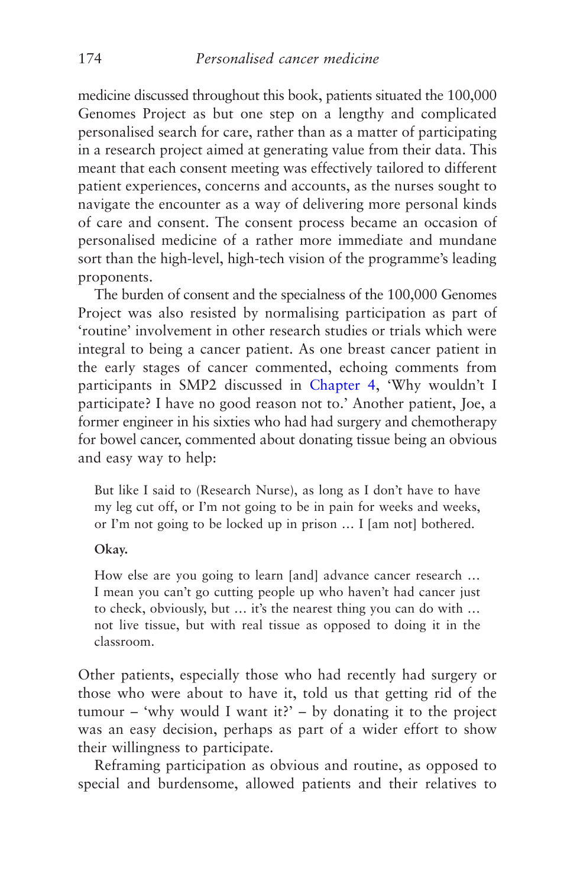medicine discussed throughout this book, patients situated the 100,000 Genomes Project as but one step on a lengthy and complicated personalised search for care, rather than as a matter of participating in a research project aimed at generating value from their data. This meant that each consent meeting was effectively tailored to different patient experiences, concerns and accounts, as the nurses sought to navigate the encounter as a way of delivering more personal kinds of care and consent. The consent process became an occasion of personalised medicine of a rather more immediate and mundane sort than the high-level, high-tech vision of the programme's leading proponents.

The burden of consent and the specialness of the 100,000 Genomes Project was also resisted by normalising participation as part of 'routine' involvement in other research studies or trials which were integral to being a cancer patient. As one breast cancer patient in the early stages of cancer commented, echoing comments from participants in SMP2 discussed in Chapter 4, 'Why wouldn't I participate? I have no good reason not to.' Another patient, Joe, a former engineer in his sixties who had had surgery and chemotherapy for bowel cancer, commented about donating tissue being an obvious and easy way to help:

> But like I said to (Research Nurse), as long as I don't have to have my leg cut off, or I'm not going to be in pain for weeks and weeks, or I'm not going to be locked up in prison … I [am not] bothered.
>
> **Okay.**
>
> How else are you going to learn [and] advance cancer research … I mean you can't go cutting people up who haven't had cancer just to check, obviously, but … it's the nearest thing you can do with … not live tissue, but with real tissue as opposed to doing it in the classroom.

Other patients, especially those who had recently had surgery or those who were about to have it, told us that getting rid of the tumour – 'why would I want it?' – by donating it to the project was an easy decision, perhaps as part of a wider effort to show their willingness to participate.

Reframing participation as obvious and routine, as opposed to special and burdensome, allowed patients and their relatives to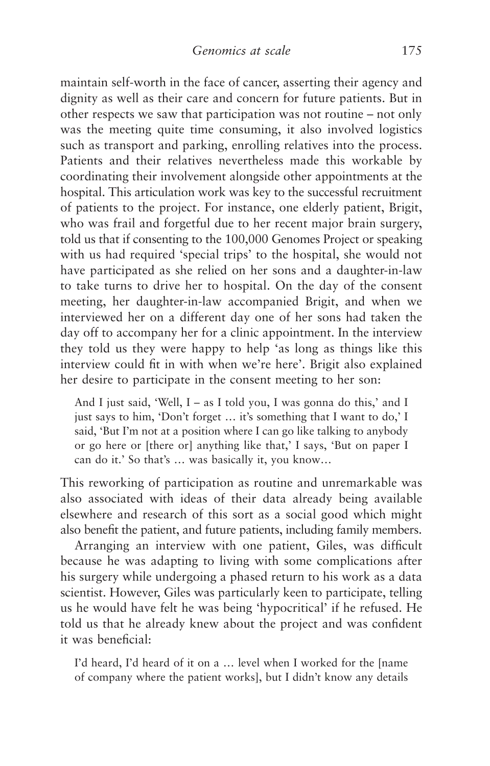maintain self-worth in the face of cancer, asserting their agency and dignity as well as their care and concern for future patients. But in other respects we saw that participation was not routine – not only was the meeting quite time consuming, it also involved logistics such as transport and parking, enrolling relatives into the process. Patients and their relatives nevertheless made this workable by coordinating their involvement alongside other appointments at the hospital. This articulation work was key to the successful recruitment of patients to the project. For instance, one elderly patient, Brigit, who was frail and forgetful due to her recent major brain surgery, told us that if consenting to the 100,000 Genomes Project or speaking with us had required 'special trips' to the hospital, she would not have participated as she relied on her sons and a daughter-in-law to take turns to drive her to hospital. On the day of the consent meeting, her daughter-in-law accompanied Brigit, and when we interviewed her on a different day one of her sons had taken the day off to accompany her for a clinic appointment. In the interview they told us they were happy to help 'as long as things like this interview could fit in with when we're here'. Brigit also explained her desire to participate in the consent meeting to her son:

> And I just said, 'Well, I – as I told you, I was gonna do this,' and I just says to him, 'Don't forget … it's something that I want to do,' I said, 'But I'm not at a position where I can go like talking to anybody or go here or [there or] anything like that,' I says, 'But on paper I can do it.' So that's … was basically it, you know…

This reworking of participation as routine and unremarkable was also associated with ideas of their data already being available elsewhere and research of this sort as a social good which might also benefit the patient, and future patients, including family members.

Arranging an interview with one patient, Giles, was difficult because he was adapting to living with some complications after his surgery while undergoing a phased return to his work as a data scientist. However, Giles was particularly keen to participate, telling us he would have felt he was being 'hypocritical' if he refused. He told us that he already knew about the project and was confident it was beneficial:

> I'd heard, I'd heard of it on a … level when I worked for the [name of company where the patient works], but I didn't know any details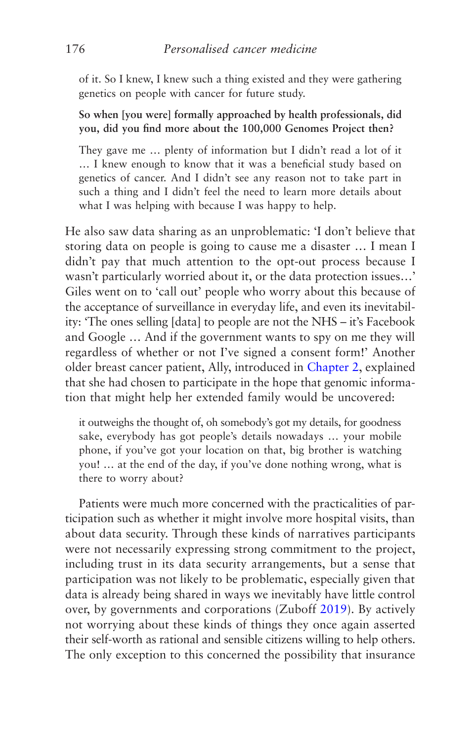of it. So I knew, I knew such a thing existed and they were gathering genetics on people with cancer for future study.

**So when [you were] formally approached by health professionals, did you, did you find more about the 100,000 Genomes Project then?**

They gave me … plenty of information but I didn't read a lot of it … I knew enough to know that it was a beneficial study based on genetics of cancer. And I didn't see any reason not to take part in such a thing and I didn't feel the need to learn more details about what I was helping with because I was happy to help.

He also saw data sharing as an unproblematic: 'I don't believe that storing data on people is going to cause me a disaster … I mean I didn't pay that much attention to the opt-out process because I wasn't particularly worried about it, or the data protection issues…' Giles went on to 'call out' people who worry about this because of the acceptance of surveillance in everyday life, and even its inevitability: 'The ones selling [data] to people are not the NHS – it's Facebook and Google … And if the government wants to spy on me they will regardless of whether or not I've signed a consent form!' Another older breast cancer patient, Ally, introduced in Chapter 2, explained that she had chosen to participate in the hope that genomic information that might help her extended family would be uncovered:

it outweighs the thought of, oh somebody's got my details, for goodness sake, everybody has got people's details nowadays … your mobile phone, if you've got your location on that, big brother is watching you! … at the end of the day, if you've done nothing wrong, what is there to worry about?

Patients were much more concerned with the practicalities of participation such as whether it might involve more hospital visits, than about data security. Through these kinds of narratives participants were not necessarily expressing strong commitment to the project, including trust in its data security arrangements, but a sense that participation was not likely to be problematic, especially given that data is already being shared in ways we inevitably have little control over, by governments and corporations (Zuboff 2019). By actively not worrying about these kinds of things they once again asserted their self-worth as rational and sensible citizens willing to help others. The only exception to this concerned the possibility that insurance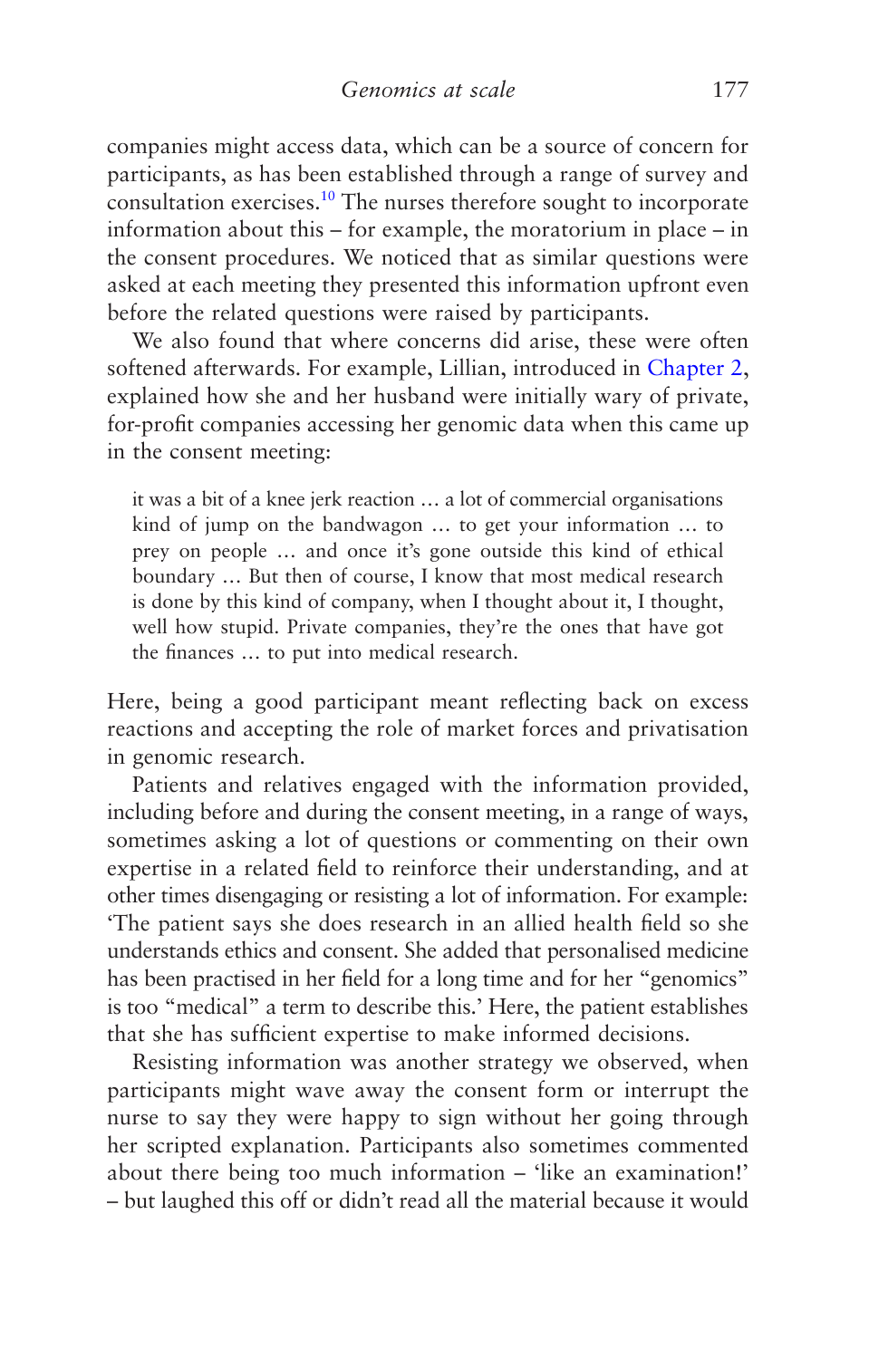companies might access data, which can be a source of concern for participants, as has been established through a range of survey and consultation exercises.[10] The nurses therefore sought to incorporate information about this – for example, the moratorium in place – in the consent procedures. We noticed that as similar questions were asked at each meeting they presented this information upfront even before the related questions were raised by participants.

We also found that where concerns did arise, these were often softened afterwards. For example, Lillian, introduced in Chapter 2, explained how she and her husband were initially wary of private, for-profit companies accessing her genomic data when this came up in the consent meeting:

> it was a bit of a knee jerk reaction … a lot of commercial organisations kind of jump on the bandwagon … to get your information … to prey on people … and once it's gone outside this kind of ethical boundary … But then of course, I know that most medical research is done by this kind of company, when I thought about it, I thought, well how stupid. Private companies, they're the ones that have got the finances … to put into medical research.

Here, being a good participant meant reflecting back on excess reactions and accepting the role of market forces and privatisation in genomic research.

Patients and relatives engaged with the information provided, including before and during the consent meeting, in a range of ways, sometimes asking a lot of questions or commenting on their own expertise in a related field to reinforce their understanding, and at other times disengaging or resisting a lot of information. For example: 'The patient says she does research in an allied health field so she understands ethics and consent. She added that personalised medicine has been practised in her field for a long time and for her "genomics" is too "medical" a term to describe this.' Here, the patient establishes that she has sufficient expertise to make informed decisions.

Resisting information was another strategy we observed, when participants might wave away the consent form or interrupt the nurse to say they were happy to sign without her going through her scripted explanation. Participants also sometimes commented about there being too much information – 'like an examination!' – but laughed this off or didn't read all the material because it would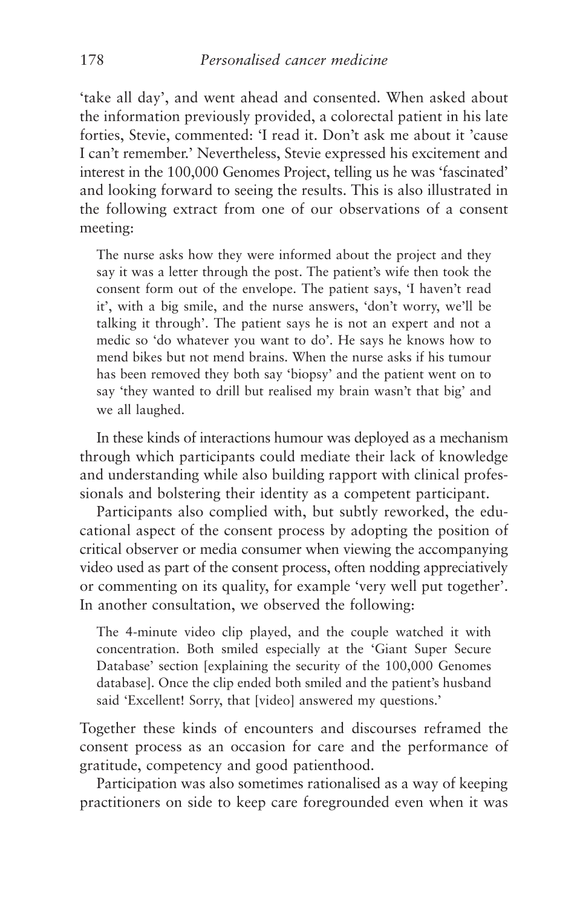'take all day', and went ahead and consented. When asked about the information previously provided, a colorectal patient in his late forties, Stevie, commented: 'I read it. Don't ask me about it 'cause I can't remember.' Nevertheless, Stevie expressed his excitement and interest in the 100,000 Genomes Project, telling us he was 'fascinated' and looking forward to seeing the results. This is also illustrated in the following extract from one of our observations of a consent meeting:

> The nurse asks how they were informed about the project and they say it was a letter through the post. The patient's wife then took the consent form out of the envelope. The patient says, 'I haven't read it', with a big smile, and the nurse answers, 'don't worry, we'll be talking it through'. The patient says he is not an expert and not a medic so 'do whatever you want to do'. He says he knows how to mend bikes but not mend brains. When the nurse asks if his tumour has been removed they both say 'biopsy' and the patient went on to say 'they wanted to drill but realised my brain wasn't that big' and we all laughed.

In these kinds of interactions humour was deployed as a mechanism through which participants could mediate their lack of knowledge and understanding while also building rapport with clinical professionals and bolstering their identity as a competent participant.

Participants also complied with, but subtly reworked, the educational aspect of the consent process by adopting the position of critical observer or media consumer when viewing the accompanying video used as part of the consent process, often nodding appreciatively or commenting on its quality, for example 'very well put together'. In another consultation, we observed the following:

> The 4-minute video clip played, and the couple watched it with concentration. Both smiled especially at the 'Giant Super Secure Database' section [explaining the security of the 100,000 Genomes database]. Once the clip ended both smiled and the patient's husband said 'Excellent! Sorry, that [video] answered my questions.'

Together these kinds of encounters and discourses reframed the consent process as an occasion for care and the performance of gratitude, competency and good patienthood.

Participation was also sometimes rationalised as a way of keeping practitioners on side to keep care foregrounded even when it was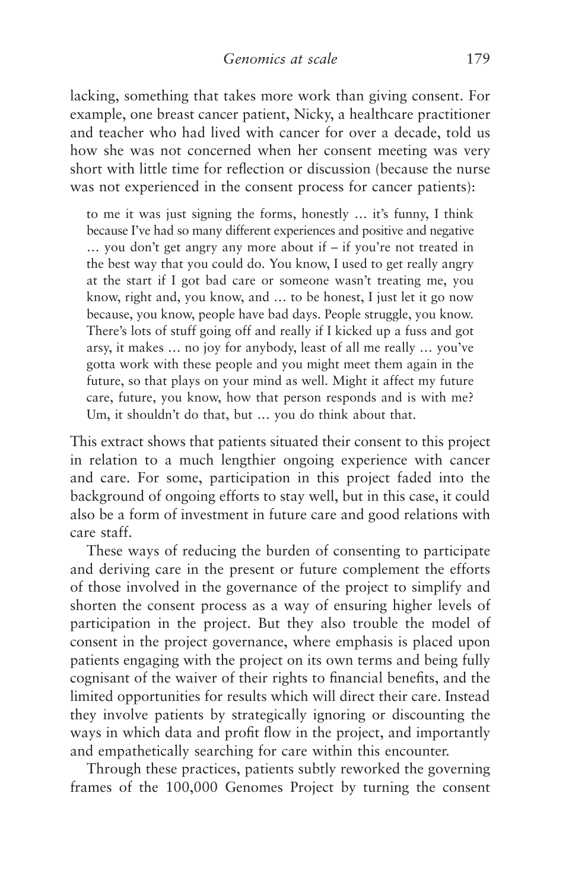lacking, something that takes more work than giving consent. For example, one breast cancer patient, Nicky, a healthcare practitioner and teacher who had lived with cancer for over a decade, told us how she was not concerned when her consent meeting was very short with little time for reflection or discussion (because the nurse was not experienced in the consent process for cancer patients):

> to me it was just signing the forms, honestly … it's funny, I think because I've had so many different experiences and positive and negative … you don't get angry any more about if – if you're not treated in the best way that you could do. You know, I used to get really angry at the start if I got bad care or someone wasn't treating me, you know, right and, you know, and … to be honest, I just let it go now because, you know, people have bad days. People struggle, you know. There's lots of stuff going off and really if I kicked up a fuss and got arsy, it makes … no joy for anybody, least of all me really … you've gotta work with these people and you might meet them again in the future, so that plays on your mind as well. Might it affect my future care, future, you know, how that person responds and is with me? Um, it shouldn't do that, but … you do think about that.

This extract shows that patients situated their consent to this project in relation to a much lengthier ongoing experience with cancer and care. For some, participation in this project faded into the background of ongoing efforts to stay well, but in this case, it could also be a form of investment in future care and good relations with care staff.

These ways of reducing the burden of consenting to participate and deriving care in the present or future complement the efforts of those involved in the governance of the project to simplify and shorten the consent process as a way of ensuring higher levels of participation in the project. But they also trouble the model of consent in the project governance, where emphasis is placed upon patients engaging with the project on its own terms and being fully cognisant of the waiver of their rights to financial benefits, and the limited opportunities for results which will direct their care. Instead they involve patients by strategically ignoring or discounting the ways in which data and profit flow in the project, and importantly and empathetically searching for care within this encounter.

Through these practices, patients subtly reworked the governing frames of the 100,000 Genomes Project by turning the consent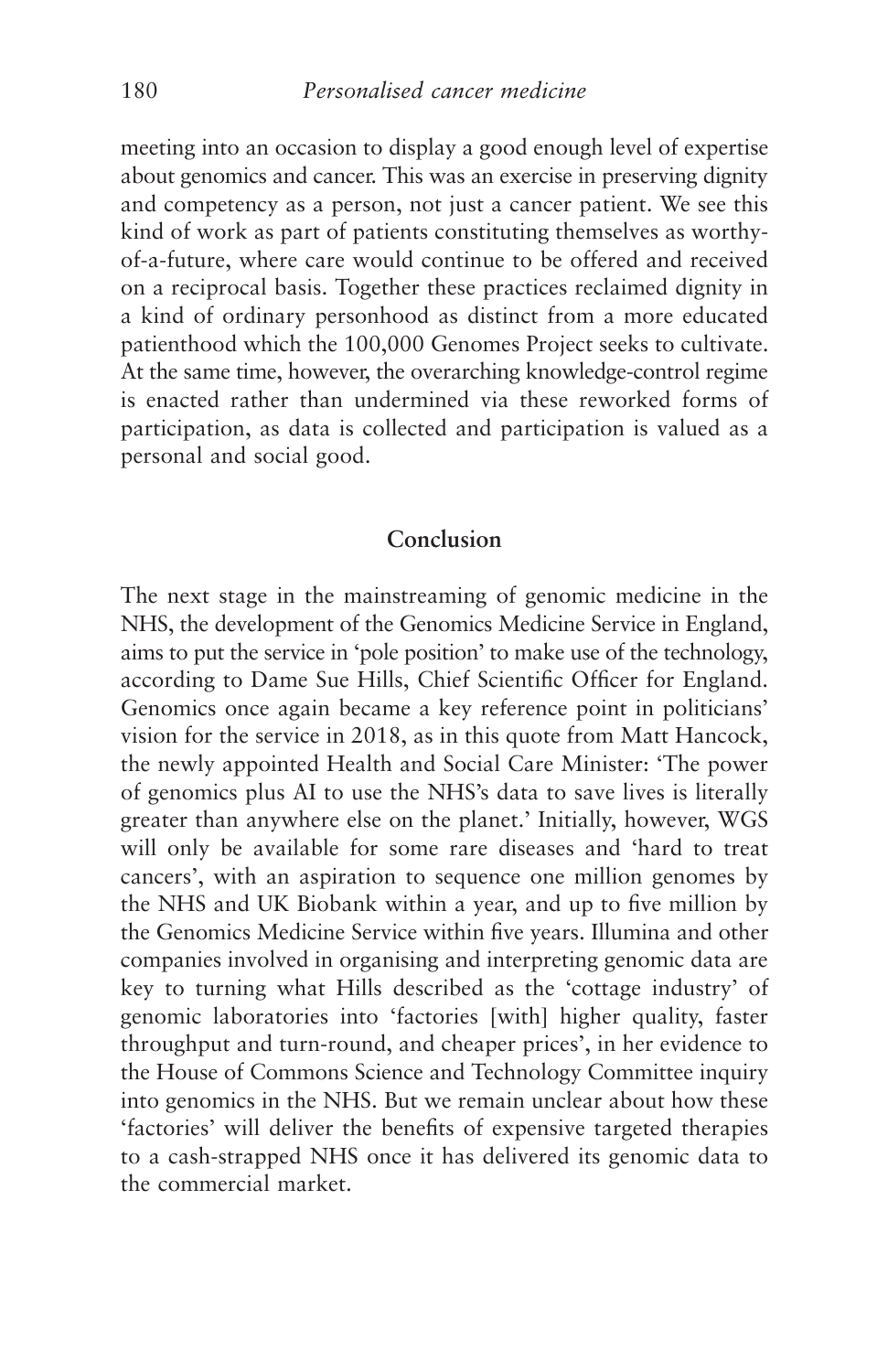meeting into an occasion to display a good enough level of expertise about genomics and cancer. This was an exercise in preserving dignity and competency as a person, not just a cancer patient. We see this kind of work as part of patients constituting themselves as worthy-of-a-future, where care would continue to be offered and received on a reciprocal basis. Together these practices reclaimed dignity in a kind of ordinary personhood as distinct from a more educated patienthood which the 100,000 Genomes Project seeks to cultivate. At the same time, however, the overarching knowledge-control regime is enacted rather than undermined via these reworked forms of participation, as data is collected and participation is valued as a personal and social good.

## Conclusion

The next stage in the mainstreaming of genomic medicine in the NHS, the development of the Genomics Medicine Service in England, aims to put the service in 'pole position' to make use of the technology, according to Dame Sue Hills, Chief Scientific Officer for England. Genomics once again became a key reference point in politicians' vision for the service in 2018, as in this quote from Matt Hancock, the newly appointed Health and Social Care Minister: 'The power of genomics plus AI to use the NHS's data to save lives is literally greater than anywhere else on the planet.' Initially, however, WGS will only be available for some rare diseases and 'hard to treat cancers', with an aspiration to sequence one million genomes by the NHS and UK Biobank within a year, and up to five million by the Genomics Medicine Service within five years. Illumina and other companies involved in organising and interpreting genomic data are key to turning what Hills described as the 'cottage industry' of genomic laboratories into 'factories [with] higher quality, faster throughput and turn-round, and cheaper prices', in her evidence to the House of Commons Science and Technology Committee inquiry into genomics in the NHS. But we remain unclear about how these 'factories' will deliver the benefits of expensive targeted therapies to a cash-strapped NHS once it has delivered its genomic data to the commercial market.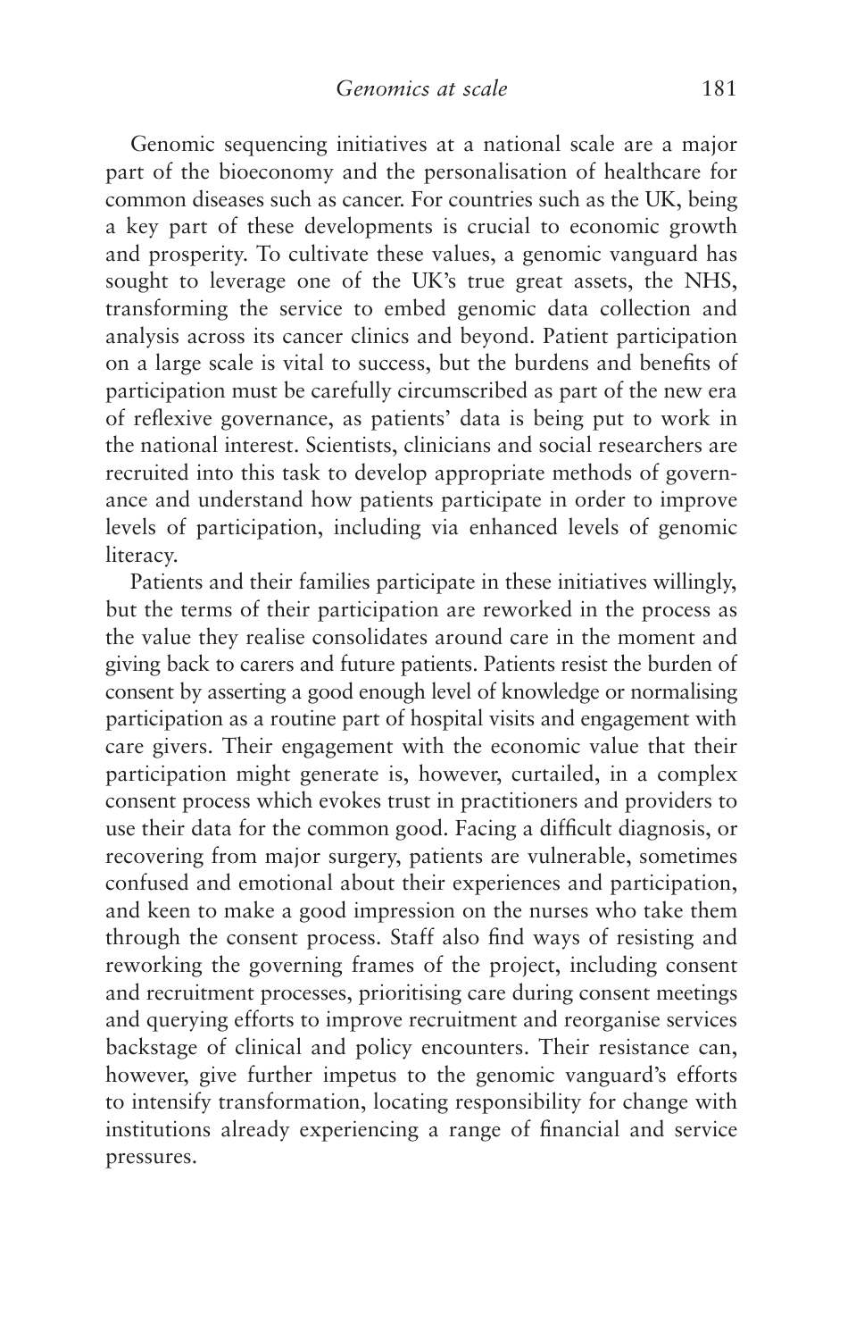Genomic sequencing initiatives at a national scale are a major part of the bioeconomy and the personalisation of healthcare for common diseases such as cancer. For countries such as the UK, being a key part of these developments is crucial to economic growth and prosperity. To cultivate these values, a genomic vanguard has sought to leverage one of the UK's true great assets, the NHS, transforming the service to embed genomic data collection and analysis across its cancer clinics and beyond. Patient participation on a large scale is vital to success, but the burdens and benefits of participation must be carefully circumscribed as part of the new era of reflexive governance, as patients' data is being put to work in the national interest. Scientists, clinicians and social researchers are recruited into this task to develop appropriate methods of governance and understand how patients participate in order to improve levels of participation, including via enhanced levels of genomic literacy.

Patients and their families participate in these initiatives willingly, but the terms of their participation are reworked in the process as the value they realise consolidates around care in the moment and giving back to carers and future patients. Patients resist the burden of consent by asserting a good enough level of knowledge or normalising participation as a routine part of hospital visits and engagement with care givers. Their engagement with the economic value that their participation might generate is, however, curtailed, in a complex consent process which evokes trust in practitioners and providers to use their data for the common good. Facing a difficult diagnosis, or recovering from major surgery, patients are vulnerable, sometimes confused and emotional about their experiences and participation, and keen to make a good impression on the nurses who take them through the consent process. Staff also find ways of resisting and reworking the governing frames of the project, including consent and recruitment processes, prioritising care during consent meetings and querying efforts to improve recruitment and reorganise services backstage of clinical and policy encounters. Their resistance can, however, give further impetus to the genomic vanguard's efforts to intensify transformation, locating responsibility for change with institutions already experiencing a range of financial and service pressures.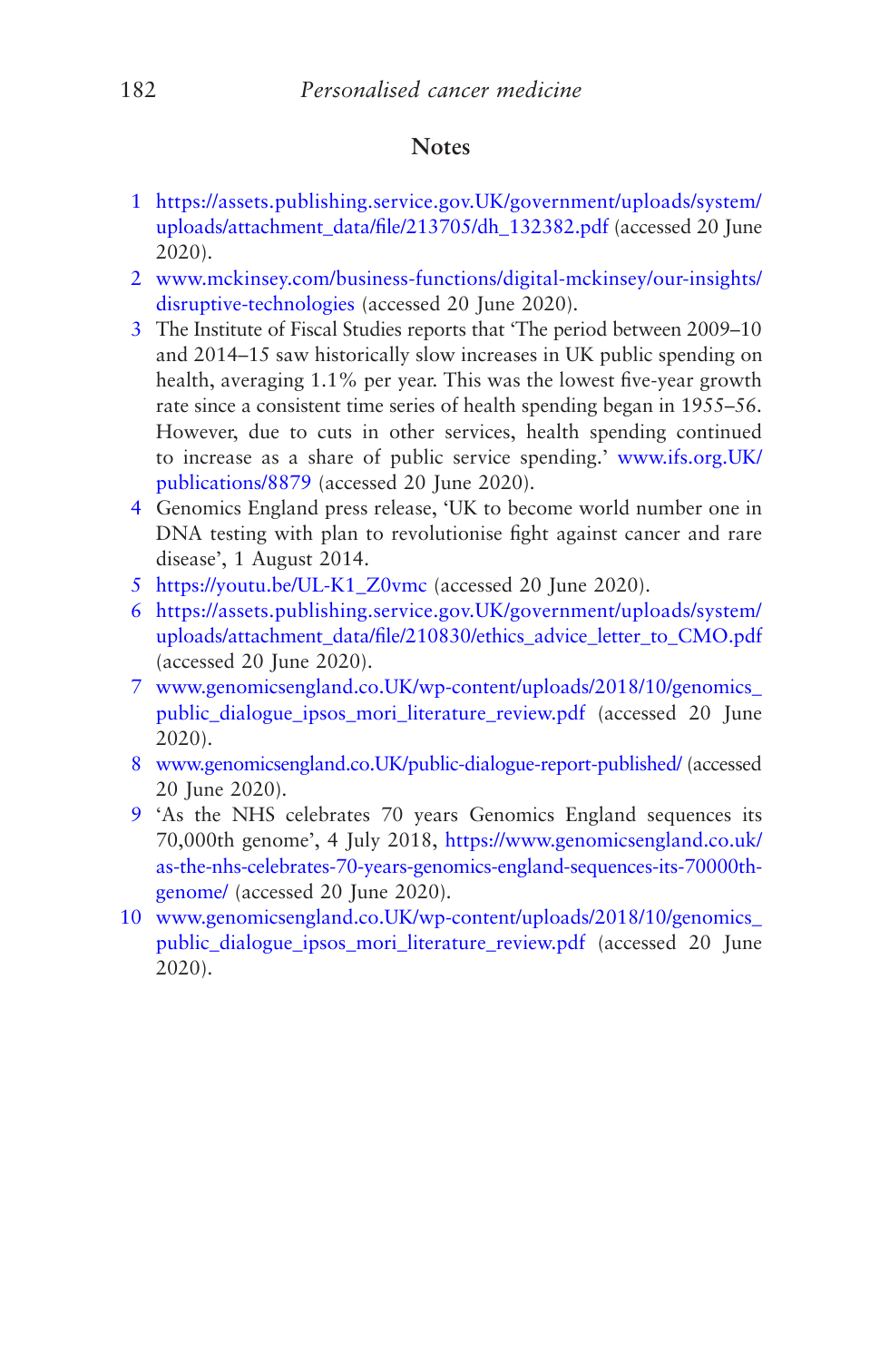## Notes

1. https://assets.publishing.service.gov.UK/government/uploads/system/uploads/attachment_data/file/213705/dh_132382.pdf (accessed 20 June 2020).
2. www.mckinsey.com/business-functions/digital-mckinsey/our-insights/disruptive-technologies (accessed 20 June 2020).
3. The Institute of Fiscal Studies reports that 'The period between 2009–10 and 2014–15 saw historically slow increases in UK public spending on health, averaging 1.1% per year. This was the lowest five-year growth rate since a consistent time series of health spending began in 1955–56. However, due to cuts in other services, health spending continued to increase as a share of public service spending.' www.ifs.org.UK/publications/8879 (accessed 20 June 2020).
4. Genomics England press release, 'UK to become world number one in DNA testing with plan to revolutionise fight against cancer and rare disease', 1 August 2014.
5. https://youtu.be/UL-K1_Z0vmc (accessed 20 June 2020).
6. https://assets.publishing.service.gov.UK/government/uploads/system/uploads/attachment_data/file/210830/ethics_advice_letter_to_CMO.pdf (accessed 20 June 2020).
7. www.genomicsengland.co.UK/wp-content/uploads/2018/10/genomics_public_dialogue_ipsos_mori_literature_review.pdf (accessed 20 June 2020).
8. www.genomicsengland.co.UK/public-dialogue-report-published/ (accessed 20 June 2020).
9. 'As the NHS celebrates 70 years Genomics England sequences its 70,000th genome', 4 July 2018, https://www.genomicsengland.co.uk/as-the-nhs-celebrates-70-years-genomics-england-sequences-its-70000th-genome/ (accessed 20 June 2020).
10. www.genomicsengland.co.UK/wp-content/uploads/2018/10/genomics_public_dialogue_ipsos_mori_literature_review.pdf (accessed 20 June 2020).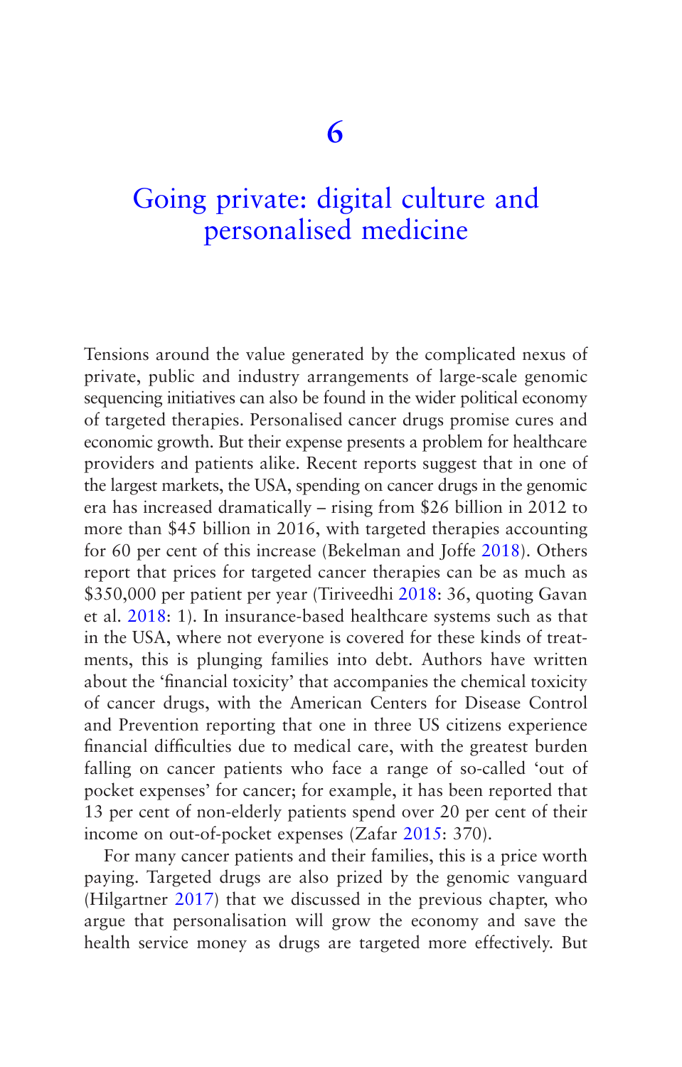# 6

# Going private: digital culture and personalised medicine

Tensions around the value generated by the complicated nexus of private, public and industry arrangements of large-scale genomic sequencing initiatives can also be found in the wider political economy of targeted therapies. Personalised cancer drugs promise cures and economic growth. But their expense presents a problem for healthcare providers and patients alike. Recent reports suggest that in one of the largest markets, the USA, spending on cancer drugs in the genomic era has increased dramatically – rising from $26 billion in 2012 to more than $45 billion in 2016, with targeted therapies accounting for 60 per cent of this increase (Bekelman and Joffe 2018). Others report that prices for targeted cancer therapies can be as much as $350,000 per patient per year (Tiriveedhi 2018: 36, quoting Gavan et al. 2018: 1). In insurance-based healthcare systems such as that in the USA, where not everyone is covered for these kinds of treatments, this is plunging families into debt. Authors have written about the 'financial toxicity' that accompanies the chemical toxicity of cancer drugs, with the American Centers for Disease Control and Prevention reporting that one in three US citizens experience financial difficulties due to medical care, with the greatest burden falling on cancer patients who face a range of so-called 'out of pocket expenses' for cancer; for example, it has been reported that 13 per cent of non-elderly patients spend over 20 per cent of their income on out-of-pocket expenses (Zafar 2015: 370).

For many cancer patients and their families, this is a price worth paying. Targeted drugs are also prized by the genomic vanguard (Hilgartner 2017) that we discussed in the previous chapter, who argue that personalisation will grow the economy and save the health service money as drugs are targeted more effectively. But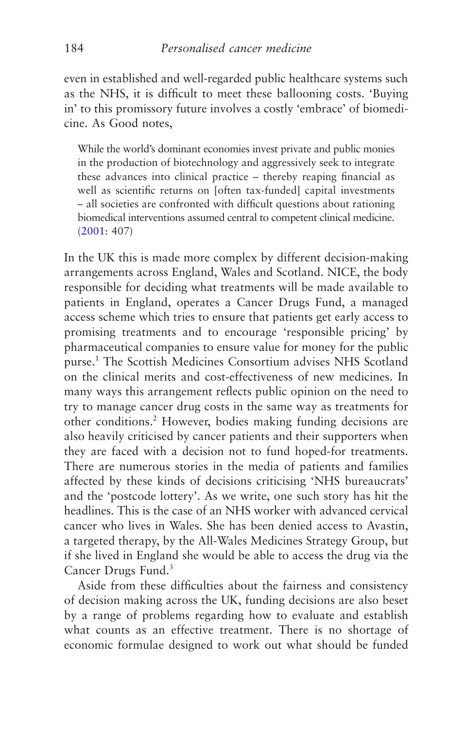even in established and well-regarded public healthcare systems such as the NHS, it is difficult to meet these ballooning costs. 'Buying in' to this promissory future involves a costly 'embrace' of biomedicine. As Good notes,

> While the world's dominant economies invest private and public monies in the production of biotechnology and aggressively seek to integrate these advances into clinical practice – thereby reaping financial as well as scientific returns on [often tax-funded] capital investments – all societies are confronted with difficult questions about rationing biomedical interventions assumed central to competent clinical medicine. (2001: 407)

In the UK this is made more complex by different decision-making arrangements across England, Wales and Scotland. NICE, the body responsible for deciding what treatments will be made available to patients in England, operates a Cancer Drugs Fund, a managed access scheme which tries to ensure that patients get early access to promising treatments and to encourage 'responsible pricing' by pharmaceutical companies to ensure value for money for the public purse.[1] The Scottish Medicines Consortium advises NHS Scotland on the clinical merits and cost-effectiveness of new medicines. In many ways this arrangement reflects public opinion on the need to try to manage cancer drug costs in the same way as treatments for other conditions.[2] However, bodies making funding decisions are also heavily criticised by cancer patients and their supporters when they are faced with a decision not to fund hoped-for treatments. There are numerous stories in the media of patients and families affected by these kinds of decisions criticising 'NHS bureaucrats' and the 'postcode lottery'. As we write, one such story has hit the headlines. This is the case of an NHS worker with advanced cervical cancer who lives in Wales. She has been denied access to Avastin, a targeted therapy, by the All-Wales Medicines Strategy Group, but if she lived in England she would be able to access the drug via the Cancer Drugs Fund.[3]

Aside from these difficulties about the fairness and consistency of decision making across the UK, funding decisions are also beset by a range of problems regarding how to evaluate and establish what counts as an effective treatment. There is no shortage of economic formulae designed to work out what should be funded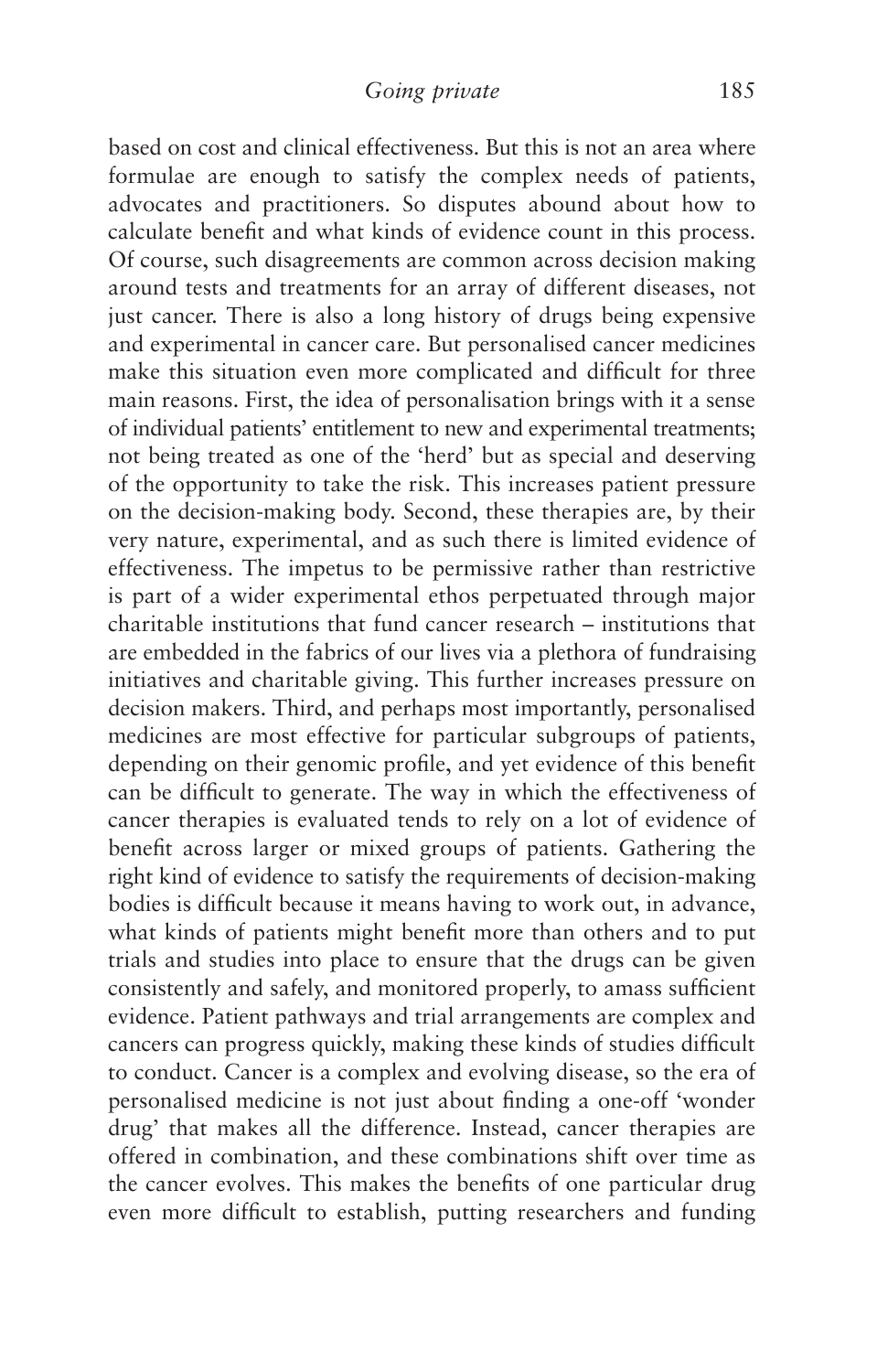based on cost and clinical effectiveness. But this is not an area where formulae are enough to satisfy the complex needs of patients, advocates and practitioners. So disputes abound about how to calculate benefit and what kinds of evidence count in this process. Of course, such disagreements are common across decision making around tests and treatments for an array of different diseases, not just cancer. There is also a long history of drugs being expensive and experimental in cancer care. But personalised cancer medicines make this situation even more complicated and difficult for three main reasons. First, the idea of personalisation brings with it a sense of individual patients' entitlement to new and experimental treatments; not being treated as one of the 'herd' but as special and deserving of the opportunity to take the risk. This increases patient pressure on the decision-making body. Second, these therapies are, by their very nature, experimental, and as such there is limited evidence of effectiveness. The impetus to be permissive rather than restrictive is part of a wider experimental ethos perpetuated through major charitable institutions that fund cancer research – institutions that are embedded in the fabrics of our lives via a plethora of fundraising initiatives and charitable giving. This further increases pressure on decision makers. Third, and perhaps most importantly, personalised medicines are most effective for particular subgroups of patients, depending on their genomic profile, and yet evidence of this benefit can be difficult to generate. The way in which the effectiveness of cancer therapies is evaluated tends to rely on a lot of evidence of benefit across larger or mixed groups of patients. Gathering the right kind of evidence to satisfy the requirements of decision-making bodies is difficult because it means having to work out, in advance, what kinds of patients might benefit more than others and to put trials and studies into place to ensure that the drugs can be given consistently and safely, and monitored properly, to amass sufficient evidence. Patient pathways and trial arrangements are complex and cancers can progress quickly, making these kinds of studies difficult to conduct. Cancer is a complex and evolving disease, so the era of personalised medicine is not just about finding a one-off 'wonder drug' that makes all the difference. Instead, cancer therapies are offered in combination, and these combinations shift over time as the cancer evolves. This makes the benefits of one particular drug even more difficult to establish, putting researchers and funding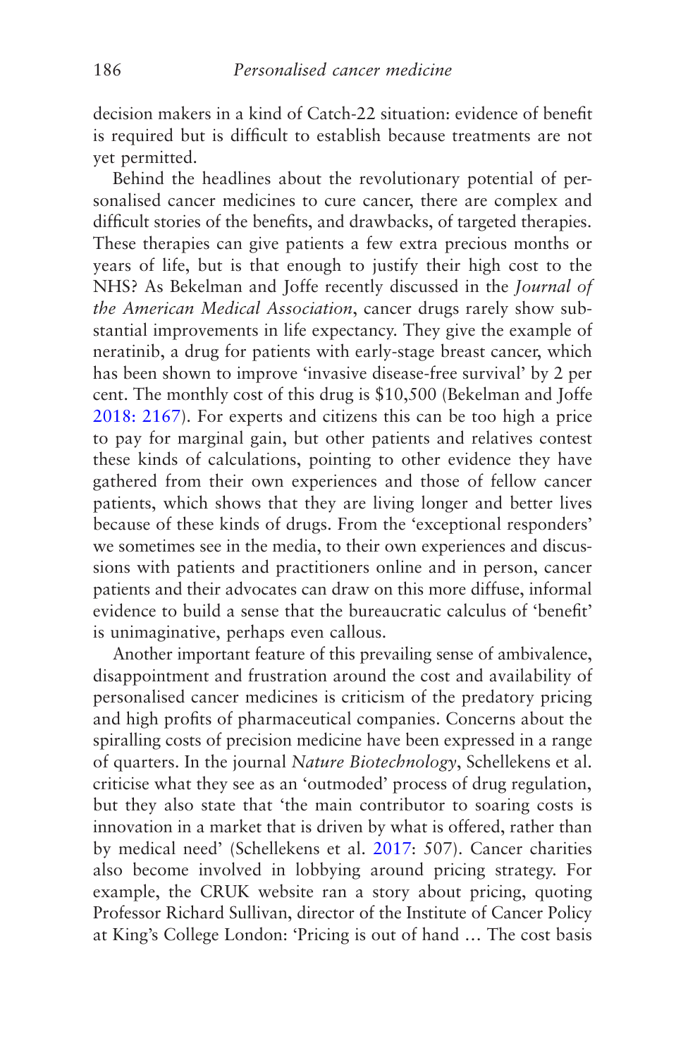decision makers in a kind of Catch-22 situation: evidence of benefit is required but is difficult to establish because treatments are not yet permitted.

Behind the headlines about the revolutionary potential of personalised cancer medicines to cure cancer, there are complex and difficult stories of the benefits, and drawbacks, of targeted therapies. These therapies can give patients a few extra precious months or years of life, but is that enough to justify their high cost to the NHS? As Bekelman and Joffe recently discussed in the *Journal of the American Medical Association*, cancer drugs rarely show substantial improvements in life expectancy. They give the example of neratinib, a drug for patients with early-stage breast cancer, which has been shown to improve 'invasive disease-free survival' by 2 per cent. The monthly cost of this drug is $10,500 (Bekelman and Joffe 2018: 2167). For experts and citizens this can be too high a price to pay for marginal gain, but other patients and relatives contest these kinds of calculations, pointing to other evidence they have gathered from their own experiences and those of fellow cancer patients, which shows that they are living longer and better lives because of these kinds of drugs. From the 'exceptional responders' we sometimes see in the media, to their own experiences and discussions with patients and practitioners online and in person, cancer patients and their advocates can draw on this more diffuse, informal evidence to build a sense that the bureaucratic calculus of 'benefit' is unimaginative, perhaps even callous.

Another important feature of this prevailing sense of ambivalence, disappointment and frustration around the cost and availability of personalised cancer medicines is criticism of the predatory pricing and high profits of pharmaceutical companies. Concerns about the spiralling costs of precision medicine have been expressed in a range of quarters. In the journal *Nature Biotechnology*, Schellekens et al. criticise what they see as an 'outmoded' process of drug regulation, but they also state that 'the main contributor to soaring costs is innovation in a market that is driven by what is offered, rather than by medical need' (Schellekens et al. 2017: 507). Cancer charities also become involved in lobbying around pricing strategy. For example, the CRUK website ran a story about pricing, quoting Professor Richard Sullivan, director of the Institute of Cancer Policy at King's College London: 'Pricing is out of hand … The cost basis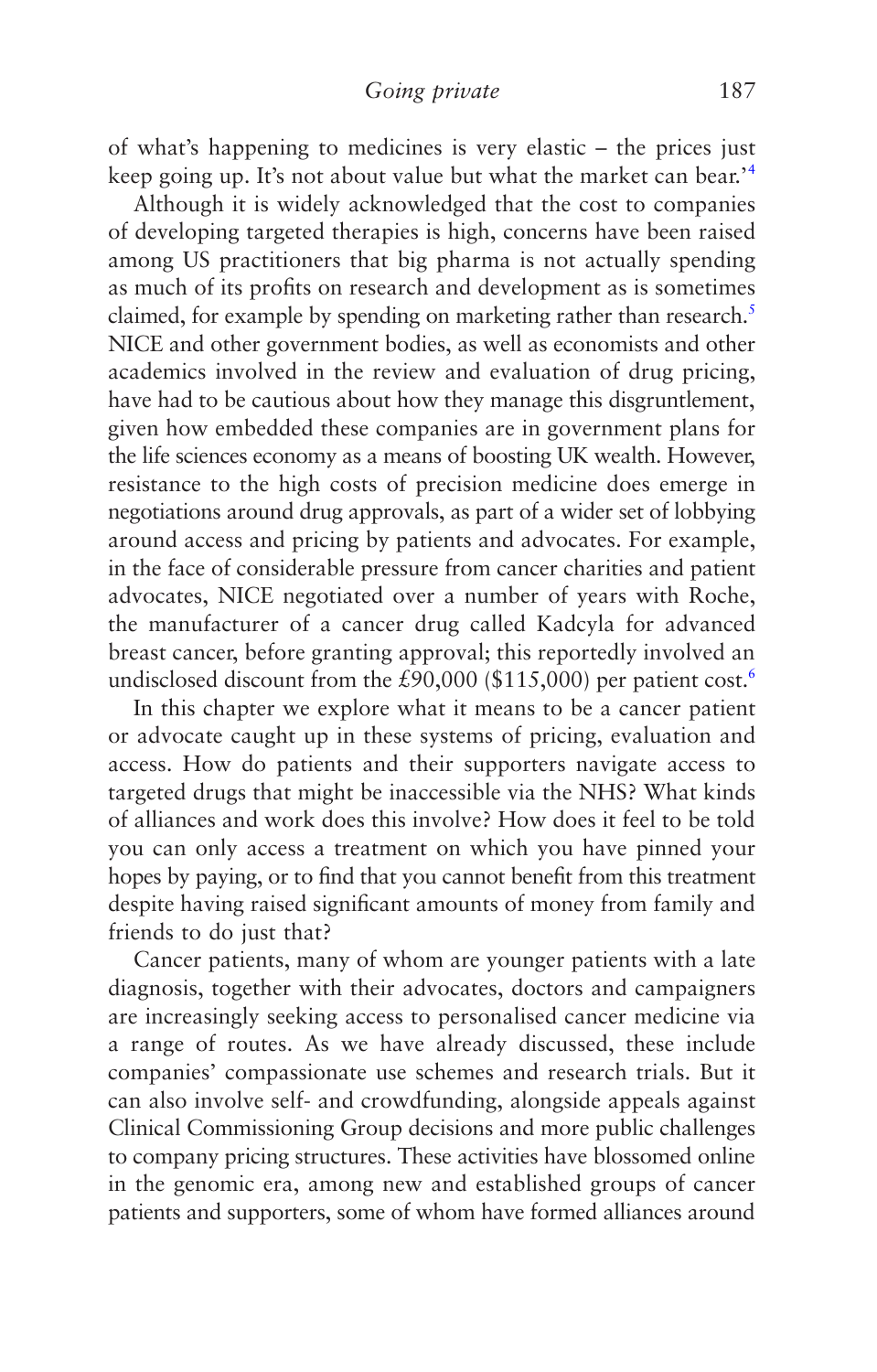of what's happening to medicines is very elastic – the prices just keep going up. It's not about value but what the market can bear.'[4]

Although it is widely acknowledged that the cost to companies of developing targeted therapies is high, concerns have been raised among US practitioners that big pharma is not actually spending as much of its profits on research and development as is sometimes claimed, for example by spending on marketing rather than research.[5] NICE and other government bodies, as well as economists and other academics involved in the review and evaluation of drug pricing, have had to be cautious about how they manage this disgruntlement, given how embedded these companies are in government plans for the life sciences economy as a means of boosting UK wealth. However, resistance to the high costs of precision medicine does emerge in negotiations around drug approvals, as part of a wider set of lobbying around access and pricing by patients and advocates. For example, in the face of considerable pressure from cancer charities and patient advocates, NICE negotiated over a number of years with Roche, the manufacturer of a cancer drug called Kadcyla for advanced breast cancer, before granting approval; this reportedly involved an undisclosed discount from the £90,000 ($115,000) per patient cost.[6]

In this chapter we explore what it means to be a cancer patient or advocate caught up in these systems of pricing, evaluation and access. How do patients and their supporters navigate access to targeted drugs that might be inaccessible via the NHS? What kinds of alliances and work does this involve? How does it feel to be told you can only access a treatment on which you have pinned your hopes by paying, or to find that you cannot benefit from this treatment despite having raised significant amounts of money from family and friends to do just that?

Cancer patients, many of whom are younger patients with a late diagnosis, together with their advocates, doctors and campaigners are increasingly seeking access to personalised cancer medicine via a range of routes. As we have already discussed, these include companies' compassionate use schemes and research trials. But it can also involve self- and crowdfunding, alongside appeals against Clinical Commissioning Group decisions and more public challenges to company pricing structures. These activities have blossomed online in the genomic era, among new and established groups of cancer patients and supporters, some of whom have formed alliances around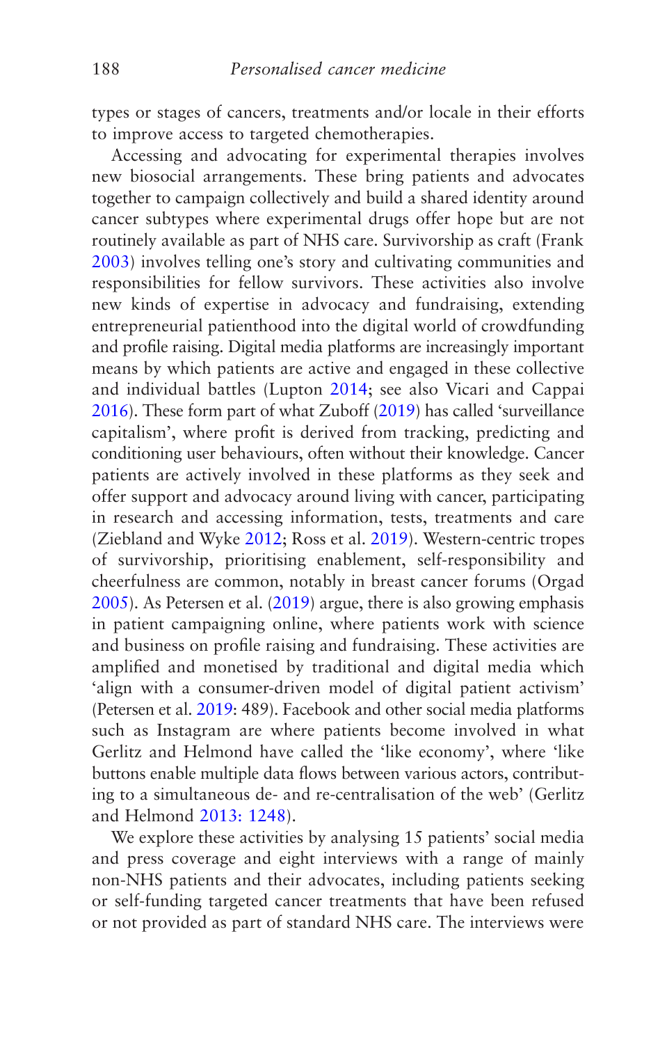types or stages of cancers, treatments and/or locale in their efforts to improve access to targeted chemotherapies.

Accessing and advocating for experimental therapies involves new biosocial arrangements. These bring patients and advocates together to campaign collectively and build a shared identity around cancer subtypes where experimental drugs offer hope but are not routinely available as part of NHS care. Survivorship as craft (Frank 2003) involves telling one's story and cultivating communities and responsibilities for fellow survivors. These activities also involve new kinds of expertise in advocacy and fundraising, extending entrepreneurial patienthood into the digital world of crowdfunding and profile raising. Digital media platforms are increasingly important means by which patients are active and engaged in these collective and individual battles (Lupton 2014; see also Vicari and Cappai 2016). These form part of what Zuboff (2019) has called 'surveillance capitalism', where profit is derived from tracking, predicting and conditioning user behaviours, often without their knowledge. Cancer patients are actively involved in these platforms as they seek and offer support and advocacy around living with cancer, participating in research and accessing information, tests, treatments and care (Ziebland and Wyke 2012; Ross et al. 2019). Western-centric tropes of survivorship, prioritising enablement, self-responsibility and cheerfulness are common, notably in breast cancer forums (Orgad 2005). As Petersen et al. (2019) argue, there is also growing emphasis in patient campaigning online, where patients work with science and business on profile raising and fundraising. These activities are amplified and monetised by traditional and digital media which 'align with a consumer-driven model of digital patient activism' (Petersen et al. 2019: 489). Facebook and other social media platforms such as Instagram are where patients become involved in what Gerlitz and Helmond have called the 'like economy', where 'like buttons enable multiple data flows between various actors, contributing to a simultaneous de- and re-centralisation of the web' (Gerlitz and Helmond 2013: 1248).

We explore these activities by analysing 15 patients' social media and press coverage and eight interviews with a range of mainly non-NHS patients and their advocates, including patients seeking or self-funding targeted cancer treatments that have been refused or not provided as part of standard NHS care. The interviews were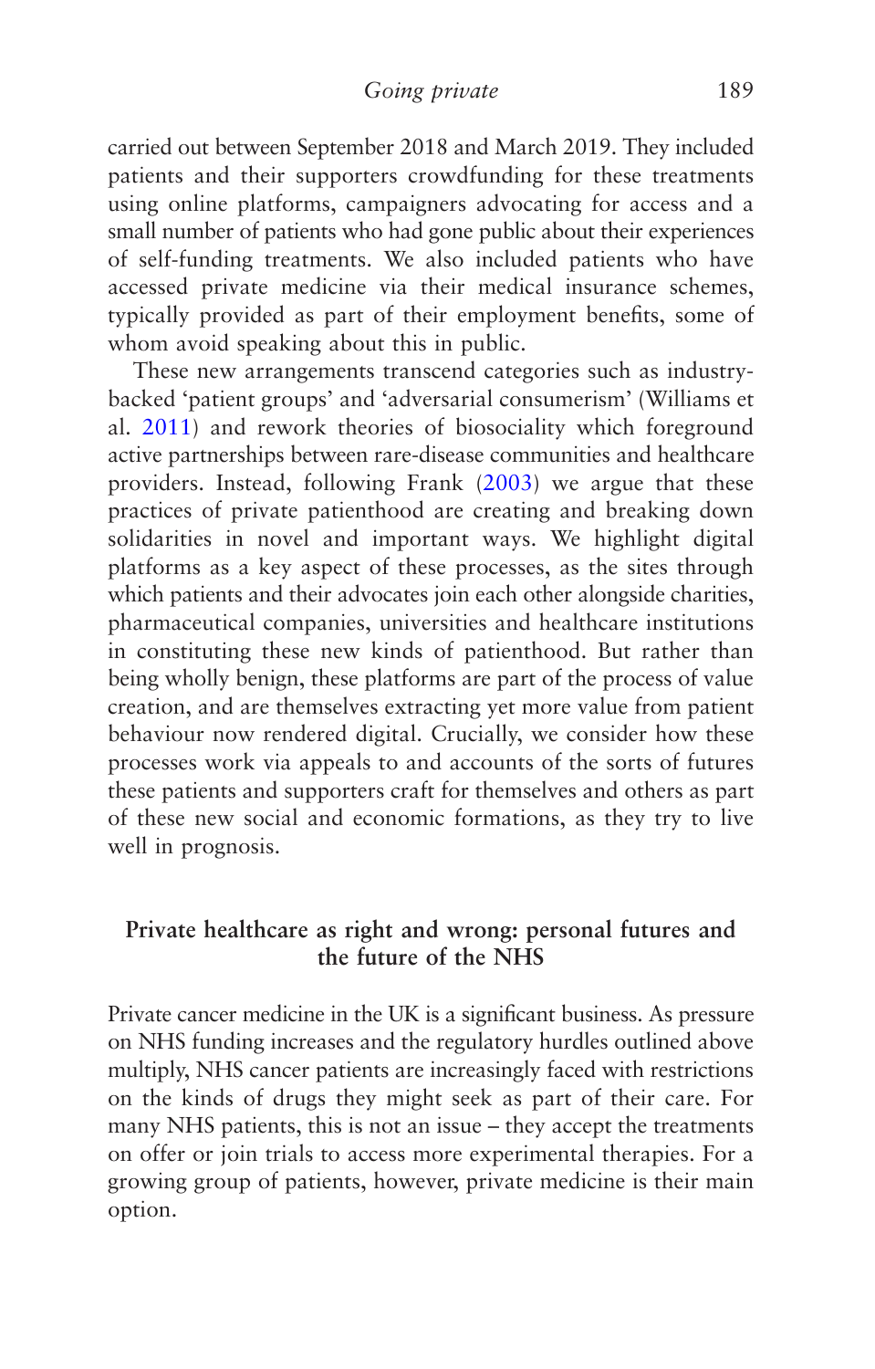carried out between September 2018 and March 2019. They included patients and their supporters crowdfunding for these treatments using online platforms, campaigners advocating for access and a small number of patients who had gone public about their experiences of self-funding treatments. We also included patients who have accessed private medicine via their medical insurance schemes, typically provided as part of their employment benefits, some of whom avoid speaking about this in public.

These new arrangements transcend categories such as industry-backed 'patient groups' and 'adversarial consumerism' (Williams et al. 2011) and rework theories of biosociality which foreground active partnerships between rare-disease communities and healthcare providers. Instead, following Frank (2003) we argue that these practices of private patienthood are creating and breaking down solidarities in novel and important ways. We highlight digital platforms as a key aspect of these processes, as the sites through which patients and their advocates join each other alongside charities, pharmaceutical companies, universities and healthcare institutions in constituting these new kinds of patienthood. But rather than being wholly benign, these platforms are part of the process of value creation, and are themselves extracting yet more value from patient behaviour now rendered digital. Crucially, we consider how these processes work via appeals to and accounts of the sorts of futures these patients and supporters craft for themselves and others as part of these new social and economic formations, as they try to live well in prognosis.

## Private healthcare as right and wrong: personal futures and the future of the NHS

Private cancer medicine in the UK is a significant business. As pressure on NHS funding increases and the regulatory hurdles outlined above multiply, NHS cancer patients are increasingly faced with restrictions on the kinds of drugs they might seek as part of their care. For many NHS patients, this is not an issue – they accept the treatments on offer or join trials to access more experimental therapies. For a growing group of patients, however, private medicine is their main option.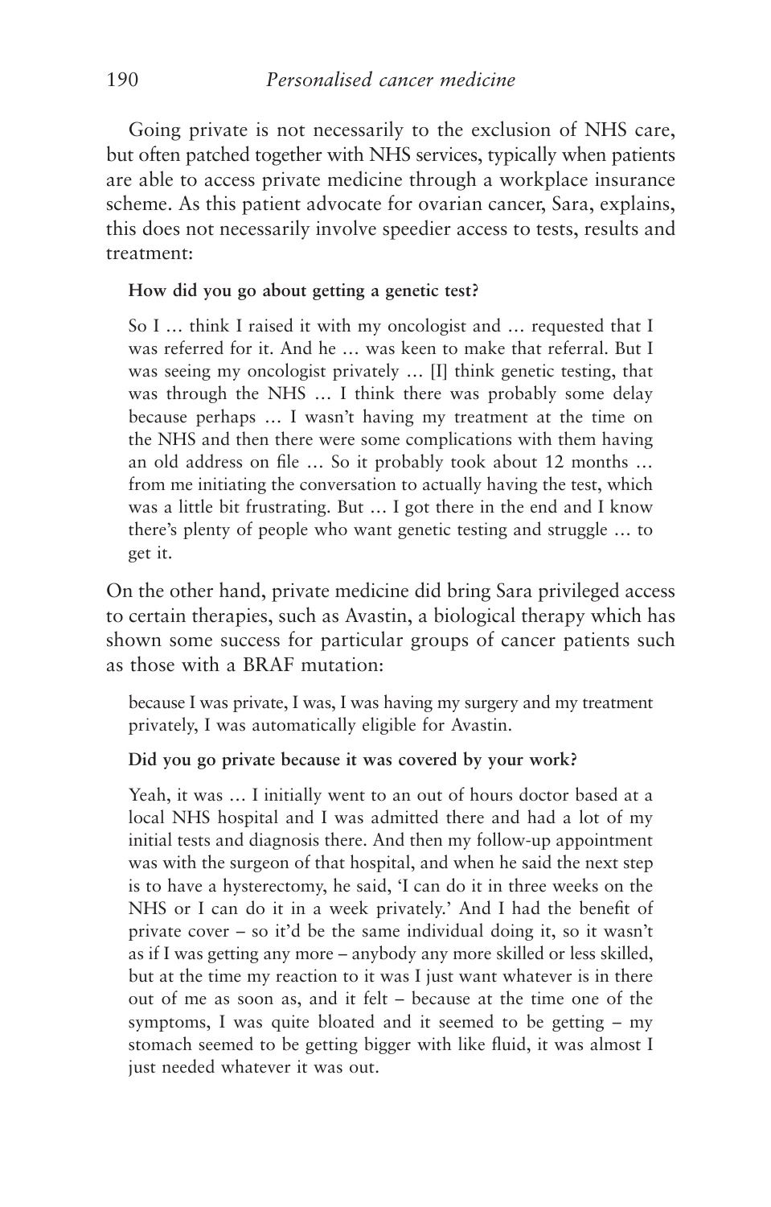Going private is not necessarily to the exclusion of NHS care, but often patched together with NHS services, typically when patients are able to access private medicine through a workplace insurance scheme. As this patient advocate for ovarian cancer, Sara, explains, this does not necessarily involve speedier access to tests, results and treatment:

> **How did you go about getting a genetic test?**
>
> So I … think I raised it with my oncologist and … requested that I was referred for it. And he … was keen to make that referral. But I was seeing my oncologist privately … [I] think genetic testing, that was through the NHS … I think there was probably some delay because perhaps … I wasn't having my treatment at the time on the NHS and then there were some complications with them having an old address on file … So it probably took about 12 months … from me initiating the conversation to actually having the test, which was a little bit frustrating. But … I got there in the end and I know there's plenty of people who want genetic testing and struggle … to get it.

On the other hand, private medicine did bring Sara privileged access to certain therapies, such as Avastin, a biological therapy which has shown some success for particular groups of cancer patients such as those with a BRAF mutation:

> because I was private, I was, I was having my surgery and my treatment privately, I was automatically eligible for Avastin.
>
> **Did you go private because it was covered by your work?**
>
> Yeah, it was … I initially went to an out of hours doctor based at a local NHS hospital and I was admitted there and had a lot of my initial tests and diagnosis there. And then my follow-up appointment was with the surgeon of that hospital, and when he said the next step is to have a hysterectomy, he said, 'I can do it in three weeks on the NHS or I can do it in a week privately.' And I had the benefit of private cover – so it'd be the same individual doing it, so it wasn't as if I was getting any more – anybody any more skilled or less skilled, but at the time my reaction to it was I just want whatever is in there out of me as soon as, and it felt – because at the time one of the symptoms, I was quite bloated and it seemed to be getting – my stomach seemed to be getting bigger with like fluid, it was almost I just needed whatever it was out.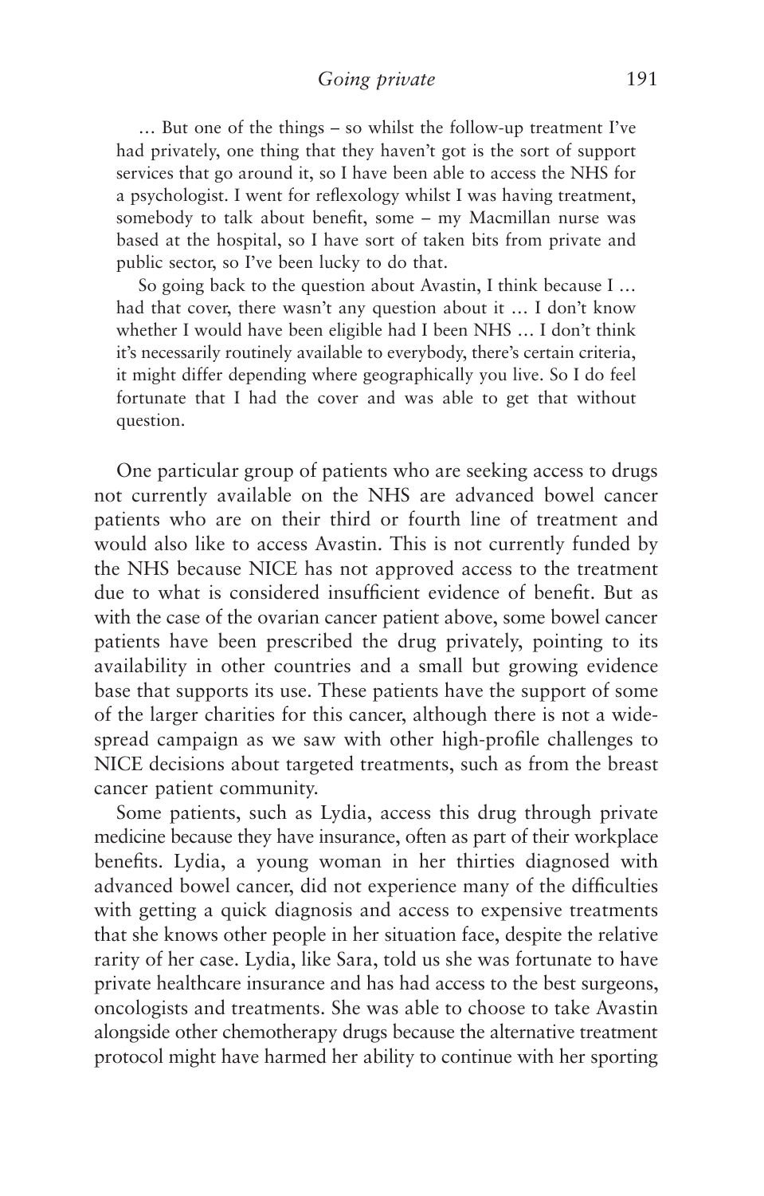… But one of the things – so whilst the follow-up treatment I've had privately, one thing that they haven't got is the sort of support services that go around it, so I have been able to access the NHS for a psychologist. I went for reflexology whilst I was having treatment, somebody to talk about benefit, some – my Macmillan nurse was based at the hospital, so I have sort of taken bits from private and public sector, so I've been lucky to do that.

> So going back to the question about Avastin, I think because I … had that cover, there wasn't any question about it … I don't know whether I would have been eligible had I been NHS … I don't think it's necessarily routinely available to everybody, there's certain criteria, it might differ depending where geographically you live. So I do feel fortunate that I had the cover and was able to get that without question.

One particular group of patients who are seeking access to drugs not currently available on the NHS are advanced bowel cancer patients who are on their third or fourth line of treatment and would also like to access Avastin. This is not currently funded by the NHS because NICE has not approved access to the treatment due to what is considered insufficient evidence of benefit. But as with the case of the ovarian cancer patient above, some bowel cancer patients have been prescribed the drug privately, pointing to its availability in other countries and a small but growing evidence base that supports its use. These patients have the support of some of the larger charities for this cancer, although there is not a widespread campaign as we saw with other high-profile challenges to NICE decisions about targeted treatments, such as from the breast cancer patient community.

Some patients, such as Lydia, access this drug through private medicine because they have insurance, often as part of their workplace benefits. Lydia, a young woman in her thirties diagnosed with advanced bowel cancer, did not experience many of the difficulties with getting a quick diagnosis and access to expensive treatments that she knows other people in her situation face, despite the relative rarity of her case. Lydia, like Sara, told us she was fortunate to have private healthcare insurance and has had access to the best surgeons, oncologists and treatments. She was able to choose to take Avastin alongside other chemotherapy drugs because the alternative treatment protocol might have harmed her ability to continue with her sporting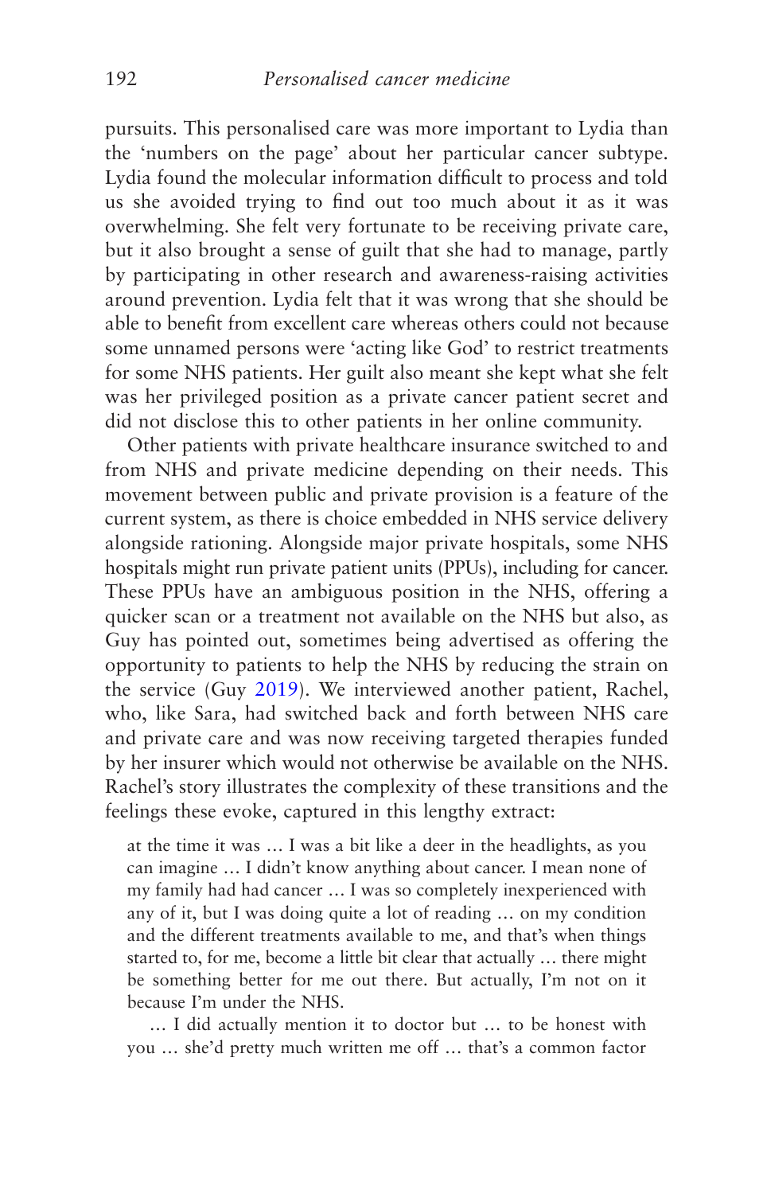pursuits. This personalised care was more important to Lydia than the 'numbers on the page' about her particular cancer subtype. Lydia found the molecular information difficult to process and told us she avoided trying to find out too much about it as it was overwhelming. She felt very fortunate to be receiving private care, but it also brought a sense of guilt that she had to manage, partly by participating in other research and awareness-raising activities around prevention. Lydia felt that it was wrong that she should be able to benefit from excellent care whereas others could not because some unnamed persons were 'acting like God' to restrict treatments for some NHS patients. Her guilt also meant she kept what she felt was her privileged position as a private cancer patient secret and did not disclose this to other patients in her online community.

Other patients with private healthcare insurance switched to and from NHS and private medicine depending on their needs. This movement between public and private provision is a feature of the current system, as there is choice embedded in NHS service delivery alongside rationing. Alongside major private hospitals, some NHS hospitals might run private patient units (PPUs), including for cancer. These PPUs have an ambiguous position in the NHS, offering a quicker scan or a treatment not available on the NHS but also, as Guy has pointed out, sometimes being advertised as offering the opportunity to patients to help the NHS by reducing the strain on the service (Guy 2019). We interviewed another patient, Rachel, who, like Sara, had switched back and forth between NHS care and private care and was now receiving targeted therapies funded by her insurer which would not otherwise be available on the NHS. Rachel's story illustrates the complexity of these transitions and the feelings these evoke, captured in this lengthy extract:

> at the time it was … I was a bit like a deer in the headlights, as you can imagine … I didn't know anything about cancer. I mean none of my family had had cancer … I was so completely inexperienced with any of it, but I was doing quite a lot of reading … on my condition and the different treatments available to me, and that's when things started to, for me, become a little bit clear that actually … there might be something better for me out there. But actually, I'm not on it because I'm under the NHS.
>
> … I did actually mention it to doctor but … to be honest with you … she'd pretty much written me off … that's a common factor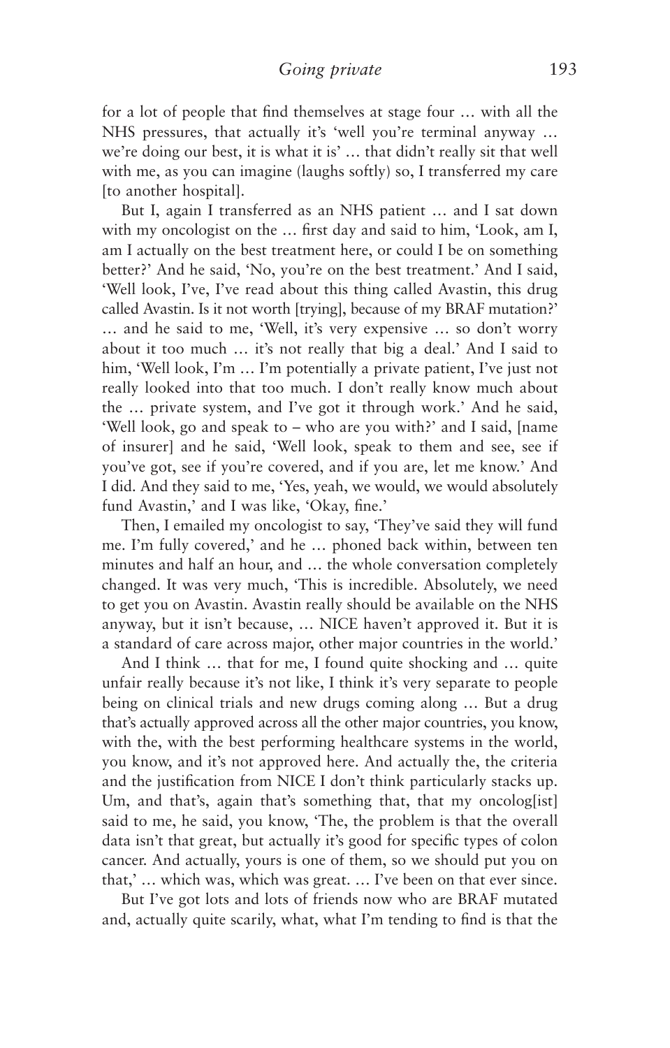for a lot of people that find themselves at stage four … with all the NHS pressures, that actually it's 'well you're terminal anyway … we're doing our best, it is what it is' … that didn't really sit that well with me, as you can imagine (laughs softly) so, I transferred my care [to another hospital].

But I, again I transferred as an NHS patient … and I sat down with my oncologist on the … first day and said to him, 'Look, am I, am I actually on the best treatment here, or could I be on something better?' And he said, 'No, you're on the best treatment.' And I said, 'Well look, I've, I've read about this thing called Avastin, this drug called Avastin. Is it not worth [trying], because of my BRAF mutation?' … and he said to me, 'Well, it's very expensive … so don't worry about it too much … it's not really that big a deal.' And I said to him, 'Well look, I'm … I'm potentially a private patient, I've just not really looked into that too much. I don't really know much about the … private system, and I've got it through work.' And he said, 'Well look, go and speak to – who are you with?' and I said, [name of insurer] and he said, 'Well look, speak to them and see, see if you've got, see if you're covered, and if you are, let me know.' And I did. And they said to me, 'Yes, yeah, we would, we would absolutely fund Avastin,' and I was like, 'Okay, fine.'

Then, I emailed my oncologist to say, 'They've said they will fund me. I'm fully covered,' and he … phoned back within, between ten minutes and half an hour, and … the whole conversation completely changed. It was very much, 'This is incredible. Absolutely, we need to get you on Avastin. Avastin really should be available on the NHS anyway, but it isn't because, … NICE haven't approved it. But it is a standard of care across major, other major countries in the world.'

And I think … that for me, I found quite shocking and … quite unfair really because it's not like, I think it's very separate to people being on clinical trials and new drugs coming along … But a drug that's actually approved across all the other major countries, you know, with the, with the best performing healthcare systems in the world, you know, and it's not approved here. And actually the, the criteria and the justification from NICE I don't think particularly stacks up. Um, and that's, again that's something that, that my oncolog[ist] said to me, he said, you know, 'The, the problem is that the overall data isn't that great, but actually it's good for specific types of colon cancer. And actually, yours is one of them, so we should put you on that,' … which was, which was great. … I've been on that ever since.

But I've got lots and lots of friends now who are BRAF mutated and, actually quite scarily, what, what I'm tending to find is that the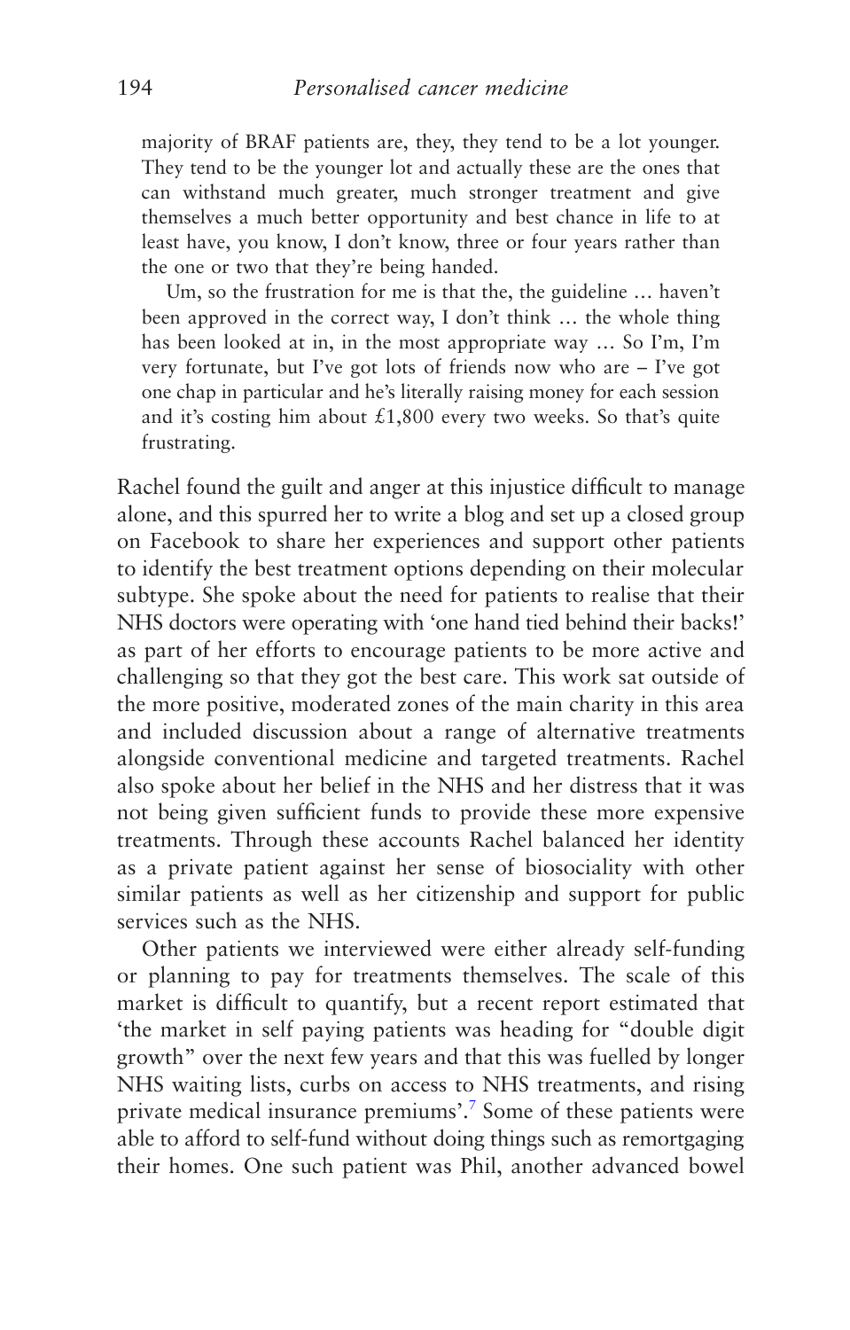> majority of BRAF patients are, they, they tend to be a lot younger. They tend to be the younger lot and actually these are the ones that can withstand much greater, much stronger treatment and give themselves a much better opportunity and best chance in life to at least have, you know, I don't know, three or four years rather than the one or two that they're being handed.
>
> Um, so the frustration for me is that the, the guideline … haven't been approved in the correct way, I don't think … the whole thing has been looked at in, in the most appropriate way … So I'm, I'm very fortunate, but I've got lots of friends now who are – I've got one chap in particular and he's literally raising money for each session and it's costing him about £1,800 every two weeks. So that's quite frustrating.

Rachel found the guilt and anger at this injustice difficult to manage alone, and this spurred her to write a blog and set up a closed group on Facebook to share her experiences and support other patients to identify the best treatment options depending on their molecular subtype. She spoke about the need for patients to realise that their NHS doctors were operating with 'one hand tied behind their backs!' as part of her efforts to encourage patients to be more active and challenging so that they got the best care. This work sat outside of the more positive, moderated zones of the main charity in this area and included discussion about a range of alternative treatments alongside conventional medicine and targeted treatments. Rachel also spoke about her belief in the NHS and her distress that it was not being given sufficient funds to provide these more expensive treatments. Through these accounts Rachel balanced her identity as a private patient against her sense of biosociality with other similar patients as well as her citizenship and support for public services such as the NHS.

Other patients we interviewed were either already self-funding or planning to pay for treatments themselves. The scale of this market is difficult to quantify, but a recent report estimated that 'the market in self paying patients was heading for "double digit growth" over the next few years and that this was fuelled by longer NHS waiting lists, curbs on access to NHS treatments, and rising private medical insurance premiums'.[7] Some of these patients were able to afford to self-fund without doing things such as remortgaging their homes. One such patient was Phil, another advanced bowel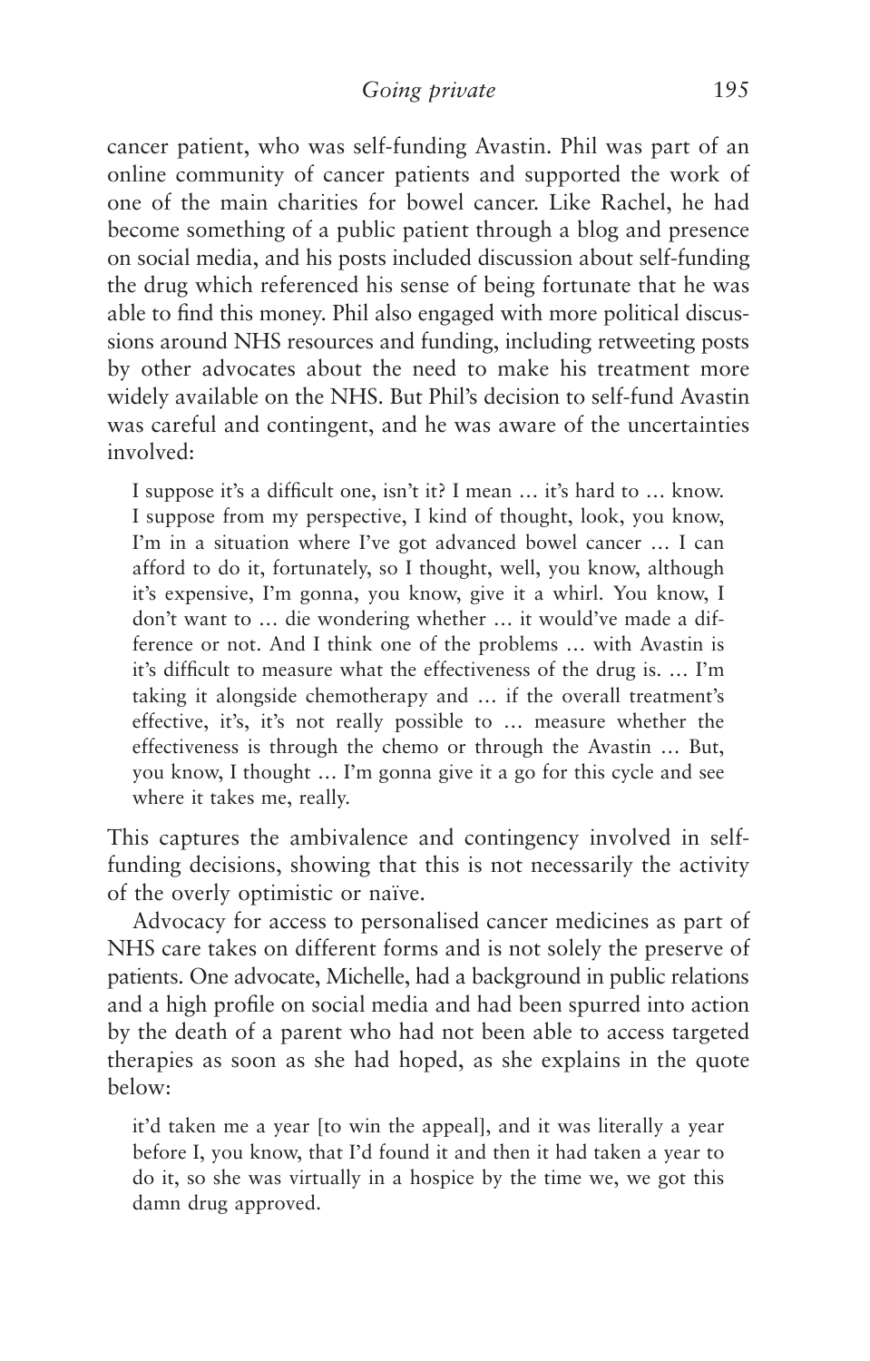cancer patient, who was self-funding Avastin. Phil was part of an online community of cancer patients and supported the work of one of the main charities for bowel cancer. Like Rachel, he had become something of a public patient through a blog and presence on social media, and his posts included discussion about self-funding the drug which referenced his sense of being fortunate that he was able to find this money. Phil also engaged with more political discussions around NHS resources and funding, including retweeting posts by other advocates about the need to make his treatment more widely available on the NHS. But Phil's decision to self-fund Avastin was careful and contingent, and he was aware of the uncertainties involved:

> I suppose it's a difficult one, isn't it? I mean … it's hard to … know. I suppose from my perspective, I kind of thought, look, you know, I'm in a situation where I've got advanced bowel cancer … I can afford to do it, fortunately, so I thought, well, you know, although it's expensive, I'm gonna, you know, give it a whirl. You know, I don't want to … die wondering whether … it would've made a difference or not. And I think one of the problems … with Avastin is it's difficult to measure what the effectiveness of the drug is. … I'm taking it alongside chemotherapy and … if the overall treatment's effective, it's, it's not really possible to … measure whether the effectiveness is through the chemo or through the Avastin … But, you know, I thought … I'm gonna give it a go for this cycle and see where it takes me, really.

This captures the ambivalence and contingency involved in self-funding decisions, showing that this is not necessarily the activity of the overly optimistic or naïve.

Advocacy for access to personalised cancer medicines as part of NHS care takes on different forms and is not solely the preserve of patients. One advocate, Michelle, had a background in public relations and a high profile on social media and had been spurred into action by the death of a parent who had not been able to access targeted therapies as soon as she had hoped, as she explains in the quote below:

> it'd taken me a year [to win the appeal], and it was literally a year before I, you know, that I'd found it and then it had taken a year to do it, so she was virtually in a hospice by the time we, we got this damn drug approved.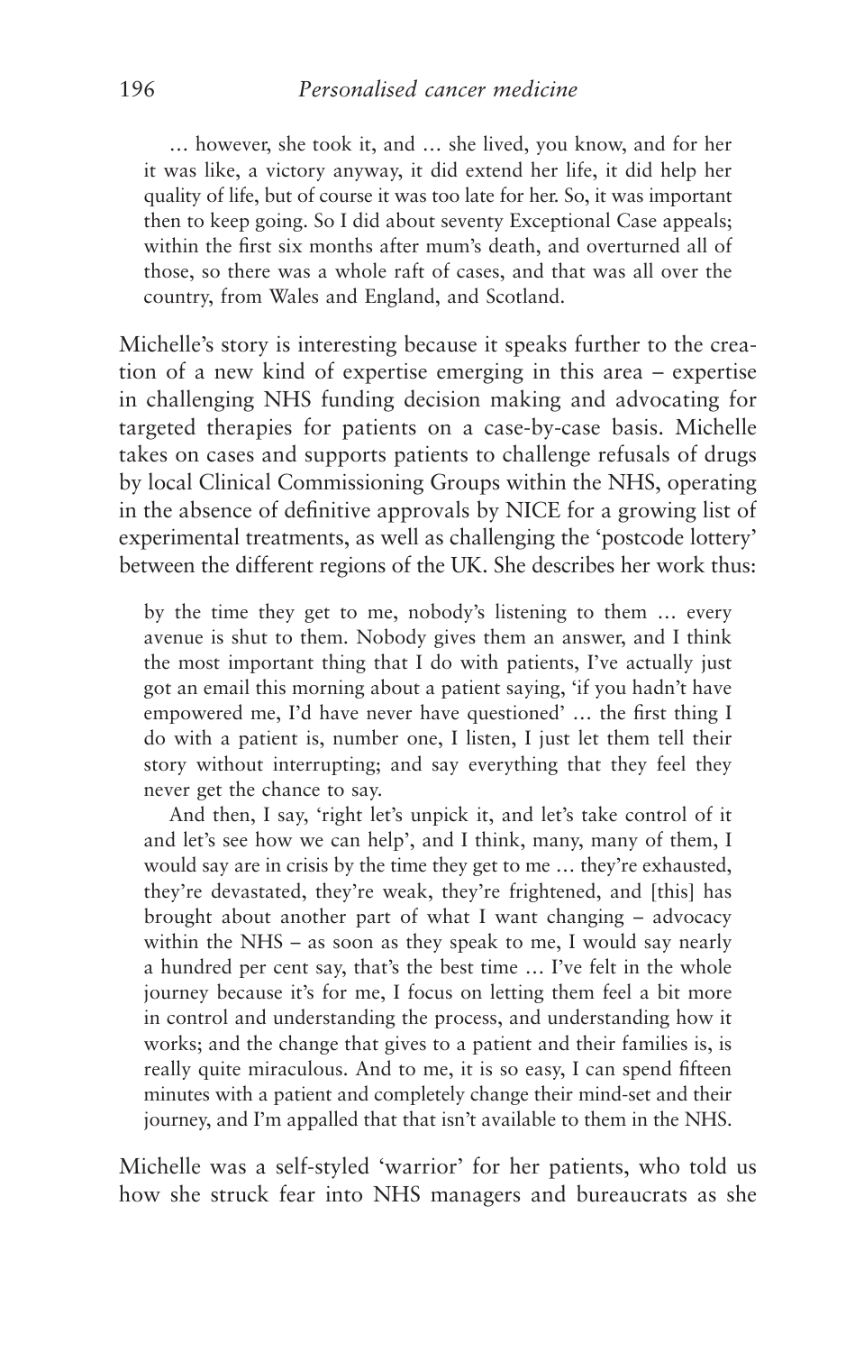> … however, she took it, and … she lived, you know, and for her it was like, a victory anyway, it did extend her life, it did help her quality of life, but of course it was too late for her. So, it was important then to keep going. So I did about seventy Exceptional Case appeals; within the first six months after mum's death, and overturned all of those, so there was a whole raft of cases, and that was all over the country, from Wales and England, and Scotland.

Michelle's story is interesting because it speaks further to the creation of a new kind of expertise emerging in this area – expertise in challenging NHS funding decision making and advocating for targeted therapies for patients on a case-by-case basis. Michelle takes on cases and supports patients to challenge refusals of drugs by local Clinical Commissioning Groups within the NHS, operating in the absence of definitive approvals by NICE for a growing list of experimental treatments, as well as challenging the 'postcode lottery' between the different regions of the UK. She describes her work thus:

> by the time they get to me, nobody's listening to them … every avenue is shut to them. Nobody gives them an answer, and I think the most important thing that I do with patients, I've actually just got an email this morning about a patient saying, 'if you hadn't have empowered me, I'd have never have questioned' … the first thing I do with a patient is, number one, I listen, I just let them tell their story without interrupting; and say everything that they feel they never get the chance to say.
>
> And then, I say, 'right let's unpick it, and let's take control of it and let's see how we can help', and I think, many, many of them, I would say are in crisis by the time they get to me … they're exhausted, they're devastated, they're weak, they're frightened, and [this] has brought about another part of what I want changing – advocacy within the NHS – as soon as they speak to me, I would say nearly a hundred per cent say, that's the best time … I've felt in the whole journey because it's for me, I focus on letting them feel a bit more in control and understanding the process, and understanding how it works; and the change that gives to a patient and their families is, is really quite miraculous. And to me, it is so easy, I can spend fifteen minutes with a patient and completely change their mind-set and their journey, and I'm appalled that that isn't available to them in the NHS.

Michelle was a self-styled 'warrior' for her patients, who told us how she struck fear into NHS managers and bureaucrats as she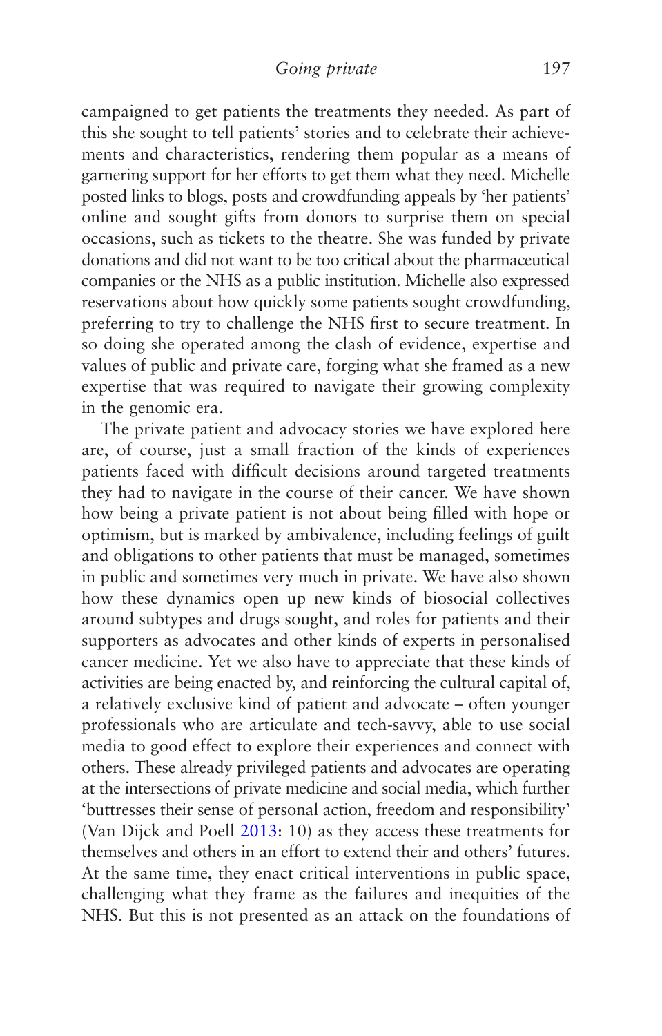campaigned to get patients the treatments they needed. As part of this she sought to tell patients' stories and to celebrate their achievements and characteristics, rendering them popular as a means of garnering support for her efforts to get them what they need. Michelle posted links to blogs, posts and crowdfunding appeals by 'her patients' online and sought gifts from donors to surprise them on special occasions, such as tickets to the theatre. She was funded by private donations and did not want to be too critical about the pharmaceutical companies or the NHS as a public institution. Michelle also expressed reservations about how quickly some patients sought crowdfunding, preferring to try to challenge the NHS first to secure treatment. In so doing she operated among the clash of evidence, expertise and values of public and private care, forging what she framed as a new expertise that was required to navigate their growing complexity in the genomic era.

The private patient and advocacy stories we have explored here are, of course, just a small fraction of the kinds of experiences patients faced with difficult decisions around targeted treatments they had to navigate in the course of their cancer. We have shown how being a private patient is not about being filled with hope or optimism, but is marked by ambivalence, including feelings of guilt and obligations to other patients that must be managed, sometimes in public and sometimes very much in private. We have also shown how these dynamics open up new kinds of biosocial collectives around subtypes and drugs sought, and roles for patients and their supporters as advocates and other kinds of experts in personalised cancer medicine. Yet we also have to appreciate that these kinds of activities are being enacted by, and reinforcing the cultural capital of, a relatively exclusive kind of patient and advocate – often younger professionals who are articulate and tech-savvy, able to use social media to good effect to explore their experiences and connect with others. These already privileged patients and advocates are operating at the intersections of private medicine and social media, which further 'buttresses their sense of personal action, freedom and responsibility' (Van Dijck and Poell 2013: 10) as they access these treatments for themselves and others in an effort to extend their and others' futures. At the same time, they enact critical interventions in public space, challenging what they frame as the failures and inequities of the NHS. But this is not presented as an attack on the foundations of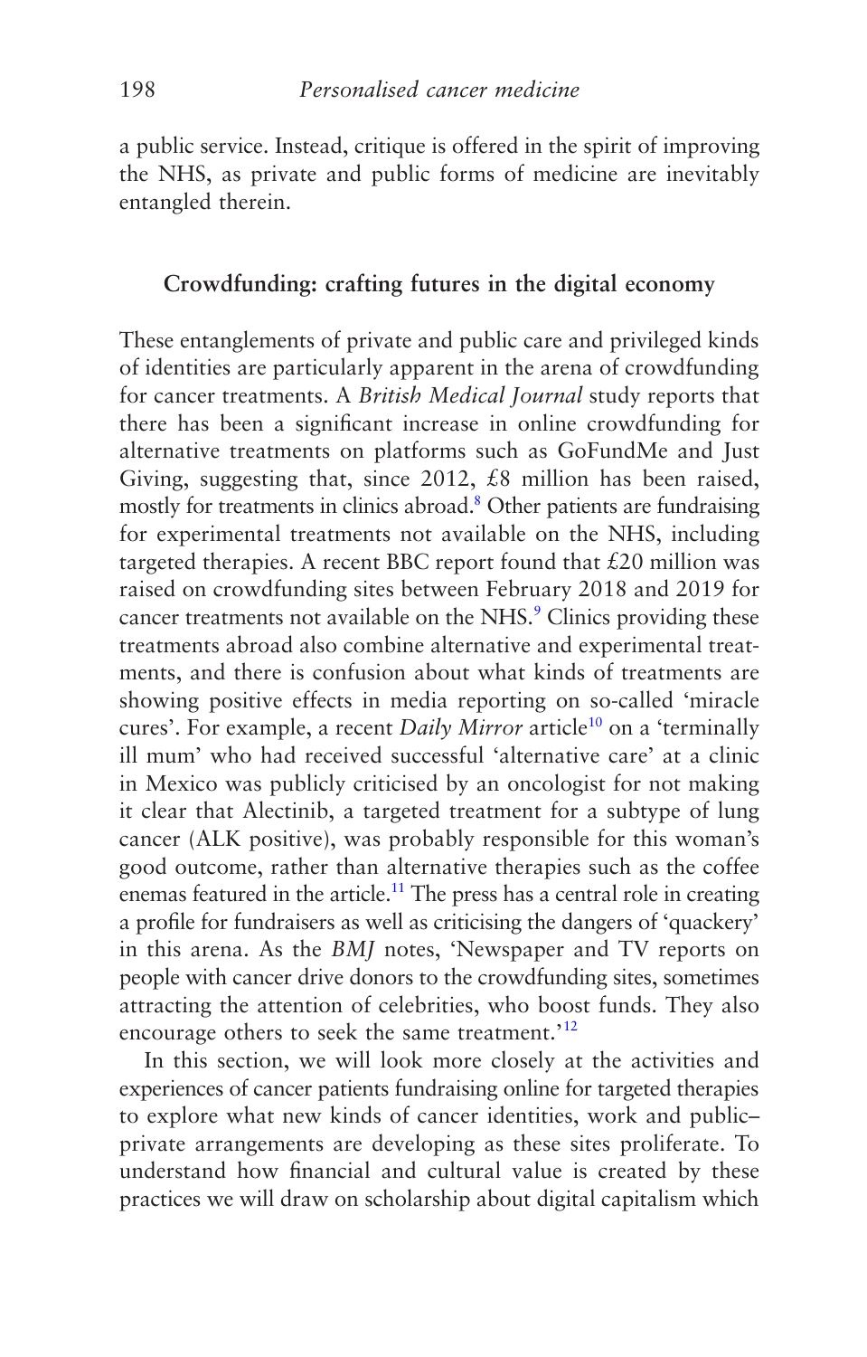a public service. Instead, critique is offered in the spirit of improving the NHS, as private and public forms of medicine are inevitably entangled therein.

### Crowdfunding: crafting futures in the digital economy

These entanglements of private and public care and privileged kinds of identities are particularly apparent in the arena of crowdfunding for cancer treatments. A *British Medical Journal* study reports that there has been a significant increase in online crowdfunding for alternative treatments on platforms such as GoFundMe and Just Giving, suggesting that, since 2012, £8 million has been raised, mostly for treatments in clinics abroad.[8] Other patients are fundraising for experimental treatments not available on the NHS, including targeted therapies. A recent BBC report found that £20 million was raised on crowdfunding sites between February 2018 and 2019 for cancer treatments not available on the NHS.[9] Clinics providing these treatments abroad also combine alternative and experimental treatments, and there is confusion about what kinds of treatments are showing positive effects in media reporting on so-called 'miracle cures'. For example, a recent *Daily Mirror* article[10] on a 'terminally ill mum' who had received successful 'alternative care' at a clinic in Mexico was publicly criticised by an oncologist for not making it clear that Alectinib, a targeted treatment for a subtype of lung cancer (ALK positive), was probably responsible for this woman's good outcome, rather than alternative therapies such as the coffee enemas featured in the article.[11] The press has a central role in creating a profile for fundraisers as well as criticising the dangers of 'quackery' in this arena. As the *BMJ* notes, 'Newspaper and TV reports on people with cancer drive donors to the crowdfunding sites, sometimes attracting the attention of celebrities, who boost funds. They also encourage others to seek the same treatment.'[12]

In this section, we will look more closely at the activities and experiences of cancer patients fundraising online for targeted therapies to explore what new kinds of cancer identities, work and public–private arrangements are developing as these sites proliferate. To understand how financial and cultural value is created by these practices we will draw on scholarship about digital capitalism which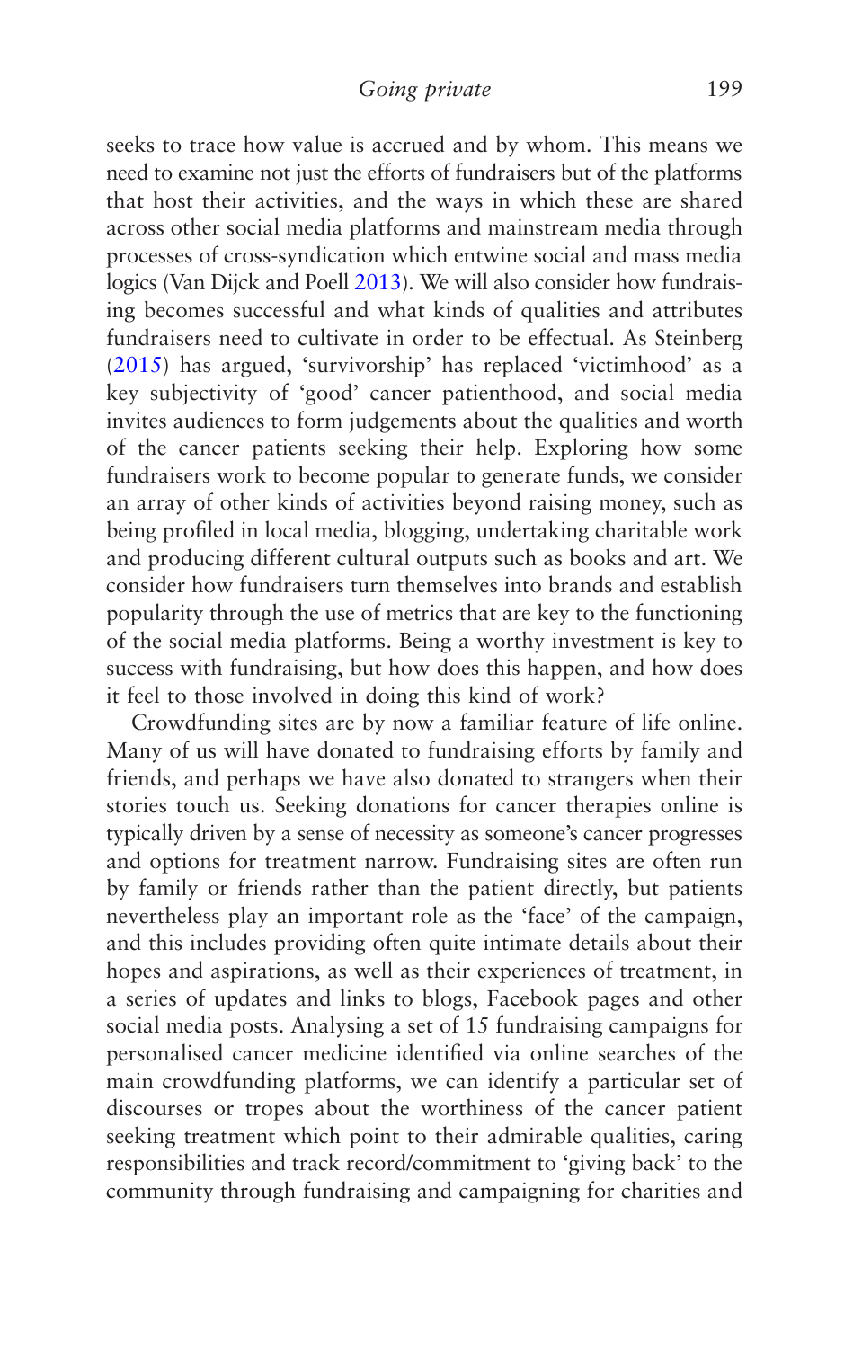seeks to trace how value is accrued and by whom. This means we need to examine not just the efforts of fundraisers but of the platforms that host their activities, and the ways in which these are shared across other social media platforms and mainstream media through processes of cross-syndication which entwine social and mass media logics (Van Dijck and Poell 2013). We will also consider how fundraising becomes successful and what kinds of qualities and attributes fundraisers need to cultivate in order to be effectual. As Steinberg (2015) has argued, 'survivorship' has replaced 'victimhood' as a key subjectivity of 'good' cancer patienthood, and social media invites audiences to form judgements about the qualities and worth of the cancer patients seeking their help. Exploring how some fundraisers work to become popular to generate funds, we consider an array of other kinds of activities beyond raising money, such as being profiled in local media, blogging, undertaking charitable work and producing different cultural outputs such as books and art. We consider how fundraisers turn themselves into brands and establish popularity through the use of metrics that are key to the functioning of the social media platforms. Being a worthy investment is key to success with fundraising, but how does this happen, and how does it feel to those involved in doing this kind of work?

Crowdfunding sites are by now a familiar feature of life online. Many of us will have donated to fundraising efforts by family and friends, and perhaps we have also donated to strangers when their stories touch us. Seeking donations for cancer therapies online is typically driven by a sense of necessity as someone's cancer progresses and options for treatment narrow. Fundraising sites are often run by family or friends rather than the patient directly, but patients nevertheless play an important role as the 'face' of the campaign, and this includes providing often quite intimate details about their hopes and aspirations, as well as their experiences of treatment, in a series of updates and links to blogs, Facebook pages and other social media posts. Analysing a set of 15 fundraising campaigns for personalised cancer medicine identified via online searches of the main crowdfunding platforms, we can identify a particular set of discourses or tropes about the worthiness of the cancer patient seeking treatment which point to their admirable qualities, caring responsibilities and track record/commitment to 'giving back' to the community through fundraising and campaigning for charities and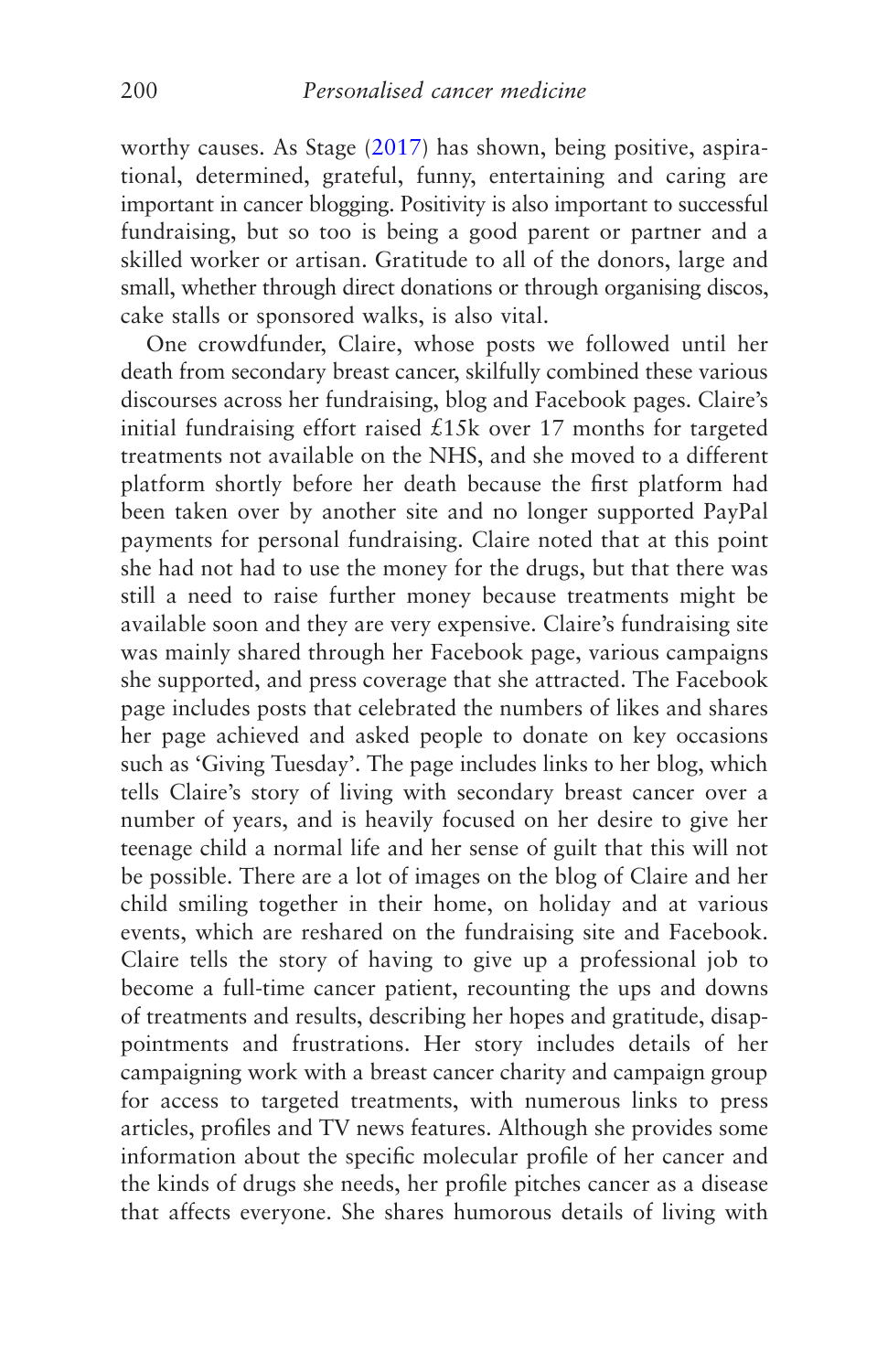worthy causes. As Stage (2017) has shown, being positive, aspirational, determined, grateful, funny, entertaining and caring are important in cancer blogging. Positivity is also important to successful fundraising, but so too is being a good parent or partner and a skilled worker or artisan. Gratitude to all of the donors, large and small, whether through direct donations or through organising discos, cake stalls or sponsored walks, is also vital.

One crowdfunder, Claire, whose posts we followed until her death from secondary breast cancer, skilfully combined these various discourses across her fundraising, blog and Facebook pages. Claire's initial fundraising effort raised £15k over 17 months for targeted treatments not available on the NHS, and she moved to a different platform shortly before her death because the first platform had been taken over by another site and no longer supported PayPal payments for personal fundraising. Claire noted that at this point she had not had to use the money for the drugs, but that there was still a need to raise further money because treatments might be available soon and they are very expensive. Claire's fundraising site was mainly shared through her Facebook page, various campaigns she supported, and press coverage that she attracted. The Facebook page includes posts that celebrated the numbers of likes and shares her page achieved and asked people to donate on key occasions such as 'Giving Tuesday'. The page includes links to her blog, which tells Claire's story of living with secondary breast cancer over a number of years, and is heavily focused on her desire to give her teenage child a normal life and her sense of guilt that this will not be possible. There are a lot of images on the blog of Claire and her child smiling together in their home, on holiday and at various events, which are reshared on the fundraising site and Facebook. Claire tells the story of having to give up a professional job to become a full-time cancer patient, recounting the ups and downs of treatments and results, describing her hopes and gratitude, disappointments and frustrations. Her story includes details of her campaigning work with a breast cancer charity and campaign group for access to targeted treatments, with numerous links to press articles, profiles and TV news features. Although she provides some information about the specific molecular profile of her cancer and the kinds of drugs she needs, her profile pitches cancer as a disease that affects everyone. She shares humorous details of living with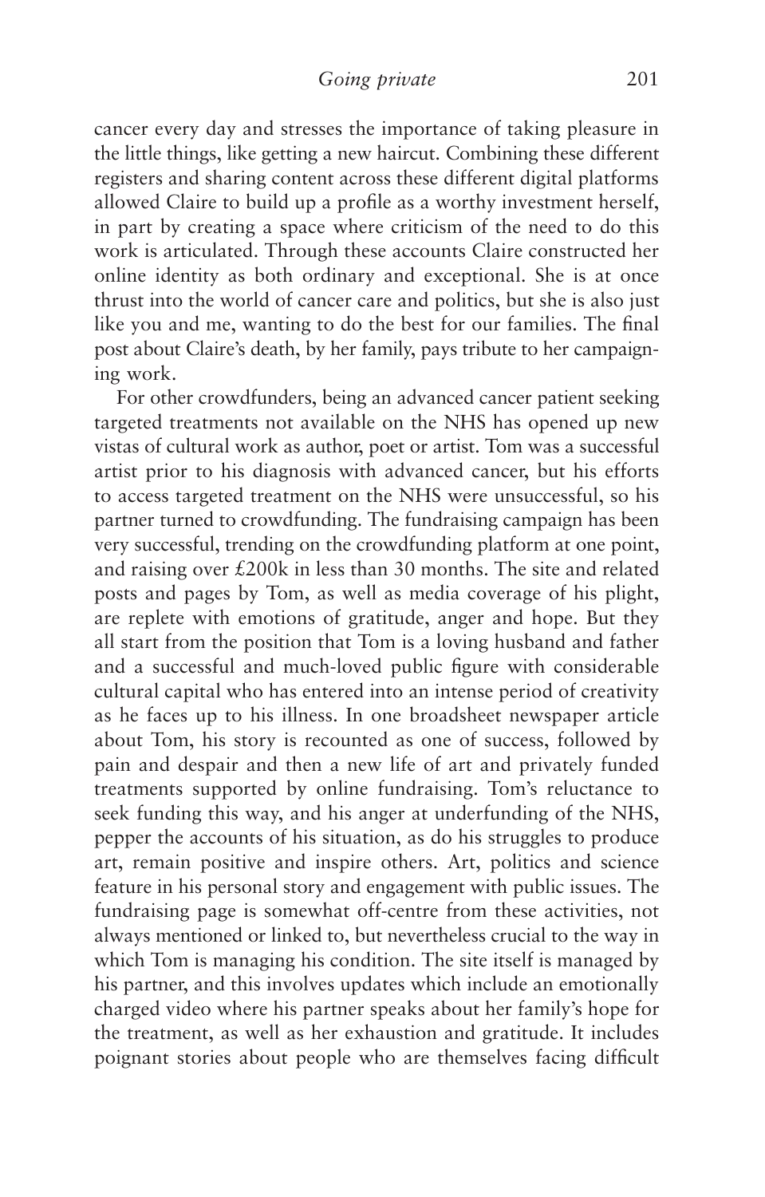cancer every day and stresses the importance of taking pleasure in the little things, like getting a new haircut. Combining these different registers and sharing content across these different digital platforms allowed Claire to build up a profile as a worthy investment herself, in part by creating a space where criticism of the need to do this work is articulated. Through these accounts Claire constructed her online identity as both ordinary and exceptional. She is at once thrust into the world of cancer care and politics, but she is also just like you and me, wanting to do the best for our families. The final post about Claire's death, by her family, pays tribute to her campaigning work.

For other crowdfunders, being an advanced cancer patient seeking targeted treatments not available on the NHS has opened up new vistas of cultural work as author, poet or artist. Tom was a successful artist prior to his diagnosis with advanced cancer, but his efforts to access targeted treatment on the NHS were unsuccessful, so his partner turned to crowdfunding. The fundraising campaign has been very successful, trending on the crowdfunding platform at one point, and raising over £200k in less than 30 months. The site and related posts and pages by Tom, as well as media coverage of his plight, are replete with emotions of gratitude, anger and hope. But they all start from the position that Tom is a loving husband and father and a successful and much-loved public figure with considerable cultural capital who has entered into an intense period of creativity as he faces up to his illness. In one broadsheet newspaper article about Tom, his story is recounted as one of success, followed by pain and despair and then a new life of art and privately funded treatments supported by online fundraising. Tom's reluctance to seek funding this way, and his anger at underfunding of the NHS, pepper the accounts of his situation, as do his struggles to produce art, remain positive and inspire others. Art, politics and science feature in his personal story and engagement with public issues. The fundraising page is somewhat off-centre from these activities, not always mentioned or linked to, but nevertheless crucial to the way in which Tom is managing his condition. The site itself is managed by his partner, and this involves updates which include an emotionally charged video where his partner speaks about her family's hope for the treatment, as well as her exhaustion and gratitude. It includes poignant stories about people who are themselves facing difficult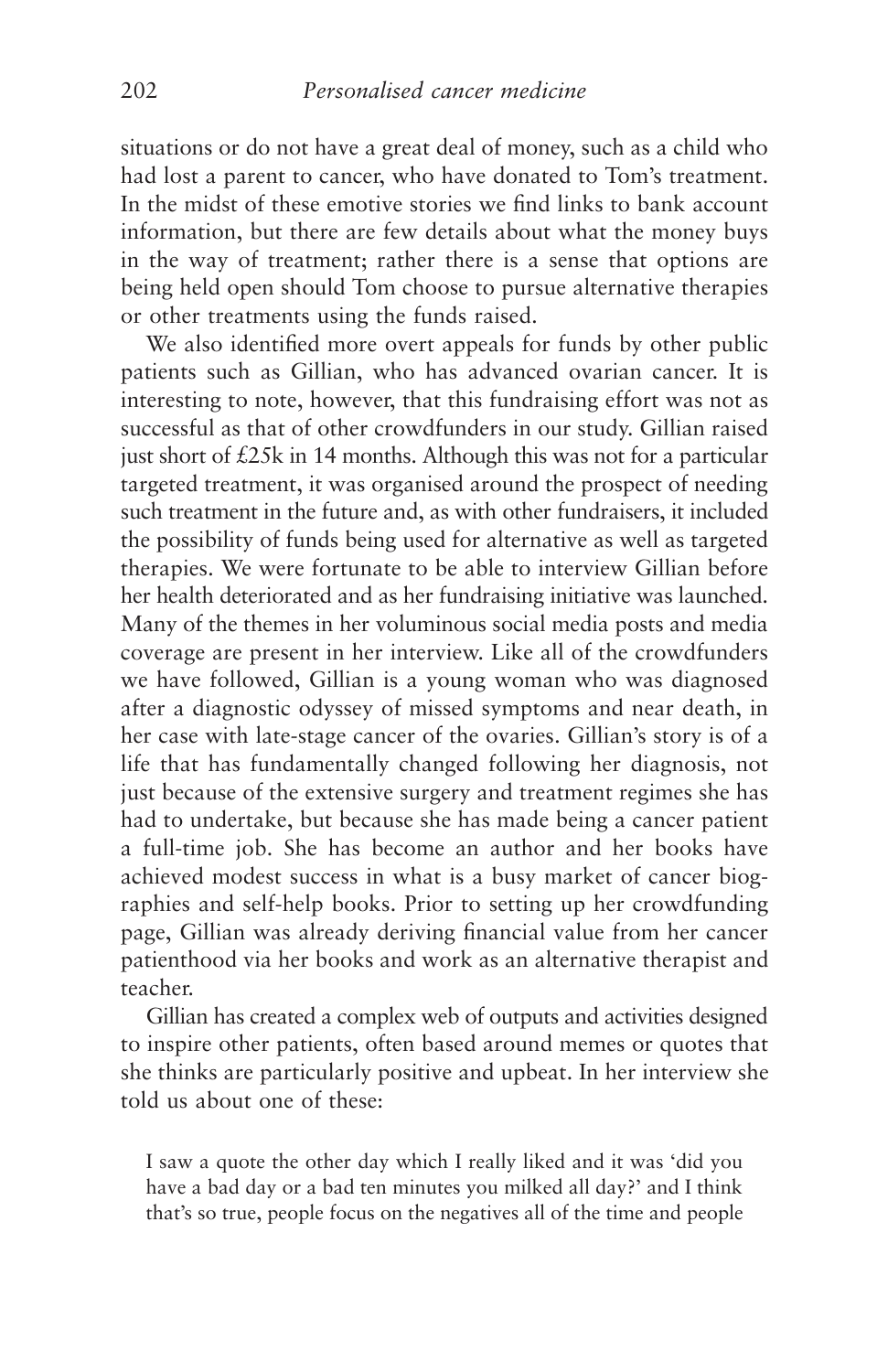situations or do not have a great deal of money, such as a child who had lost a parent to cancer, who have donated to Tom's treatment. In the midst of these emotive stories we find links to bank account information, but there are few details about what the money buys in the way of treatment; rather there is a sense that options are being held open should Tom choose to pursue alternative therapies or other treatments using the funds raised.

We also identified more overt appeals for funds by other public patients such as Gillian, who has advanced ovarian cancer. It is interesting to note, however, that this fundraising effort was not as successful as that of other crowdfunders in our study. Gillian raised just short of £25k in 14 months. Although this was not for a particular targeted treatment, it was organised around the prospect of needing such treatment in the future and, as with other fundraisers, it included the possibility of funds being used for alternative as well as targeted therapies. We were fortunate to be able to interview Gillian before her health deteriorated and as her fundraising initiative was launched. Many of the themes in her voluminous social media posts and media coverage are present in her interview. Like all of the crowdfunders we have followed, Gillian is a young woman who was diagnosed after a diagnostic odyssey of missed symptoms and near death, in her case with late-stage cancer of the ovaries. Gillian's story is of a life that has fundamentally changed following her diagnosis, not just because of the extensive surgery and treatment regimes she has had to undertake, but because she has made being a cancer patient a full-time job. She has become an author and her books have achieved modest success in what is a busy market of cancer biographies and self-help books. Prior to setting up her crowdfunding page, Gillian was already deriving financial value from her cancer patienthood via her books and work as an alternative therapist and teacher.

Gillian has created a complex web of outputs and activities designed to inspire other patients, often based around memes or quotes that she thinks are particularly positive and upbeat. In her interview she told us about one of these:

> I saw a quote the other day which I really liked and it was 'did you have a bad day or a bad ten minutes you milked all day?' and I think that's so true, people focus on the negatives all of the time and people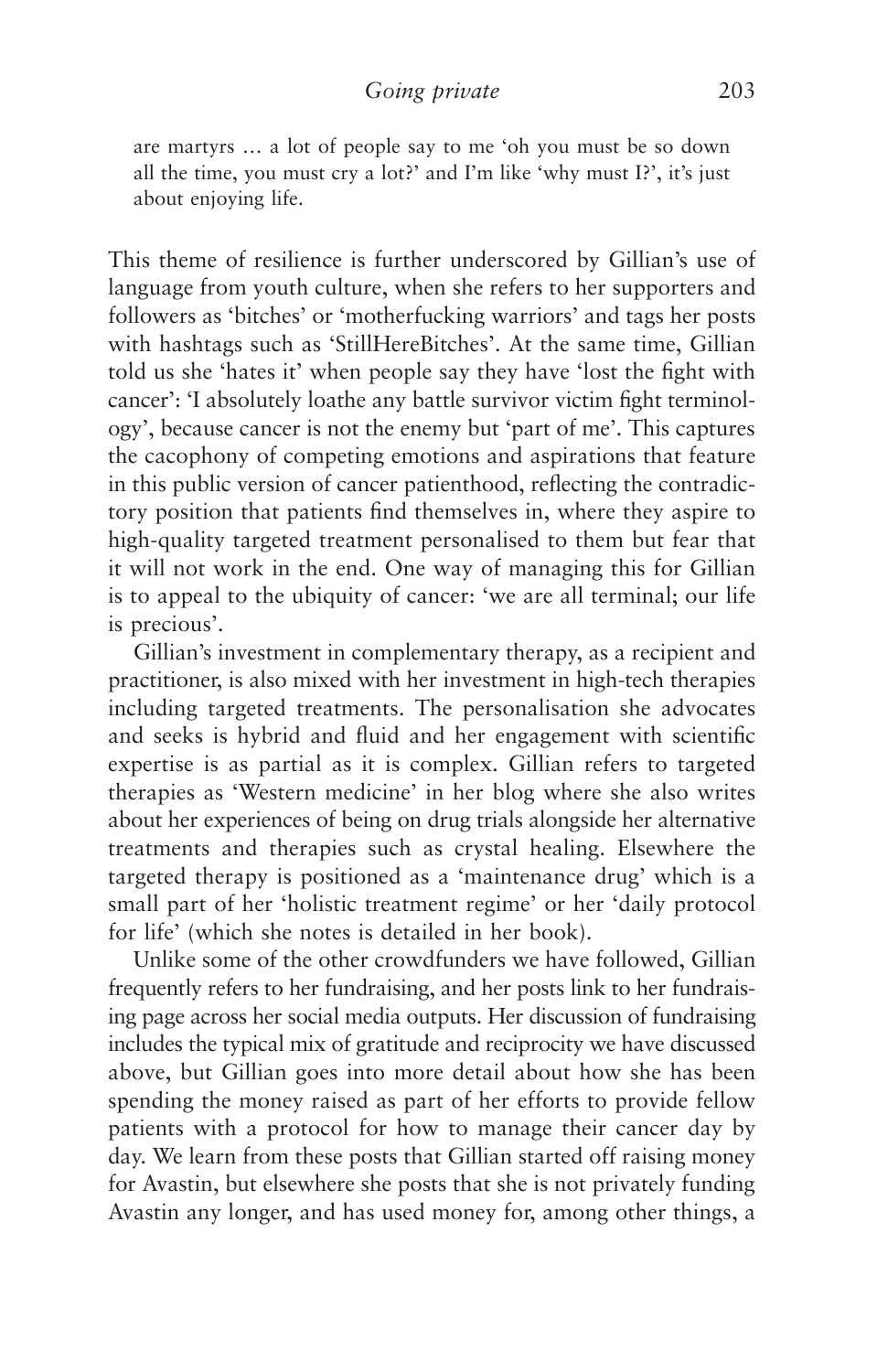are martyrs … a lot of people say to me 'oh you must be so down all the time, you must cry a lot?' and I'm like 'why must I?', it's just about enjoying life.

This theme of resilience is further underscored by Gillian's use of language from youth culture, when she refers to her supporters and followers as 'bitches' or 'motherfucking warriors' and tags her posts with hashtags such as 'StillHereBitches'. At the same time, Gillian told us she 'hates it' when people say they have 'lost the fight with cancer': 'I absolutely loathe any battle survivor victim fight terminology', because cancer is not the enemy but 'part of me'. This captures the cacophony of competing emotions and aspirations that feature in this public version of cancer patienthood, reflecting the contradictory position that patients find themselves in, where they aspire to high-quality targeted treatment personalised to them but fear that it will not work in the end. One way of managing this for Gillian is to appeal to the ubiquity of cancer: 'we are all terminal; our life is precious'.

Gillian's investment in complementary therapy, as a recipient and practitioner, is also mixed with her investment in high-tech therapies including targeted treatments. The personalisation she advocates and seeks is hybrid and fluid and her engagement with scientific expertise is as partial as it is complex. Gillian refers to targeted therapies as 'Western medicine' in her blog where she also writes about her experiences of being on drug trials alongside her alternative treatments and therapies such as crystal healing. Elsewhere the targeted therapy is positioned as a 'maintenance drug' which is a small part of her 'holistic treatment regime' or her 'daily protocol for life' (which she notes is detailed in her book).

Unlike some of the other crowdfunders we have followed, Gillian frequently refers to her fundraising, and her posts link to her fundraising page across her social media outputs. Her discussion of fundraising includes the typical mix of gratitude and reciprocity we have discussed above, but Gillian goes into more detail about how she has been spending the money raised as part of her efforts to provide fellow patients with a protocol for how to manage their cancer day by day. We learn from these posts that Gillian started off raising money for Avastin, but elsewhere she posts that she is not privately funding Avastin any longer, and has used money for, among other things, a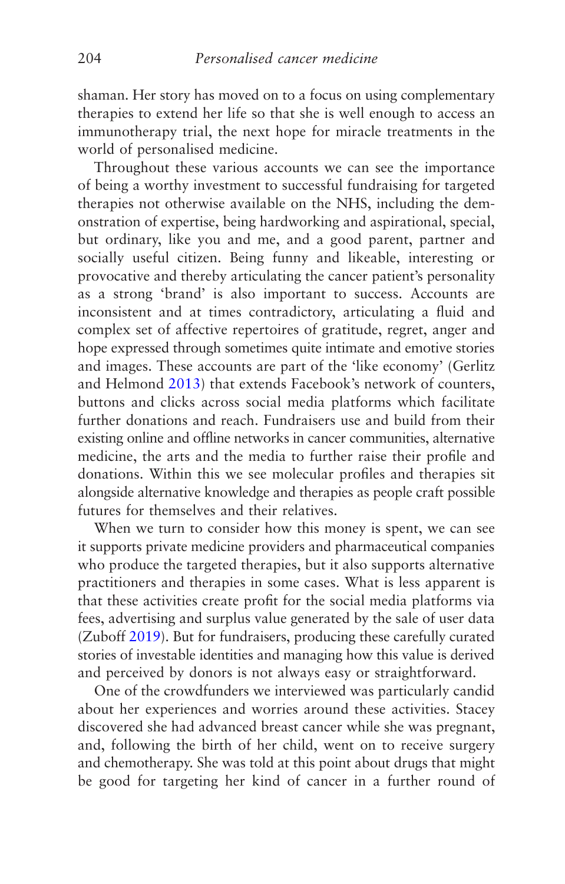shaman. Her story has moved on to a focus on using complementary therapies to extend her life so that she is well enough to access an immunotherapy trial, the next hope for miracle treatments in the world of personalised medicine.

Throughout these various accounts we can see the importance of being a worthy investment to successful fundraising for targeted therapies not otherwise available on the NHS, including the demonstration of expertise, being hardworking and aspirational, special, but ordinary, like you and me, and a good parent, partner and socially useful citizen. Being funny and likeable, interesting or provocative and thereby articulating the cancer patient's personality as a strong 'brand' is also important to success. Accounts are inconsistent and at times contradictory, articulating a fluid and complex set of affective repertoires of gratitude, regret, anger and hope expressed through sometimes quite intimate and emotive stories and images. These accounts are part of the 'like economy' (Gerlitz and Helmond 2013) that extends Facebook's network of counters, buttons and clicks across social media platforms which facilitate further donations and reach. Fundraisers use and build from their existing online and offline networks in cancer communities, alternative medicine, the arts and the media to further raise their profile and donations. Within this we see molecular profiles and therapies sit alongside alternative knowledge and therapies as people craft possible futures for themselves and their relatives.

When we turn to consider how this money is spent, we can see it supports private medicine providers and pharmaceutical companies who produce the targeted therapies, but it also supports alternative practitioners and therapies in some cases. What is less apparent is that these activities create profit for the social media platforms via fees, advertising and surplus value generated by the sale of user data (Zuboff 2019). But for fundraisers, producing these carefully curated stories of investable identities and managing how this value is derived and perceived by donors is not always easy or straightforward.

One of the crowdfunders we interviewed was particularly candid about her experiences and worries around these activities. Stacey discovered she had advanced breast cancer while she was pregnant, and, following the birth of her child, went on to receive surgery and chemotherapy. She was told at this point about drugs that might be good for targeting her kind of cancer in a further round of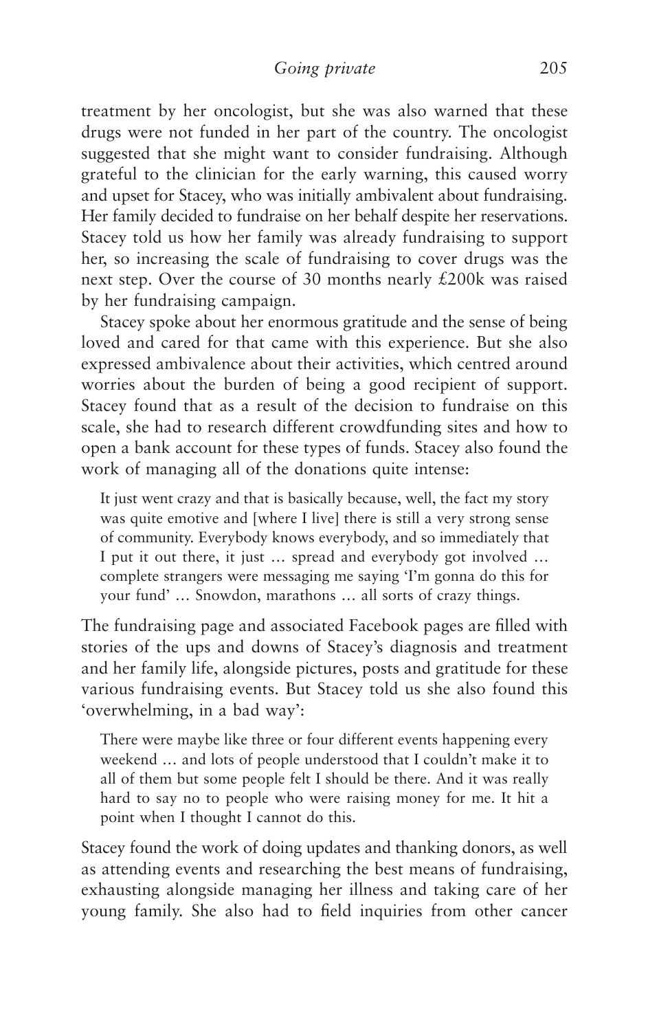treatment by her oncologist, but she was also warned that these drugs were not funded in her part of the country. The oncologist suggested that she might want to consider fundraising. Although grateful to the clinician for the early warning, this caused worry and upset for Stacey, who was initially ambivalent about fundraising. Her family decided to fundraise on her behalf despite her reservations. Stacey told us how her family was already fundraising to support her, so increasing the scale of fundraising to cover drugs was the next step. Over the course of 30 months nearly £200k was raised by her fundraising campaign.

Stacey spoke about her enormous gratitude and the sense of being loved and cared for that came with this experience. But she also expressed ambivalence about their activities, which centred around worries about the burden of being a good recipient of support. Stacey found that as a result of the decision to fundraise on this scale, she had to research different crowdfunding sites and how to open a bank account for these types of funds. Stacey also found the work of managing all of the donations quite intense:

> It just went crazy and that is basically because, well, the fact my story was quite emotive and [where I live] there is still a very strong sense of community. Everybody knows everybody, and so immediately that I put it out there, it just … spread and everybody got involved … complete strangers were messaging me saying 'I'm gonna do this for your fund' … Snowdon, marathons … all sorts of crazy things.

The fundraising page and associated Facebook pages are filled with stories of the ups and downs of Stacey's diagnosis and treatment and her family life, alongside pictures, posts and gratitude for these various fundraising events. But Stacey told us she also found this 'overwhelming, in a bad way':

> There were maybe like three or four different events happening every weekend … and lots of people understood that I couldn't make it to all of them but some people felt I should be there. And it was really hard to say no to people who were raising money for me. It hit a point when I thought I cannot do this.

Stacey found the work of doing updates and thanking donors, as well as attending events and researching the best means of fundraising, exhausting alongside managing her illness and taking care of her young family. She also had to field inquiries from other cancer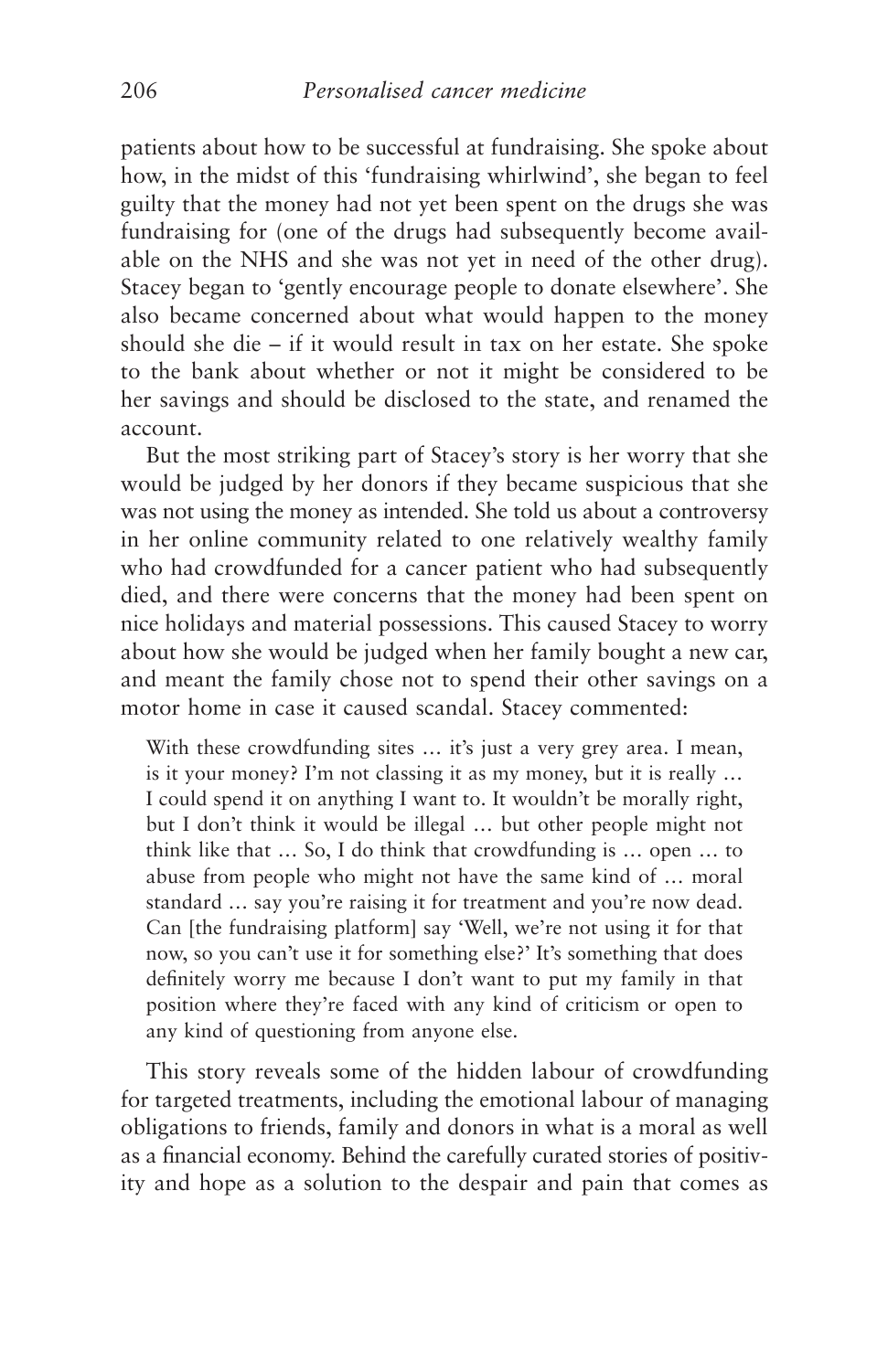patients about how to be successful at fundraising. She spoke about how, in the midst of this 'fundraising whirlwind', she began to feel guilty that the money had not yet been spent on the drugs she was fundraising for (one of the drugs had subsequently become available on the NHS and she was not yet in need of the other drug). Stacey began to 'gently encourage people to donate elsewhere'. She also became concerned about what would happen to the money should she die – if it would result in tax on her estate. She spoke to the bank about whether or not it might be considered to be her savings and should be disclosed to the state, and renamed the account.

But the most striking part of Stacey's story is her worry that she would be judged by her donors if they became suspicious that she was not using the money as intended. She told us about a controversy in her online community related to one relatively wealthy family who had crowdfunded for a cancer patient who had subsequently died, and there were concerns that the money had been spent on nice holidays and material possessions. This caused Stacey to worry about how she would be judged when her family bought a new car, and meant the family chose not to spend their other savings on a motor home in case it caused scandal. Stacey commented:

> With these crowdfunding sites … it's just a very grey area. I mean, is it your money? I'm not classing it as my money, but it is really … I could spend it on anything I want to. It wouldn't be morally right, but I don't think it would be illegal … but other people might not think like that … So, I do think that crowdfunding is … open … to abuse from people who might not have the same kind of … moral standard … say you're raising it for treatment and you're now dead. Can [the fundraising platform] say 'Well, we're not using it for that now, so you can't use it for something else?' It's something that does definitely worry me because I don't want to put my family in that position where they're faced with any kind of criticism or open to any kind of questioning from anyone else.

This story reveals some of the hidden labour of crowdfunding for targeted treatments, including the emotional labour of managing obligations to friends, family and donors in what is a moral as well as a financial economy. Behind the carefully curated stories of positivity and hope as a solution to the despair and pain that comes as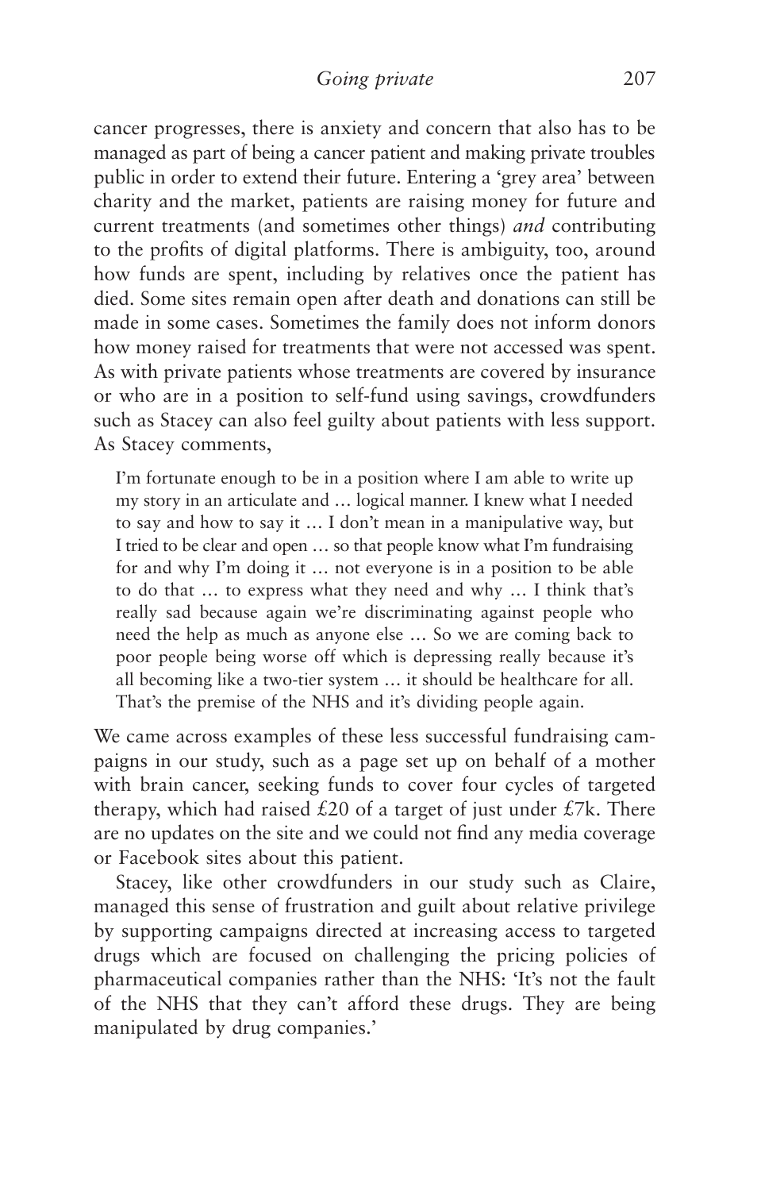cancer progresses, there is anxiety and concern that also has to be managed as part of being a cancer patient and making private troubles public in order to extend their future. Entering a 'grey area' between charity and the market, patients are raising money for future and current treatments (and sometimes other things) *and* contributing to the profits of digital platforms. There is ambiguity, too, around how funds are spent, including by relatives once the patient has died. Some sites remain open after death and donations can still be made in some cases. Sometimes the family does not inform donors how money raised for treatments that were not accessed was spent. As with private patients whose treatments are covered by insurance or who are in a position to self-fund using savings, crowdfunders such as Stacey can also feel guilty about patients with less support. As Stacey comments,

> I'm fortunate enough to be in a position where I am able to write up my story in an articulate and … logical manner. I knew what I needed to say and how to say it … I don't mean in a manipulative way, but I tried to be clear and open … so that people know what I'm fundraising for and why I'm doing it … not everyone is in a position to be able to do that … to express what they need and why … I think that's really sad because again we're discriminating against people who need the help as much as anyone else … So we are coming back to poor people being worse off which is depressing really because it's all becoming like a two-tier system … it should be healthcare for all. That's the premise of the NHS and it's dividing people again.

We came across examples of these less successful fundraising campaigns in our study, such as a page set up on behalf of a mother with brain cancer, seeking funds to cover four cycles of targeted therapy, which had raised £20 of a target of just under £7k. There are no updates on the site and we could not find any media coverage or Facebook sites about this patient.

Stacey, like other crowdfunders in our study such as Claire, managed this sense of frustration and guilt about relative privilege by supporting campaigns directed at increasing access to targeted drugs which are focused on challenging the pricing policies of pharmaceutical companies rather than the NHS: 'It's not the fault of the NHS that they can't afford these drugs. They are being manipulated by drug companies.'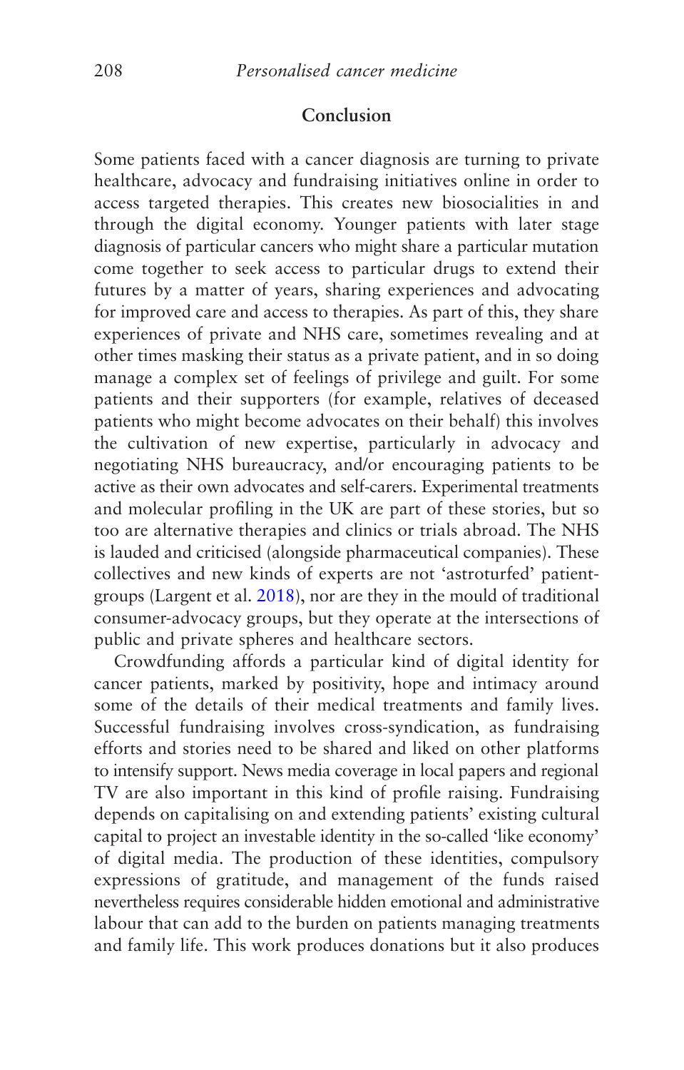## Conclusion

Some patients faced with a cancer diagnosis are turning to private healthcare, advocacy and fundraising initiatives online in order to access targeted therapies. This creates new biosocialities in and through the digital economy. Younger patients with later stage diagnosis of particular cancers who might share a particular mutation come together to seek access to particular drugs to extend their futures by a matter of years, sharing experiences and advocating for improved care and access to therapies. As part of this, they share experiences of private and NHS care, sometimes revealing and at other times masking their status as a private patient, and in so doing manage a complex set of feelings of privilege and guilt. For some patients and their supporters (for example, relatives of deceased patients who might become advocates on their behalf) this involves the cultivation of new expertise, particularly in advocacy and negotiating NHS bureaucracy, and/or encouraging patients to be active as their own advocates and self-carers. Experimental treatments and molecular profiling in the UK are part of these stories, but so too are alternative therapies and clinics or trials abroad. The NHS is lauded and criticised (alongside pharmaceutical companies). These collectives and new kinds of experts are not 'astroturfed' patient-groups (Largent et al. 2018), nor are they in the mould of traditional consumer-advocacy groups, but they operate at the intersections of public and private spheres and healthcare sectors.

Crowdfunding affords a particular kind of digital identity for cancer patients, marked by positivity, hope and intimacy around some of the details of their medical treatments and family lives. Successful fundraising involves cross-syndication, as fundraising efforts and stories need to be shared and liked on other platforms to intensify support. News media coverage in local papers and regional TV are also important in this kind of profile raising. Fundraising depends on capitalising on and extending patients' existing cultural capital to project an investable identity in the so-called 'like economy' of digital media. The production of these identities, compulsory expressions of gratitude, and management of the funds raised nevertheless requires considerable hidden emotional and administrative labour that can add to the burden on patients managing treatments and family life. This work produces donations but it also produces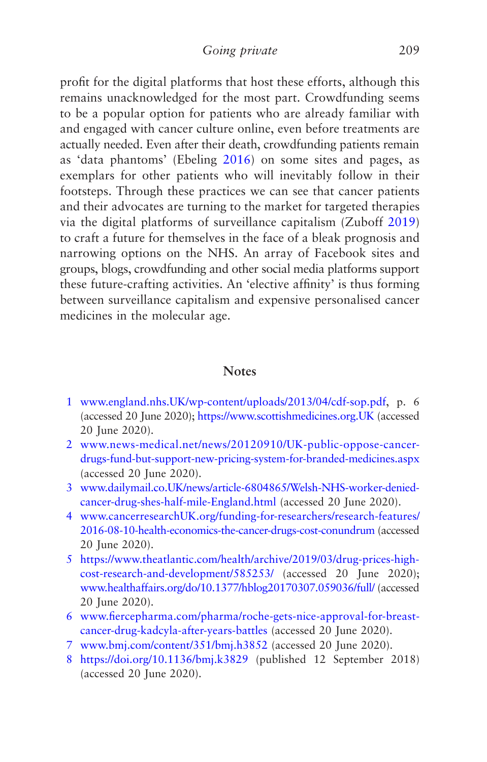profit for the digital platforms that host these efforts, although this remains unacknowledged for the most part. Crowdfunding seems to be a popular option for patients who are already familiar with and engaged with cancer culture online, even before treatments are actually needed. Even after their death, crowdfunding patients remain as 'data phantoms' (Ebeling 2016) on some sites and pages, as exemplars for other patients who will inevitably follow in their footsteps. Through these practices we can see that cancer patients and their advocates are turning to the market for targeted therapies via the digital platforms of surveillance capitalism (Zuboff 2019) to craft a future for themselves in the face of a bleak prognosis and narrowing options on the NHS. An array of Facebook sites and groups, blogs, crowdfunding and other social media platforms support these future-crafting activities. An 'elective affinity' is thus forming between surveillance capitalism and expensive personalised cancer medicines in the molecular age.

## Notes

1. www.england.nhs.UK/wp-content/uploads/2013/04/cdf-sop.pdf, p. 6 (accessed 20 June 2020); https://www.scottishmedicines.org.UK (accessed 20 June 2020).
2. www.news-medical.net/news/20120910/UK-public-oppose-cancer-drugs-fund-but-support-new-pricing-system-for-branded-medicines.aspx (accessed 20 June 2020).
3. www.dailymail.co.UK/news/article-6804865/Welsh-NHS-worker-denied-cancer-drug-shes-half-mile-England.html (accessed 20 June 2020).
4. www.cancerresearchUK.org/funding-for-researchers/research-features/2016-08-10-health-economics-the-cancer-drugs-cost-conundrum (accessed 20 June 2020).
5. https://www.theatlantic.com/health/archive/2019/03/drug-prices-high-cost-research-and-development/585253/ (accessed 20 June 2020); www.healthaffairs.org/do/10.1377/hblog20170307.059036/full/ (accessed 20 June 2020).
6. www.fiercepharma.com/pharma/roche-gets-nice-approval-for-breast-cancer-drug-kadcyla-after-years-battles (accessed 20 June 2020).
7. www.bmj.com/content/351/bmj.h3852 (accessed 20 June 2020).
8. https://doi.org/10.1136/bmj.k3829 (published 12 September 2018) (accessed 20 June 2020).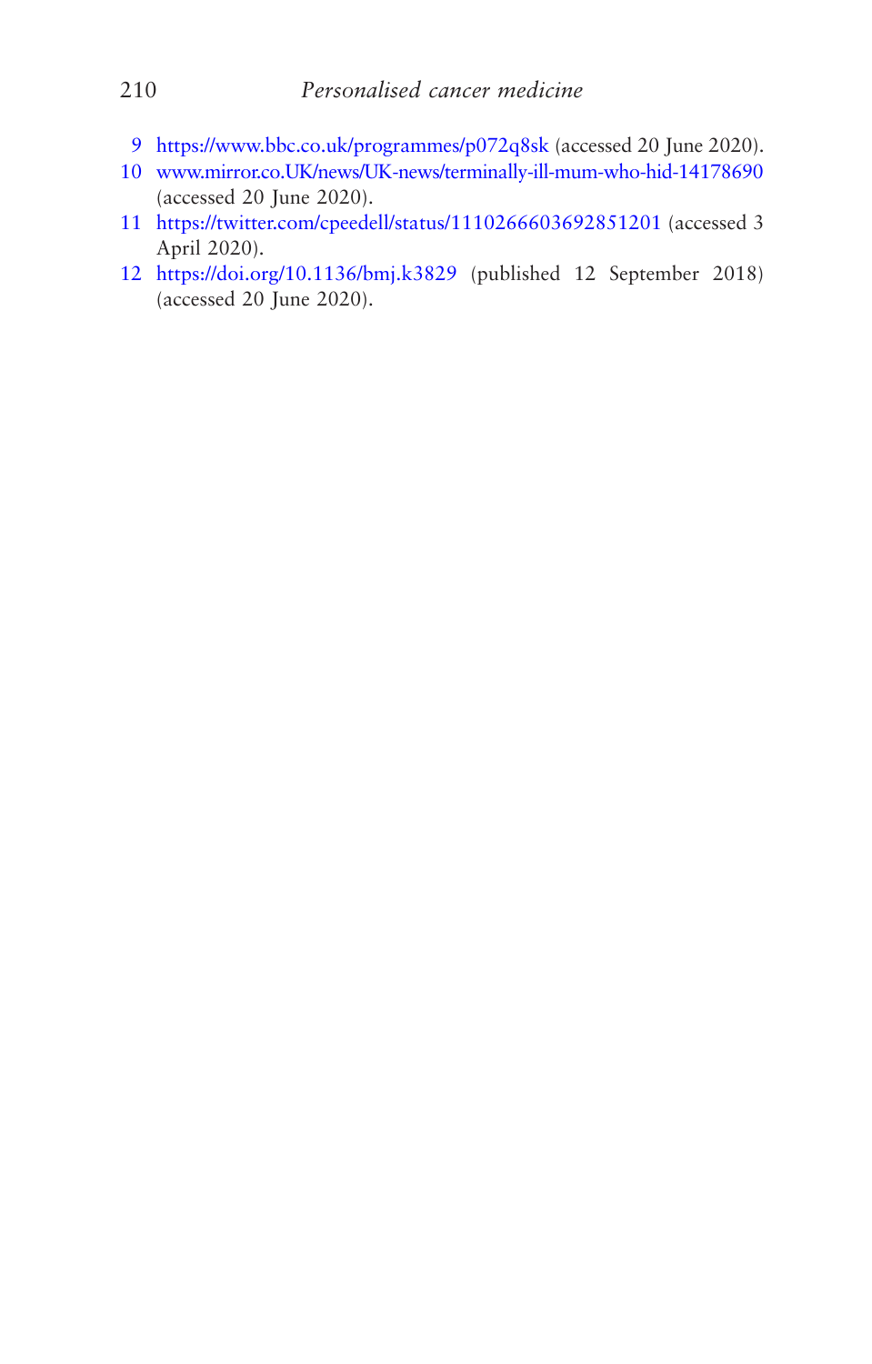9 https://www.bbc.co.uk/programmes/p072q8sk (accessed 20 June 2020).

10 www.mirror.co.UK/news/UK-news/terminally-ill-mum-who-hid-14178690 (accessed 20 June 2020).

11 https://twitter.com/cpeedell/status/1110266603692851201 (accessed 3 April 2020).

12 https://doi.org/10.1136/bmj.k3829 (published 12 September 2018) (accessed 20 June 2020).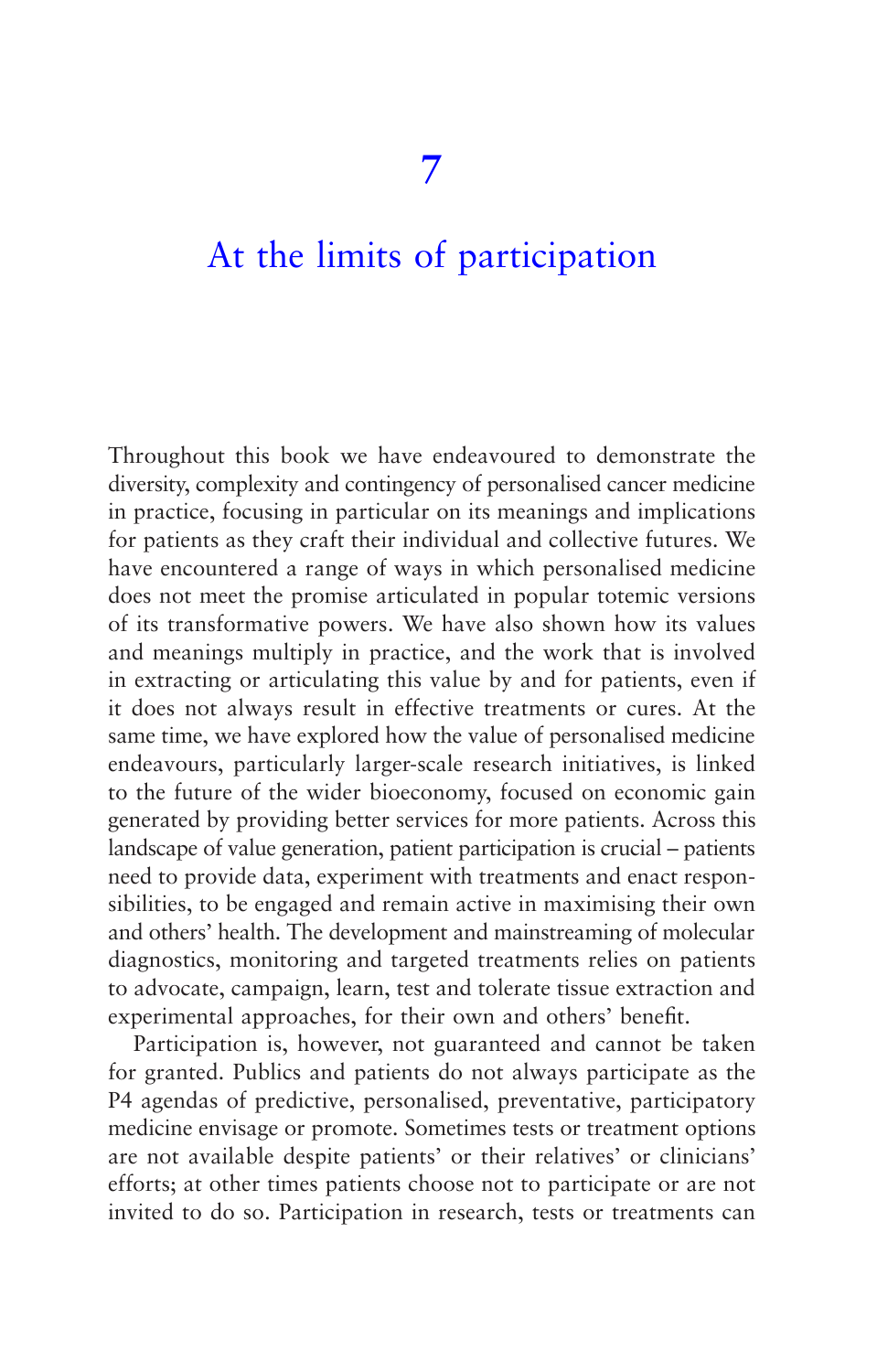# 7

# At the limits of participation

Throughout this book we have endeavoured to demonstrate the diversity, complexity and contingency of personalised cancer medicine in practice, focusing in particular on its meanings and implications for patients as they craft their individual and collective futures. We have encountered a range of ways in which personalised medicine does not meet the promise articulated in popular totemic versions of its transformative powers. We have also shown how its values and meanings multiply in practice, and the work that is involved in extracting or articulating this value by and for patients, even if it does not always result in effective treatments or cures. At the same time, we have explored how the value of personalised medicine endeavours, particularly larger-scale research initiatives, is linked to the future of the wider bioeconomy, focused on economic gain generated by providing better services for more patients. Across this landscape of value generation, patient participation is crucial – patients need to provide data, experiment with treatments and enact responsibilities, to be engaged and remain active in maximising their own and others' health. The development and mainstreaming of molecular diagnostics, monitoring and targeted treatments relies on patients to advocate, campaign, learn, test and tolerate tissue extraction and experimental approaches, for their own and others' benefit.

Participation is, however, not guaranteed and cannot be taken for granted. Publics and patients do not always participate as the P4 agendas of predictive, personalised, preventative, participatory medicine envisage or promote. Sometimes tests or treatment options are not available despite patients' or their relatives' or clinicians' efforts; at other times patients choose not to participate or are not invited to do so. Participation in research, tests or treatments can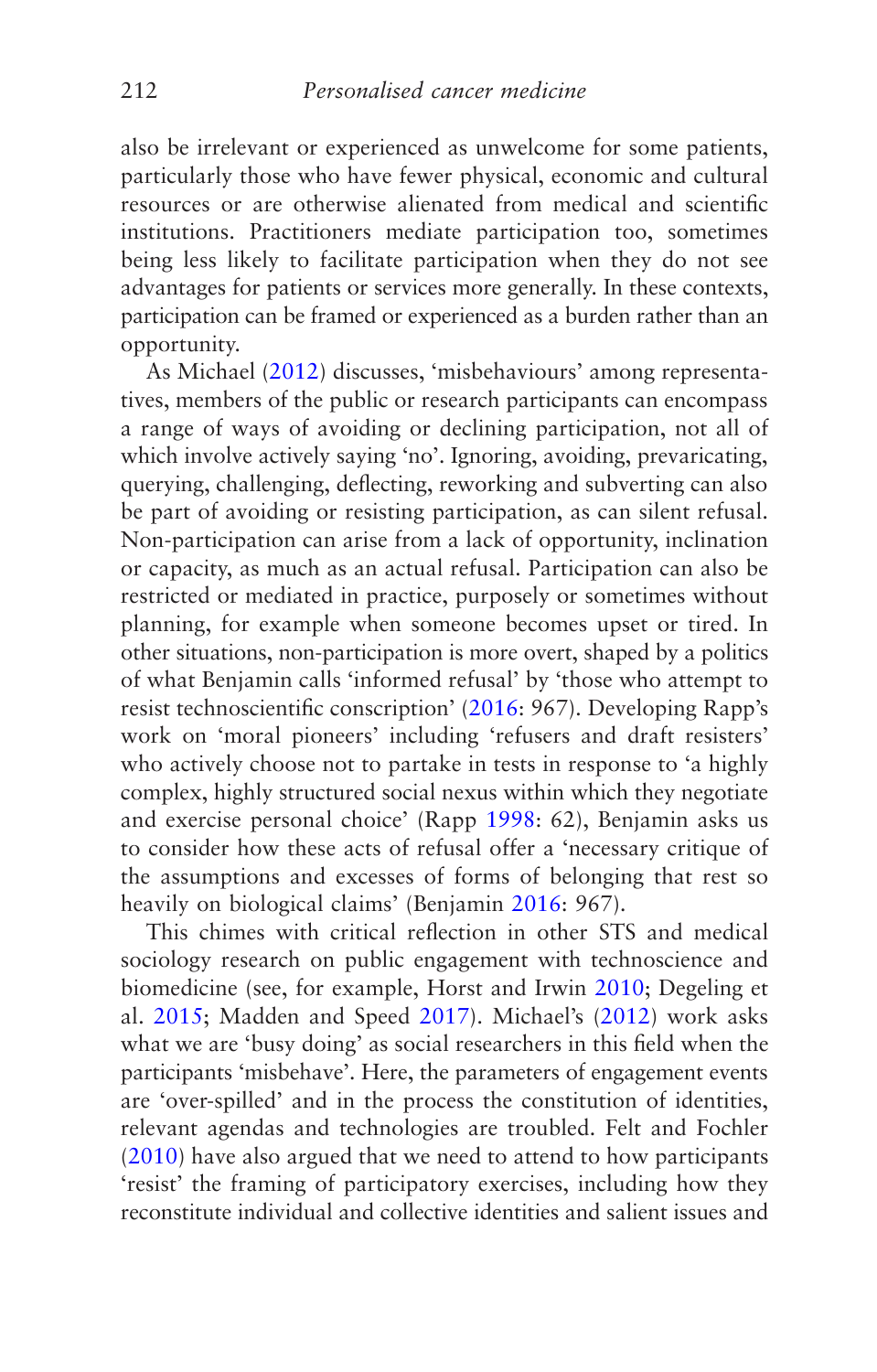also be irrelevant or experienced as unwelcome for some patients, particularly those who have fewer physical, economic and cultural resources or are otherwise alienated from medical and scientific institutions. Practitioners mediate participation too, sometimes being less likely to facilitate participation when they do not see advantages for patients or services more generally. In these contexts, participation can be framed or experienced as a burden rather than an opportunity.

As Michael (2012) discusses, 'misbehaviours' among representatives, members of the public or research participants can encompass a range of ways of avoiding or declining participation, not all of which involve actively saying 'no'. Ignoring, avoiding, prevaricating, querying, challenging, deflecting, reworking and subverting can also be part of avoiding or resisting participation, as can silent refusal. Non-participation can arise from a lack of opportunity, inclination or capacity, as much as an actual refusal. Participation can also be restricted or mediated in practice, purposely or sometimes without planning, for example when someone becomes upset or tired. In other situations, non-participation is more overt, shaped by a politics of what Benjamin calls 'informed refusal' by 'those who attempt to resist technoscientific conscription' (2016: 967). Developing Rapp's work on 'moral pioneers' including 'refusers and draft resisters' who actively choose not to partake in tests in response to 'a highly complex, highly structured social nexus within which they negotiate and exercise personal choice' (Rapp 1998: 62), Benjamin asks us to consider how these acts of refusal offer a 'necessary critique of the assumptions and excesses of forms of belonging that rest so heavily on biological claims' (Benjamin 2016: 967).

This chimes with critical reflection in other STS and medical sociology research on public engagement with technoscience and biomedicine (see, for example, Horst and Irwin 2010; Degeling et al. 2015; Madden and Speed 2017). Michael's (2012) work asks what we are 'busy doing' as social researchers in this field when the participants 'misbehave'. Here, the parameters of engagement events are 'over-spilled' and in the process the constitution of identities, relevant agendas and technologies are troubled. Felt and Fochler (2010) have also argued that we need to attend to how participants 'resist' the framing of participatory exercises, including how they reconstitute individual and collective identities and salient issues and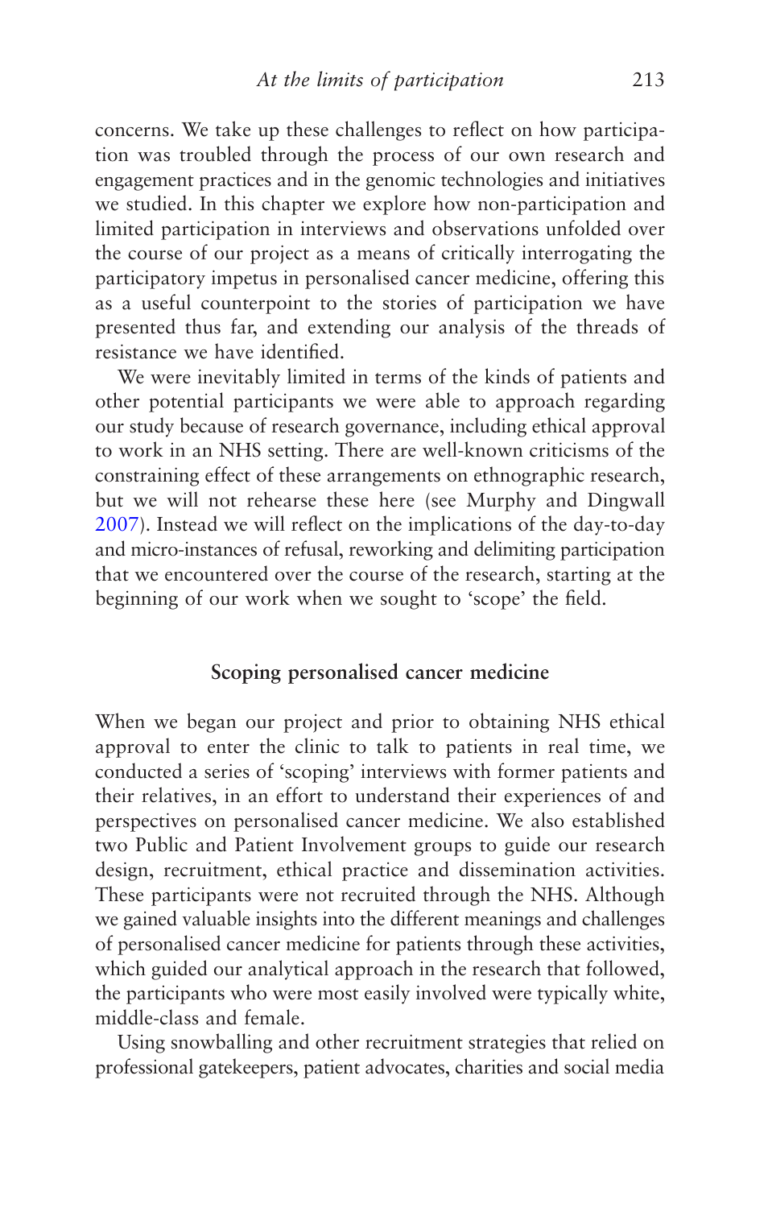concerns. We take up these challenges to reflect on how participation was troubled through the process of our own research and engagement practices and in the genomic technologies and initiatives we studied. In this chapter we explore how non-participation and limited participation in interviews and observations unfolded over the course of our project as a means of critically interrogating the participatory impetus in personalised cancer medicine, offering this as a useful counterpoint to the stories of participation we have presented thus far, and extending our analysis of the threads of resistance we have identified.

We were inevitably limited in terms of the kinds of patients and other potential participants we were able to approach regarding our study because of research governance, including ethical approval to work in an NHS setting. There are well-known criticisms of the constraining effect of these arrangements on ethnographic research, but we will not rehearse these here (see Murphy and Dingwall 2007). Instead we will reflect on the implications of the day-to-day and micro-instances of refusal, reworking and delimiting participation that we encountered over the course of the research, starting at the beginning of our work when we sought to 'scope' the field.

## Scoping personalised cancer medicine

When we began our project and prior to obtaining NHS ethical approval to enter the clinic to talk to patients in real time, we conducted a series of 'scoping' interviews with former patients and their relatives, in an effort to understand their experiences of and perspectives on personalised cancer medicine. We also established two Public and Patient Involvement groups to guide our research design, recruitment, ethical practice and dissemination activities. These participants were not recruited through the NHS. Although we gained valuable insights into the different meanings and challenges of personalised cancer medicine for patients through these activities, which guided our analytical approach in the research that followed, the participants who were most easily involved were typically white, middle-class and female.

Using snowballing and other recruitment strategies that relied on professional gatekeepers, patient advocates, charities and social media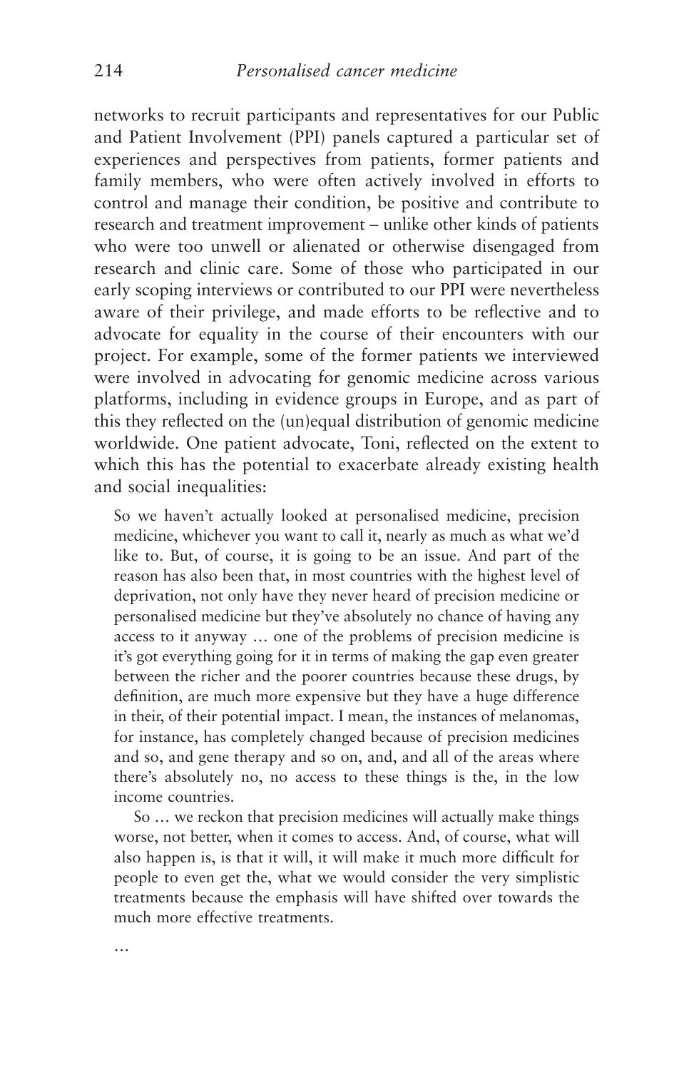networks to recruit participants and representatives for our Public and Patient Involvement (PPI) panels captured a particular set of experiences and perspectives from patients, former patients and family members, who were often actively involved in efforts to control and manage their condition, be positive and contribute to research and treatment improvement – unlike other kinds of patients who were too unwell or alienated or otherwise disengaged from research and clinic care. Some of those who participated in our early scoping interviews or contributed to our PPI were nevertheless aware of their privilege, and made efforts to be reflective and to advocate for equality in the course of their encounters with our project. For example, some of the former patients we interviewed were involved in advocating for genomic medicine across various platforms, including in evidence groups in Europe, and as part of this they reflected on the (un)equal distribution of genomic medicine worldwide. One patient advocate, Toni, reflected on the extent to which this has the potential to exacerbate already existing health and social inequalities:

> So we haven't actually looked at personalised medicine, precision medicine, whichever you want to call it, nearly as much as what we'd like to. But, of course, it is going to be an issue. And part of the reason has also been that, in most countries with the highest level of deprivation, not only have they never heard of precision medicine or personalised medicine but they've absolutely no chance of having any access to it anyway … one of the problems of precision medicine is it's got everything going for it in terms of making the gap even greater between the richer and the poorer countries because these drugs, by definition, are much more expensive but they have a huge difference in their, of their potential impact. I mean, the instances of melanomas, for instance, has completely changed because of precision medicines and so, and gene therapy and so on, and, and all of the areas where there's absolutely no, no access to these things is the, in the low income countries.
>
> So … we reckon that precision medicines will actually make things worse, not better, when it comes to access. And, of course, what will also happen is, is that it will, it will make it much more difficult for people to even get the, what we would consider the very simplistic treatments because the emphasis will have shifted over towards the much more effective treatments.
>
> …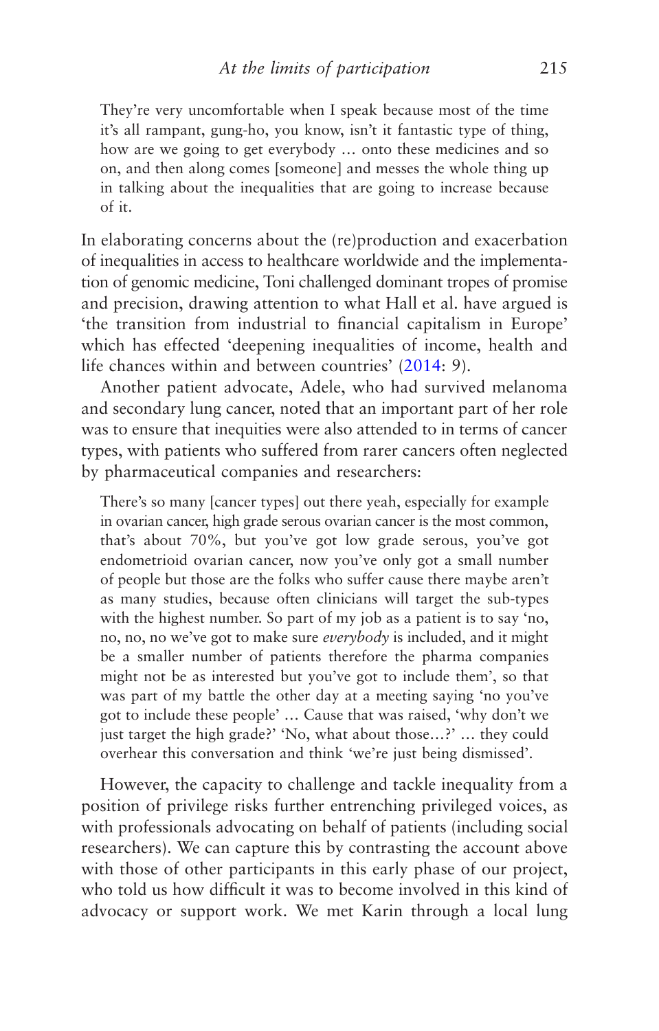> They're very uncomfortable when I speak because most of the time it's all rampant, gung-ho, you know, isn't it fantastic type of thing, how are we going to get everybody … onto these medicines and so on, and then along comes [someone] and messes the whole thing up in talking about the inequalities that are going to increase because of it.

In elaborating concerns about the (re)production and exacerbation of inequalities in access to healthcare worldwide and the implementation of genomic medicine, Toni challenged dominant tropes of promise and precision, drawing attention to what Hall et al. have argued is 'the transition from industrial to financial capitalism in Europe' which has effected 'deepening inequalities of income, health and life chances within and between countries' (2014: 9).

Another patient advocate, Adele, who had survived melanoma and secondary lung cancer, noted that an important part of her role was to ensure that inequities were also attended to in terms of cancer types, with patients who suffered from rarer cancers often neglected by pharmaceutical companies and researchers:

> There's so many [cancer types] out there yeah, especially for example in ovarian cancer, high grade serous ovarian cancer is the most common, that's about 70%, but you've got low grade serous, you've got endometrioid ovarian cancer, now you've only got a small number of people but those are the folks who suffer cause there maybe aren't as many studies, because often clinicians will target the sub-types with the highest number. So part of my job as a patient is to say 'no, no, no, no we've got to make sure *everybody* is included, and it might be a smaller number of patients therefore the pharma companies might not be as interested but you've got to include them', so that was part of my battle the other day at a meeting saying 'no you've got to include these people' … Cause that was raised, 'why don't we just target the high grade?' 'No, what about those…?' … they could overhear this conversation and think 'we're just being dismissed'.

However, the capacity to challenge and tackle inequality from a position of privilege risks further entrenching privileged voices, as with professionals advocating on behalf of patients (including social researchers). We can capture this by contrasting the account above with those of other participants in this early phase of our project, who told us how difficult it was to become involved in this kind of advocacy or support work. We met Karin through a local lung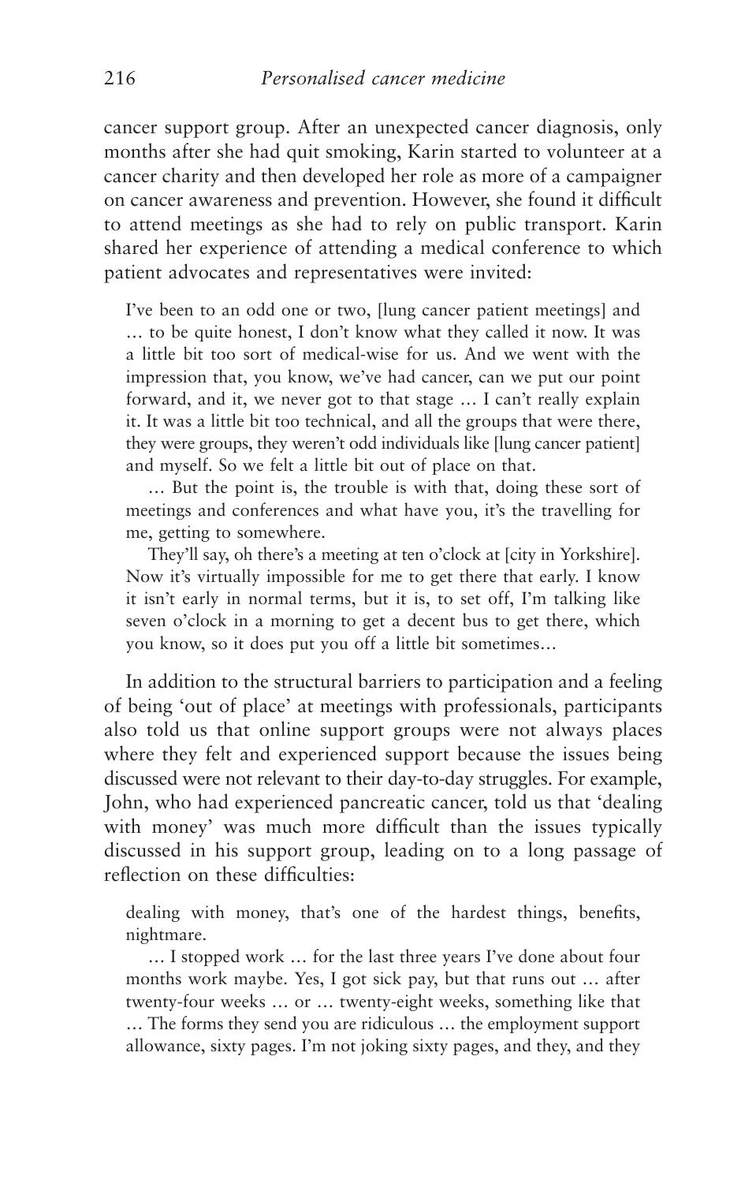cancer support group. After an unexpected cancer diagnosis, only months after she had quit smoking, Karin started to volunteer at a cancer charity and then developed her role as more of a campaigner on cancer awareness and prevention. However, she found it difficult to attend meetings as she had to rely on public transport. Karin shared her experience of attending a medical conference to which patient advocates and representatives were invited:

> I've been to an odd one or two, [lung cancer patient meetings] and … to be quite honest, I don't know what they called it now. It was a little bit too sort of medical-wise for us. And we went with the impression that, you know, we've had cancer, can we put our point forward, and it, we never got to that stage … I can't really explain it. It was a little bit too technical, and all the groups that were there, they were groups, they weren't odd individuals like [lung cancer patient] and myself. So we felt a little bit out of place on that.
>
> … But the point is, the trouble is with that, doing these sort of meetings and conferences and what have you, it's the travelling for me, getting to somewhere.
>
> They'll say, oh there's a meeting at ten o'clock at [city in Yorkshire]. Now it's virtually impossible for me to get there that early. I know it isn't early in normal terms, but it is, to set off, I'm talking like seven o'clock in a morning to get a decent bus to get there, which you know, so it does put you off a little bit sometimes…

In addition to the structural barriers to participation and a feeling of being 'out of place' at meetings with professionals, participants also told us that online support groups were not always places where they felt and experienced support because the issues being discussed were not relevant to their day-to-day struggles. For example, John, who had experienced pancreatic cancer, told us that 'dealing with money' was much more difficult than the issues typically discussed in his support group, leading on to a long passage of reflection on these difficulties:

> dealing with money, that's one of the hardest things, benefits, nightmare.
>
> … I stopped work … for the last three years I've done about four months work maybe. Yes, I got sick pay, but that runs out … after twenty-four weeks … or … twenty-eight weeks, something like that … The forms they send you are ridiculous … the employment support allowance, sixty pages. I'm not joking sixty pages, and they, and they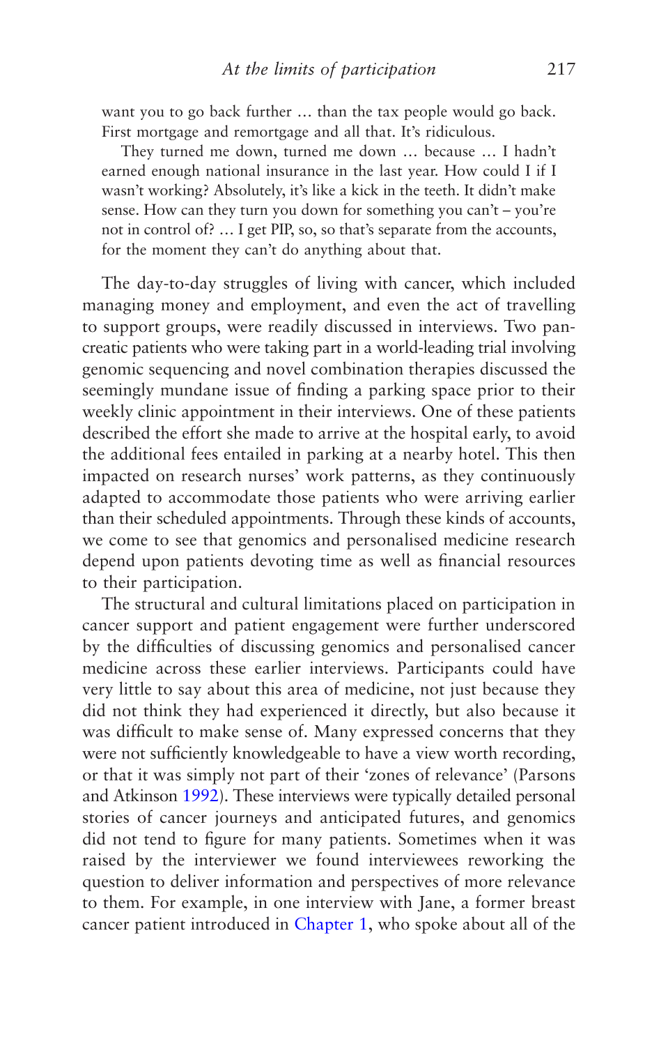want you to go back further … than the tax people would go back. First mortgage and remortgage and all that. It's ridiculous.

They turned me down, turned me down … because … I hadn't earned enough national insurance in the last year. How could I if I wasn't working? Absolutely, it's like a kick in the teeth. It didn't make sense. How can they turn you down for something you can't – you're not in control of? … I get PIP, so, so that's separate from the accounts, for the moment they can't do anything about that.

The day-to-day struggles of living with cancer, which included managing money and employment, and even the act of travelling to support groups, were readily discussed in interviews. Two pancreatic patients who were taking part in a world-leading trial involving genomic sequencing and novel combination therapies discussed the seemingly mundane issue of finding a parking space prior to their weekly clinic appointment in their interviews. One of these patients described the effort she made to arrive at the hospital early, to avoid the additional fees entailed in parking at a nearby hotel. This then impacted on research nurses' work patterns, as they continuously adapted to accommodate those patients who were arriving earlier than their scheduled appointments. Through these kinds of accounts, we come to see that genomics and personalised medicine research depend upon patients devoting time as well as financial resources to their participation.

The structural and cultural limitations placed on participation in cancer support and patient engagement were further underscored by the difficulties of discussing genomics and personalised cancer medicine across these earlier interviews. Participants could have very little to say about this area of medicine, not just because they did not think they had experienced it directly, but also because it was difficult to make sense of. Many expressed concerns that they were not sufficiently knowledgeable to have a view worth recording, or that it was simply not part of their 'zones of relevance' (Parsons and Atkinson 1992). These interviews were typically detailed personal stories of cancer journeys and anticipated futures, and genomics did not tend to figure for many patients. Sometimes when it was raised by the interviewer we found interviewees reworking the question to deliver information and perspectives of more relevance to them. For example, in one interview with Jane, a former breast cancer patient introduced in Chapter 1, who spoke about all of the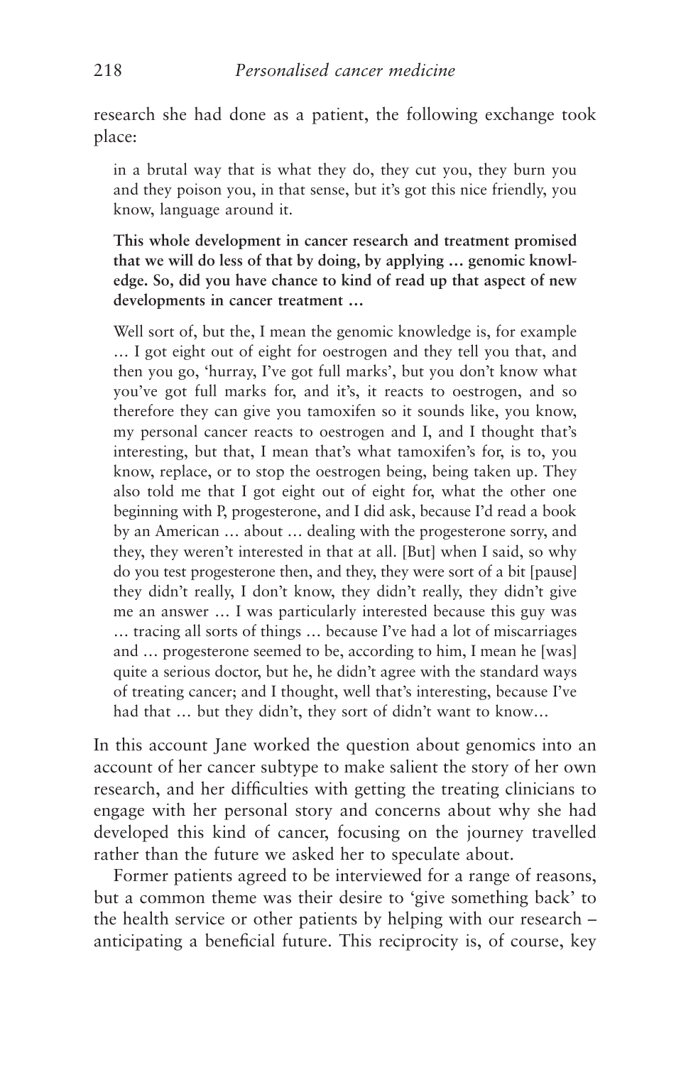research she had done as a patient, the following exchange took place:

> in a brutal way that is what they do, they cut you, they burn you and they poison you, in that sense, but it's got this nice friendly, you know, language around it.
>
> **This whole development in cancer research and treatment promised that we will do less of that by doing, by applying … genomic knowledge. So, did you have chance to kind of read up that aspect of new developments in cancer treatment …**
>
> Well sort of, but the, I mean the genomic knowledge is, for example … I got eight out of eight for oestrogen and they tell you that, and then you go, 'hurray, I've got full marks', but you don't know what you've got full marks for, and it's, it reacts to oestrogen, and so therefore they can give you tamoxifen so it sounds like, you know, my personal cancer reacts to oestrogen and I, and I thought that's interesting, but that, I mean that's what tamoxifen's for, is to, you know, replace, or to stop the oestrogen being, being taken up. They also told me that I got eight out of eight for, what the other one beginning with P, progesterone, and I did ask, because I'd read a book by an American … about … dealing with the progesterone sorry, and they, they weren't interested in that at all. [But] when I said, so why do you test progesterone then, and they, they were sort of a bit [pause] they didn't really, I don't know, they didn't really, they didn't give me an answer … I was particularly interested because this guy was … tracing all sorts of things … because I've had a lot of miscarriages and … progesterone seemed to be, according to him, I mean he [was] quite a serious doctor, but he, he didn't agree with the standard ways of treating cancer; and I thought, well that's interesting, because I've had that … but they didn't, they sort of didn't want to know…

In this account Jane worked the question about genomics into an account of her cancer subtype to make salient the story of her own research, and her difficulties with getting the treating clinicians to engage with her personal story and concerns about why she had developed this kind of cancer, focusing on the journey travelled rather than the future we asked her to speculate about.

Former patients agreed to be interviewed for a range of reasons, but a common theme was their desire to 'give something back' to the health service or other patients by helping with our research – anticipating a beneficial future. This reciprocity is, of course, key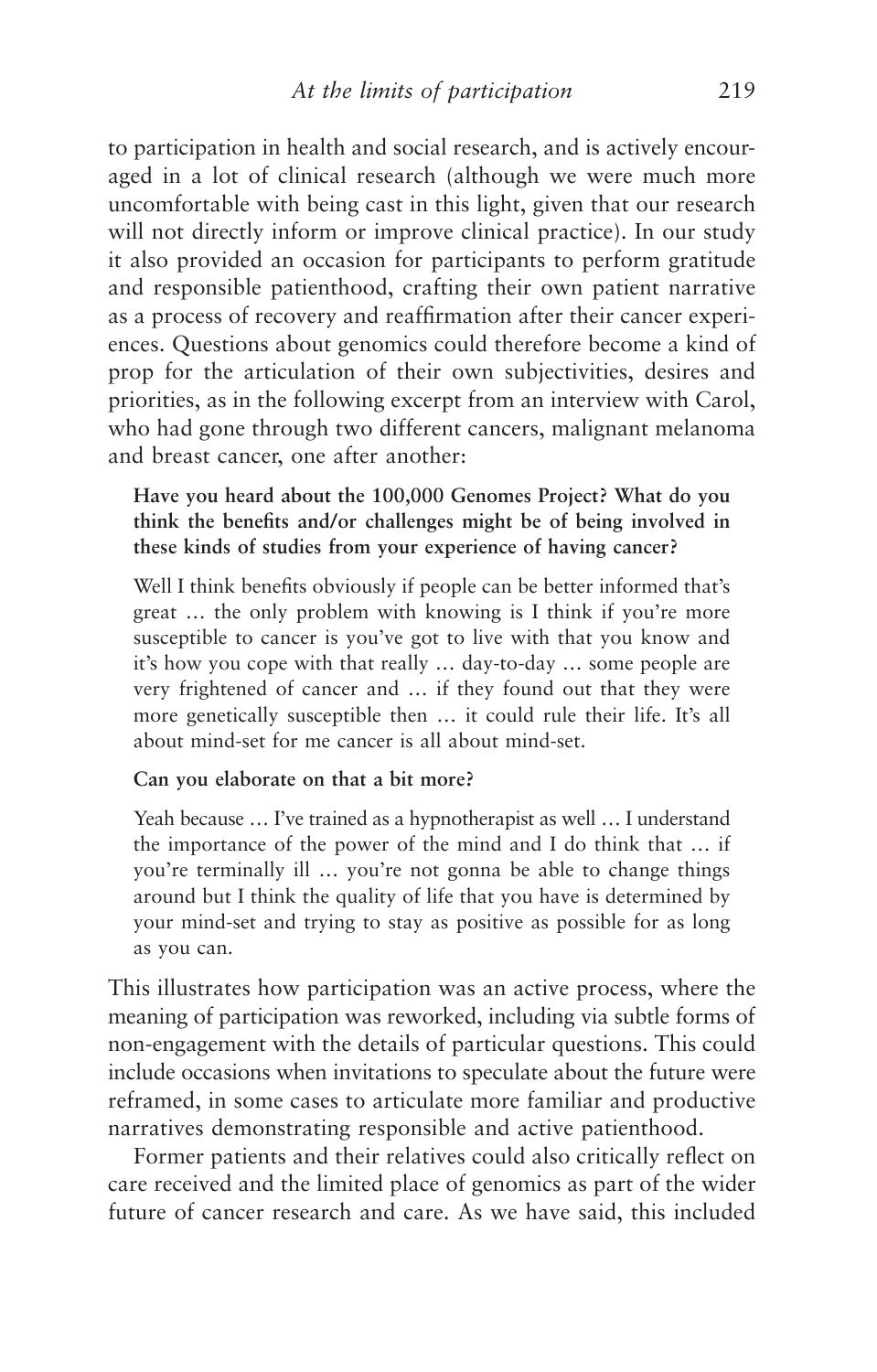to participation in health and social research, and is actively encouraged in a lot of clinical research (although we were much more uncomfortable with being cast in this light, given that our research will not directly inform or improve clinical practice). In our study it also provided an occasion for participants to perform gratitude and responsible patienthood, crafting their own patient narrative as a process of recovery and reaffirmation after their cancer experiences. Questions about genomics could therefore become a kind of prop for the articulation of their own subjectivities, desires and priorities, as in the following excerpt from an interview with Carol, who had gone through two different cancers, malignant melanoma and breast cancer, one after another:

> **Have you heard about the 100,000 Genomes Project? What do you think the benefits and/or challenges might be of being involved in these kinds of studies from your experience of having cancer?**
>
> Well I think benefits obviously if people can be better informed that's great … the only problem with knowing is I think if you're more susceptible to cancer is you've got to live with that you know and it's how you cope with that really … day-to-day … some people are very frightened of cancer and … if they found out that they were more genetically susceptible then … it could rule their life. It's all about mind-set for me cancer is all about mind-set.
>
> **Can you elaborate on that a bit more?**
>
> Yeah because … I've trained as a hypnotherapist as well … I understand the importance of the power of the mind and I do think that … if you're terminally ill … you're not gonna be able to change things around but I think the quality of life that you have is determined by your mind-set and trying to stay as positive as possible for as long as you can.

This illustrates how participation was an active process, where the meaning of participation was reworked, including via subtle forms of non-engagement with the details of particular questions. This could include occasions when invitations to speculate about the future were reframed, in some cases to articulate more familiar and productive narratives demonstrating responsible and active patienthood.

Former patients and their relatives could also critically reflect on care received and the limited place of genomics as part of the wider future of cancer research and care. As we have said, this included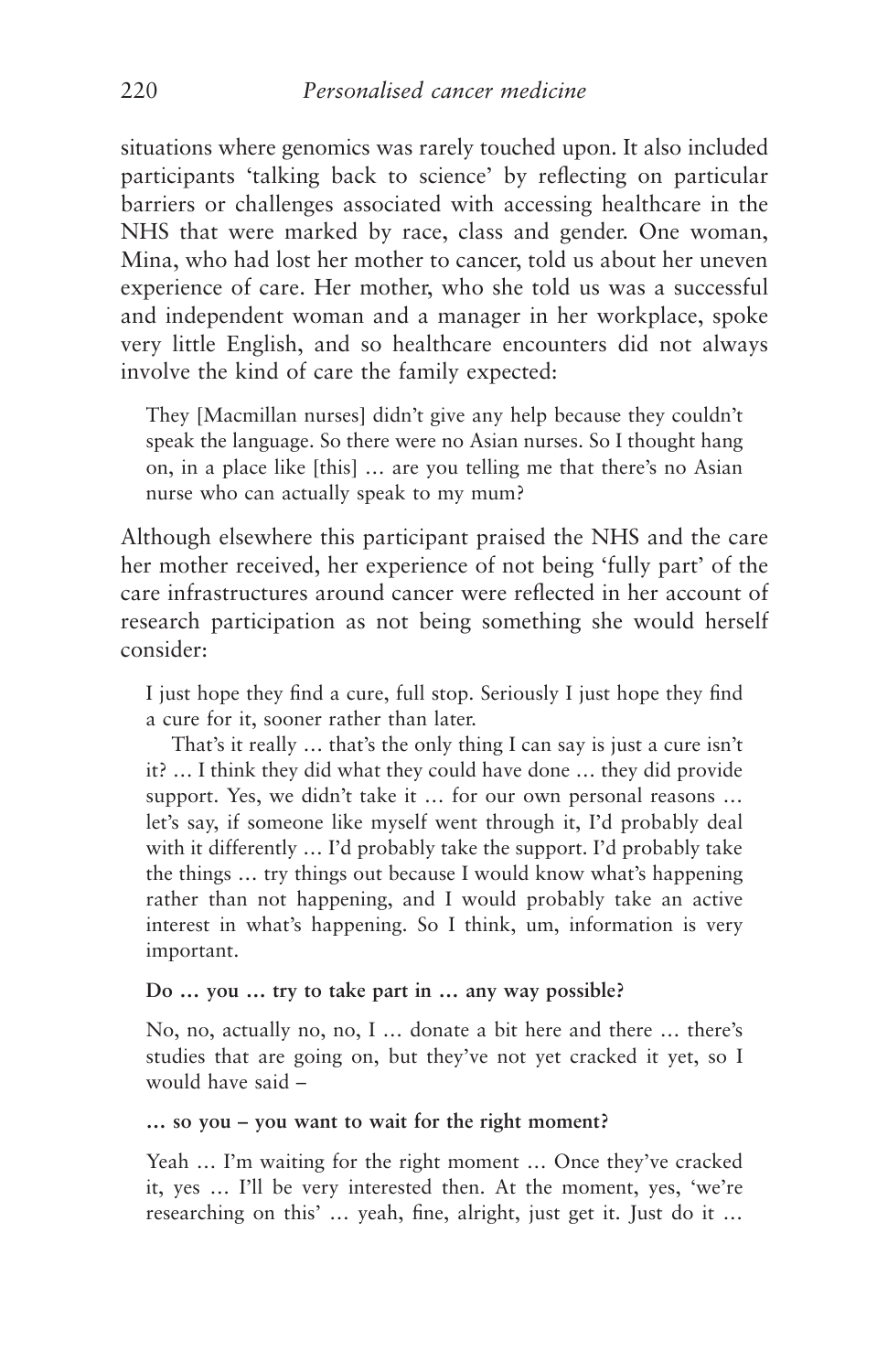situations where genomics was rarely touched upon. It also included participants 'talking back to science' by reflecting on particular barriers or challenges associated with accessing healthcare in the NHS that were marked by race, class and gender. One woman, Mina, who had lost her mother to cancer, told us about her uneven experience of care. Her mother, who she told us was a successful and independent woman and a manager in her workplace, spoke very little English, and so healthcare encounters did not always involve the kind of care the family expected:

> They [Macmillan nurses] didn't give any help because they couldn't speak the language. So there were no Asian nurses. So I thought hang on, in a place like [this] … are you telling me that there's no Asian nurse who can actually speak to my mum?

Although elsewhere this participant praised the NHS and the care her mother received, her experience of not being 'fully part' of the care infrastructures around cancer were reflected in her account of research participation as not being something she would herself consider:

> I just hope they find a cure, full stop. Seriously I just hope they find a cure for it, sooner rather than later.
>
> That's it really … that's the only thing I can say is just a cure isn't it? … I think they did what they could have done … they did provide support. Yes, we didn't take it … for our own personal reasons … let's say, if someone like myself went through it, I'd probably deal with it differently … I'd probably take the support. I'd probably take the things … try things out because I would know what's happening rather than not happening, and I would probably take an active interest in what's happening. So I think, um, information is very important.
>
> **Do … you … try to take part in … any way possible?**
>
> No, no, actually no, no, I … donate a bit here and there … there's studies that are going on, but they've not yet cracked it yet, so I would have said –
>
> **… so you – you want to wait for the right moment?**
>
> Yeah … I'm waiting for the right moment … Once they've cracked it, yes … I'll be very interested then. At the moment, yes, 'we're researching on this' … yeah, fine, alright, just get it. Just do it …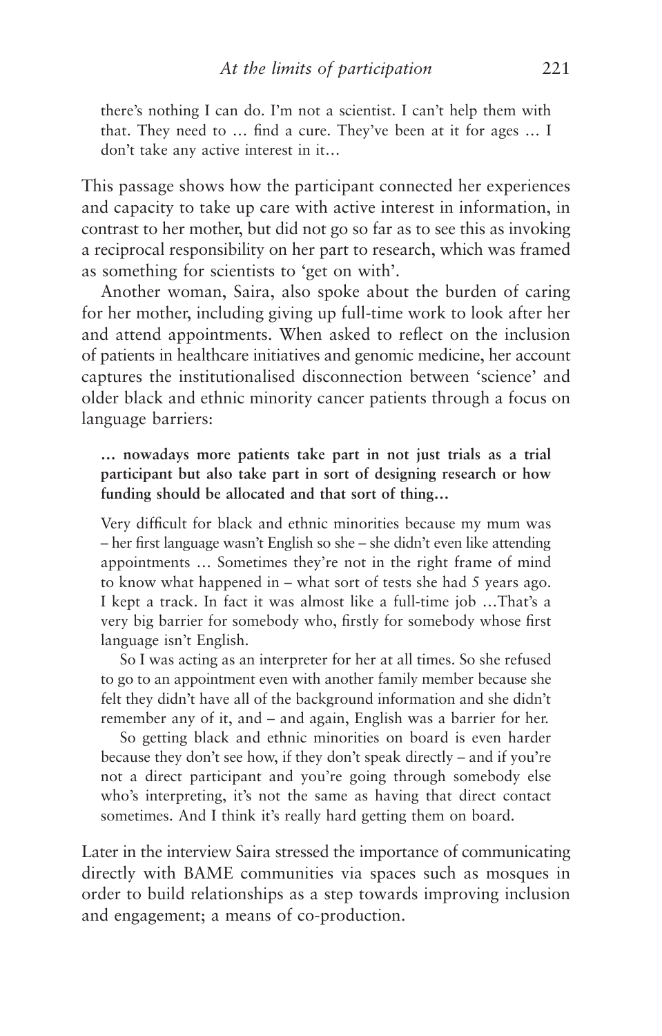> there's nothing I can do. I'm not a scientist. I can't help them with that. They need to … find a cure. They've been at it for ages … I don't take any active interest in it…

This passage shows how the participant connected her experiences and capacity to take up care with active interest in information, in contrast to her mother, but did not go so far as to see this as invoking a reciprocal responsibility on her part to research, which was framed as something for scientists to 'get on with'.

Another woman, Saira, also spoke about the burden of caring for her mother, including giving up full-time work to look after her and attend appointments. When asked to reflect on the inclusion of patients in healthcare initiatives and genomic medicine, her account captures the institutionalised disconnection between 'science' and older black and ethnic minority cancer patients through a focus on language barriers:

> **… nowadays more patients take part in not just trials as a trial participant but also take part in sort of designing research or how funding should be allocated and that sort of thing…**
>
> Very difficult for black and ethnic minorities because my mum was – her first language wasn't English so she – she didn't even like attending appointments … Sometimes they're not in the right frame of mind to know what happened in – what sort of tests she had 5 years ago. I kept a track. In fact it was almost like a full-time job …That's a very big barrier for somebody who, firstly for somebody whose first language isn't English.
>
> So I was acting as an interpreter for her at all times. So she refused to go to an appointment even with another family member because she felt they didn't have all of the background information and she didn't remember any of it, and – and again, English was a barrier for her.
>
> So getting black and ethnic minorities on board is even harder because they don't see how, if they don't speak directly – and if you're not a direct participant and you're going through somebody else who's interpreting, it's not the same as having that direct contact sometimes. And I think it's really hard getting them on board.

Later in the interview Saira stressed the importance of communicating directly with BAME communities via spaces such as mosques in order to build relationships as a step towards improving inclusion and engagement; a means of co-production.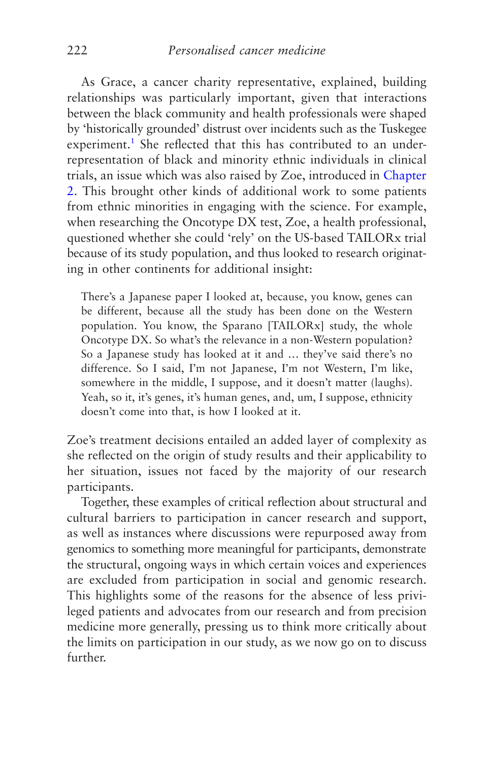As Grace, a cancer charity representative, explained, building relationships was particularly important, given that interactions between the black community and health professionals were shaped by 'historically grounded' distrust over incidents such as the Tuskegee experiment.[1] She reflected that this has contributed to an under-representation of black and minority ethnic individuals in clinical trials, an issue which was also raised by Zoe, introduced in Chapter 2. This brought other kinds of additional work to some patients from ethnic minorities in engaging with the science. For example, when researching the Oncotype DX test, Zoe, a health professional, questioned whether she could 'rely' on the US-based TAILORx trial because of its study population, and thus looked to research originating in other continents for additional insight:

> There's a Japanese paper I looked at, because, you know, genes can be different, because all the study has been done on the Western population. You know, the Sparano [TAILORx] study, the whole Oncotype DX. So what's the relevance in a non-Western population? So a Japanese study has looked at it and … they've said there's no difference. So I said, I'm not Japanese, I'm not Western, I'm like, somewhere in the middle, I suppose, and it doesn't matter (laughs). Yeah, so it, it's genes, it's human genes, and, um, I suppose, ethnicity doesn't come into that, is how I looked at it.

Zoe's treatment decisions entailed an added layer of complexity as she reflected on the origin of study results and their applicability to her situation, issues not faced by the majority of our research participants.

Together, these examples of critical reflection about structural and cultural barriers to participation in cancer research and support, as well as instances where discussions were repurposed away from genomics to something more meaningful for participants, demonstrate the structural, ongoing ways in which certain voices and experiences are excluded from participation in social and genomic research. This highlights some of the reasons for the absence of less privileged patients and advocates from our research and from precision medicine more generally, pressing us to think more critically about the limits on participation in our study, as we now go on to discuss further.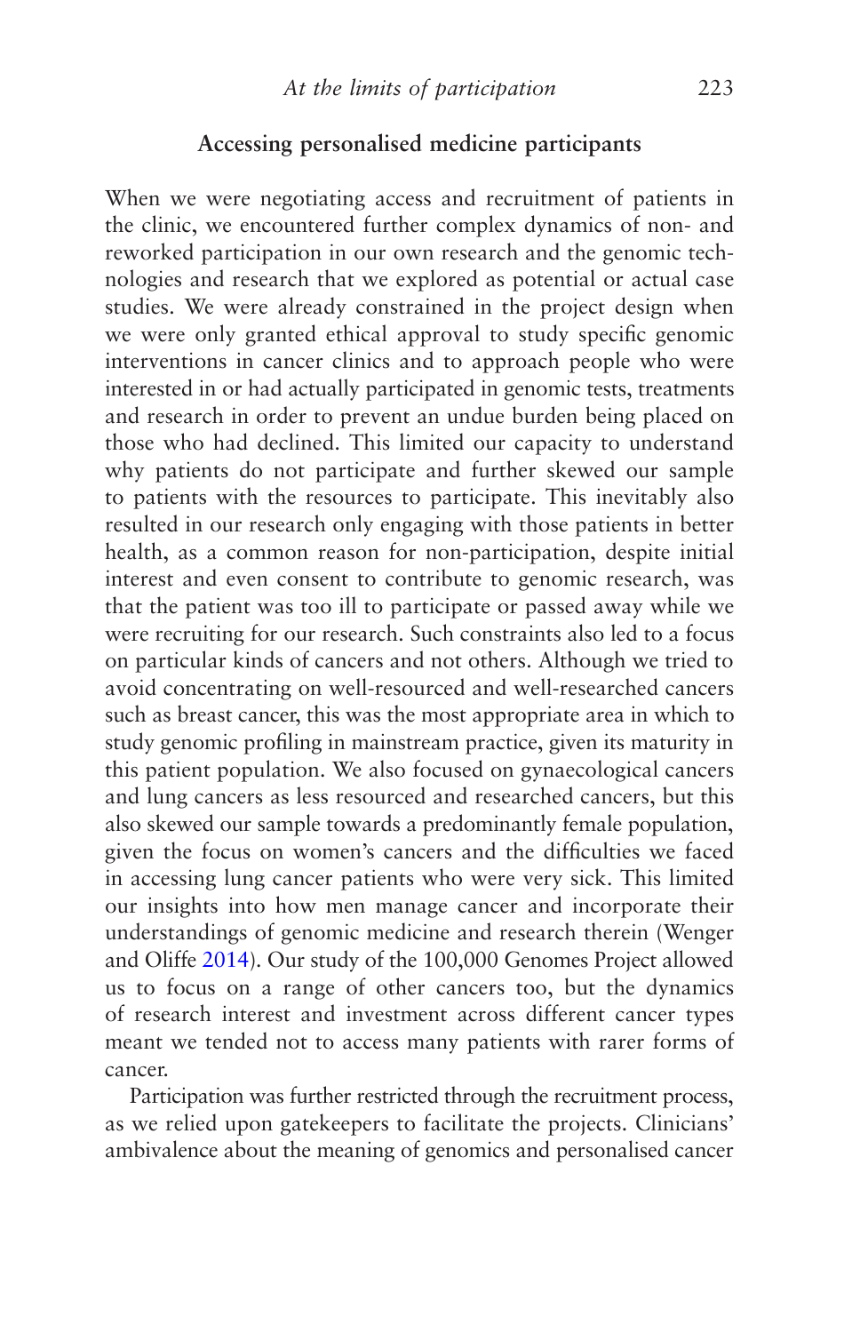## Accessing personalised medicine participants

When we were negotiating access and recruitment of patients in the clinic, we encountered further complex dynamics of non- and reworked participation in our own research and the genomic technologies and research that we explored as potential or actual case studies. We were already constrained in the project design when we were only granted ethical approval to study specific genomic interventions in cancer clinics and to approach people who were interested in or had actually participated in genomic tests, treatments and research in order to prevent an undue burden being placed on those who had declined. This limited our capacity to understand why patients do not participate and further skewed our sample to patients with the resources to participate. This inevitably also resulted in our research only engaging with those patients in better health, as a common reason for non-participation, despite initial interest and even consent to contribute to genomic research, was that the patient was too ill to participate or passed away while we were recruiting for our research. Such constraints also led to a focus on particular kinds of cancers and not others. Although we tried to avoid concentrating on well-resourced and well-researched cancers such as breast cancer, this was the most appropriate area in which to study genomic profiling in mainstream practice, given its maturity in this patient population. We also focused on gynaecological cancers and lung cancers as less resourced and researched cancers, but this also skewed our sample towards a predominantly female population, given the focus on women's cancers and the difficulties we faced in accessing lung cancer patients who were very sick. This limited our insights into how men manage cancer and incorporate their understandings of genomic medicine and research therein (Wenger and Oliffe 2014). Our study of the 100,000 Genomes Project allowed us to focus on a range of other cancers too, but the dynamics of research interest and investment across different cancer types meant we tended not to access many patients with rarer forms of cancer.

Participation was further restricted through the recruitment process, as we relied upon gatekeepers to facilitate the projects. Clinicians' ambivalence about the meaning of genomics and personalised cancer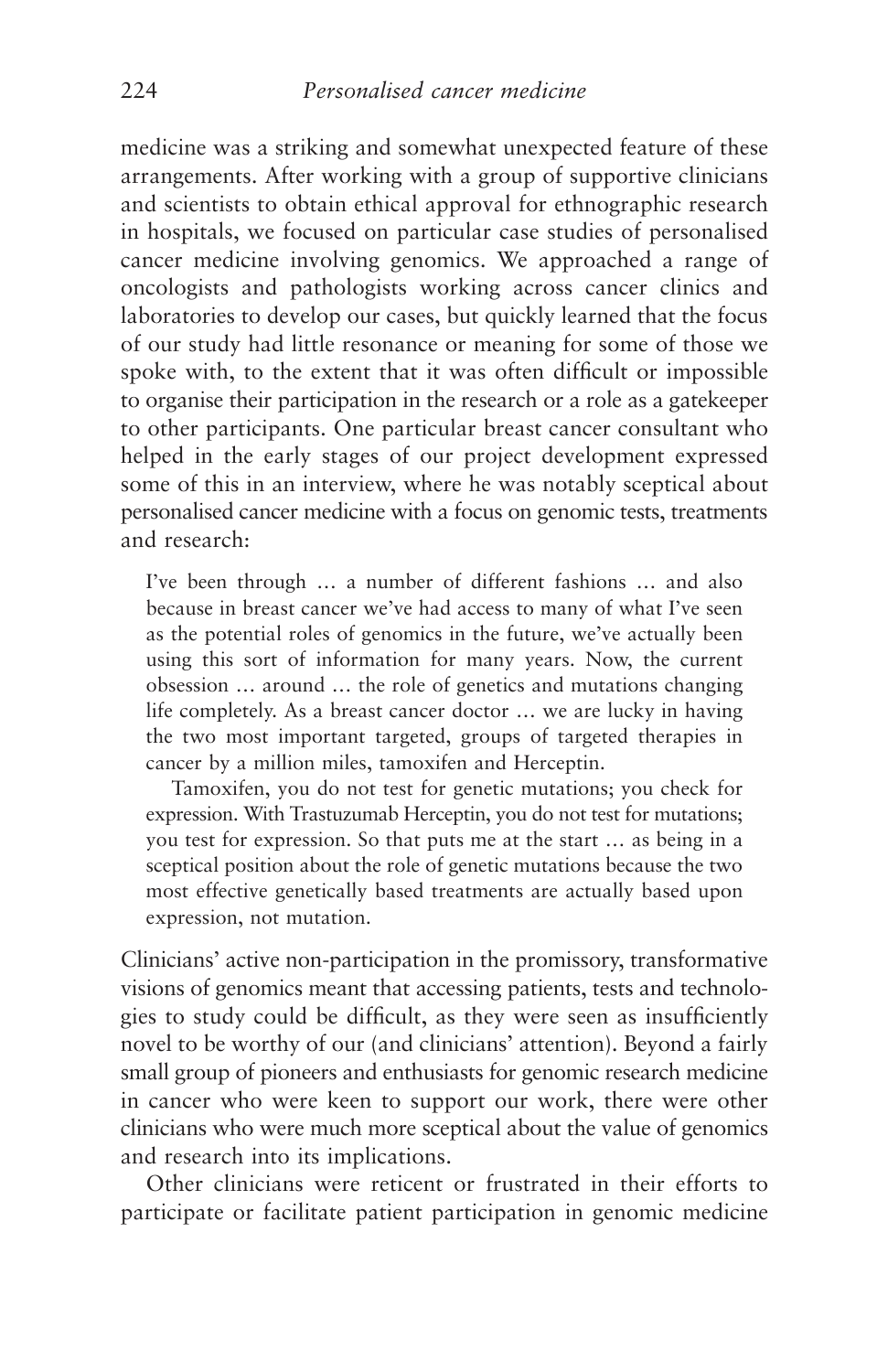medicine was a striking and somewhat unexpected feature of these arrangements. After working with a group of supportive clinicians and scientists to obtain ethical approval for ethnographic research in hospitals, we focused on particular case studies of personalised cancer medicine involving genomics. We approached a range of oncologists and pathologists working across cancer clinics and laboratories to develop our cases, but quickly learned that the focus of our study had little resonance or meaning for some of those we spoke with, to the extent that it was often difficult or impossible to organise their participation in the research or a role as a gatekeeper to other participants. One particular breast cancer consultant who helped in the early stages of our project development expressed some of this in an interview, where he was notably sceptical about personalised cancer medicine with a focus on genomic tests, treatments and research:

> I've been through … a number of different fashions … and also because in breast cancer we've had access to many of what I've seen as the potential roles of genomics in the future, we've actually been using this sort of information for many years. Now, the current obsession … around … the role of genetics and mutations changing life completely. As a breast cancer doctor … we are lucky in having the two most important targeted, groups of targeted therapies in cancer by a million miles, tamoxifen and Herceptin.
>
> Tamoxifen, you do not test for genetic mutations; you check for expression. With Trastuzumab Herceptin, you do not test for mutations; you test for expression. So that puts me at the start … as being in a sceptical position about the role of genetic mutations because the two most effective genetically based treatments are actually based upon expression, not mutation.

Clinicians' active non-participation in the promissory, transformative visions of genomics meant that accessing patients, tests and technologies to study could be difficult, as they were seen as insufficiently novel to be worthy of our (and clinicians' attention). Beyond a fairly small group of pioneers and enthusiasts for genomic research medicine in cancer who were keen to support our work, there were other clinicians who were much more sceptical about the value of genomics and research into its implications.

Other clinicians were reticent or frustrated in their efforts to participate or facilitate patient participation in genomic medicine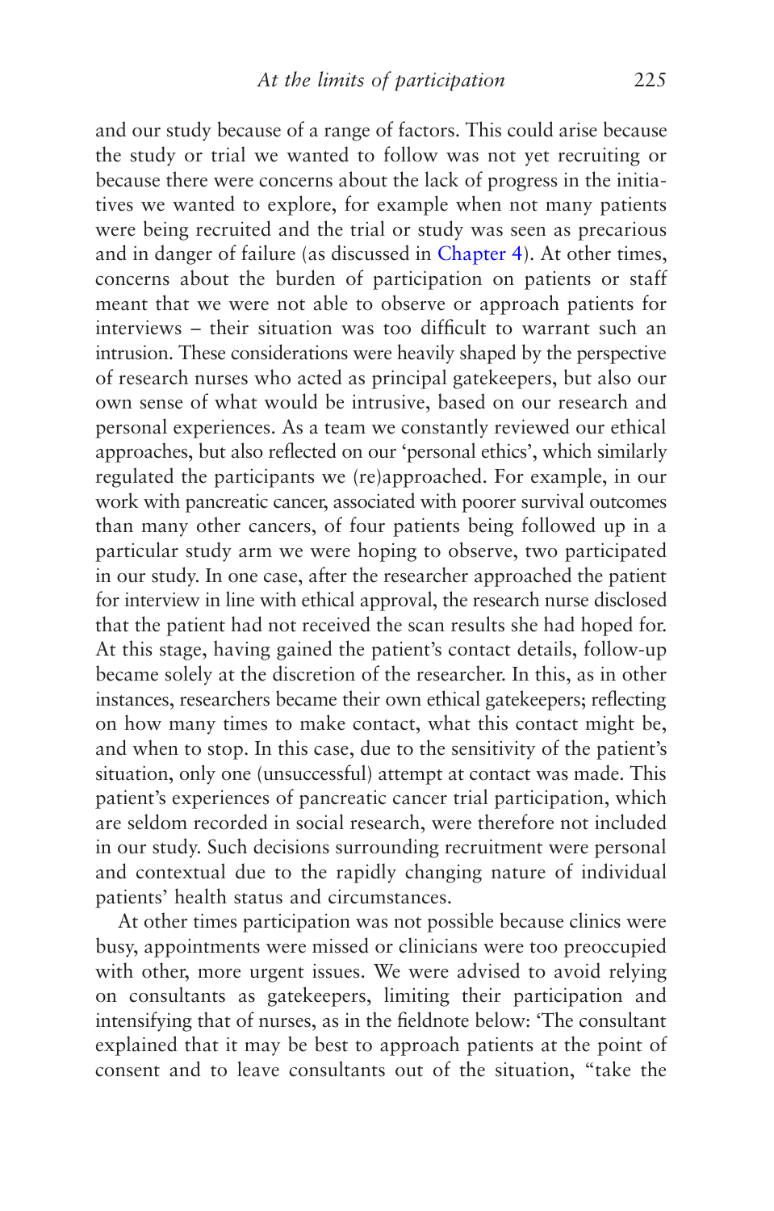and our study because of a range of factors. This could arise because the study or trial we wanted to follow was not yet recruiting or because there were concerns about the lack of progress in the initiatives we wanted to explore, for example when not many patients were being recruited and the trial or study was seen as precarious and in danger of failure (as discussed in Chapter 4). At other times, concerns about the burden of participation on patients or staff meant that we were not able to observe or approach patients for interviews – their situation was too difficult to warrant such an intrusion. These considerations were heavily shaped by the perspective of research nurses who acted as principal gatekeepers, but also our own sense of what would be intrusive, based on our research and personal experiences. As a team we constantly reviewed our ethical approaches, but also reflected on our 'personal ethics', which similarly regulated the participants we (re)approached. For example, in our work with pancreatic cancer, associated with poorer survival outcomes than many other cancers, of four patients being followed up in a particular study arm we were hoping to observe, two participated in our study. In one case, after the researcher approached the patient for interview in line with ethical approval, the research nurse disclosed that the patient had not received the scan results she had hoped for. At this stage, having gained the patient's contact details, follow-up became solely at the discretion of the researcher. In this, as in other instances, researchers became their own ethical gatekeepers; reflecting on how many times to make contact, what this contact might be, and when to stop. In this case, due to the sensitivity of the patient's situation, only one (unsuccessful) attempt at contact was made. This patient's experiences of pancreatic cancer trial participation, which are seldom recorded in social research, were therefore not included in our study. Such decisions surrounding recruitment were personal and contextual due to the rapidly changing nature of individual patients' health status and circumstances.

At other times participation was not possible because clinics were busy, appointments were missed or clinicians were too preoccupied with other, more urgent issues. We were advised to avoid relying on consultants as gatekeepers, limiting their participation and intensifying that of nurses, as in the fieldnote below: 'The consultant explained that it may be best to approach patients at the point of consent and to leave consultants out of the situation, "take the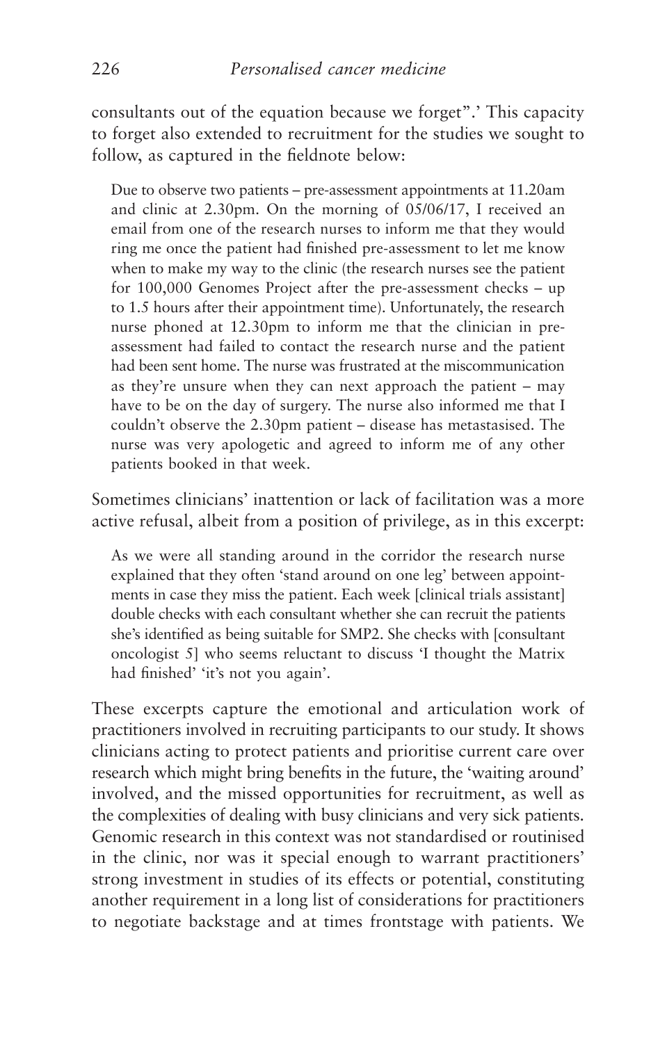consultants out of the equation because we forget".' This capacity to forget also extended to recruitment for the studies we sought to follow, as captured in the fieldnote below:

> Due to observe two patients – pre-assessment appointments at 11.20am and clinic at 2.30pm. On the morning of 05/06/17, I received an email from one of the research nurses to inform me that they would ring me once the patient had finished pre-assessment to let me know when to make my way to the clinic (the research nurses see the patient for 100,000 Genomes Project after the pre-assessment checks – up to 1.5 hours after their appointment time). Unfortunately, the research nurse phoned at 12.30pm to inform me that the clinician in pre-assessment had failed to contact the research nurse and the patient had been sent home. The nurse was frustrated at the miscommunication as they're unsure when they can next approach the patient – may have to be on the day of surgery. The nurse also informed me that I couldn't observe the 2.30pm patient – disease has metastasised. The nurse was very apologetic and agreed to inform me of any other patients booked in that week.

Sometimes clinicians' inattention or lack of facilitation was a more active refusal, albeit from a position of privilege, as in this excerpt:

> As we were all standing around in the corridor the research nurse explained that they often 'stand around on one leg' between appointments in case they miss the patient. Each week [clinical trials assistant] double checks with each consultant whether she can recruit the patients she's identified as being suitable for SMP2. She checks with [consultant oncologist 5] who seems reluctant to discuss 'I thought the Matrix had finished' 'it's not you again'.

These excerpts capture the emotional and articulation work of practitioners involved in recruiting participants to our study. It shows clinicians acting to protect patients and prioritise current care over research which might bring benefits in the future, the 'waiting around' involved, and the missed opportunities for recruitment, as well as the complexities of dealing with busy clinicians and very sick patients. Genomic research in this context was not standardised or routinised in the clinic, nor was it special enough to warrant practitioners' strong investment in studies of its effects or potential, constituting another requirement in a long list of considerations for practitioners to negotiate backstage and at times frontstage with patients. We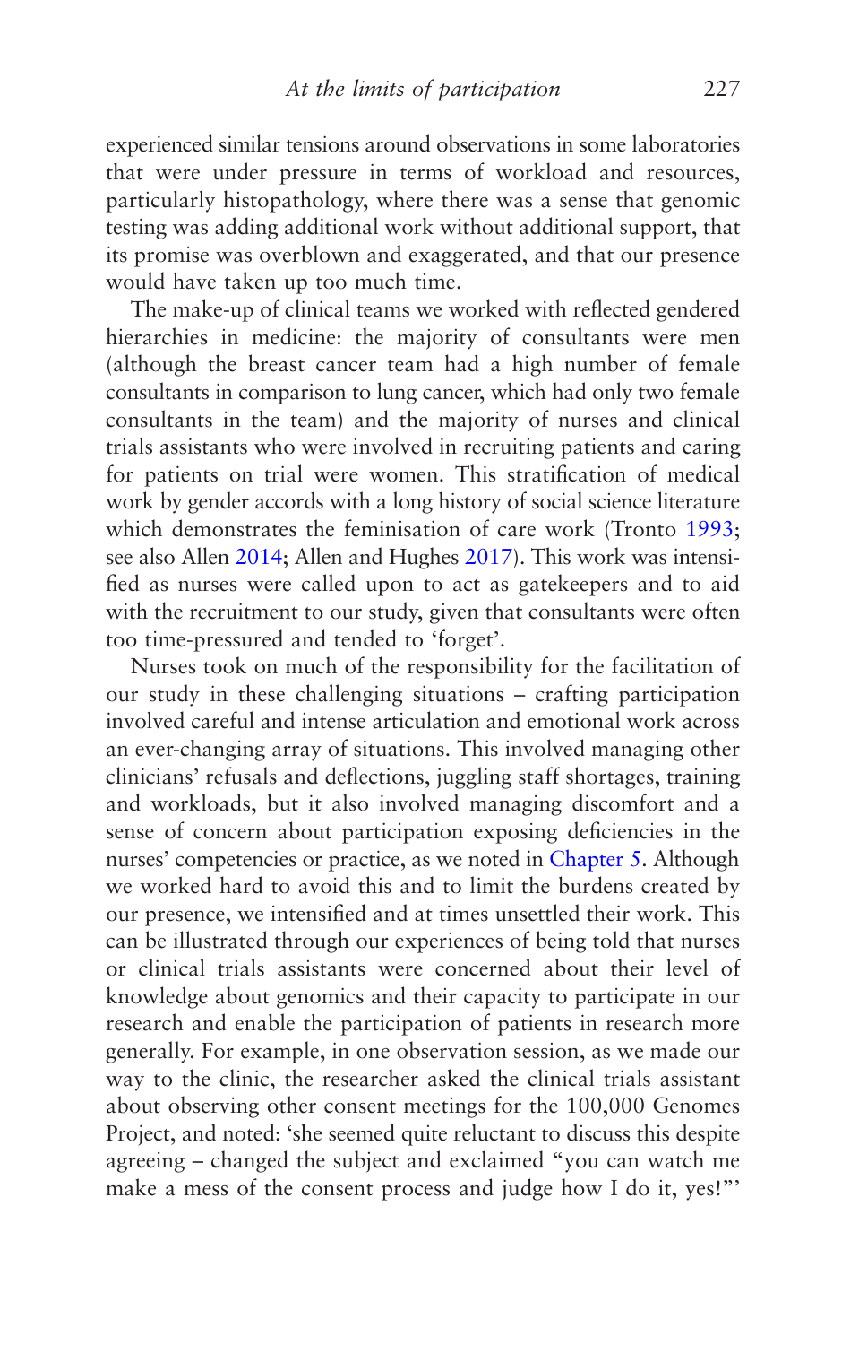experienced similar tensions around observations in some laboratories that were under pressure in terms of workload and resources, particularly histopathology, where there was a sense that genomic testing was adding additional work without additional support, that its promise was overblown and exaggerated, and that our presence would have taken up too much time.

The make-up of clinical teams we worked with reflected gendered hierarchies in medicine: the majority of consultants were men (although the breast cancer team had a high number of female consultants in comparison to lung cancer, which had only two female consultants in the team) and the majority of nurses and clinical trials assistants who were involved in recruiting patients and caring for patients on trial were women. This stratification of medical work by gender accords with a long history of social science literature which demonstrates the feminisation of care work (Tronto 1993; see also Allen 2014; Allen and Hughes 2017). This work was intensified as nurses were called upon to act as gatekeepers and to aid with the recruitment to our study, given that consultants were often too time-pressured and tended to 'forget'.

Nurses took on much of the responsibility for the facilitation of our study in these challenging situations – crafting participation involved careful and intense articulation and emotional work across an ever-changing array of situations. This involved managing other clinicians' refusals and deflections, juggling staff shortages, training and workloads, but it also involved managing discomfort and a sense of concern about participation exposing deficiencies in the nurses' competencies or practice, as we noted in Chapter 5. Although we worked hard to avoid this and to limit the burdens created by our presence, we intensified and at times unsettled their work. This can be illustrated through our experiences of being told that nurses or clinical trials assistants were concerned about their level of knowledge about genomics and their capacity to participate in our research and enable the participation of patients in research more generally. For example, in one observation session, as we made our way to the clinic, the researcher asked the clinical trials assistant about observing other consent meetings for the 100,000 Genomes Project, and noted: 'she seemed quite reluctant to discuss this despite agreeing – changed the subject and exclaimed "you can watch me make a mess of the consent process and judge how I do it, yes!"'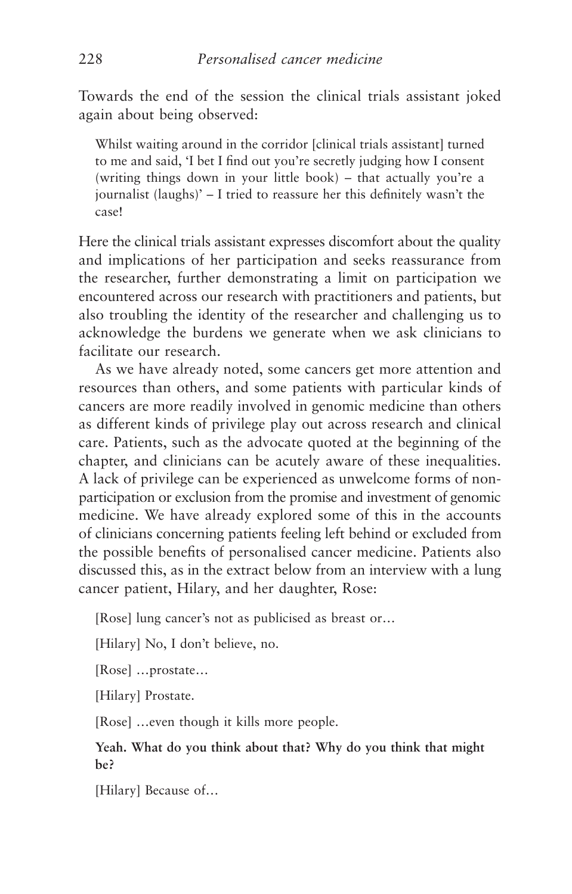Towards the end of the session the clinical trials assistant joked again about being observed:

> Whilst waiting around in the corridor [clinical trials assistant] turned to me and said, 'I bet I find out you're secretly judging how I consent (writing things down in your little book) – that actually you're a journalist (laughs)' – I tried to reassure her this definitely wasn't the case!

Here the clinical trials assistant expresses discomfort about the quality and implications of her participation and seeks reassurance from the researcher, further demonstrating a limit on participation we encountered across our research with practitioners and patients, but also troubling the identity of the researcher and challenging us to acknowledge the burdens we generate when we ask clinicians to facilitate our research.

As we have already noted, some cancers get more attention and resources than others, and some patients with particular kinds of cancers are more readily involved in genomic medicine than others as different kinds of privilege play out across research and clinical care. Patients, such as the advocate quoted at the beginning of the chapter, and clinicians can be acutely aware of these inequalities. A lack of privilege can be experienced as unwelcome forms of non-participation or exclusion from the promise and investment of genomic medicine. We have already explored some of this in the accounts of clinicians concerning patients feeling left behind or excluded from the possible benefits of personalised cancer medicine. Patients also discussed this, as in the extract below from an interview with a lung cancer patient, Hilary, and her daughter, Rose:

> [Rose] lung cancer's not as publicised as breast or…
>
> [Hilary] No, I don't believe, no.
>
> [Rose] …prostate…
>
> [Hilary] Prostate.
>
> [Rose] …even though it kills more people.
>
> **Yeah. What do you think about that? Why do you think that might be?**
>
> [Hilary] Because of…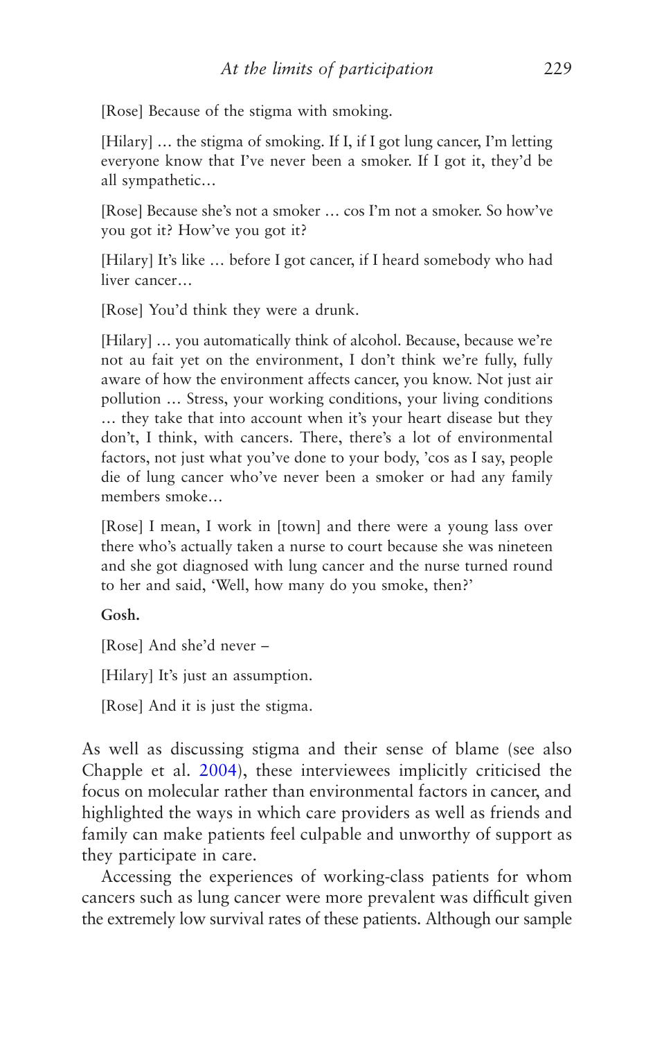[Rose] Because of the stigma with smoking.

[Hilary] … the stigma of smoking. If I, if I got lung cancer, I'm letting everyone know that I've never been a smoker. If I got it, they'd be all sympathetic…

[Rose] Because she's not a smoker … cos I'm not a smoker. So how've you got it? How've you got it?

[Hilary] It's like … before I got cancer, if I heard somebody who had liver cancer…

[Rose] You'd think they were a drunk.

[Hilary] … you automatically think of alcohol. Because, because we're not au fait yet on the environment, I don't think we're fully, fully aware of how the environment affects cancer, you know. Not just air pollution … Stress, your working conditions, your living conditions … they take that into account when it's your heart disease but they don't, I think, with cancers. There, there's a lot of environmental factors, not just what you've done to your body, 'cos as I say, people die of lung cancer who've never been a smoker or had any family members smoke…

[Rose] I mean, I work in [town] and there were a young lass over there who's actually taken a nurse to court because she was nineteen and she got diagnosed with lung cancer and the nurse turned round to her and said, 'Well, how many do you smoke, then?'

**Gosh.**

[Rose] And she'd never –

[Hilary] It's just an assumption.

[Rose] And it is just the stigma.

As well as discussing stigma and their sense of blame (see also Chapple et al. 2004), these interviewees implicitly criticised the focus on molecular rather than environmental factors in cancer, and highlighted the ways in which care providers as well as friends and family can make patients feel culpable and unworthy of support as they participate in care.

Accessing the experiences of working-class patients for whom cancers such as lung cancer were more prevalent was difficult given the extremely low survival rates of these patients. Although our sample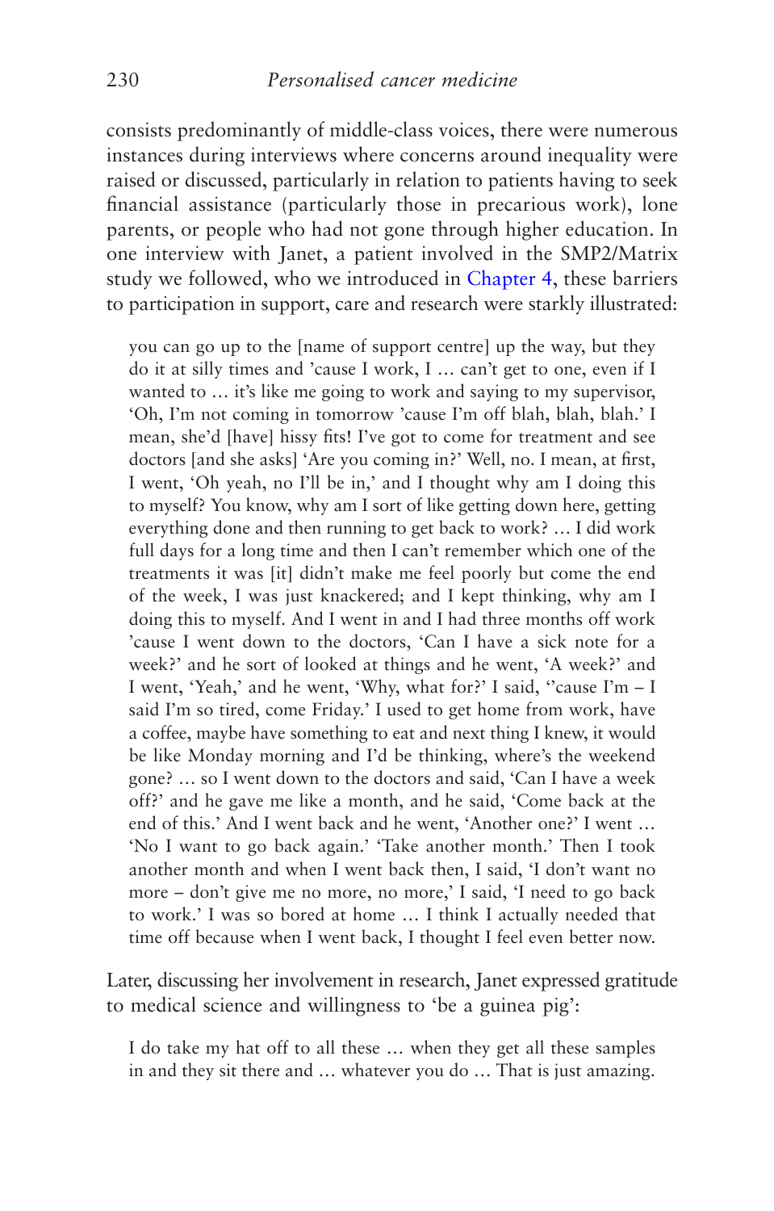consists predominantly of middle-class voices, there were numerous instances during interviews where concerns around inequality were raised or discussed, particularly in relation to patients having to seek financial assistance (particularly those in precarious work), lone parents, or people who had not gone through higher education. In one interview with Janet, a patient involved in the SMP2/Matrix study we followed, who we introduced in Chapter 4, these barriers to participation in support, care and research were starkly illustrated:

> you can go up to the [name of support centre] up the way, but they do it at silly times and 'cause I work, I … can't get to one, even if I wanted to … it's like me going to work and saying to my supervisor, 'Oh, I'm not coming in tomorrow 'cause I'm off blah, blah, blah.' I mean, she'd [have] hissy fits! I've got to come for treatment and see doctors [and she asks] 'Are you coming in?' Well, no. I mean, at first, I went, 'Oh yeah, no I'll be in,' and I thought why am I doing this to myself? You know, why am I sort of like getting down here, getting everything done and then running to get back to work? … I did work full days for a long time and then I can't remember which one of the treatments it was [it] didn't make me feel poorly but come the end of the week, I was just knackered; and I kept thinking, why am I doing this to myself. And I went in and I had three months off work 'cause I went down to the doctors, 'Can I have a sick note for a week?' and he sort of looked at things and he went, 'A week?' and I went, 'Yeah,' and he went, 'Why, what for?' I said, ''cause I'm – I said I'm so tired, come Friday.' I used to get home from work, have a coffee, maybe have something to eat and next thing I knew, it would be like Monday morning and I'd be thinking, where's the weekend gone? … so I went down to the doctors and said, 'Can I have a week off?' and he gave me like a month, and he said, 'Come back at the end of this.' And I went back and he went, 'Another one?' I went … 'No I want to go back again.' 'Take another month.' Then I took another month and when I went back then, I said, 'I don't want no more – don't give me no more, no more,' I said, 'I need to go back to work.' I was so bored at home … I think I actually needed that time off because when I went back, I thought I feel even better now.

Later, discussing her involvement in research, Janet expressed gratitude to medical science and willingness to 'be a guinea pig':

> I do take my hat off to all these … when they get all these samples in and they sit there and … whatever you do … That is just amazing.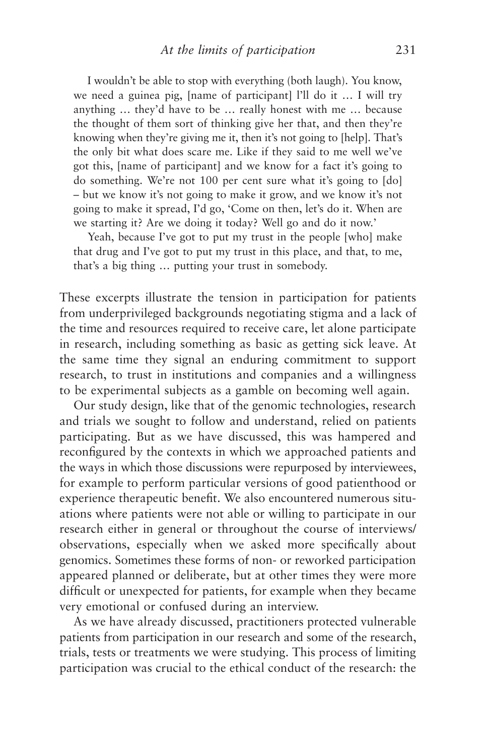> I wouldn't be able to stop with everything (both laugh). You know, we need a guinea pig, [name of participant] l'll do it … I will try anything … they'd have to be … really honest with me … because the thought of them sort of thinking give her that, and then they're knowing when they're giving me it, then it's not going to [help]. That's the only bit what does scare me. Like if they said to me well we've got this, [name of participant] and we know for a fact it's going to do something. We're not 100 per cent sure what it's going to [do] – but we know it's not going to make it grow, and we know it's not going to make it spread, I'd go, 'Come on then, let's do it. When are we starting it? Are we doing it today? Well go and do it now.'
>
> Yeah, because I've got to put my trust in the people [who] make that drug and I've got to put my trust in this place, and that, to me, that's a big thing … putting your trust in somebody.

These excerpts illustrate the tension in participation for patients from underprivileged backgrounds negotiating stigma and a lack of the time and resources required to receive care, let alone participate in research, including something as basic as getting sick leave. At the same time they signal an enduring commitment to support research, to trust in institutions and companies and a willingness to be experimental subjects as a gamble on becoming well again.

Our study design, like that of the genomic technologies, research and trials we sought to follow and understand, relied on patients participating. But as we have discussed, this was hampered and reconfigured by the contexts in which we approached patients and the ways in which those discussions were repurposed by interviewees, for example to perform particular versions of good patienthood or experience therapeutic benefit. We also encountered numerous situations where patients were not able or willing to participate in our research either in general or throughout the course of interviews/observations, especially when we asked more specifically about genomics. Sometimes these forms of non- or reworked participation appeared planned or deliberate, but at other times they were more difficult or unexpected for patients, for example when they became very emotional or confused during an interview.

As we have already discussed, practitioners protected vulnerable patients from participation in our research and some of the research, trials, tests or treatments we were studying. This process of limiting participation was crucial to the ethical conduct of the research: the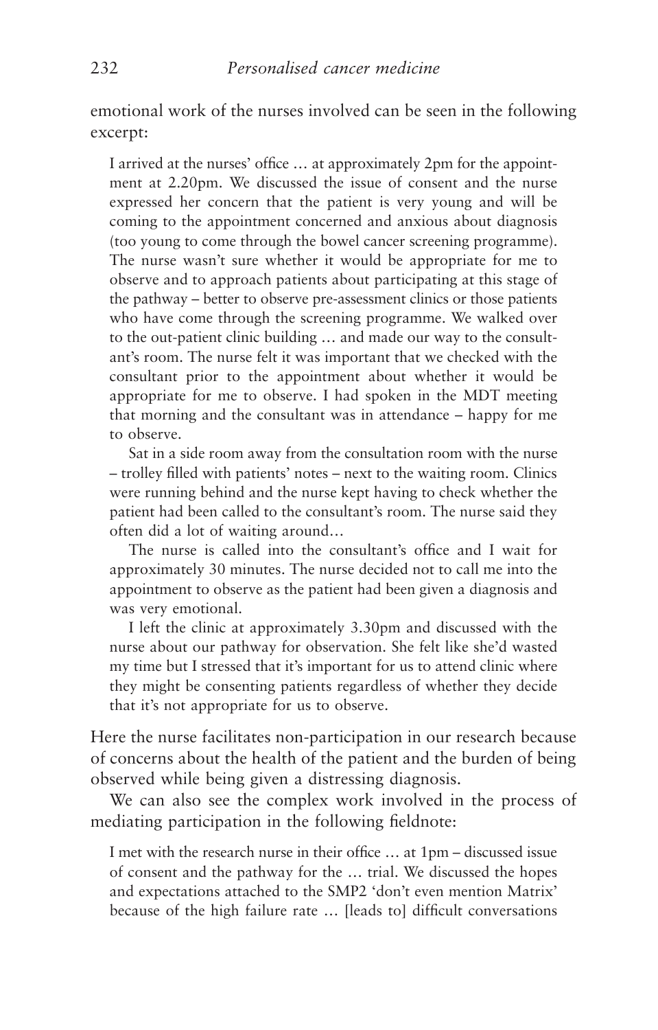emotional work of the nurses involved can be seen in the following excerpt:

> I arrived at the nurses' office … at approximately 2pm for the appointment at 2.20pm. We discussed the issue of consent and the nurse expressed her concern that the patient is very young and will be coming to the appointment concerned and anxious about diagnosis (too young to come through the bowel cancer screening programme). The nurse wasn't sure whether it would be appropriate for me to observe and to approach patients about participating at this stage of the pathway – better to observe pre-assessment clinics or those patients who have come through the screening programme. We walked over to the out-patient clinic building … and made our way to the consultant's room. The nurse felt it was important that we checked with the consultant prior to the appointment about whether it would be appropriate for me to observe. I had spoken in the MDT meeting that morning and the consultant was in attendance – happy for me to observe.
>
> Sat in a side room away from the consultation room with the nurse – trolley filled with patients' notes – next to the waiting room. Clinics were running behind and the nurse kept having to check whether the patient had been called to the consultant's room. The nurse said they often did a lot of waiting around…
>
> The nurse is called into the consultant's office and I wait for approximately 30 minutes. The nurse decided not to call me into the appointment to observe as the patient had been given a diagnosis and was very emotional.
>
> I left the clinic at approximately 3.30pm and discussed with the nurse about our pathway for observation. She felt like she'd wasted my time but I stressed that it's important for us to attend clinic where they might be consenting patients regardless of whether they decide that it's not appropriate for us to observe.

Here the nurse facilitates non-participation in our research because of concerns about the health of the patient and the burden of being observed while being given a distressing diagnosis.

We can also see the complex work involved in the process of mediating participation in the following fieldnote:

> I met with the research nurse in their office … at 1pm – discussed issue of consent and the pathway for the … trial. We discussed the hopes and expectations attached to the SMP2 'don't even mention Matrix' because of the high failure rate … [leads to] difficult conversations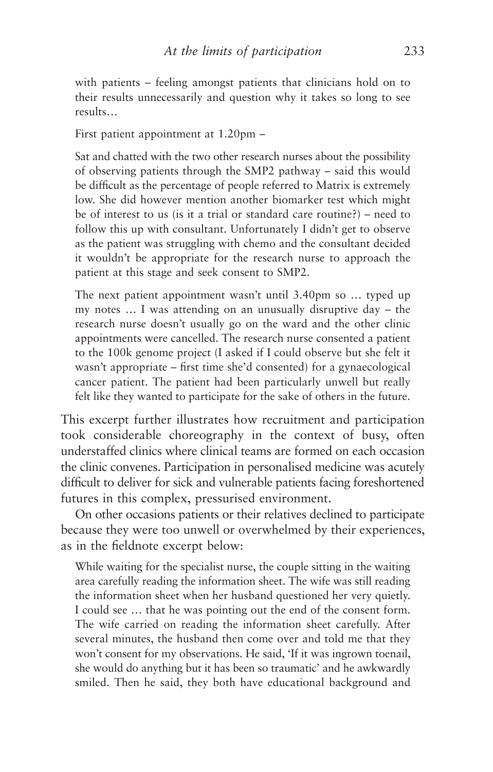> with patients – feeling amongst patients that clinicians hold on to their results unnecessarily and question why it takes so long to see results…
>
> First patient appointment at 1.20pm –
>
> Sat and chatted with the two other research nurses about the possibility of observing patients through the SMP2 pathway – said this would be difficult as the percentage of people referred to Matrix is extremely low. She did however mention another biomarker test which might be of interest to us (is it a trial or standard care routine?) – need to follow this up with consultant. Unfortunately I didn't get to observe as the patient was struggling with chemo and the consultant decided it wouldn't be appropriate for the research nurse to approach the patient at this stage and seek consent to SMP2.
>
> The next patient appointment wasn't until 3.40pm so … typed up my notes … I was attending on an unusually disruptive day – the research nurse doesn't usually go on the ward and the other clinic appointments were cancelled. The research nurse consented a patient to the 100k genome project (I asked if I could observe but she felt it wasn't appropriate – first time she'd consented) for a gynaecological cancer patient. The patient had been particularly unwell but really felt like they wanted to participate for the sake of others in the future.

This excerpt further illustrates how recruitment and participation took considerable choreography in the context of busy, often understaffed clinics where clinical teams are formed on each occasion the clinic convenes. Participation in personalised medicine was acutely difficult to deliver for sick and vulnerable patients facing foreshortened futures in this complex, pressurised environment.

On other occasions patients or their relatives declined to participate because they were too unwell or overwhelmed by their experiences, as in the fieldnote excerpt below:

> While waiting for the specialist nurse, the couple sitting in the waiting area carefully reading the information sheet. The wife was still reading the information sheet when her husband questioned her very quietly. I could see … that he was pointing out the end of the consent form. The wife carried on reading the information sheet carefully. After several minutes, the husband then come over and told me that they won't consent for my observations. He said, 'If it was ingrown toenail, she would do anything but it has been so traumatic' and he awkwardly smiled. Then he said, they both have educational background and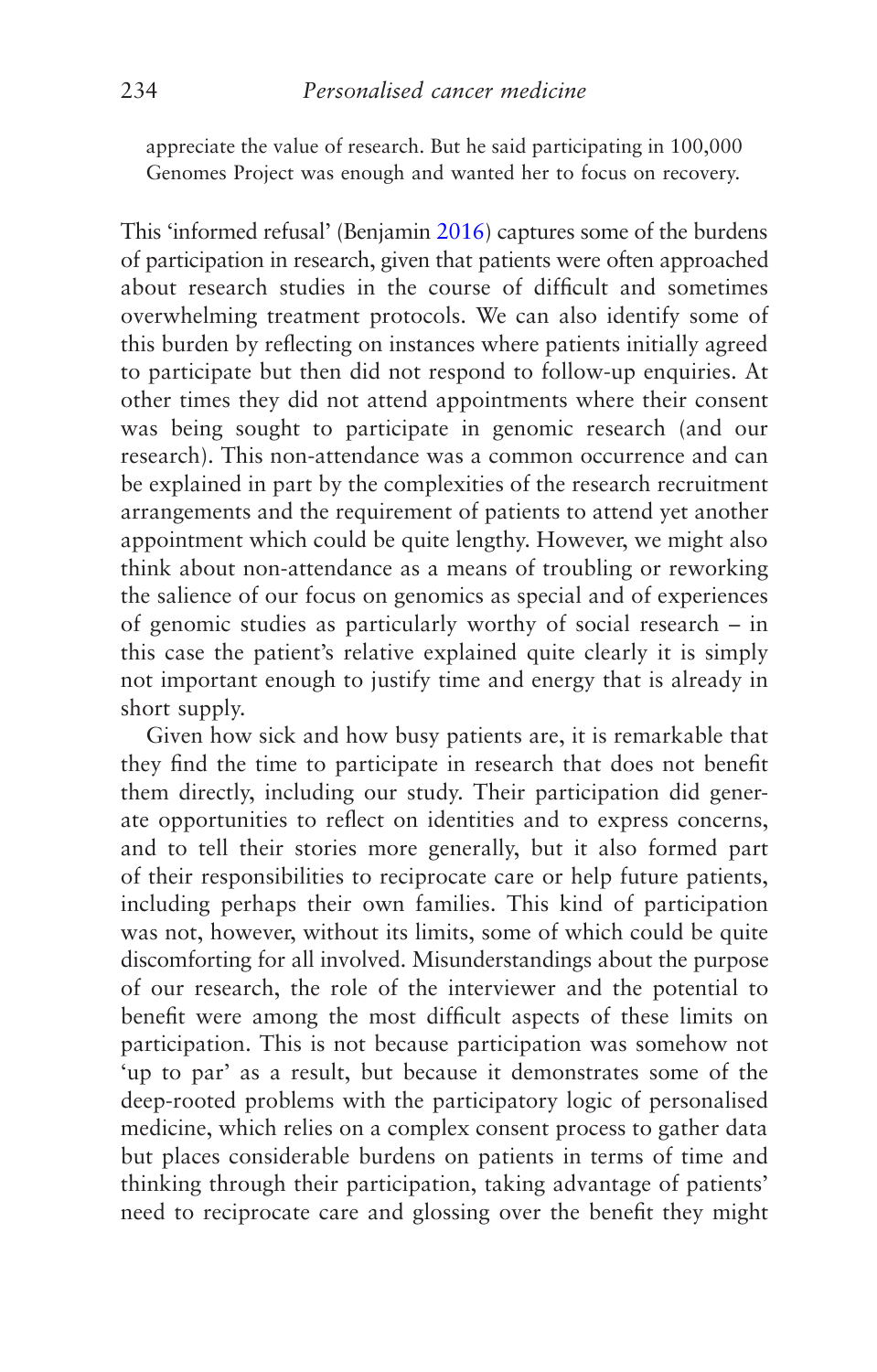appreciate the value of research. But he said participating in 100,000 Genomes Project was enough and wanted her to focus on recovery.

This 'informed refusal' (Benjamin 2016) captures some of the burdens of participation in research, given that patients were often approached about research studies in the course of difficult and sometimes overwhelming treatment protocols. We can also identify some of this burden by reflecting on instances where patients initially agreed to participate but then did not respond to follow-up enquiries. At other times they did not attend appointments where their consent was being sought to participate in genomic research (and our research). This non-attendance was a common occurrence and can be explained in part by the complexities of the research recruitment arrangements and the requirement of patients to attend yet another appointment which could be quite lengthy. However, we might also think about non-attendance as a means of troubling or reworking the salience of our focus on genomics as special and of experiences of genomic studies as particularly worthy of social research – in this case the patient's relative explained quite clearly it is simply not important enough to justify time and energy that is already in short supply.

Given how sick and how busy patients are, it is remarkable that they find the time to participate in research that does not benefit them directly, including our study. Their participation did generate opportunities to reflect on identities and to express concerns, and to tell their stories more generally, but it also formed part of their responsibilities to reciprocate care or help future patients, including perhaps their own families. This kind of participation was not, however, without its limits, some of which could be quite discomforting for all involved. Misunderstandings about the purpose of our research, the role of the interviewer and the potential to benefit were among the most difficult aspects of these limits on participation. This is not because participation was somehow not 'up to par' as a result, but because it demonstrates some of the deep-rooted problems with the participatory logic of personalised medicine, which relies on a complex consent process to gather data but places considerable burdens on patients in terms of time and thinking through their participation, taking advantage of patients' need to reciprocate care and glossing over the benefit they might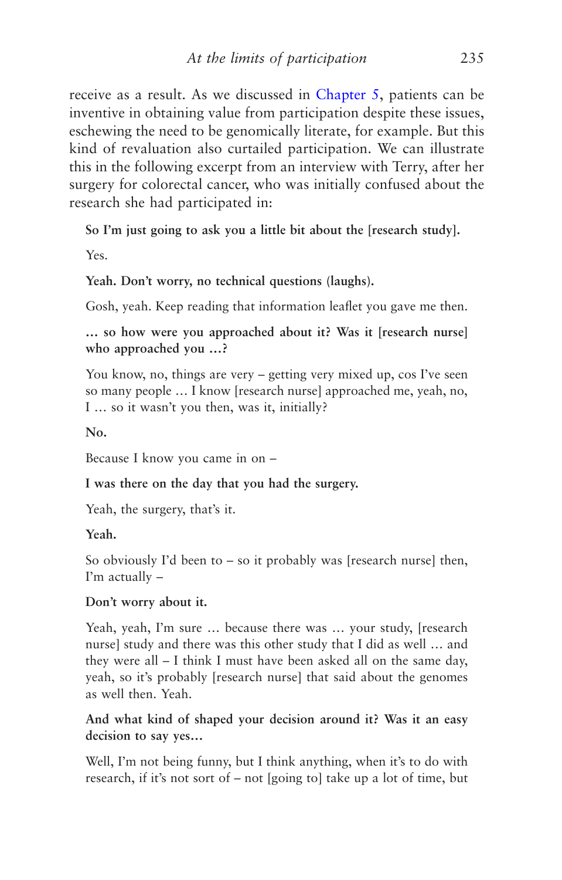receive as a result. As we discussed in Chapter 5, patients can be inventive in obtaining value from participation despite these issues, eschewing the need to be genomically literate, for example. But this kind of revaluation also curtailed participation. We can illustrate this in the following excerpt from an interview with Terry, after her surgery for colorectal cancer, who was initially confused about the research she had participated in:

> **So I'm just going to ask you a little bit about the [research study].**
>
> Yes.
>
> **Yeah. Don't worry, no technical questions (laughs).**
>
> Gosh, yeah. Keep reading that information leaflet you gave me then.
>
> **… so how were you approached about it? Was it [research nurse] who approached you …?**
>
> You know, no, things are very – getting very mixed up, cos I've seen so many people … I know [research nurse] approached me, yeah, no, I … so it wasn't you then, was it, initially?
>
> **No.**
>
> Because I know you came in on –
>
> **I was there on the day that you had the surgery.**
>
> Yeah, the surgery, that's it.
>
> **Yeah.**
>
> So obviously I'd been to – so it probably was [research nurse] then, I'm actually –
>
> **Don't worry about it.**
>
> Yeah, yeah, I'm sure … because there was … your study, [research nurse] study and there was this other study that I did as well … and they were all – I think I must have been asked all on the same day, yeah, so it's probably [research nurse] that said about the genomes as well then. Yeah.
>
> **And what kind of shaped your decision around it? Was it an easy decision to say yes…**
>
> Well, I'm not being funny, but I think anything, when it's to do with research, if it's not sort of – not [going to] take up a lot of time, but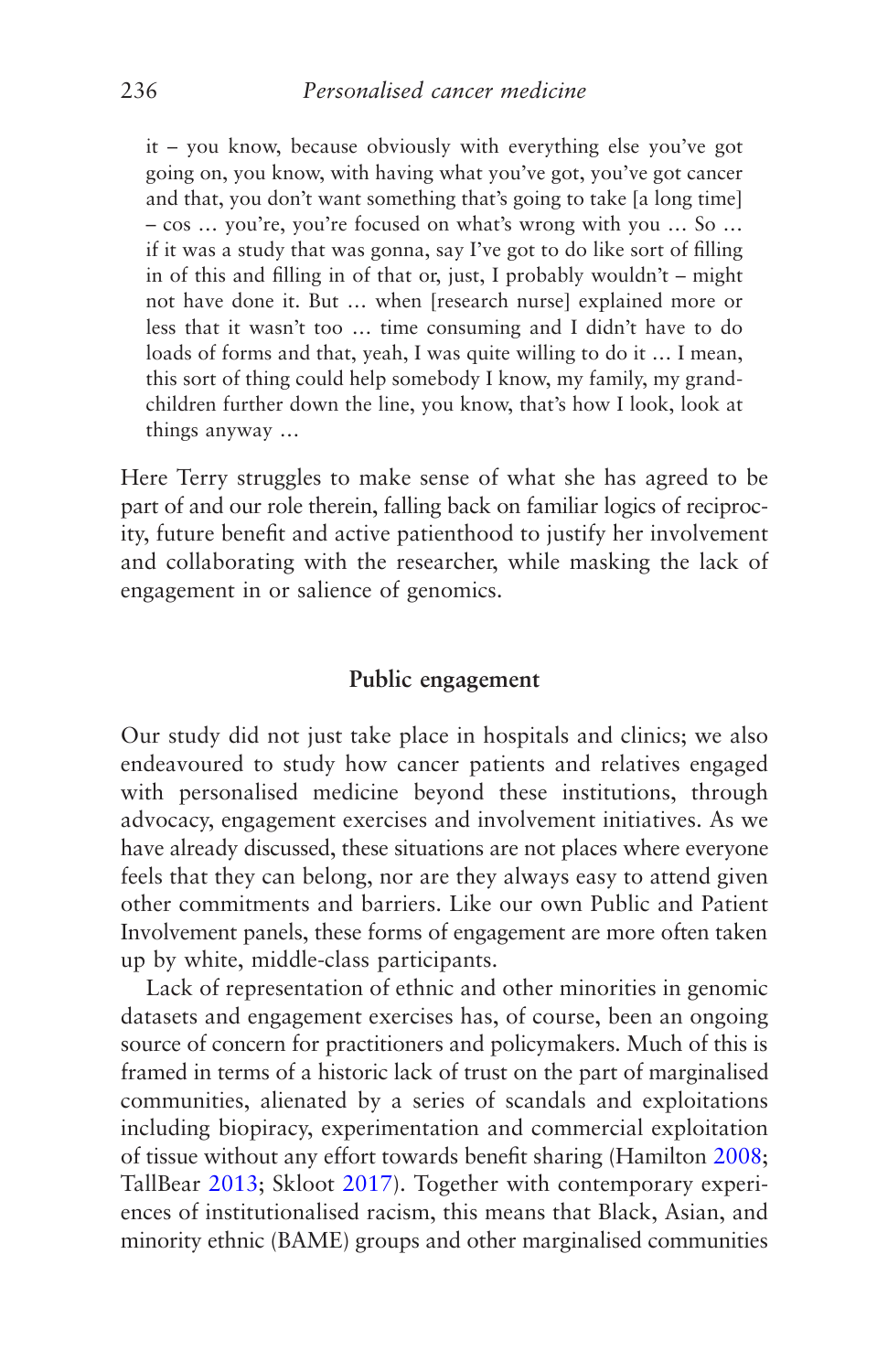> it – you know, because obviously with everything else you've got going on, you know, with having what you've got, you've got cancer and that, you don't want something that's going to take [a long time] – cos … you're, you're focused on what's wrong with you … So … if it was a study that was gonna, say I've got to do like sort of filling in of this and filling in of that or, just, I probably wouldn't – might not have done it. But … when [research nurse] explained more or less that it wasn't too … time consuming and I didn't have to do loads of forms and that, yeah, I was quite willing to do it … I mean, this sort of thing could help somebody I know, my family, my grandchildren further down the line, you know, that's how I look, look at things anyway …

Here Terry struggles to make sense of what she has agreed to be part of and our role therein, falling back on familiar logics of reciprocity, future benefit and active patienthood to justify her involvement and collaborating with the researcher, while masking the lack of engagement in or salience of genomics.

## Public engagement

Our study did not just take place in hospitals and clinics; we also endeavoured to study how cancer patients and relatives engaged with personalised medicine beyond these institutions, through advocacy, engagement exercises and involvement initiatives. As we have already discussed, these situations are not places where everyone feels that they can belong, nor are they always easy to attend given other commitments and barriers. Like our own Public and Patient Involvement panels, these forms of engagement are more often taken up by white, middle-class participants.

Lack of representation of ethnic and other minorities in genomic datasets and engagement exercises has, of course, been an ongoing source of concern for practitioners and policymakers. Much of this is framed in terms of a historic lack of trust on the part of marginalised communities, alienated by a series of scandals and exploitations including biopiracy, experimentation and commercial exploitation of tissue without any effort towards benefit sharing (Hamilton 2008; TallBear 2013; Skloot 2017). Together with contemporary experiences of institutionalised racism, this means that Black, Asian, and minority ethnic (BAME) groups and other marginalised communities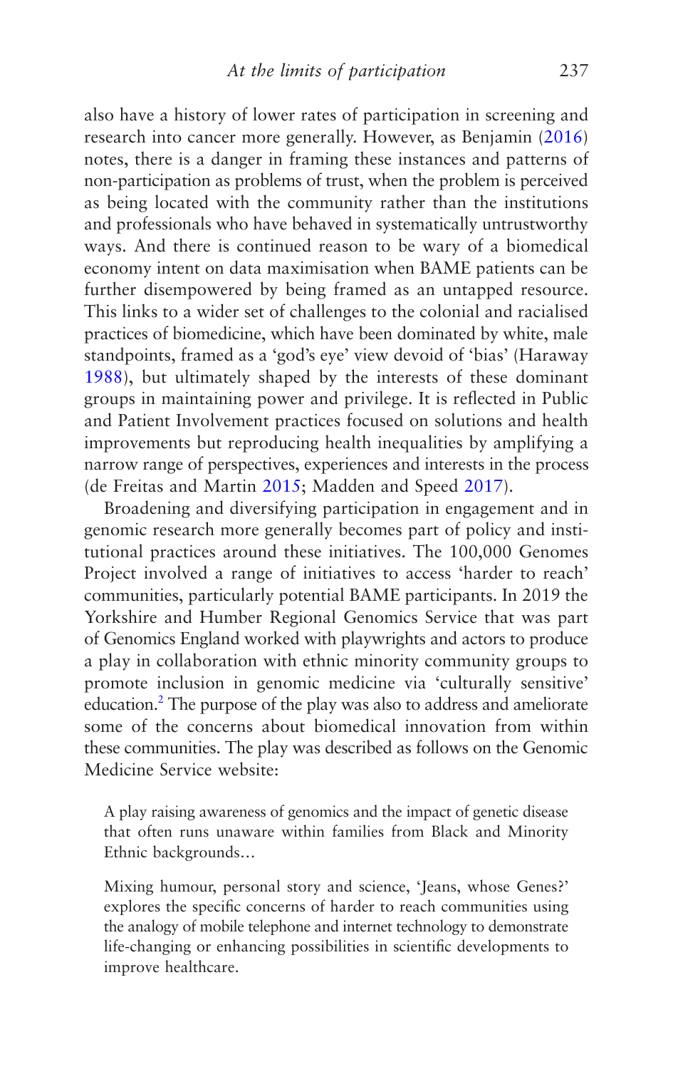also have a history of lower rates of participation in screening and research into cancer more generally. However, as Benjamin (2016) notes, there is a danger in framing these instances and patterns of non-participation as problems of trust, when the problem is perceived as being located with the community rather than the institutions and professionals who have behaved in systematically untrustworthy ways. And there is continued reason to be wary of a biomedical economy intent on data maximisation when BAME patients can be further disempowered by being framed as an untapped resource. This links to a wider set of challenges to the colonial and racialised practices of biomedicine, which have been dominated by white, male standpoints, framed as a 'god's eye' view devoid of 'bias' (Haraway 1988), but ultimately shaped by the interests of these dominant groups in maintaining power and privilege. It is reflected in Public and Patient Involvement practices focused on solutions and health improvements but reproducing health inequalities by amplifying a narrow range of perspectives, experiences and interests in the process (de Freitas and Martin 2015; Madden and Speed 2017).

Broadening and diversifying participation in engagement and in genomic research more generally becomes part of policy and institutional practices around these initiatives. The 100,000 Genomes Project involved a range of initiatives to access 'harder to reach' communities, particularly potential BAME participants. In 2019 the Yorkshire and Humber Regional Genomics Service that was part of Genomics England worked with playwrights and actors to produce a play in collaboration with ethnic minority community groups to promote inclusion in genomic medicine via 'culturally sensitive' education.[2] The purpose of the play was also to address and ameliorate some of the concerns about biomedical innovation from within these communities. The play was described as follows on the Genomic Medicine Service website:

> A play raising awareness of genomics and the impact of genetic disease that often runs unaware within families from Black and Minority Ethnic backgrounds…
>
> Mixing humour, personal story and science, 'Jeans, whose Genes?' explores the specific concerns of harder to reach communities using the analogy of mobile telephone and internet technology to demonstrate life-changing or enhancing possibilities in scientific developments to improve healthcare.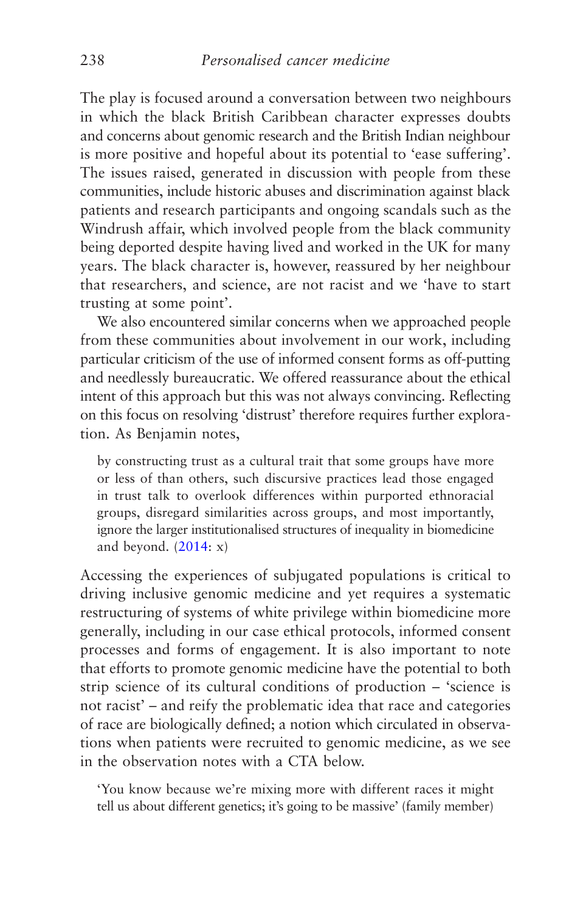The play is focused around a conversation between two neighbours in which the black British Caribbean character expresses doubts and concerns about genomic research and the British Indian neighbour is more positive and hopeful about its potential to 'ease suffering'. The issues raised, generated in discussion with people from these communities, include historic abuses and discrimination against black patients and research participants and ongoing scandals such as the Windrush affair, which involved people from the black community being deported despite having lived and worked in the UK for many years. The black character is, however, reassured by her neighbour that researchers, and science, are not racist and we 'have to start trusting at some point'.

We also encountered similar concerns when we approached people from these communities about involvement in our work, including particular criticism of the use of informed consent forms as off-putting and needlessly bureaucratic. We offered reassurance about the ethical intent of this approach but this was not always convincing. Reflecting on this focus on resolving 'distrust' therefore requires further exploration. As Benjamin notes,

> by constructing trust as a cultural trait that some groups have more or less of than others, such discursive practices lead those engaged in trust talk to overlook differences within purported ethnoracial groups, disregard similarities across groups, and most importantly, ignore the larger institutionalised structures of inequality in biomedicine and beyond. (2014: x)

Accessing the experiences of subjugated populations is critical to driving inclusive genomic medicine and yet requires a systematic restructuring of systems of white privilege within biomedicine more generally, including in our case ethical protocols, informed consent processes and forms of engagement. It is also important to note that efforts to promote genomic medicine have the potential to both strip science of its cultural conditions of production – 'science is not racist' – and reify the problematic idea that race and categories of race are biologically defined; a notion which circulated in observations when patients were recruited to genomic medicine, as we see in the observation notes with a CTA below.

> 'You know because we're mixing more with different races it might tell us about different genetics; it's going to be massive' (family member)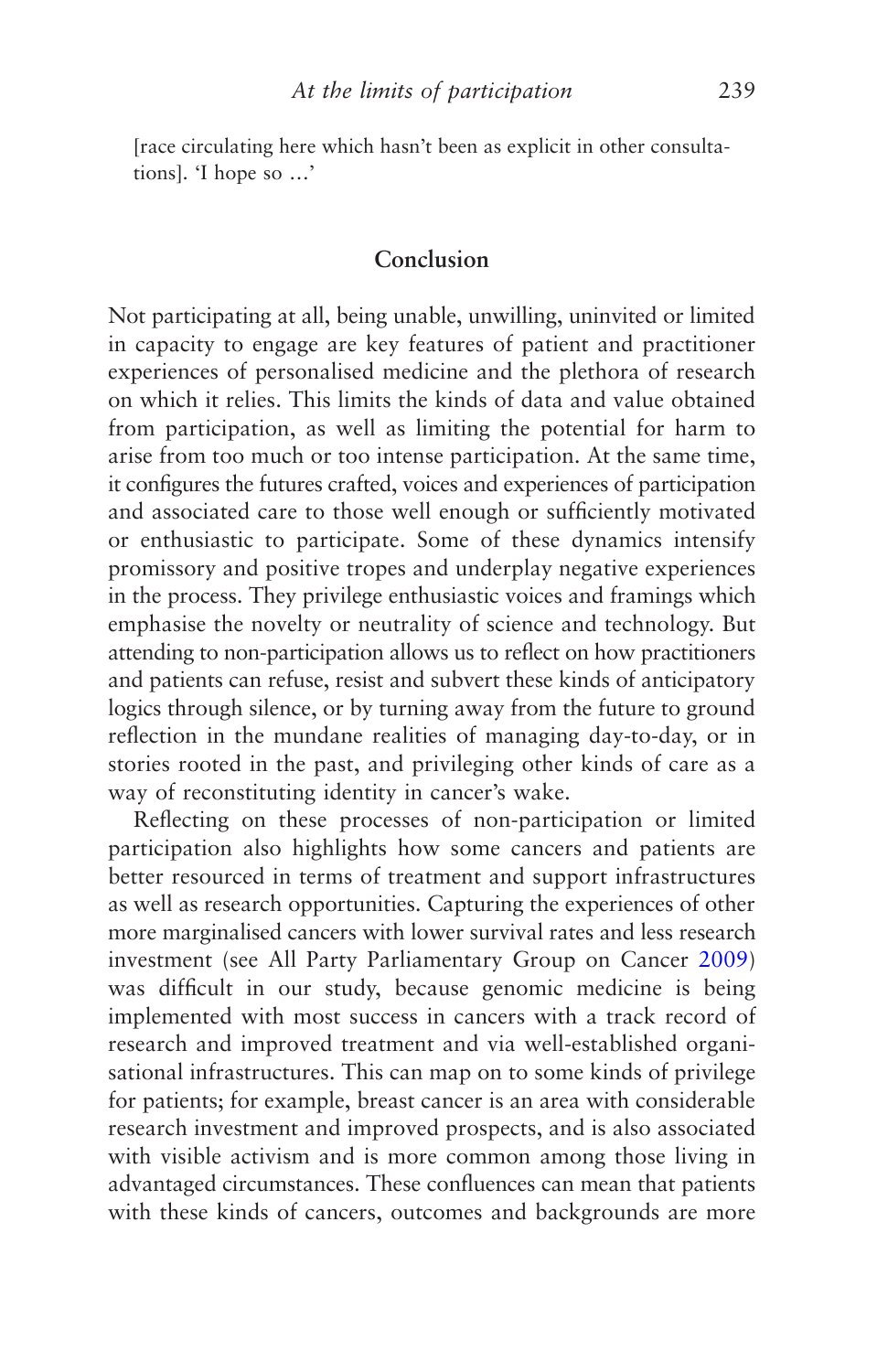[race circulating here which hasn't been as explicit in other consultations]. 'I hope so …'

## Conclusion

Not participating at all, being unable, unwilling, uninvited or limited in capacity to engage are key features of patient and practitioner experiences of personalised medicine and the plethora of research on which it relies. This limits the kinds of data and value obtained from participation, as well as limiting the potential for harm to arise from too much or too intense participation. At the same time, it configures the futures crafted, voices and experiences of participation and associated care to those well enough or sufficiently motivated or enthusiastic to participate. Some of these dynamics intensify promissory and positive tropes and underplay negative experiences in the process. They privilege enthusiastic voices and framings which emphasise the novelty or neutrality of science and technology. But attending to non-participation allows us to reflect on how practitioners and patients can refuse, resist and subvert these kinds of anticipatory logics through silence, or by turning away from the future to ground reflection in the mundane realities of managing day-to-day, or in stories rooted in the past, and privileging other kinds of care as a way of reconstituting identity in cancer's wake.

Reflecting on these processes of non-participation or limited participation also highlights how some cancers and patients are better resourced in terms of treatment and support infrastructures as well as research opportunities. Capturing the experiences of other more marginalised cancers with lower survival rates and less research investment (see All Party Parliamentary Group on Cancer 2009) was difficult in our study, because genomic medicine is being implemented with most success in cancers with a track record of research and improved treatment and via well-established organisational infrastructures. This can map on to some kinds of privilege for patients; for example, breast cancer is an area with considerable research investment and improved prospects, and is also associated with visible activism and is more common among those living in advantaged circumstances. These confluences can mean that patients with these kinds of cancers, outcomes and backgrounds are more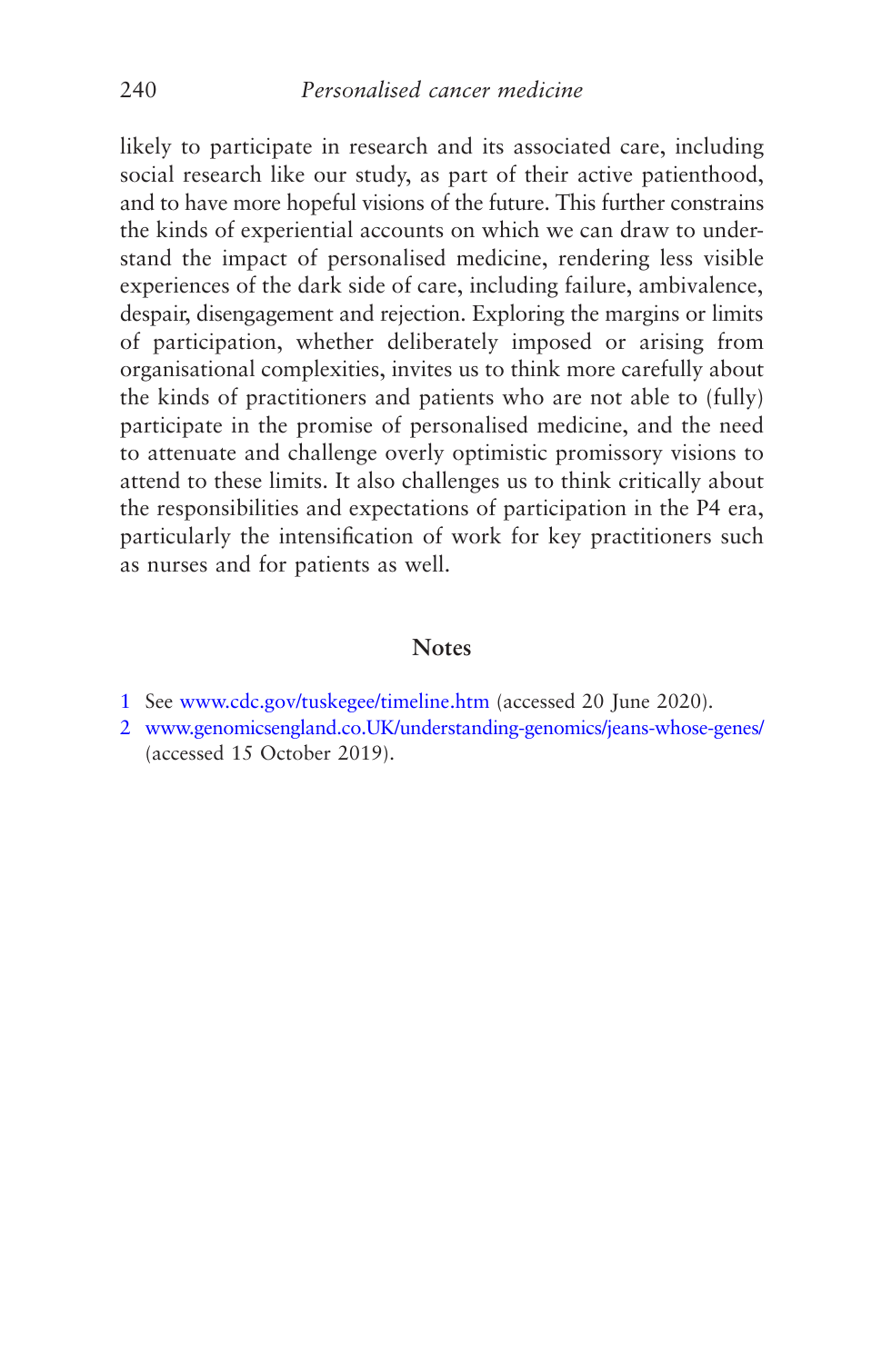likely to participate in research and its associated care, including social research like our study, as part of their active patienthood, and to have more hopeful visions of the future. This further constrains the kinds of experiential accounts on which we can draw to understand the impact of personalised medicine, rendering less visible experiences of the dark side of care, including failure, ambivalence, despair, disengagement and rejection. Exploring the margins or limits of participation, whether deliberately imposed or arising from organisational complexities, invites us to think more carefully about the kinds of practitioners and patients who are not able to (fully) participate in the promise of personalised medicine, and the need to attenuate and challenge overly optimistic promissory visions to attend to these limits. It also challenges us to think critically about the responsibilities and expectations of participation in the P4 era, particularly the intensification of work for key practitioners such as nurses and for patients as well.

## Notes

1 See www.cdc.gov/tuskegee/timeline.htm (accessed 20 June 2020).

2 www.genomicsengland.co.UK/understanding-genomics/jeans-whose-genes/ (accessed 15 October 2019).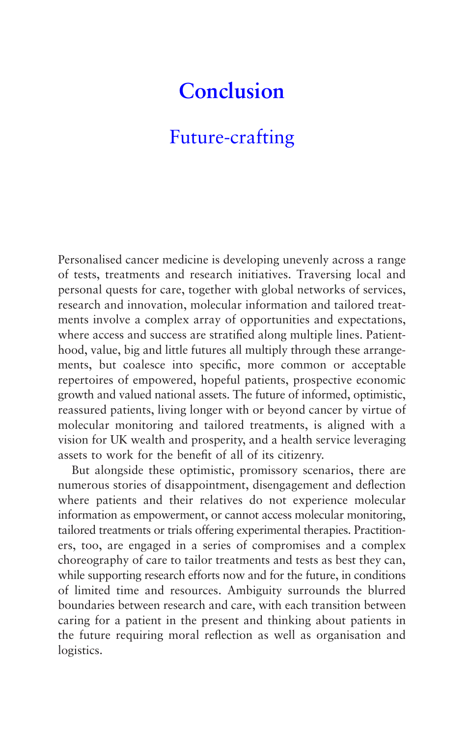# Conclusion

## Future-crafting

Personalised cancer medicine is developing unevenly across a range of tests, treatments and research initiatives. Traversing local and personal quests for care, together with global networks of services, research and innovation, molecular information and tailored treatments involve a complex array of opportunities and expectations, where access and success are stratified along multiple lines. Patienthood, value, big and little futures all multiply through these arrangements, but coalesce into specific, more common or acceptable repertoires of empowered, hopeful patients, prospective economic growth and valued national assets. The future of informed, optimistic, reassured patients, living longer with or beyond cancer by virtue of molecular monitoring and tailored treatments, is aligned with a vision for UK wealth and prosperity, and a health service leveraging assets to work for the benefit of all of its citizenry.

But alongside these optimistic, promissory scenarios, there are numerous stories of disappointment, disengagement and deflection where patients and their relatives do not experience molecular information as empowerment, or cannot access molecular monitoring, tailored treatments or trials offering experimental therapies. Practitioners, too, are engaged in a series of compromises and a complex choreography of care to tailor treatments and tests as best they can, while supporting research efforts now and for the future, in conditions of limited time and resources. Ambiguity surrounds the blurred boundaries between research and care, with each transition between caring for a patient in the present and thinking about patients in the future requiring moral reflection as well as organisation and logistics.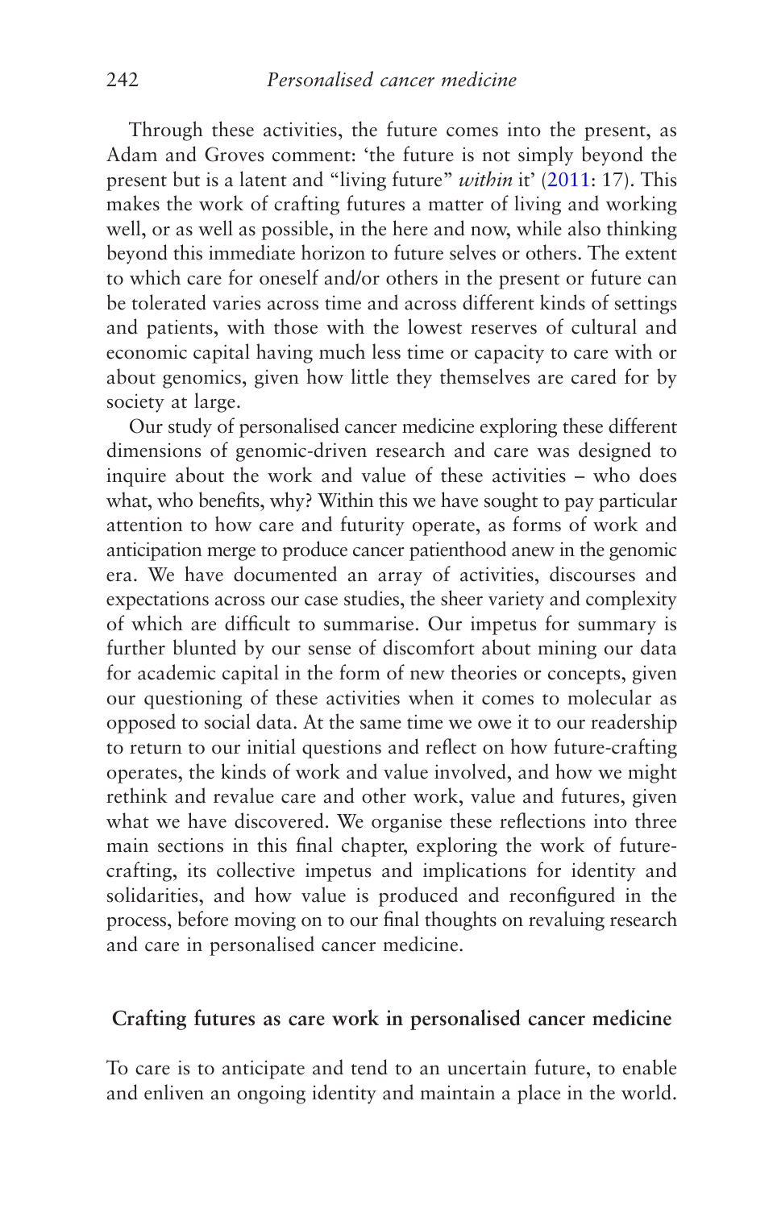Through these activities, the future comes into the present, as Adam and Groves comment: 'the future is not simply beyond the present but is a latent and "living future" *within* it' (2011: 17). This makes the work of crafting futures a matter of living and working well, or as well as possible, in the here and now, while also thinking beyond this immediate horizon to future selves or others. The extent to which care for oneself and/or others in the present or future can be tolerated varies across time and across different kinds of settings and patients, with those with the lowest reserves of cultural and economic capital having much less time or capacity to care with or about genomics, given how little they themselves are cared for by society at large.

Our study of personalised cancer medicine exploring these different dimensions of genomic-driven research and care was designed to inquire about the work and value of these activities – who does what, who benefits, why? Within this we have sought to pay particular attention to how care and futurity operate, as forms of work and anticipation merge to produce cancer patienthood anew in the genomic era. We have documented an array of activities, discourses and expectations across our case studies, the sheer variety and complexity of which are difficult to summarise. Our impetus for summary is further blunted by our sense of discomfort about mining our data for academic capital in the form of new theories or concepts, given our questioning of these activities when it comes to molecular as opposed to social data. At the same time we owe it to our readership to return to our initial questions and reflect on how future-crafting operates, the kinds of work and value involved, and how we might rethink and revalue care and other work, value and futures, given what we have discovered. We organise these reflections into three main sections in this final chapter, exploring the work of future-crafting, its collective impetus and implications for identity and solidarities, and how value is produced and reconfigured in the process, before moving on to our final thoughts on revaluing research and care in personalised cancer medicine.

## Crafting futures as care work in personalised cancer medicine

To care is to anticipate and tend to an uncertain future, to enable and enliven an ongoing identity and maintain a place in the world.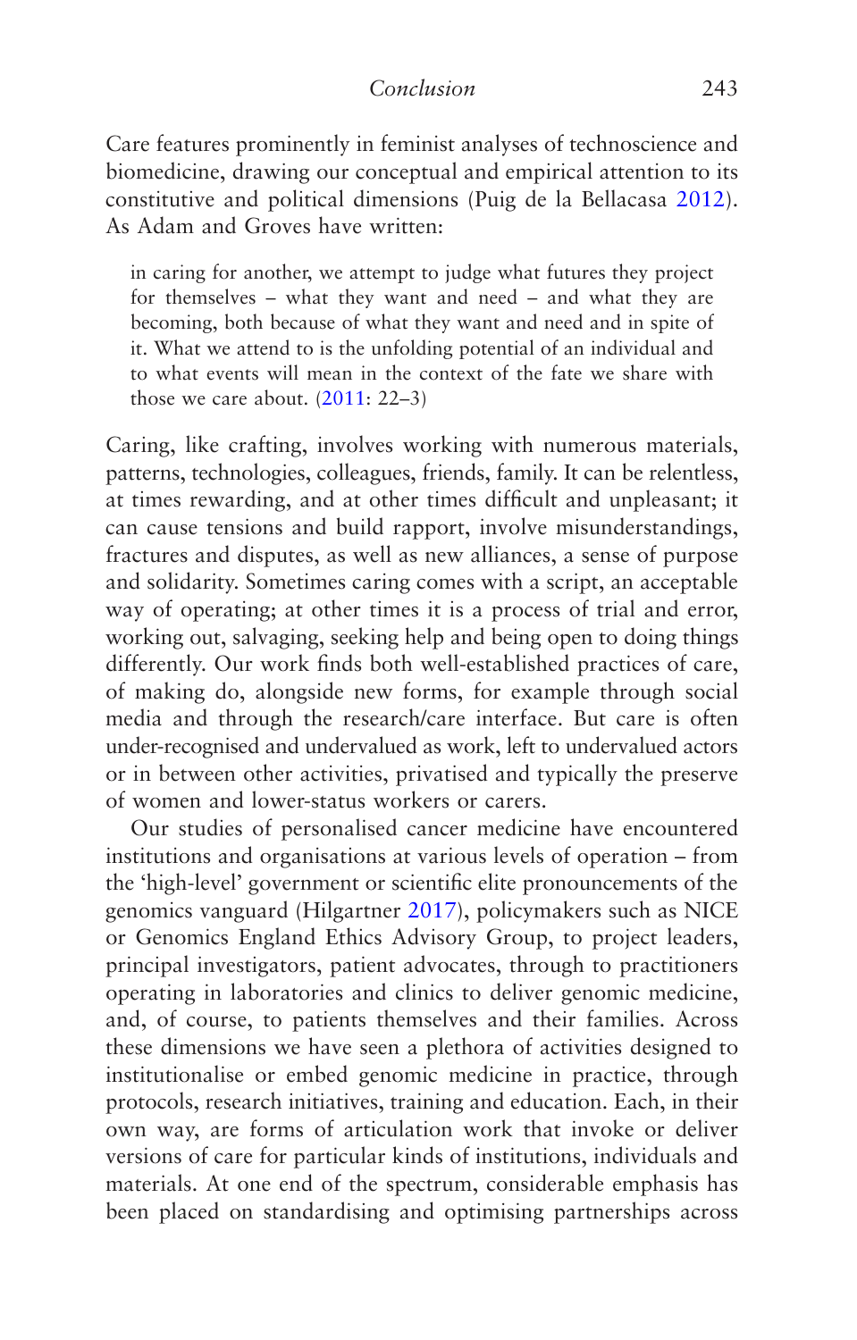Care features prominently in feminist analyses of technoscience and biomedicine, drawing our conceptual and empirical attention to its constitutive and political dimensions (Puig de la Bellacasa 2012). As Adam and Groves have written:

> in caring for another, we attempt to judge what futures they project for themselves – what they want and need – and what they are becoming, both because of what they want and need and in spite of it. What we attend to is the unfolding potential of an individual and to what events will mean in the context of the fate we share with those we care about. (2011: 22–3)

Caring, like crafting, involves working with numerous materials, patterns, technologies, colleagues, friends, family. It can be relentless, at times rewarding, and at other times difficult and unpleasant; it can cause tensions and build rapport, involve misunderstandings, fractures and disputes, as well as new alliances, a sense of purpose and solidarity. Sometimes caring comes with a script, an acceptable way of operating; at other times it is a process of trial and error, working out, salvaging, seeking help and being open to doing things differently. Our work finds both well-established practices of care, of making do, alongside new forms, for example through social media and through the research/care interface. But care is often under-recognised and undervalued as work, left to undervalued actors or in between other activities, privatised and typically the preserve of women and lower-status workers or carers.

Our studies of personalised cancer medicine have encountered institutions and organisations at various levels of operation – from the 'high-level' government or scientific elite pronouncements of the genomics vanguard (Hilgartner 2017), policymakers such as NICE or Genomics England Ethics Advisory Group, to project leaders, principal investigators, patient advocates, through to practitioners operating in laboratories and clinics to deliver genomic medicine, and, of course, to patients themselves and their families. Across these dimensions we have seen a plethora of activities designed to institutionalise or embed genomic medicine in practice, through protocols, research initiatives, training and education. Each, in their own way, are forms of articulation work that invoke or deliver versions of care for particular kinds of institutions, individuals and materials. At one end of the spectrum, considerable emphasis has been placed on standardising and optimising partnerships across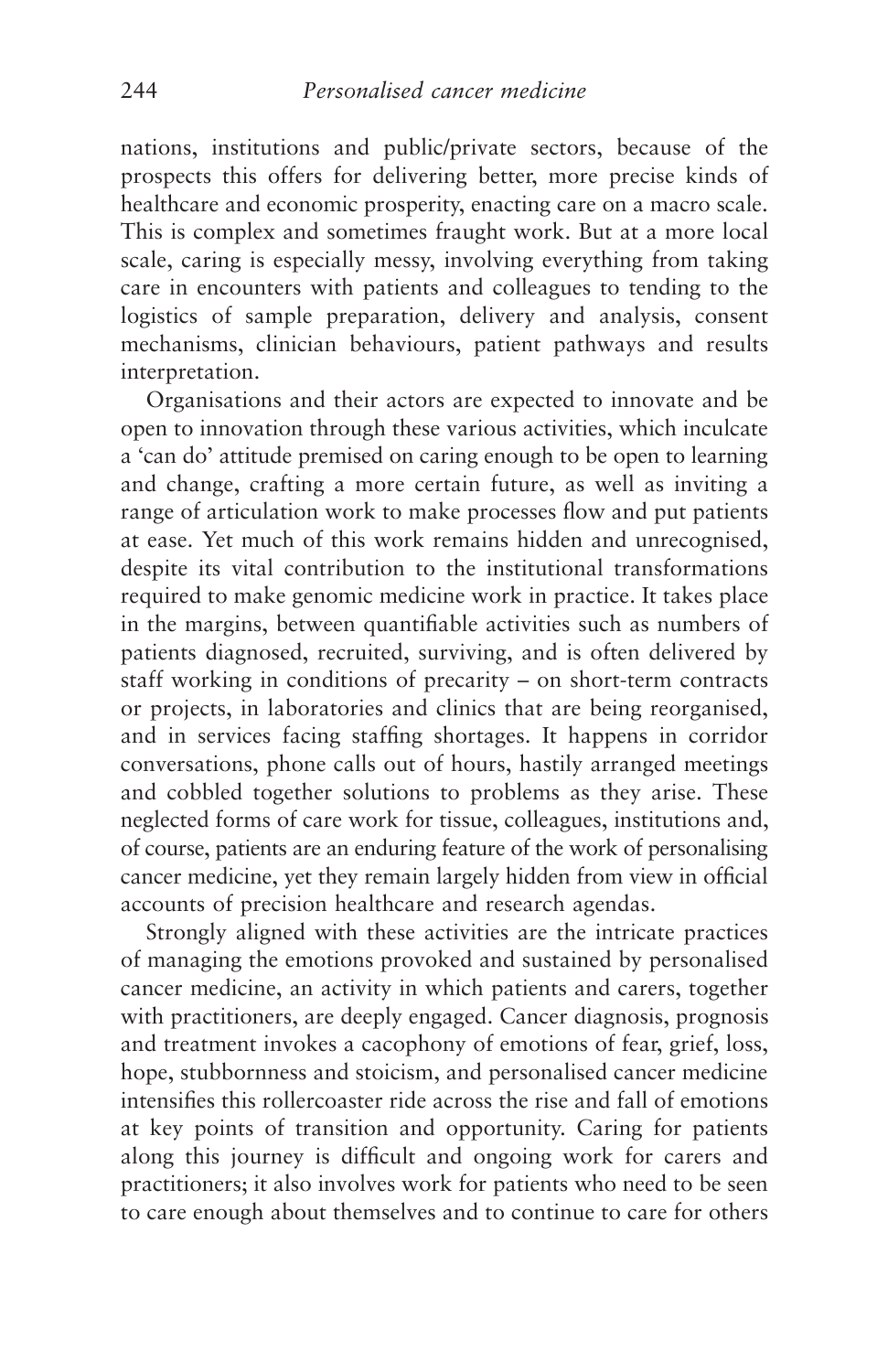nations, institutions and public/private sectors, because of the prospects this offers for delivering better, more precise kinds of healthcare and economic prosperity, enacting care on a macro scale. This is complex and sometimes fraught work. But at a more local scale, caring is especially messy, involving everything from taking care in encounters with patients and colleagues to tending to the logistics of sample preparation, delivery and analysis, consent mechanisms, clinician behaviours, patient pathways and results interpretation.

Organisations and their actors are expected to innovate and be open to innovation through these various activities, which inculcate a 'can do' attitude premised on caring enough to be open to learning and change, crafting a more certain future, as well as inviting a range of articulation work to make processes flow and put patients at ease. Yet much of this work remains hidden and unrecognised, despite its vital contribution to the institutional transformations required to make genomic medicine work in practice. It takes place in the margins, between quantifiable activities such as numbers of patients diagnosed, recruited, surviving, and is often delivered by staff working in conditions of precarity – on short-term contracts or projects, in laboratories and clinics that are being reorganised, and in services facing staffing shortages. It happens in corridor conversations, phone calls out of hours, hastily arranged meetings and cobbled together solutions to problems as they arise. These neglected forms of care work for tissue, colleagues, institutions and, of course, patients are an enduring feature of the work of personalising cancer medicine, yet they remain largely hidden from view in official accounts of precision healthcare and research agendas.

Strongly aligned with these activities are the intricate practices of managing the emotions provoked and sustained by personalised cancer medicine, an activity in which patients and carers, together with practitioners, are deeply engaged. Cancer diagnosis, prognosis and treatment invokes a cacophony of emotions of fear, grief, loss, hope, stubbornness and stoicism, and personalised cancer medicine intensifies this rollercoaster ride across the rise and fall of emotions at key points of transition and opportunity. Caring for patients along this journey is difficult and ongoing work for carers and practitioners; it also involves work for patients who need to be seen to care enough about themselves and to continue to care for others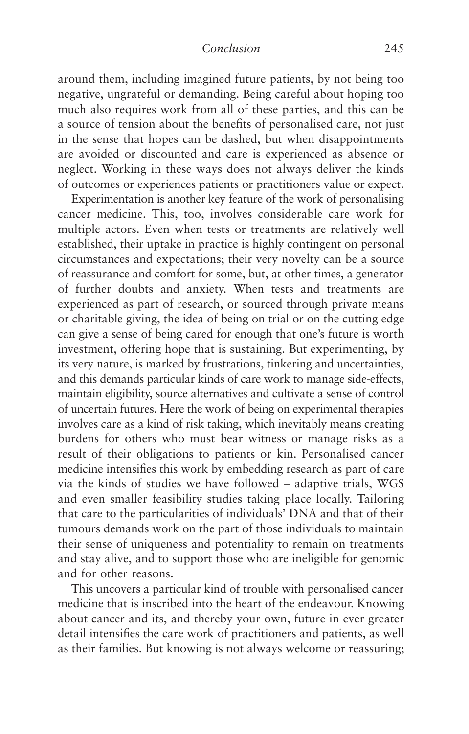around them, including imagined future patients, by not being too negative, ungrateful or demanding. Being careful about hoping too much also requires work from all of these parties, and this can be a source of tension about the benefits of personalised care, not just in the sense that hopes can be dashed, but when disappointments are avoided or discounted and care is experienced as absence or neglect. Working in these ways does not always deliver the kinds of outcomes or experiences patients or practitioners value or expect.

Experimentation is another key feature of the work of personalising cancer medicine. This, too, involves considerable care work for multiple actors. Even when tests or treatments are relatively well established, their uptake in practice is highly contingent on personal circumstances and expectations; their very novelty can be a source of reassurance and comfort for some, but, at other times, a generator of further doubts and anxiety. When tests and treatments are experienced as part of research, or sourced through private means or charitable giving, the idea of being on trial or on the cutting edge can give a sense of being cared for enough that one's future is worth investment, offering hope that is sustaining. But experimenting, by its very nature, is marked by frustrations, tinkering and uncertainties, and this demands particular kinds of care work to manage side-effects, maintain eligibility, source alternatives and cultivate a sense of control of uncertain futures. Here the work of being on experimental therapies involves care as a kind of risk taking, which inevitably means creating burdens for others who must bear witness or manage risks as a result of their obligations to patients or kin. Personalised cancer medicine intensifies this work by embedding research as part of care via the kinds of studies we have followed – adaptive trials, WGS and even smaller feasibility studies taking place locally. Tailoring that care to the particularities of individuals' DNA and that of their tumours demands work on the part of those individuals to maintain their sense of uniqueness and potentiality to remain on treatments and stay alive, and to support those who are ineligible for genomic and for other reasons.

This uncovers a particular kind of trouble with personalised cancer medicine that is inscribed into the heart of the endeavour. Knowing about cancer and its, and thereby your own, future in ever greater detail intensifies the care work of practitioners and patients, as well as their families. But knowing is not always welcome or reassuring;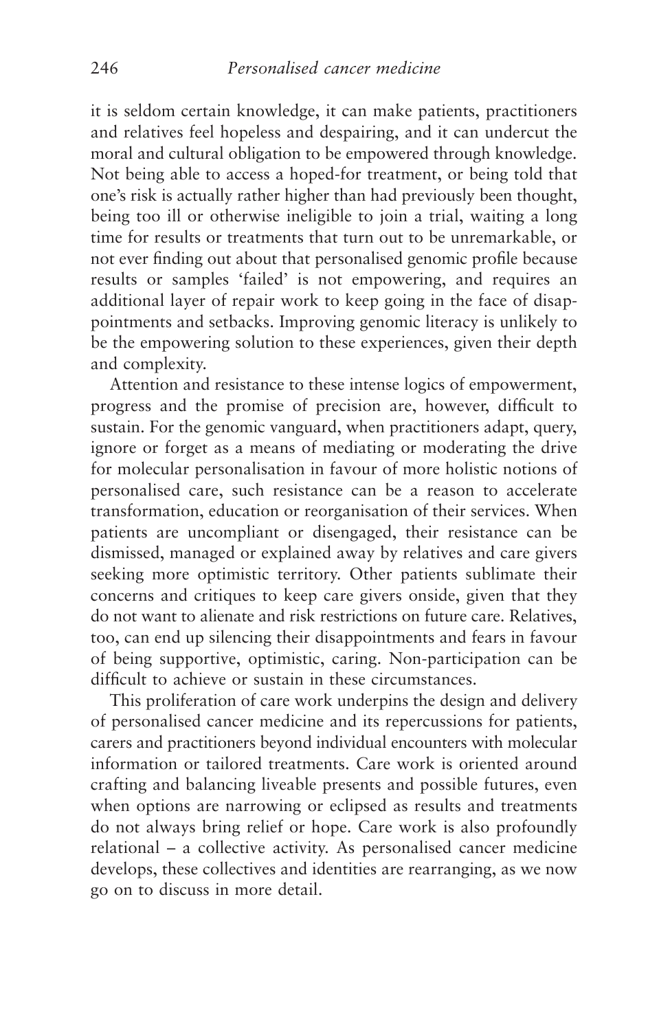it is seldom certain knowledge, it can make patients, practitioners and relatives feel hopeless and despairing, and it can undercut the moral and cultural obligation to be empowered through knowledge. Not being able to access a hoped-for treatment, or being told that one's risk is actually rather higher than had previously been thought, being too ill or otherwise ineligible to join a trial, waiting a long time for results or treatments that turn out to be unremarkable, or not ever finding out about that personalised genomic profile because results or samples 'failed' is not empowering, and requires an additional layer of repair work to keep going in the face of disappointments and setbacks. Improving genomic literacy is unlikely to be the empowering solution to these experiences, given their depth and complexity.

Attention and resistance to these intense logics of empowerment, progress and the promise of precision are, however, difficult to sustain. For the genomic vanguard, when practitioners adapt, query, ignore or forget as a means of mediating or moderating the drive for molecular personalisation in favour of more holistic notions of personalised care, such resistance can be a reason to accelerate transformation, education or reorganisation of their services. When patients are uncompliant or disengaged, their resistance can be dismissed, managed or explained away by relatives and care givers seeking more optimistic territory. Other patients sublimate their concerns and critiques to keep care givers onside, given that they do not want to alienate and risk restrictions on future care. Relatives, too, can end up silencing their disappointments and fears in favour of being supportive, optimistic, caring. Non-participation can be difficult to achieve or sustain in these circumstances.

This proliferation of care work underpins the design and delivery of personalised cancer medicine and its repercussions for patients, carers and practitioners beyond individual encounters with molecular information or tailored treatments. Care work is oriented around crafting and balancing liveable presents and possible futures, even when options are narrowing or eclipsed as results and treatments do not always bring relief or hope. Care work is also profoundly relational – a collective activity. As personalised cancer medicine develops, these collectives and identities are rearranging, as we now go on to discuss in more detail.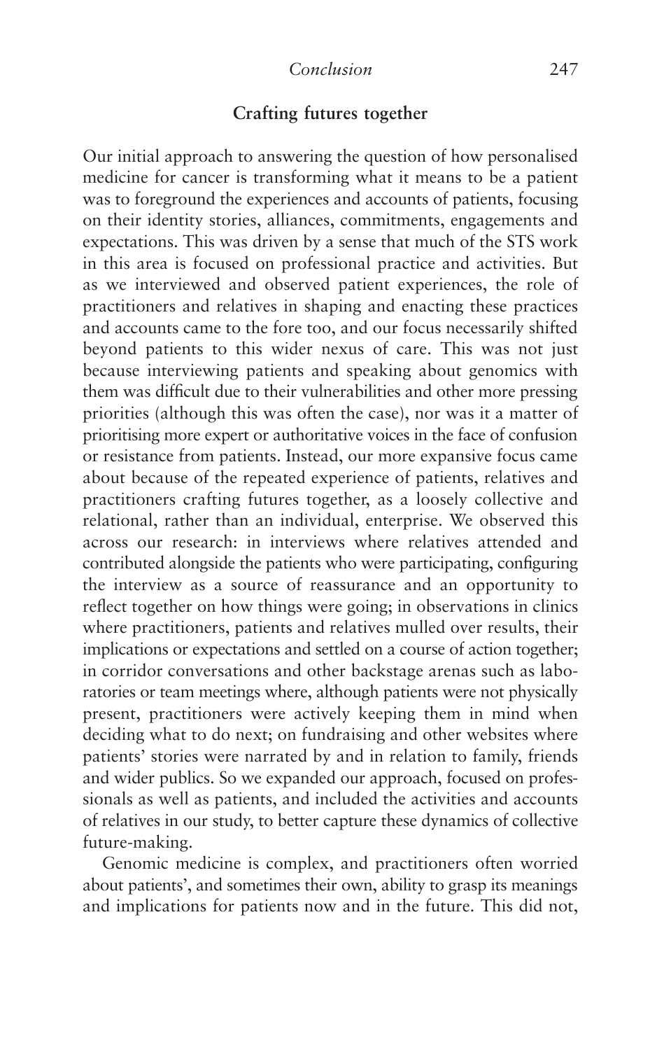## Crafting futures together

Our initial approach to answering the question of how personalised medicine for cancer is transforming what it means to be a patient was to foreground the experiences and accounts of patients, focusing on their identity stories, alliances, commitments, engagements and expectations. This was driven by a sense that much of the STS work in this area is focused on professional practice and activities. But as we interviewed and observed patient experiences, the role of practitioners and relatives in shaping and enacting these practices and accounts came to the fore too, and our focus necessarily shifted beyond patients to this wider nexus of care. This was not just because interviewing patients and speaking about genomics with them was difficult due to their vulnerabilities and other more pressing priorities (although this was often the case), nor was it a matter of prioritising more expert or authoritative voices in the face of confusion or resistance from patients. Instead, our more expansive focus came about because of the repeated experience of patients, relatives and practitioners crafting futures together, as a loosely collective and relational, rather than an individual, enterprise. We observed this across our research: in interviews where relatives attended and contributed alongside the patients who were participating, configuring the interview as a source of reassurance and an opportunity to reflect together on how things were going; in observations in clinics where practitioners, patients and relatives mulled over results, their implications or expectations and settled on a course of action together; in corridor conversations and other backstage arenas such as laboratories or team meetings where, although patients were not physically present, practitioners were actively keeping them in mind when deciding what to do next; on fundraising and other websites where patients' stories were narrated by and in relation to family, friends and wider publics. So we expanded our approach, focused on professionals as well as patients, and included the activities and accounts of relatives in our study, to better capture these dynamics of collective future-making.

Genomic medicine is complex, and practitioners often worried about patients', and sometimes their own, ability to grasp its meanings and implications for patients now and in the future. This did not,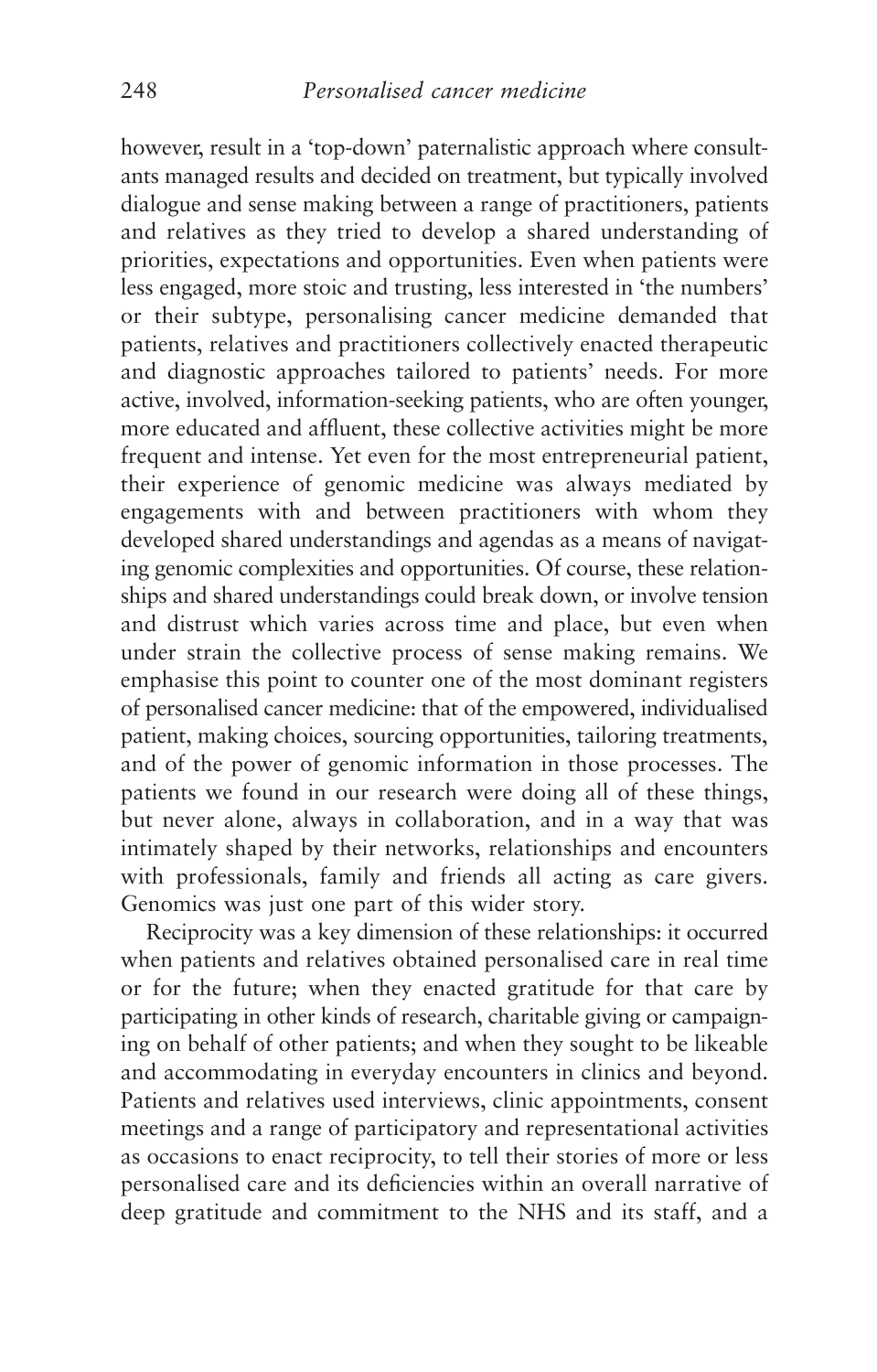however, result in a 'top-down' paternalistic approach where consultants managed results and decided on treatment, but typically involved dialogue and sense making between a range of practitioners, patients and relatives as they tried to develop a shared understanding of priorities, expectations and opportunities. Even when patients were less engaged, more stoic and trusting, less interested in 'the numbers' or their subtype, personalising cancer medicine demanded that patients, relatives and practitioners collectively enacted therapeutic and diagnostic approaches tailored to patients' needs. For more active, involved, information-seeking patients, who are often younger, more educated and affluent, these collective activities might be more frequent and intense. Yet even for the most entrepreneurial patient, their experience of genomic medicine was always mediated by engagements with and between practitioners with whom they developed shared understandings and agendas as a means of navigating genomic complexities and opportunities. Of course, these relationships and shared understandings could break down, or involve tension and distrust which varies across time and place, but even when under strain the collective process of sense making remains. We emphasise this point to counter one of the most dominant registers of personalised cancer medicine: that of the empowered, individualised patient, making choices, sourcing opportunities, tailoring treatments, and of the power of genomic information in those processes. The patients we found in our research were doing all of these things, but never alone, always in collaboration, and in a way that was intimately shaped by their networks, relationships and encounters with professionals, family and friends all acting as care givers. Genomics was just one part of this wider story.

Reciprocity was a key dimension of these relationships: it occurred when patients and relatives obtained personalised care in real time or for the future; when they enacted gratitude for that care by participating in other kinds of research, charitable giving or campaigning on behalf of other patients; and when they sought to be likeable and accommodating in everyday encounters in clinics and beyond. Patients and relatives used interviews, clinic appointments, consent meetings and a range of participatory and representational activities as occasions to enact reciprocity, to tell their stories of more or less personalised care and its deficiencies within an overall narrative of deep gratitude and commitment to the NHS and its staff, and a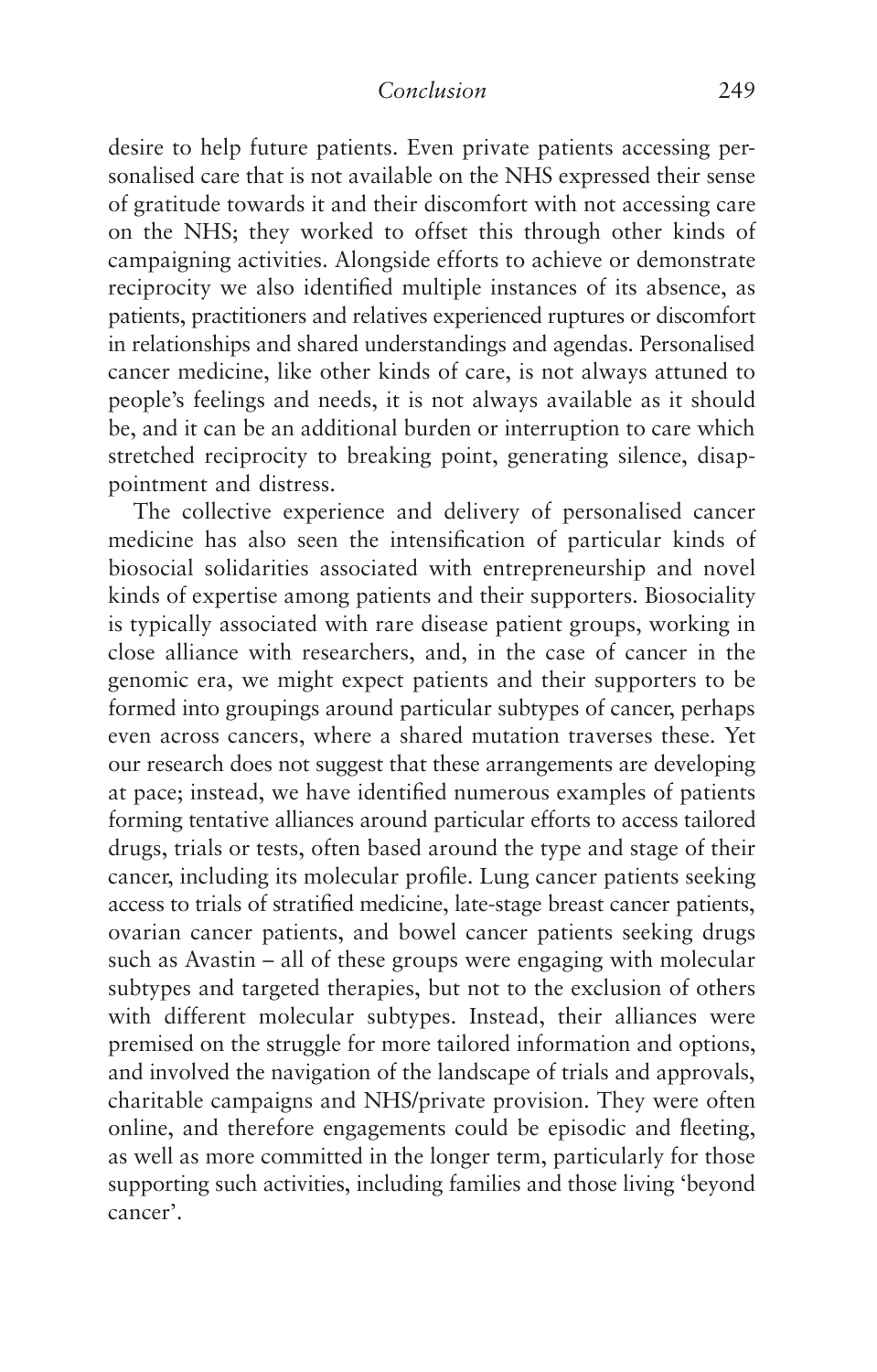desire to help future patients. Even private patients accessing personalised care that is not available on the NHS expressed their sense of gratitude towards it and their discomfort with not accessing care on the NHS; they worked to offset this through other kinds of campaigning activities. Alongside efforts to achieve or demonstrate reciprocity we also identified multiple instances of its absence, as patients, practitioners and relatives experienced ruptures or discomfort in relationships and shared understandings and agendas. Personalised cancer medicine, like other kinds of care, is not always attuned to people's feelings and needs, it is not always available as it should be, and it can be an additional burden or interruption to care which stretched reciprocity to breaking point, generating silence, disappointment and distress.

The collective experience and delivery of personalised cancer medicine has also seen the intensification of particular kinds of biosocial solidarities associated with entrepreneurship and novel kinds of expertise among patients and their supporters. Biosociality is typically associated with rare disease patient groups, working in close alliance with researchers, and, in the case of cancer in the genomic era, we might expect patients and their supporters to be formed into groupings around particular subtypes of cancer, perhaps even across cancers, where a shared mutation traverses these. Yet our research does not suggest that these arrangements are developing at pace; instead, we have identified numerous examples of patients forming tentative alliances around particular efforts to access tailored drugs, trials or tests, often based around the type and stage of their cancer, including its molecular profile. Lung cancer patients seeking access to trials of stratified medicine, late-stage breast cancer patients, ovarian cancer patients, and bowel cancer patients seeking drugs such as Avastin – all of these groups were engaging with molecular subtypes and targeted therapies, but not to the exclusion of others with different molecular subtypes. Instead, their alliances were premised on the struggle for more tailored information and options, and involved the navigation of the landscape of trials and approvals, charitable campaigns and NHS/private provision. They were often online, and therefore engagements could be episodic and fleeting, as well as more committed in the longer term, particularly for those supporting such activities, including families and those living 'beyond cancer'.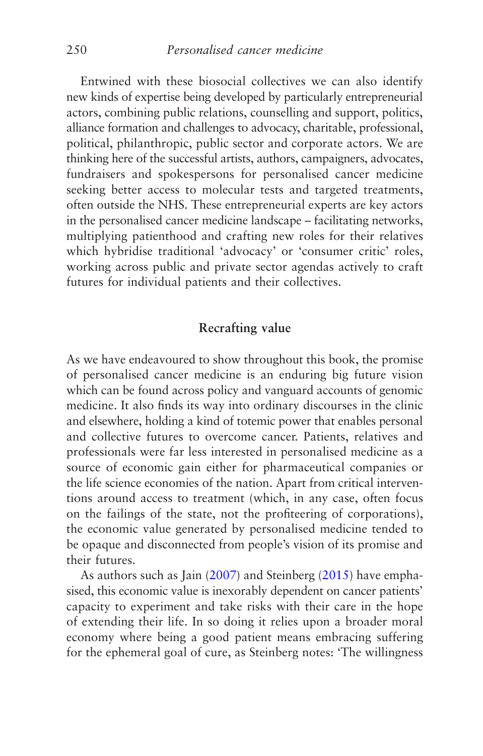Entwined with these biosocial collectives we can also identify new kinds of expertise being developed by particularly entrepreneurial actors, combining public relations, counselling and support, politics, alliance formation and challenges to advocacy, charitable, professional, political, philanthropic, public sector and corporate actors. We are thinking here of the successful artists, authors, campaigners, advocates, fundraisers and spokespersons for personalised cancer medicine seeking better access to molecular tests and targeted treatments, often outside the NHS. These entrepreneurial experts are key actors in the personalised cancer medicine landscape – facilitating networks, multiplying patienthood and crafting new roles for their relatives which hybridise traditional 'advocacy' or 'consumer critic' roles, working across public and private sector agendas actively to craft futures for individual patients and their collectives.

## Recrafting value

As we have endeavoured to show throughout this book, the promise of personalised cancer medicine is an enduring big future vision which can be found across policy and vanguard accounts of genomic medicine. It also finds its way into ordinary discourses in the clinic and elsewhere, holding a kind of totemic power that enables personal and collective futures to overcome cancer. Patients, relatives and professionals were far less interested in personalised medicine as a source of economic gain either for pharmaceutical companies or the life science economies of the nation. Apart from critical interventions around access to treatment (which, in any case, often focus on the failings of the state, not the profiteering of corporations), the economic value generated by personalised medicine tended to be opaque and disconnected from people's vision of its promise and their futures.

As authors such as Jain (2007) and Steinberg (2015) have emphasised, this economic value is inexorably dependent on cancer patients' capacity to experiment and take risks with their care in the hope of extending their life. In so doing it relies upon a broader moral economy where being a good patient means embracing suffering for the ephemeral goal of cure, as Steinberg notes: 'The willingness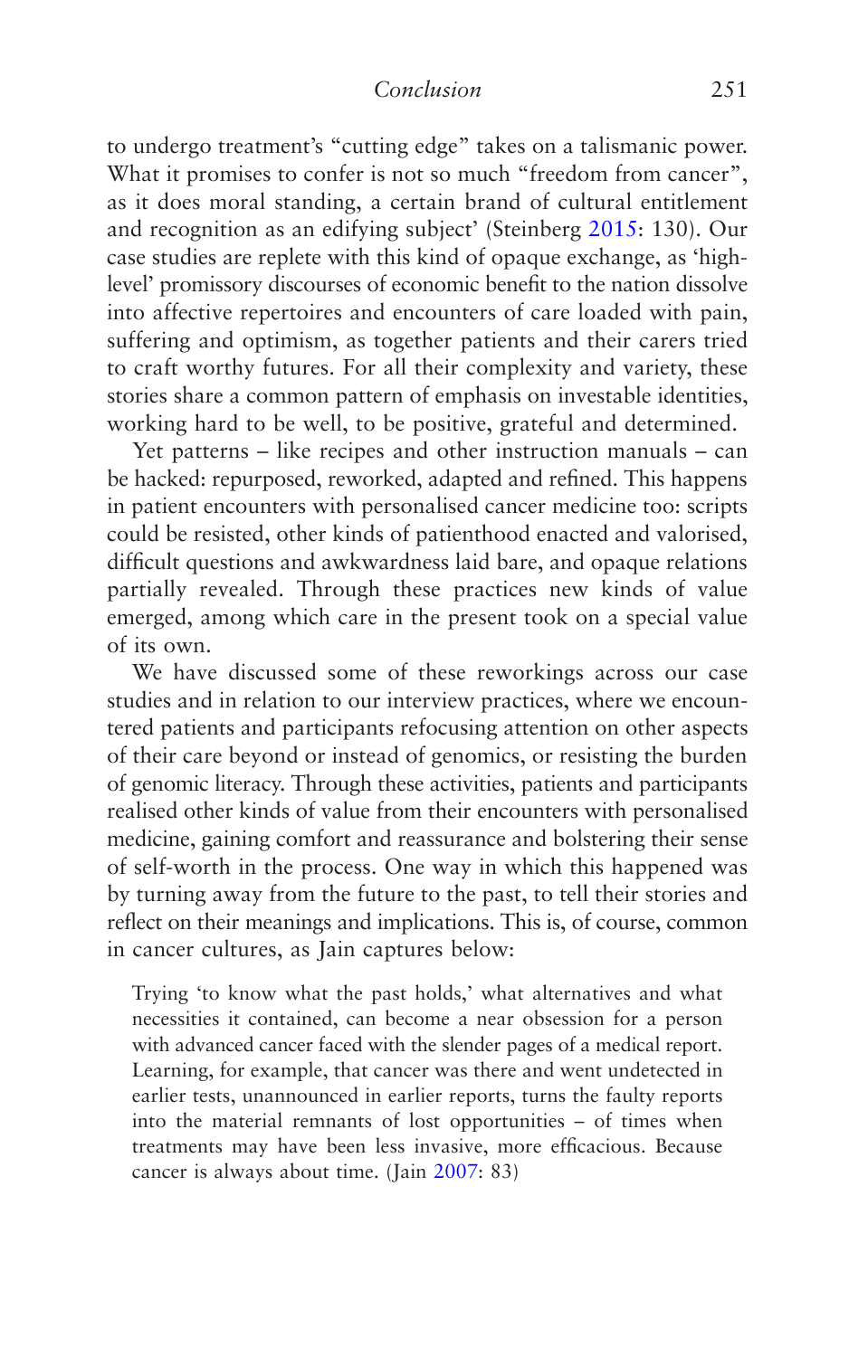to undergo treatment's "cutting edge" takes on a talismanic power. What it promises to confer is not so much "freedom from cancer", as it does moral standing, a certain brand of cultural entitlement and recognition as an edifying subject' (Steinberg 2015: 130). Our case studies are replete with this kind of opaque exchange, as 'high-level' promissory discourses of economic benefit to the nation dissolve into affective repertoires and encounters of care loaded with pain, suffering and optimism, as together patients and their carers tried to craft worthy futures. For all their complexity and variety, these stories share a common pattern of emphasis on investable identities, working hard to be well, to be positive, grateful and determined.

Yet patterns – like recipes and other instruction manuals – can be hacked: repurposed, reworked, adapted and refined. This happens in patient encounters with personalised cancer medicine too: scripts could be resisted, other kinds of patienthood enacted and valorised, difficult questions and awkwardness laid bare, and opaque relations partially revealed. Through these practices new kinds of value emerged, among which care in the present took on a special value of its own.

We have discussed some of these reworkings across our case studies and in relation to our interview practices, where we encountered patients and participants refocusing attention on other aspects of their care beyond or instead of genomics, or resisting the burden of genomic literacy. Through these activities, patients and participants realised other kinds of value from their encounters with personalised medicine, gaining comfort and reassurance and bolstering their sense of self-worth in the process. One way in which this happened was by turning away from the future to the past, to tell their stories and reflect on their meanings and implications. This is, of course, common in cancer cultures, as Jain captures below:

> Trying 'to know what the past holds,' what alternatives and what necessities it contained, can become a near obsession for a person with advanced cancer faced with the slender pages of a medical report. Learning, for example, that cancer was there and went undetected in earlier tests, unannounced in earlier reports, turns the faulty reports into the material remnants of lost opportunities – of times when treatments may have been less invasive, more efficacious. Because cancer is always about time. (Jain 2007: 83)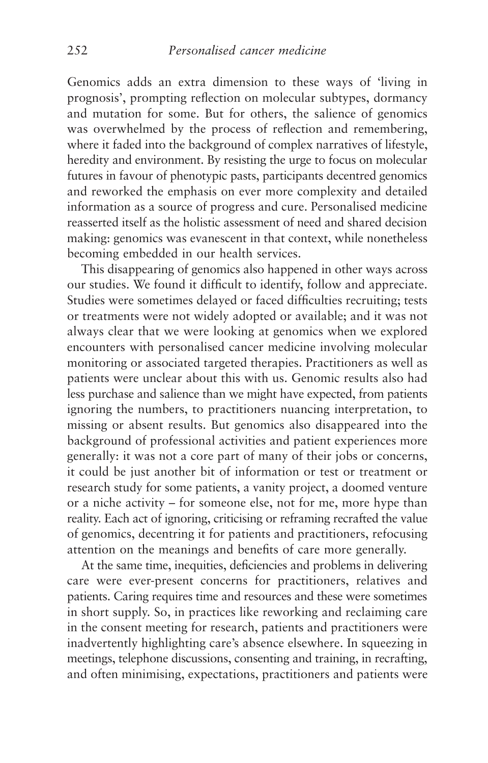Genomics adds an extra dimension to these ways of 'living in prognosis', prompting reflection on molecular subtypes, dormancy and mutation for some. But for others, the salience of genomics was overwhelmed by the process of reflection and remembering, where it faded into the background of complex narratives of lifestyle, heredity and environment. By resisting the urge to focus on molecular futures in favour of phenotypic pasts, participants decentred genomics and reworked the emphasis on ever more complexity and detailed information as a source of progress and cure. Personalised medicine reasserted itself as the holistic assessment of need and shared decision making: genomics was evanescent in that context, while nonetheless becoming embedded in our health services.

This disappearing of genomics also happened in other ways across our studies. We found it difficult to identify, follow and appreciate. Studies were sometimes delayed or faced difficulties recruiting; tests or treatments were not widely adopted or available; and it was not always clear that we were looking at genomics when we explored encounters with personalised cancer medicine involving molecular monitoring or associated targeted therapies. Practitioners as well as patients were unclear about this with us. Genomic results also had less purchase and salience than we might have expected, from patients ignoring the numbers, to practitioners nuancing interpretation, to missing or absent results. But genomics also disappeared into the background of professional activities and patient experiences more generally: it was not a core part of many of their jobs or concerns, it could be just another bit of information or test or treatment or research study for some patients, a vanity project, a doomed venture or a niche activity – for someone else, not for me, more hype than reality. Each act of ignoring, criticising or reframing recrafted the value of genomics, decentring it for patients and practitioners, refocusing attention on the meanings and benefits of care more generally.

At the same time, inequities, deficiencies and problems in delivering care were ever-present concerns for practitioners, relatives and patients. Caring requires time and resources and these were sometimes in short supply. So, in practices like reworking and reclaiming care in the consent meeting for research, patients and practitioners were inadvertently highlighting care's absence elsewhere. In squeezing in meetings, telephone discussions, consenting and training, in recrafting, and often minimising, expectations, practitioners and patients were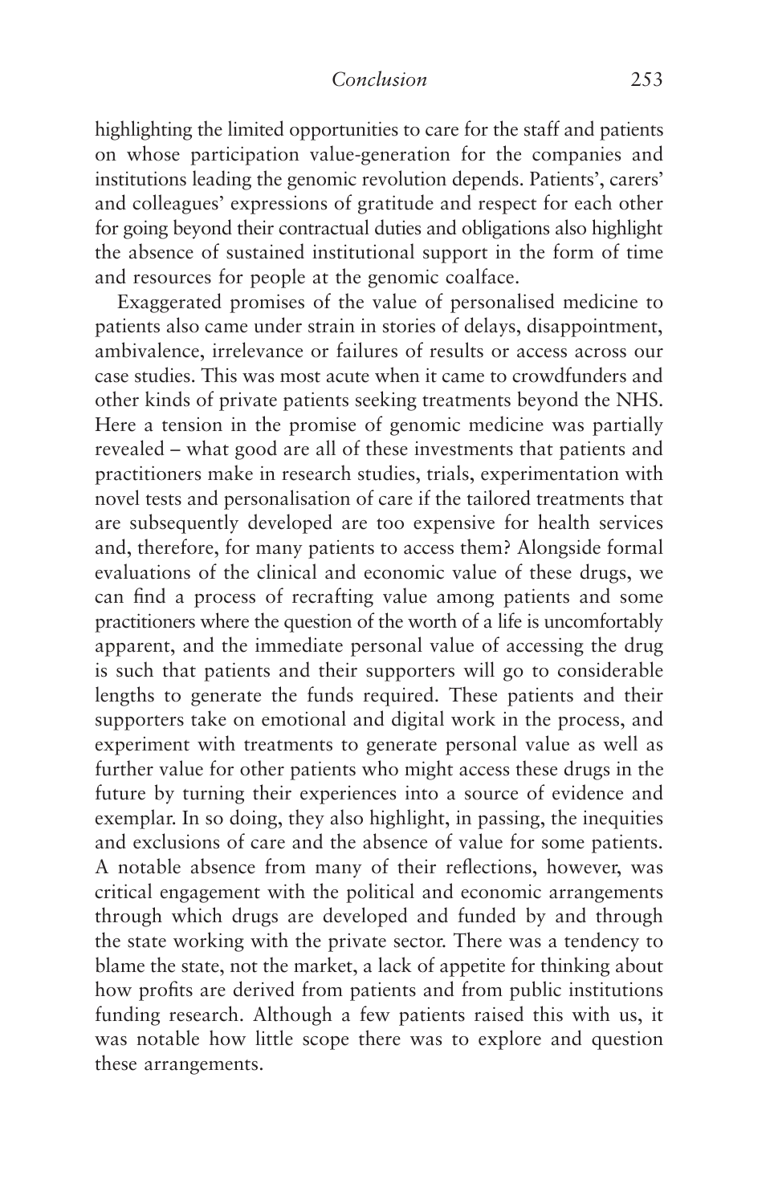highlighting the limited opportunities to care for the staff and patients on whose participation value-generation for the companies and institutions leading the genomic revolution depends. Patients', carers' and colleagues' expressions of gratitude and respect for each other for going beyond their contractual duties and obligations also highlight the absence of sustained institutional support in the form of time and resources for people at the genomic coalface.

Exaggerated promises of the value of personalised medicine to patients also came under strain in stories of delays, disappointment, ambivalence, irrelevance or failures of results or access across our case studies. This was most acute when it came to crowdfunders and other kinds of private patients seeking treatments beyond the NHS. Here a tension in the promise of genomic medicine was partially revealed – what good are all of these investments that patients and practitioners make in research studies, trials, experimentation with novel tests and personalisation of care if the tailored treatments that are subsequently developed are too expensive for health services and, therefore, for many patients to access them? Alongside formal evaluations of the clinical and economic value of these drugs, we can find a process of recrafting value among patients and some practitioners where the question of the worth of a life is uncomfortably apparent, and the immediate personal value of accessing the drug is such that patients and their supporters will go to considerable lengths to generate the funds required. These patients and their supporters take on emotional and digital work in the process, and experiment with treatments to generate personal value as well as further value for other patients who might access these drugs in the future by turning their experiences into a source of evidence and exemplar. In so doing, they also highlight, in passing, the inequities and exclusions of care and the absence of value for some patients. A notable absence from many of their reflections, however, was critical engagement with the political and economic arrangements through which drugs are developed and funded by and through the state working with the private sector. There was a tendency to blame the state, not the market, a lack of appetite for thinking about how profits are derived from patients and from public institutions funding research. Although a few patients raised this with us, it was notable how little scope there was to explore and question these arrangements.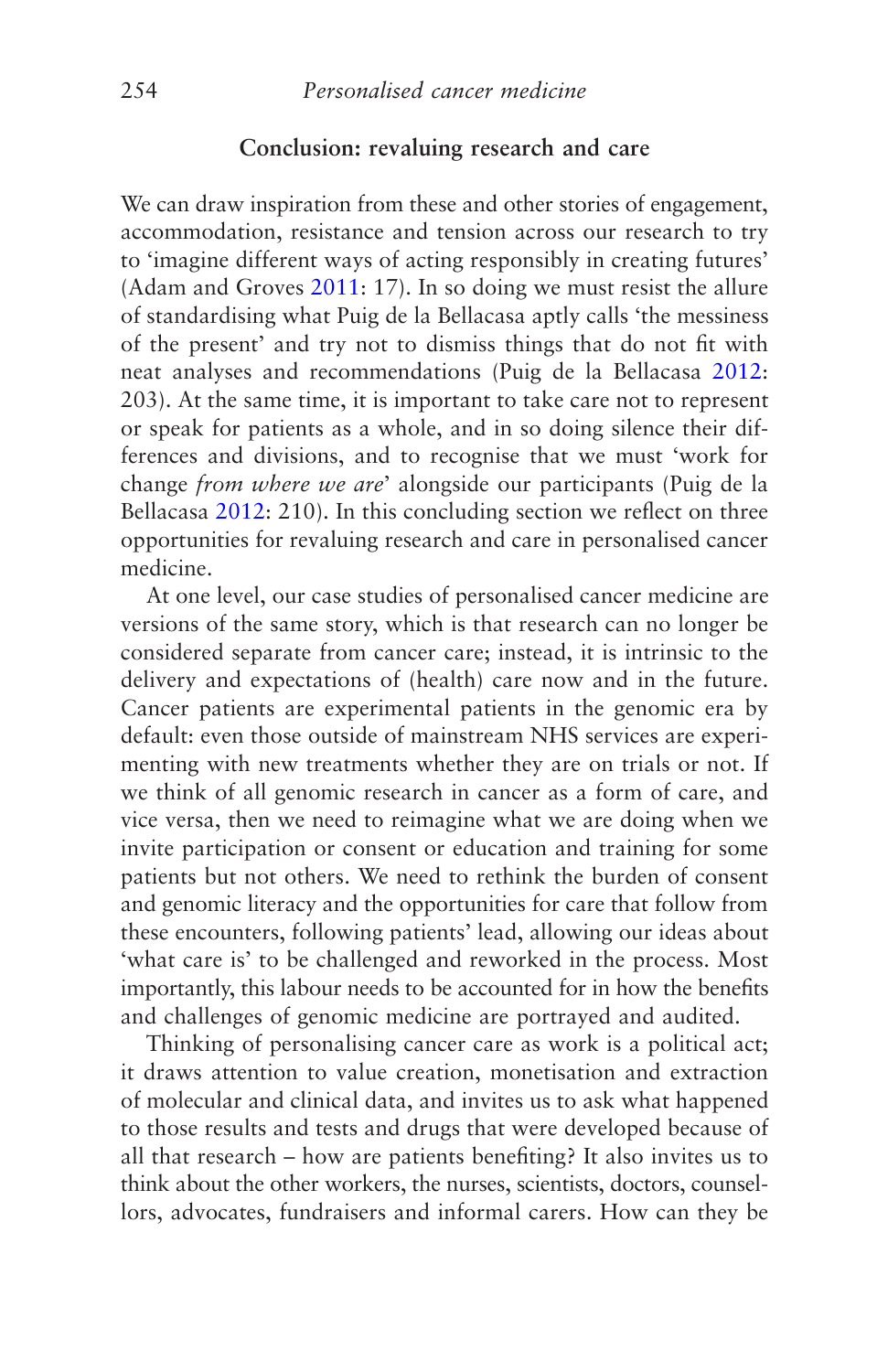## Conclusion: revaluing research and care

We can draw inspiration from these and other stories of engagement, accommodation, resistance and tension across our research to try to 'imagine different ways of acting responsibly in creating futures' (Adam and Groves 2011: 17). In so doing we must resist the allure of standardising what Puig de la Bellacasa aptly calls 'the messiness of the present' and try not to dismiss things that do not fit with neat analyses and recommendations (Puig de la Bellacasa 2012: 203). At the same time, it is important to take care not to represent or speak for patients as a whole, and in so doing silence their differences and divisions, and to recognise that we must 'work for change *from where we are*' alongside our participants (Puig de la Bellacasa 2012: 210). In this concluding section we reflect on three opportunities for revaluing research and care in personalised cancer medicine.

At one level, our case studies of personalised cancer medicine are versions of the same story, which is that research can no longer be considered separate from cancer care; instead, it is intrinsic to the delivery and expectations of (health) care now and in the future. Cancer patients are experimental patients in the genomic era by default: even those outside of mainstream NHS services are experimenting with new treatments whether they are on trials or not. If we think of all genomic research in cancer as a form of care, and vice versa, then we need to reimagine what we are doing when we invite participation or consent or education and training for some patients but not others. We need to rethink the burden of consent and genomic literacy and the opportunities for care that follow from these encounters, following patients' lead, allowing our ideas about 'what care is' to be challenged and reworked in the process. Most importantly, this labour needs to be accounted for in how the benefits and challenges of genomic medicine are portrayed and audited.

Thinking of personalising cancer care as work is a political act; it draws attention to value creation, monetisation and extraction of molecular and clinical data, and invites us to ask what happened to those results and tests and drugs that were developed because of all that research – how are patients benefiting? It also invites us to think about the other workers, the nurses, scientists, doctors, counsellors, advocates, fundraisers and informal carers. How can they be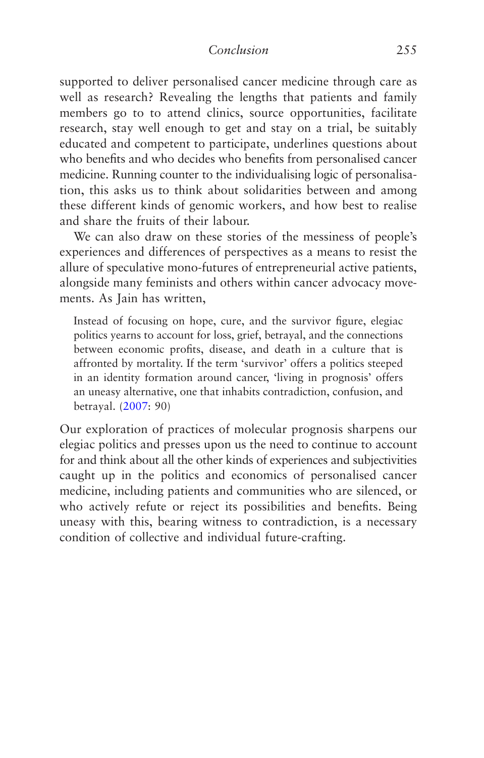supported to deliver personalised cancer medicine through care as well as research? Revealing the lengths that patients and family members go to to attend clinics, source opportunities, facilitate research, stay well enough to get and stay on a trial, be suitably educated and competent to participate, underlines questions about who benefits and who decides who benefits from personalised cancer medicine. Running counter to the individualising logic of personalisation, this asks us to think about solidarities between and among these different kinds of genomic workers, and how best to realise and share the fruits of their labour.

We can also draw on these stories of the messiness of people's experiences and differences of perspectives as a means to resist the allure of speculative mono-futures of entrepreneurial active patients, alongside many feminists and others within cancer advocacy movements. As Jain has written,

> Instead of focusing on hope, cure, and the survivor figure, elegiac politics yearns to account for loss, grief, betrayal, and the connections between economic profits, disease, and death in a culture that is affronted by mortality. If the term 'survivor' offers a politics steeped in an identity formation around cancer, 'living in prognosis' offers an uneasy alternative, one that inhabits contradiction, confusion, and betrayal. (2007: 90)

Our exploration of practices of molecular prognosis sharpens our elegiac politics and presses upon us the need to continue to account for and think about all the other kinds of experiences and subjectivities caught up in the politics and economics of personalised cancer medicine, including patients and communities who are silenced, or who actively refute or reject its possibilities and benefits. Being uneasy with this, bearing witness to contradiction, is a necessary condition of collective and individual future-crafting.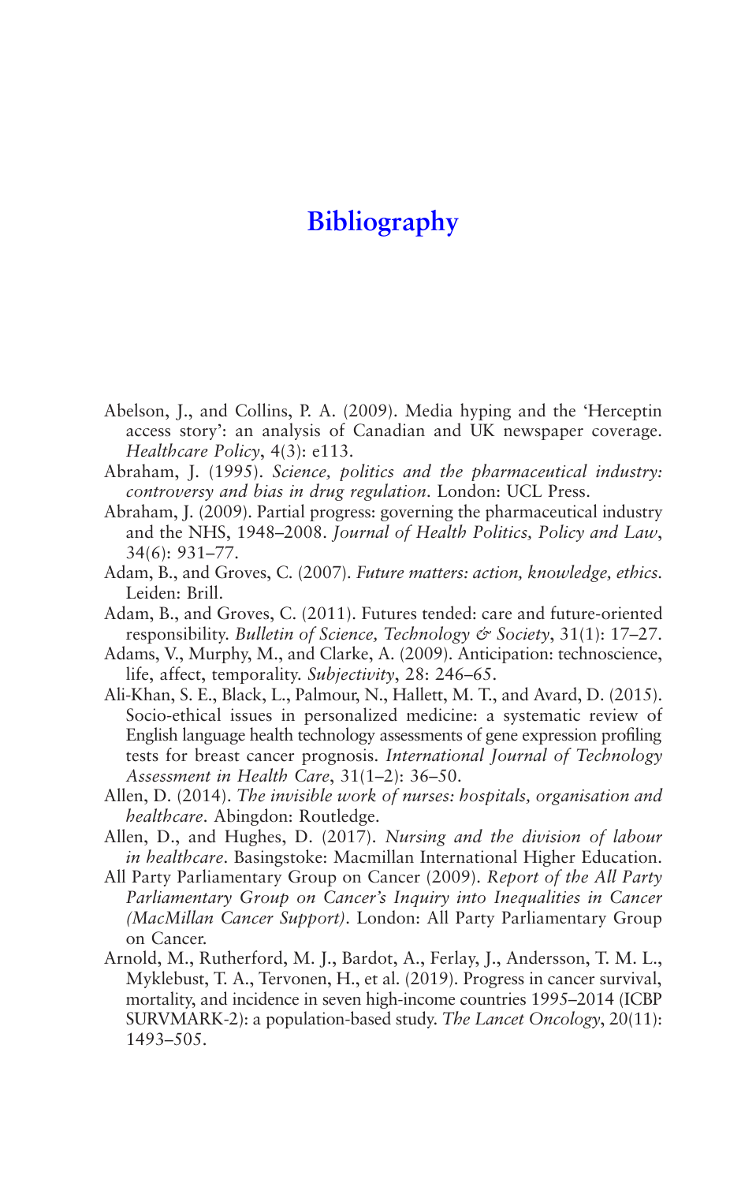# Bibliography

Abelson, J., and Collins, P. A. (2009). Media hyping and the 'Herceptin access story': an analysis of Canadian and UK newspaper coverage. *Healthcare Policy*, 4(3): e113.

Abraham, J. (1995). *Science, politics and the pharmaceutical industry: controversy and bias in drug regulation*. London: UCL Press.

Abraham, J. (2009). Partial progress: governing the pharmaceutical industry and the NHS, 1948–2008. *Journal of Health Politics, Policy and Law*, 34(6): 931–77.

Adam, B., and Groves, C. (2007). *Future matters: action, knowledge, ethics*. Leiden: Brill.

Adam, B., and Groves, C. (2011). Futures tended: care and future-oriented responsibility. *Bulletin of Science, Technology & Society*, 31(1): 17–27.

Adams, V., Murphy, M., and Clarke, A. (2009). Anticipation: technoscience, life, affect, temporality. *Subjectivity*, 28: 246–65.

Ali-Khan, S. E., Black, L., Palmour, N., Hallett, M. T., and Avard, D. (2015). Socio-ethical issues in personalized medicine: a systematic review of English language health technology assessments of gene expression profiling tests for breast cancer prognosis. *International Journal of Technology Assessment in Health Care*, 31(1–2): 36–50.

Allen, D. (2014). *The invisible work of nurses: hospitals, organisation and healthcare*. Abingdon: Routledge.

Allen, D., and Hughes, D. (2017). *Nursing and the division of labour in healthcare*. Basingstoke: Macmillan International Higher Education.

All Party Parliamentary Group on Cancer (2009). *Report of the All Party Parliamentary Group on Cancer's Inquiry into Inequalities in Cancer (MacMillan Cancer Support)*. London: All Party Parliamentary Group on Cancer.

Arnold, M., Rutherford, M. J., Bardot, A., Ferlay, J., Andersson, T. M. L., Myklebust, T. A., Tervonen, H., et al. (2019). Progress in cancer survival, mortality, and incidence in seven high-income countries 1995–2014 (ICBP SURVMARK-2): a population-based study. *The Lancet Oncology*, 20(11): 1493–505.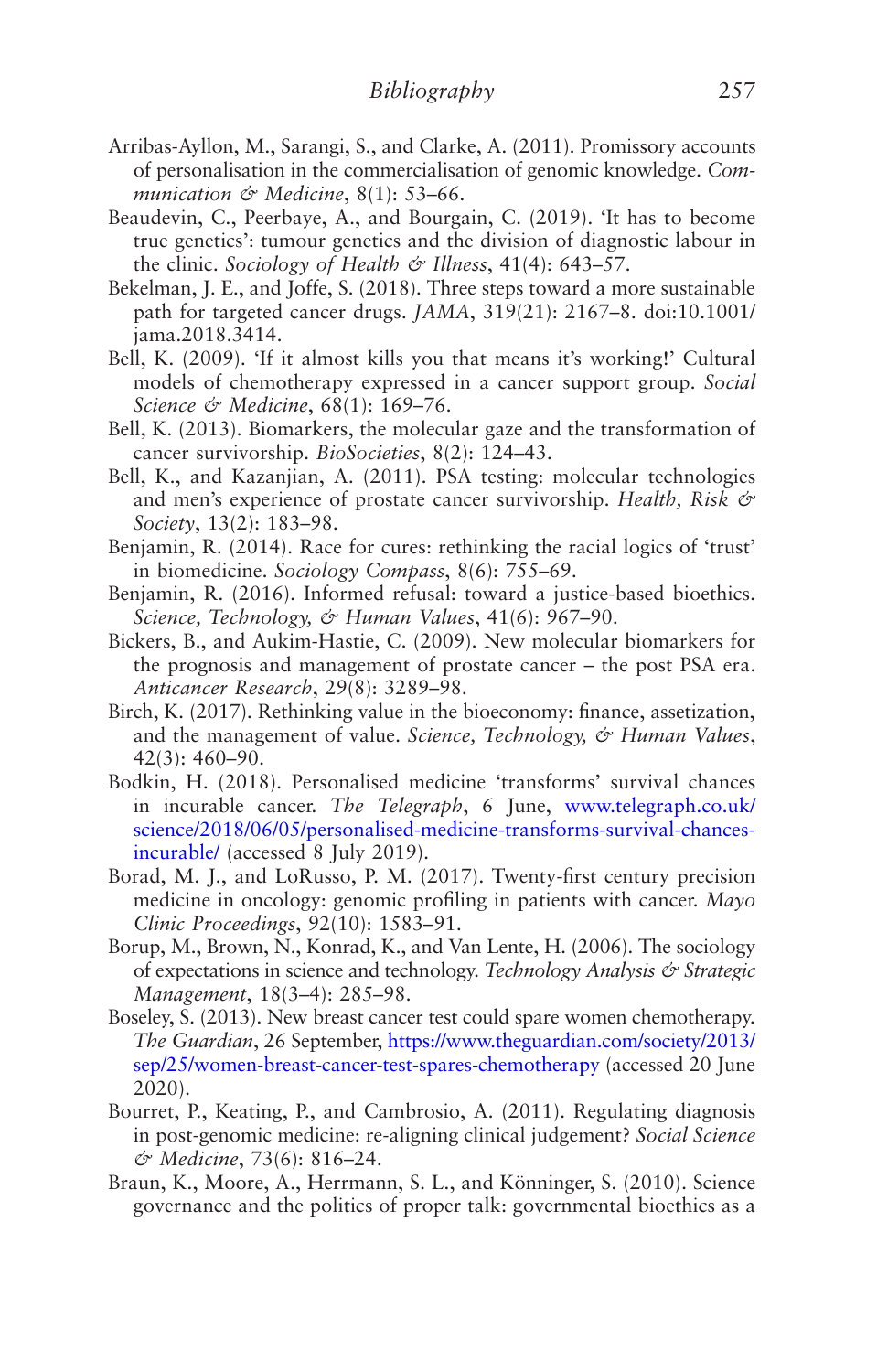Arribas-Ayllon, M., Sarangi, S., and Clarke, A. (2011). Promissory accounts of personalisation in the commercialisation of genomic knowledge. *Communication & Medicine*, 8(1): 53–66.

Beaudevin, C., Peerbaye, A., and Bourgain, C. (2019). 'It has to become true genetics': tumour genetics and the division of diagnostic labour in the clinic. *Sociology of Health & Illness*, 41(4): 643–57.

Bekelman, J. E., and Joffe, S. (2018). Three steps toward a more sustainable path for targeted cancer drugs. *JAMA*, 319(21): 2167–8. doi:10.1001/jama.2018.3414.

Bell, K. (2009). 'If it almost kills you that means it's working!' Cultural models of chemotherapy expressed in a cancer support group. *Social Science & Medicine*, 68(1): 169–76.

Bell, K. (2013). Biomarkers, the molecular gaze and the transformation of cancer survivorship. *BioSocieties*, 8(2): 124–43.

Bell, K., and Kazanjian, A. (2011). PSA testing: molecular technologies and men's experience of prostate cancer survivorship. *Health, Risk & Society*, 13(2): 183–98.

Benjamin, R. (2014). Race for cures: rethinking the racial logics of 'trust' in biomedicine. *Sociology Compass*, 8(6): 755–69.

Benjamin, R. (2016). Informed refusal: toward a justice-based bioethics. *Science, Technology, & Human Values*, 41(6): 967–90.

Bickers, B., and Aukim-Hastie, C. (2009). New molecular biomarkers for the prognosis and management of prostate cancer – the post PSA era. *Anticancer Research*, 29(8): 3289–98.

Birch, K. (2017). Rethinking value in the bioeconomy: finance, assetization, and the management of value. *Science, Technology, & Human Values*, 42(3): 460–90.

Bodkin, H. (2018). Personalised medicine 'transforms' survival chances in incurable cancer. *The Telegraph*, 6 June, www.telegraph.co.uk/science/2018/06/05/personalised-medicine-transforms-survival-chances-incurable/ (accessed 8 July 2019).

Borad, M. J., and LoRusso, P. M. (2017). Twenty-first century precision medicine in oncology: genomic profiling in patients with cancer. *Mayo Clinic Proceedings*, 92(10): 1583–91.

Borup, M., Brown, N., Konrad, K., and Van Lente, H. (2006). The sociology of expectations in science and technology. *Technology Analysis & Strategic Management*, 18(3–4): 285–98.

Boseley, S. (2013). New breast cancer test could spare women chemotherapy. *The Guardian*, 26 September, https://www.theguardian.com/society/2013/sep/25/women-breast-cancer-test-spares-chemotherapy (accessed 20 June 2020).

Bourret, P., Keating, P., and Cambrosio, A. (2011). Regulating diagnosis in post-genomic medicine: re-aligning clinical judgement? *Social Science & Medicine*, 73(6): 816–24.

Braun, K., Moore, A., Herrmann, S. L., and Könninger, S. (2010). Science governance and the politics of proper talk: governmental bioethics as a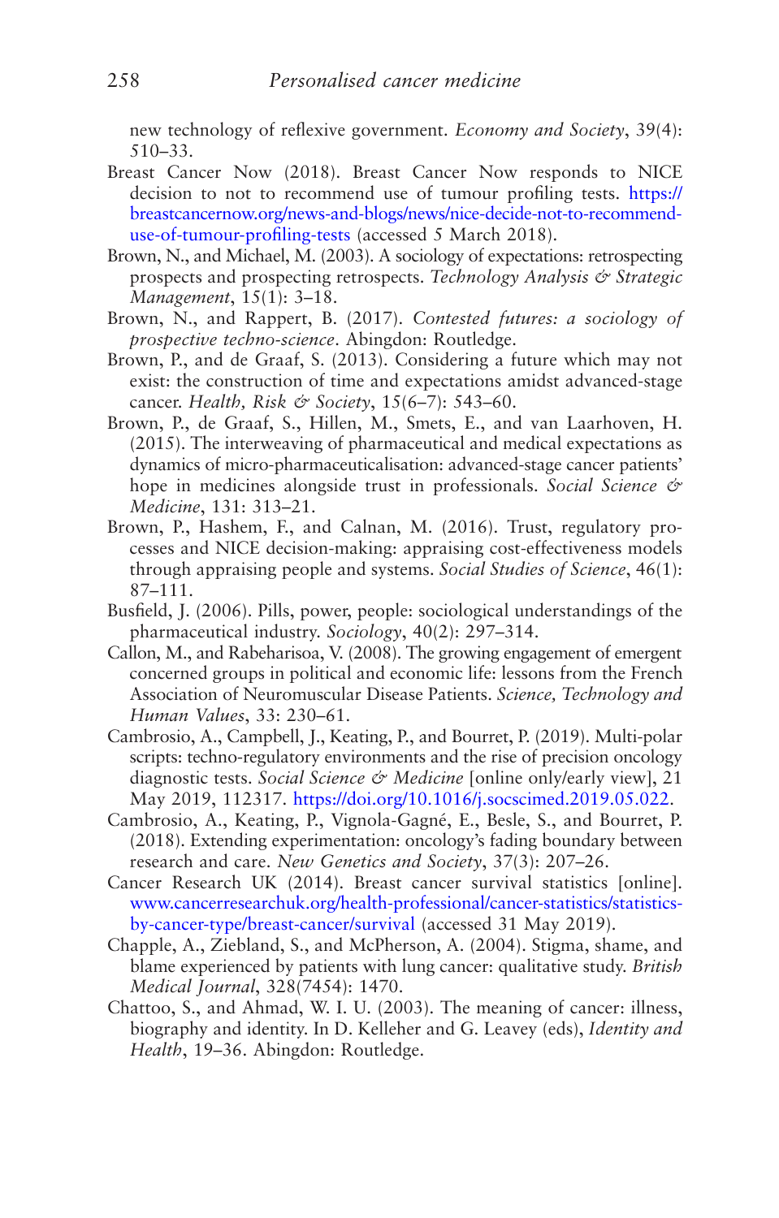new technology of reflexive government. *Economy and Society*, 39(4): 510–33.

Breast Cancer Now (2018). Breast Cancer Now responds to NICE decision to not to recommend use of tumour profiling tests. https://breastcancernow.org/news-and-blogs/news/nice-decide-not-to-recommend-use-of-tumour-profiling-tests (accessed 5 March 2018).

Brown, N., and Michael, M. (2003). A sociology of expectations: retrospecting prospects and prospecting retrospects. *Technology Analysis & Strategic Management*, 15(1): 3–18.

Brown, N., and Rappert, B. (2017). *Contested futures: a sociology of prospective techno-science*. Abingdon: Routledge.

Brown, P., and de Graaf, S. (2013). Considering a future which may not exist: the construction of time and expectations amidst advanced-stage cancer. *Health, Risk & Society*, 15(6–7): 543–60.

Brown, P., de Graaf, S., Hillen, M., Smets, E., and van Laarhoven, H. (2015). The interweaving of pharmaceutical and medical expectations as dynamics of micro-pharmaceuticalisation: advanced-stage cancer patients' hope in medicines alongside trust in professionals. *Social Science & Medicine*, 131: 313–21.

Brown, P., Hashem, F., and Calnan, M. (2016). Trust, regulatory processes and NICE decision-making: appraising cost-effectiveness models through appraising people and systems. *Social Studies of Science*, 46(1): 87–111.

Busfield, J. (2006). Pills, power, people: sociological understandings of the pharmaceutical industry. *Sociology*, 40(2): 297–314.

Callon, M., and Rabeharisoa, V. (2008). The growing engagement of emergent concerned groups in political and economic life: lessons from the French Association of Neuromuscular Disease Patients. *Science, Technology and Human Values*, 33: 230–61.

Cambrosio, A., Campbell, J., Keating, P., and Bourret, P. (2019). Multi-polar scripts: techno-regulatory environments and the rise of precision oncology diagnostic tests. *Social Science & Medicine* [online only/early view], 21 May 2019, 112317. https://doi.org/10.1016/j.socscimed.2019.05.022.

Cambrosio, A., Keating, P., Vignola-Gagné, E., Besle, S., and Bourret, P. (2018). Extending experimentation: oncology's fading boundary between research and care. *New Genetics and Society*, 37(3): 207–26.

Cancer Research UK (2014). Breast cancer survival statistics [online]. www.cancerresearchuk.org/health-professional/cancer-statistics/statistics-by-cancer-type/breast-cancer/survival (accessed 31 May 2019).

Chapple, A., Ziebland, S., and McPherson, A. (2004). Stigma, shame, and blame experienced by patients with lung cancer: qualitative study. *British Medical Journal*, 328(7454): 1470.

Chattoo, S., and Ahmad, W. I. U. (2003). The meaning of cancer: illness, biography and identity. In D. Kelleher and G. Leavey (eds), *Identity and Health*, 19–36. Abingdon: Routledge.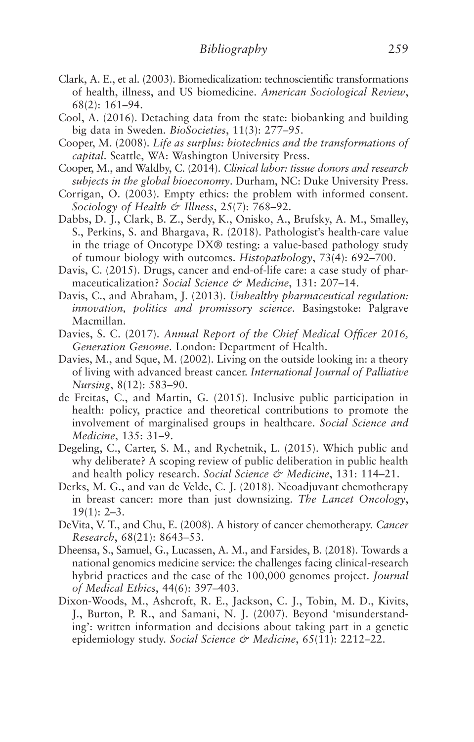Clark, A. E., et al. (2003). Biomedicalization: technoscientific transformations of health, illness, and US biomedicine. *American Sociological Review*, 68(2): 161–94.

Cool, A. (2016). Detaching data from the state: biobanking and building big data in Sweden. *BioSocieties*, 11(3): 277–95.

Cooper, M. (2008). *Life as surplus: biotechnics and the transformations of capital*. Seattle, WA: Washington University Press.

Cooper, M., and Waldby, C. (2014). *Clinical labor: tissue donors and research subjects in the global bioeconomy*. Durham, NC: Duke University Press.

Corrigan, O. (2003). Empty ethics: the problem with informed consent. *Sociology of Health & Illness*, 25(7): 768–92.

Dabbs, D. J., Clark, B. Z., Serdy, K., Onisko, A., Brufsky, A. M., Smalley, S., Perkins, S. and Bhargava, R. (2018). Pathologist's health-care value in the triage of Oncotype DX® testing: a value-based pathology study of tumour biology with outcomes. *Histopathology*, 73(4): 692–700.

Davis, C. (2015). Drugs, cancer and end-of-life care: a case study of pharmaceuticalization? *Social Science & Medicine*, 131: 207–14.

Davis, C., and Abraham, J. (2013). *Unhealthy pharmaceutical regulation: innovation, politics and promissory science*. Basingstoke: Palgrave Macmillan.

Davies, S. C. (2017). *Annual Report of the Chief Medical Officer 2016, Generation Genome*. London: Department of Health.

Davies, M., and Sque, M. (2002). Living on the outside looking in: a theory of living with advanced breast cancer. *International Journal of Palliative Nursing*, 8(12): 583–90.

de Freitas, C., and Martin, G. (2015). Inclusive public participation in health: policy, practice and theoretical contributions to promote the involvement of marginalised groups in healthcare. *Social Science and Medicine*, 135: 31–9.

Degeling, C., Carter, S. M., and Rychetnik, L. (2015). Which public and why deliberate? A scoping review of public deliberation in public health and health policy research. *Social Science & Medicine*, 131: 114–21.

Derks, M. G., and van de Velde, C. J. (2018). Neoadjuvant chemotherapy in breast cancer: more than just downsizing. *The Lancet Oncology*, 19(1): 2–3.

DeVita, V. T., and Chu, E. (2008). A history of cancer chemotherapy. *Cancer Research*, 68(21): 8643–53.

Dheensa, S., Samuel, G., Lucassen, A. M., and Farsides, B. (2018). Towards a national genomics medicine service: the challenges facing clinical-research hybrid practices and the case of the 100,000 genomes project. *Journal of Medical Ethics*, 44(6): 397–403.

Dixon-Woods, M., Ashcroft, R. E., Jackson, C. J., Tobin, M. D., Kivits, J., Burton, P. R., and Samani, N. J. (2007). Beyond 'misunderstanding': written information and decisions about taking part in a genetic epidemiology study. *Social Science & Medicine*, 65(11): 2212–22.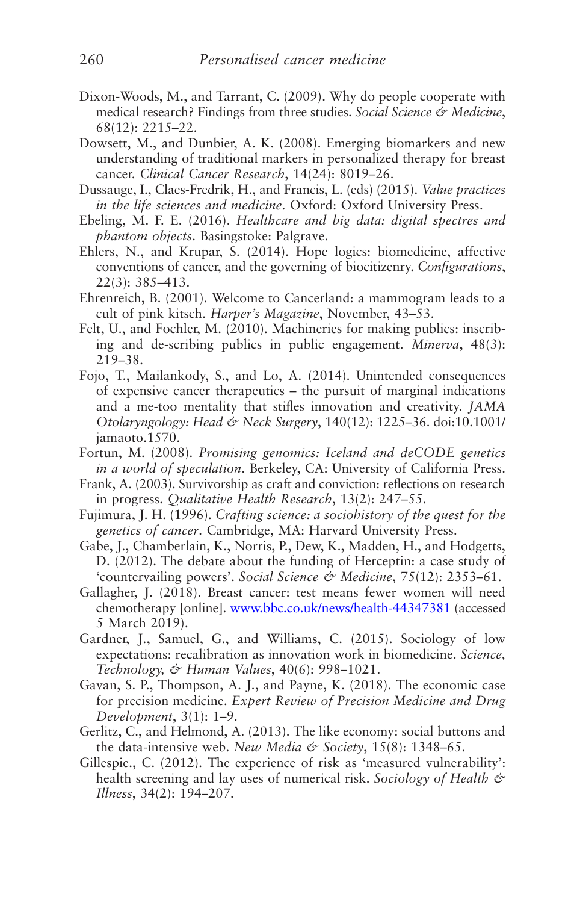Dixon-Woods, M., and Tarrant, C. (2009). Why do people cooperate with medical research? Findings from three studies. *Social Science & Medicine*, 68(12): 2215–22.

Dowsett, M., and Dunbier, A. K. (2008). Emerging biomarkers and new understanding of traditional markers in personalized therapy for breast cancer. *Clinical Cancer Research*, 14(24): 8019–26.

Dussauge, I., Claes-Fredrik, H., and Francis, L. (eds) (2015). *Value practices in the life sciences and medicine*. Oxford: Oxford University Press.

Ebeling, M. F. E. (2016). *Healthcare and big data: digital spectres and phantom objects*. Basingstoke: Palgrave.

Ehlers, N., and Krupar, S. (2014). Hope logics: biomedicine, affective conventions of cancer, and the governing of biocitizenry. *Configurations*, 22(3): 385–413.

Ehrenreich, B. (2001). Welcome to Cancerland: a mammogram leads to a cult of pink kitsch. *Harper's Magazine*, November, 43–53.

Felt, U., and Fochler, M. (2010). Machineries for making publics: inscribing and de-scribing publics in public engagement. *Minerva*, 48(3): 219–38.

Fojo, T., Mailankody, S., and Lo, A. (2014). Unintended consequences of expensive cancer therapeutics – the pursuit of marginal indications and a me-too mentality that stifles innovation and creativity. *JAMA Otolaryngology: Head & Neck Surgery*, 140(12): 1225–36. doi:10.1001/jamaoto.1570.

Fortun, M. (2008). *Promising genomics: Iceland and deCODE genetics in a world of speculation*. Berkeley, CA: University of California Press.

Frank, A. (2003). Survivorship as craft and conviction: reflections on research in progress. *Qualitative Health Research*, 13(2): 247–55.

Fujimura, J. H. (1996). *Crafting science: a sociohistory of the quest for the genetics of cancer*. Cambridge, MA: Harvard University Press.

Gabe, J., Chamberlain, K., Norris, P., Dew, K., Madden, H., and Hodgetts, D. (2012). The debate about the funding of Herceptin: a case study of 'countervailing powers'. *Social Science & Medicine*, 75(12): 2353–61.

Gallagher, J. (2018). Breast cancer: test means fewer women will need chemotherapy [online]. www.bbc.co.uk/news/health-44347381 (accessed 5 March 2019).

Gardner, J., Samuel, G., and Williams, C. (2015). Sociology of low expectations: recalibration as innovation work in biomedicine. *Science, Technology, & Human Values*, 40(6): 998–1021.

Gavan, S. P., Thompson, A. J., and Payne, K. (2018). The economic case for precision medicine. *Expert Review of Precision Medicine and Drug Development*, 3(1): 1–9.

Gerlitz, C., and Helmond, A. (2013). The like economy: social buttons and the data-intensive web. *New Media & Society*, 15(8): 1348–65.

Gillespie., C. (2012). The experience of risk as 'measured vulnerability': health screening and lay uses of numerical risk. *Sociology of Health & Illness*, 34(2): 194–207.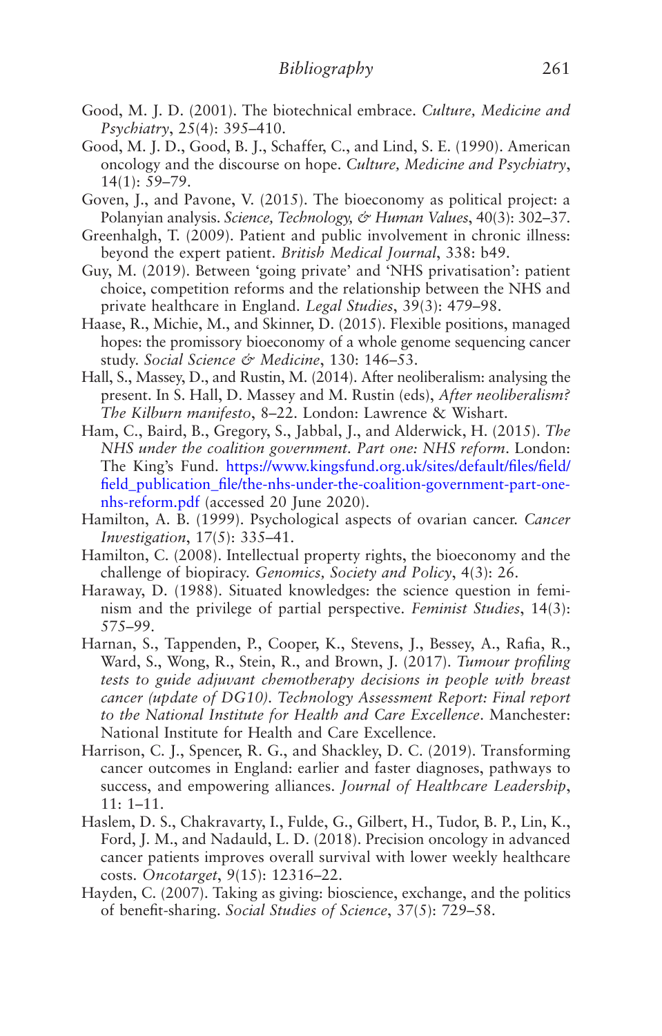Good, M. J. D. (2001). The biotechnical embrace. *Culture, Medicine and Psychiatry*, 25(4): 395–410.

Good, M. J. D., Good, B. J., Schaffer, C., and Lind, S. E. (1990). American oncology and the discourse on hope. *Culture, Medicine and Psychiatry*, 14(1): 59–79.

Goven, J., and Pavone, V. (2015). The bioeconomy as political project: a Polanyian analysis. *Science, Technology, & Human Values*, 40(3): 302–37.

Greenhalgh, T. (2009). Patient and public involvement in chronic illness: beyond the expert patient. *British Medical Journal*, 338: b49.

Guy, M. (2019). Between 'going private' and 'NHS privatisation': patient choice, competition reforms and the relationship between the NHS and private healthcare in England. *Legal Studies*, 39(3): 479–98.

Haase, R., Michie, M., and Skinner, D. (2015). Flexible positions, managed hopes: the promissory bioeconomy of a whole genome sequencing cancer study. *Social Science & Medicine*, 130: 146–53.

Hall, S., Massey, D., and Rustin, M. (2014). After neoliberalism: analysing the present. In S. Hall, D. Massey and M. Rustin (eds), *After neoliberalism? The Kilburn manifesto*, 8–22. London: Lawrence & Wishart.

Ham, C., Baird, B., Gregory, S., Jabbal, J., and Alderwick, H. (2015). *The NHS under the coalition government. Part one: NHS reform*. London: The King's Fund. https://www.kingsfund.org.uk/sites/default/files/field/field_publication_file/the-nhs-under-the-coalition-government-part-one-nhs-reform.pdf (accessed 20 June 2020).

Hamilton, A. B. (1999). Psychological aspects of ovarian cancer. *Cancer Investigation*, 17(5): 335–41.

Hamilton, C. (2008). Intellectual property rights, the bioeconomy and the challenge of biopiracy. *Genomics, Society and Policy*, 4(3): 26.

Haraway, D. (1988). Situated knowledges: the science question in feminism and the privilege of partial perspective. *Feminist Studies*, 14(3): 575–99.

Harnan, S., Tappenden, P., Cooper, K., Stevens, J., Bessey, A., Rafia, R., Ward, S., Wong, R., Stein, R., and Brown, J. (2017). *Tumour profiling tests to guide adjuvant chemotherapy decisions in people with breast cancer (update of DG10). Technology Assessment Report: Final report to the National Institute for Health and Care Excellence*. Manchester: National Institute for Health and Care Excellence.

Harrison, C. J., Spencer, R. G., and Shackley, D. C. (2019). Transforming cancer outcomes in England: earlier and faster diagnoses, pathways to success, and empowering alliances. *Journal of Healthcare Leadership*, 11: 1–11.

Haslem, D. S., Chakravarty, I., Fulde, G., Gilbert, H., Tudor, B. P., Lin, K., Ford, J. M., and Nadauld, L. D. (2018). Precision oncology in advanced cancer patients improves overall survival with lower weekly healthcare costs. *Oncotarget*, 9(15): 12316–22.

Hayden, C. (2007). Taking as giving: bioscience, exchange, and the politics of benefit-sharing. *Social Studies of Science*, 37(5): 729–58.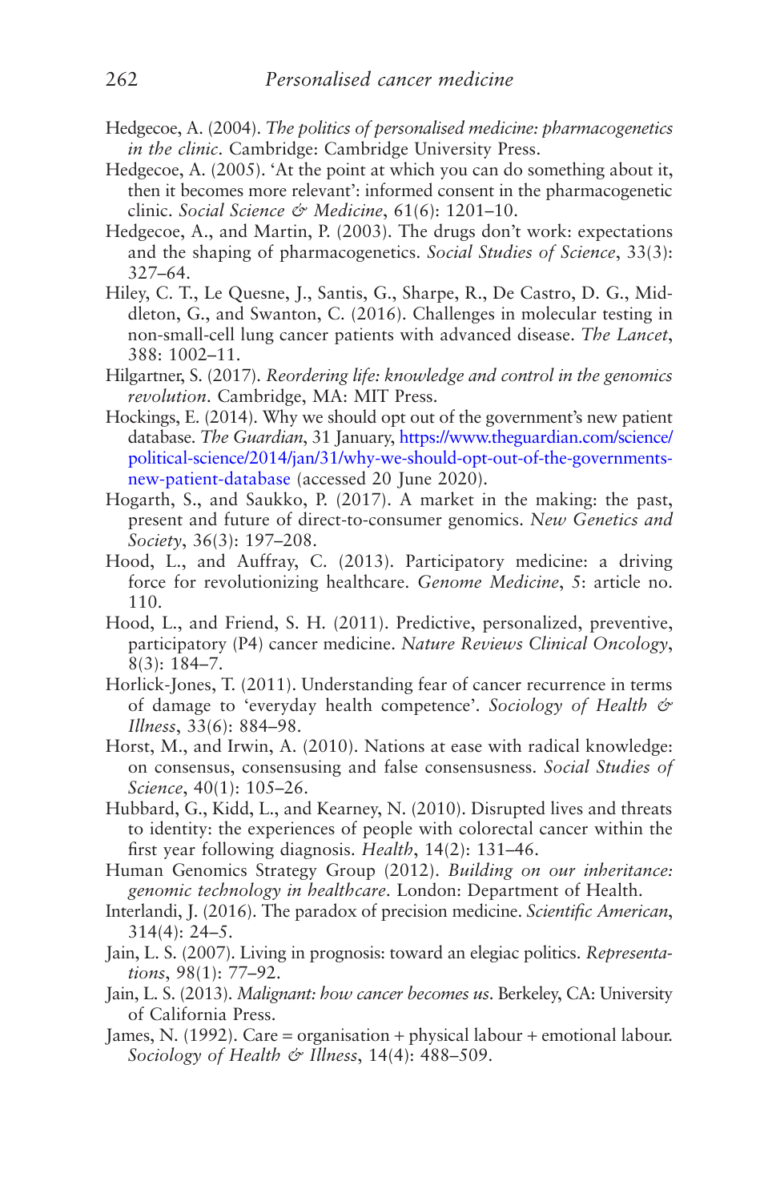Hedgecoe, A. (2004). *The politics of personalised medicine: pharmacogenetics in the clinic*. Cambridge: Cambridge University Press.

Hedgecoe, A. (2005). 'At the point at which you can do something about it, then it becomes more relevant': informed consent in the pharmacogenetic clinic. *Social Science & Medicine*, 61(6): 1201–10.

Hedgecoe, A., and Martin, P. (2003). The drugs don't work: expectations and the shaping of pharmacogenetics. *Social Studies of Science*, 33(3): 327–64.

Hiley, C. T., Le Quesne, J., Santis, G., Sharpe, R., De Castro, D. G., Middleton, G., and Swanton, C. (2016). Challenges in molecular testing in non-small-cell lung cancer patients with advanced disease. *The Lancet*, 388: 1002–11.

Hilgartner, S. (2017). *Reordering life: knowledge and control in the genomics revolution*. Cambridge, MA: MIT Press.

Hockings, E. (2014). Why we should opt out of the government's new patient database. *The Guardian*, 31 January, https://www.theguardian.com/science/political-science/2014/jan/31/why-we-should-opt-out-of-the-governments-new-patient-database (accessed 20 June 2020).

Hogarth, S., and Saukko, P. (2017). A market in the making: the past, present and future of direct-to-consumer genomics. *New Genetics and Society*, 36(3): 197–208.

Hood, L., and Auffray, C. (2013). Participatory medicine: a driving force for revolutionizing healthcare. *Genome Medicine*, 5: article no. 110.

Hood, L., and Friend, S. H. (2011). Predictive, personalized, preventive, participatory (P4) cancer medicine. *Nature Reviews Clinical Oncology*, 8(3): 184–7.

Horlick-Jones, T. (2011). Understanding fear of cancer recurrence in terms of damage to 'everyday health competence'. *Sociology of Health & Illness*, 33(6): 884–98.

Horst, M., and Irwin, A. (2010). Nations at ease with radical knowledge: on consensus, consensusing and false consensusness. *Social Studies of Science*, 40(1): 105–26.

Hubbard, G., Kidd, L., and Kearney, N. (2010). Disrupted lives and threats to identity: the experiences of people with colorectal cancer within the first year following diagnosis. *Health*, 14(2): 131–46.

Human Genomics Strategy Group (2012). *Building on our inheritance: genomic technology in healthcare*. London: Department of Health.

Interlandi, J. (2016). The paradox of precision medicine. *Scientific American*, 314(4): 24–5.

Jain, L. S. (2007). Living in prognosis: toward an elegiac politics. *Representations*, 98(1): 77–92.

Jain, L. S. (2013). *Malignant: how cancer becomes us*. Berkeley, CA: University of California Press.

James, N. (1992). Care = organisation + physical labour + emotional labour. *Sociology of Health & Illness*, 14(4): 488–509.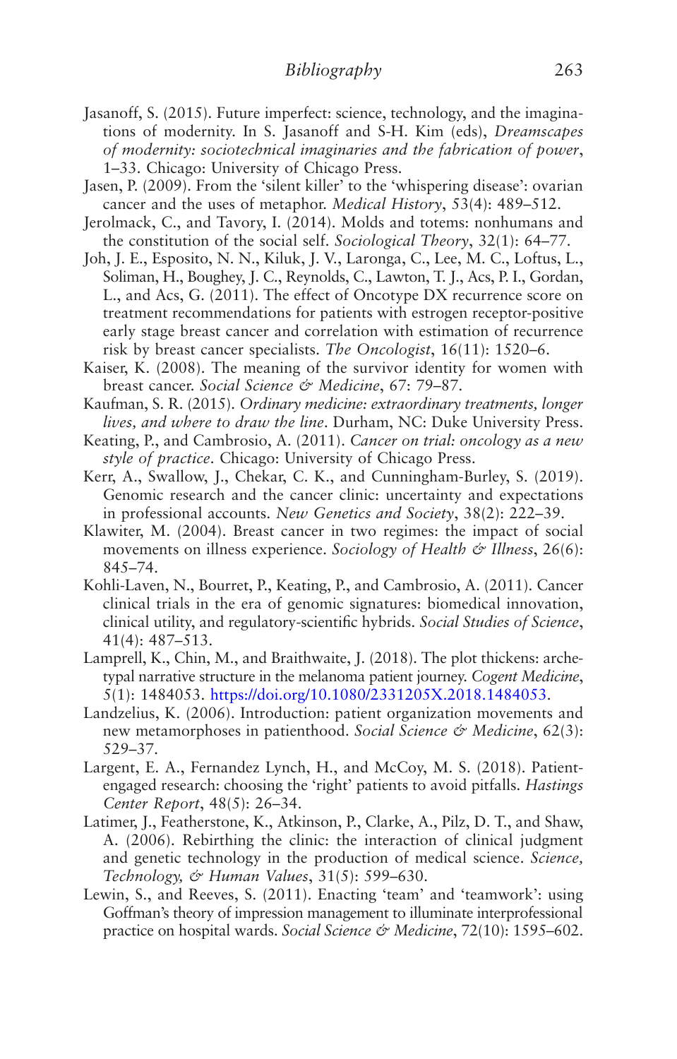Jasanoff, S. (2015). Future imperfect: science, technology, and the imaginations of modernity. In S. Jasanoff and S-H. Kim (eds), *Dreamscapes of modernity: sociotechnical imaginaries and the fabrication of power*, 1–33. Chicago: University of Chicago Press.

Jasen, P. (2009). From the 'silent killer' to the 'whispering disease': ovarian cancer and the uses of metaphor. *Medical History*, 53(4): 489–512.

Jerolmack, C., and Tavory, I. (2014). Molds and totems: nonhumans and the constitution of the social self. *Sociological Theory*, 32(1): 64–77.

Joh, J. E., Esposito, N. N., Kiluk, J. V., Laronga, C., Lee, M. C., Loftus, L., Soliman, H., Boughey, J. C., Reynolds, C., Lawton, T. J., Acs, P. I., Gordan, L., and Acs, G. (2011). The effect of Oncotype DX recurrence score on treatment recommendations for patients with estrogen receptor-positive early stage breast cancer and correlation with estimation of recurrence risk by breast cancer specialists. *The Oncologist*, 16(11): 1520–6.

Kaiser, K. (2008). The meaning of the survivor identity for women with breast cancer. *Social Science & Medicine*, 67: 79–87.

Kaufman, S. R. (2015). *Ordinary medicine: extraordinary treatments, longer lives, and where to draw the line*. Durham, NC: Duke University Press.

Keating, P., and Cambrosio, A. (2011). *Cancer on trial: oncology as a new style of practice*. Chicago: University of Chicago Press.

Kerr, A., Swallow, J., Chekar, C. K., and Cunningham-Burley, S. (2019). Genomic research and the cancer clinic: uncertainty and expectations in professional accounts. *New Genetics and Society*, 38(2): 222–39.

Klawiter, M. (2004). Breast cancer in two regimes: the impact of social movements on illness experience. *Sociology of Health & Illness*, 26(6): 845–74.

Kohli-Laven, N., Bourret, P., Keating, P., and Cambrosio, A. (2011). Cancer clinical trials in the era of genomic signatures: biomedical innovation, clinical utility, and regulatory-scientific hybrids. *Social Studies of Science*, 41(4): 487–513.

Lamprell, K., Chin, M., and Braithwaite, J. (2018). The plot thickens: archetypal narrative structure in the melanoma patient journey. *Cogent Medicine*, 5(1): 1484053. https://doi.org/10.1080/2331205X.2018.1484053.

Landzelius, K. (2006). Introduction: patient organization movements and new metamorphoses in patienthood. *Social Science & Medicine*, 62(3): 529–37.

Largent, E. A., Fernandez Lynch, H., and McCoy, M. S. (2018). Patient-engaged research: choosing the 'right' patients to avoid pitfalls. *Hastings Center Report*, 48(5): 26–34.

Latimer, J., Featherstone, K., Atkinson, P., Clarke, A., Pilz, D. T., and Shaw, A. (2006). Rebirthing the clinic: the interaction of clinical judgment and genetic technology in the production of medical science. *Science, Technology, & Human Values*, 31(5): 599–630.

Lewin, S., and Reeves, S. (2011). Enacting 'team' and 'teamwork': using Goffman's theory of impression management to illuminate interprofessional practice on hospital wards. *Social Science & Medicine*, 72(10): 1595–602.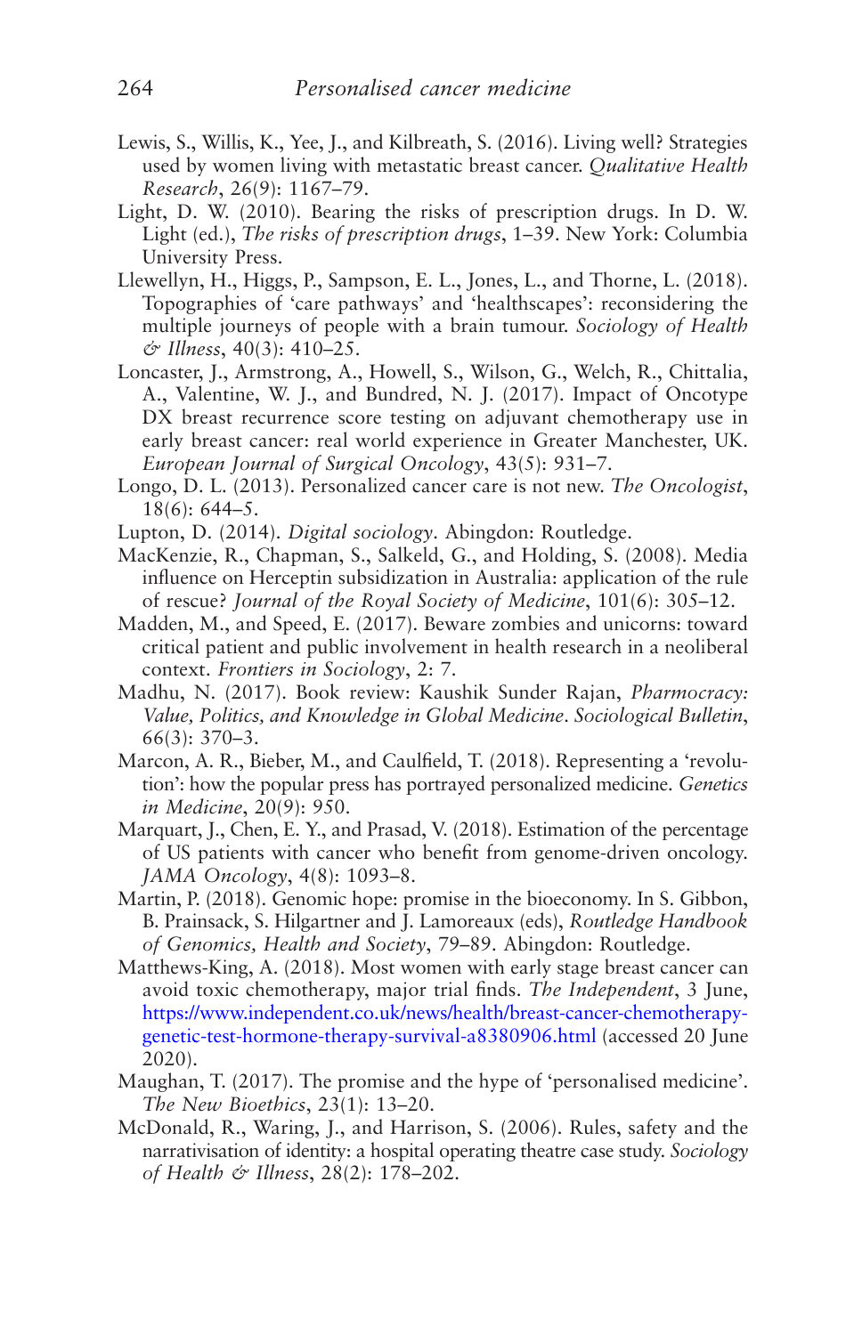Lewis, S., Willis, K., Yee, J., and Kilbreath, S. (2016). Living well? Strategies used by women living with metastatic breast cancer. *Qualitative Health Research*, 26(9): 1167–79.

Light, D. W. (2010). Bearing the risks of prescription drugs. In D. W. Light (ed.), *The risks of prescription drugs*, 1–39. New York: Columbia University Press.

Llewellyn, H., Higgs, P., Sampson, E. L., Jones, L., and Thorne, L. (2018). Topographies of 'care pathways' and 'healthscapes': reconsidering the multiple journeys of people with a brain tumour. *Sociology of Health & Illness*, 40(3): 410–25.

Loncaster, J., Armstrong, A., Howell, S., Wilson, G., Welch, R., Chittalia, A., Valentine, W. J., and Bundred, N. J. (2017). Impact of Oncotype DX breast recurrence score testing on adjuvant chemotherapy use in early breast cancer: real world experience in Greater Manchester, UK. *European Journal of Surgical Oncology*, 43(5): 931–7.

Longo, D. L. (2013). Personalized cancer care is not new. *The Oncologist*, 18(6): 644–5.

Lupton, D. (2014). *Digital sociology*. Abingdon: Routledge.

MacKenzie, R., Chapman, S., Salkeld, G., and Holding, S. (2008). Media influence on Herceptin subsidization in Australia: application of the rule of rescue? *Journal of the Royal Society of Medicine*, 101(6): 305–12.

Madden, M., and Speed, E. (2017). Beware zombies and unicorns: toward critical patient and public involvement in health research in a neoliberal context. *Frontiers in Sociology*, 2: 7.

Madhu, N. (2017). Book review: Kaushik Sunder Rajan, *Pharmocracy: Value, Politics, and Knowledge in Global Medicine*. *Sociological Bulletin*, 66(3): 370–3.

Marcon, A. R., Bieber, M., and Caulfield, T. (2018). Representing a 'revolution': how the popular press has portrayed personalized medicine. *Genetics in Medicine*, 20(9): 950.

Marquart, J., Chen, E. Y., and Prasad, V. (2018). Estimation of the percentage of US patients with cancer who benefit from genome-driven oncology. *JAMA Oncology*, 4(8): 1093–8.

Martin, P. (2018). Genomic hope: promise in the bioeconomy. In S. Gibbon, B. Prainsack, S. Hilgartner and J. Lamoreaux (eds), *Routledge Handbook of Genomics, Health and Society*, 79–89. Abingdon: Routledge.

Matthews-King, A. (2018). Most women with early stage breast cancer can avoid toxic chemotherapy, major trial finds. *The Independent*, 3 June, https://www.independent.co.uk/news/health/breast-cancer-chemotherapy-genetic-test-hormone-therapy-survival-a8380906.html (accessed 20 June 2020).

Maughan, T. (2017). The promise and the hype of 'personalised medicine'. *The New Bioethics*, 23(1): 13–20.

McDonald, R., Waring, J., and Harrison, S. (2006). Rules, safety and the narrativisation of identity: a hospital operating theatre case study. *Sociology of Health & Illness*, 28(2): 178–202.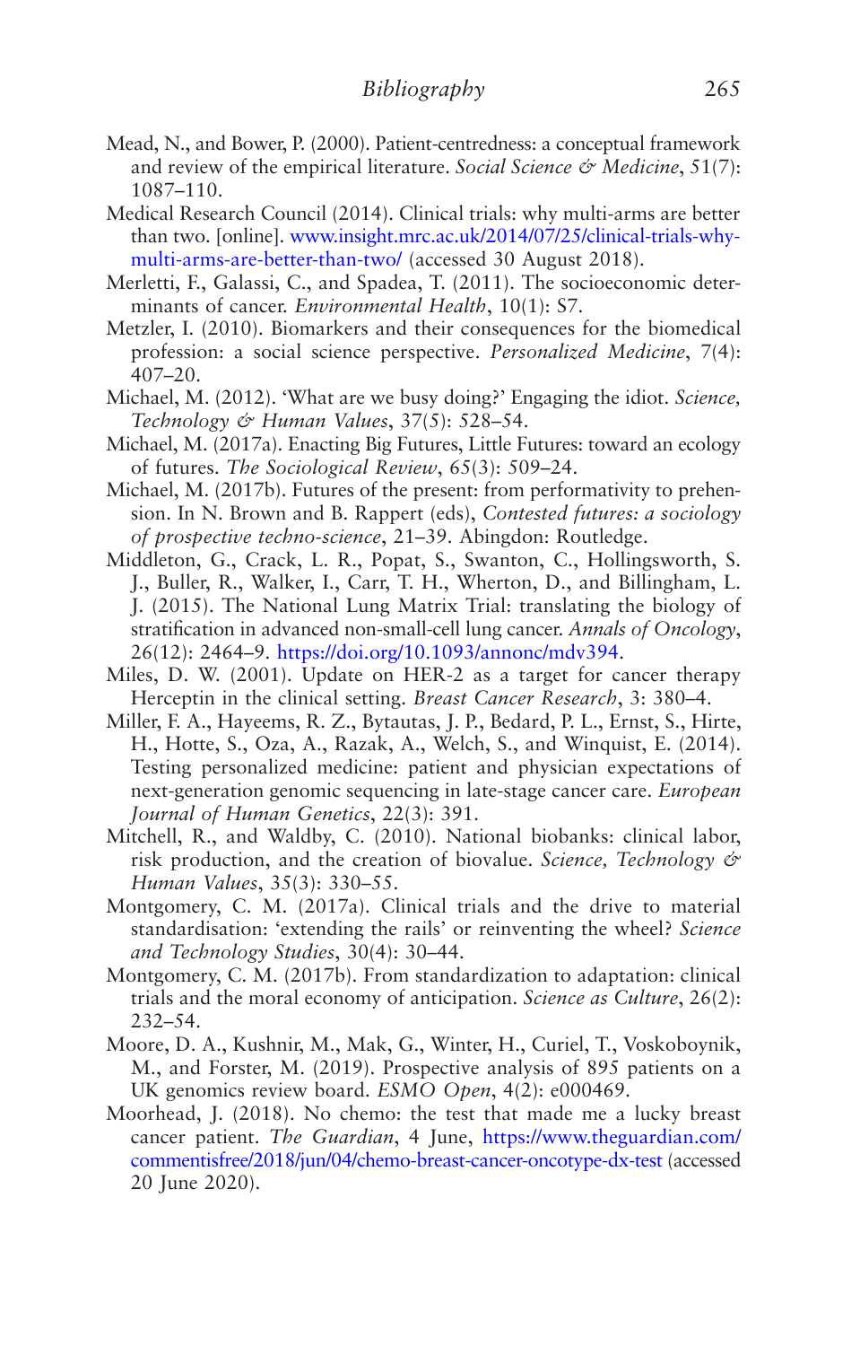Mead, N., and Bower, P. (2000). Patient-centredness: a conceptual framework and review of the empirical literature. *Social Science & Medicine*, 51(7): 1087–110.

Medical Research Council (2014). Clinical trials: why multi-arms are better than two. [online]. www.insight.mrc.ac.uk/2014/07/25/clinical-trials-why-multi-arms-are-better-than-two/ (accessed 30 August 2018).

Merletti, F., Galassi, C., and Spadea, T. (2011). The socioeconomic determinants of cancer. *Environmental Health*, 10(1): S7.

Metzler, I. (2010). Biomarkers and their consequences for the biomedical profession: a social science perspective. *Personalized Medicine*, 7(4): 407–20.

Michael, M. (2012). 'What are we busy doing?' Engaging the idiot. *Science, Technology & Human Values*, 37(5): 528–54.

Michael, M. (2017a). Enacting Big Futures, Little Futures: toward an ecology of futures. *The Sociological Review*, 65(3): 509–24.

Michael, M. (2017b). Futures of the present: from performativity to prehension. In N. Brown and B. Rappert (eds), *Contested futures: a sociology of prospective techno-science*, 21–39. Abingdon: Routledge.

Middleton, G., Crack, L. R., Popat, S., Swanton, C., Hollingsworth, S. J., Buller, R., Walker, I., Carr, T. H., Wherton, D., and Billingham, L. J. (2015). The National Lung Matrix Trial: translating the biology of stratification in advanced non-small-cell lung cancer. *Annals of Oncology*, 26(12): 2464–9. https://doi.org/10.1093/annonc/mdv394.

Miles, D. W. (2001). Update on HER-2 as a target for cancer therapy Herceptin in the clinical setting. *Breast Cancer Research*, 3: 380–4.

Miller, F. A., Hayeems, R. Z., Bytautas, J. P., Bedard, P. L., Ernst, S., Hirte, H., Hotte, S., Oza, A., Razak, A., Welch, S., and Winquist, E. (2014). Testing personalized medicine: patient and physician expectations of next-generation genomic sequencing in late-stage cancer care. *European Journal of Human Genetics*, 22(3): 391.

Mitchell, R., and Waldby, C. (2010). National biobanks: clinical labor, risk production, and the creation of biovalue. *Science, Technology & Human Values*, 35(3): 330–55.

Montgomery, C. M. (2017a). Clinical trials and the drive to material standardisation: 'extending the rails' or reinventing the wheel? *Science and Technology Studies*, 30(4): 30–44.

Montgomery, C. M. (2017b). From standardization to adaptation: clinical trials and the moral economy of anticipation. *Science as Culture*, 26(2): 232–54.

Moore, D. A., Kushnir, M., Mak, G., Winter, H., Curiel, T., Voskoboynik, M., and Forster, M. (2019). Prospective analysis of 895 patients on a UK genomics review board. *ESMO Open*, 4(2): e000469.

Moorhead, J. (2018). No chemo: the test that made me a lucky breast cancer patient. *The Guardian*, 4 June, https://www.theguardian.com/commentisfree/2018/jun/04/chemo-breast-cancer-oncotype-dx-test (accessed 20 June 2020).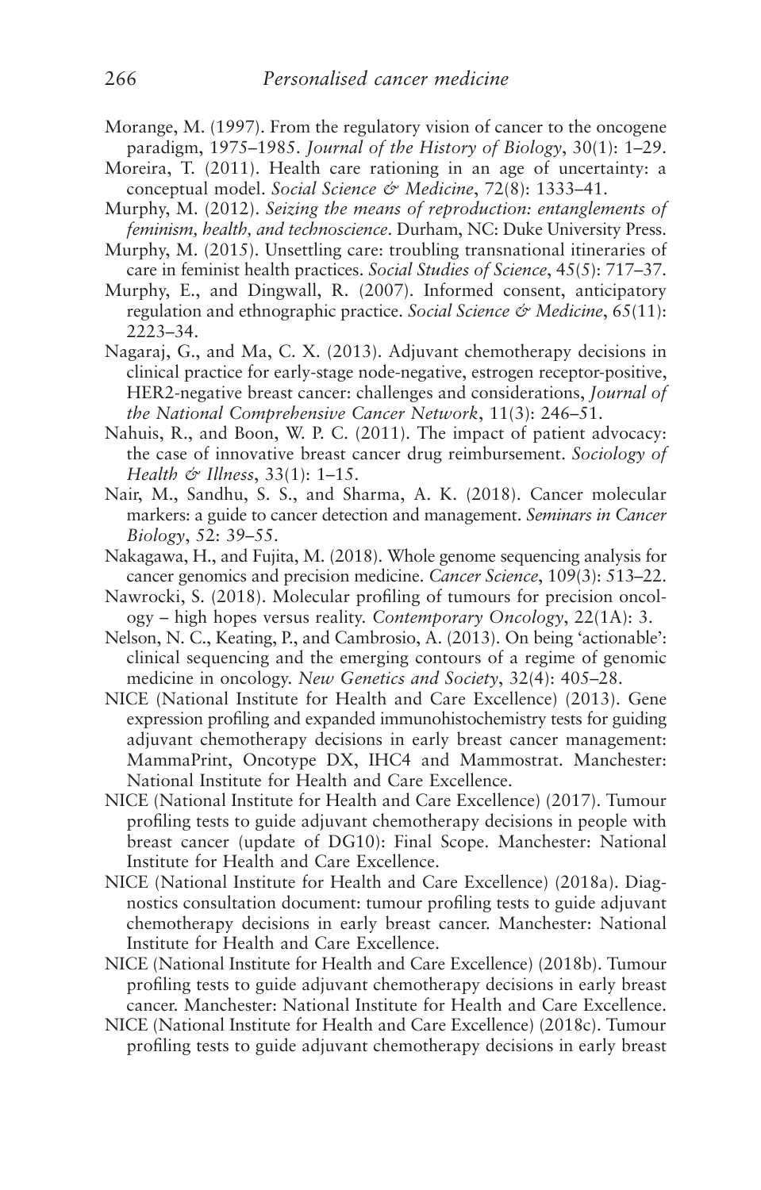Morange, M. (1997). From the regulatory vision of cancer to the oncogene paradigm, 1975–1985. *Journal of the History of Biology*, 30(1): 1–29.

Moreira, T. (2011). Health care rationing in an age of uncertainty: a conceptual model. *Social Science & Medicine*, 72(8): 1333–41.

Murphy, M. (2012). *Seizing the means of reproduction: entanglements of feminism, health, and technoscience*. Durham, NC: Duke University Press.

Murphy, M. (2015). Unsettling care: troubling transnational itineraries of care in feminist health practices. *Social Studies of Science*, 45(5): 717–37.

Murphy, E., and Dingwall, R. (2007). Informed consent, anticipatory regulation and ethnographic practice. *Social Science & Medicine*, 65(11): 2223–34.

Nagaraj, G., and Ma, C. X. (2013). Adjuvant chemotherapy decisions in clinical practice for early-stage node-negative, estrogen receptor-positive, HER2-negative breast cancer: challenges and considerations, *Journal of the National Comprehensive Cancer Network*, 11(3): 246–51.

Nahuis, R., and Boon, W. P. C. (2011). The impact of patient advocacy: the case of innovative breast cancer drug reimbursement. *Sociology of Health & Illness*, 33(1): 1–15.

Nair, M., Sandhu, S. S., and Sharma, A. K. (2018). Cancer molecular markers: a guide to cancer detection and management. *Seminars in Cancer Biology*, 52: 39–55.

Nakagawa, H., and Fujita, M. (2018). Whole genome sequencing analysis for cancer genomics and precision medicine. *Cancer Science*, 109(3): 513–22.

Nawrocki, S. (2018). Molecular profiling of tumours for precision oncology – high hopes versus reality. *Contemporary Oncology*, 22(1A): 3.

Nelson, N. C., Keating, P., and Cambrosio, A. (2013). On being 'actionable': clinical sequencing and the emerging contours of a regime of genomic medicine in oncology. *New Genetics and Society*, 32(4): 405–28.

NICE (National Institute for Health and Care Excellence) (2013). Gene expression profiling and expanded immunohistochemistry tests for guiding adjuvant chemotherapy decisions in early breast cancer management: MammaPrint, Oncotype DX, IHC4 and Mammostrat. Manchester: National Institute for Health and Care Excellence.

NICE (National Institute for Health and Care Excellence) (2017). Tumour profiling tests to guide adjuvant chemotherapy decisions in people with breast cancer (update of DG10): Final Scope. Manchester: National Institute for Health and Care Excellence.

NICE (National Institute for Health and Care Excellence) (2018a). Diagnostics consultation document: tumour profiling tests to guide adjuvant chemotherapy decisions in early breast cancer. Manchester: National Institute for Health and Care Excellence.

NICE (National Institute for Health and Care Excellence) (2018b). Tumour profiling tests to guide adjuvant chemotherapy decisions in early breast cancer. Manchester: National Institute for Health and Care Excellence.

NICE (National Institute for Health and Care Excellence) (2018c). Tumour profiling tests to guide adjuvant chemotherapy decisions in early breast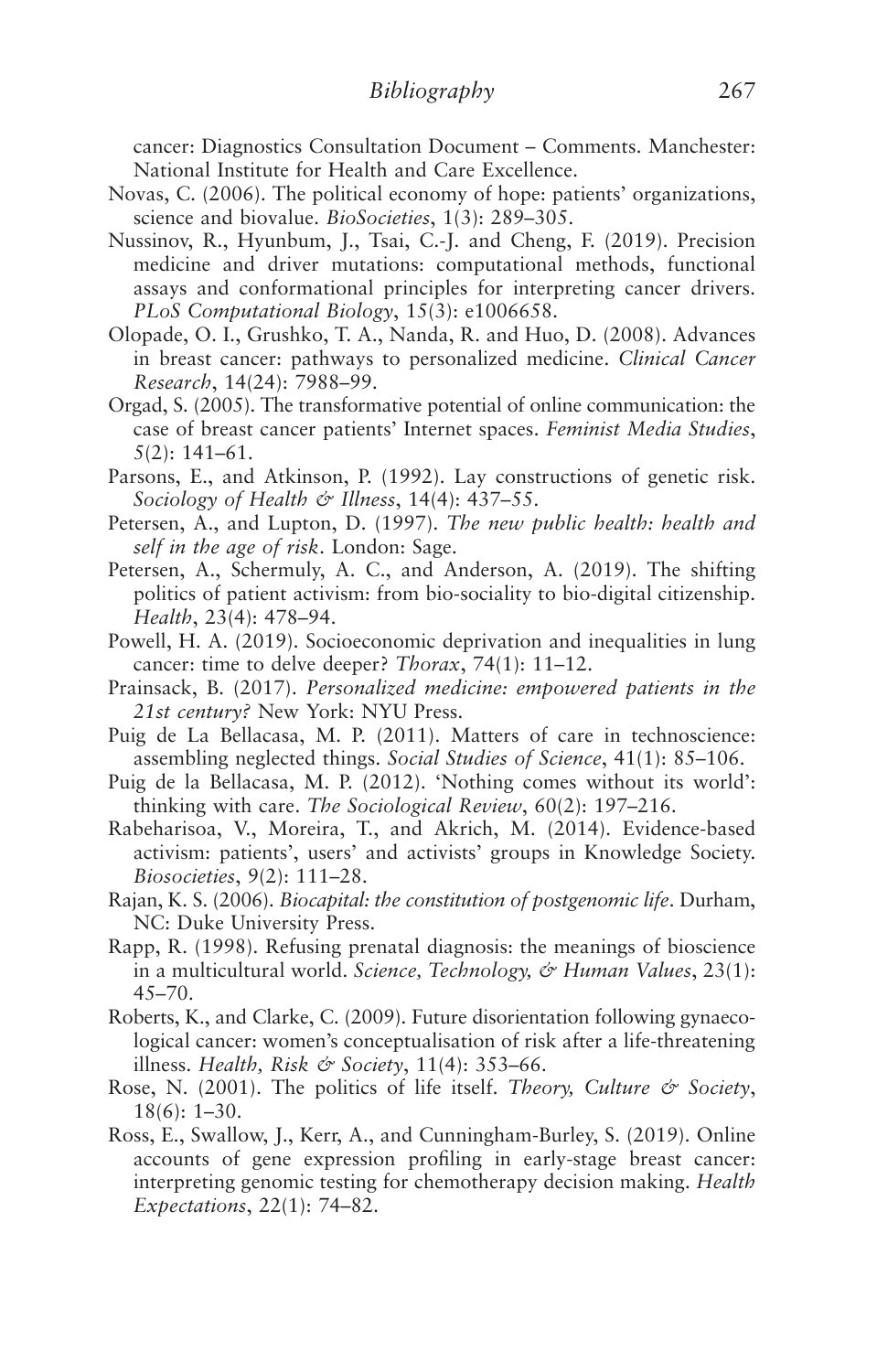cancer: Diagnostics Consultation Document – Comments. Manchester: National Institute for Health and Care Excellence.

Novas, C. (2006). The political economy of hope: patients' organizations, science and biovalue. *BioSocieties*, 1(3): 289–305.

Nussinov, R., Hyunbum, J., Tsai, C.-J. and Cheng, F. (2019). Precision medicine and driver mutations: computational methods, functional assays and conformational principles for interpreting cancer drivers. *PLoS Computational Biology*, 15(3): e1006658.

Olopade, O. I., Grushko, T. A., Nanda, R. and Huo, D. (2008). Advances in breast cancer: pathways to personalized medicine. *Clinical Cancer Research*, 14(24): 7988–99.

Orgad, S. (2005). The transformative potential of online communication: the case of breast cancer patients' Internet spaces. *Feminist Media Studies*, 5(2): 141–61.

Parsons, E., and Atkinson, P. (1992). Lay constructions of genetic risk. *Sociology of Health & Illness*, 14(4): 437–55.

Petersen, A., and Lupton, D. (1997). *The new public health: health and self in the age of risk*. London: Sage.

Petersen, A., Schermuly, A. C., and Anderson, A. (2019). The shifting politics of patient activism: from bio-sociality to bio-digital citizenship. *Health*, 23(4): 478–94.

Powell, H. A. (2019). Socioeconomic deprivation and inequalities in lung cancer: time to delve deeper? *Thorax*, 74(1): 11–12.

Prainsack, B. (2017). *Personalized medicine: empowered patients in the 21st century?* New York: NYU Press.

Puig de La Bellacasa, M. P. (2011). Matters of care in technoscience: assembling neglected things. *Social Studies of Science*, 41(1): 85–106.

Puig de la Bellacasa, M. P. (2012). 'Nothing comes without its world': thinking with care. *The Sociological Review*, 60(2): 197–216.

Rabeharisoa, V., Moreira, T., and Akrich, M. (2014). Evidence-based activism: patients', users' and activists' groups in Knowledge Society. *Biosocieties*, 9(2): 111–28.

Rajan, K. S. (2006). *Biocapital: the constitution of postgenomic life*. Durham, NC: Duke University Press.

Rapp, R. (1998). Refusing prenatal diagnosis: the meanings of bioscience in a multicultural world. *Science, Technology, & Human Values*, 23(1): 45–70.

Roberts, K., and Clarke, C. (2009). Future disorientation following gynaecological cancer: women's conceptualisation of risk after a life-threatening illness. *Health, Risk & Society*, 11(4): 353–66.

Rose, N. (2001). The politics of life itself. *Theory, Culture & Society*, 18(6): 1–30.

Ross, E., Swallow, J., Kerr, A., and Cunningham-Burley, S. (2019). Online accounts of gene expression profiling in early-stage breast cancer: interpreting genomic testing for chemotherapy decision making. *Health Expectations*, 22(1): 74–82.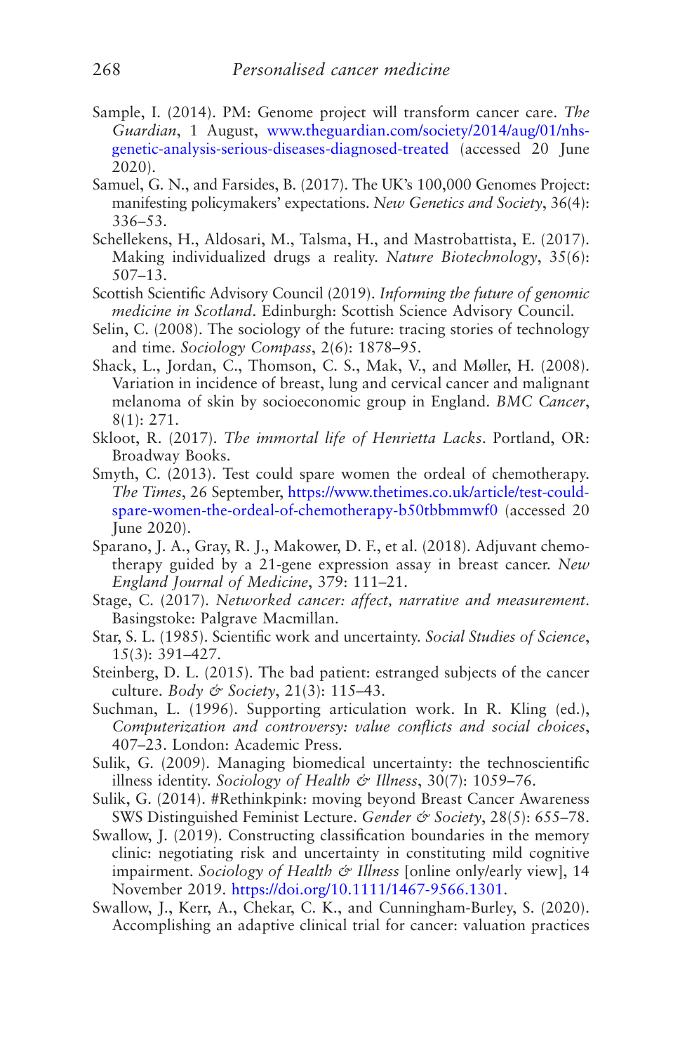Sample, I. (2014). PM: Genome project will transform cancer care. *The Guardian*, 1 August, www.theguardian.com/society/2014/aug/01/nhs-genetic-analysis-serious-diseases-diagnosed-treated (accessed 20 June 2020).

Samuel, G. N., and Farsides, B. (2017). The UK's 100,000 Genomes Project: manifesting policymakers' expectations. *New Genetics and Society*, 36(4): 336–53.

Schellekens, H., Aldosari, M., Talsma, H., and Mastrobattista, E. (2017). Making individualized drugs a reality. *Nature Biotechnology*, 35(6): 507–13.

Scottish Scientific Advisory Council (2019). *Informing the future of genomic medicine in Scotland*. Edinburgh: Scottish Science Advisory Council.

Selin, C. (2008). The sociology of the future: tracing stories of technology and time. *Sociology Compass*, 2(6): 1878–95.

Shack, L., Jordan, C., Thomson, C. S., Mak, V., and Møller, H. (2008). Variation in incidence of breast, lung and cervical cancer and malignant melanoma of skin by socioeconomic group in England. *BMC Cancer*, 8(1): 271.

Skloot, R. (2017). *The immortal life of Henrietta Lacks*. Portland, OR: Broadway Books.

Smyth, C. (2013). Test could spare women the ordeal of chemotherapy. *The Times*, 26 September, https://www.thetimes.co.uk/article/test-could-spare-women-the-ordeal-of-chemotherapy-b50tbbmmwf0 (accessed 20 June 2020).

Sparano, J. A., Gray, R. J., Makower, D. F., et al. (2018). Adjuvant chemotherapy guided by a 21-gene expression assay in breast cancer. *New England Journal of Medicine*, 379: 111–21.

Stage, C. (2017). *Networked cancer: affect, narrative and measurement*. Basingstoke: Palgrave Macmillan.

Star, S. L. (1985). Scientific work and uncertainty. *Social Studies of Science*, 15(3): 391–427.

Steinberg, D. L. (2015). The bad patient: estranged subjects of the cancer culture. *Body & Society*, 21(3): 115–43.

Suchman, L. (1996). Supporting articulation work. In R. Kling (ed.), *Computerization and controversy: value conflicts and social choices*, 407–23. London: Academic Press.

Sulik, G. (2009). Managing biomedical uncertainty: the technoscientific illness identity. *Sociology of Health & Illness*, 30(7): 1059–76.

Sulik, G. (2014). #Rethinkpink: moving beyond Breast Cancer Awareness SWS Distinguished Feminist Lecture. *Gender & Society*, 28(5): 655–78.

Swallow, J. (2019). Constructing classification boundaries in the memory clinic: negotiating risk and uncertainty in constituting mild cognitive impairment. *Sociology of Health & Illness* [online only/early view], 14 November 2019. https://doi.org/10.1111/1467-9566.1301.

Swallow, J., Kerr, A., Chekar, C. K., and Cunningham-Burley, S. (2020). Accomplishing an adaptive clinical trial for cancer: valuation practices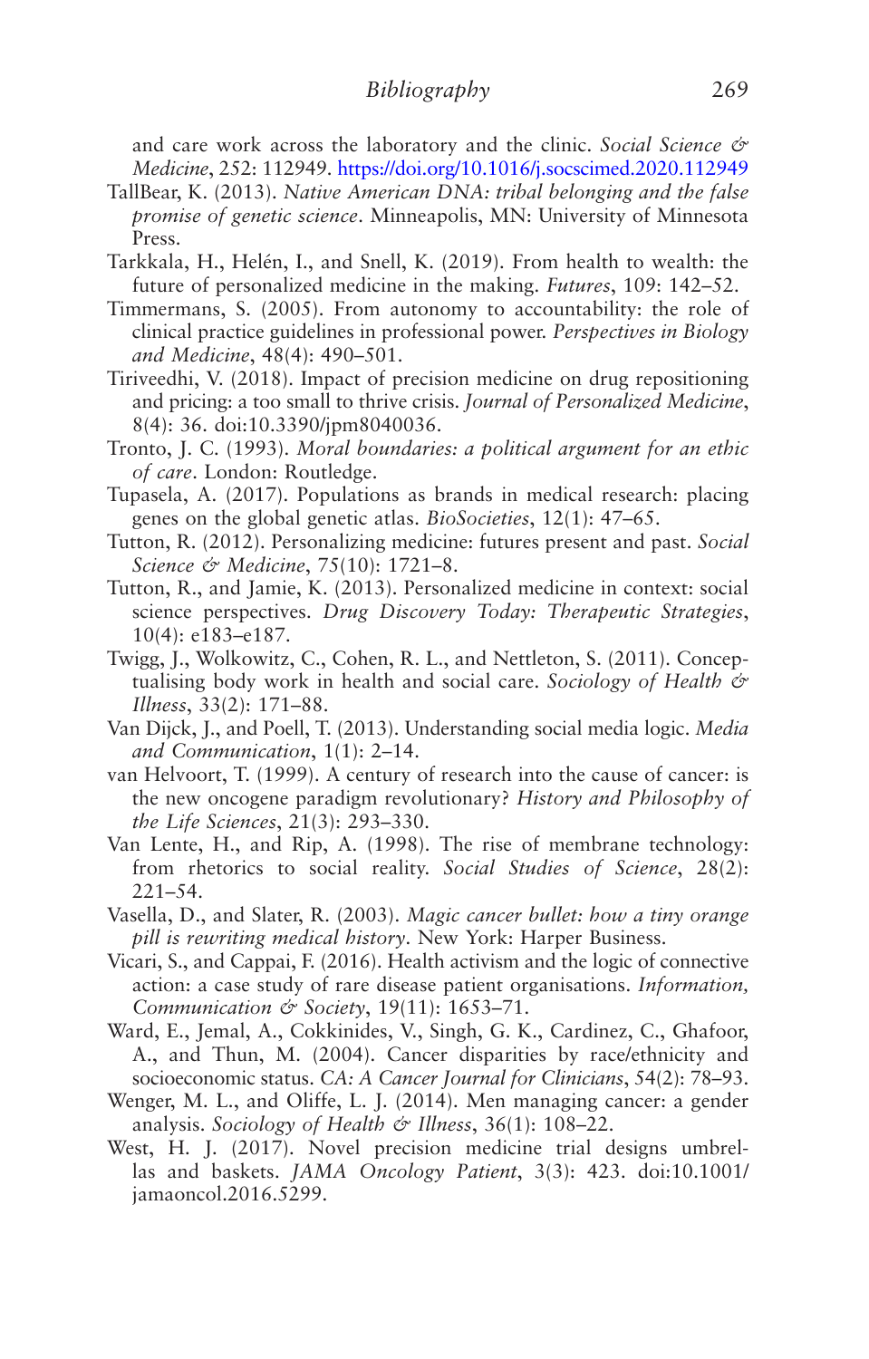and care work across the laboratory and the clinic. *Social Science & Medicine*, 252: 112949. https://doi.org/10.1016/j.socscimed.2020.112949

TallBear, K. (2013). *Native American DNA: tribal belonging and the false promise of genetic science*. Minneapolis, MN: University of Minnesota Press.

Tarkkala, H., Helén, I., and Snell, K. (2019). From health to wealth: the future of personalized medicine in the making. *Futures*, 109: 142–52.

Timmermans, S. (2005). From autonomy to accountability: the role of clinical practice guidelines in professional power. *Perspectives in Biology and Medicine*, 48(4): 490–501.

Tiriveedhi, V. (2018). Impact of precision medicine on drug repositioning and pricing: a too small to thrive crisis. *Journal of Personalized Medicine*, 8(4): 36. doi:10.3390/jpm8040036.

Tronto, J. C. (1993). *Moral boundaries: a political argument for an ethic of care*. London: Routledge.

Tupasela, A. (2017). Populations as brands in medical research: placing genes on the global genetic atlas. *BioSocieties*, 12(1): 47–65.

Tutton, R. (2012). Personalizing medicine: futures present and past. *Social Science & Medicine*, 75(10): 1721–8.

Tutton, R., and Jamie, K. (2013). Personalized medicine in context: social science perspectives. *Drug Discovery Today: Therapeutic Strategies*, 10(4): e183–e187.

Twigg, J., Wolkowitz, C., Cohen, R. L., and Nettleton, S. (2011). Conceptualising body work in health and social care. *Sociology of Health & Illness*, 33(2): 171–88.

Van Dijck, J., and Poell, T. (2013). Understanding social media logic. *Media and Communication*, 1(1): 2–14.

van Helvoort, T. (1999). A century of research into the cause of cancer: is the new oncogene paradigm revolutionary? *History and Philosophy of the Life Sciences*, 21(3): 293–330.

Van Lente, H., and Rip, A. (1998). The rise of membrane technology: from rhetorics to social reality. *Social Studies of Science*, 28(2): 221–54.

Vasella, D., and Slater, R. (2003). *Magic cancer bullet: how a tiny orange pill is rewriting medical history*. New York: Harper Business.

Vicari, S., and Cappai, F. (2016). Health activism and the logic of connective action: a case study of rare disease patient organisations. *Information, Communication & Society*, 19(11): 1653–71.

Ward, E., Jemal, A., Cokkinides, V., Singh, G. K., Cardinez, C., Ghafoor, A., and Thun, M. (2004). Cancer disparities by race/ethnicity and socioeconomic status. *CA: A Cancer Journal for Clinicians*, 54(2): 78–93.

Wenger, M. L., and Oliffe, L. J. (2014). Men managing cancer: a gender analysis. *Sociology of Health & Illness*, 36(1): 108–22.

West, H. J. (2017). Novel precision medicine trial designs umbrellas and baskets. *JAMA Oncology Patient*, 3(3): 423. doi:10.1001/jamaoncol.2016.5299.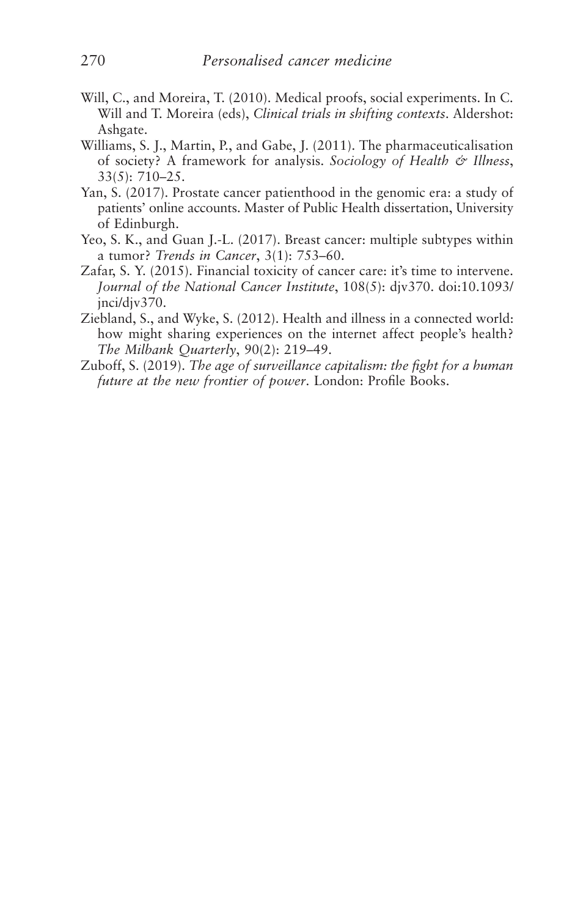Will, C., and Moreira, T. (2010). Medical proofs, social experiments. In C. Will and T. Moreira (eds), *Clinical trials in shifting contexts*. Aldershot: Ashgate.

Williams, S. J., Martin, P., and Gabe, J. (2011). The pharmaceuticalisation of society? A framework for analysis. *Sociology of Health & Illness*, 33(5): 710–25.

Yan, S. (2017). Prostate cancer patienthood in the genomic era: a study of patients' online accounts. Master of Public Health dissertation, University of Edinburgh.

Yeo, S. K., and Guan J.-L. (2017). Breast cancer: multiple subtypes within a tumor? *Trends in Cancer*, 3(1): 753–60.

Zafar, S. Y. (2015). Financial toxicity of cancer care: it's time to intervene. *Journal of the National Cancer Institute*, 108(5): djv370. doi:10.1093/jnci/djv370.

Ziebland, S., and Wyke, S. (2012). Health and illness in a connected world: how might sharing experiences on the internet affect people's health? *The Milbank Quarterly*, 90(2): 219–49.

Zuboff, S. (2019). *The age of surveillance capitalism: the fight for a human future at the new frontier of power*. London: Profile Books.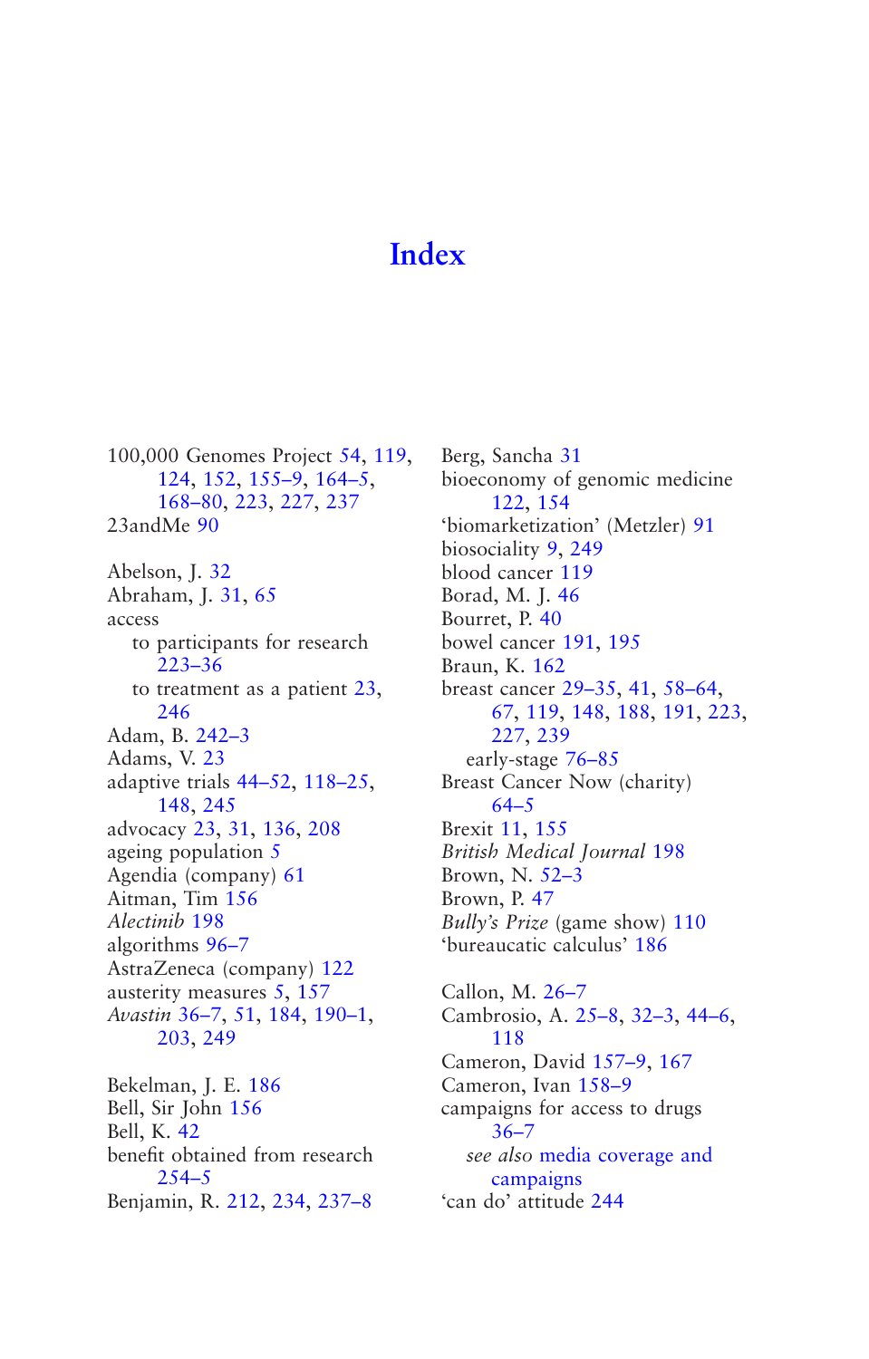# Index

100,000 Genomes Project 54, 119, 124, 152, 155–9, 164–5, 168–80, 223, 227, 237
23andMe 90

Abelson, J. 32
Abraham, J. 31, 65
access
  to participants for research 223–36
  to treatment as a patient 23, 246
Adam, B. 242–3
Adams, V. 23
adaptive trials 44–52, 118–25, 148, 245
advocacy 23, 31, 136, 208
ageing population 5
Agendia (company) 61
Aitman, Tim 156
*Alectinib* 198
algorithms 96–7
AstraZeneca (company) 122
austerity measures 5, 157
*Avastin* 36–7, 51, 184, 190–1, 203, 249

Bekelman, J. E. 186
Bell, Sir John 156
Bell, K. 42
benefit obtained from research 254–5
Benjamin, R. 212, 234, 237–8
Berg, Sancha 31
bioeconomy of genomic medicine 122, 154
'biomarketization' (Metzler) 91
biosociality 9, 249
blood cancer 119
Borad, M. J. 46
Bourret, P. 40
bowel cancer 191, 195
Braun, K. 162
breast cancer 29–35, 41, 58–64, 67, 119, 148, 188, 191, 223, 227, 239
  early-stage 76–85
Breast Cancer Now (charity) 64–5
Brexit 11, 155
*British Medical Journal* 198
Brown, N. 52–3
Brown, P. 47
*Bully's Prize* (game show) 110
'bureaucatic calculus' 186

Callon, M. 26–7
Cambrosio, A. 25–8, 32–3, 44–6, 118
Cameron, David 157–9, 167
Cameron, Ivan 158–9
campaigns for access to drugs 36–7
  *see also* media coverage and campaigns
'can do' attitude 244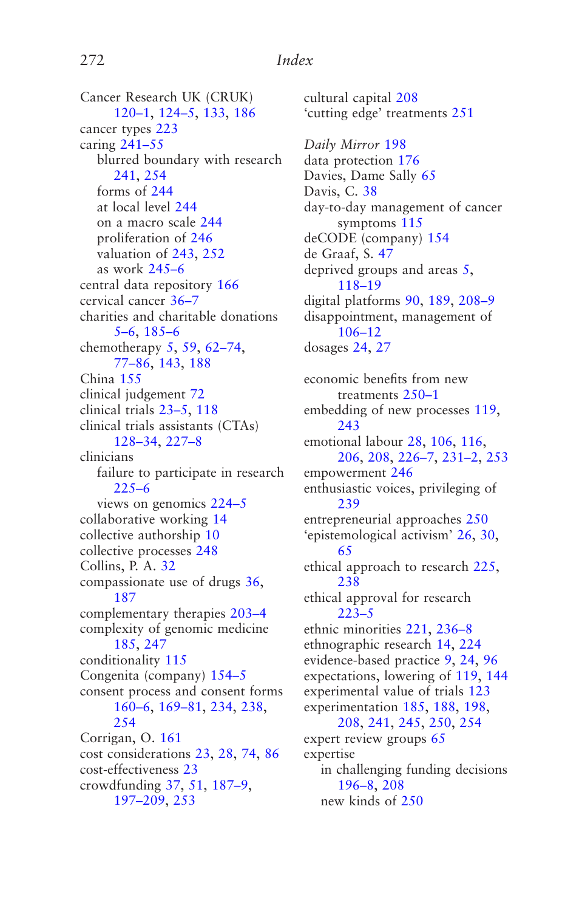Cancer Research UK (CRUK) 120–1, 124–5, 133, 186
cancer types 223
caring 241–55
  blurred boundary with research 241, 254
  forms of 244
  at local level 244
  on a macro scale 244
  proliferation of 246
  valuation of 243, 252
  as work 245–6
central data repository 166
cervical cancer 36–7
charities and charitable donations 5–6, 185–6
chemotherapy 5, 59, 62–74, 77–86, 143, 188
China 155
clinical judgement 72
clinical trials 23–5, 118
clinical trials assistants (CTAs) 128–34, 227–8
clinicians
  failure to participate in research 225–6
  views on genomics 224–5
collaborative working 14
collective authorship 10
collective processes 248
Collins, P. A. 32
compassionate use of drugs 36, 187
complementary therapies 203–4
complexity of genomic medicine 185, 247
conditionality 115
Congenita (company) 154–5
consent process and consent forms 160–6, 169–81, 234, 238, 254
Corrigan, O. 161
cost considerations 23, 28, 74, 86
cost-effectiveness 23
crowdfunding 37, 51, 187–9, 197–209, 253
cultural capital 208
'cutting edge' treatments 251

*Daily Mirror* 198
data protection 176
Davies, Dame Sally 65
Davis, C. 38
day-to-day management of cancer symptoms 115
deCODE (company) 154
de Graaf, S. 47
deprived groups and areas 5, 118–19
digital platforms 90, 189, 208–9
disappointment, management of 106–12
dosages 24, 27

economic benefits from new treatments 250–1
embedding of new processes 119, 243
emotional labour 28, 106, 116, 206, 208, 226–7, 231–2, 253
empowerment 246
enthusiastic voices, privileging of 239
entrepreneurial approaches 250
'epistemological activism' 26, 30, 65
ethical approach to research 225, 238
ethical approval for research 223–5
ethnic minorities 221, 236–8
ethnographic research 14, 224
evidence-based practice 9, 24, 96
expectations, lowering of 119, 144
experimental value of trials 123
experimentation 185, 188, 198, 208, 241, 245, 250, 254
expert review groups 65
expertise
  in challenging funding decisions 196–8, 208
  new kinds of 250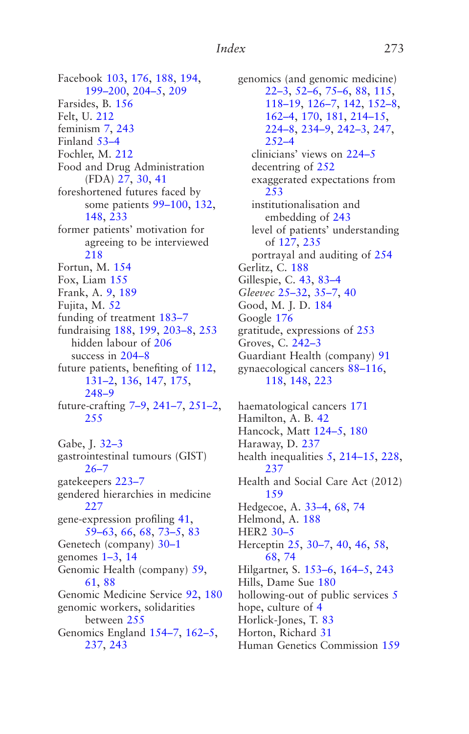Facebook 103, 176, 188, 194, 199–200, 204–5, 209
Farsides, B. 156
Felt, U. 212
feminism 7, 243
Finland 53–4
Fochler, M. 212
Food and Drug Administration (FDA) 27, 30, 41
foreshortened futures faced by some patients 99–100, 132, 148, 233
former patients' motivation for agreeing to be interviewed 218
Fortun, M. 154
Fox, Liam 155
Frank, A. 9, 189
Fujita, M. 52
funding of treatment 183–7
fundraising 188, 199, 203–8, 253
  hidden labour of 206
  success in 204–8
future patients, benefiting of 112, 131–2, 136, 147, 175, 248–9
future-crafting 7–9, 241–7, 251–2, 255

Gabe, J. 32–3
gastrointestinal tumours (GIST) 26–7
gatekeepers 223–7
gendered hierarchies in medicine 227
gene-expression profiling 41, 59–63, 66, 68, 73–5, 83
Genetech (company) 30–1
genomes 1–3, 14
Genomic Health (company) 59, 61, 88
Genomic Medicine Service 92, 180
genomic workers, solidarities between 255
Genomics England 154–7, 162–5, 237, 243
genomics (and genomic medicine) 22–3, 52–6, 75–6, 88, 115, 118–19, 126–7, 142, 152–8, 162–4, 170, 181, 214–15, 224–8, 234–9, 242–3, 247, 252–4
  clinicians' views on 224–5
  decentring of 252
  exaggerated expectations from 253
  institutionalisation and embedding of 243
  level of patients' understanding of 127, 235
  portrayal and auditing of 254
Gerlitz, C. 188
Gillespie, C. 43, 83–4
*Gleevec* 25–32, 35–7, 40
Good, M. J. D. 184
Google 176
gratitude, expressions of 253
Groves, C. 242–3
Guardiant Health (company) 91
gynaecological cancers 88–116, 118, 148, 223

haematological cancers 171
Hamilton, A. B. 42
Hancock, Matt 124–5, 180
Haraway, D. 237
health inequalities 5, 214–15, 228, 237
Health and Social Care Act (2012) 159
Hedgecoe, A. 33–4, 68, 74
Helmond, A. 188
HER2 30–5
Herceptin 25, 30–7, 40, 46, 58, 68, 74
Hilgartner, S. 153–6, 164–5, 243
Hills, Dame Sue 180
hollowing-out of public services 5
hope, culture of 4
Horlick-Jones, T. 83
Horton, Richard 31
Human Genetics Commission 159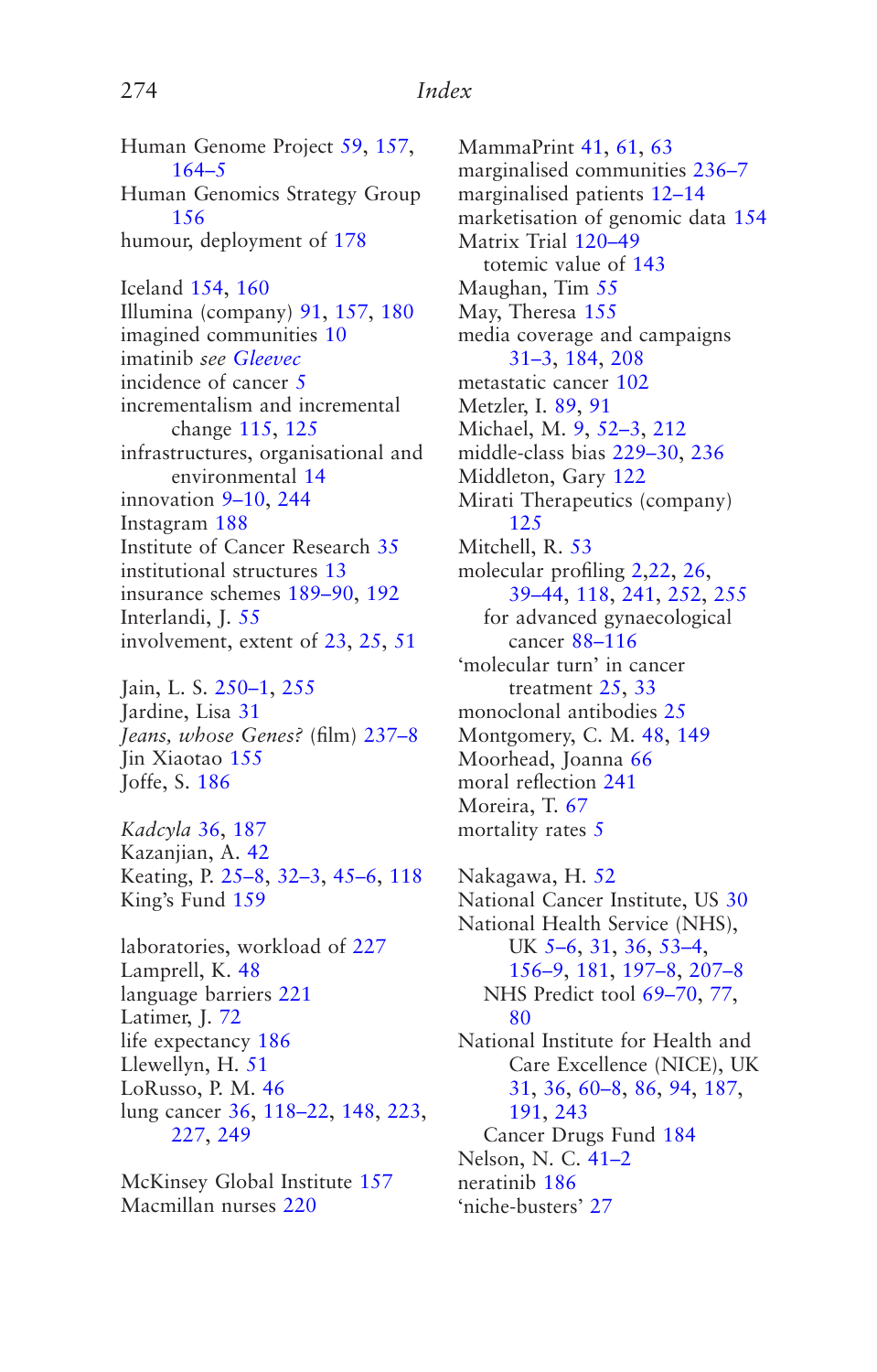Human Genome Project 59, 157, 164–5
Human Genomics Strategy Group 156
humour, deployment of 178

Iceland 154, 160
Illumina (company) 91, 157, 180
imagined communities 10
imatinib *see* Gleevec
incidence of cancer 5
incrementalism and incremental change 115, 125
infrastructures, organisational and environmental 14
innovation 9–10, 244
Instagram 188
Institute of Cancer Research 35
institutional structures 13
insurance schemes 189–90, 192
Interlandi, J. 55
involvement, extent of 23, 25, 51

Jain, L. S. 250–1, 255
Jardine, Lisa 31
*Jeans, whose Genes?* (film) 237–8
Jin Xiaotao 155
Joffe, S. 186

*Kadcyla* 36, 187
Kazanjian, A. 42
Keating, P. 25–8, 32–3, 45–6, 118
King's Fund 159

laboratories, workload of 227
Lamprell, K. 48
language barriers 221
Latimer, J. 72
life expectancy 186
Llewellyn, H. 51
LoRusso, P. M. 46
lung cancer 36, 118–22, 148, 223, 227, 249

McKinsey Global Institute 157
Macmillan nurses 220

MammaPrint 41, 61, 63
marginalised communities 236–7
marginalised patients 12–14
marketisation of genomic data 154
Matrix Trial 120–49
  totemic value of 143
Maughan, Tim 55
May, Theresa 155
media coverage and campaigns 31–3, 184, 208
metastatic cancer 102
Metzler, I. 89, 91
Michael, M. 9, 52–3, 212
middle-class bias 229–30, 236
Middleton, Gary 122
Mirati Therapeutics (company) 125
Mitchell, R. 53
molecular profiling 2,22, 26, 39–44, 118, 241, 252, 255
  for advanced gynaecological cancer 88–116
'molecular turn' in cancer treatment 25, 33
monoclonal antibodies 25
Montgomery, C. M. 48, 149
Moorhead, Joanna 66
moral reflection 241
Moreira, T. 67
mortality rates 5

Nakagawa, H. 52
National Cancer Institute, US 30
National Health Service (NHS), UK 5–6, 31, 36, 53–4, 156–9, 181, 197–8, 207–8
  NHS Predict tool 69–70, 77, 80
National Institute for Health and Care Excellence (NICE), UK 31, 36, 60–8, 86, 94, 187, 191, 243
  Cancer Drugs Fund 184
Nelson, N. C. 41–2
neratinib 186
'niche-busters' 27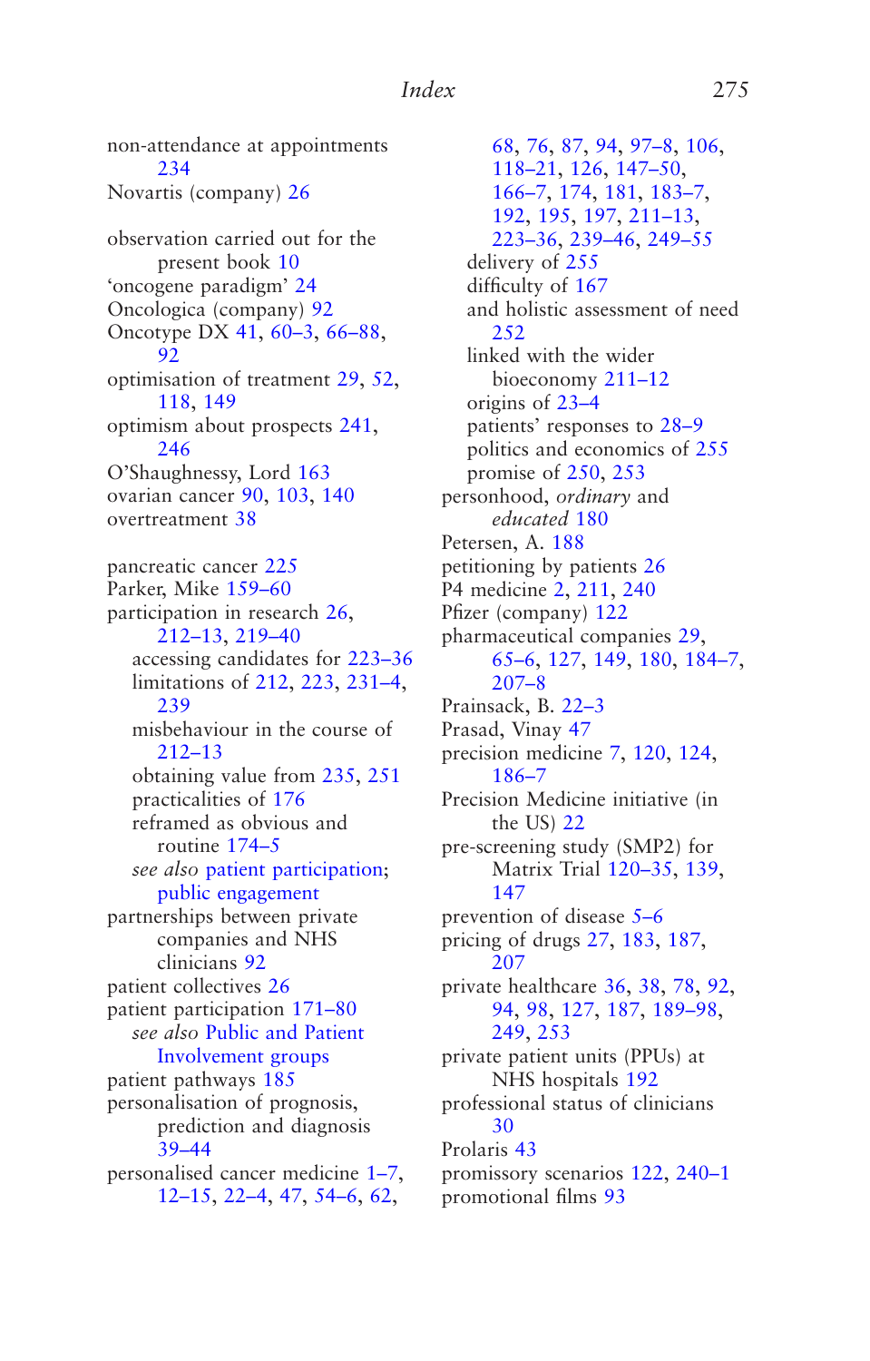non-attendance at appointments 234
Novartis (company) 26

observation carried out for the present book 10
'oncogene paradigm' 24
Oncologica (company) 92
Oncotype DX 41, 60–3, 66–88, 92
optimisation of treatment 29, 52, 118, 149
optimism about prospects 241, 246
O'Shaughnessy, Lord 163
ovarian cancer 90, 103, 140
overtreatment 38

pancreatic cancer 225
Parker, Mike 159–60
participation in research 26, 212–13, 219–40
  accessing candidates for 223–36
  limitations of 212, 223, 231–4, 239
  misbehaviour in the course of 212–13
  obtaining value from 235, 251
  practicalities of 176
  reframed as obvious and routine 174–5
  *see also* patient participation; public engagement
partnerships between private companies and NHS clinicians 92
patient collectives 26
patient participation 171–80
  *see also* Public and Patient Involvement groups
patient pathways 185
personalisation of prognosis, prediction and diagnosis 39–44
personalised cancer medicine 1–7, 12–15, 22–4, 47, 54–6, 62, 68, 76, 87, 94, 97–8, 106, 118–21, 126, 147–50, 166–7, 174, 181, 183–7, 192, 195, 197, 211–13, 223–36, 239–46, 249–55
  delivery of 255
  difficulty of 167
  and holistic assessment of need 252
  linked with the wider bioeconomy 211–12
  origins of 23–4
  patients' responses to 28–9
  politics and economics of 255
  promise of 250, 253
personhood, *ordinary* and *educated* 180
Petersen, A. 188
petitioning by patients 26
P4 medicine 2, 211, 240
Pfizer (company) 122
pharmaceutical companies 29, 65–6, 127, 149, 180, 184–7, 207–8
Prainsack, B. 22–3
Prasad, Vinay 47
precision medicine 7, 120, 124, 186–7
Precision Medicine initiative (in the US) 22
pre-screening study (SMP2) for Matrix Trial 120–35, 139, 147
prevention of disease 5–6
pricing of drugs 27, 183, 187, 207
private healthcare 36, 38, 78, 92, 94, 98, 127, 187, 189–98, 249, 253
private patient units (PPUs) at NHS hospitals 192
professional status of clinicians 30
Prolaris 43
promissory scenarios 122, 240–1
promotional films 93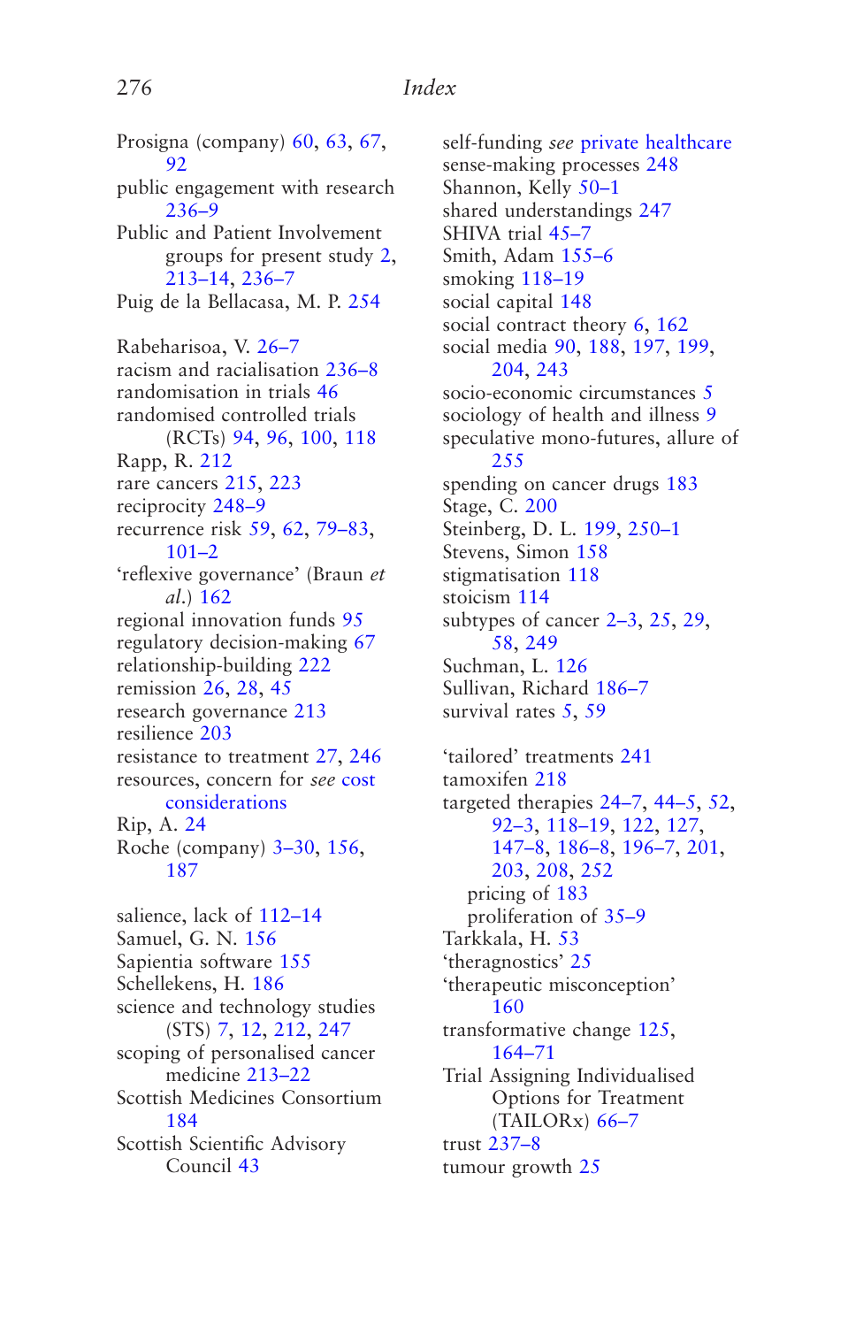Prosigna (company) 60, 63, 67, 92
public engagement with research 236–9
Public and Patient Involvement groups for present study 2, 213–14, 236–7
Puig de la Bellacasa, M. P. 254

Rabeharisoa, V. 26–7
racism and racialisation 236–8
randomisation in trials 46
randomised controlled trials (RCTs) 94, 96, 100, 118
Rapp, R. 212
rare cancers 215, 223
reciprocity 248–9
recurrence risk 59, 62, 79–83, 101–2
'reflexive governance' (Braun *et al.*) 162
regional innovation funds 95
regulatory decision-making 67
relationship-building 222
remission 26, 28, 45
research governance 213
resilience 203
resistance to treatment 27, 246
resources, concern for *see* cost considerations
Rip, A. 24
Roche (company) 3–30, 156, 187

salience, lack of 112–14
Samuel, G. N. 156
Sapientia software 155
Schellekens, H. 186
science and technology studies (STS) 7, 12, 212, 247
scoping of personalised cancer medicine 213–22
Scottish Medicines Consortium 184
Scottish Scientific Advisory Council 43

self-funding *see* private healthcare
sense-making processes 248
Shannon, Kelly 50–1
shared understandings 247
SHIVA trial 45–7
Smith, Adam 155–6
smoking 118–19
social capital 148
social contract theory 6, 162
social media 90, 188, 197, 199, 204, 243
socio-economic circumstances 5
sociology of health and illness 9
speculative mono-futures, allure of 255
spending on cancer drugs 183
Stage, C. 200
Steinberg, D. L. 199, 250–1
Stevens, Simon 158
stigmatisation 118
stoicism 114
subtypes of cancer 2–3, 25, 29, 58, 249
Suchman, L. 126
Sullivan, Richard 186–7
survival rates 5, 59

'tailored' treatments 241
tamoxifen 218
targeted therapies 24–7, 44–5, 52, 92–3, 118–19, 122, 127, 147–8, 186–8, 196–7, 201, 203, 208, 252
  pricing of 183
  proliferation of 35–9
Tarkkala, H. 53
'theragnostics' 25
'therapeutic misconception' 160
transformative change 125, 164–71
Trial Assigning Individualised Options for Treatment (TAILORx) 66–7
trust 237–8
tumour growth 25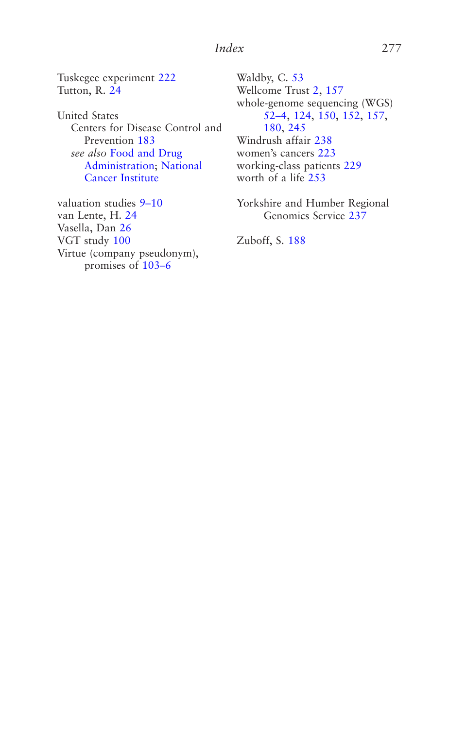Tuskegee experiment 222
Tutton, R. 24

United States
  Centers for Disease Control and Prevention 183
  *see also* Food and Drug Administration; National Cancer Institute

valuation studies 9–10
van Lente, H. 24
Vasella, Dan 26
VGT study 100
Virtue (company pseudonym), promises of 103–6

Waldby, C. 53
Wellcome Trust 2, 157
whole-genome sequencing (WGS) 52–4, 124, 150, 152, 157, 180, 245
Windrush affair 238
women's cancers 223
working-class patients 229
worth of a life 253

Yorkshire and Humber Regional Genomics Service 237

Zuboff, S. 188